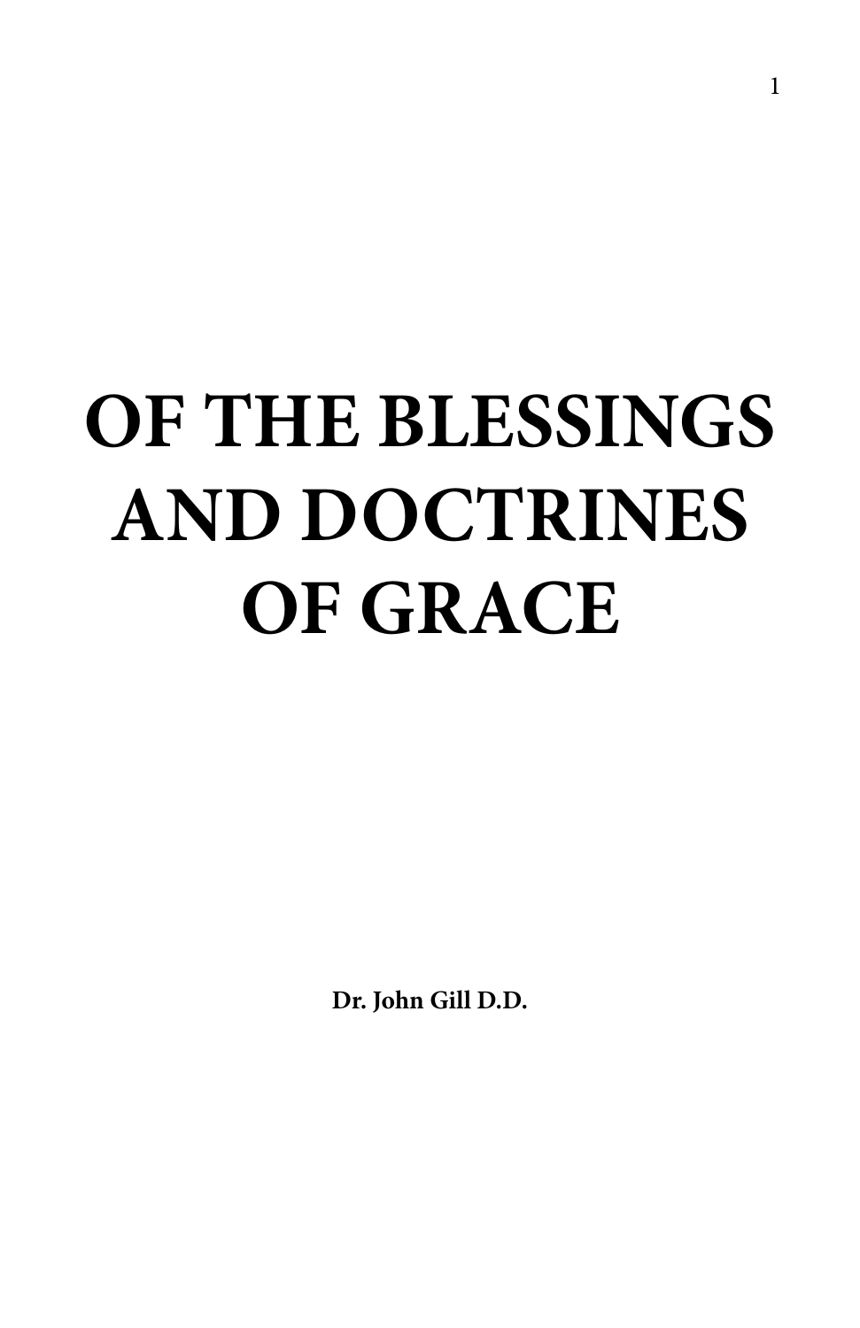# OF THE BLESSINGS AND DOCTRINES OF GRACE

**Dr. John Gill D.D.**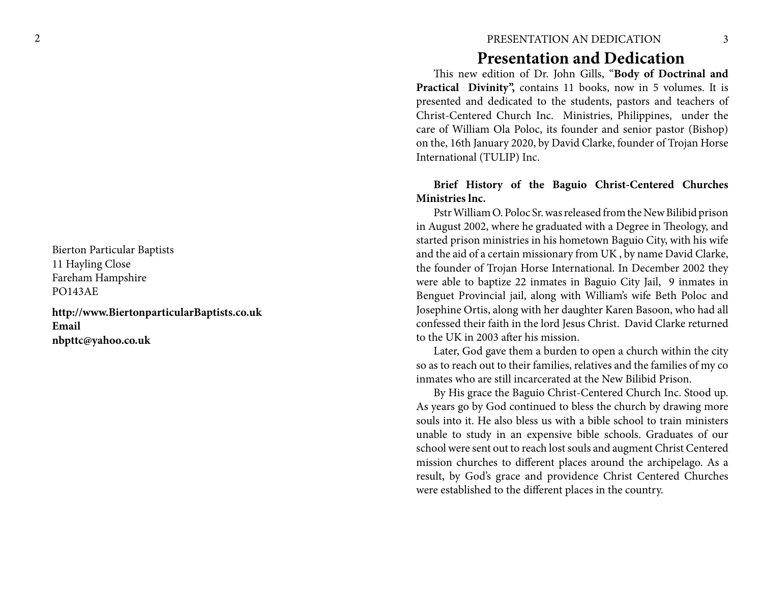Bierton Particular Baptists
11 Hayling Close
Fareham Hampshire
PO143AE

**http://www.BiertonparticularBaptists.co.uk**
**Email**
**nbpttc@yahoo.co.uk**

# Presentation and Dedication

This new edition of Dr. John Gills, "**Body of Doctrinal and Practical Divinity",** contains 11 books, now in 5 volumes. It is presented and dedicated to the students, pastors and teachers of Christ-Centered Church Inc. Ministries, Philippines, under the care of William Ola Poloc, its founder and senior pastor (Bishop) on the, 16th January 2020, by David Clarke, founder of Trojan Horse International (TULIP) Inc.

**Brief History of the Baguio Christ-Centered Churches Ministries lnc.**

Pstr William O. Poloc Sr. was released from the New Bilibid prison in August 2002, where he graduated with a Degree in Theology, and started prison ministries in his hometown Baguio City, with his wife and the aid of a certain missionary from UK , by name David Clarke, the founder of Trojan Horse International. In December 2002 they were able to baptize 22 inmates in Baguio City Jail, 9 inmates in Benguet Provincial jail, along with William's wife Beth Poloc and Josephine Ortis, along with her daughter Karen Basoon, who had all confessed their faith in the lord Jesus Christ. David Clarke returned to the UK in 2003 after his mission.

Later, God gave them a burden to open a church within the city so as to reach out to their families, relatives and the families of my co inmates who are still incarcerated at the New Bilibid Prison.

By His grace the Baguio Christ-Centered Church Inc. Stood up. As years go by God continued to bless the church by drawing more souls into it. He also bless us with a bible school to train ministers unable to study in an expensive bible schools. Graduates of our school were sent out to reach lost souls and augment Christ Centered mission churches to different places around the archipelago. As a result, by God's grace and providence Christ Centered Churches were established to the different places in the country.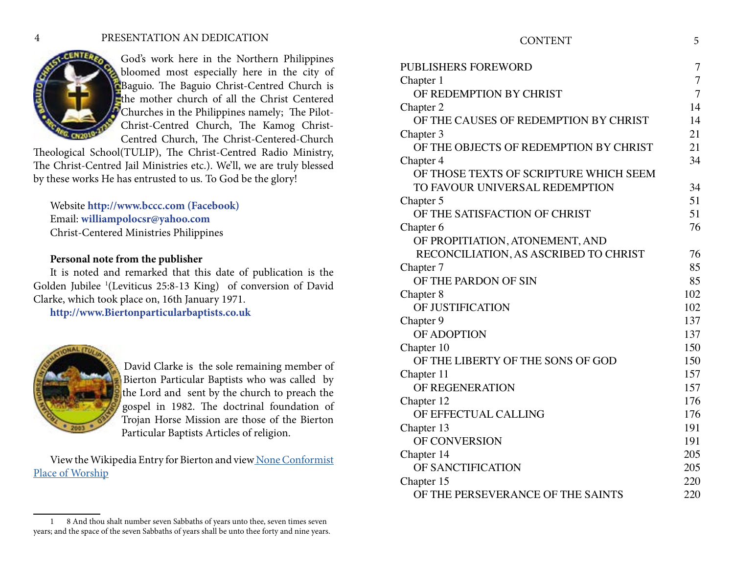# PRESENTATION AN DEDICATION

God's work here in the Northern Philippines bloomed most especially here in the city of Baguio. The Baguio Christ-Centred Church is the mother church of all the Christ Centered Churches in the Philippines namely; The Pilot-Christ-Centred Church, The Kamog Christ-Centred Church, The Christ-Centered-Church Theological School(TULIP), The Christ-Centred Radio Ministry, The Christ-Centred Jail Ministries etc.). We'll, we are truly blessed by these works He has entrusted to us. To God be the glory!

Website **http://www.bccc.com (Facebook)**
Email: **williampolocsr@yahoo.com**
Christ-Centered Ministries Philippines

**Personal note from the publisher**

It is noted and remarked that this date of publication is the Golden Jubilee [1](Leviticus 25:8-13 King) of conversion of David Clarke, which took place on, 16th January 1971.

**http://www.Biertonparticularbaptists.co.uk**

David Clarke is the sole remaining member of Bierton Particular Baptists who was called by the Lord and sent by the church to preach the gospel in 1982. The doctrinal foundation of Trojan Horse Mission are those of the Bierton Particular Baptists Articles of religion.

View the Wikipedia Entry for Bierton and view [None Conformist Place of Worship]()

---

1 8 And thou shalt number seven Sabbaths of years unto thee, seven times seven years; and the space of the seven Sabbaths of years shall be unto thee forty and nine years.

# CONTENT

| | |
|---|---|
| PUBLISHERS FOREWORD | 7 |
| Chapter 1 | 7 |
| OF REDEMPTION BY CHRIST | 7 |
| Chapter 2 | 14 |
| OF THE CAUSES OF REDEMPTION BY CHRIST | 14 |
| Chapter 3 | 21 |
| OF THE OBJECTS OF REDEMPTION BY CHRIST | 21 |
| Chapter 4 | 34 |
| OF THOSE TEXTS OF SCRIPTURE WHICH SEEM TO FAVOUR UNIVERSAL REDEMPTION | 34 |
| Chapter 5 | 51 |
| OF THE SATISFACTION OF CHRIST | 51 |
| Chapter 6 | 76 |
| OF PROPITIATION, ATONEMENT, AND RECONCILIATION, AS ASCRIBED TO CHRIST | 76 |
| Chapter 7 | 85 |
| OF THE PARDON OF SIN | 85 |
| Chapter 8 | 102 |
| OF JUSTIFICATION | 102 |
| Chapter 9 | 137 |
| OF ADOPTION | 137 |
| Chapter 10 | 150 |
| OF THE LIBERTY OF THE SONS OF GOD | 150 |
| Chapter 11 | 157 |
| OF REGENERATION | 157 |
| Chapter 12 | 176 |
| OF EFFECTUAL CALLING | 176 |
| Chapter 13 | 191 |
| OF CONVERSION | 191 |
| Chapter 14 | 205 |
| OF SANCTIFICATION | 205 |
| Chapter 15 | 220 |
| OF THE PERSEVERANCE OF THE SAINTS | 220 |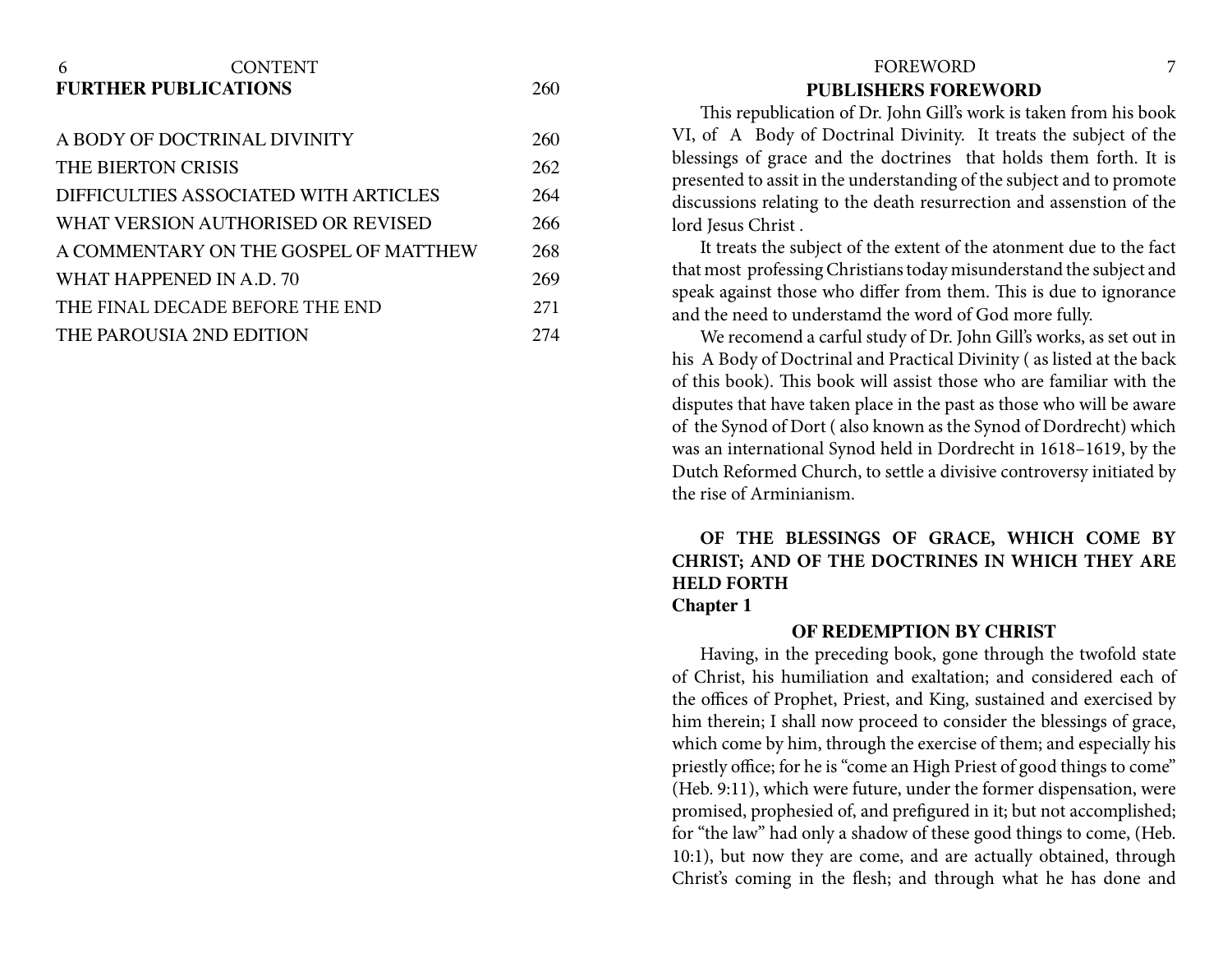**FURTHER PUBLICATIONS** 260

| | |
|---|---|
| A BODY OF DOCTRINAL DIVINITY | 260 |
| THE BIERTON CRISIS | 262 |
| DIFFICULTIES ASSOCIATED WITH ARTICLES | 264 |
| WHAT VERSION AUTHORISED OR REVISED | 266 |
| A COMMENTARY ON THE GOSPEL OF MATTHEW | 268 |
| WHAT HAPPENED IN A.D. 70 | 269 |
| THE FINAL DECADE BEFORE THE END | 271 |
| THE PAROUSIA 2ND EDITION | 274 |

## PUBLISHERS FOREWORD

This republication of Dr. John Gill's work is taken from his book VI, of A Body of Doctrinal Divinity. It treats the subject of the blessings of grace and the doctrines that holds them forth. It is presented to assit in the understanding of the subject and to promote discussions relating to the death resurrection and assenstion of the lord Jesus Christ .

It treats the subject of the extent of the atonment due to the fact that most professing Christians today misunderstand the subject and speak against those who differ from them. This is due to ignorance and the need to understamd the word of God more fully.

We recomend a carful study of Dr. John Gill's works, as set out in his A Body of Doctrinal and Practical Divinity ( as listed at the back of this book). This book will assist those who are familiar with the disputes that have taken place in the past as those who will be aware of the Synod of Dort ( also known as the Synod of Dordrecht) which was an international Synod held in Dordrecht in 1618–1619, by the Dutch Reformed Church, to settle a divisive controversy initiated by the rise of Arminianism.

## OF THE BLESSINGS OF GRACE, WHICH COME BY CHRIST; AND OF THE DOCTRINES IN WHICH THEY ARE HELD FORTH

**Chapter 1**

### OF REDEMPTION BY CHRIST

Having, in the preceding book, gone through the twofold state of Christ, his humiliation and exaltation; and considered each of the offices of Prophet, Priest, and King, sustained and exercised by him therein; I shall now proceed to consider the blessings of grace, which come by him, through the exercise of them; and especially his priestly office; for he is "come an High Priest of good things to come" (Heb. 9:11), which were future, under the former dispensation, were promised, prophesied of, and prefigured in it; but not accomplished; for "the law" had only a shadow of these good things to come, (Heb. 10:1), but now they are come, and are actually obtained, through Christ's coming in the flesh; and through what he has done and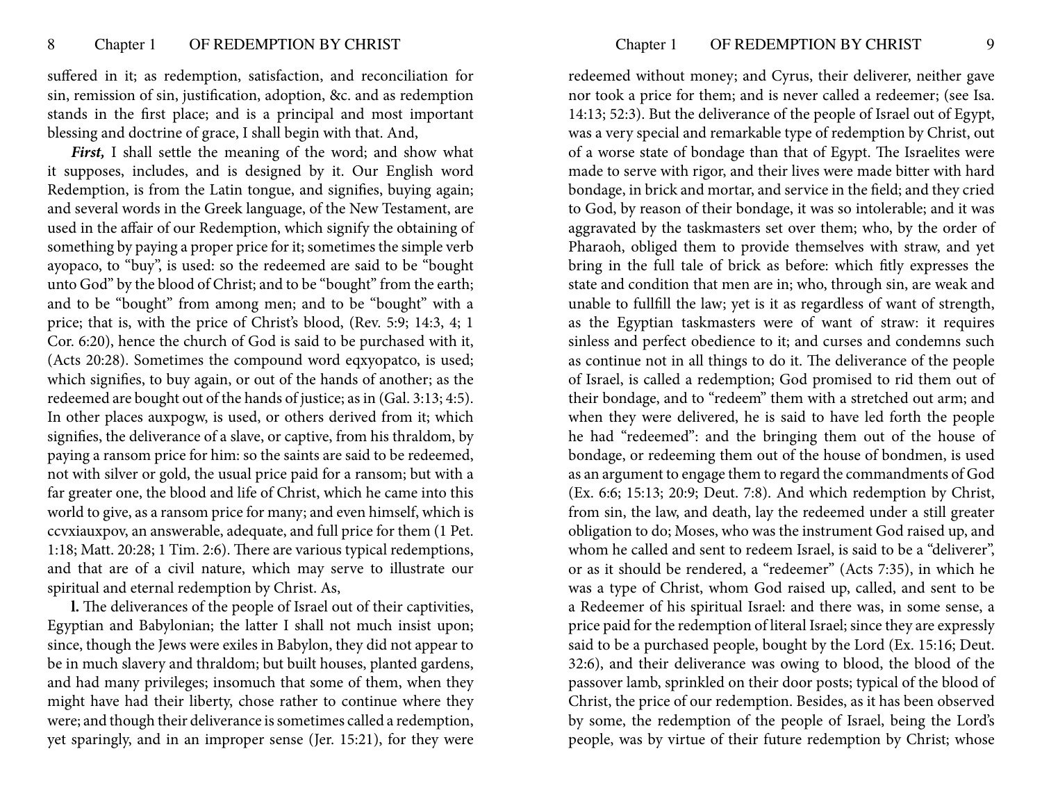suffered in it; as redemption, satisfaction, and reconciliation for sin, remission of sin, justification, adoption, &c. and as redemption stands in the first place; and is a principal and most important blessing and doctrine of grace, I shall begin with that. And,

***First,*** I shall settle the meaning of the word; and show what it supposes, includes, and is designed by it. Our English word Redemption, is from the Latin tongue, and signifies, buying again; and several words in the Greek language, of the New Testament, are used in the affair of our Redemption, which signify the obtaining of something by paying a proper price for it; sometimes the simple verb ayopaco, to "buy", is used: so the redeemed are said to be "bought unto God" by the blood of Christ; and to be "bought" from the earth; and to be "bought" from among men; and to be "bought" with a price; that is, with the price of Christ's blood, (Rev. 5:9; 14:3, 4; 1 Cor. 6:20), hence the church of God is said to be purchased with it, (Acts 20:28). Sometimes the compound word eqxyopatco, is used; which signifies, to buy again, or out of the hands of another; as the redeemed are bought out of the hands of justice; as in (Gal. 3:13; 4:5). In other places auxpogw, is used, or others derived from it; which signifies, the deliverance of a slave, or captive, from his thraldom, by paying a ransom price for him: so the saints are said to be redeemed, not with silver or gold, the usual price paid for a ransom; but with a far greater one, the blood and life of Christ, which he came into this world to give, as a ransom price for many; and even himself, which is ccvxiauxpov, an answerable, adequate, and full price for them (1 Pet. 1:18; Matt. 20:28; 1 Tim. 2:6). There are various typical redemptions, and that are of a civil nature, which may serve to illustrate our spiritual and eternal redemption by Christ. As,

**l.** The deliverances of the people of Israel out of their captivities, Egyptian and Babylonian; the latter I shall not much insist upon; since, though the Jews were exiles in Babylon, they did not appear to be in much slavery and thraldom; but built houses, planted gardens, and had many privileges; insomuch that some of them, when they might have had their liberty, chose rather to continue where they were; and though their deliverance is sometimes called a redemption, yet sparingly, and in an improper sense (Jer. 15:21), for they were redeemed without money; and Cyrus, their deliverer, neither gave nor took a price for them; and is never called a redeemer; (see Isa. 14:13; 52:3). But the deliverance of the people of Israel out of Egypt, was a very special and remarkable type of redemption by Christ, out of a worse state of bondage than that of Egypt. The Israelites were made to serve with rigor, and their lives were made bitter with hard bondage, in brick and mortar, and service in the field; and they cried to God, by reason of their bondage, it was so intolerable; and it was aggravated by the taskmasters set over them; who, by the order of Pharaoh, obliged them to provide themselves with straw, and yet bring in the full tale of brick as before: which fitly expresses the state and condition that men are in; who, through sin, are weak and unable to fullfill the law; yet is it as regardless of want of strength, as the Egyptian taskmasters were of want of straw: it requires sinless and perfect obedience to it; and curses and condemns such as continue not in all things to do it. The deliverance of the people of Israel, is called a redemption; God promised to rid them out of their bondage, and to "redeem" them with a stretched out arm; and when they were delivered, he is said to have led forth the people he had "redeemed": and the bringing them out of the house of bondage, or redeeming them out of the house of bondmen, is used as an argument to engage them to regard the commandments of God (Ex. 6:6; 15:13; 20:9; Deut. 7:8). And which redemption by Christ, from sin, the law, and death, lay the redeemed under a still greater obligation to do; Moses, who was the instrument God raised up, and whom he called and sent to redeem Israel, is said to be a "deliverer", or as it should be rendered, a "redeemer" (Acts 7:35), in which he was a type of Christ, whom God raised up, called, and sent to be a Redeemer of his spiritual Israel: and there was, in some sense, a price paid for the redemption of literal Israel; since they are expressly said to be a purchased people, bought by the Lord (Ex. 15:16; Deut. 32:6), and their deliverance was owing to blood, the blood of the passover lamb, sprinkled on their door posts; typical of the blood of Christ, the price of our redemption. Besides, as it has been observed by some, the redemption of the people of Israel, being the Lord's people, was by virtue of their future redemption by Christ; whose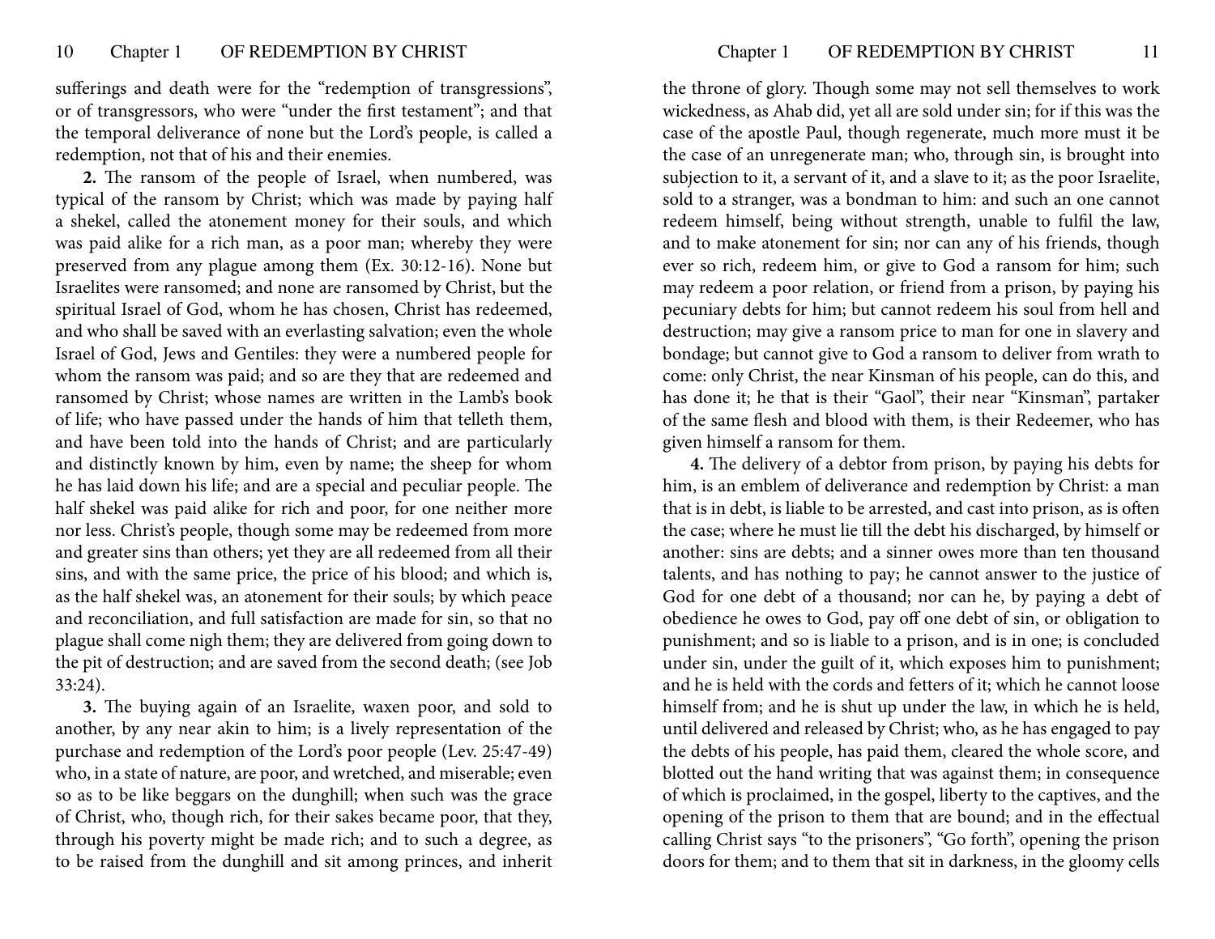sufferings and death were for the "redemption of transgressions", or of transgressors, who were "under the first testament"; and that the temporal deliverance of none but the Lord's people, is called a redemption, not that of his and their enemies.

**2.** The ransom of the people of Israel, when numbered, was typical of the ransom by Christ; which was made by paying half a shekel, called the atonement money for their souls, and which was paid alike for a rich man, as a poor man; whereby they were preserved from any plague among them (Ex. 30:12-16). None but Israelites were ransomed; and none are ransomed by Christ, but the spiritual Israel of God, whom he has chosen, Christ has redeemed, and who shall be saved with an everlasting salvation; even the whole Israel of God, Jews and Gentiles: they were a numbered people for whom the ransom was paid; and so are they that are redeemed and ransomed by Christ; whose names are written in the Lamb's book of life; who have passed under the hands of him that telleth them, and have been told into the hands of Christ; and are particularly and distinctly known by him, even by name; the sheep for whom he has laid down his life; and are a special and peculiar people. The half shekel was paid alike for rich and poor, for one neither more nor less. Christ's people, though some may be redeemed from more and greater sins than others; yet they are all redeemed from all their sins, and with the same price, the price of his blood; and which is, as the half shekel was, an atonement for their souls; by which peace and reconciliation, and full satisfaction are made for sin, so that no plague shall come nigh them; they are delivered from going down to the pit of destruction; and are saved from the second death; (see Job 33:24).

**3.** The buying again of an Israelite, waxen poor, and sold to another, by any near akin to him; is a lively representation of the purchase and redemption of the Lord's poor people (Lev. 25:47-49) who, in a state of nature, are poor, and wretched, and miserable; even so as to be like beggars on the dunghill; when such was the grace of Christ, who, though rich, for their sakes became poor, that they, through his poverty might be made rich; and to such a degree, as to be raised from the dunghill and sit among princes, and inherit the throne of glory. Though some may not sell themselves to work wickedness, as Ahab did, yet all are sold under sin; for if this was the case of the apostle Paul, though regenerate, much more must it be the case of an unregenerate man; who, through sin, is brought into subjection to it, a servant of it, and a slave to it; as the poor Israelite, sold to a stranger, was a bondman to him: and such an one cannot redeem himself, being without strength, unable to fulfil the law, and to make atonement for sin; nor can any of his friends, though ever so rich, redeem him, or give to God a ransom for him; such may redeem a poor relation, or friend from a prison, by paying his pecuniary debts for him; but cannot redeem his soul from hell and destruction; may give a ransom price to man for one in slavery and bondage; but cannot give to God a ransom to deliver from wrath to come: only Christ, the near Kinsman of his people, can do this, and has done it; he that is their "Gaol", their near "Kinsman", partaker of the same flesh and blood with them, is their Redeemer, who has given himself a ransom for them.

**4.** The delivery of a debtor from prison, by paying his debts for him, is an emblem of deliverance and redemption by Christ: a man that is in debt, is liable to be arrested, and cast into prison, as is often the case; where he must lie till the debt his discharged, by himself or another: sins are debts; and a sinner owes more than ten thousand talents, and has nothing to pay; he cannot answer to the justice of God for one debt of a thousand; nor can he, by paying a debt of obedience he owes to God, pay off one debt of sin, or obligation to punishment; and so is liable to a prison, and is in one; is concluded under sin, under the guilt of it, which exposes him to punishment; and he is held with the cords and fetters of it; which he cannot loose himself from; and he is shut up under the law, in which he is held, until delivered and released by Christ; who, as he has engaged to pay the debts of his people, has paid them, cleared the whole score, and blotted out the hand writing that was against them; in consequence of which is proclaimed, in the gospel, liberty to the captives, and the opening of the prison to them that are bound; and in the effectual calling Christ says "to the prisoners", "Go forth", opening the prison doors for them; and to them that sit in darkness, in the gloomy cells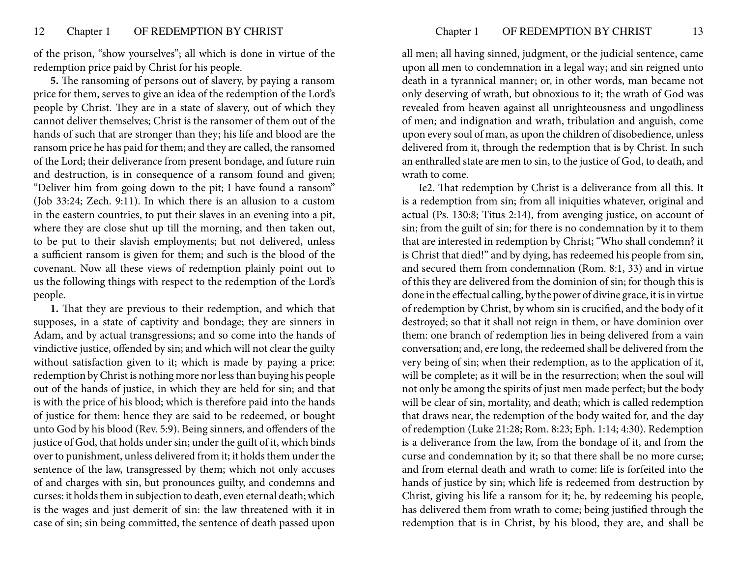of the prison, "show yourselves"; all which is done in virtue of the redemption price paid by Christ for his people.

**5.** The ransoming of persons out of slavery, by paying a ransom price for them, serves to give an idea of the redemption of the Lord's people by Christ. They are in a state of slavery, out of which they cannot deliver themselves; Christ is the ransomer of them out of the hands of such that are stronger than they; his life and blood are the ransom price he has paid for them; and they are called, the ransomed of the Lord; their deliverance from present bondage, and future ruin and destruction, is in consequence of a ransom found and given; "Deliver him from going down to the pit; I have found a ransom" (Job 33:24; Zech. 9:11). In which there is an allusion to a custom in the eastern countries, to put their slaves in an evening into a pit, where they are close shut up till the morning, and then taken out, to be put to their slavish employments; but not delivered, unless a sufficient ransom is given for them; and such is the blood of the covenant. Now all these views of redemption plainly point out to us the following things with respect to the redemption of the Lord's people.

**1.** That they are previous to their redemption, and which that supposes, in a state of captivity and bondage; they are sinners in Adam, and by actual transgressions; and so come into the hands of vindictive justice, offended by sin; and which will not clear the guilty without satisfaction given to it; which is made by paying a price: redemption by Christ is nothing more nor less than buying his people out of the hands of justice, in which they are held for sin; and that is with the price of his blood; which is therefore paid into the hands of justice for them: hence they are said to be redeemed, or bought unto God by his blood (Rev. 5:9). Being sinners, and offenders of the justice of God, that holds under sin; under the guilt of it, which binds over to punishment, unless delivered from it; it holds them under the sentence of the law, transgressed by them; which not only accuses of and charges with sin, but pronounces guilty, and condemns and curses: it holds them in subjection to death, even eternal death; which is the wages and just demerit of sin: the law threatened with it in case of sin; sin being committed, the sentence of death passed upon all men; all having sinned, judgment, or the judicial sentence, came upon all men to condemnation in a legal way; and sin reigned unto death in a tyrannical manner; or, in other words, man became not only deserving of wrath, but obnoxious to it; the wrath of God was revealed from heaven against all unrighteousness and ungodliness of men; and indignation and wrath, tribulation and anguish, come upon every soul of man, as upon the children of disobedience, unless delivered from it, through the redemption that is by Christ. In such an enthralled state are men to sin, to the justice of God, to death, and wrath to come.

Ie2. That redemption by Christ is a deliverance from all this. It is a redemption from sin; from all iniquities whatever, original and actual (Ps. 130:8; Titus 2:14), from avenging justice, on account of sin; from the guilt of sin; for there is no condemnation by it to them that are interested in redemption by Christ; "Who shall condemn? it is Christ that died!" and by dying, has redeemed his people from sin, and secured them from condemnation (Rom. 8:1, 33) and in virtue of this they are delivered from the dominion of sin; for though this is done in the effectual calling, by the power of divine grace, it is in virtue of redemption by Christ, by whom sin is crucified, and the body of it destroyed; so that it shall not reign in them, or have dominion over them: one branch of redemption lies in being delivered from a vain conversation; and, ere long, the redeemed shall be delivered from the very being of sin; when their redemption, as to the application of it, will be complete; as it will be in the resurrection; when the soul will not only be among the spirits of just men made perfect; but the body will be clear of sin, mortality, and death; which is called redemption that draws near, the redemption of the body waited for, and the day of redemption (Luke 21:28; Rom. 8:23; Eph. 1:14; 4:30). Redemption is a deliverance from the law, from the bondage of it, and from the curse and condemnation by it; so that there shall be no more curse; and from eternal death and wrath to come: life is forfeited into the hands of justice by sin; which life is redeemed from destruction by Christ, giving his life a ransom for it; he, by redeeming his people, has delivered them from wrath to come; being justified through the redemption that is in Christ, by his blood, they are, and shall be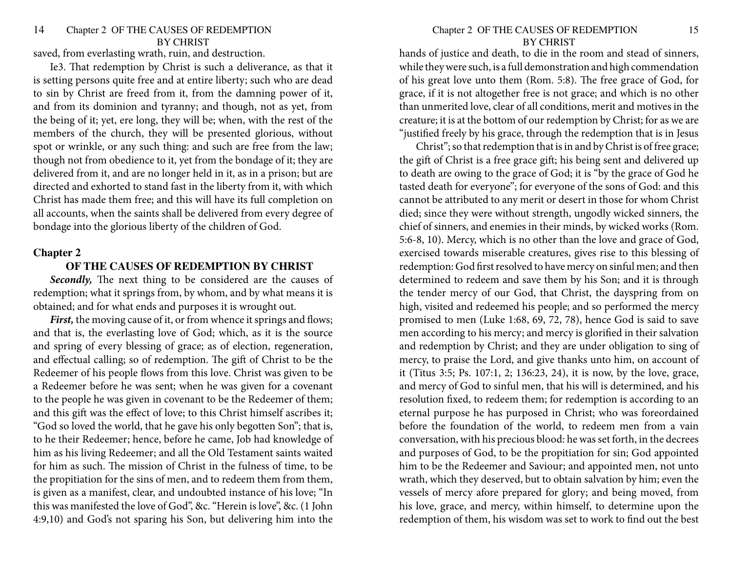saved, from everlasting wrath, ruin, and destruction.

Ie3. That redemption by Christ is such a deliverance, as that it is setting persons quite free and at entire liberty; such who are dead to sin by Christ are freed from it, from the damning power of it, and from its dominion and tyranny; and though, not as yet, from the being of it; yet, ere long, they will be; when, with the rest of the members of the church, they will be presented glorious, without spot or wrinkle, or any such thing: and such are free from the law; though not from obedience to it, yet from the bondage of it; they are delivered from it, and are no longer held in it, as in a prison; but are directed and exhorted to stand fast in the liberty from it, with which Christ has made them free; and this will have its full completion on all accounts, when the saints shall be delivered from every degree of bondage into the glorious liberty of the children of God.

## Chapter 2

### OF THE CAUSES OF REDEMPTION BY CHRIST

***Secondly,*** The next thing to be considered are the causes of redemption; what it springs from, by whom, and by what means it is obtained; and for what ends and purposes it is wrought out.

***First,*** the moving cause of it, or from whence it springs and flows; and that is, the everlasting love of God; which, as it is the source and spring of every blessing of grace; as of election, regeneration, and effectual calling; so of redemption. The gift of Christ to be the Redeemer of his people flows from this love. Christ was given to be a Redeemer before he was sent; when he was given for a covenant to the people he was given in covenant to be the Redeemer of them; and this gift was the effect of love; to this Christ himself ascribes it; "God so loved the world, that he gave his only begotten Son"; that is, to he their Redeemer; hence, before he came, Job had knowledge of him as his living Redeemer; and all the Old Testament saints waited for him as such. The mission of Christ in the fulness of time, to be the propitiation for the sins of men, and to redeem them from them, is given as a manifest, clear, and undoubted instance of his love; "In this was manifested the love of God", &c. "Herein is love", &c. (1 John 4:9,10) and God's not sparing his Son, but delivering him into the hands of justice and death, to die in the room and stead of sinners, while they were such, is a full demonstration and high commendation of his great love unto them (Rom. 5:8). The free grace of God, for grace, if it is not altogether free is not grace; and which is no other than unmerited love, clear of all conditions, merit and motives in the creature; it is at the bottom of our redemption by Christ; for as we are "justified freely by his grace, through the redemption that is in Jesus Christ"; so that redemption that is in and by Christ is of free grace; the gift of Christ is a free grace gift; his being sent and delivered up to death are owing to the grace of God; it is "by the grace of God he tasted death for everyone"; for everyone of the sons of God: and this cannot be attributed to any merit or desert in those for whom Christ died; since they were without strength, ungodly wicked sinners, the chief of sinners, and enemies in their minds, by wicked works (Rom. 5:6-8, 10). Mercy, which is no other than the love and grace of God, exercised towards miserable creatures, gives rise to this blessing of redemption: God first resolved to have mercy on sinful men; and then determined to redeem and save them by his Son; and it is through the tender mercy of our God, that Christ, the dayspring from on high, visited and redeemed his people; and so performed the mercy promised to men (Luke 1:68, 69, 72, 78), hence God is said to save men according to his mercy; and mercy is glorified in their salvation and redemption by Christ; and they are under obligation to sing of mercy, to praise the Lord, and give thanks unto him, on account of it (Titus 3:5; Ps. 107:1, 2; 136:23, 24), it is now, by the love, grace, and mercy of God to sinful men, that his will is determined, and his resolution fixed, to redeem them; for redemption is according to an eternal purpose he has purposed in Christ; who was foreordained before the foundation of the world, to redeem men from a vain conversation, with his precious blood: he was set forth, in the decrees and purposes of God, to be the propitiation for sin; God appointed him to be the Redeemer and Saviour; and appointed men, not unto wrath, which they deserved, but to obtain salvation by him; even the vessels of mercy afore prepared for glory; and being moved, from his love, grace, and mercy, within himself, to determine upon the redemption of them, his wisdom was set to work to find out the best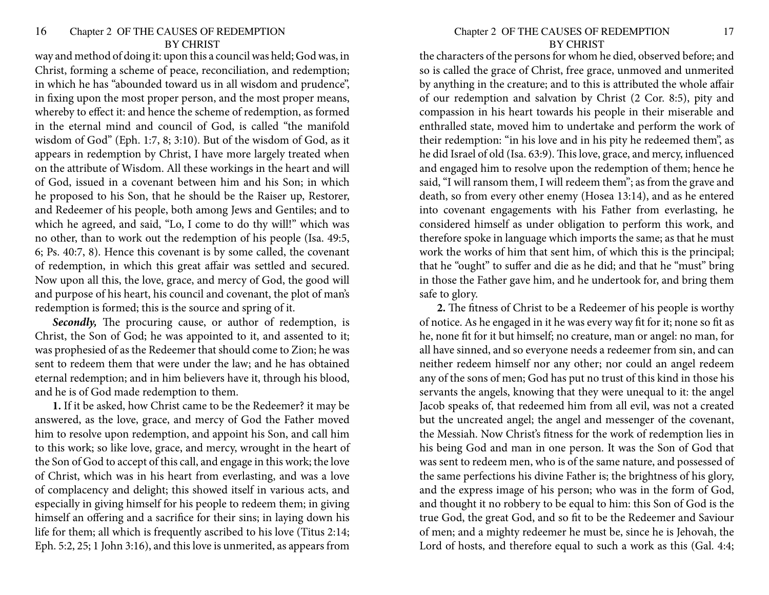way and method of doing it: upon this a council was held; God was, in Christ, forming a scheme of peace, reconciliation, and redemption; in which he has "abounded toward us in all wisdom and prudence", in fixing upon the most proper person, and the most proper means, whereby to effect it: and hence the scheme of redemption, as formed in the eternal mind and council of God, is called "the manifold wisdom of God" (Eph. 1:7, 8; 3:10). But of the wisdom of God, as it appears in redemption by Christ, I have more largely treated when on the attribute of Wisdom. All these workings in the heart and will of God, issued in a covenant between him and his Son; in which he proposed to his Son, that he should be the Raiser up, Restorer, and Redeemer of his people, both among Jews and Gentiles; and to which he agreed, and said, "Lo, I come to do thy will!" which was no other, than to work out the redemption of his people (Isa. 49:5, 6; Ps. 40:7, 8). Hence this covenant is by some called, the covenant of redemption, in which this great affair was settled and secured. Now upon all this, the love, grace, and mercy of God, the good will and purpose of his heart, his council and covenant, the plot of man's redemption is formed; this is the source and spring of it.

***Secondly,*** The procuring cause, or author of redemption, is Christ, the Son of God; he was appointed to it, and assented to it; was prophesied of as the Redeemer that should come to Zion; he was sent to redeem them that were under the law; and he has obtained eternal redemption; and in him believers have it, through his blood, and he is of God made redemption to them.

**1.** If it be asked, how Christ came to be the Redeemer? it may be answered, as the love, grace, and mercy of God the Father moved him to resolve upon redemption, and appoint his Son, and call him to this work; so like love, grace, and mercy, wrought in the heart of the Son of God to accept of this call, and engage in this work; the love of Christ, which was in his heart from everlasting, and was a love of complacency and delight; this showed itself in various acts, and especially in giving himself for his people to redeem them; in giving himself an offering and a sacrifice for their sins; in laying down his life for them; all which is frequently ascribed to his love (Titus 2:14; Eph. 5:2, 25; 1 John 3:16), and this love is unmerited, as appears from the characters of the persons for whom he died, observed before; and so is called the grace of Christ, free grace, unmoved and unmerited by anything in the creature; and to this is attributed the whole affair of our redemption and salvation by Christ (2 Cor. 8:5), pity and compassion in his heart towards his people in their miserable and enthralled state, moved him to undertake and perform the work of their redemption: "in his love and in his pity he redeemed them", as he did Israel of old (Isa. 63:9). This love, grace, and mercy, influenced and engaged him to resolve upon the redemption of them; hence he said, "I will ransom them, I will redeem them"; as from the grave and death, so from every other enemy (Hosea 13:14), and as he entered into covenant engagements with his Father from everlasting, he considered himself as under obligation to perform this work, and therefore spoke in language which imports the same; as that he must work the works of him that sent him, of which this is the principal; that he "ought" to suffer and die as he did; and that he "must" bring in those the Father gave him, and he undertook for, and bring them safe to glory.

**2.** The fitness of Christ to be a Redeemer of his people is worthy of notice. As he engaged in it he was every way fit for it; none so fit as he, none fit for it but himself; no creature, man or angel: no man, for all have sinned, and so everyone needs a redeemer from sin, and can neither redeem himself nor any other; nor could an angel redeem any of the sons of men; God has put no trust of this kind in those his servants the angels, knowing that they were unequal to it: the angel Jacob speaks of, that redeemed him from all evil, was not a created but the uncreated angel; the angel and messenger of the covenant, the Messiah. Now Christ's fitness for the work of redemption lies in his being God and man in one person. It was the Son of God that was sent to redeem men, who is of the same nature, and possessed of the same perfections his divine Father is; the brightness of his glory, and the express image of his person; who was in the form of God, and thought it no robbery to be equal to him: this Son of God is the true God, the great God, and so fit to be the Redeemer and Saviour of men; and a mighty redeemer he must be, since he is Jehovah, the Lord of hosts, and therefore equal to such a work as this (Gal. 4:4;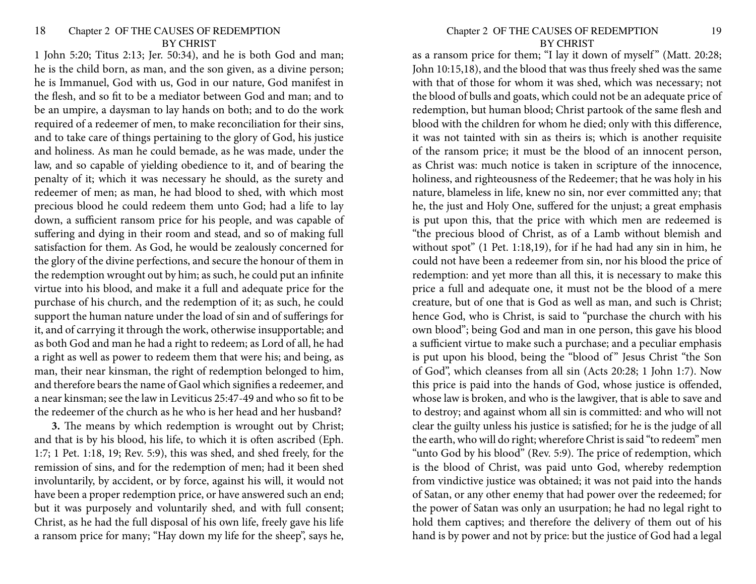1 John 5:20; Titus 2:13; Jer. 50:34), and he is both God and man; he is the child born, as man, and the son given, as a divine person; he is Immanuel, God with us, God in our nature, God manifest in the flesh, and so fit to be a mediator between God and man; and to be an umpire, a daysman to lay hands on both; and to do the work required of a redeemer of men, to make reconciliation for their sins, and to take care of things pertaining to the glory of God, his justice and holiness. As man he could bemade, as he was made, under the law, and so capable of yielding obedience to it, and of bearing the penalty of it; which it was necessary he should, as the surety and redeemer of men; as man, he had blood to shed, with which most precious blood he could redeem them unto God; had a life to lay down, a sufficient ransom price for his people, and was capable of suffering and dying in their room and stead, and so of making full satisfaction for them. As God, he would be zealously concerned for the glory of the divine perfections, and secure the honour of them in the redemption wrought out by him; as such, he could put an infinite virtue into his blood, and make it a full and adequate price for the purchase of his church, and the redemption of it; as such, he could support the human nature under the load of sin and of sufferings for it, and of carrying it through the work, otherwise insupportable; and as both God and man he had a right to redeem; as Lord of all, he had a right as well as power to redeem them that were his; and being, as man, their near kinsman, the right of redemption belonged to him, and therefore bears the name of Gaol which signifies a redeemer, and a near kinsman; see the law in Leviticus 25:47-49 and who so fit to be the redeemer of the church as he who is her head and her husband?

**3.** The means by which redemption is wrought out by Christ; and that is by his blood, his life, to which it is often ascribed (Eph. 1:7; 1 Pet. 1:18, 19; Rev. 5:9), this was shed, and shed freely, for the remission of sins, and for the redemption of men; had it been shed involuntarily, by accident, or by force, against his will, it would not have been a proper redemption price, or have answered such an end; but it was purposely and voluntarily shed, and with full consent; Christ, as he had the full disposal of his own life, freely gave his life a ransom price for many; "Hay down my life for the sheep", says he, as a ransom price for them; "I lay it down of myself" (Matt. 20:28; John 10:15,18), and the blood that was thus freely shed was the same with that of those for whom it was shed, which was necessary; not the blood of bulls and goats, which could not be an adequate price of redemption, but human blood; Christ partook of the same flesh and blood with the children for whom he died; only with this difference, it was not tainted with sin as theirs is; which is another requisite of the ransom price; it must be the blood of an innocent person, as Christ was: much notice is taken in scripture of the innocence, holiness, and righteousness of the Redeemer; that he was holy in his nature, blameless in life, knew no sin, nor ever committed any; that he, the just and Holy One, suffered for the unjust; a great emphasis is put upon this, that the price with which men are redeemed is "the precious blood of Christ, as of a Lamb without blemish and without spot" (1 Pet. 1:18,19), for if he had had any sin in him, he could not have been a redeemer from sin, nor his blood the price of redemption: and yet more than all this, it is necessary to make this price a full and adequate one, it must not be the blood of a mere creature, but of one that is God as well as man, and such is Christ; hence God, who is Christ, is said to "purchase the church with his own blood"; being God and man in one person, this gave his blood a sufficient virtue to make such a purchase; and a peculiar emphasis is put upon his blood, being the "blood of" Jesus Christ "the Son of God", which cleanses from all sin (Acts 20:28; 1 John 1:7). Now this price is paid into the hands of God, whose justice is offended, whose law is broken, and who is the lawgiver, that is able to save and to destroy; and against whom all sin is committed: and who will not clear the guilty unless his justice is satisfied; for he is the judge of all the earth, who will do right; wherefore Christ is said "to redeem" men "unto God by his blood" (Rev. 5:9). The price of redemption, which is the blood of Christ, was paid unto God, whereby redemption from vindictive justice was obtained; it was not paid into the hands of Satan, or any other enemy that had power over the redeemed; for the power of Satan was only an usurpation; he had no legal right to hold them captives; and therefore the delivery of them out of his hand is by power and not by price: but the justice of God had a legal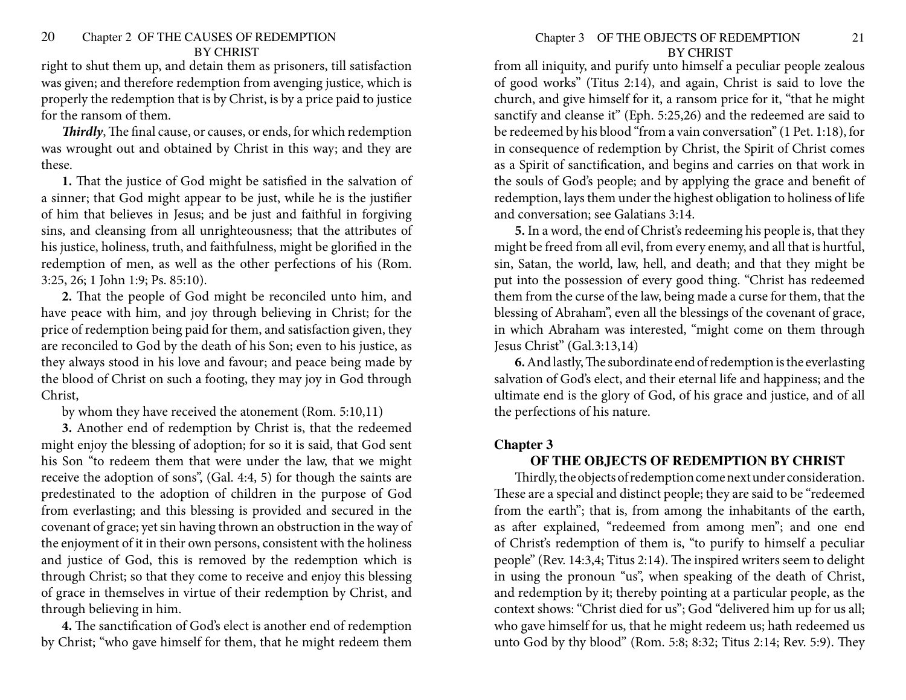right to shut them up, and detain them as prisoners, till satisfaction was given; and therefore redemption from avenging justice, which is properly the redemption that is by Christ, is by a price paid to justice for the ransom of them.

***Thirdly***, The final cause, or causes, or ends, for which redemption was wrought out and obtained by Christ in this way; and they are these.

**1.** That the justice of God might be satisfied in the salvation of a sinner; that God might appear to be just, while he is the justifier of him that believes in Jesus; and be just and faithful in forgiving sins, and cleansing from all unrighteousness; that the attributes of his justice, holiness, truth, and faithfulness, might be glorified in the redemption of men, as well as the other perfections of his (Rom. 3:25, 26; 1 John 1:9; Ps. 85:10).

**2.** That the people of God might be reconciled unto him, and have peace with him, and joy through believing in Christ; for the price of redemption being paid for them, and satisfaction given, they are reconciled to God by the death of his Son; even to his justice, as they always stood in his love and favour; and peace being made by the blood of Christ on such a footing, they may joy in God through Christ,

by whom they have received the atonement (Rom. 5:10,11)

**3.** Another end of redemption by Christ is, that the redeemed might enjoy the blessing of adoption; for so it is said, that God sent his Son "to redeem them that were under the law, that we might receive the adoption of sons", (Gal. 4:4, 5) for though the saints are predestinated to the adoption of children in the purpose of God from everlasting; and this blessing is provided and secured in the covenant of grace; yet sin having thrown an obstruction in the way of the enjoyment of it in their own persons, consistent with the holiness and justice of God, this is removed by the redemption which is through Christ; so that they come to receive and enjoy this blessing of grace in themselves in virtue of their redemption by Christ, and through believing in him.

**4.** The sanctification of God's elect is another end of redemption by Christ; "who gave himself for them, that he might redeem them from all iniquity, and purify unto himself a peculiar people zealous of good works" (Titus 2:14), and again, Christ is said to love the church, and give himself for it, a ransom price for it, "that he might sanctify and cleanse it" (Eph. 5:25,26) and the redeemed are said to be redeemed by his blood "from a vain conversation" (1 Pet. 1:18), for in consequence of redemption by Christ, the Spirit of Christ comes as a Spirit of sanctification, and begins and carries on that work in the souls of God's people; and by applying the grace and benefit of redemption, lays them under the highest obligation to holiness of life and conversation; see Galatians 3:14.

**5.** In a word, the end of Christ's redeeming his people is, that they might be freed from all evil, from every enemy, and all that is hurtful, sin, Satan, the world, law, hell, and death; and that they might be put into the possession of every good thing. "Christ has redeemed them from the curse of the law, being made a curse for them, that the blessing of Abraham", even all the blessings of the covenant of grace, in which Abraham was interested, "might come on them through Jesus Christ" (Gal.3:13,14)

**6.** And lastly, The subordinate end of redemption is the everlasting salvation of God's elect, and their eternal life and happiness; and the ultimate end is the glory of God, of his grace and justice, and of all the perfections of his nature.

## Chapter 3

### OF THE OBJECTS OF REDEMPTION BY CHRIST

Thirdly, the objects of redemption come next under consideration. These are a special and distinct people; they are said to be "redeemed from the earth"; that is, from among the inhabitants of the earth, as after explained, "redeemed from among men"; and one end of Christ's redemption of them is, "to purify to himself a peculiar people" (Rev. 14:3,4; Titus 2:14). The inspired writers seem to delight in using the pronoun "us", when speaking of the death of Christ, and redemption by it; thereby pointing at a particular people, as the context shows: "Christ died for us"; God "delivered him up for us all; who gave himself for us, that he might redeem us; hath redeemed us unto God by thy blood" (Rom. 5:8; 8:32; Titus 2:14; Rev. 5:9). They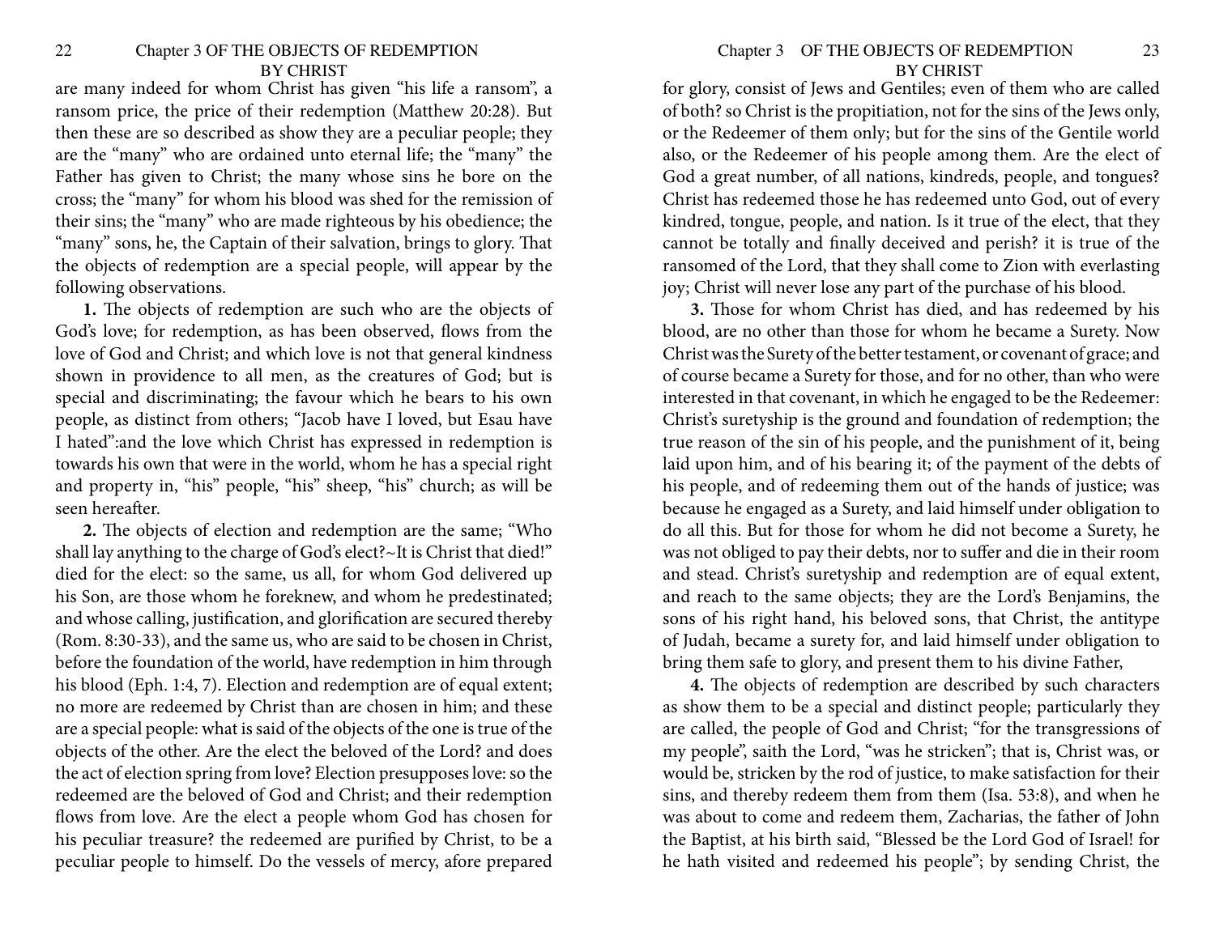are many indeed for whom Christ has given "his life a ransom", a ransom price, the price of their redemption (Matthew 20:28). But then these are so described as show they are a peculiar people; they are the "many" who are ordained unto eternal life; the "many" the Father has given to Christ; the many whose sins he bore on the cross; the "many" for whom his blood was shed for the remission of their sins; the "many" who are made righteous by his obedience; the "many" sons, he, the Captain of their salvation, brings to glory. That the objects of redemption are a special people, will appear by the following observations.

**1.** The objects of redemption are such who are the objects of God's love; for redemption, as has been observed, flows from the love of God and Christ; and which love is not that general kindness shown in providence to all men, as the creatures of God; but is special and discriminating; the favour which he bears to his own people, as distinct from others; "Jacob have I loved, but Esau have I hated":and the love which Christ has expressed in redemption is towards his own that were in the world, whom he has a special right and property in, "his" people, "his" sheep, "his" church; as will be seen hereafter.

**2.** The objects of election and redemption are the same; "Who shall lay anything to the charge of God's elect?~It is Christ that died!" died for the elect: so the same, us all, for whom God delivered up his Son, are those whom he foreknew, and whom he predestinated; and whose calling, justification, and glorification are secured thereby (Rom. 8:30-33), and the same us, who are said to be chosen in Christ, before the foundation of the world, have redemption in him through his blood (Eph. 1:4, 7). Election and redemption are of equal extent; no more are redeemed by Christ than are chosen in him; and these are a special people: what is said of the objects of the one is true of the objects of the other. Are the elect the beloved of the Lord? and does the act of election spring from love? Election presupposes love: so the redeemed are the beloved of God and Christ; and their redemption flows from love. Are the elect a people whom God has chosen for his peculiar treasure? the redeemed are purified by Christ, to be a peculiar people to himself. Do the vessels of mercy, afore prepared for glory, consist of Jews and Gentiles; even of them who are called of both? so Christ is the propitiation, not for the sins of the Jews only, or the Redeemer of them only; but for the sins of the Gentile world also, or the Redeemer of his people among them. Are the elect of God a great number, of all nations, kindreds, people, and tongues? Christ has redeemed those he has redeemed unto God, out of every kindred, tongue, people, and nation. Is it true of the elect, that they cannot be totally and finally deceived and perish? it is true of the ransomed of the Lord, that they shall come to Zion with everlasting joy; Christ will never lose any part of the purchase of his blood.

**3.** Those for whom Christ has died, and has redeemed by his blood, are no other than those for whom he became a Surety. Now Christ was the Surety of the better testament, or covenant of grace; and of course became a Surety for those, and for no other, than who were interested in that covenant, in which he engaged to be the Redeemer: Christ's suretyship is the ground and foundation of redemption; the true reason of the sin of his people, and the punishment of it, being laid upon him, and of his bearing it; of the payment of the debts of his people, and of redeeming them out of the hands of justice; was because he engaged as a Surety, and laid himself under obligation to do all this. But for those for whom he did not become a Surety, he was not obliged to pay their debts, nor to suffer and die in their room and stead. Christ's suretyship and redemption are of equal extent, and reach to the same objects; they are the Lord's Benjamins, the sons of his right hand, his beloved sons, that Christ, the antitype of Judah, became a surety for, and laid himself under obligation to bring them safe to glory, and present them to his divine Father,

**4.** The objects of redemption are described by such characters as show them to be a special and distinct people; particularly they are called, the people of God and Christ; "for the transgressions of my people", saith the Lord, "was he stricken"; that is, Christ was, or would be, stricken by the rod of justice, to make satisfaction for their sins, and thereby redeem them from them (Isa. 53:8), and when he was about to come and redeem them, Zacharias, the father of John the Baptist, at his birth said, "Blessed be the Lord God of Israel! for he hath visited and redeemed his people"; by sending Christ, the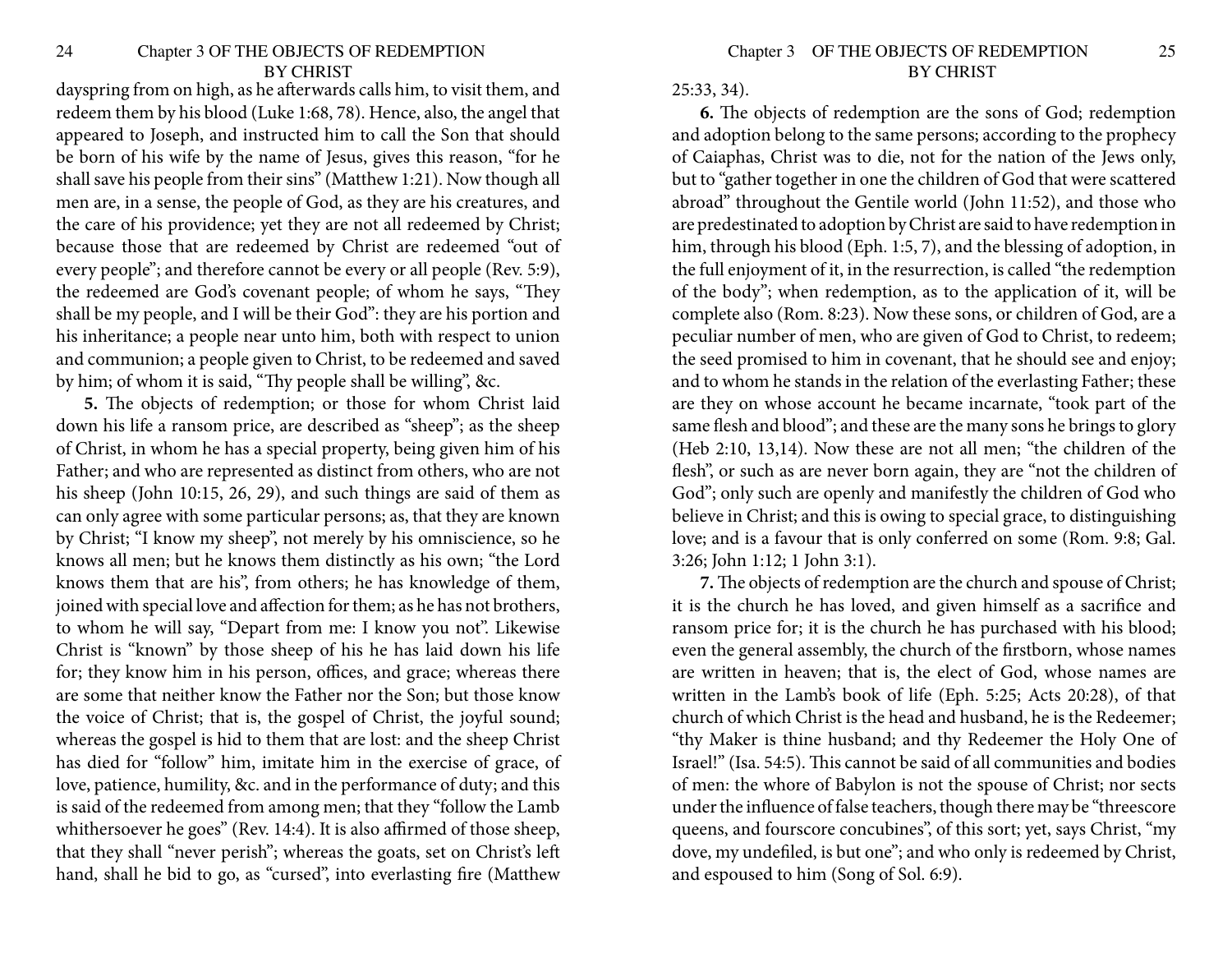dayspring from on high, as he afterwards calls him, to visit them, and redeem them by his blood (Luke 1:68, 78). Hence, also, the angel that appeared to Joseph, and instructed him to call the Son that should be born of his wife by the name of Jesus, gives this reason, "for he shall save his people from their sins" (Matthew 1:21). Now though all men are, in a sense, the people of God, as they are his creatures, and the care of his providence; yet they are not all redeemed by Christ; because those that are redeemed by Christ are redeemed "out of every people"; and therefore cannot be every or all people (Rev. 5:9), the redeemed are God's covenant people; of whom he says, "They shall be my people, and I will be their God": they are his portion and his inheritance; a people near unto him, both with respect to union and communion; a people given to Christ, to be redeemed and saved by him; of whom it is said, "Thy people shall be willing", &c.

**5.** The objects of redemption; or those for whom Christ laid down his life a ransom price, are described as "sheep"; as the sheep of Christ, in whom he has a special property, being given him of his Father; and who are represented as distinct from others, who are not his sheep (John 10:15, 26, 29), and such things are said of them as can only agree with some particular persons; as, that they are known by Christ; "I know my sheep", not merely by his omniscience, so he knows all men; but he knows them distinctly as his own; "the Lord knows them that are his", from others; he has knowledge of them, joined with special love and affection for them; as he has not brothers, to whom he will say, "Depart from me: I know you not". Likewise Christ is "known" by those sheep of his he has laid down his life for; they know him in his person, offices, and grace; whereas there are some that neither know the Father nor the Son; but those know the voice of Christ; that is, the gospel of Christ, the joyful sound; whereas the gospel is hid to them that are lost: and the sheep Christ has died for "follow" him, imitate him in the exercise of grace, of love, patience, humility, &c. and in the performance of duty; and this is said of the redeemed from among men; that they "follow the Lamb whithersoever he goes" (Rev. 14:4). It is also affirmed of those sheep, that they shall "never perish"; whereas the goats, set on Christ's left hand, shall he bid to go, as "cursed", into everlasting fire (Matthew 25:33, 34).

**6.** The objects of redemption are the sons of God; redemption and adoption belong to the same persons; according to the prophecy of Caiaphas, Christ was to die, not for the nation of the Jews only, but to "gather together in one the children of God that were scattered abroad" throughout the Gentile world (John 11:52), and those who are predestinated to adoption by Christ are said to have redemption in him, through his blood (Eph. 1:5, 7), and the blessing of adoption, in the full enjoyment of it, in the resurrection, is called "the redemption of the body"; when redemption, as to the application of it, will be complete also (Rom. 8:23). Now these sons, or children of God, are a peculiar number of men, who are given of God to Christ, to redeem; the seed promised to him in covenant, that he should see and enjoy; and to whom he stands in the relation of the everlasting Father; these are they on whose account he became incarnate, "took part of the same flesh and blood"; and these are the many sons he brings to glory (Heb 2:10, 13,14). Now these are not all men; "the children of the flesh", or such as are never born again, they are "not the children of God"; only such are openly and manifestly the children of God who believe in Christ; and this is owing to special grace, to distinguishing love; and is a favour that is only conferred on some (Rom. 9:8; Gal. 3:26; John 1:12; 1 John 3:1).

**7.** The objects of redemption are the church and spouse of Christ; it is the church he has loved, and given himself as a sacrifice and ransom price for; it is the church he has purchased with his blood; even the general assembly, the church of the firstborn, whose names are written in heaven; that is, the elect of God, whose names are written in the Lamb's book of life (Eph. 5:25; Acts 20:28), of that church of which Christ is the head and husband, he is the Redeemer; "thy Maker is thine husband; and thy Redeemer the Holy One of Israel!" (Isa. 54:5). This cannot be said of all communities and bodies of men: the whore of Babylon is not the spouse of Christ; nor sects under the influence of false teachers, though there may be "threescore queens, and fourscore concubines", of this sort; yet, says Christ, "my dove, my undefiled, is but one"; and who only is redeemed by Christ, and espoused to him (Song of Sol. 6:9).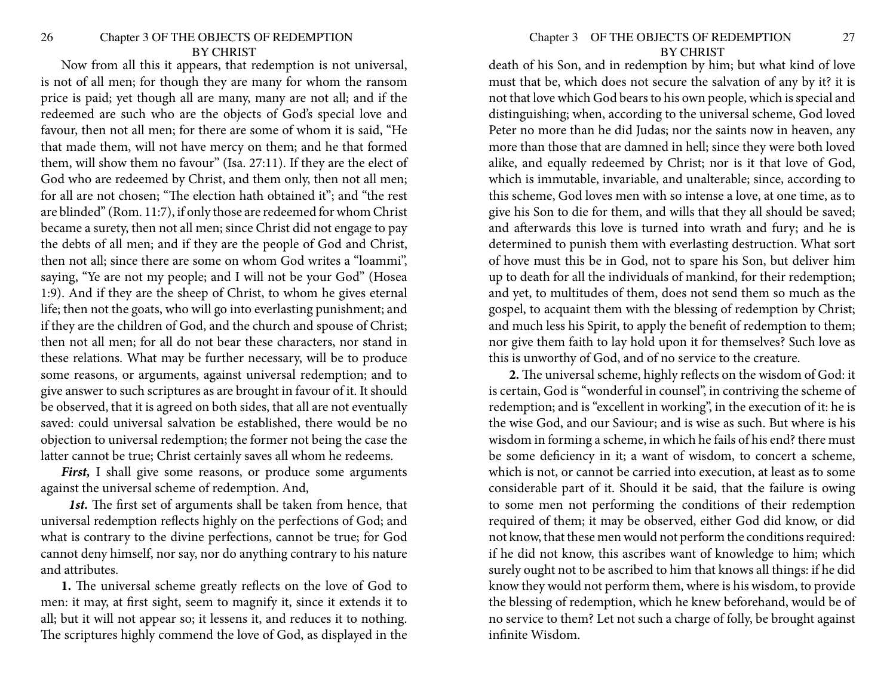Now from all this it appears, that redemption is not universal, is not of all men; for though they are many for whom the ransom price is paid; yet though all are many, many are not all; and if the redeemed are such who are the objects of God's special love and favour, then not all men; for there are some of whom it is said, "He that made them, will not have mercy on them; and he that formed them, will show them no favour" (Isa. 27:11). If they are the elect of God who are redeemed by Christ, and them only, then not all men; for all are not chosen; "The election hath obtained it"; and "the rest are blinded" (Rom. 11:7), if only those are redeemed for whom Christ became a surety, then not all men; since Christ did not engage to pay the debts of all men; and if they are the people of God and Christ, then not all; since there are some on whom God writes a "loammi", saying, "Ye are not my people; and I will not be your God" (Hosea 1:9). And if they are the sheep of Christ, to whom he gives eternal life; then not the goats, who will go into everlasting punishment; and if they are the children of God, and the church and spouse of Christ; then not all men; for all do not bear these characters, nor stand in these relations. What may be further necessary, will be to produce some reasons, or arguments, against universal redemption; and to give answer to such scriptures as are brought in favour of it. It should be observed, that it is agreed on both sides, that all are not eventually saved: could universal salvation be established, there would be no objection to universal redemption; the former not being the case the latter cannot be true; Christ certainly saves all whom he redeems.

***First,*** I shall give some reasons, or produce some arguments against the universal scheme of redemption. And,

***1st.*** The first set of arguments shall be taken from hence, that universal redemption reflects highly on the perfections of God; and what is contrary to the divine perfections, cannot be true; for God cannot deny himself, nor say, nor do anything contrary to his nature and attributes.

**1.** The universal scheme greatly reflects on the love of God to men: it may, at first sight, seem to magnify it, since it extends it to all; but it will not appear so; it lessens it, and reduces it to nothing. The scriptures highly commend the love of God, as displayed in the death of his Son, and in redemption by him; but what kind of love must that be, which does not secure the salvation of any by it? it is not that love which God bears to his own people, which is special and distinguishing; when, according to the universal scheme, God loved Peter no more than he did Judas; nor the saints now in heaven, any more than those that are damned in hell; since they were both loved alike, and equally redeemed by Christ; nor is it that love of God, which is immutable, invariable, and unalterable; since, according to this scheme, God loves men with so intense a love, at one time, as to give his Son to die for them, and wills that they all should be saved; and afterwards this love is turned into wrath and fury; and he is determined to punish them with everlasting destruction. What sort of hove must this be in God, not to spare his Son, but deliver him up to death for all the individuals of mankind, for their redemption; and yet, to multitudes of them, does not send them so much as the gospel, to acquaint them with the blessing of redemption by Christ; and much less his Spirit, to apply the benefit of redemption to them; nor give them faith to lay hold upon it for themselves? Such love as this is unworthy of God, and of no service to the creature.

**2.** The universal scheme, highly reflects on the wisdom of God: it is certain, God is "wonderful in counsel", in contriving the scheme of redemption; and is "excellent in working", in the execution of it: he is the wise God, and our Saviour; and is wise as such. But where is his wisdom in forming a scheme, in which he fails of his end? there must be some deficiency in it; a want of wisdom, to concert a scheme, which is not, or cannot be carried into execution, at least as to some considerable part of it. Should it be said, that the failure is owing to some men not performing the conditions of their redemption required of them; it may be observed, either God did know, or did not know, that these men would not perform the conditions required: if he did not know, this ascribes want of knowledge to him; which surely ought not to be ascribed to him that knows all things: if he did know they would not perform them, where is his wisdom, to provide the blessing of redemption, which he knew beforehand, would be of no service to them? Let not such a charge of folly, be brought against infinite Wisdom.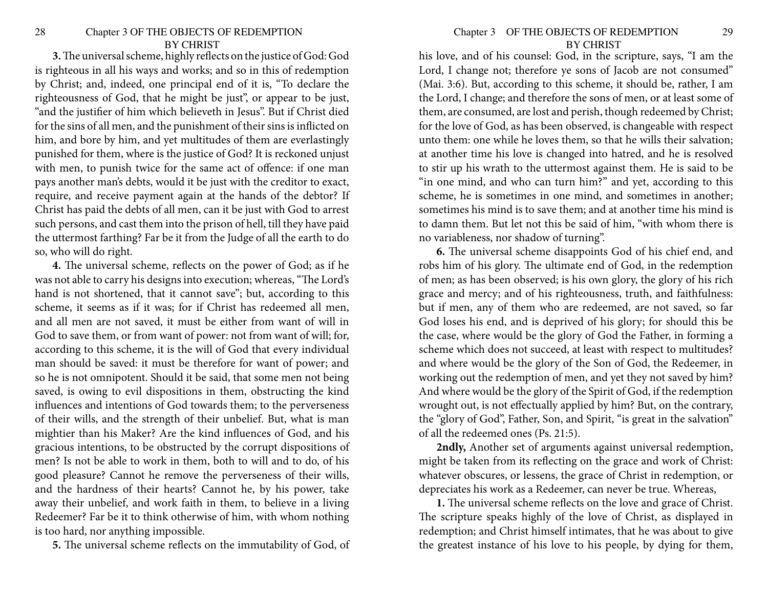**3.** The universal scheme, highly reflects on the justice of God: God is righteous in all his ways and works; and so in this of redemption by Christ; and, indeed, one principal end of it is, "To declare the righteousness of God, that he might be just", or appear to be just, "and the justifier of him which believeth in Jesus". But if Christ died for the sins of all men, and the punishment of their sins is inflicted on him, and bore by him, and yet multitudes of them are everlastingly punished for them, where is the justice of God? It is reckoned unjust with men, to punish twice for the same act of offence: if one man pays another man's debts, would it be just with the creditor to exact, require, and receive payment again at the hands of the debtor? If Christ has paid the debts of all men, can it be just with God to arrest such persons, and cast them into the prison of hell, till they have paid the uttermost farthing? Far be it from the Judge of all the earth to do so, who will do right.

**4.** The universal scheme, reflects on the power of God; as if he was not able to carry his designs into execution; whereas, "The Lord's hand is not shortened, that it cannot save"; but, according to this scheme, it seems as if it was; for if Christ has redeemed all men, and all men are not saved, it must be either from want of will in God to save them, or from want of power: not from want of will; for, according to this scheme, it is the will of God that every individual man should be saved: it must be therefore for want of power; and so he is not omnipotent. Should it be said, that some men not being saved, is owing to evil dispositions in them, obstructing the kind influences and intentions of God towards them; to the perverseness of their wills, and the strength of their unbelief. But, what is man mightier than his Maker? Are the kind influences of God, and his gracious intentions, to be obstructed by the corrupt dispositions of men? Is not be able to work in them, both to will and to do, of his good pleasure? Cannot he remove the perverseness of their wills, and the hardness of their hearts? Cannot he, by his power, take away their unbelief, and work faith in them, to believe in a living Redeemer? Far be it to think otherwise of him, with whom nothing is too hard, nor anything impossible.

**5.** The universal scheme reflects on the immutability of God, of his love, and of his counsel: God, in the scripture, says, "I am the Lord, I change not; therefore ye sons of Jacob are not consumed" (Mai. 3:6). But, according to this scheme, it should be, rather, I am the Lord, I change; and therefore the sons of men, or at least some of them, are consumed, are lost and perish, though redeemed by Christ; for the love of God, as has been observed, is changeable with respect unto them: one while he loves them, so that he wills their salvation; at another time his love is changed into hatred, and he is resolved to stir up his wrath to the uttermost against them. He is said to be "in one mind, and who can turn him?" and yet, according to this scheme, he is sometimes in one mind, and sometimes in another; sometimes his mind is to save them; and at another time his mind is to damn them. But let not this be said of him, "with whom there is no variableness, nor shadow of turning".

**6.** The universal scheme disappoints God of his chief end, and robs him of his glory. The ultimate end of God, in the redemption of men; as has been observed; is his own glory, the glory of his rich grace and mercy; and of his righteousness, truth, and faithfulness: but if men, any of them who are redeemed, are not saved, so far God loses his end, and is deprived of his glory; for should this be the case, where would be the glory of God the Father, in forming a scheme which does not succeed, at least with respect to multitudes? and where would be the glory of the Son of God, the Redeemer, in working out the redemption of men, and yet they not saved by him? And where would be the glory of the Spirit of God, if the redemption wrought out, is not effectually applied by him? But, on the contrary, the "glory of God", Father, Son, and Spirit, "is great in the salvation" of all the redeemed ones (Ps. 21:5).

**2ndly,** Another set of arguments against universal redemption, might be taken from its reflecting on the grace and work of Christ: whatever obscures, or lessens, the grace of Christ in redemption, or depreciates his work as a Redeemer, can never be true. Whereas,

**1.** The universal scheme reflects on the love and grace of Christ. The scripture speaks highly of the love of Christ, as displayed in redemption; and Christ himself intimates, that he was about to give the greatest instance of his love to his people, by dying for them,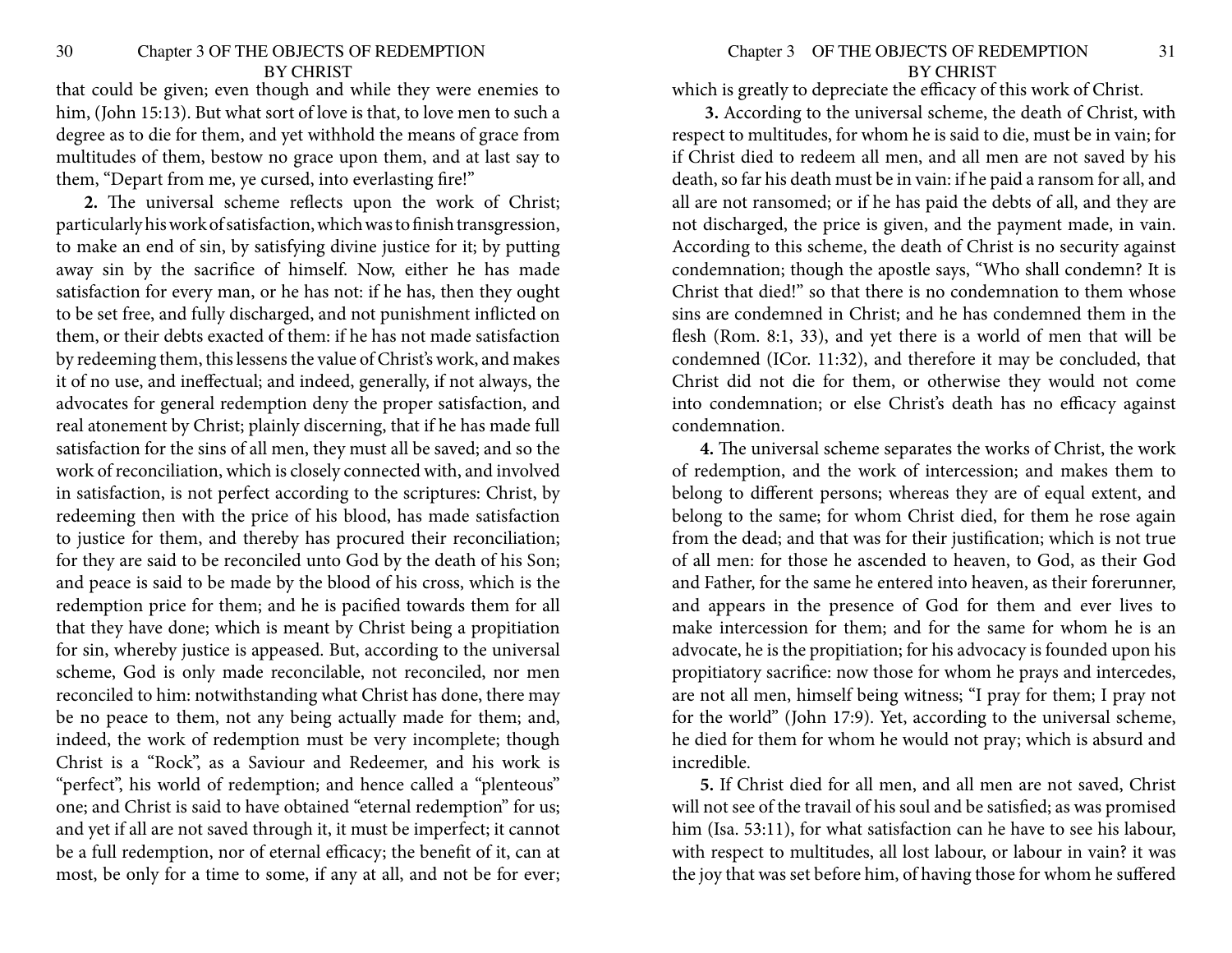that could be given; even though and while they were enemies to him, (John 15:13). But what sort of love is that, to love men to such a degree as to die for them, and yet withhold the means of grace from multitudes of them, bestow no grace upon them, and at last say to them, "Depart from me, ye cursed, into everlasting fire!"

**2.** The universal scheme reflects upon the work of Christ; particularly his work of satisfaction, which was to finish transgression, to make an end of sin, by satisfying divine justice for it; by putting away sin by the sacrifice of himself. Now, either he has made satisfaction for every man, or he has not: if he has, then they ought to be set free, and fully discharged, and not punishment inflicted on them, or their debts exacted of them: if he has not made satisfaction by redeeming them, this lessens the value of Christ's work, and makes it of no use, and ineffectual; and indeed, generally, if not always, the advocates for general redemption deny the proper satisfaction, and real atonement by Christ; plainly discerning, that if he has made full satisfaction for the sins of all men, they must all be saved; and so the work of reconciliation, which is closely connected with, and involved in satisfaction, is not perfect according to the scriptures: Christ, by redeeming then with the price of his blood, has made satisfaction to justice for them, and thereby has procured their reconciliation; for they are said to be reconciled unto God by the death of his Son; and peace is said to be made by the blood of his cross, which is the redemption price for them; and he is pacified towards them for all that they have done; which is meant by Christ being a propitiation for sin, whereby justice is appeased. But, according to the universal scheme, God is only made reconcilable, not reconciled, nor men reconciled to him: notwithstanding what Christ has done, there may be no peace to them, not any being actually made for them; and, indeed, the work of redemption must be very incomplete; though Christ is a "Rock", as a Saviour and Redeemer, and his work is "perfect", his world of redemption; and hence called a "plenteous" one; and Christ is said to have obtained "eternal redemption" for us; and yet if all are not saved through it, it must be imperfect; it cannot be a full redemption, nor of eternal efficacy; the benefit of it, can at most, be only for a time to some, if any at all, and not be for ever; which is greatly to depreciate the efficacy of this work of Christ.

**3.** According to the universal scheme, the death of Christ, with respect to multitudes, for whom he is said to die, must be in vain; for if Christ died to redeem all men, and all men are not saved by his death, so far his death must be in vain: if he paid a ransom for all, and all are not ransomed; or if he has paid the debts of all, and they are not discharged, the price is given, and the payment made, in vain. According to this scheme, the death of Christ is no security against condemnation; though the apostle says, "Who shall condemn? It is Christ that died!" so that there is no condemnation to them whose sins are condemned in Christ; and he has condemned them in the flesh (Rom. 8:1, 33), and yet there is a world of men that will be condemned (ICor. 11:32), and therefore it may be concluded, that Christ did not die for them, or otherwise they would not come into condemnation; or else Christ's death has no efficacy against condemnation.

**4.** The universal scheme separates the works of Christ, the work of redemption, and the work of intercession; and makes them to belong to different persons; whereas they are of equal extent, and belong to the same; for whom Christ died, for them he rose again from the dead; and that was for their justification; which is not true of all men: for those he ascended to heaven, to God, as their God and Father, for the same he entered into heaven, as their forerunner, and appears in the presence of God for them and ever lives to make intercession for them; and for the same for whom he is an advocate, he is the propitiation; for his advocacy is founded upon his propitiatory sacrifice: now those for whom he prays and intercedes, are not all men, himself being witness; "I pray for them; I pray not for the world" (John 17:9). Yet, according to the universal scheme, he died for them for whom he would not pray; which is absurd and incredible.

**5.** If Christ died for all men, and all men are not saved, Christ will not see of the travail of his soul and be satisfied; as was promised him (Isa. 53:11), for what satisfaction can he have to see his labour, with respect to multitudes, all lost labour, or labour in vain? it was the joy that was set before him, of having those for whom he suffered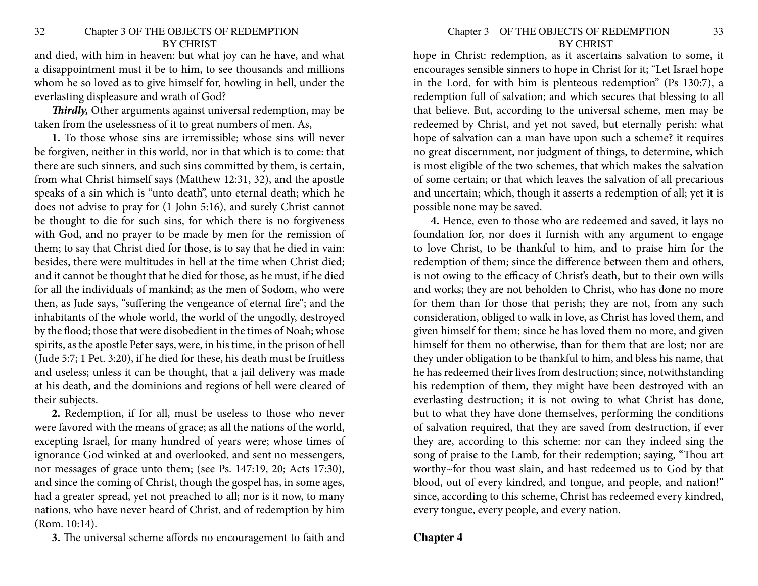and died, with him in heaven: but what joy can he have, and what a disappointment must it be to him, to see thousands and millions whom he so loved as to give himself for, howling in hell, under the everlasting displeasure and wrath of God?

***Thirdly,*** Other arguments against universal redemption, may be taken from the uselessness of it to great numbers of men. As,

**1.** To those whose sins are irremissible; whose sins will never be forgiven, neither in this world, nor in that which is to come: that there are such sinners, and such sins committed by them, is certain, from what Christ himself says (Matthew 12:31, 32), and the apostle speaks of a sin which is "unto death", unto eternal death; which he does not advise to pray for (1 John 5:16), and surely Christ cannot be thought to die for such sins, for which there is no forgiveness with God, and no prayer to be made by men for the remission of them; to say that Christ died for those, is to say that he died in vain: besides, there were multitudes in hell at the time when Christ died; and it cannot be thought that he died for those, as he must, if he died for all the individuals of mankind; as the men of Sodom, who were then, as Jude says, "suffering the vengeance of eternal fire"; and the inhabitants of the whole world, the world of the ungodly, destroyed by the flood; those that were disobedient in the times of Noah; whose spirits, as the apostle Peter says, were, in his time, in the prison of hell (Jude 5:7; 1 Pet. 3:20), if he died for these, his death must be fruitless and useless; unless it can be thought, that a jail delivery was made at his death, and the dominions and regions of hell were cleared of their subjects.

**2.** Redemption, if for all, must be useless to those who never were favored with the means of grace; as all the nations of the world, excepting Israel, for many hundred of years were; whose times of ignorance God winked at and overlooked, and sent no messengers, nor messages of grace unto them; (see Ps. 147:19, 20; Acts 17:30), and since the coming of Christ, though the gospel has, in some ages, had a greater spread, yet not preached to all; nor is it now, to many nations, who have never heard of Christ, and of redemption by him (Rom. 10:14).

**3.** The universal scheme affords no encouragement to faith and hope in Christ: redemption, as it ascertains salvation to some, it encourages sensible sinners to hope in Christ for it; "Let Israel hope in the Lord, for with him is plenteous redemption" (Ps 130:7), a redemption full of salvation; and which secures that blessing to all that believe. But, according to the universal scheme, men may be redeemed by Christ, and yet not saved, but eternally perish: what hope of salvation can a man have upon such a scheme? it requires no great discernment, nor judgment of things, to determine, which is most eligible of the two schemes, that which makes the salvation of some certain; or that which leaves the salvation of all precarious and uncertain; which, though it asserts a redemption of all; yet it is possible none may be saved.

**4.** Hence, even to those who are redeemed and saved, it lays no foundation for, nor does it furnish with any argument to engage to love Christ, to be thankful to him, and to praise him for the redemption of them; since the difference between them and others, is not owing to the efficacy of Christ's death, but to their own wills and works; they are not beholden to Christ, who has done no more for them than for those that perish; they are not, from any such consideration, obliged to walk in love, as Christ has loved them, and given himself for them; since he has loved them no more, and given himself for them no otherwise, than for them that are lost; nor are they under obligation to be thankful to him, and bless his name, that he has redeemed their lives from destruction; since, notwithstanding his redemption of them, they might have been destroyed with an everlasting destruction; it is not owing to what Christ has done, but to what they have done themselves, performing the conditions of salvation required, that they are saved from destruction, if ever they are, according to this scheme: nor can they indeed sing the song of praise to the Lamb, for their redemption; saying, "Thou art worthy~for thou wast slain, and hast redeemed us to God by that blood, out of every kindred, and tongue, and people, and nation!" since, according to this scheme, Christ has redeemed every kindred, every tongue, every people, and every nation.

## Chapter 4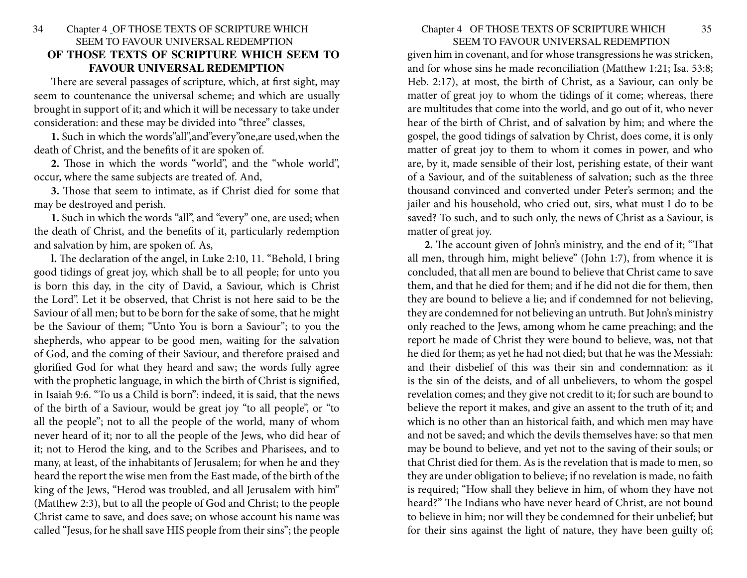## OF THOSE TEXTS OF SCRIPTURE WHICH SEEM TO FAVOUR UNIVERSAL REDEMPTION

There are several passages of scripture, which, at first sight, may seem to countenance the universal scheme; and which are usually brought in support of it; and which it will be necessary to take under consideration: and these may be divided into "three" classes,

**1.** Such in which the words"all",and"every"one,are used,when the death of Christ, and the benefits of it are spoken of.

**2.** Those in which the words "world", and the "whole world", occur, where the same subjects are treated of. And,

**3.** Those that seem to intimate, as if Christ died for some that may be destroyed and perish.

**1.** Such in which the words "all", and "every" one, are used; when the death of Christ, and the benefits of it, particularly redemption and salvation by him, are spoken of. As,

**l.** The declaration of the angel, in Luke 2:10, 11. "Behold, I bring good tidings of great joy, which shall be to all people; for unto you is born this day, in the city of David, a Saviour, which is Christ the Lord". Let it be observed, that Christ is not here said to be the Saviour of all men; but to be born for the sake of some, that he might be the Saviour of them; "Unto You is born a Saviour"; to you the shepherds, who appear to be good men, waiting for the salvation of God, and the coming of their Saviour, and therefore praised and glorified God for what they heard and saw; the words fully agree with the prophetic language, in which the birth of Christ is signified, in Isaiah 9:6. "To us a Child is born": indeed, it is said, that the news of the birth of a Saviour, would be great joy "to all people", or "to all the people"; not to all the people of the world, many of whom never heard of it; nor to all the people of the Jews, who did hear of it; not to Herod the king, and to the Scribes and Pharisees, and to many, at least, of the inhabitants of Jerusalem; for when he and they heard the report the wise men from the East made, of the birth of the king of the Jews, "Herod was troubled, and all Jerusalem with him" (Matthew 2:3), but to all the people of God and Christ; to the people Christ came to save, and does save; on whose account his name was called "Jesus, for he shall save HIS people from their sins"; the people given him in covenant, and for whose transgressions he was stricken, and for whose sins he made reconciliation (Matthew 1:21; Isa. 53:8; Heb. 2:17), at most, the birth of Christ, as a Saviour, can only be matter of great joy to whom the tidings of it come; whereas, there are multitudes that come into the world, and go out of it, who never hear of the birth of Christ, and of salvation by him; and where the gospel, the good tidings of salvation by Christ, does come, it is only matter of great joy to them to whom it comes in power, and who are, by it, made sensible of their lost, perishing estate, of their want of a Saviour, and of the suitableness of salvation; such as the three thousand convinced and converted under Peter's sermon; and the jailer and his household, who cried out, sirs, what must I do to be saved? To such, and to such only, the news of Christ as a Saviour, is matter of great joy.

**2.** The account given of John's ministry, and the end of it; "That all men, through him, might believe" (John 1:7), from whence it is concluded, that all men are bound to believe that Christ came to save them, and that he died for them; and if he did not die for them, then they are bound to believe a lie; and if condemned for not believing, they are condemned for not believing an untruth. But John's ministry only reached to the Jews, among whom he came preaching; and the report he made of Christ they were bound to believe, was, not that he died for them; as yet he had not died; but that he was the Messiah: and their disbelief of this was their sin and condemnation: as it is the sin of the deists, and of all unbelievers, to whom the gospel revelation comes; and they give not credit to it; for such are bound to believe the report it makes, and give an assent to the truth of it; and which is no other than an historical faith, and which men may have and not be saved; and which the devils themselves have: so that men may be bound to believe, and yet not to the saving of their souls; or that Christ died for them. As is the revelation that is made to men, so they are under obligation to believe; if no revelation is made, no faith is required; "How shall they believe in him, of whom they have not heard?" The Indians who have never heard of Christ, are not bound to believe in him; nor will they be condemned for their unbelief; but for their sins against the light of nature, they have been guilty of;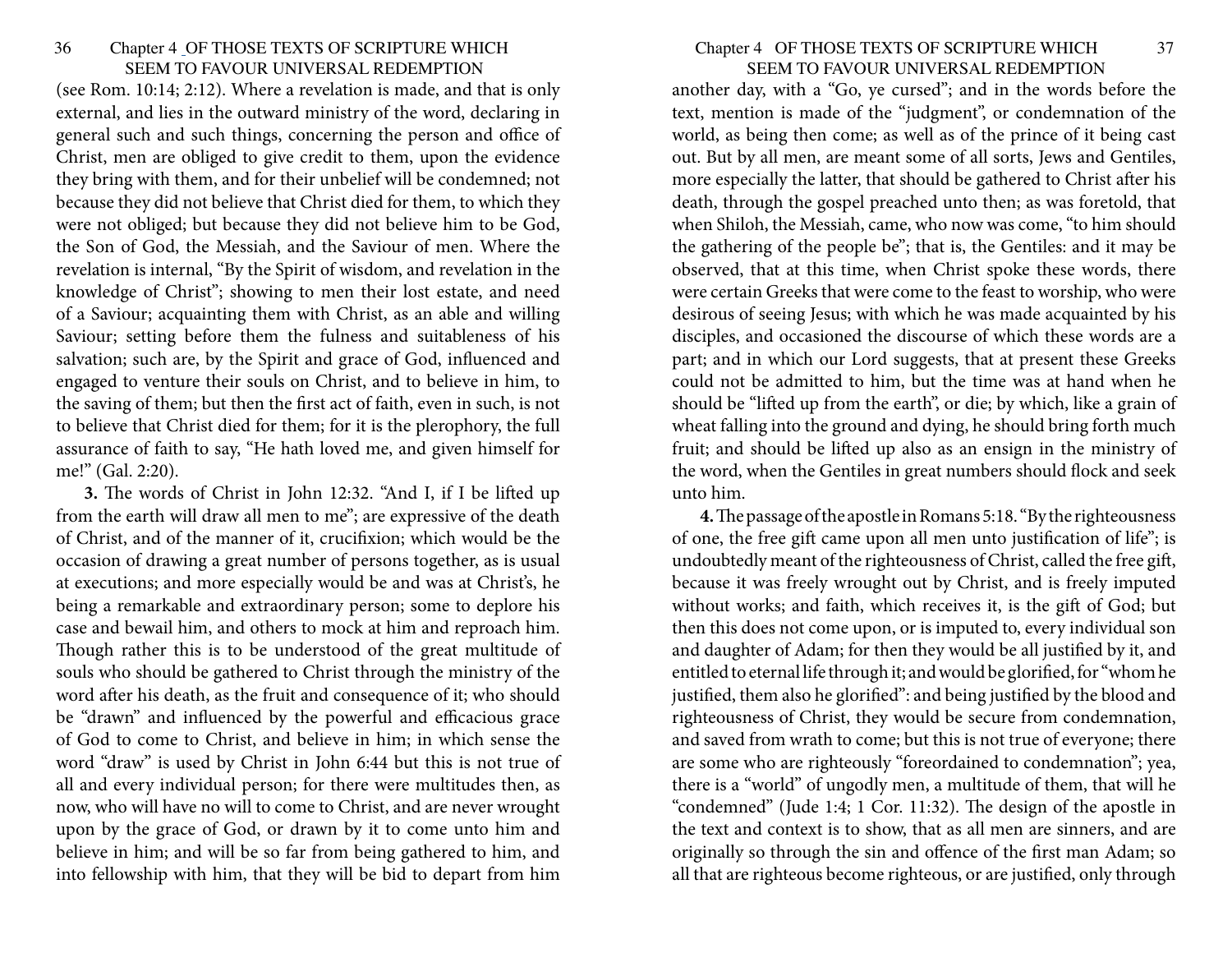(see Rom. 10:14; 2:12). Where a revelation is made, and that is only external, and lies in the outward ministry of the word, declaring in general such and such things, concerning the person and office of Christ, men are obliged to give credit to them, upon the evidence they bring with them, and for their unbelief will be condemned; not because they did not believe that Christ died for them, to which they were not obliged; but because they did not believe him to be God, the Son of God, the Messiah, and the Saviour of men. Where the revelation is internal, "By the Spirit of wisdom, and revelation in the knowledge of Christ"; showing to men their lost estate, and need of a Saviour; acquainting them with Christ, as an able and willing Saviour; setting before them the fulness and suitableness of his salvation; such are, by the Spirit and grace of God, influenced and engaged to venture their souls on Christ, and to believe in him, to the saving of them; but then the first act of faith, even in such, is not to believe that Christ died for them; for it is the plerophory, the full assurance of faith to say, "He hath loved me, and given himself for me!" (Gal. 2:20).

**3.** The words of Christ in John 12:32. "And I, if I be lifted up from the earth will draw all men to me"; are expressive of the death of Christ, and of the manner of it, crucifixion; which would be the occasion of drawing a great number of persons together, as is usual at executions; and more especially would be and was at Christ's, he being a remarkable and extraordinary person; some to deplore his case and bewail him, and others to mock at him and reproach him. Though rather this is to be understood of the great multitude of souls who should be gathered to Christ through the ministry of the word after his death, as the fruit and consequence of it; who should be "drawn" and influenced by the powerful and efficacious grace of God to come to Christ, and believe in him; in which sense the word "draw" is used by Christ in John 6:44 but this is not true of all and every individual person; for there were multitudes then, as now, who will have no will to come to Christ, and are never wrought upon by the grace of God, or drawn by it to come unto him and believe in him; and will be so far from being gathered to him, and into fellowship with him, that they will be bid to depart from him another day, with a "Go, ye cursed"; and in the words before the text, mention is made of the "judgment", or condemnation of the world, as being then come; as well as of the prince of it being cast out. But by all men, are meant some of all sorts, Jews and Gentiles, more especially the latter, that should be gathered to Christ after his death, through the gospel preached unto then; as was foretold, that when Shiloh, the Messiah, came, who now was come, "to him should the gathering of the people be"; that is, the Gentiles: and it may be observed, that at this time, when Christ spoke these words, there were certain Greeks that were come to the feast to worship, who were desirous of seeing Jesus; with which he was made acquainted by his disciples, and occasioned the discourse of which these words are a part; and in which our Lord suggests, that at present these Greeks could not be admitted to him, but the time was at hand when he should be "lifted up from the earth", or die; by which, like a grain of wheat falling into the ground and dying, he should bring forth much fruit; and should be lifted up also as an ensign in the ministry of the word, when the Gentiles in great numbers should flock and seek unto him.

**4.** The passage of the apostle in Romans 5:18. "By the righteousness of one, the free gift came upon all men unto justification of life"; is undoubtedly meant of the righteousness of Christ, called the free gift, because it was freely wrought out by Christ, and is freely imputed without works; and faith, which receives it, is the gift of God; but then this does not come upon, or is imputed to, every individual son and daughter of Adam; for then they would be all justified by it, and entitled to eternal life through it; and would be glorified, for "whom he justified, them also he glorified": and being justified by the blood and righteousness of Christ, they would be secure from condemnation, and saved from wrath to come; but this is not true of everyone; there are some who are righteously "foreordained to condemnation"; yea, there is a "world" of ungodly men, a multitude of them, that will he "condemned" (Jude 1:4; 1 Cor. 11:32). The design of the apostle in the text and context is to show, that as all men are sinners, and are originally so through the sin and offence of the first man Adam; so all that are righteous become righteous, or are justified, only through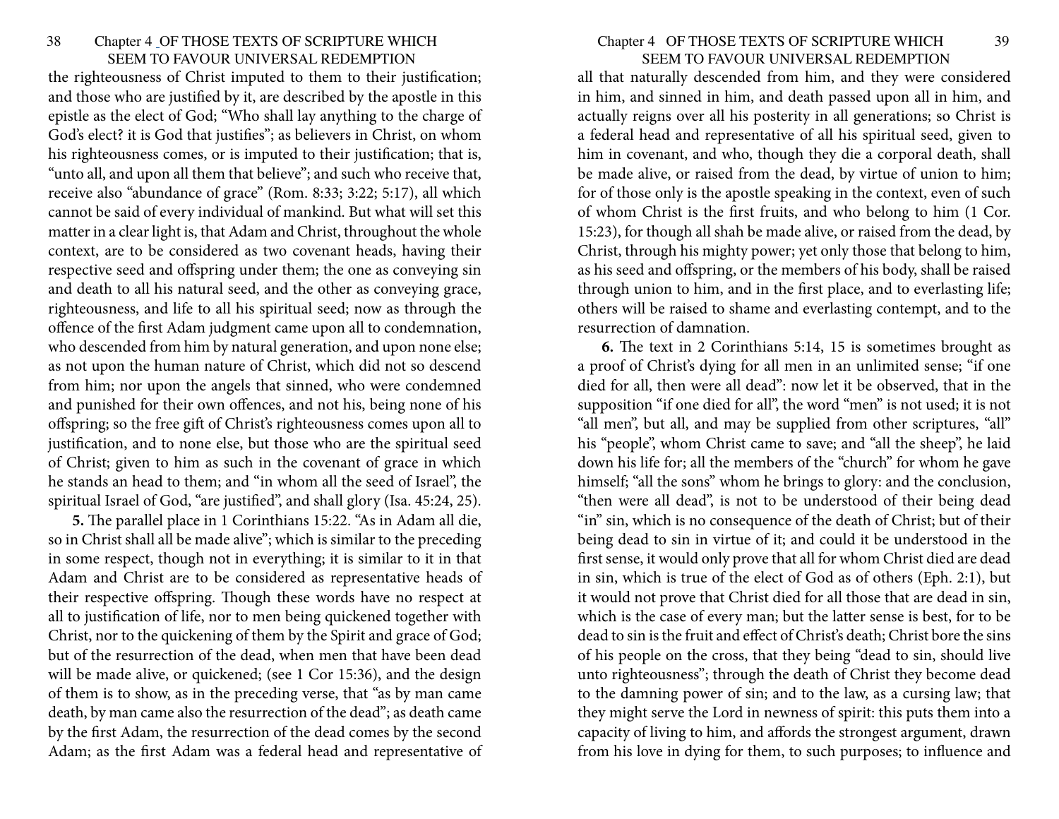the righteousness of Christ imputed to them to their justification; and those who are justified by it, are described by the apostle in this epistle as the elect of God; "Who shall lay anything to the charge of God's elect? it is God that justifies"; as believers in Christ, on whom his righteousness comes, or is imputed to their justification; that is, "unto all, and upon all them that believe"; and such who receive that, receive also "abundance of grace" (Rom. 8:33; 3:22; 5:17), all which cannot be said of every individual of mankind. But what will set this matter in a clear light is, that Adam and Christ, throughout the whole context, are to be considered as two covenant heads, having their respective seed and offspring under them; the one as conveying sin and death to all his natural seed, and the other as conveying grace, righteousness, and life to all his spiritual seed; now as through the offence of the first Adam judgment came upon all to condemnation, who descended from him by natural generation, and upon none else; as not upon the human nature of Christ, which did not so descend from him; nor upon the angels that sinned, who were condemned and punished for their own offences, and not his, being none of his offspring; so the free gift of Christ's righteousness comes upon all to justification, and to none else, but those who are the spiritual seed of Christ; given to him as such in the covenant of grace in which he stands an head to them; and "in whom all the seed of Israel", the spiritual Israel of God, "are justified", and shall glory (Isa. 45:24, 25).

**5.** The parallel place in 1 Corinthians 15:22. "As in Adam all die, so in Christ shall all be made alive"; which is similar to the preceding in some respect, though not in everything; it is similar to it in that Adam and Christ are to be considered as representative heads of their respective offspring. Though these words have no respect at all to justification of life, nor to men being quickened together with Christ, nor to the quickening of them by the Spirit and grace of God; but of the resurrection of the dead, when men that have been dead will be made alive, or quickened; (see 1 Cor 15:36), and the design of them is to show, as in the preceding verse, that "as by man came death, by man came also the resurrection of the dead"; as death came by the first Adam, the resurrection of the dead comes by the second Adam; as the first Adam was a federal head and representative of all that naturally descended from him, and they were considered in him, and sinned in him, and death passed upon all in him, and actually reigns over all his posterity in all generations; so Christ is a federal head and representative of all his spiritual seed, given to him in covenant, and who, though they die a corporal death, shall be made alive, or raised from the dead, by virtue of union to him; for of those only is the apostle speaking in the context, even of such of whom Christ is the first fruits, and who belong to him (1 Cor. 15:23), for though all shah be made alive, or raised from the dead, by Christ, through his mighty power; yet only those that belong to him, as his seed and offspring, or the members of his body, shall be raised through union to him, and in the first place, and to everlasting life; others will be raised to shame and everlasting contempt, and to the resurrection of damnation.

**6.** The text in 2 Corinthians 5:14, 15 is sometimes brought as a proof of Christ's dying for all men in an unlimited sense; "if one died for all, then were all dead": now let it be observed, that in the supposition "if one died for all", the word "men" is not used; it is not "all men", but all, and may be supplied from other scriptures, "all" his "people", whom Christ came to save; and "all the sheep", he laid down his life for; all the members of the "church" for whom he gave himself; "all the sons" whom he brings to glory: and the conclusion, "then were all dead", is not to be understood of their being dead "in" sin, which is no consequence of the death of Christ; but of their being dead to sin in virtue of it; and could it be understood in the first sense, it would only prove that all for whom Christ died are dead in sin, which is true of the elect of God as of others (Eph. 2:1), but it would not prove that Christ died for all those that are dead in sin, which is the case of every man; but the latter sense is best, for to be dead to sin is the fruit and effect of Christ's death; Christ bore the sins of his people on the cross, that they being "dead to sin, should live unto righteousness"; through the death of Christ they become dead to the damning power of sin; and to the law, as a cursing law; that they might serve the Lord in newness of spirit: this puts them into a capacity of living to him, and affords the strongest argument, drawn from his love in dying for them, to such purposes; to influence and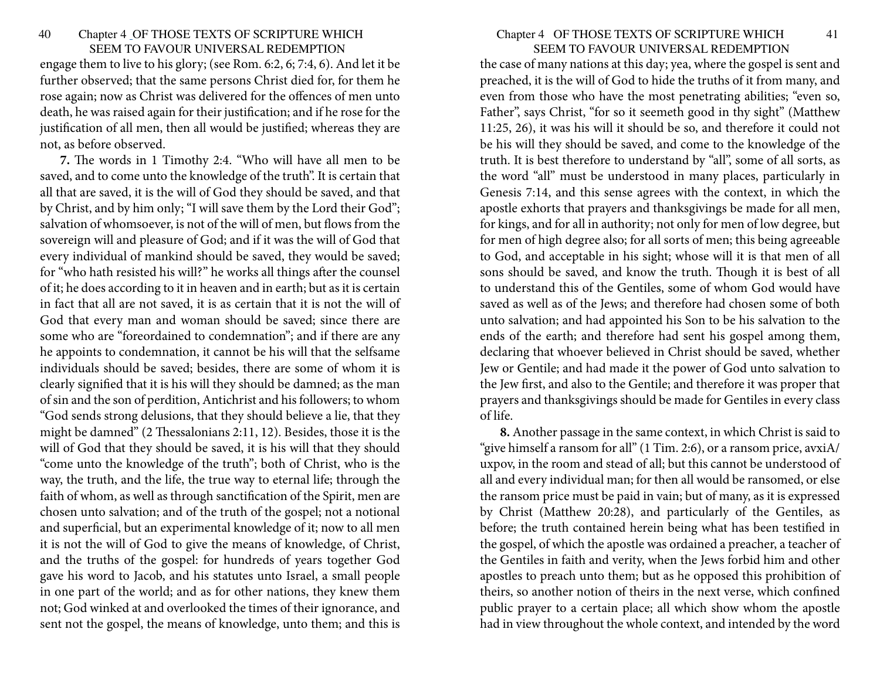engage them to live to his glory; (see Rom. 6:2, 6; 7:4, 6). And let it be further observed; that the same persons Christ died for, for them he rose again; now as Christ was delivered for the offences of men unto death, he was raised again for their justification; and if he rose for the justification of all men, then all would be justified; whereas they are not, as before observed.

**7.** The words in 1 Timothy 2:4. "Who will have all men to be saved, and to come unto the knowledge of the truth". It is certain that all that are saved, it is the will of God they should be saved, and that by Christ, and by him only; "I will save them by the Lord their God"; salvation of whomsoever, is not of the will of men, but flows from the sovereign will and pleasure of God; and if it was the will of God that every individual of mankind should be saved, they would be saved; for "who hath resisted his will?" he works all things after the counsel of it; he does according to it in heaven and in earth; but as it is certain in fact that all are not saved, it is as certain that it is not the will of God that every man and woman should be saved; since there are some who are "foreordained to condemnation"; and if there are any he appoints to condemnation, it cannot be his will that the selfsame individuals should be saved; besides, there are some of whom it is clearly signified that it is his will they should be damned; as the man of sin and the son of perdition, Antichrist and his followers; to whom "God sends strong delusions, that they should believe a lie, that they might be damned" (2 Thessalonians 2:11, 12). Besides, those it is the will of God that they should be saved, it is his will that they should "come unto the knowledge of the truth"; both of Christ, who is the way, the truth, and the life, the true way to eternal life; through the faith of whom, as well as through sanctification of the Spirit, men are chosen unto salvation; and of the truth of the gospel; not a notional and superficial, but an experimental knowledge of it; now to all men it is not the will of God to give the means of knowledge, of Christ, and the truths of the gospel: for hundreds of years together God gave his word to Jacob, and his statutes unto Israel, a small people in one part of the world; and as for other nations, they knew them not; God winked at and overlooked the times of their ignorance, and sent not the gospel, the means of knowledge, unto them; and this is the case of many nations at this day; yea, where the gospel is sent and preached, it is the will of God to hide the truths of it from many, and even from those who have the most penetrating abilities; "even so, Father", says Christ, "for so it seemeth good in thy sight" (Matthew 11:25, 26), it was his will it should be so, and therefore it could not be his will they should be saved, and come to the knowledge of the truth. It is best therefore to understand by "all", some of all sorts, as the word "all" must be understood in many places, particularly in Genesis 7:14, and this sense agrees with the context, in which the apostle exhorts that prayers and thanksgivings be made for all men, for kings, and for all in authority; not only for men of low degree, but for men of high degree also; for all sorts of men; this being agreeable to God, and acceptable in his sight; whose will it is that men of all sons should be saved, and know the truth. Though it is best of all to understand this of the Gentiles, some of whom God would have saved as well as of the Jews; and therefore had chosen some of both unto salvation; and had appointed his Son to be his salvation to the ends of the earth; and therefore had sent his gospel among them, declaring that whoever believed in Christ should be saved, whether Jew or Gentile; and had made it the power of God unto salvation to the Jew first, and also to the Gentile; and therefore it was proper that prayers and thanksgivings should be made for Gentiles in every class of life.

**8.** Another passage in the same context, in which Christ is said to "give himself a ransom for all" (1 Tim. 2:6), or a ransom price, avxiA/uxpov, in the room and stead of all; but this cannot be understood of all and every individual man; for then all would be ransomed, or else the ransom price must be paid in vain; but of many, as it is expressed by Christ (Matthew 20:28), and particularly of the Gentiles, as before; the truth contained herein being what has been testified in the gospel, of which the apostle was ordained a preacher, a teacher of the Gentiles in faith and verity, when the Jews forbid him and other apostles to preach unto them; but as he opposed this prohibition of theirs, so another notion of theirs in the next verse, which confined public prayer to a certain place; all which show whom the apostle had in view throughout the whole context, and intended by the word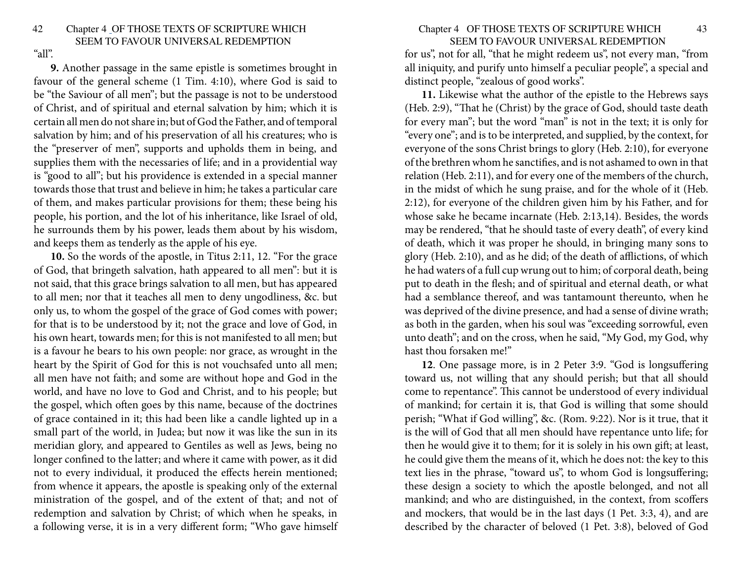"all".

**9.** Another passage in the same epistle is sometimes brought in favour of the general scheme (1 Tim. 4:10), where God is said to be "the Saviour of all men"; but the passage is not to be understood of Christ, and of spiritual and eternal salvation by him; which it is certain all men do not share in; but of God the Father, and of temporal salvation by him; and of his preservation of all his creatures; who is the "preserver of men", supports and upholds them in being, and supplies them with the necessaries of life; and in a providential way is "good to all"; but his providence is extended in a special manner towards those that trust and believe in him; he takes a particular care of them, and makes particular provisions for them; these being his people, his portion, and the lot of his inheritance, like Israel of old, he surrounds them by his power, leads them about by his wisdom, and keeps them as tenderly as the apple of his eye.

**10.** So the words of the apostle, in Titus 2:11, 12. "For the grace of God, that bringeth salvation, hath appeared to all men": but it is not said, that this grace brings salvation to all men, but has appeared to all men; nor that it teaches all men to deny ungodliness, &c. but only us, to whom the gospel of the grace of God comes with power; for that is to be understood by it; not the grace and love of God, in his own heart, towards men; for this is not manifested to all men; but is a favour he bears to his own people: nor grace, as wrought in the heart by the Spirit of God for this is not vouchsafed unto all men; all men have not faith; and some are without hope and God in the world, and have no love to God and Christ, and to his people; but the gospel, which often goes by this name, because of the doctrines of grace contained in it; this had been like a candle lighted up in a small part of the world, in Judea; but now it was like the sun in its meridian glory, and appeared to Gentiles as well as Jews, being no longer confined to the latter; and where it came with power, as it did not to every individual, it produced the effects herein mentioned; from whence it appears, the apostle is speaking only of the external ministration of the gospel, and of the extent of that; and not of redemption and salvation by Christ; of which when he speaks, in a following verse, it is in a very different form; "Who gave himself for us", not for all, "that he might redeem us", not every man, "from all iniquity, and purify unto himself a peculiar people", a special and distinct people, "zealous of good works".

**11.** Likewise what the author of the epistle to the Hebrews says (Heb. 2:9), "That he (Christ) by the grace of God, should taste death for every man"; but the word "man" is not in the text; it is only for "every one"; and is to be interpreted, and supplied, by the context, for everyone of the sons Christ brings to glory (Heb. 2:10), for everyone of the brethren whom he sanctifies, and is not ashamed to own in that relation (Heb. 2:11), and for every one of the members of the church, in the midst of which he sung praise, and for the whole of it (Heb. 2:12), for everyone of the children given him by his Father, and for whose sake he became incarnate (Heb. 2:13,14). Besides, the words may be rendered, "that he should taste of every death", of every kind of death, which it was proper he should, in bringing many sons to glory (Heb. 2:10), and as he did; of the death of afflictions, of which he had waters of a full cup wrung out to him; of corporal death, being put to death in the flesh; and of spiritual and eternal death, or what had a semblance thereof, and was tantamount thereunto, when he was deprived of the divine presence, and had a sense of divine wrath; as both in the garden, when his soul was "exceeding sorrowful, even unto death"; and on the cross, when he said, "My God, my God, why hast thou forsaken me!"

**12**. One passage more, is in 2 Peter 3:9. "God is longsuffering toward us, not willing that any should perish; but that all should come to repentance". This cannot be understood of every individual of mankind; for certain it is, that God is willing that some should perish; "What if God willing", &c. (Rom. 9:22). Nor is it true, that it is the will of God that all men should have repentance unto life; for then he would give it to them; for it is solely in his own gift; at least, he could give them the means of it, which he does not: the key to this text lies in the phrase, "toward us", to whom God is longsuffering; these design a society to which the apostle belonged, and not all mankind; and who are distinguished, in the context, from scoffers and mockers, that would be in the last days (1 Pet. 3:3, 4), and are described by the character of beloved (1 Pet. 3:8), beloved of God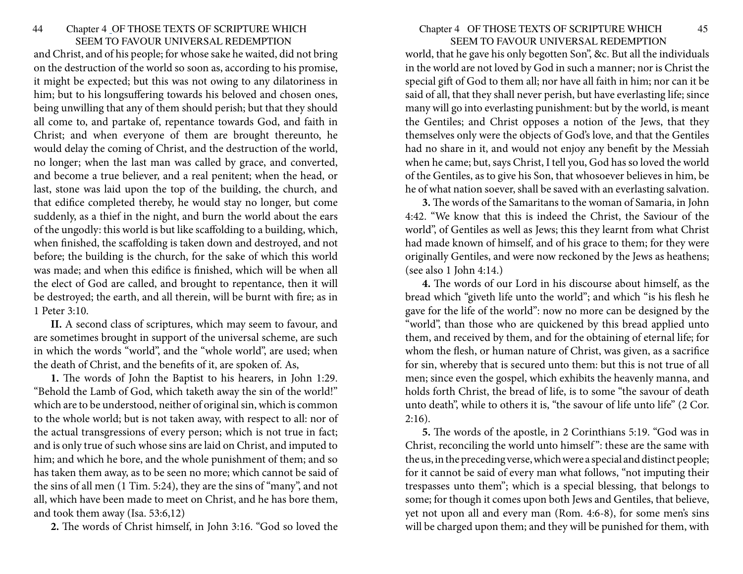and Christ, and of his people; for whose sake he waited, did not bring on the destruction of the world so soon as, according to his promise, it might be expected; but this was not owing to any dilatoriness in him; but to his longsuffering towards his beloved and chosen ones, being unwilling that any of them should perish; but that they should all come to, and partake of, repentance towards God, and faith in Christ; and when everyone of them are brought thereunto, he would delay the coming of Christ, and the destruction of the world, no longer; when the last man was called by grace, and converted, and become a true believer, and a real penitent; when the head, or last, stone was laid upon the top of the building, the church, and that edifice completed thereby, he would stay no longer, but come suddenly, as a thief in the night, and burn the world about the ears of the ungodly: this world is but like scaffolding to a building, which, when finished, the scaffolding is taken down and destroyed, and not before; the building is the church, for the sake of which this world was made; and when this edifice is finished, which will be when all the elect of God are called, and brought to repentance, then it will be destroyed; the earth, and all therein, will be burnt with fire; as in 1 Peter 3:10.

**II.** A second class of scriptures, which may seem to favour, and are sometimes brought in support of the universal scheme, are such in which the words "world", and the "whole world", are used; when the death of Christ, and the benefits of it, are spoken of. As,

**1.** The words of John the Baptist to his hearers, in John 1:29. "Behold the Lamb of God, which taketh away the sin of the world!" which are to be understood, neither of original sin, which is common to the whole world; but is not taken away, with respect to all: nor of the actual transgressions of every person; which is not true in fact; and is only true of such whose sins are laid on Christ, and imputed to him; and which he bore, and the whole punishment of them; and so has taken them away, as to be seen no more; which cannot be said of the sins of all men (1 Tim. 5:24), they are the sins of "many", and not all, which have been made to meet on Christ, and he has bore them, and took them away (Isa. 53:6,12)

**2.** The words of Christ himself, in John 3:16. "God so loved the world, that he gave his only begotten Son", &c. But all the individuals in the world are not loved by God in such a manner; nor is Christ the special gift of God to them all; nor have all faith in him; nor can it be said of all, that they shall never perish, but have everlasting life; since many will go into everlasting punishment: but by the world, is meant the Gentiles; and Christ opposes a notion of the Jews, that they themselves only were the objects of God's love, and that the Gentiles had no share in it, and would not enjoy any benefit by the Messiah when he came; but, says Christ, I tell you, God has so loved the world of the Gentiles, as to give his Son, that whosoever believes in him, be he of what nation soever, shall be saved with an everlasting salvation.

**3.** The words of the Samaritans to the woman of Samaria, in John 4:42. "We know that this is indeed the Christ, the Saviour of the world", of Gentiles as well as Jews; this they learnt from what Christ had made known of himself, and of his grace to them; for they were originally Gentiles, and were now reckoned by the Jews as heathens; (see also 1 John 4:14.)

**4.** The words of our Lord in his discourse about himself, as the bread which "giveth life unto the world"; and which "is his flesh he gave for the life of the world": now no more can be designed by the "world", than those who are quickened by this bread applied unto them, and received by them, and for the obtaining of eternal life; for whom the flesh, or human nature of Christ, was given, as a sacrifice for sin, whereby that is secured unto them: but this is not true of all men; since even the gospel, which exhibits the heavenly manna, and holds forth Christ, the bread of life, is to some "the savour of death unto death", while to others it is, "the savour of life unto life" (2 Cor. 2:16).

**5.** The words of the apostle, in 2 Corinthians 5:19. "God was in Christ, reconciling the world unto himself": these are the same with the us, in the preceding verse, which were a special and distinct people; for it cannot be said of every man what follows, "not imputing their trespasses unto them"; which is a special blessing, that belongs to some; for though it comes upon both Jews and Gentiles, that believe, yet not upon all and every man (Rom. 4:6-8), for some men's sins will be charged upon them; and they will be punished for them, with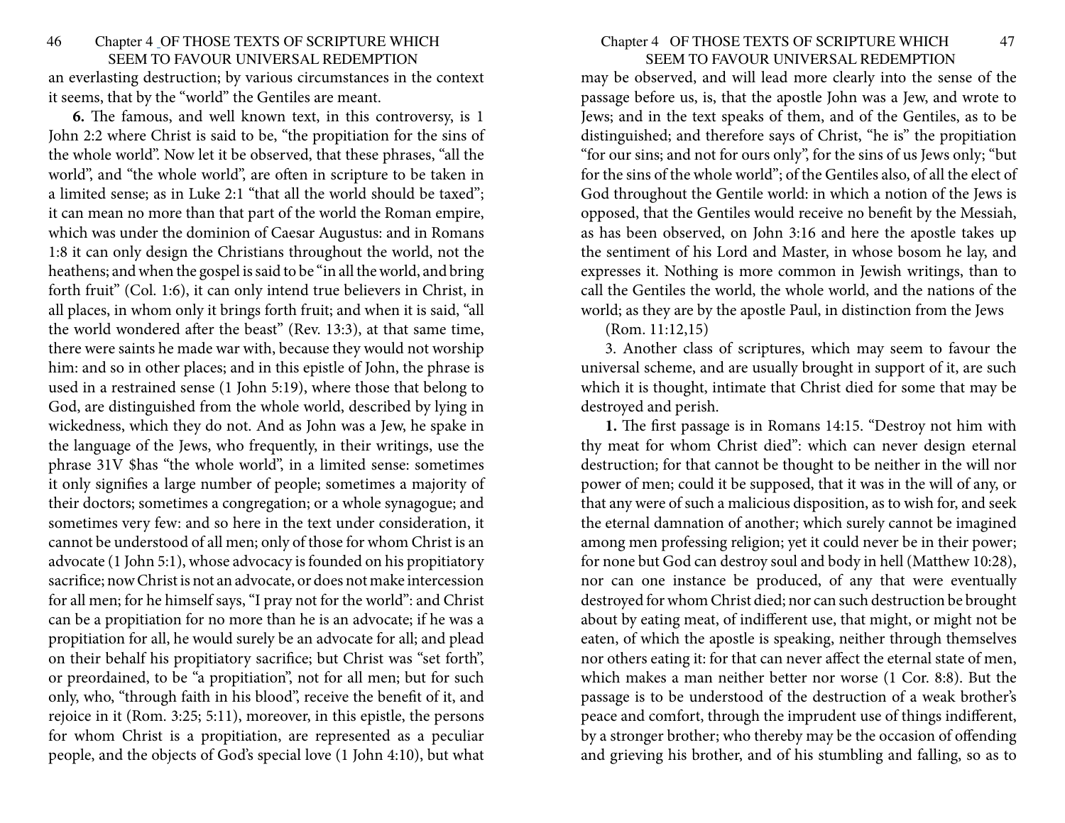an everlasting destruction; by various circumstances in the context it seems, that by the "world" the Gentiles are meant.

**6.** The famous, and well known text, in this controversy, is 1 John 2:2 where Christ is said to be, "the propitiation for the sins of the whole world". Now let it be observed, that these phrases, "all the world", and "the whole world", are often in scripture to be taken in a limited sense; as in Luke 2:1 "that all the world should be taxed"; it can mean no more than that part of the world the Roman empire, which was under the dominion of Caesar Augustus: and in Romans 1:8 it can only design the Christians throughout the world, not the heathens; and when the gospel is said to be "in all the world, and bring forth fruit" (Col. 1:6), it can only intend true believers in Christ, in all places, in whom only it brings forth fruit; and when it is said, "all the world wondered after the beast" (Rev. 13:3), at that same time, there were saints he made war with, because they would not worship him: and so in other places; and in this epistle of John, the phrase is used in a restrained sense (1 John 5:19), where those that belong to God, are distinguished from the whole world, described by lying in wickedness, which they do not. And as John was a Jew, he spake in the language of the Jews, who frequently, in their writings, use the phrase 31V $has "the whole world", in a limited sense: sometimes it only signifies a large number of people; sometimes a majority of their doctors; sometimes a congregation; or a whole synagogue; and sometimes very few: and so here in the text under consideration, it cannot be understood of all men; only of those for whom Christ is an advocate (1 John 5:1), whose advocacy is founded on his propitiatory sacrifice; now Christ is not an advocate, or does not make intercession for all men; for he himself says, "I pray not for the world": and Christ can be a propitiation for no more than he is an advocate; if he was a propitiation for all, he would surely be an advocate for all; and plead on their behalf his propitiatory sacrifice; but Christ was "set forth", or preordained, to be "a propitiation", not for all men; but for such only, who, "through faith in his blood", receive the benefit of it, and rejoice in it (Rom. 3:25; 5:11), moreover, in this epistle, the persons for whom Christ is a propitiation, are represented as a peculiar people, and the objects of God's special love (1 John 4:10), but what may be observed, and will lead more clearly into the sense of the passage before us, is, that the apostle John was a Jew, and wrote to Jews; and in the text speaks of them, and of the Gentiles, as to be distinguished; and therefore says of Christ, "he is" the propitiation "for our sins; and not for ours only", for the sins of us Jews only; "but for the sins of the whole world"; of the Gentiles also, of all the elect of God throughout the Gentile world: in which a notion of the Jews is opposed, that the Gentiles would receive no benefit by the Messiah, as has been observed, on John 3:16 and here the apostle takes up the sentiment of his Lord and Master, in whose bosom he lay, and expresses it. Nothing is more common in Jewish writings, than to call the Gentiles the world, the whole world, and the nations of the world; as they are by the apostle Paul, in distinction from the Jews (Rom. 11:12,15)

3. Another class of scriptures, which may seem to favour the universal scheme, and are usually brought in support of it, are such which it is thought, intimate that Christ died for some that may be destroyed and perish.

**1.** The first passage is in Romans 14:15. "Destroy not him with thy meat for whom Christ died": which can never design eternal destruction; for that cannot be thought to be neither in the will nor power of men; could it be supposed, that it was in the will of any, or that any were of such a malicious disposition, as to wish for, and seek the eternal damnation of another; which surely cannot be imagined among men professing religion; yet it could never be in their power; for none but God can destroy soul and body in hell (Matthew 10:28), nor can one instance be produced, of any that were eventually destroyed for whom Christ died; nor can such destruction be brought about by eating meat, of indifferent use, that might, or might not be eaten, of which the apostle is speaking, neither through themselves nor others eating it: for that can never affect the eternal state of men, which makes a man neither better nor worse (1 Cor. 8:8). But the passage is to be understood of the destruction of a weak brother's peace and comfort, through the imprudent use of things indifferent, by a stronger brother; who thereby may be the occasion of offending and grieving his brother, and of his stumbling and falling, so as to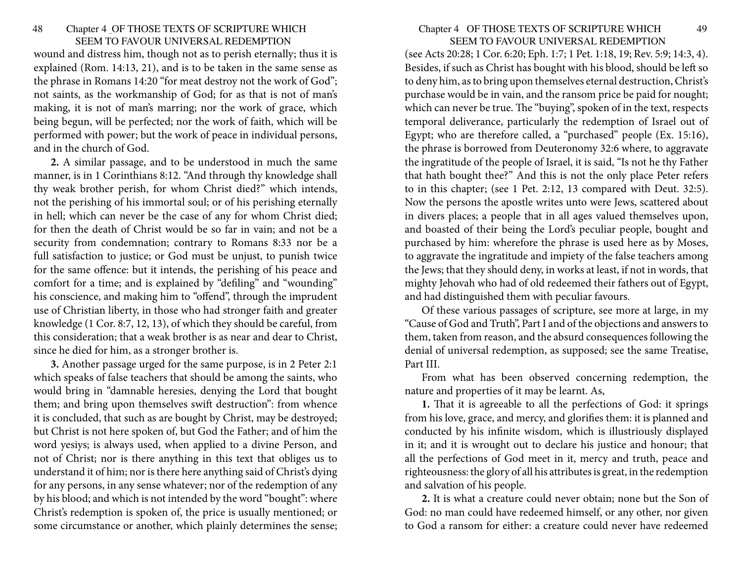wound and distress him, though not as to perish eternally; thus it is explained (Rom. 14:13, 21), and is to be taken in the same sense as the phrase in Romans 14:20 "for meat destroy not the work of God"; not saints, as the workmanship of God; for as that is not of man's making, it is not of man's marring; nor the work of grace, which being begun, will be perfected; nor the work of faith, which will be performed with power; but the work of peace in individual persons, and in the church of God.

**2.** A similar passage, and to be understood in much the same manner, is in 1 Corinthians 8:12. "And through thy knowledge shall thy weak brother perish, for whom Christ died?" which intends, not the perishing of his immortal soul; or of his perishing eternally in hell; which can never be the case of any for whom Christ died; for then the death of Christ would be so far in vain; and not be a security from condemnation; contrary to Romans 8:33 nor be a full satisfaction to justice; or God must be unjust, to punish twice for the same offence: but it intends, the perishing of his peace and comfort for a time; and is explained by "defiling" and "wounding" his conscience, and making him to "offend", through the imprudent use of Christian liberty, in those who had stronger faith and greater knowledge (1 Cor. 8:7, 12, 13), of which they should be careful, from this consideration; that a weak brother is as near and dear to Christ, since he died for him, as a stronger brother is.

**3.** Another passage urged for the same purpose, is in 2 Peter 2:1 which speaks of false teachers that should be among the saints, who would bring in "damnable heresies, denying the Lord that bought them; and bring upon themselves swift destruction": from whence it is concluded, that such as are bought by Christ, may be destroyed; but Christ is not here spoken of, but God the Father; and of him the word yesiys; is always used, when applied to a divine Person, and not of Christ; nor is there anything in this text that obliges us to understand it of him; nor is there here anything said of Christ's dying for any persons, in any sense whatever; nor of the redemption of any by his blood; and which is not intended by the word "bought": where Christ's redemption is spoken of, the price is usually mentioned; or some circumstance or another, which plainly determines the sense; (see Acts 20:28; 1 Cor. 6:20; Eph. 1:7; 1 Pet. 1:18, 19; Rev. 5:9; 14:3, 4). Besides, if such as Christ has bought with his blood, should be left so to deny him, as to bring upon themselves eternal destruction, Christ's purchase would be in vain, and the ransom price be paid for nought; which can never be true. The "buying", spoken of in the text, respects temporal deliverance, particularly the redemption of Israel out of Egypt; who are therefore called, a "purchased" people (Ex. 15:16), the phrase is borrowed from Deuteronomy 32:6 where, to aggravate the ingratitude of the people of Israel, it is said, "Is not he thy Father that hath bought thee?" And this is not the only place Peter refers to in this chapter; (see 1 Pet. 2:12, 13 compared with Deut. 32:5). Now the persons the apostle writes unto were Jews, scattered about in divers places; a people that in all ages valued themselves upon, and boasted of their being the Lord's peculiar people, bought and purchased by him: wherefore the phrase is used here as by Moses, to aggravate the ingratitude and impiety of the false teachers among the Jews; that they should deny, in works at least, if not in words, that mighty Jehovah who had of old redeemed their fathers out of Egypt, and had distinguished them with peculiar favours.

Of these various passages of scripture, see more at large, in my "Cause of God and Truth", Part I and of the objections and answers to them, taken from reason, and the absurd consequences following the denial of universal redemption, as supposed; see the same Treatise, Part III.

From what has been observed concerning redemption, the nature and properties of it may be learnt. As,

**1.** That it is agreeable to all the perfections of God: it springs from his love, grace, and mercy, and glorifies them: it is planned and conducted by his infinite wisdom, which is illustriously displayed in it; and it is wrought out to declare his justice and honour; that all the perfections of God meet in it, mercy and truth, peace and righteousness: the glory of all his attributes is great, in the redemption and salvation of his people.

**2.** It is what a creature could never obtain; none but the Son of God: no man could have redeemed himself, or any other, nor given to God a ransom for either: a creature could never have redeemed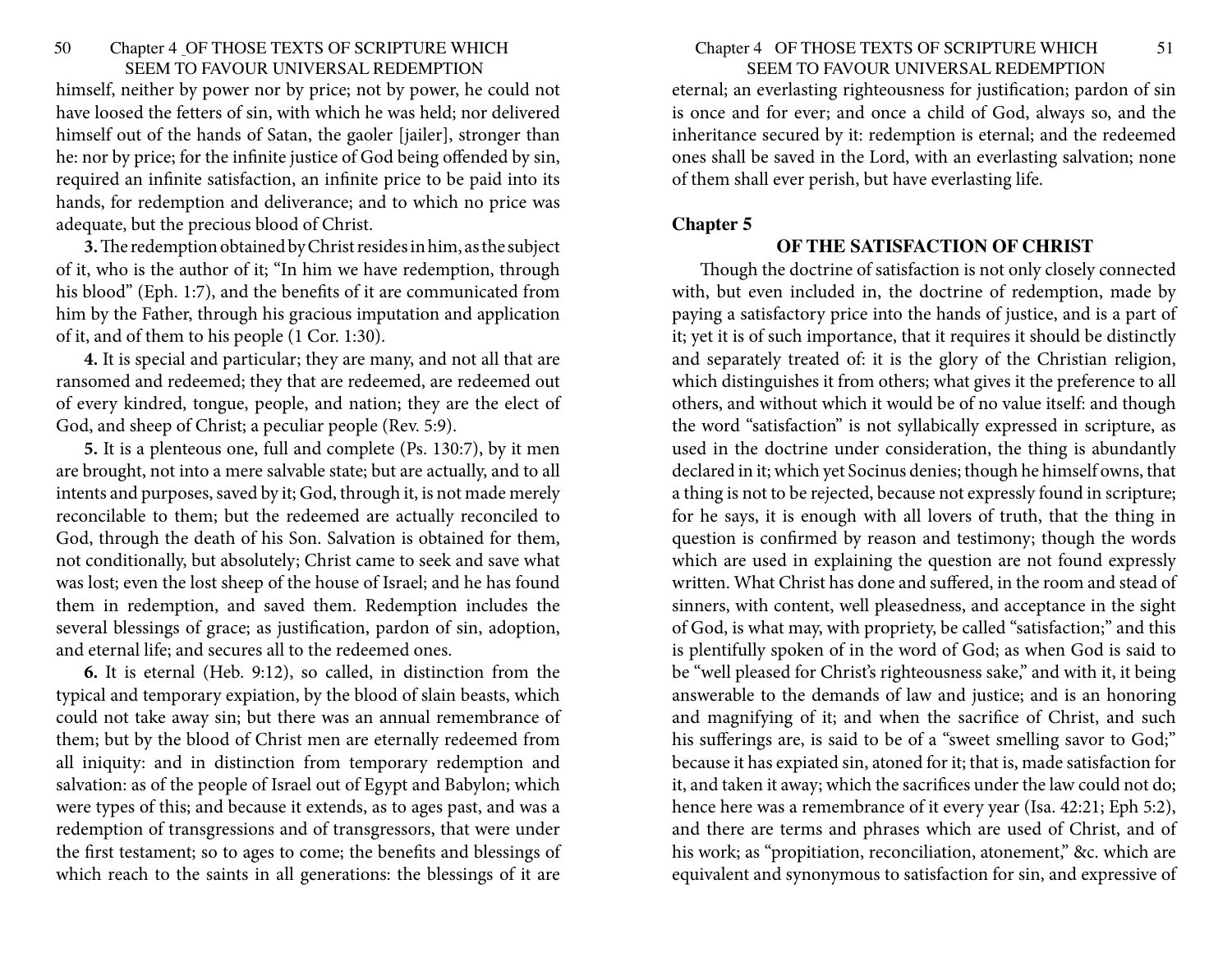himself, neither by power nor by price; not by power, he could not have loosed the fetters of sin, with which he was held; nor delivered himself out of the hands of Satan, the gaoler [jailer], stronger than he: nor by price; for the infinite justice of God being offended by sin, required an infinite satisfaction, an infinite price to be paid into its hands, for redemption and deliverance; and to which no price was adequate, but the precious blood of Christ.

**3.** The redemption obtained by Christ resides in him, as the subject of it, who is the author of it; "In him we have redemption, through his blood" (Eph. 1:7), and the benefits of it are communicated from him by the Father, through his gracious imputation and application of it, and of them to his people (1 Cor. 1:30).

**4.** It is special and particular; they are many, and not all that are ransomed and redeemed; they that are redeemed, are redeemed out of every kindred, tongue, people, and nation; they are the elect of God, and sheep of Christ; a peculiar people (Rev. 5:9).

**5.** It is a plenteous one, full and complete (Ps. 130:7), by it men are brought, not into a mere salvable state; but are actually, and to all intents and purposes, saved by it; God, through it, is not made merely reconcilable to them; but the redeemed are actually reconciled to God, through the death of his Son. Salvation is obtained for them, not conditionally, but absolutely; Christ came to seek and save what was lost; even the lost sheep of the house of Israel; and he has found them in redemption, and saved them. Redemption includes the several blessings of grace; as justification, pardon of sin, adoption, and eternal life; and secures all to the redeemed ones.

**6.** It is eternal (Heb. 9:12), so called, in distinction from the typical and temporary expiation, by the blood of slain beasts, which could not take away sin; but there was an annual remembrance of them; but by the blood of Christ men are eternally redeemed from all iniquity: and in distinction from temporary redemption and salvation: as of the people of Israel out of Egypt and Babylon; which were types of this; and because it extends, as to ages past, and was a redemption of transgressions and of transgressors, that were under the first testament; so to ages to come; the benefits and blessings of which reach to the saints in all generations: the blessings of it are eternal; an everlasting righteousness for justification; pardon of sin is once and for ever; and once a child of God, always so, and the inheritance secured by it: redemption is eternal; and the redeemed ones shall be saved in the Lord, with an everlasting salvation; none of them shall ever perish, but have everlasting life.

## Chapter 5

### OF THE SATISFACTION OF CHRIST

Though the doctrine of satisfaction is not only closely connected with, but even included in, the doctrine of redemption, made by paying a satisfactory price into the hands of justice, and is a part of it; yet it is of such importance, that it requires it should be distinctly and separately treated of: it is the glory of the Christian religion, which distinguishes it from others; what gives it the preference to all others, and without which it would be of no value itself: and though the word "satisfaction" is not syllabically expressed in scripture, as used in the doctrine under consideration, the thing is abundantly declared in it; which yet Socinus denies; though he himself owns, that a thing is not to be rejected, because not expressly found in scripture; for he says, it is enough with all lovers of truth, that the thing in question is confirmed by reason and testimony; though the words which are used in explaining the question are not found expressly written. What Christ has done and suffered, in the room and stead of sinners, with content, well pleasedness, and acceptance in the sight of God, is what may, with propriety, be called "satisfaction;" and this is plentifully spoken of in the word of God; as when God is said to be "well pleased for Christ's righteousness sake," and with it, it being answerable to the demands of law and justice; and is an honoring and magnifying of it; and when the sacrifice of Christ, and such his sufferings are, is said to be of a "sweet smelling savor to God;" because it has expiated sin, atoned for it; that is, made satisfaction for it, and taken it away; which the sacrifices under the law could not do; hence here was a remembrance of it every year (Isa. 42:21; Eph 5:2), and there are terms and phrases which are used of Christ, and of his work; as "propitiation, reconciliation, atonement," &c. which are equivalent and synonymous to satisfaction for sin, and expressive of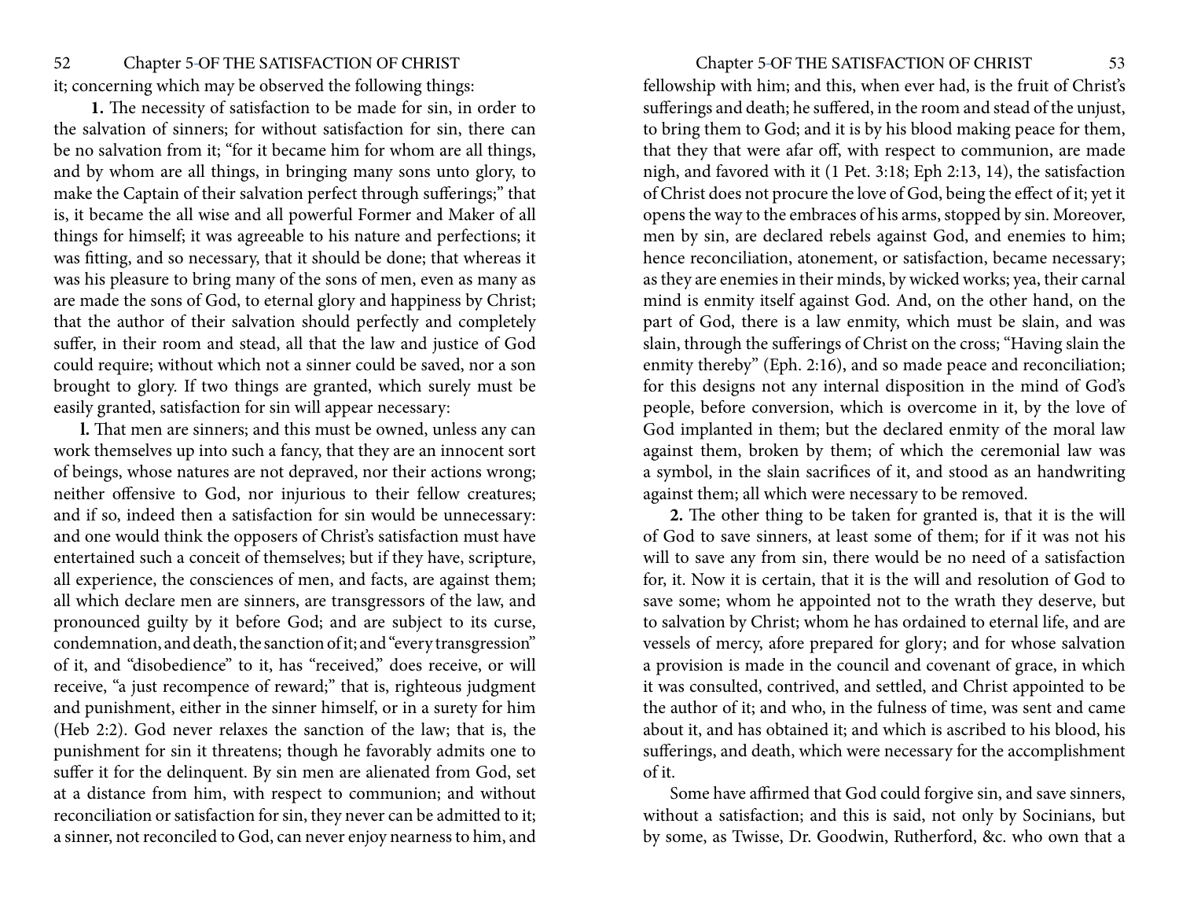it; concerning which may be observed the following things:

**1.** The necessity of satisfaction to be made for sin, in order to the salvation of sinners; for without satisfaction for sin, there can be no salvation from it; "for it became him for whom are all things, and by whom are all things, in bringing many sons unto glory, to make the Captain of their salvation perfect through sufferings;" that is, it became the all wise and all powerful Former and Maker of all things for himself; it was agreeable to his nature and perfections; it was fitting, and so necessary, that it should be done; that whereas it was his pleasure to bring many of the sons of men, even as many as are made the sons of God, to eternal glory and happiness by Christ; that the author of their salvation should perfectly and completely suffer, in their room and stead, all that the law and justice of God could require; without which not a sinner could be saved, nor a son brought to glory. If two things are granted, which surely must be easily granted, satisfaction for sin will appear necessary:

**l.** That men are sinners; and this must be owned, unless any can work themselves up into such a fancy, that they are an innocent sort of beings, whose natures are not depraved, nor their actions wrong; neither offensive to God, nor injurious to their fellow creatures; and if so, indeed then a satisfaction for sin would be unnecessary: and one would think the opposers of Christ's satisfaction must have entertained such a conceit of themselves; but if they have, scripture, all experience, the consciences of men, and facts, are against them; all which declare men are sinners, are transgressors of the law, and pronounced guilty by it before God; and are subject to its curse, condemnation, and death, the sanction of it; and "every transgression" of it, and "disobedience" to it, has "received," does receive, or will receive, "a just recompence of reward;" that is, righteous judgment and punishment, either in the sinner himself, or in a surety for him (Heb 2:2). God never relaxes the sanction of the law; that is, the punishment for sin it threatens; though he favorably admits one to suffer it for the delinquent. By sin men are alienated from God, set at a distance from him, with respect to communion; and without reconciliation or satisfaction for sin, they never can be admitted to it; a sinner, not reconciled to God, can never enjoy nearness to him, and fellowship with him; and this, when ever had, is the fruit of Christ's sufferings and death; he suffered, in the room and stead of the unjust, to bring them to God; and it is by his blood making peace for them, that they that were afar off, with respect to communion, are made nigh, and favored with it (1 Pet. 3:18; Eph 2:13, 14), the satisfaction of Christ does not procure the love of God, being the effect of it; yet it opens the way to the embraces of his arms, stopped by sin. Moreover, men by sin, are declared rebels against God, and enemies to him; hence reconciliation, atonement, or satisfaction, became necessary; as they are enemies in their minds, by wicked works; yea, their carnal mind is enmity itself against God. And, on the other hand, on the part of God, there is a law enmity, which must be slain, and was slain, through the sufferings of Christ on the cross; "Having slain the enmity thereby" (Eph. 2:16), and so made peace and reconciliation; for this designs not any internal disposition in the mind of God's people, before conversion, which is overcome in it, by the love of God implanted in them; but the declared enmity of the moral law against them, broken by them; of which the ceremonial law was a symbol, in the slain sacrifices of it, and stood as an handwriting against them; all which were necessary to be removed.

**2.** The other thing to be taken for granted is, that it is the will of God to save sinners, at least some of them; for if it was not his will to save any from sin, there would be no need of a satisfaction for, it. Now it is certain, that it is the will and resolution of God to save some; whom he appointed not to the wrath they deserve, but to salvation by Christ; whom he has ordained to eternal life, and are vessels of mercy, afore prepared for glory; and for whose salvation a provision is made in the council and covenant of grace, in which it was consulted, contrived, and settled, and Christ appointed to be the author of it; and who, in the fulness of time, was sent and came about it, and has obtained it; and which is ascribed to his blood, his sufferings, and death, which were necessary for the accomplishment of it.

Some have affirmed that God could forgive sin, and save sinners, without a satisfaction; and this is said, not only by Socinians, but by some, as Twisse, Dr. Goodwin, Rutherford, &c. who own that a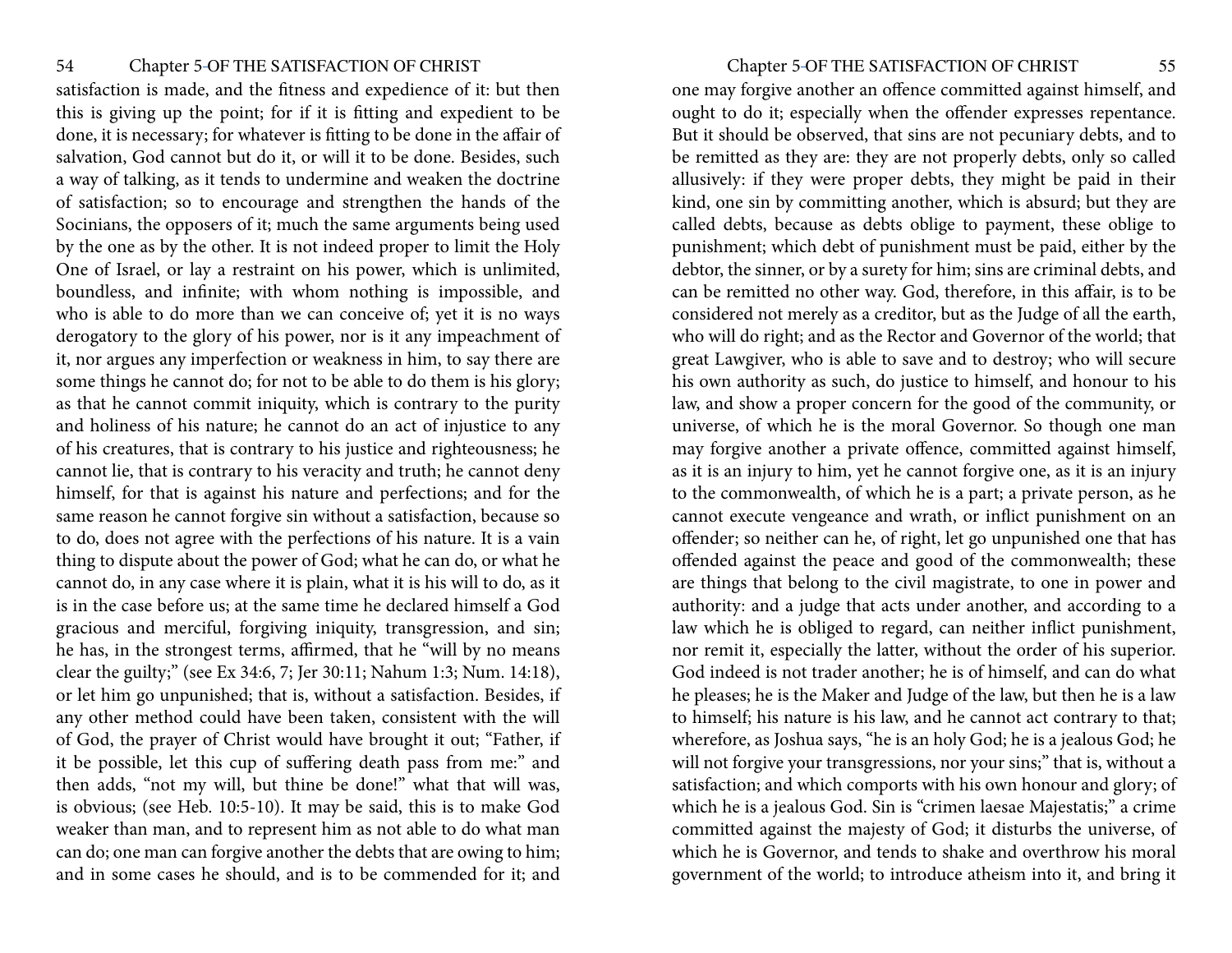satisfaction is made, and the fitness and expedience of it: but then this is giving up the point; for if it is fitting and expedient to be done, it is necessary; for whatever is fitting to be done in the affair of salvation, God cannot but do it, or will it to be done. Besides, such a way of talking, as it tends to undermine and weaken the doctrine of satisfaction; so to encourage and strengthen the hands of the Socinians, the opposers of it; much the same arguments being used by the one as by the other. It is not indeed proper to limit the Holy One of Israel, or lay a restraint on his power, which is unlimited, boundless, and infinite; with whom nothing is impossible, and who is able to do more than we can conceive of; yet it is no ways derogatory to the glory of his power, nor is it any impeachment of it, nor argues any imperfection or weakness in him, to say there are some things he cannot do; for not to be able to do them is his glory; as that he cannot commit iniquity, which is contrary to the purity and holiness of his nature; he cannot do an act of injustice to any of his creatures, that is contrary to his justice and righteousness; he cannot lie, that is contrary to his veracity and truth; he cannot deny himself, for that is against his nature and perfections; and for the same reason he cannot forgive sin without a satisfaction, because so to do, does not agree with the perfections of his nature. It is a vain thing to dispute about the power of God; what he can do, or what he cannot do, in any case where it is plain, what it is his will to do, as it is in the case before us; at the same time he declared himself a God gracious and merciful, forgiving iniquity, transgression, and sin; he has, in the strongest terms, affirmed, that he "will by no means clear the guilty;" (see Ex 34:6, 7; Jer 30:11; Nahum 1:3; Num. 14:18), or let him go unpunished; that is, without a satisfaction. Besides, if any other method could have been taken, consistent with the will of God, the prayer of Christ would have brought it out; "Father, if it be possible, let this cup of suffering death pass from me:" and then adds, "not my will, but thine be done!" what that will was, is obvious; (see Heb. 10:5-10). It may be said, this is to make God weaker than man, and to represent him as not able to do what man can do; one man can forgive another the debts that are owing to him; and in some cases he should, and is to be commended for it; and one may forgive another an offence committed against himself, and ought to do it; especially when the offender expresses repentance. But it should be observed, that sins are not pecuniary debts, and to be remitted as they are: they are not properly debts, only so called allusively: if they were proper debts, they might be paid in their kind, one sin by committing another, which is absurd; but they are called debts, because as debts oblige to payment, these oblige to punishment; which debt of punishment must be paid, either by the debtor, the sinner, or by a surety for him; sins are criminal debts, and can be remitted no other way. God, therefore, in this affair, is to be considered not merely as a creditor, but as the Judge of all the earth, who will do right; and as the Rector and Governor of the world; that great Lawgiver, who is able to save and to destroy; who will secure his own authority as such, do justice to himself, and honour to his law, and show a proper concern for the good of the community, or universe, of which he is the moral Governor. So though one man may forgive another a private offence, committed against himself, as it is an injury to him, yet he cannot forgive one, as it is an injury to the commonwealth, of which he is a part; a private person, as he cannot execute vengeance and wrath, or inflict punishment on an offender; so neither can he, of right, let go unpunished one that has offended against the peace and good of the commonwealth; these are things that belong to the civil magistrate, to one in power and authority: and a judge that acts under another, and according to a law which he is obliged to regard, can neither inflict punishment, nor remit it, especially the latter, without the order of his superior. God indeed is not trader another; he is of himself, and can do what he pleases; he is the Maker and Judge of the law, but then he is a law to himself; his nature is his law, and he cannot act contrary to that; wherefore, as Joshua says, "he is an holy God; he is a jealous God; he will not forgive your transgressions, nor your sins;" that is, without a satisfaction; and which comports with his own honour and glory; of which he is a jealous God. Sin is "crimen laesae Majestatis;" a crime committed against the majesty of God; it disturbs the universe, of which he is Governor, and tends to shake and overthrow his moral government of the world; to introduce atheism into it, and bring it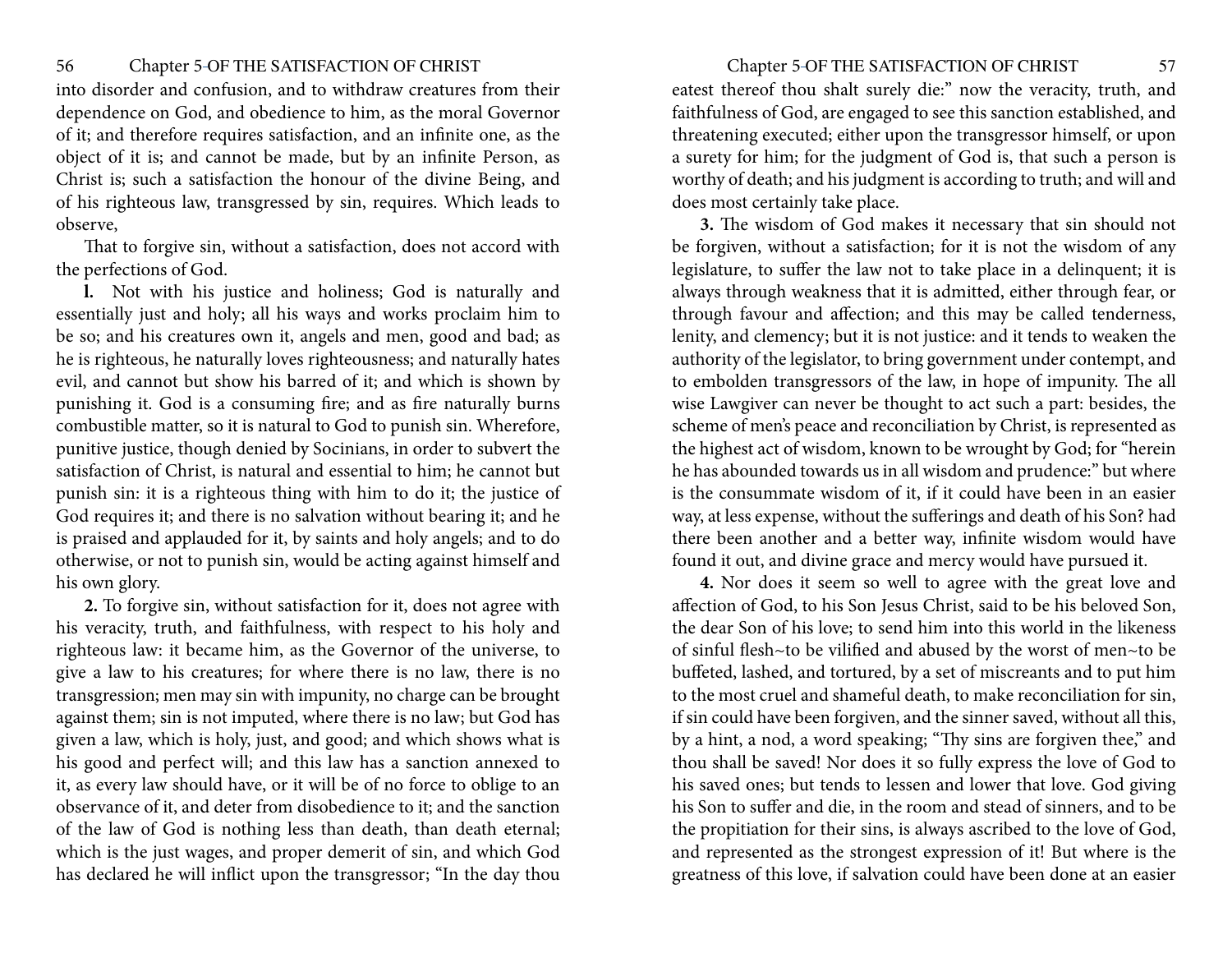into disorder and confusion, and to withdraw creatures from their dependence on God, and obedience to him, as the moral Governor of it; and therefore requires satisfaction, and an infinite one, as the object of it is; and cannot be made, but by an infinite Person, as Christ is; such a satisfaction the honour of the divine Being, and of his righteous law, transgressed by sin, requires. Which leads to observe,

That to forgive sin, without a satisfaction, does not accord with the perfections of God.

**l.** Not with his justice and holiness; God is naturally and essentially just and holy; all his ways and works proclaim him to be so; and his creatures own it, angels and men, good and bad; as he is righteous, he naturally loves righteousness; and naturally hates evil, and cannot but show his barred of it; and which is shown by punishing it. God is a consuming fire; and as fire naturally burns combustible matter, so it is natural to God to punish sin. Wherefore, punitive justice, though denied by Socinians, in order to subvert the satisfaction of Christ, is natural and essential to him; he cannot but punish sin: it is a righteous thing with him to do it; the justice of God requires it; and there is no salvation without bearing it; and he is praised and applauded for it, by saints and holy angels; and to do otherwise, or not to punish sin, would be acting against himself and his own glory.

**2.** To forgive sin, without satisfaction for it, does not agree with his veracity, truth, and faithfulness, with respect to his holy and righteous law: it became him, as the Governor of the universe, to give a law to his creatures; for where there is no law, there is no transgression; men may sin with impunity, no charge can be brought against them; sin is not imputed, where there is no law; but God has given a law, which is holy, just, and good; and which shows what is his good and perfect will; and this law has a sanction annexed to it, as every law should have, or it will be of no force to oblige to an observance of it, and deter from disobedience to it; and the sanction of the law of God is nothing less than death, than death eternal; which is the just wages, and proper demerit of sin, and which God has declared he will inflict upon the transgressor; "In the day thou eatest thereof thou shalt surely die:" now the veracity, truth, and faithfulness of God, are engaged to see this sanction established, and threatening executed; either upon the transgressor himself, or upon a surety for him; for the judgment of God is, that such a person is worthy of death; and his judgment is according to truth; and will and does most certainly take place.

**3.** The wisdom of God makes it necessary that sin should not be forgiven, without a satisfaction; for it is not the wisdom of any legislature, to suffer the law not to take place in a delinquent; it is always through weakness that it is admitted, either through fear, or through favour and affection; and this may be called tenderness, lenity, and clemency; but it is not justice: and it tends to weaken the authority of the legislator, to bring government under contempt, and to embolden transgressors of the law, in hope of impunity. The all wise Lawgiver can never be thought to act such a part: besides, the scheme of men's peace and reconciliation by Christ, is represented as the highest act of wisdom, known to be wrought by God; for "herein he has abounded towards us in all wisdom and prudence:" but where is the consummate wisdom of it, if it could have been in an easier way, at less expense, without the sufferings and death of his Son? had there been another and a better way, infinite wisdom would have found it out, and divine grace and mercy would have pursued it.

**4.** Nor does it seem so well to agree with the great love and affection of God, to his Son Jesus Christ, said to be his beloved Son, the dear Son of his love; to send him into this world in the likeness of sinful flesh~to be vilified and abused by the worst of men~to be buffeted, lashed, and tortured, by a set of miscreants and to put him to the most cruel and shameful death, to make reconciliation for sin, if sin could have been forgiven, and the sinner saved, without all this, by a hint, a nod, a word speaking; "Thy sins are forgiven thee," and thou shall be saved! Nor does it so fully express the love of God to his saved ones; but tends to lessen and lower that love. God giving his Son to suffer and die, in the room and stead of sinners, and to be the propitiation for their sins, is always ascribed to the love of God, and represented as the strongest expression of it! But where is the greatness of this love, if salvation could have been done at an easier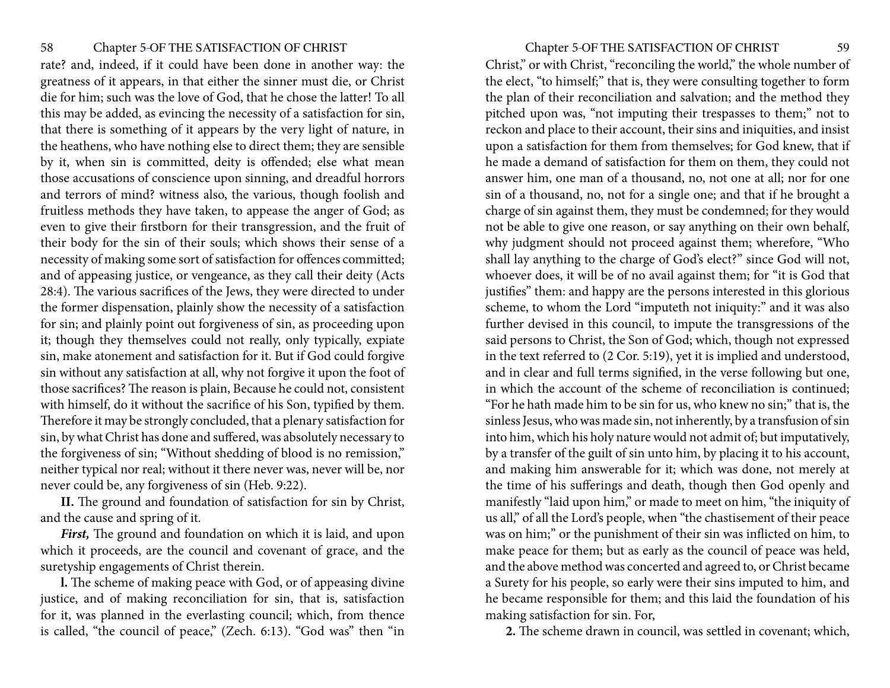rate? and, indeed, if it could have been done in another way: the greatness of it appears, in that either the sinner must die, or Christ die for him; such was the love of God, that he chose the latter! To all this may be added, as evincing the necessity of a satisfaction for sin, that there is something of it appears by the very light of nature, in the heathens, who have nothing else to direct them; they are sensible by it, when sin is committed, deity is offended; else what mean those accusations of conscience upon sinning, and dreadful horrors and terrors of mind? witness also, the various, though foolish and fruitless methods they have taken, to appease the anger of God; as even to give their firstborn for their transgression, and the fruit of their body for the sin of their souls; which shows their sense of a necessity of making some sort of satisfaction for offences committed; and of appeasing justice, or vengeance, as they call their deity (Acts 28:4). The various sacrifices of the Jews, they were directed to under the former dispensation, plainly show the necessity of a satisfaction for sin; and plainly point out forgiveness of sin, as proceeding upon it; though they themselves could not really, only typically, expiate sin, make atonement and satisfaction for it. But if God could forgive sin without any satisfaction at all, why not forgive it upon the foot of those sacrifices? The reason is plain, Because he could not, consistent with himself, do it without the sacrifice of his Son, typified by them. Therefore it may be strongly concluded, that a plenary satisfaction for sin, by what Christ has done and suffered, was absolutely necessary to the forgiveness of sin; "Without shedding of blood is no remission," neither typical nor real; without it there never was, never will be, nor never could be, any forgiveness of sin (Heb. 9:22).

**II.** The ground and foundation of satisfaction for sin by Christ, and the cause and spring of it.

***First,*** The ground and foundation on which it is laid, and upon which it proceeds, are the council and covenant of grace, and the suretyship engagements of Christ therein.

**l.** The scheme of making peace with God, or of appeasing divine justice, and of making reconciliation for sin, that is, satisfaction for it, was planned in the everlasting council; which, from thence is called, "the council of peace," (Zech. 6:13). "God was" then "in Christ," or with Christ, "reconciling the world," the whole number of the elect, "to himself;" that is, they were consulting together to form the plan of their reconciliation and salvation; and the method they pitched upon was, "not imputing their trespasses to them;" not to reckon and place to their account, their sins and iniquities, and insist upon a satisfaction for them from themselves; for God knew, that if he made a demand of satisfaction for them on them, they could not answer him, one man of a thousand, no, not one at all; nor for one sin of a thousand, no, not for a single one; and that if he brought a charge of sin against them, they must be condemned; for they would not be able to give one reason, or say anything on their own behalf, why judgment should not proceed against them; wherefore, "Who shall lay anything to the charge of God's elect?" since God will not, whoever does, it will be of no avail against them; for "it is God that justifies" them: and happy are the persons interested in this glorious scheme, to whom the Lord "imputeth not iniquity:" and it was also further devised in this council, to impute the transgressions of the said persons to Christ, the Son of God; which, though not expressed in the text referred to (2 Cor. 5:19), yet it is implied and understood, and in clear and full terms signified, in the verse following but one, in which the account of the scheme of reconciliation is continued; "For he hath made him to be sin for us, who knew no sin;" that is, the sinless Jesus, who was made sin, not inherently, by a transfusion of sin into him, which his holy nature would not admit of; but imputatively, by a transfer of the guilt of sin unto him, by placing it to his account, and making him answerable for it; which was done, not merely at the time of his sufferings and death, though then God openly and manifestly "laid upon him," or made to meet on him, "the iniquity of us all," of all the Lord's people, when "the chastisement of their peace was on him;" or the punishment of their sin was inflicted on him, to make peace for them; but as early as the council of peace was held, and the above method was concerted and agreed to, or Christ became a Surety for his people, so early were their sins imputed to him, and he became responsible for them; and this laid the foundation of his making satisfaction for sin. For,

**2.** The scheme drawn in council, was settled in covenant; which,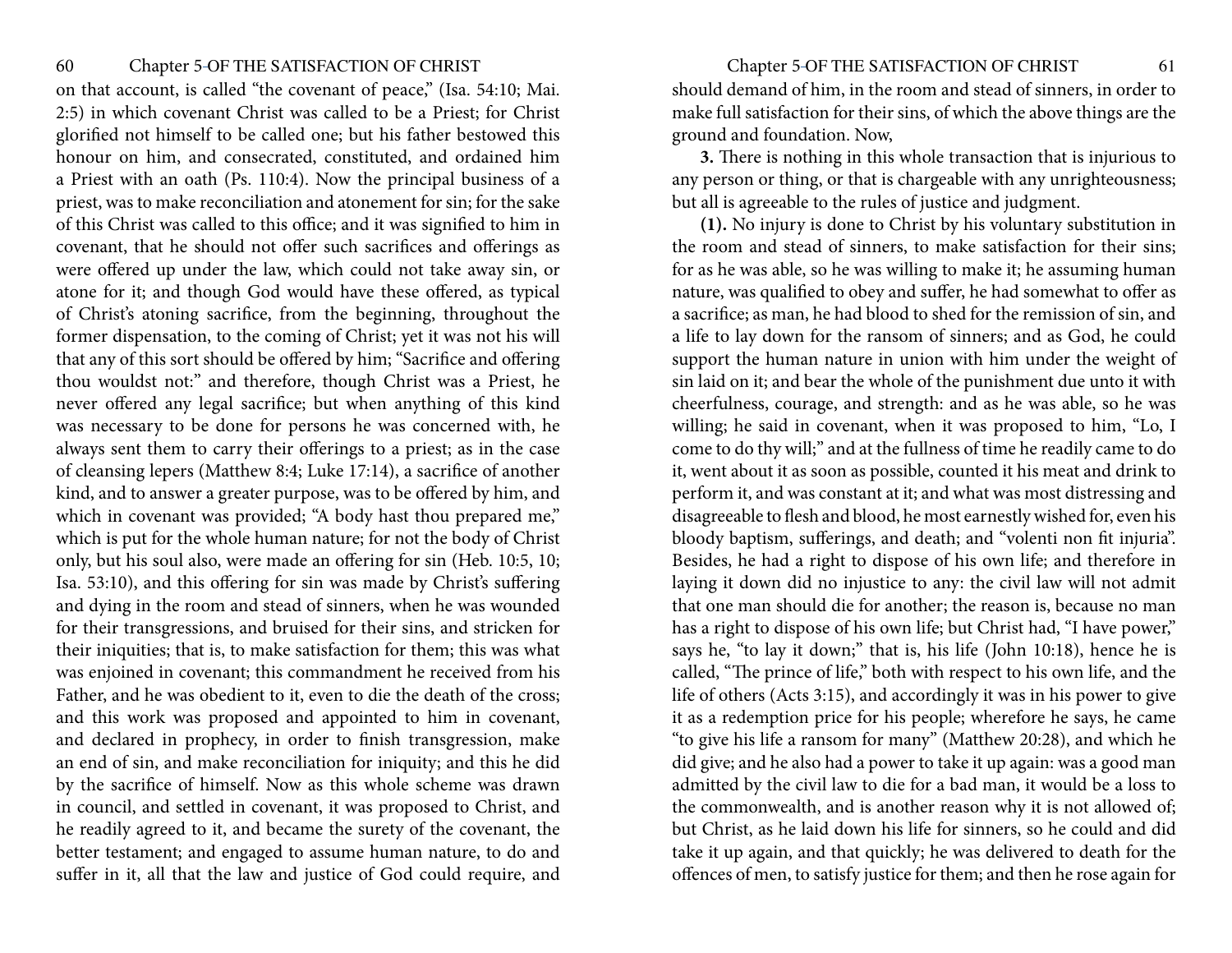on that account, is called "the covenant of peace," (Isa. 54:10; Mai. 2:5) in which covenant Christ was called to be a Priest; for Christ glorified not himself to be called one; but his father bestowed this honour on him, and consecrated, constituted, and ordained him a Priest with an oath (Ps. 110:4). Now the principal business of a priest, was to make reconciliation and atonement for sin; for the sake of this Christ was called to this office; and it was signified to him in covenant, that he should not offer such sacrifices and offerings as were offered up under the law, which could not take away sin, or atone for it; and though God would have these offered, as typical of Christ's atoning sacrifice, from the beginning, throughout the former dispensation, to the coming of Christ; yet it was not his will that any of this sort should be offered by him; "Sacrifice and offering thou wouldst not:" and therefore, though Christ was a Priest, he never offered any legal sacrifice; but when anything of this kind was necessary to be done for persons he was concerned with, he always sent them to carry their offerings to a priest; as in the case of cleansing lepers (Matthew 8:4; Luke 17:14), a sacrifice of another kind, and to answer a greater purpose, was to be offered by him, and which in covenant was provided; "A body hast thou prepared me," which is put for the whole human nature; for not the body of Christ only, but his soul also, were made an offering for sin (Heb. 10:5, 10; Isa. 53:10), and this offering for sin was made by Christ's suffering and dying in the room and stead of sinners, when he was wounded for their transgressions, and bruised for their sins, and stricken for their iniquities; that is, to make satisfaction for them; this was what was enjoined in covenant; this commandment he received from his Father, and he was obedient to it, even to die the death of the cross; and this work was proposed and appointed to him in covenant, and declared in prophecy, in order to finish transgression, make an end of sin, and make reconciliation for iniquity; and this he did by the sacrifice of himself. Now as this whole scheme was drawn in council, and settled in covenant, it was proposed to Christ, and he readily agreed to it, and became the surety of the covenant, the better testament; and engaged to assume human nature, to do and suffer in it, all that the law and justice of God could require, and should demand of him, in the room and stead of sinners, in order to make full satisfaction for their sins, of which the above things are the ground and foundation. Now,

**3.** There is nothing in this whole transaction that is injurious to any person or thing, or that is chargeable with any unrighteousness; but all is agreeable to the rules of justice and judgment.

**(1).** No injury is done to Christ by his voluntary substitution in the room and stead of sinners, to make satisfaction for their sins; for as he was able, so he was willing to make it; he assuming human nature, was qualified to obey and suffer, he had somewhat to offer as a sacrifice; as man, he had blood to shed for the remission of sin, and a life to lay down for the ransom of sinners; and as God, he could support the human nature in union with him under the weight of sin laid on it; and bear the whole of the punishment due unto it with cheerfulness, courage, and strength: and as he was able, so he was willing; he said in covenant, when it was proposed to him, "Lo, I come to do thy will;" and at the fullness of time he readily came to do it, went about it as soon as possible, counted it his meat and drink to perform it, and was constant at it; and what was most distressing and disagreeable to flesh and blood, he most earnestly wished for, even his bloody baptism, sufferings, and death; and "volenti non fit injuria". Besides, he had a right to dispose of his own life; and therefore in laying it down did no injustice to any: the civil law will not admit that one man should die for another; the reason is, because no man has a right to dispose of his own life; but Christ had, "I have power," says he, "to lay it down;" that is, his life (John 10:18), hence he is called, "The prince of life," both with respect to his own life, and the life of others (Acts 3:15), and accordingly it was in his power to give it as a redemption price for his people; wherefore he says, he came "to give his life a ransom for many" (Matthew 20:28), and which he did give; and he also had a power to take it up again: was a good man admitted by the civil law to die for a bad man, it would be a loss to the commonwealth, and is another reason why it is not allowed of; but Christ, as he laid down his life for sinners, so he could and did take it up again, and that quickly; he was delivered to death for the offences of men, to satisfy justice for them; and then he rose again for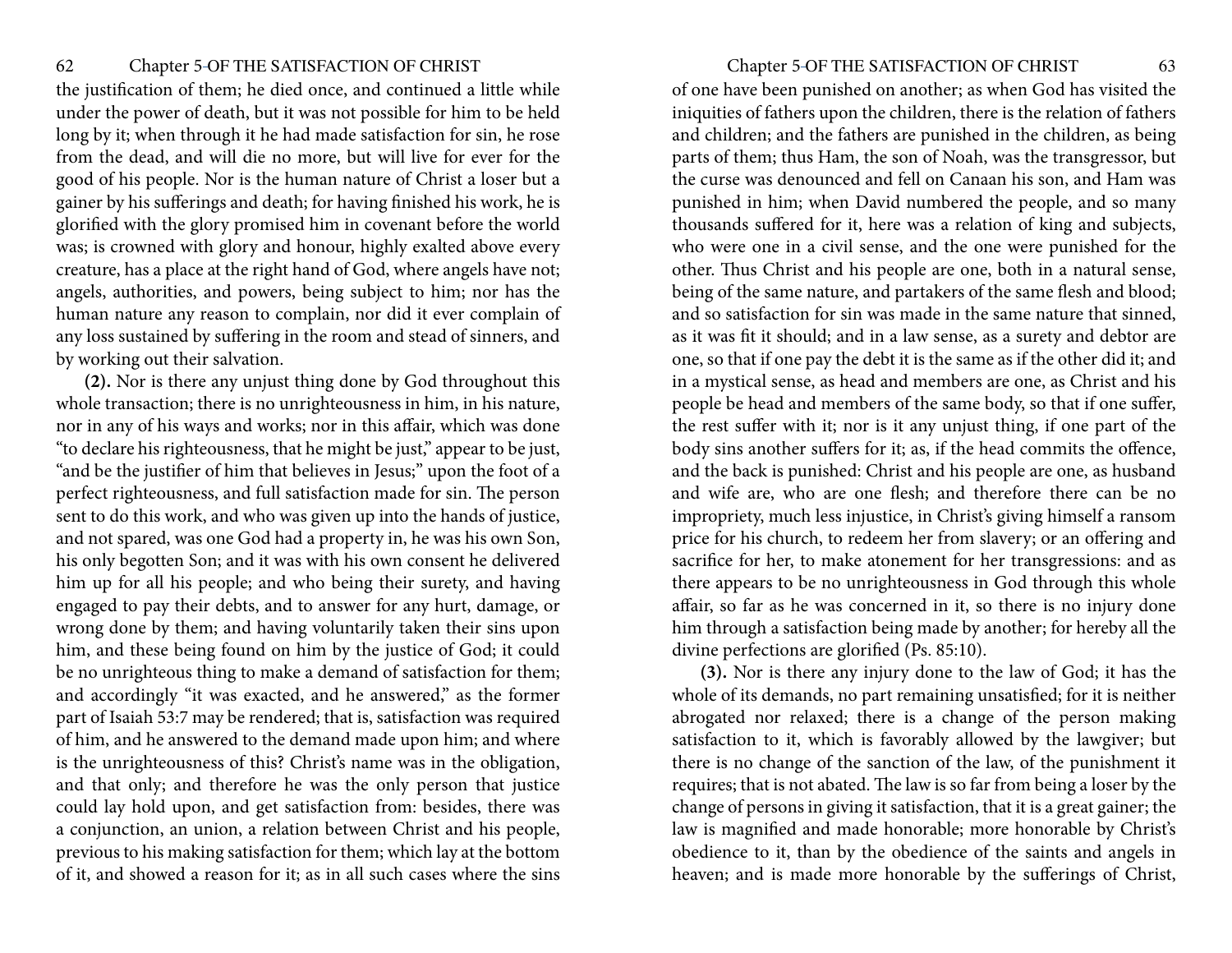the justification of them; he died once, and continued a little while under the power of death, but it was not possible for him to be held long by it; when through it he had made satisfaction for sin, he rose from the dead, and will die no more, but will live for ever for the good of his people. Nor is the human nature of Christ a loser but a gainer by his sufferings and death; for having finished his work, he is glorified with the glory promised him in covenant before the world was; is crowned with glory and honour, highly exalted above every creature, has a place at the right hand of God, where angels have not; angels, authorities, and powers, being subject to him; nor has the human nature any reason to complain, nor did it ever complain of any loss sustained by suffering in the room and stead of sinners, and by working out their salvation.

**(2).** Nor is there any unjust thing done by God throughout this whole transaction; there is no unrighteousness in him, in his nature, nor in any of his ways and works; nor in this affair, which was done "to declare his righteousness, that he might be just," appear to be just, "and be the justifier of him that believes in Jesus;" upon the foot of a perfect righteousness, and full satisfaction made for sin. The person sent to do this work, and who was given up into the hands of justice, and not spared, was one God had a property in, he was his own Son, his only begotten Son; and it was with his own consent he delivered him up for all his people; and who being their surety, and having engaged to pay their debts, and to answer for any hurt, damage, or wrong done by them; and having voluntarily taken their sins upon him, and these being found on him by the justice of God; it could be no unrighteous thing to make a demand of satisfaction for them; and accordingly "it was exacted, and he answered," as the former part of Isaiah 53:7 may be rendered; that is, satisfaction was required of him, and he answered to the demand made upon him; and where is the unrighteousness of this? Christ's name was in the obligation, and that only; and therefore he was the only person that justice could lay hold upon, and get satisfaction from: besides, there was a conjunction, an union, a relation between Christ and his people, previous to his making satisfaction for them; which lay at the bottom of it, and showed a reason for it; as in all such cases where the sins of one have been punished on another; as when God has visited the iniquities of fathers upon the children, there is the relation of fathers and children; and the fathers are punished in the children, as being parts of them; thus Ham, the son of Noah, was the transgressor, but the curse was denounced and fell on Canaan his son, and Ham was punished in him; when David numbered the people, and so many thousands suffered for it, here was a relation of king and subjects, who were one in a civil sense, and the one were punished for the other. Thus Christ and his people are one, both in a natural sense, being of the same nature, and partakers of the same flesh and blood; and so satisfaction for sin was made in the same nature that sinned, as it was fit it should; and in a law sense, as a surety and debtor are one, so that if one pay the debt it is the same as if the other did it; and in a mystical sense, as head and members are one, as Christ and his people be head and members of the same body, so that if one suffer, the rest suffer with it; nor is it any unjust thing, if one part of the body sins another suffers for it; as, if the head commits the offence, and the back is punished: Christ and his people are one, as husband and wife are, who are one flesh; and therefore there can be no impropriety, much less injustice, in Christ's giving himself a ransom price for his church, to redeem her from slavery; or an offering and sacrifice for her, to make atonement for her transgressions: and as there appears to be no unrighteousness in God through this whole affair, so far as he was concerned in it, so there is no injury done him through a satisfaction being made by another; for hereby all the divine perfections are glorified (Ps. 85:10).

**(3).** Nor is there any injury done to the law of God; it has the whole of its demands, no part remaining unsatisfied; for it is neither abrogated nor relaxed; there is a change of the person making satisfaction to it, which is favorably allowed by the lawgiver; but there is no change of the sanction of the law, of the punishment it requires; that is not abated. The law is so far from being a loser by the change of persons in giving it satisfaction, that it is a great gainer; the law is magnified and made honorable; more honorable by Christ's obedience to it, than by the obedience of the saints and angels in heaven; and is made more honorable by the sufferings of Christ,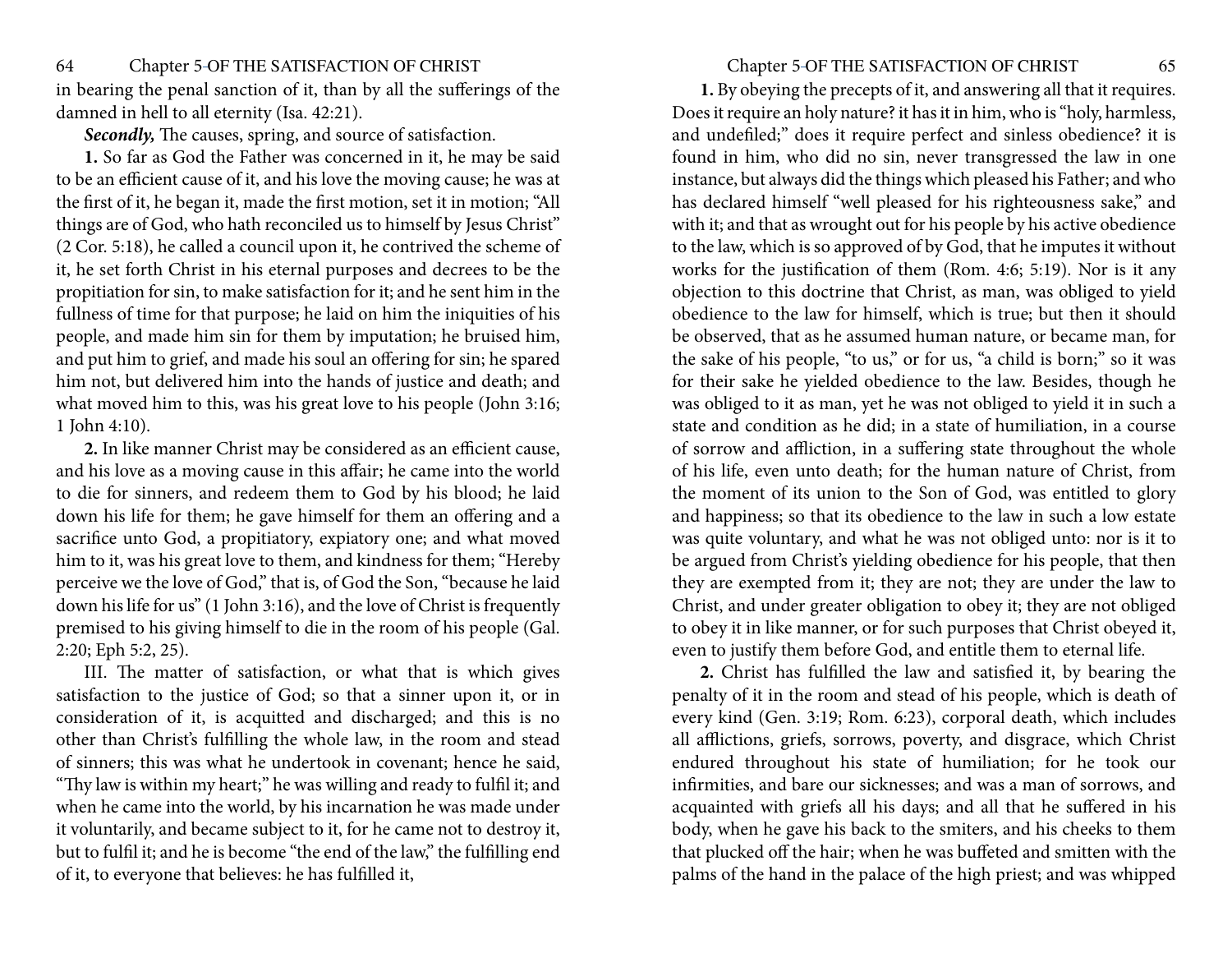in bearing the penal sanction of it, than by all the sufferings of the damned in hell to all eternity (Isa. 42:21).

***Secondly,*** The causes, spring, and source of satisfaction.

**1.** So far as God the Father was concerned in it, he may be said to be an efficient cause of it, and his love the moving cause; he was at the first of it, he began it, made the first motion, set it in motion; "All things are of God, who hath reconciled us to himself by Jesus Christ" (2 Cor. 5:18), he called a council upon it, he contrived the scheme of it, he set forth Christ in his eternal purposes and decrees to be the propitiation for sin, to make satisfaction for it; and he sent him in the fullness of time for that purpose; he laid on him the iniquities of his people, and made him sin for them by imputation; he bruised him, and put him to grief, and made his soul an offering for sin; he spared him not, but delivered him into the hands of justice and death; and what moved him to this, was his great love to his people (John 3:16; 1 John 4:10).

**2.** In like manner Christ may be considered as an efficient cause, and his love as a moving cause in this affair; he came into the world to die for sinners, and redeem them to God by his blood; he laid down his life for them; he gave himself for them an offering and a sacrifice unto God, a propitiatory, expiatory one; and what moved him to it, was his great love to them, and kindness for them; "Hereby perceive we the love of God," that is, of God the Son, "because he laid down his life for us" (1 John 3:16), and the love of Christ is frequently premised to his giving himself to die in the room of his people (Gal. 2:20; Eph 5:2, 25).

III. The matter of satisfaction, or what that is which gives satisfaction to the justice of God; so that a sinner upon it, or in consideration of it, is acquitted and discharged; and this is no other than Christ's fulfilling the whole law, in the room and stead of sinners; this was what he undertook in covenant; hence he said, "Thy law is within my heart;" he was willing and ready to fulfil it; and when he came into the world, by his incarnation he was made under it voluntarily, and became subject to it, for he came not to destroy it, but to fulfil it; and he is become "the end of the law," the fulfilling end of it, to everyone that believes: he has fulfilled it,

**1.** By obeying the precepts of it, and answering all that it requires. Does it require an holy nature? it has it in him, who is "holy, harmless, and undefiled;" does it require perfect and sinless obedience? it is found in him, who did no sin, never transgressed the law in one instance, but always did the things which pleased his Father; and who has declared himself "well pleased for his righteousness sake," and with it; and that as wrought out for his people by his active obedience to the law, which is so approved of by God, that he imputes it without works for the justification of them (Rom. 4:6; 5:19). Nor is it any objection to this doctrine that Christ, as man, was obliged to yield obedience to the law for himself, which is true; but then it should be observed, that as he assumed human nature, or became man, for the sake of his people, "to us," or for us, "a child is born;" so it was for their sake he yielded obedience to the law. Besides, though he was obliged to it as man, yet he was not obliged to yield it in such a state and condition as he did; in a state of humiliation, in a course of sorrow and affliction, in a suffering state throughout the whole of his life, even unto death; for the human nature of Christ, from the moment of its union to the Son of God, was entitled to glory and happiness; so that its obedience to the law in such a low estate was quite voluntary, and what he was not obliged unto: nor is it to be argued from Christ's yielding obedience for his people, that then they are exempted from it; they are not; they are under the law to Christ, and under greater obligation to obey it; they are not obliged to obey it in like manner, or for such purposes that Christ obeyed it, even to justify them before God, and entitle them to eternal life.

**2.** Christ has fulfilled the law and satisfied it, by bearing the penalty of it in the room and stead of his people, which is death of every kind (Gen. 3:19; Rom. 6:23), corporal death, which includes all afflictions, griefs, sorrows, poverty, and disgrace, which Christ endured throughout his state of humiliation; for he took our infirmities, and bare our sicknesses; and was a man of sorrows, and acquainted with griefs all his days; and all that he suffered in his body, when he gave his back to the smiters, and his cheeks to them that plucked off the hair; when he was buffeted and smitten with the palms of the hand in the palace of the high priest; and was whipped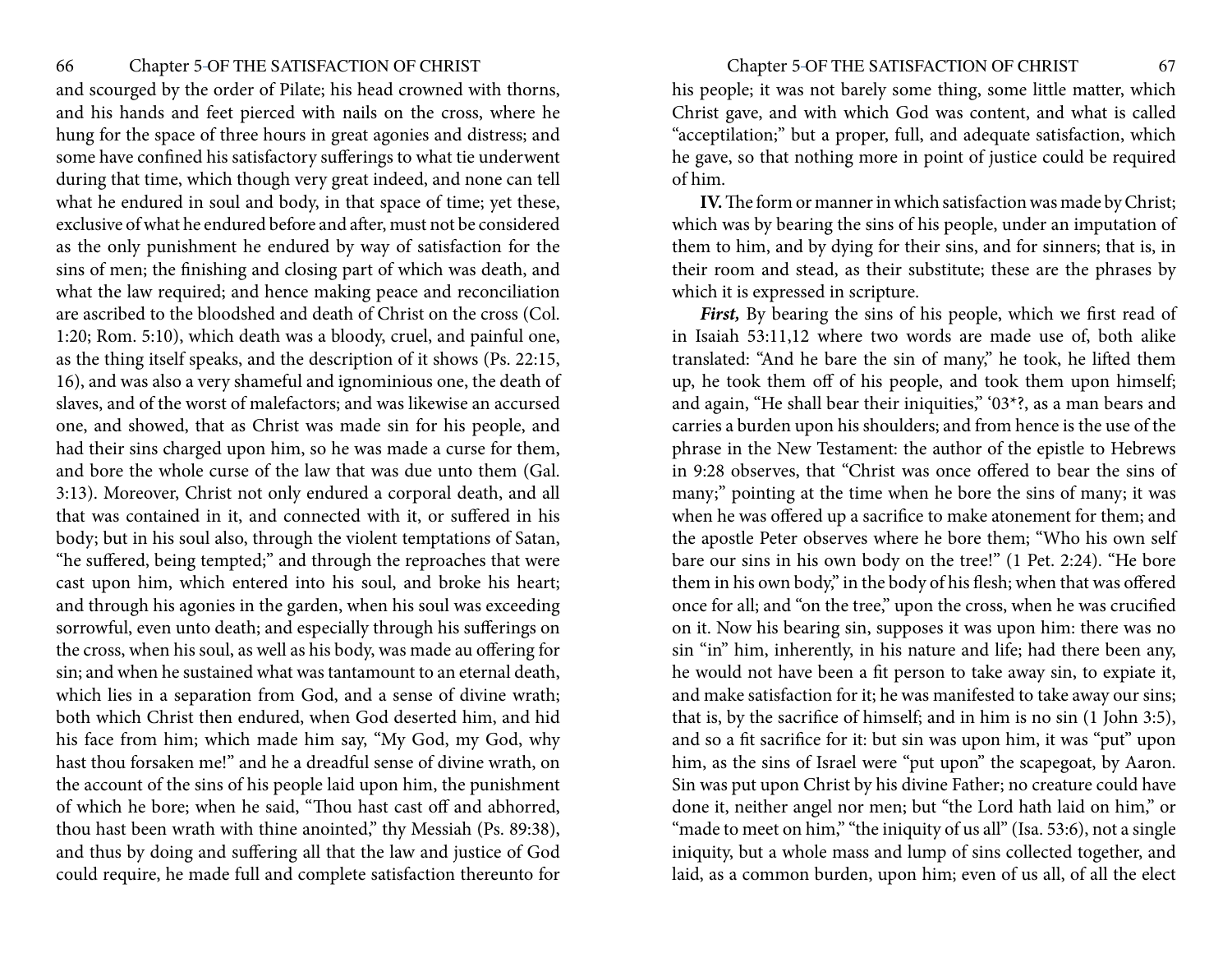and scourged by the order of Pilate; his head crowned with thorns, and his hands and feet pierced with nails on the cross, where he hung for the space of three hours in great agonies and distress; and some have confined his satisfactory sufferings to what tie underwent during that time, which though very great indeed, and none can tell what he endured in soul and body, in that space of time; yet these, exclusive of what he endured before and after, must not be considered as the only punishment he endured by way of satisfaction for the sins of men; the finishing and closing part of which was death, and what the law required; and hence making peace and reconciliation are ascribed to the bloodshed and death of Christ on the cross (Col. 1:20; Rom. 5:10), which death was a bloody, cruel, and painful one, as the thing itself speaks, and the description of it shows (Ps. 22:15, 16), and was also a very shameful and ignominious one, the death of slaves, and of the worst of malefactors; and was likewise an accursed one, and showed, that as Christ was made sin for his people, and had their sins charged upon him, so he was made a curse for them, and bore the whole curse of the law that was due unto them (Gal. 3:13). Moreover, Christ not only endured a corporal death, and all that was contained in it, and connected with it, or suffered in his body; but in his soul also, through the violent temptations of Satan, "he suffered, being tempted;" and through the reproaches that were cast upon him, which entered into his soul, and broke his heart; and through his agonies in the garden, when his soul was exceeding sorrowful, even unto death; and especially through his sufferings on the cross, when his soul, as well as his body, was made au offering for sin; and when he sustained what was tantamount to an eternal death, which lies in a separation from God, and a sense of divine wrath; both which Christ then endured, when God deserted him, and hid his face from him; which made him say, "My God, my God, why hast thou forsaken me!" and he a dreadful sense of divine wrath, on the account of the sins of his people laid upon him, the punishment of which he bore; when he said, "Thou hast cast off and abhorred, thou hast been wrath with thine anointed," thy Messiah (Ps. 89:38), and thus by doing and suffering all that the law and justice of God could require, he made full and complete satisfaction thereunto for his people; it was not barely some thing, some little matter, which Christ gave, and with which God was content, and what is called "acceptilation;" but a proper, full, and adequate satisfaction, which he gave, so that nothing more in point of justice could be required of him.

**IV.** The form or manner in which satisfaction was made by Christ; which was by bearing the sins of his people, under an imputation of them to him, and by dying for their sins, and for sinners; that is, in their room and stead, as their substitute; these are the phrases by which it is expressed in scripture.

***First,*** By bearing the sins of his people, which we first read of in Isaiah 53:11,12 where two words are made use of, both alike translated: "And he bare the sin of many," he took, he lifted them up, he took them off of his people, and took them upon himself; and again, "He shall bear their iniquities," '03*?, as a man bears and carries a burden upon his shoulders; and from hence is the use of the phrase in the New Testament: the author of the epistle to Hebrews in 9:28 observes, that "Christ was once offered to bear the sins of many;" pointing at the time when he bore the sins of many; it was when he was offered up a sacrifice to make atonement for them; and the apostle Peter observes where he bore them; "Who his own self bare our sins in his own body on the tree!" (1 Pet. 2:24). "He bore them in his own body," in the body of his flesh; when that was offered once for all; and "on the tree," upon the cross, when he was crucified on it. Now his bearing sin, supposes it was upon him: there was no sin "in" him, inherently, in his nature and life; had there been any, he would not have been a fit person to take away sin, to expiate it, and make satisfaction for it; he was manifested to take away our sins; that is, by the sacrifice of himself; and in him is no sin (1 John 3:5), and so a fit sacrifice for it: but sin was upon him, it was "put" upon him, as the sins of Israel were "put upon" the scapegoat, by Aaron. Sin was put upon Christ by his divine Father; no creature could have done it, neither angel nor men; but "the Lord hath laid on him," or "made to meet on him," "the iniquity of us all" (Isa. 53:6), not a single iniquity, but a whole mass and lump of sins collected together, and laid, as a common burden, upon him; even of us all, of all the elect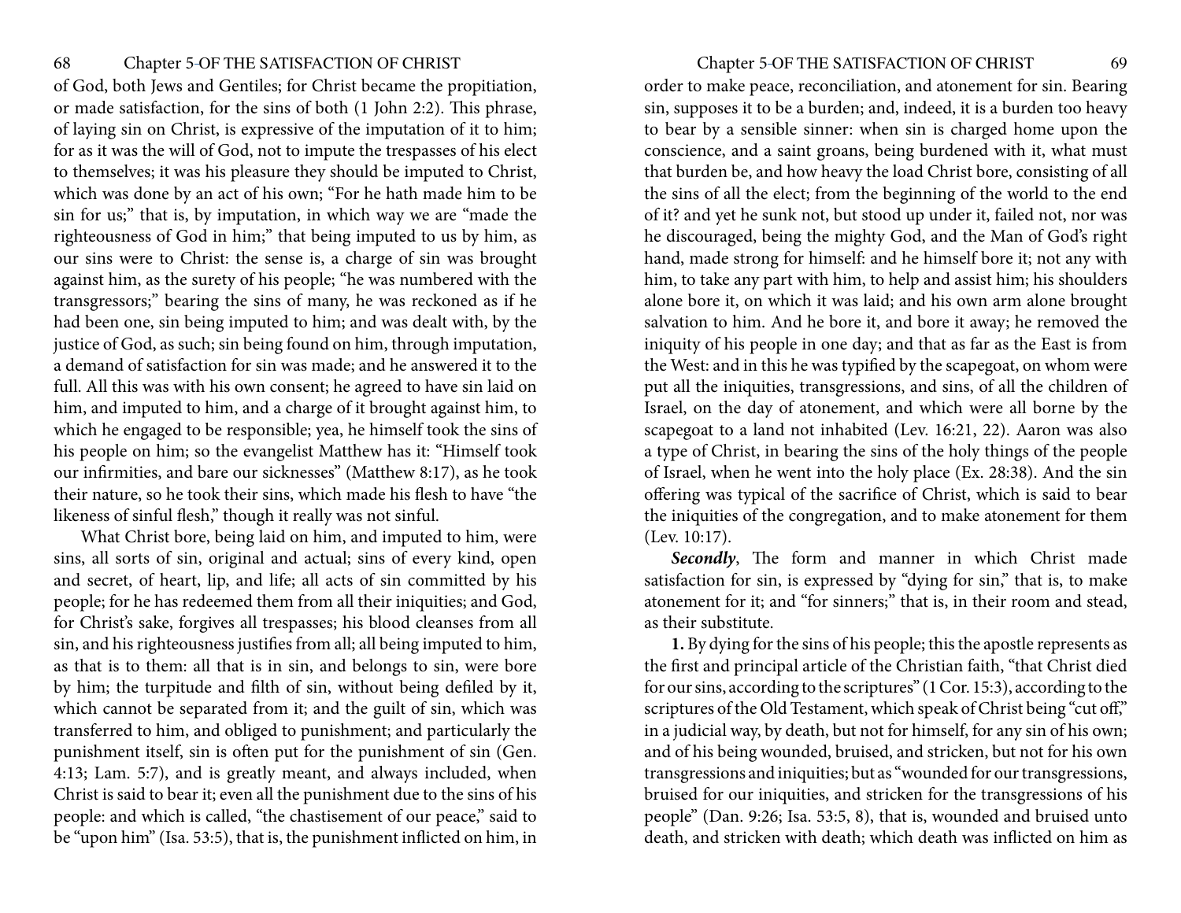of God, both Jews and Gentiles; for Christ became the propitiation, or made satisfaction, for the sins of both (1 John 2:2). This phrase, of laying sin on Christ, is expressive of the imputation of it to him; for as it was the will of God, not to impute the trespasses of his elect to themselves; it was his pleasure they should be imputed to Christ, which was done by an act of his own; "For he hath made him to be sin for us;" that is, by imputation, in which way we are "made the righteousness of God in him;" that being imputed to us by him, as our sins were to Christ: the sense is, a charge of sin was brought against him, as the surety of his people; "he was numbered with the transgressors;" bearing the sins of many, he was reckoned as if he had been one, sin being imputed to him; and was dealt with, by the justice of God, as such; sin being found on him, through imputation, a demand of satisfaction for sin was made; and he answered it to the full. All this was with his own consent; he agreed to have sin laid on him, and imputed to him, and a charge of it brought against him, to which he engaged to be responsible; yea, he himself took the sins of his people on him; so the evangelist Matthew has it: "Himself took our infirmities, and bare our sicknesses" (Matthew 8:17), as he took their nature, so he took their sins, which made his flesh to have "the likeness of sinful flesh," though it really was not sinful.

What Christ bore, being laid on him, and imputed to him, were sins, all sorts of sin, original and actual; sins of every kind, open and secret, of heart, lip, and life; all acts of sin committed by his people; for he has redeemed them from all their iniquities; and God, for Christ's sake, forgives all trespasses; his blood cleanses from all sin, and his righteousness justifies from all; all being imputed to him, as that is to them: all that is in sin, and belongs to sin, were bore by him; the turpitude and filth of sin, without being defiled by it, which cannot be separated from it; and the guilt of sin, which was transferred to him, and obliged to punishment; and particularly the punishment itself, sin is often put for the punishment of sin (Gen. 4:13; Lam. 5:7), and is greatly meant, and always included, when Christ is said to bear it; even all the punishment due to the sins of his people: and which is called, "the chastisement of our peace," said to be "upon him" (Isa. 53:5), that is, the punishment inflicted on him, in order to make peace, reconciliation, and atonement for sin. Bearing sin, supposes it to be a burden; and, indeed, it is a burden too heavy to bear by a sensible sinner: when sin is charged home upon the conscience, and a saint groans, being burdened with it, what must that burden be, and how heavy the load Christ bore, consisting of all the sins of all the elect; from the beginning of the world to the end of it? and yet he sunk not, but stood up under it, failed not, nor was he discouraged, being the mighty God, and the Man of God's right hand, made strong for himself: and he himself bore it; not any with him, to take any part with him, to help and assist him; his shoulders alone bore it, on which it was laid; and his own arm alone brought salvation to him. And he bore it, and bore it away; he removed the iniquity of his people in one day; and that as far as the East is from the West: and in this he was typified by the scapegoat, on whom were put all the iniquities, transgressions, and sins, of all the children of Israel, on the day of atonement, and which were all borne by the scapegoat to a land not inhabited (Lev. 16:21, 22). Aaron was also a type of Christ, in bearing the sins of the holy things of the people of Israel, when he went into the holy place (Ex. 28:38). And the sin offering was typical of the sacrifice of Christ, which is said to bear the iniquities of the congregation, and to make atonement for them (Lev. 10:17).

***Secondly***, The form and manner in which Christ made satisfaction for sin, is expressed by "dying for sin," that is, to make atonement for it; and "for sinners;" that is, in their room and stead, as their substitute.

**1.** By dying for the sins of his people; this the apostle represents as the first and principal article of the Christian faith, "that Christ died for our sins, according to the scriptures" (1 Cor. 15:3), according to the scriptures of the Old Testament, which speak of Christ being "cut off," in a judicial way, by death, but not for himself, for any sin of his own; and of his being wounded, bruised, and stricken, but not for his own transgressions and iniquities; but as "wounded for our transgressions, bruised for our iniquities, and stricken for the transgressions of his people" (Dan. 9:26; Isa. 53:5, 8), that is, wounded and bruised unto death, and stricken with death; which death was inflicted on him as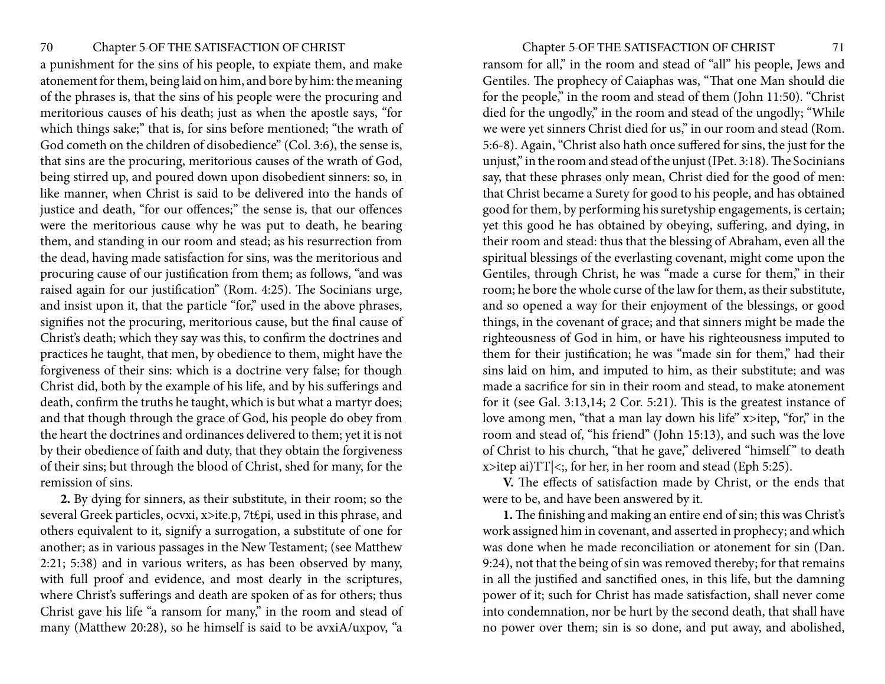a punishment for the sins of his people, to expiate them, and make atonement for them, being laid on him, and bore by him: the meaning of the phrases is, that the sins of his people were the procuring and meritorious causes of his death; just as when the apostle says, "for which things sake;" that is, for sins before mentioned; "the wrath of God cometh on the children of disobedience" (Col. 3:6), the sense is, that sins are the procuring, meritorious causes of the wrath of God, being stirred up, and poured down upon disobedient sinners: so, in like manner, when Christ is said to be delivered into the hands of justice and death, "for our offences;" the sense is, that our offences were the meritorious cause why he was put to death, he bearing them, and standing in our room and stead; as his resurrection from the dead, having made satisfaction for sins, was the meritorious and procuring cause of our justification from them; as follows, "and was raised again for our justification" (Rom. 4:25). The Socinians urge, and insist upon it, that the particle "for," used in the above phrases, signifies not the procuring, meritorious cause, but the final cause of Christ's death; which they say was this, to confirm the doctrines and practices he taught, that men, by obedience to them, might have the forgiveness of their sins: which is a doctrine very false; for though Christ did, both by the example of his life, and by his sufferings and death, confirm the truths he taught, which is but what a martyr does; and that though through the grace of God, his people do obey from the heart the doctrines and ordinances delivered to them; yet it is not by their obedience of faith and duty, that they obtain the forgiveness of their sins; but through the blood of Christ, shed for many, for the remission of sins.

**2.** By dying for sinners, as their substitute, in their room; so the several Greek particles, ocvxi, x>ite.p, 7t£pi, used in this phrase, and others equivalent to it, signify a surrogation, a substitute of one for another; as in various passages in the New Testament; (see Matthew 2:21; 5:38) and in various writers, as has been observed by many, with full proof and evidence, and most dearly in the scriptures, where Christ's sufferings and death are spoken of as for others; thus Christ gave his life "a ransom for many," in the room and stead of many (Matthew 20:28), so he himself is said to be avxiA/uxpov, "a ransom for all," in the room and stead of "all" his people, Jews and Gentiles. The prophecy of Caiaphas was, "That one Man should die for the people," in the room and stead of them (John 11:50). "Christ died for the ungodly," in the room and stead of the ungodly; "While we were yet sinners Christ died for us," in our room and stead (Rom. 5:6-8). Again, "Christ also hath once suffered for sins, the just for the unjust," in the room and stead of the unjust (IPet. 3:18). The Socinians say, that these phrases only mean, Christ died for the good of men: that Christ became a Surety for good to his people, and has obtained good for them, by performing his suretyship engagements, is certain; yet this good he has obtained by obeying, suffering, and dying, in their room and stead: thus that the blessing of Abraham, even all the spiritual blessings of the everlasting covenant, might come upon the Gentiles, through Christ, he was "made a curse for them," in their room; he bore the whole curse of the law for them, as their substitute, and so opened a way for their enjoyment of the blessings, or good things, in the covenant of grace; and that sinners might be made the righteousness of God in him, or have his righteousness imputed to them for their justification; he was "made sin for them," had their sins laid on him, and imputed to him, as their substitute; and was made a sacrifice for sin in their room and stead, to make atonement for it (see Gal. 3:13,14; 2 Cor. 5:21). This is the greatest instance of love among men, "that a man lay down his life" x>itep, "for," in the room and stead of, "his friend" (John 15:13), and such was the love of Christ to his church, "that he gave," delivered "himself" to death x>itep ai)TT|<;, for her, in her room and stead (Eph 5:25).

**V.** The effects of satisfaction made by Christ, or the ends that were to be, and have been answered by it.

**1.** The finishing and making an entire end of sin; this was Christ's work assigned him in covenant, and asserted in prophecy; and which was done when he made reconciliation or atonement for sin (Dan. 9:24), not that the being of sin was removed thereby; for that remains in all the justified and sanctified ones, in this life, but the damning power of it; such for Christ has made satisfaction, shall never come into condemnation, nor be hurt by the second death, that shall have no power over them; sin is so done, and put away, and abolished,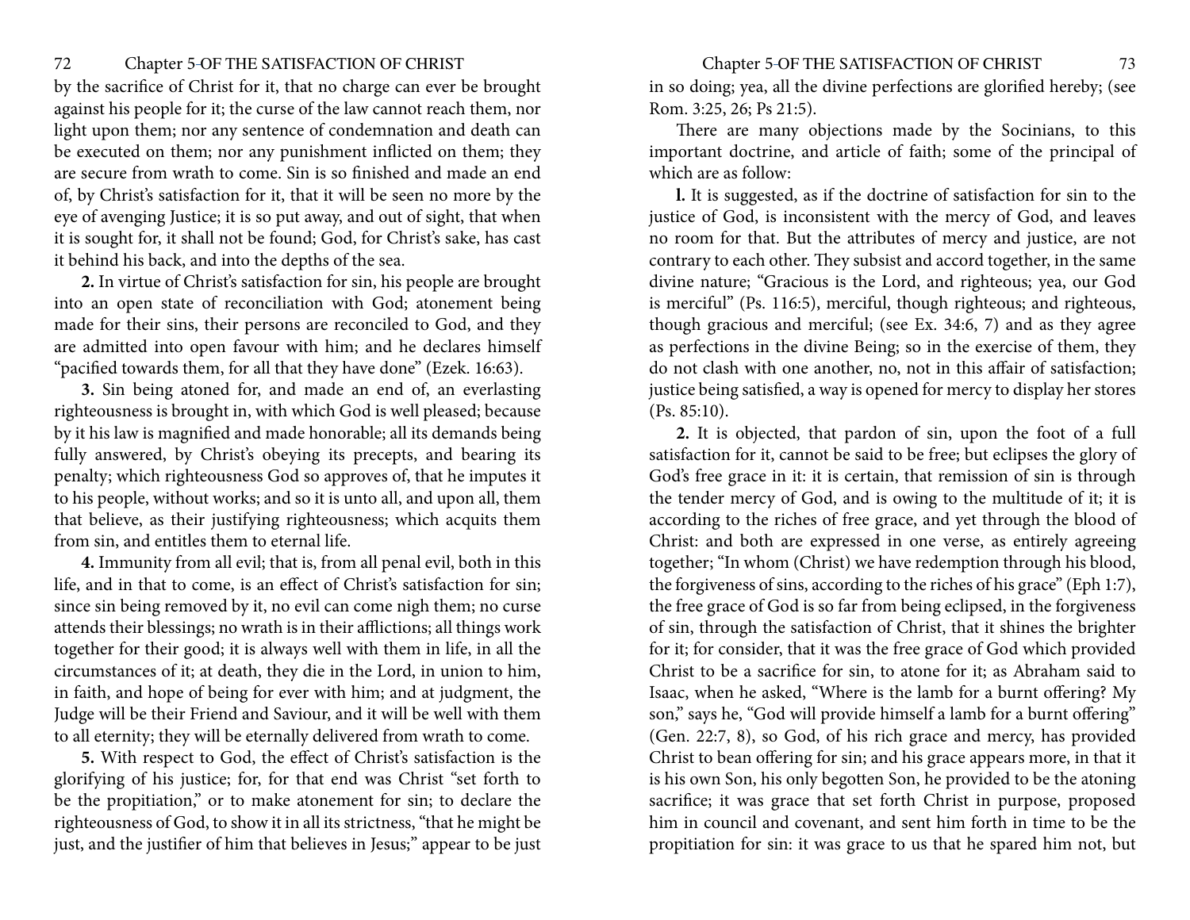by the sacrifice of Christ for it, that no charge can ever be brought against his people for it; the curse of the law cannot reach them, nor light upon them; nor any sentence of condemnation and death can be executed on them; nor any punishment inflicted on them; they are secure from wrath to come. Sin is so finished and made an end of, by Christ's satisfaction for it, that it will be seen no more by the eye of avenging Justice; it is so put away, and out of sight, that when it is sought for, it shall not be found; God, for Christ's sake, has cast it behind his back, and into the depths of the sea.

**2.** In virtue of Christ's satisfaction for sin, his people are brought into an open state of reconciliation with God; atonement being made for their sins, their persons are reconciled to God, and they are admitted into open favour with him; and he declares himself "pacified towards them, for all that they have done" (Ezek. 16:63).

**3.** Sin being atoned for, and made an end of, an everlasting righteousness is brought in, with which God is well pleased; because by it his law is magnified and made honorable; all its demands being fully answered, by Christ's obeying its precepts, and bearing its penalty; which righteousness God so approves of, that he imputes it to his people, without works; and so it is unto all, and upon all, them that believe, as their justifying righteousness; which acquits them from sin, and entitles them to eternal life.

**4.** Immunity from all evil; that is, from all penal evil, both in this life, and in that to come, is an effect of Christ's satisfaction for sin; since sin being removed by it, no evil can come nigh them; no curse attends their blessings; no wrath is in their afflictions; all things work together for their good; it is always well with them in life, in all the circumstances of it; at death, they die in the Lord, in union to him, in faith, and hope of being for ever with him; and at judgment, the Judge will be their Friend and Saviour, and it will be well with them to all eternity; they will be eternally delivered from wrath to come.

**5.** With respect to God, the effect of Christ's satisfaction is the glorifying of his justice; for, for that end was Christ "set forth to be the propitiation," or to make atonement for sin; to declare the righteousness of God, to show it in all its strictness, "that he might be just, and the justifier of him that believes in Jesus;" appear to be just in so doing; yea, all the divine perfections are glorified hereby; (see Rom. 3:25, 26; Ps 21:5).

There are many objections made by the Socinians, to this important doctrine, and article of faith; some of the principal of which are as follow:

**l.** It is suggested, as if the doctrine of satisfaction for sin to the justice of God, is inconsistent with the mercy of God, and leaves no room for that. But the attributes of mercy and justice, are not contrary to each other. They subsist and accord together, in the same divine nature; "Gracious is the Lord, and righteous; yea, our God is merciful" (Ps. 116:5), merciful, though righteous; and righteous, though gracious and merciful; (see Ex. 34:6, 7) and as they agree as perfections in the divine Being; so in the exercise of them, they do not clash with one another, no, not in this affair of satisfaction; justice being satisfied, a way is opened for mercy to display her stores (Ps. 85:10).

**2.** It is objected, that pardon of sin, upon the foot of a full satisfaction for it, cannot be said to be free; but eclipses the glory of God's free grace in it: it is certain, that remission of sin is through the tender mercy of God, and is owing to the multitude of it; it is according to the riches of free grace, and yet through the blood of Christ: and both are expressed in one verse, as entirely agreeing together; "In whom (Christ) we have redemption through his blood, the forgiveness of sins, according to the riches of his grace" (Eph 1:7), the free grace of God is so far from being eclipsed, in the forgiveness of sin, through the satisfaction of Christ, that it shines the brighter for it; for consider, that it was the free grace of God which provided Christ to be a sacrifice for sin, to atone for it; as Abraham said to Isaac, when he asked, "Where is the lamb for a burnt offering? My son," says he, "God will provide himself a lamb for a burnt offering" (Gen. 22:7, 8), so God, of his rich grace and mercy, has provided Christ to bean offering for sin; and his grace appears more, in that it is his own Son, his only begotten Son, he provided to be the atoning sacrifice; it was grace that set forth Christ in purpose, proposed him in council and covenant, and sent him forth in time to be the propitiation for sin: it was grace to us that he spared him not, but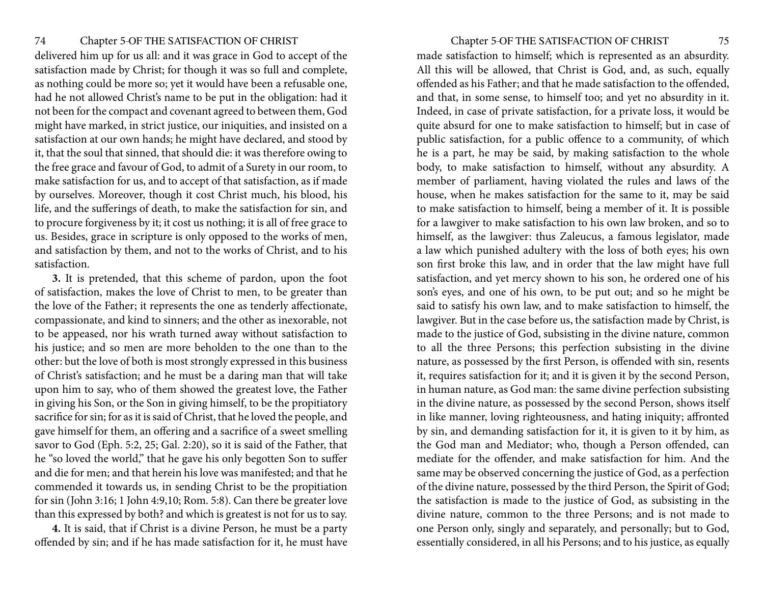delivered him up for us all: and it was grace in God to accept of the satisfaction made by Christ; for though it was so full and complete, as nothing could be more so; yet it would have been a refusable one, had he not allowed Christ's name to be put in the obligation: had it not been for the compact and covenant agreed to between them, God might have marked, in strict justice, our iniquities, and insisted on a satisfaction at our own hands; he might have declared, and stood by it, that the soul that sinned, that should die: it was therefore owing to the free grace and favour of God, to admit of a Surety in our room, to make satisfaction for us, and to accept of that satisfaction, as if made by ourselves. Moreover, though it cost Christ much, his blood, his life, and the sufferings of death, to make the satisfaction for sin, and to procure forgiveness by it; it cost us nothing; it is all of free grace to us. Besides, grace in scripture is only opposed to the works of men, and satisfaction by them, and not to the works of Christ, and to his satisfaction.

**3.** It is pretended, that this scheme of pardon, upon the foot of satisfaction, makes the love of Christ to men, to be greater than the love of the Father; it represents the one as tenderly affectionate, compassionate, and kind to sinners; and the other as inexorable, not to be appeased, nor his wrath turned away without satisfaction to his justice; and so men are more beholden to the one than to the other: but the love of both is most strongly expressed in this business of Christ's satisfaction; and he must be a daring man that will take upon him to say, who of them showed the greatest love, the Father in giving his Son, or the Son in giving himself, to be the propitiatory sacrifice for sin; for as it is said of Christ, that he loved the people, and gave himself for them, an offering and a sacrifice of a sweet smelling savor to God (Eph. 5:2, 25; Gal. 2:20), so it is said of the Father, that he "so loved the world," that he gave his only begotten Son to suffer and die for men; and that herein his love was manifested; and that he commended it towards us, in sending Christ to be the propitiation for sin (John 3:16; 1 John 4:9,10; Rom. 5:8). Can there be greater love than this expressed by both? and which is greatest is not for us to say.

**4.** It is said, that if Christ is a divine Person, he must be a party offended by sin; and if he has made satisfaction for it, he must have made satisfaction to himself; which is represented as an absurdity. All this will be allowed, that Christ is God, and, as such, equally offended as his Father; and that he made satisfaction to the offended, and that, in some sense, to himself too; and yet no absurdity in it. Indeed, in case of private satisfaction, for a private loss, it would be quite absurd for one to make satisfaction to himself; but in case of public satisfaction, for a public offence to a community, of which he is a part, he may be said, by making satisfaction to the whole body, to make satisfaction to himself, without any absurdity. A member of parliament, having violated the rules and laws of the house, when he makes satisfaction for the same to it, may be said to make satisfaction to himself, being a member of it. It is possible for a lawgiver to make satisfaction to his own law broken, and so to himself, as the lawgiver: thus Zaleucus, a famous legislator, made a law which punished adultery with the loss of both eyes; his own son first broke this law, and in order that the law might have full satisfaction, and yet mercy shown to his son, he ordered one of his son's eyes, and one of his own, to be put out; and so he might be said to satisfy his own law, and to make satisfaction to himself, the lawgiver. But in the case before us, the satisfaction made by Christ, is made to the justice of God, subsisting in the divine nature, common to all the three Persons; this perfection subsisting in the divine nature, as possessed by the first Person, is offended with sin, resents it, requires satisfaction for it; and it is given it by the second Person, in human nature, as God man: the same divine perfection subsisting in the divine nature, as possessed by the second Person, shows itself in like manner, loving righteousness, and hating iniquity; affronted by sin, and demanding satisfaction for it, it is given to it by him, as the God man and Mediator; who, though a Person offended, can mediate for the offender, and make satisfaction for him. And the same may be observed concerning the justice of God, as a perfection of the divine nature, possessed by the third Person, the Spirit of God; the satisfaction is made to the justice of God, as subsisting in the divine nature, common to the three Persons; and is not made to one Person only, singly and separately, and personally; but to God, essentially considered, in all his Persons; and to his justice, as equally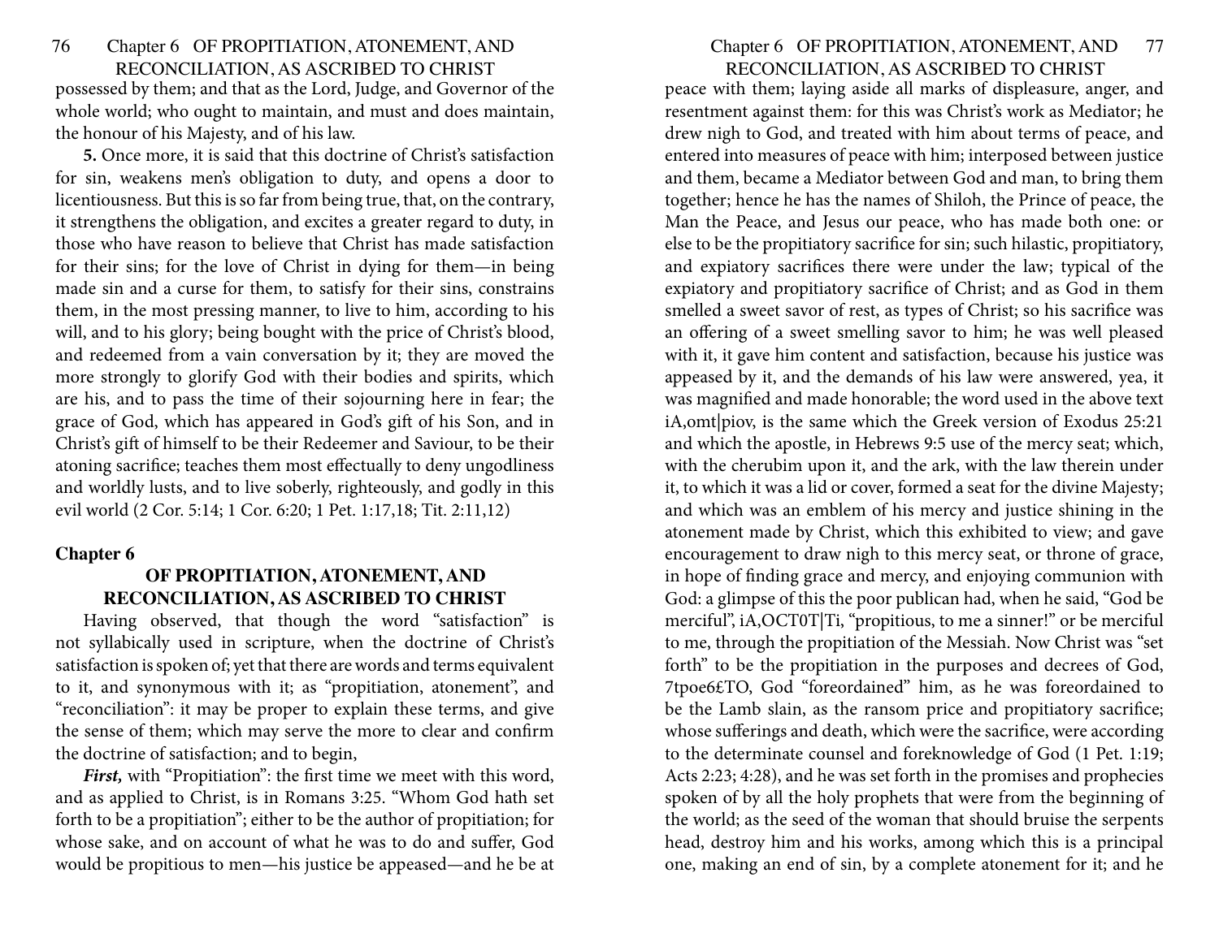possessed by them; and that as the Lord, Judge, and Governor of the whole world; who ought to maintain, and must and does maintain, the honour of his Majesty, and of his law.

**5.** Once more, it is said that this doctrine of Christ's satisfaction for sin, weakens men's obligation to duty, and opens a door to licentiousness. But this is so far from being true, that, on the contrary, it strengthens the obligation, and excites a greater regard to duty, in those who have reason to believe that Christ has made satisfaction for their sins; for the love of Christ in dying for them—in being made sin and a curse for them, to satisfy for their sins, constrains them, in the most pressing manner, to live to him, according to his will, and to his glory; being bought with the price of Christ's blood, and redeemed from a vain conversation by it; they are moved the more strongly to glorify God with their bodies and spirits, which are his, and to pass the time of their sojourning here in fear; the grace of God, which has appeared in God's gift of his Son, and in Christ's gift of himself to be their Redeemer and Saviour, to be their atoning sacrifice; teaches them most effectually to deny ungodliness and worldly lusts, and to live soberly, righteously, and godly in this evil world (2 Cor. 5:14; 1 Cor. 6:20; 1 Pet. 1:17,18; Tit. 2:11,12)

## Chapter 6

### OF PROPITIATION, ATONEMENT, AND RECONCILIATION, AS ASCRIBED TO CHRIST

Having observed, that though the word "satisfaction" is not syllabically used in scripture, when the doctrine of Christ's satisfaction is spoken of; yet that there are words and terms equivalent to it, and synonymous with it; as "propitiation, atonement", and "reconciliation": it may be proper to explain these terms, and give the sense of them; which may serve the more to clear and confirm the doctrine of satisfaction; and to begin,

***First,*** with "Propitiation": the first time we meet with this word, and as applied to Christ, is in Romans 3:25. "Whom God hath set forth to be a propitiation"; either to be the author of propitiation; for whose sake, and on account of what he was to do and suffer, God would be propitious to men—his justice be appeased—and he be at peace with them; laying aside all marks of displeasure, anger, and resentment against them: for this was Christ's work as Mediator; he drew nigh to God, and treated with him about terms of peace, and entered into measures of peace with him; interposed between justice and them, became a Mediator between God and man, to bring them together; hence he has the names of Shiloh, the Prince of peace, the Man the Peace, and Jesus our peace, who has made both one: or else to be the propitiatory sacrifice for sin; such hilastic, propitiatory, and expiatory sacrifices there were under the law; typical of the expiatory and propitiatory sacrifice of Christ; and as God in them smelled a sweet savor of rest, as types of Christ; so his sacrifice was an offering of a sweet smelling savor to him; he was well pleased with it, it gave him content and satisfaction, because his justice was appeased by it, and the demands of his law were answered, yea, it was magnified and made honorable; the word used in the above text iA,omt|piov, is the same which the Greek version of Exodus 25:21 and which the apostle, in Hebrews 9:5 use of the mercy seat; which, with the cherubim upon it, and the ark, with the law therein under it, to which it was a lid or cover, formed a seat for the divine Majesty; and which was an emblem of his mercy and justice shining in the atonement made by Christ, which this exhibited to view; and gave encouragement to draw nigh to this mercy seat, or throne of grace, in hope of finding grace and mercy, and enjoying communion with God: a glimpse of this the poor publican had, when he said, "God be merciful", iA,OCT0T|Ti, "propitious, to me a sinner!" or be merciful to me, through the propitiation of the Messiah. Now Christ was "set forth" to be the propitiation in the purposes and decrees of God, 7tpoe6£TO, God "foreordained" him, as he was foreordained to be the Lamb slain, as the ransom price and propitiatory sacrifice; whose sufferings and death, which were the sacrifice, were according to the determinate counsel and foreknowledge of God (1 Pet. 1:19; Acts 2:23; 4:28), and he was set forth in the promises and prophecies spoken of by all the holy prophets that were from the beginning of the world; as the seed of the woman that should bruise the serpents head, destroy him and his works, among which this is a principal one, making an end of sin, by a complete atonement for it; and he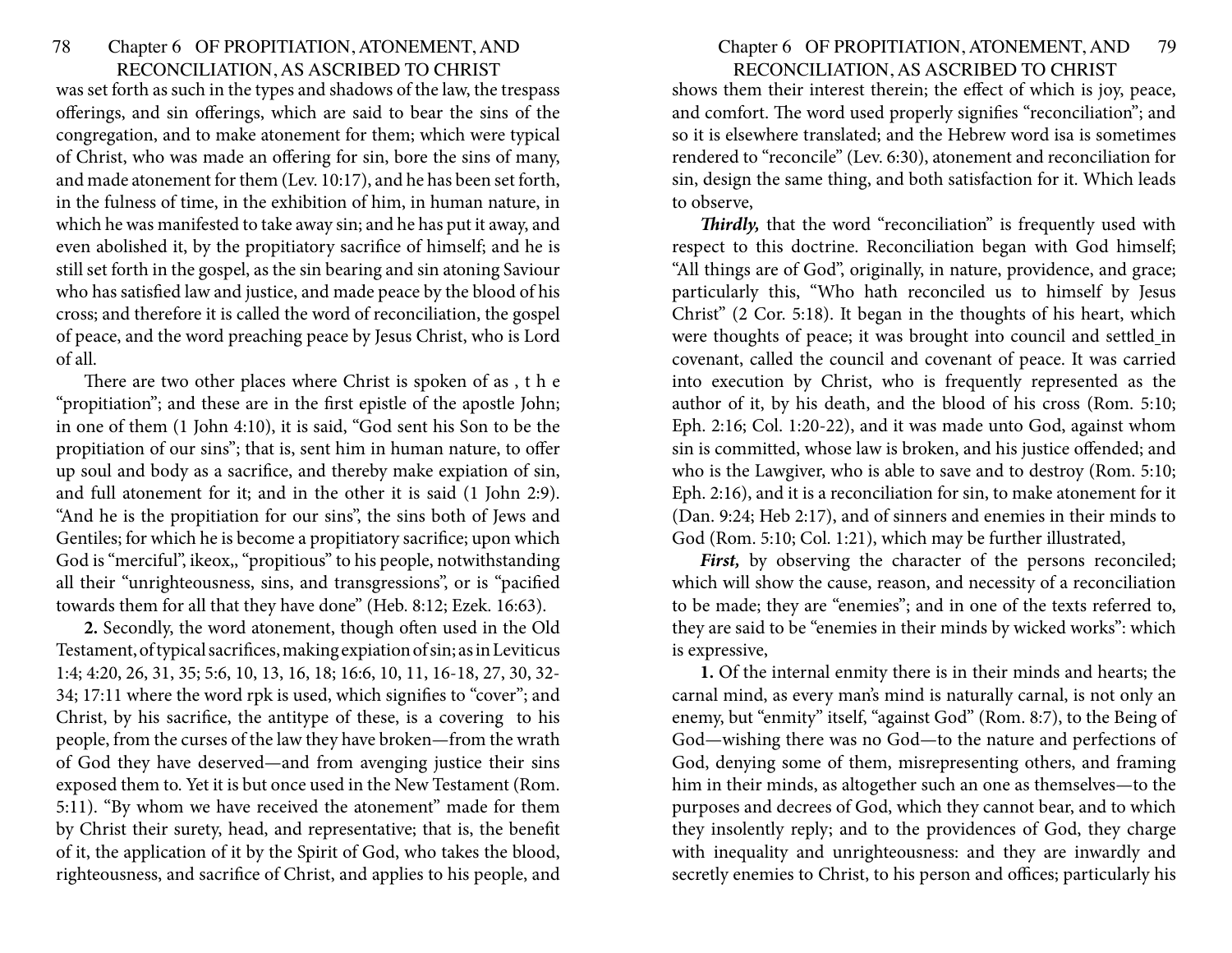was set forth as such in the types and shadows of the law, the trespass offerings, and sin offerings, which are said to bear the sins of the congregation, and to make atonement for them; which were typical of Christ, who was made an offering for sin, bore the sins of many, and made atonement for them (Lev. 10:17), and he has been set forth, in the fulness of time, in the exhibition of him, in human nature, in which he was manifested to take away sin; and he has put it away, and even abolished it, by the propitiatory sacrifice of himself; and he is still set forth in the gospel, as the sin bearing and sin atoning Saviour who has satisfied law and justice, and made peace by the blood of his cross; and therefore it is called the word of reconciliation, the gospel of peace, and the word preaching peace by Jesus Christ, who is Lord of all.

There are two other places where Christ is spoken of as , t h e "propitiation"; and these are in the first epistle of the apostle John; in one of them (1 John 4:10), it is said, "God sent his Son to be the propitiation of our sins"; that is, sent him in human nature, to offer up soul and body as a sacrifice, and thereby make expiation of sin, and full atonement for it; and in the other it is said (1 John 2:9). "And he is the propitiation for our sins", the sins both of Jews and Gentiles; for which he is become a propitiatory sacrifice; upon which God is "merciful", ikeox,, "propitious" to his people, notwithstanding all their "unrighteousness, sins, and transgressions", or is "pacified towards them for all that they have done" (Heb. 8:12; Ezek. 16:63).

**2.** Secondly, the word atonement, though often used in the Old Testament, of typical sacrifices, making expiation of sin; as in Leviticus 1:4; 4:20, 26, 31, 35; 5:6, 10, 13, 16, 18; 16:6, 10, 11, 16-18, 27, 30, 32-34; 17:11 where the word rpk is used, which signifies to "cover"; and Christ, by his sacrifice, the antitype of these, is a covering to his people, from the curses of the law they have broken—from the wrath of God they have deserved—and from avenging justice their sins exposed them to. Yet it is but once used in the New Testament (Rom. 5:11). "By whom we have received the atonement" made for them by Christ their surety, head, and representative; that is, the benefit of it, the application of it by the Spirit of God, who takes the blood, righteousness, and sacrifice of Christ, and applies to his people, and shows them their interest therein; the effect of which is joy, peace, and comfort. The word used properly signifies "reconciliation"; and so it is elsewhere translated; and the Hebrew word isa is sometimes rendered to "reconcile" (Lev. 6:30), atonement and reconciliation for sin, design the same thing, and both satisfaction for it. Which leads to observe,

***Thirdly,*** that the word "reconciliation" is frequently used with respect to this doctrine. Reconciliation began with God himself; "All things are of God", originally, in nature, providence, and grace; particularly this, "Who hath reconciled us to himself by Jesus Christ" (2 Cor. 5:18). It began in the thoughts of his heart, which were thoughts of peace; it was brought into council and settled in covenant, called the council and covenant of peace. It was carried into execution by Christ, who is frequently represented as the author of it, by his death, and the blood of his cross (Rom. 5:10; Eph. 2:16; Col. 1:20-22), and it was made unto God, against whom sin is committed, whose law is broken, and his justice offended; and who is the Lawgiver, who is able to save and to destroy (Rom. 5:10; Eph. 2:16), and it is a reconciliation for sin, to make atonement for it (Dan. 9:24; Heb 2:17), and of sinners and enemies in their minds to God (Rom. 5:10; Col. 1:21), which may be further illustrated,

***First,*** by observing the character of the persons reconciled; which will show the cause, reason, and necessity of a reconciliation to be made; they are "enemies"; and in one of the texts referred to, they are said to be "enemies in their minds by wicked works": which is expressive,

**1.** Of the internal enmity there is in their minds and hearts; the carnal mind, as every man's mind is naturally carnal, is not only an enemy, but "enmity" itself, "against God" (Rom. 8:7), to the Being of God—wishing there was no God—to the nature and perfections of God, denying some of them, misrepresenting others, and framing him in their minds, as altogether such an one as themselves—to the purposes and decrees of God, which they cannot bear, and to which they insolently reply; and to the providences of God, they charge with inequality and unrighteousness: and they are inwardly and secretly enemies to Christ, to his person and offices; particularly his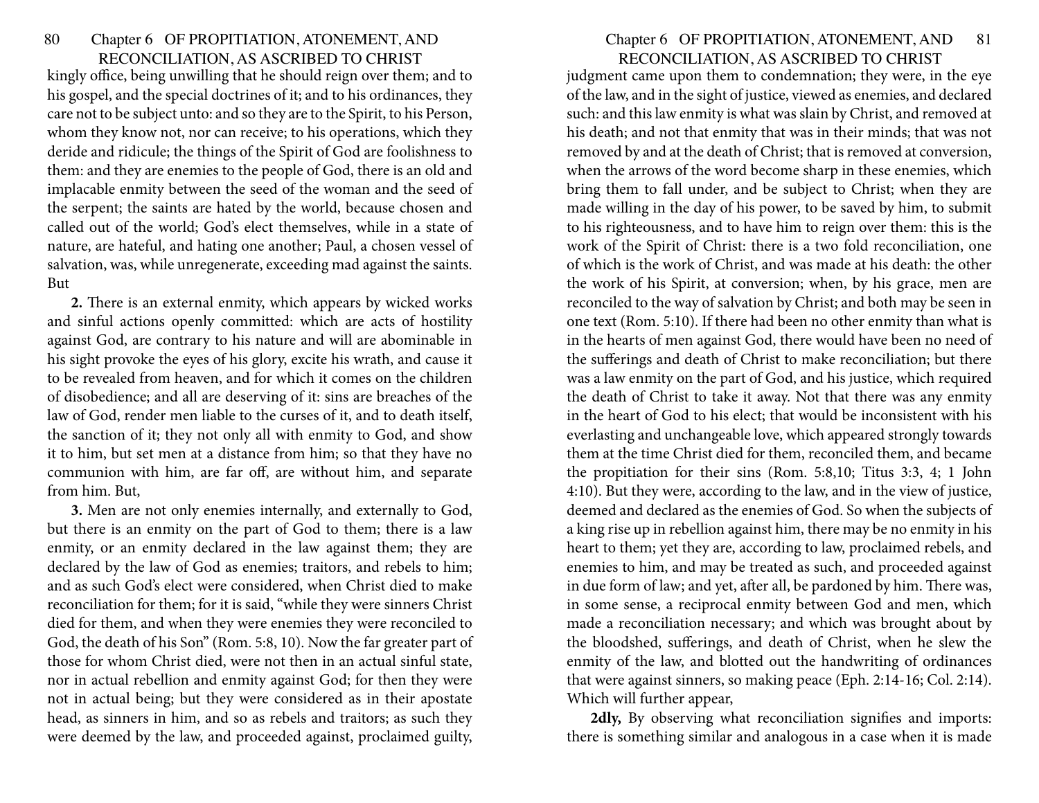kingly office, being unwilling that he should reign over them; and to his gospel, and the special doctrines of it; and to his ordinances, they care not to be subject unto: and so they are to the Spirit, to his Person, whom they know not, nor can receive; to his operations, which they deride and ridicule; the things of the Spirit of God are foolishness to them: and they are enemies to the people of God, there is an old and implacable enmity between the seed of the woman and the seed of the serpent; the saints are hated by the world, because chosen and called out of the world; God's elect themselves, while in a state of nature, are hateful, and hating one another; Paul, a chosen vessel of salvation, was, while unregenerate, exceeding mad against the saints. But

**2.** There is an external enmity, which appears by wicked works and sinful actions openly committed: which are acts of hostility against God, are contrary to his nature and will are abominable in his sight provoke the eyes of his glory, excite his wrath, and cause it to be revealed from heaven, and for which it comes on the children of disobedience; and all are deserving of it: sins are breaches of the law of God, render men liable to the curses of it, and to death itself, the sanction of it; they not only all with enmity to God, and show it to him, but set men at a distance from him; so that they have no communion with him, are far off, are without him, and separate from him. But,

**3.** Men are not only enemies internally, and externally to God, but there is an enmity on the part of God to them; there is a law enmity, or an enmity declared in the law against them; they are declared by the law of God as enemies; traitors, and rebels to him; and as such God's elect were considered, when Christ died to make reconciliation for them; for it is said, "while they were sinners Christ died for them, and when they were enemies they were reconciled to God, the death of his Son" (Rom. 5:8, 10). Now the far greater part of those for whom Christ died, were not then in an actual sinful state, nor in actual rebellion and enmity against God; for then they were not in actual being; but they were considered as in their apostate head, as sinners in him, and so as rebels and traitors; as such they were deemed by the law, and proceeded against, proclaimed guilty, judgment came upon them to condemnation; they were, in the eye of the law, and in the sight of justice, viewed as enemies, and declared such: and this law enmity is what was slain by Christ, and removed at his death; and not that enmity that was in their minds; that was not removed by and at the death of Christ; that is removed at conversion, when the arrows of the word become sharp in these enemies, which bring them to fall under, and be subject to Christ; when they are made willing in the day of his power, to be saved by him, to submit to his righteousness, and to have him to reign over them: this is the work of the Spirit of Christ: there is a two fold reconciliation, one of which is the work of Christ, and was made at his death: the other the work of his Spirit, at conversion; when, by his grace, men are reconciled to the way of salvation by Christ; and both may be seen in one text (Rom. 5:10). If there had been no other enmity than what is in the hearts of men against God, there would have been no need of the sufferings and death of Christ to make reconciliation; but there was a law enmity on the part of God, and his justice, which required the death of Christ to take it away. Not that there was any enmity in the heart of God to his elect; that would be inconsistent with his everlasting and unchangeable love, which appeared strongly towards them at the time Christ died for them, reconciled them, and became the propitiation for their sins (Rom. 5:8,10; Titus 3:3, 4; 1 John 4:10). But they were, according to the law, and in the view of justice, deemed and declared as the enemies of God. So when the subjects of a king rise up in rebellion against him, there may be no enmity in his heart to them; yet they are, according to law, proclaimed rebels, and enemies to him, and may be treated as such, and proceeded against in due form of law; and yet, after all, be pardoned by him. There was, in some sense, a reciprocal enmity between God and men, which made a reconciliation necessary; and which was brought about by the bloodshed, sufferings, and death of Christ, when he slew the enmity of the law, and blotted out the handwriting of ordinances that were against sinners, so making peace (Eph. 2:14-16; Col. 2:14). Which will further appear,

**2dly,** By observing what reconciliation signifies and imports: there is something similar and analogous in a case when it is made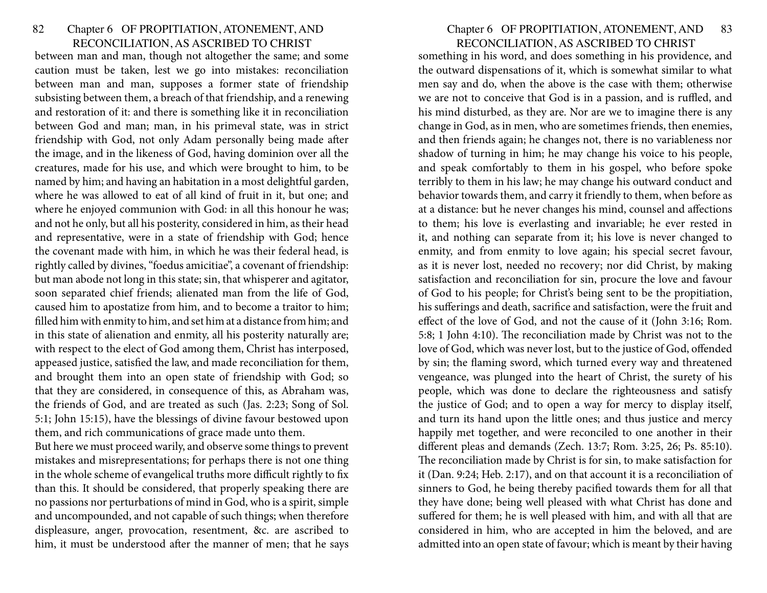between man and man, though not altogether the same; and some caution must be taken, lest we go into mistakes: reconciliation between man and man, supposes a former state of friendship subsisting between them, a breach of that friendship, and a renewing and restoration of it: and there is something like it in reconciliation between God and man; man, in his primeval state, was in strict friendship with God, not only Adam personally being made after the image, and in the likeness of God, having dominion over all the creatures, made for his use, and which were brought to him, to be named by him; and having an habitation in a most delightful garden, where he was allowed to eat of all kind of fruit in it, but one; and where he enjoyed communion with God: in all this honour he was; and not he only, but all his posterity, considered in him, as their head and representative, were in a state of friendship with God; hence the covenant made with him, in which he was their federal head, is rightly called by divines, "foedus amicitiae", a covenant of friendship: but man abode not long in this state; sin, that whisperer and agitator, soon separated chief friends; alienated man from the life of God, caused him to apostatize from him, and to become a traitor to him; filled him with enmity to him, and set him at a distance from him; and in this state of alienation and enmity, all his posterity naturally are; with respect to the elect of God among them, Christ has interposed, appeased justice, satisfied the law, and made reconciliation for them, and brought them into an open state of friendship with God; so that they are considered, in consequence of this, as Abraham was, the friends of God, and are treated as such (Jas. 2:23; Song of Sol. 5:1; John 15:15), have the blessings of divine favour bestowed upon them, and rich communications of grace made unto them.

But here we must proceed warily, and observe some things to prevent mistakes and misrepresentations; for perhaps there is not one thing in the whole scheme of evangelical truths more difficult rightly to fix than this. It should be considered, that properly speaking there are no passions nor perturbations of mind in God, who is a spirit, simple and uncompounded, and not capable of such things; when therefore displeasure, anger, provocation, resentment, &c. are ascribed to him, it must be understood after the manner of men; that he says something in his word, and does something in his providence, and the outward dispensations of it, which is somewhat similar to what men say and do, when the above is the case with them; otherwise we are not to conceive that God is in a passion, and is ruffled, and his mind disturbed, as they are. Nor are we to imagine there is any change in God, as in men, who are sometimes friends, then enemies, and then friends again; he changes not, there is no variableness nor shadow of turning in him; he may change his voice to his people, and speak comfortably to them in his gospel, who before spoke terribly to them in his law; he may change his outward conduct and behavior towards them, and carry it friendly to them, when before as at a distance: but he never changes his mind, counsel and affections to them; his love is everlasting and invariable; he ever rested in it, and nothing can separate from it; his love is never changed to enmity, and from enmity to love again; his special secret favour, as it is never lost, needed no recovery; nor did Christ, by making satisfaction and reconciliation for sin, procure the love and favour of God to his people; for Christ's being sent to be the propitiation, his sufferings and death, sacrifice and satisfaction, were the fruit and effect of the love of God, and not the cause of it (John 3:16; Rom. 5:8; 1 John 4:10). The reconciliation made by Christ was not to the love of God, which was never lost, but to the justice of God, offended by sin; the flaming sword, which turned every way and threatened vengeance, was plunged into the heart of Christ, the surety of his people, which was done to declare the righteousness and satisfy the justice of God; and to open a way for mercy to display itself, and turn its hand upon the little ones; and thus justice and mercy happily met together, and were reconciled to one another in their different pleas and demands (Zech. 13:7; Rom. 3:25, 26; Ps. 85:10). The reconciliation made by Christ is for sin, to make satisfaction for it (Dan. 9:24; Heb. 2:17), and on that account it is a reconciliation of sinners to God, he being thereby pacified towards them for all that they have done; being well pleased with what Christ has done and suffered for them; he is well pleased with him, and with all that are considered in him, who are accepted in him the beloved, and are admitted into an open state of favour; which is meant by their having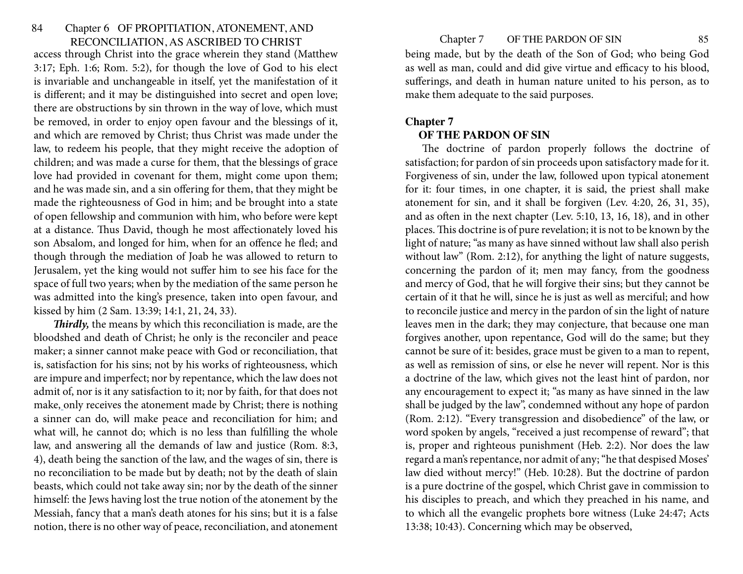access through Christ into the grace wherein they stand (Matthew 3:17; Eph. 1:6; Rom. 5:2), for though the love of God to his elect is invariable and unchangeable in itself, yet the manifestation of it is different; and it may be distinguished into secret and open love; there are obstructions by sin thrown in the way of love, which must be removed, in order to enjoy open favour and the blessings of it, and which are removed by Christ; thus Christ was made under the law, to redeem his people, that they might receive the adoption of children; and was made a curse for them, that the blessings of grace love had provided in covenant for them, might come upon them; and he was made sin, and a sin offering for them, that they might be made the righteousness of God in him; and be brought into a state of open fellowship and communion with him, who before were kept at a distance. Thus David, though he most affectionately loved his son Absalom, and longed for him, when for an offence he fled; and though through the mediation of Joab he was allowed to return to Jerusalem, yet the king would not suffer him to see his face for the space of full two years; when by the mediation of the same person he was admitted into the king's presence, taken into open favour, and kissed by him (2 Sam. 13:39; 14:1, 21, 24, 33).

***Thirdly,*** the means by which this reconciliation is made, are the bloodshed and death of Christ; he only is the reconciler and peace maker; a sinner cannot make peace with God or reconciliation, that is, satisfaction for his sins; not by his works of righteousness, which are impure and imperfect; nor by repentance, which the law does not admit of, nor is it any satisfaction to it; nor by faith, for that does not make, only receives the atonement made by Christ; there is nothing a sinner can do, will make peace and reconciliation for him; and what will, he cannot do; which is no less than fulfilling the whole law, and answering all the demands of law and justice (Rom. 8:3, 4), death being the sanction of the law, and the wages of sin, there is no reconciliation to be made but by death; not by the death of slain beasts, which could not take away sin; nor by the death of the sinner himself: the Jews having lost the true notion of the atonement by the Messiah, fancy that a man's death atones for his sins; but it is a false notion, there is no other way of peace, reconciliation, and atonement being made, but by the death of the Son of God; who being God as well as man, could and did give virtue and efficacy to his blood, sufferings, and death in human nature united to his person, as to make them adequate to the said purposes.

## Chapter 7
### OF THE PARDON OF SIN

The doctrine of pardon properly follows the doctrine of satisfaction; for pardon of sin proceeds upon satisfactory made for it. Forgiveness of sin, under the law, followed upon typical atonement for it: four times, in one chapter, it is said, the priest shall make atonement for sin, and it shall be forgiven (Lev. 4:20, 26, 31, 35), and as often in the next chapter (Lev. 5:10, 13, 16, 18), and in other places. This doctrine is of pure revelation; it is not to be known by the light of nature; "as many as have sinned without law shall also perish without law" (Rom. 2:12), for anything the light of nature suggests, concerning the pardon of it; men may fancy, from the goodness and mercy of God, that he will forgive their sins; but they cannot be certain of it that he will, since he is just as well as merciful; and how to reconcile justice and mercy in the pardon of sin the light of nature leaves men in the dark; they may conjecture, that because one man forgives another, upon repentance, God will do the same; but they cannot be sure of it: besides, grace must be given to a man to repent, as well as remission of sins, or else he never will repent. Nor is this a doctrine of the law, which gives not the least hint of pardon, nor any encouragement to expect it; "as many as have sinned in the law shall be judged by the law", condemned without any hope of pardon (Rom. 2:12). "Every transgression and disobedience" of the law, or word spoken by angels, "received a just recompense of reward"; that is, proper and righteous punishment (Heb. 2:2). Nor does the law regard a man's repentance, nor admit of any; "he that despised Moses' law died without mercy!" (Heb. 10:28). But the doctrine of pardon is a pure doctrine of the gospel, which Christ gave in commission to his disciples to preach, and which they preached in his name, and to which all the evangelic prophets bore witness (Luke 24:47; Acts 13:38; 10:43). Concerning which may be observed,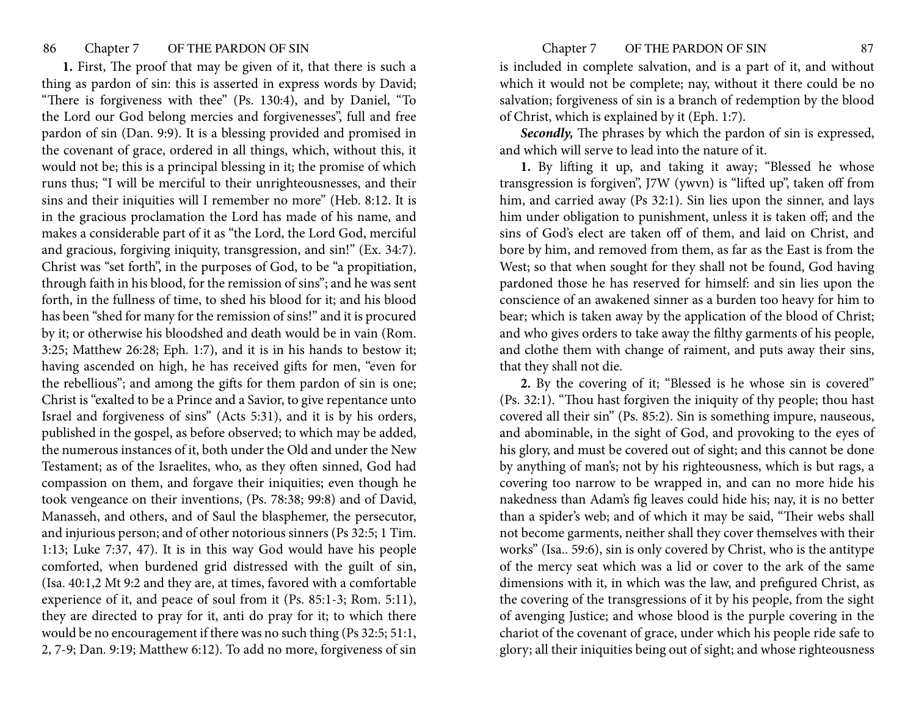**1.** First, The proof that may be given of it, that there is such a thing as pardon of sin: this is asserted in express words by David; "There is forgiveness with thee" (Ps. 130:4), and by Daniel, "To the Lord our God belong mercies and forgivenesses", full and free pardon of sin (Dan. 9:9). It is a blessing provided and promised in the covenant of grace, ordered in all things, which, without this, it would not be; this is a principal blessing in it; the promise of which runs thus; "I will be merciful to their unrighteousnesses, and their sins and their iniquities will I remember no more" (Heb. 8:12. It is in the gracious proclamation the Lord has made of his name, and makes a considerable part of it as "the Lord, the Lord God, merciful and gracious, forgiving iniquity, transgression, and sin!" (Ex. 34:7). Christ was "set forth", in the purposes of God, to be "a propitiation, through faith in his blood, for the remission of sins"; and he was sent forth, in the fullness of time, to shed his blood for it; and his blood has been "shed for many for the remission of sins!" and it is procured by it; or otherwise his bloodshed and death would be in vain (Rom. 3:25; Matthew 26:28; Eph. 1:7), and it is in his hands to bestow it; having ascended on high, he has received gifts for men, "even for the rebellious"; and among the gifts for them pardon of sin is one; Christ is "exalted to be a Prince and a Savior, to give repentance unto Israel and forgiveness of sins" (Acts 5:31), and it is by his orders, published in the gospel, as before observed; to which may be added, the numerous instances of it, both under the Old and under the New Testament; as of the Israelites, who, as they often sinned, God had compassion on them, and forgave their iniquities; even though he took vengeance on their inventions, (Ps. 78:38; 99:8) and of David, Manasseh, and others, and of Saul the blasphemer, the persecutor, and injurious person; and of other notorious sinners (Ps 32:5; 1 Tim. 1:13; Luke 7:37, 47). It is in this way God would have his people comforted, when burdened grid distressed with the guilt of sin, (Isa. 40:1,2 Mt 9:2 and they are, at times, favored with a comfortable experience of it, and peace of soul from it (Ps. 85:1-3; Rom. 5:11), they are directed to pray for it, anti do pray for it; to which there would be no encouragement if there was no such thing (Ps 32:5; 51:1, 2, 7-9; Dan. 9:19; Matthew 6:12). To add no more, forgiveness of sin is included in complete salvation, and is a part of it, and without which it would not be complete; nay, without it there could be no salvation; forgiveness of sin is a branch of redemption by the blood of Christ, which is explained by it (Eph. 1:7).

***Secondly,*** The phrases by which the pardon of sin is expressed, and which will serve to lead into the nature of it.

**1.** By lifting it up, and taking it away; "Blessed he whose transgression is forgiven", J7W (ywvn) is "lifted up", taken off from him, and carried away (Ps 32:1). Sin lies upon the sinner, and lays him under obligation to punishment, unless it is taken off; and the sins of God's elect are taken off of them, and laid on Christ, and bore by him, and removed from them, as far as the East is from the West; so that when sought for they shall not be found, God having pardoned those he has reserved for himself: and sin lies upon the conscience of an awakened sinner as a burden too heavy for him to bear; which is taken away by the application of the blood of Christ; and who gives orders to take away the filthy garments of his people, and clothe them with change of raiment, and puts away their sins, that they shall not die.

**2.** By the covering of it; "Blessed is he whose sin is covered" (Ps. 32:1). "Thou hast forgiven the iniquity of thy people; thou hast covered all their sin" (Ps. 85:2). Sin is something impure, nauseous, and abominable, in the sight of God, and provoking to the eyes of his glory, and must be covered out of sight; and this cannot be done by anything of man's; not by his righteousness, which is but rags, a covering too narrow to be wrapped in, and can no more hide his nakedness than Adam's fig leaves could hide his; nay, it is no better than a spider's web; and of which it may be said, "Their webs shall not become garments, neither shall they cover themselves with their works" (Isa.. 59:6), sin is only covered by Christ, who is the antitype of the mercy seat which was a lid or cover to the ark of the same dimensions with it, in which was the law, and prefigured Christ, as the covering of the transgressions of it by his people, from the sight of avenging Justice; and whose blood is the purple covering in the chariot of the covenant of grace, under which his people ride safe to glory; all their iniquities being out of sight; and whose righteousness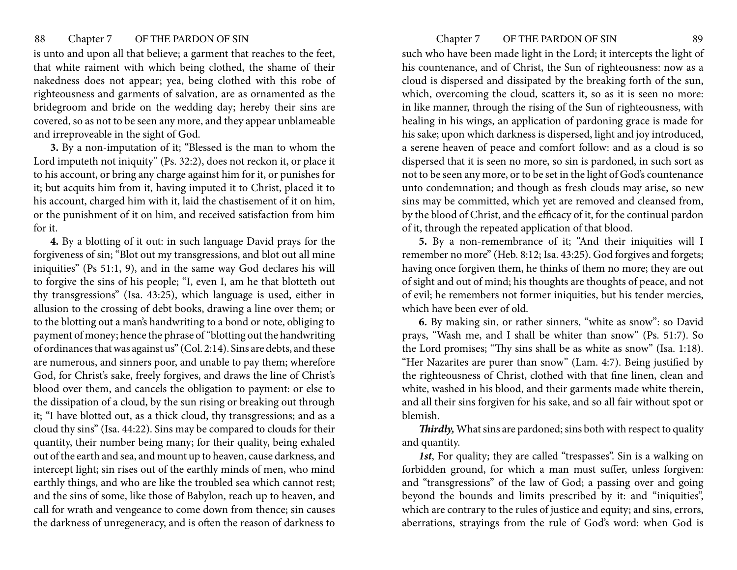is unto and upon all that believe; a garment that reaches to the feet, that white raiment with which being clothed, the shame of their nakedness does not appear; yea, being clothed with this robe of righteousness and garments of salvation, are as ornamented as the bridegroom and bride on the wedding day; hereby their sins are covered, so as not to be seen any more, and they appear unblameable and irreproveable in the sight of God.

**3.** By a non-imputation of it; "Blessed is the man to whom the Lord imputeth not iniquity" (Ps. 32:2), does not reckon it, or place it to his account, or bring any charge against him for it, or punishes for it; but acquits him from it, having imputed it to Christ, placed it to his account, charged him with it, laid the chastisement of it on him, or the punishment of it on him, and received satisfaction from him for it.

**4.** By a blotting of it out: in such language David prays for the forgiveness of sin; "Blot out my transgressions, and blot out all mine iniquities" (Ps 51:1, 9), and in the same way God declares his will to forgive the sins of his people; "I, even I, am he that blotteth out thy transgressions" (Isa. 43:25), which language is used, either in allusion to the crossing of debt books, drawing a line over them; or to the blotting out a man's handwriting to a bond or note, obliging to payment of money; hence the phrase of "blotting out the handwriting of ordinances that was against us" (Col. 2:14). Sins are debts, and these are numerous, and sinners poor, and unable to pay them; wherefore God, for Christ's sake, freely forgives, and draws the line of Christ's blood over them, and cancels the obligation to payment: or else to the dissipation of a cloud, by the sun rising or breaking out through it; "I have blotted out, as a thick cloud, thy transgressions; and as a cloud thy sins" (Isa. 44:22). Sins may be compared to clouds for their quantity, their number being many; for their quality, being exhaled out of the earth and sea, and mount up to heaven, cause darkness, and intercept light; sin rises out of the earthly minds of men, who mind earthly things, and who are like the troubled sea which cannot rest; and the sins of some, like those of Babylon, reach up to heaven, and call for wrath and vengeance to come down from thence; sin causes the darkness of unregeneracy, and is often the reason of darkness to such who have been made light in the Lord; it intercepts the light of his countenance, and of Christ, the Sun of righteousness: now as a cloud is dispersed and dissipated by the breaking forth of the sun, which, overcoming the cloud, scatters it, so as it is seen no more: in like manner, through the rising of the Sun of righteousness, with healing in his wings, an application of pardoning grace is made for his sake; upon which darkness is dispersed, light and joy introduced, a serene heaven of peace and comfort follow: and as a cloud is so dispersed that it is seen no more, so sin is pardoned, in such sort as not to be seen any more, or to be set in the light of God's countenance unto condemnation; and though as fresh clouds may arise, so new sins may be committed, which yet are removed and cleansed from, by the blood of Christ, and the efficacy of it, for the continual pardon of it, through the repeated application of that blood.

**5.** By a non-remembrance of it; "And their iniquities will I remember no more" (Heb. 8:12; Isa. 43:25). God forgives and forgets; having once forgiven them, he thinks of them no more; they are out of sight and out of mind; his thoughts are thoughts of peace, and not of evil; he remembers not former iniquities, but his tender mercies, which have been ever of old.

**6.** By making sin, or rather sinners, "white as snow": so David prays, "Wash me, and I shall be whiter than snow" (Ps. 51:7). So the Lord promises; "Thy sins shall be as white as snow" (Isa. 1:18). "Her Nazarites are purer than snow" (Lam. 4:7). Being justified by the righteousness of Christ, clothed with that fine linen, clean and white, washed in his blood, and their garments made white therein, and all their sins forgiven for his sake, and so all fair without spot or blemish.

***Thirdly,*** What sins are pardoned; sins both with respect to quality and quantity.

***1st***, For quality; they are called "trespasses". Sin is a walking on forbidden ground, for which a man must suffer, unless forgiven: and "transgressions" of the law of God; a passing over and going beyond the bounds and limits prescribed by it: and "iniquities", which are contrary to the rules of justice and equity; and sins, errors, aberrations, strayings from the rule of God's word: when God is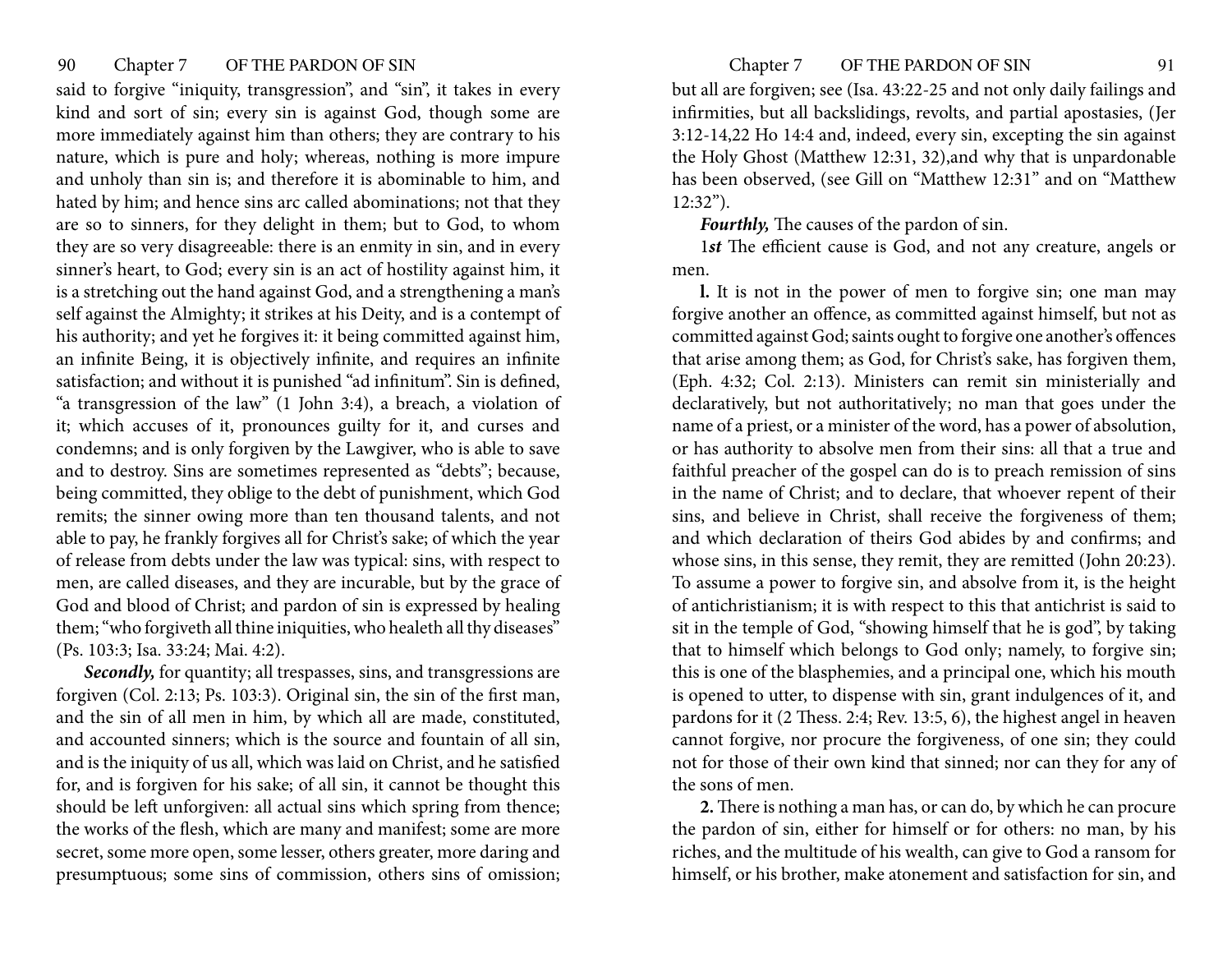said to forgive "iniquity, transgression", and "sin", it takes in every kind and sort of sin; every sin is against God, though some are more immediately against him than others; they are contrary to his nature, which is pure and holy; whereas, nothing is more impure and unholy than sin is; and therefore it is abominable to him, and hated by him; and hence sins arc called abominations; not that they are so to sinners, for they delight in them; but to God, to whom they are so very disagreeable: there is an enmity in sin, and in every sinner's heart, to God; every sin is an act of hostility against him, it is a stretching out the hand against God, and a strengthening a man's self against the Almighty; it strikes at his Deity, and is a contempt of his authority; and yet he forgives it: it being committed against him, an infinite Being, it is objectively infinite, and requires an infinite satisfaction; and without it is punished "ad infinitum". Sin is defined, "a transgression of the law" (1 John 3:4), a breach, a violation of it; which accuses of it, pronounces guilty for it, and curses and condemns; and is only forgiven by the Lawgiver, who is able to save and to destroy. Sins are sometimes represented as "debts"; because, being committed, they oblige to the debt of punishment, which God remits; the sinner owing more than ten thousand talents, and not able to pay, he frankly forgives all for Christ's sake; of which the year of release from debts under the law was typical: sins, with respect to men, are called diseases, and they are incurable, but by the grace of God and blood of Christ; and pardon of sin is expressed by healing them; "who forgiveth all thine iniquities, who healeth all thy diseases" (Ps. 103:3; Isa. 33:24; Mai. 4:2).

***Secondly,*** for quantity; all trespasses, sins, and transgressions are forgiven (Col. 2:13; Ps. 103:3). Original sin, the sin of the first man, and the sin of all men in him, by which all are made, constituted, and accounted sinners; which is the source and fountain of all sin, and is the iniquity of us all, which was laid on Christ, and he satisfied for, and is forgiven for his sake; of all sin, it cannot be thought this should be left unforgiven: all actual sins which spring from thence; the works of the flesh, which are many and manifest; some are more secret, some more open, some lesser, others greater, more daring and presumptuous; some sins of commission, others sins of omission; but all are forgiven; see (Isa. 43:22-25 and not only daily failings and infirmities, but all backslidings, revolts, and partial apostasies, (Jer 3:12-14,22 Ho 14:4 and, indeed, every sin, excepting the sin against the Holy Ghost (Matthew 12:31, 32),and why that is unpardonable has been observed, (see Gill on "Matthew 12:31" and on "Matthew 12:32").

***Fourthly,*** The causes of the pardon of sin.

1***st*** The efficient cause is God, and not any creature, angels or men.

**l.** It is not in the power of men to forgive sin; one man may forgive another an offence, as committed against himself, but not as committed against God; saints ought to forgive one another's offences that arise among them; as God, for Christ's sake, has forgiven them, (Eph. 4:32; Col. 2:13). Ministers can remit sin ministerially and declaratively, but not authoritatively; no man that goes under the name of a priest, or a minister of the word, has a power of absolution, or has authority to absolve men from their sins: all that a true and faithful preacher of the gospel can do is to preach remission of sins in the name of Christ; and to declare, that whoever repent of their sins, and believe in Christ, shall receive the forgiveness of them; and which declaration of theirs God abides by and confirms; and whose sins, in this sense, they remit, they are remitted (John 20:23). To assume a power to forgive sin, and absolve from it, is the height of antichristianism; it is with respect to this that antichrist is said to sit in the temple of God, "showing himself that he is god", by taking that to himself which belongs to God only; namely, to forgive sin; this is one of the blasphemies, and a principal one, which his mouth is opened to utter, to dispense with sin, grant indulgences of it, and pardons for it (2 Thess. 2:4; Rev. 13:5, 6), the highest angel in heaven cannot forgive, nor procure the forgiveness, of one sin; they could not for those of their own kind that sinned; nor can they for any of the sons of men.

**2.** There is nothing a man has, or can do, by which he can procure the pardon of sin, either for himself or for others: no man, by his riches, and the multitude of his wealth, can give to God a ransom for himself, or his brother, make atonement and satisfaction for sin, and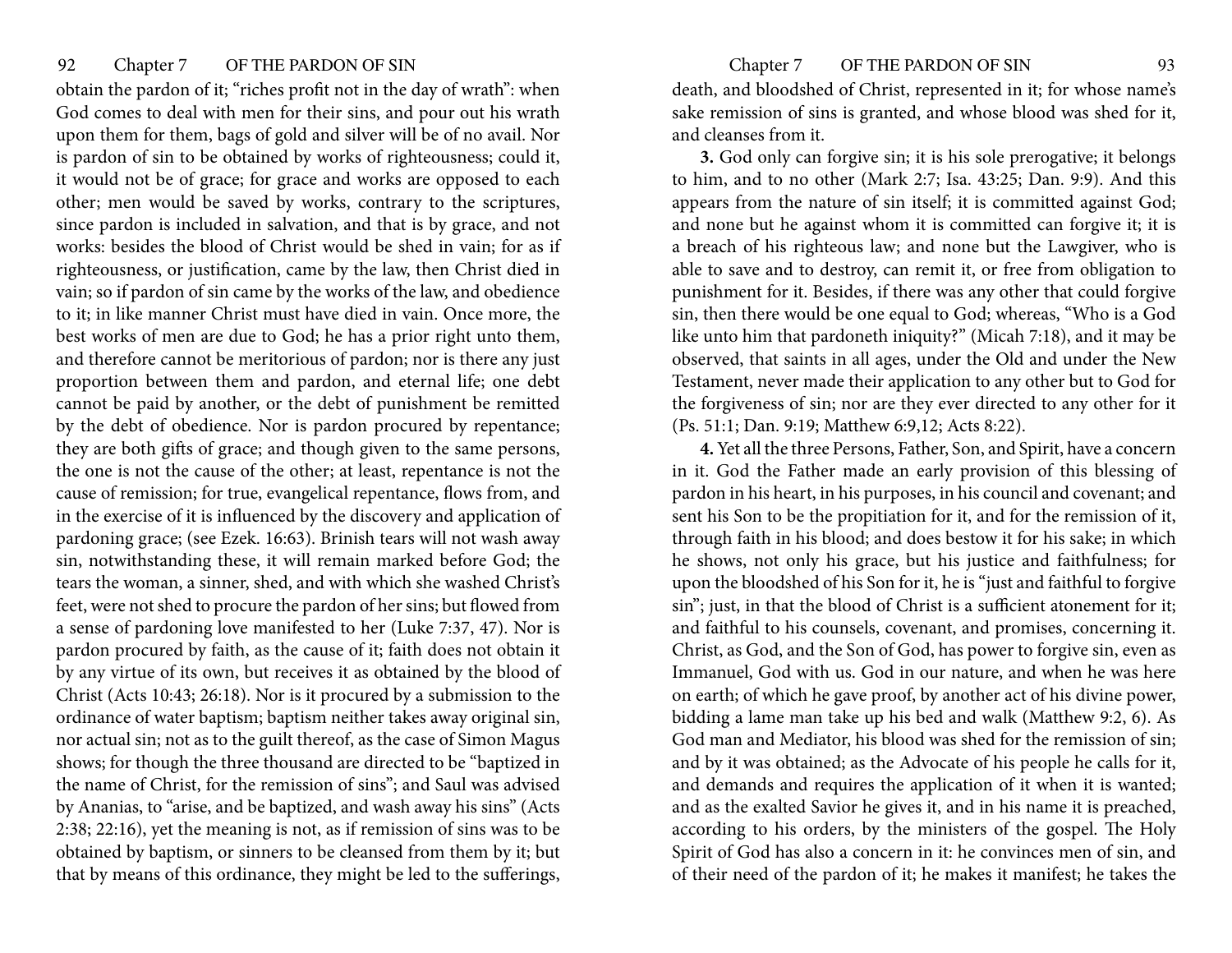obtain the pardon of it; "riches profit not in the day of wrath": when God comes to deal with men for their sins, and pour out his wrath upon them for them, bags of gold and silver will be of no avail. Nor is pardon of sin to be obtained by works of righteousness; could it, it would not be of grace; for grace and works are opposed to each other; men would be saved by works, contrary to the scriptures, since pardon is included in salvation, and that is by grace, and not works: besides the blood of Christ would be shed in vain; for as if righteousness, or justification, came by the law, then Christ died in vain; so if pardon of sin came by the works of the law, and obedience to it; in like manner Christ must have died in vain. Once more, the best works of men are due to God; he has a prior right unto them, and therefore cannot be meritorious of pardon; nor is there any just proportion between them and pardon, and eternal life; one debt cannot be paid by another, or the debt of punishment be remitted by the debt of obedience. Nor is pardon procured by repentance; they are both gifts of grace; and though given to the same persons, the one is not the cause of the other; at least, repentance is not the cause of remission; for true, evangelical repentance, flows from, and in the exercise of it is influenced by the discovery and application of pardoning grace; (see Ezek. 16:63). Brinish tears will not wash away sin, notwithstanding these, it will remain marked before God; the tears the woman, a sinner, shed, and with which she washed Christ's feet, were not shed to procure the pardon of her sins; but flowed from a sense of pardoning love manifested to her (Luke 7:37, 47). Nor is pardon procured by faith, as the cause of it; faith does not obtain it by any virtue of its own, but receives it as obtained by the blood of Christ (Acts 10:43; 26:18). Nor is it procured by a submission to the ordinance of water baptism; baptism neither takes away original sin, nor actual sin; not as to the guilt thereof, as the case of Simon Magus shows; for though the three thousand are directed to be "baptized in the name of Christ, for the remission of sins"; and Saul was advised by Ananias, to "arise, and be baptized, and wash away his sins" (Acts 2:38; 22:16), yet the meaning is not, as if remission of sins was to be obtained by baptism, or sinners to be cleansed from them by it; but that by means of this ordinance, they might be led to the sufferings, death, and bloodshed of Christ, represented in it; for whose name's sake remission of sins is granted, and whose blood was shed for it, and cleanses from it.

**3.** God only can forgive sin; it is his sole prerogative; it belongs to him, and to no other (Mark 2:7; Isa. 43:25; Dan. 9:9). And this appears from the nature of sin itself; it is committed against God; and none but he against whom it is committed can forgive it; it is a breach of his righteous law; and none but the Lawgiver, who is able to save and to destroy, can remit it, or free from obligation to punishment for it. Besides, if there was any other that could forgive sin, then there would be one equal to God; whereas, "Who is a God like unto him that pardoneth iniquity?" (Micah 7:18), and it may be observed, that saints in all ages, under the Old and under the New Testament, never made their application to any other but to God for the forgiveness of sin; nor are they ever directed to any other for it (Ps. 51:1; Dan. 9:19; Matthew 6:9,12; Acts 8:22).

**4.** Yet all the three Persons, Father, Son, and Spirit, have a concern in it. God the Father made an early provision of this blessing of pardon in his heart, in his purposes, in his council and covenant; and sent his Son to be the propitiation for it, and for the remission of it, through faith in his blood; and does bestow it for his sake; in which he shows, not only his grace, but his justice and faithfulness; for upon the bloodshed of his Son for it, he is "just and faithful to forgive sin"; just, in that the blood of Christ is a sufficient atonement for it; and faithful to his counsels, covenant, and promises, concerning it. Christ, as God, and the Son of God, has power to forgive sin, even as Immanuel, God with us. God in our nature, and when he was here on earth; of which he gave proof, by another act of his divine power, bidding a lame man take up his bed and walk (Matthew 9:2, 6). As God man and Mediator, his blood was shed for the remission of sin; and by it was obtained; as the Advocate of his people he calls for it, and demands and requires the application of it when it is wanted; and as the exalted Savior he gives it, and in his name it is preached, according to his orders, by the ministers of the gospel. The Holy Spirit of God has also a concern in it: he convinces men of sin, and of their need of the pardon of it; he makes it manifest; he takes the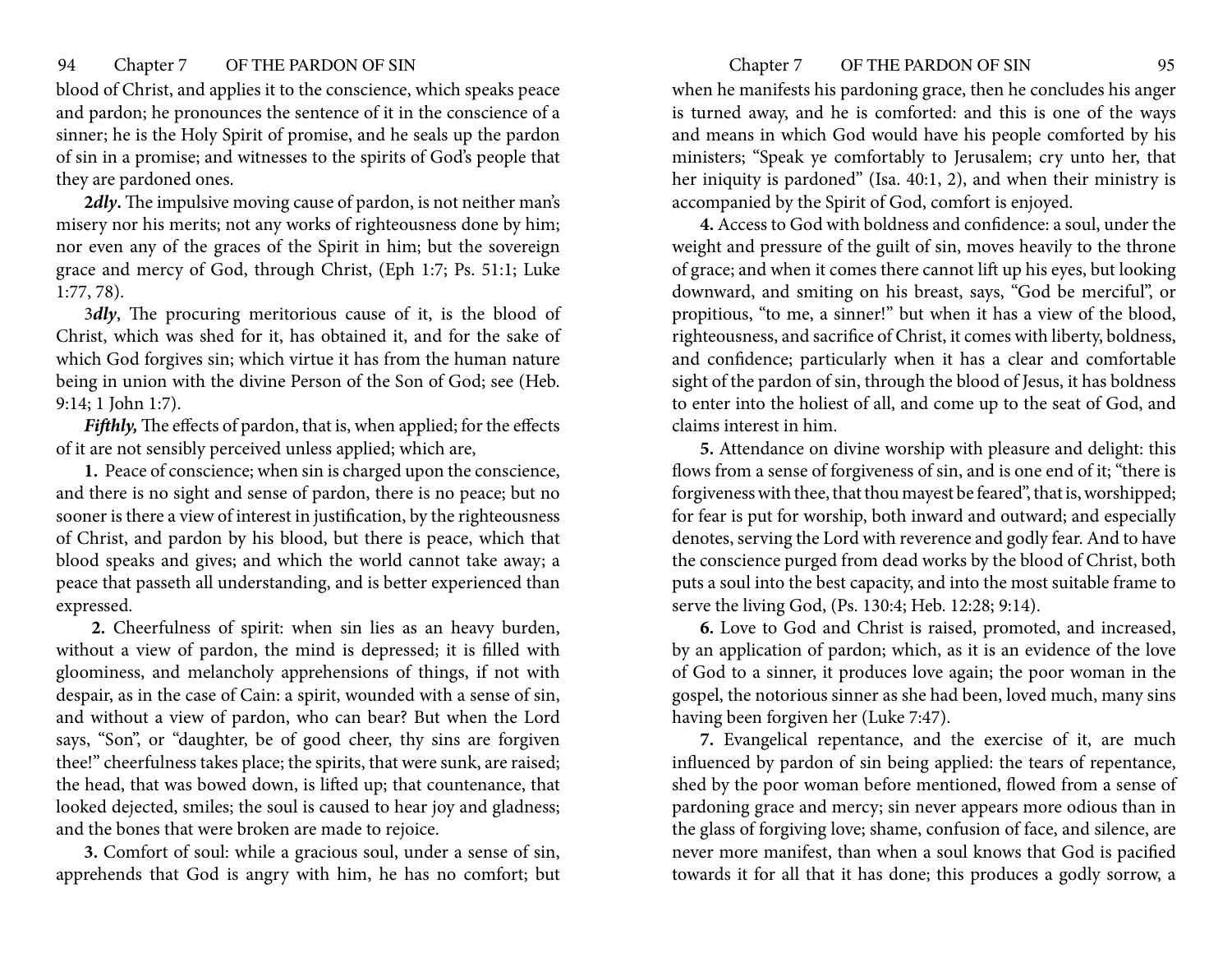blood of Christ, and applies it to the conscience, which speaks peace and pardon; he pronounces the sentence of it in the conscience of a sinner; he is the Holy Spirit of promise, and he seals up the pardon of sin in a promise; and witnesses to the spirits of God's people that they are pardoned ones.

**2*dly*.** The impulsive moving cause of pardon, is not neither man's misery nor his merits; not any works of righteousness done by him; nor even any of the graces of the Spirit in him; but the sovereign grace and mercy of God, through Christ, (Eph 1:7; Ps. 51:1; Luke 1:77, 78).

3***dly***, The procuring meritorious cause of it, is the blood of Christ, which was shed for it, has obtained it, and for the sake of which God forgives sin; which virtue it has from the human nature being in union with the divine Person of the Son of God; see (Heb. 9:14; 1 John 1:7).

***Fifthly,*** The effects of pardon, that is, when applied; for the effects of it are not sensibly perceived unless applied; which are,

**1.** Peace of conscience; when sin is charged upon the conscience, and there is no sight and sense of pardon, there is no peace; but no sooner is there a view of interest in justification, by the righteousness of Christ, and pardon by his blood, but there is peace, which that blood speaks and gives; and which the world cannot take away; a peace that passeth all understanding, and is better experienced than expressed.

**2.** Cheerfulness of spirit: when sin lies as an heavy burden, without a view of pardon, the mind is depressed; it is filled with gloominess, and melancholy apprehensions of things, if not with despair, as in the case of Cain: a spirit, wounded with a sense of sin, and without a view of pardon, who can bear? But when the Lord says, "Son", or "daughter, be of good cheer, thy sins are forgiven thee!" cheerfulness takes place; the spirits, that were sunk, are raised; the head, that was bowed down, is lifted up; that countenance, that looked dejected, smiles; the soul is caused to hear joy and gladness; and the bones that were broken are made to rejoice.

**3.** Comfort of soul: while a gracious soul, under a sense of sin, apprehends that God is angry with him, he has no comfort; but when he manifests his pardoning grace, then he concludes his anger is turned away, and he is comforted: and this is one of the ways and means in which God would have his people comforted by his ministers; "Speak ye comfortably to Jerusalem; cry unto her, that her iniquity is pardoned" (Isa. 40:1, 2), and when their ministry is accompanied by the Spirit of God, comfort is enjoyed.

**4.** Access to God with boldness and confidence: a soul, under the weight and pressure of the guilt of sin, moves heavily to the throne of grace; and when it comes there cannot lift up his eyes, but looking downward, and smiting on his breast, says, "God be merciful", or propitious, "to me, a sinner!" but when it has a view of the blood, righteousness, and sacrifice of Christ, it comes with liberty, boldness, and confidence; particularly when it has a clear and comfortable sight of the pardon of sin, through the blood of Jesus, it has boldness to enter into the holiest of all, and come up to the seat of God, and claims interest in him.

**5.** Attendance on divine worship with pleasure and delight: this flows from a sense of forgiveness of sin, and is one end of it; "there is forgiveness with thee, that thou mayest be feared", that is, worshipped; for fear is put for worship, both inward and outward; and especially denotes, serving the Lord with reverence and godly fear. And to have the conscience purged from dead works by the blood of Christ, both puts a soul into the best capacity, and into the most suitable frame to serve the living God, (Ps. 130:4; Heb. 12:28; 9:14).

**6.** Love to God and Christ is raised, promoted, and increased, by an application of pardon; which, as it is an evidence of the love of God to a sinner, it produces love again; the poor woman in the gospel, the notorious sinner as she had been, loved much, many sins having been forgiven her (Luke 7:47).

**7.** Evangelical repentance, and the exercise of it, are much influenced by pardon of sin being applied: the tears of repentance, shed by the poor woman before mentioned, flowed from a sense of pardoning grace and mercy; sin never appears more odious than in the glass of forgiving love; shame, confusion of face, and silence, are never more manifest, than when a soul knows that God is pacified towards it for all that it has done; this produces a godly sorrow, a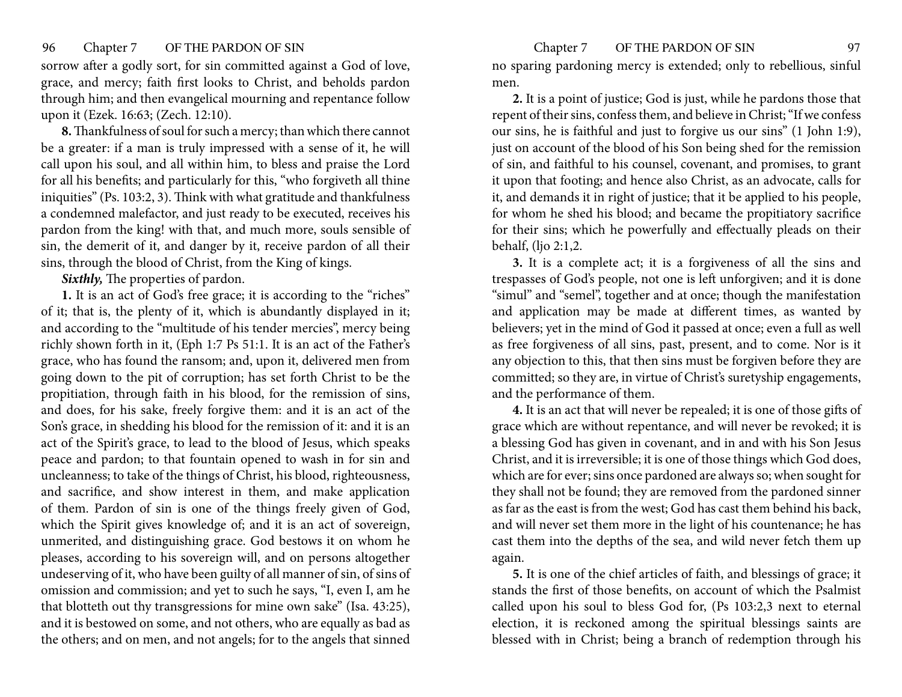sorrow after a godly sort, for sin committed against a God of love, grace, and mercy; faith first looks to Christ, and beholds pardon through him; and then evangelical mourning and repentance follow upon it (Ezek. 16:63; (Zech. 12:10).

**8.** Thankfulness of soul for such a mercy; than which there cannot be a greater: if a man is truly impressed with a sense of it, he will call upon his soul, and all within him, to bless and praise the Lord for all his benefits; and particularly for this, "who forgiveth all thine iniquities" (Ps. 103:2, 3). Think with what gratitude and thankfulness a condemned malefactor, and just ready to be executed, receives his pardon from the king! with that, and much more, souls sensible of sin, the demerit of it, and danger by it, receive pardon of all their sins, through the blood of Christ, from the King of kings.

***Sixthly,*** The properties of pardon.

**1.** It is an act of God's free grace; it is according to the "riches" of it; that is, the plenty of it, which is abundantly displayed in it; and according to the "multitude of his tender mercies", mercy being richly shown forth in it, (Eph 1:7 Ps 51:1. It is an act of the Father's grace, who has found the ransom; and, upon it, delivered men from going down to the pit of corruption; has set forth Christ to be the propitiation, through faith in his blood, for the remission of sins, and does, for his sake, freely forgive them: and it is an act of the Son's grace, in shedding his blood for the remission of it: and it is an act of the Spirit's grace, to lead to the blood of Jesus, which speaks peace and pardon; to that fountain opened to wash in for sin and uncleanness; to take of the things of Christ, his blood, righteousness, and sacrifice, and show interest in them, and make application of them. Pardon of sin is one of the things freely given of God, which the Spirit gives knowledge of; and it is an act of sovereign, unmerited, and distinguishing grace. God bestows it on whom he pleases, according to his sovereign will, and on persons altogether undeserving of it, who have been guilty of all manner of sin, of sins of omission and commission; and yet to such he says, "I, even I, am he that blotteth out thy transgressions for mine own sake" (Isa. 43:25), and it is bestowed on some, and not others, who are equally as bad as the others; and on men, and not angels; for to the angels that sinned no sparing pardoning mercy is extended; only to rebellious, sinful men.

**2.** It is a point of justice; God is just, while he pardons those that repent of their sins, confess them, and believe in Christ; "If we confess our sins, he is faithful and just to forgive us our sins" (1 John 1:9), just on account of the blood of his Son being shed for the remission of sin, and faithful to his counsel, covenant, and promises, to grant it upon that footing; and hence also Christ, as an advocate, calls for it, and demands it in right of justice; that it be applied to his people, for whom he shed his blood; and became the propitiatory sacrifice for their sins; which he powerfully and effectually pleads on their behalf, (1jo 2:1,2.

**3.** It is a complete act; it is a forgiveness of all the sins and trespasses of God's people, not one is left unforgiven; and it is done "simul" and "semel", together and at once; though the manifestation and application may be made at different times, as wanted by believers; yet in the mind of God it passed at once; even a full as well as free forgiveness of all sins, past, present, and to come. Nor is it any objection to this, that then sins must be forgiven before they are committed; so they are, in virtue of Christ's suretyship engagements, and the performance of them.

**4.** It is an act that will never be repealed; it is one of those gifts of grace which are without repentance, and will never be revoked; it is a blessing God has given in covenant, and in and with his Son Jesus Christ, and it is irreversible; it is one of those things which God does, which are for ever; sins once pardoned are always so; when sought for they shall not be found; they are removed from the pardoned sinner as far as the east is from the west; God has cast them behind his back, and will never set them more in the light of his countenance; he has cast them into the depths of the sea, and wild never fetch them up again.

**5.** It is one of the chief articles of faith, and blessings of grace; it stands the first of those benefits, on account of which the Psalmist called upon his soul to bless God for, (Ps 103:2,3 next to eternal election, it is reckoned among the spiritual blessings saints are blessed with in Christ; being a branch of redemption through his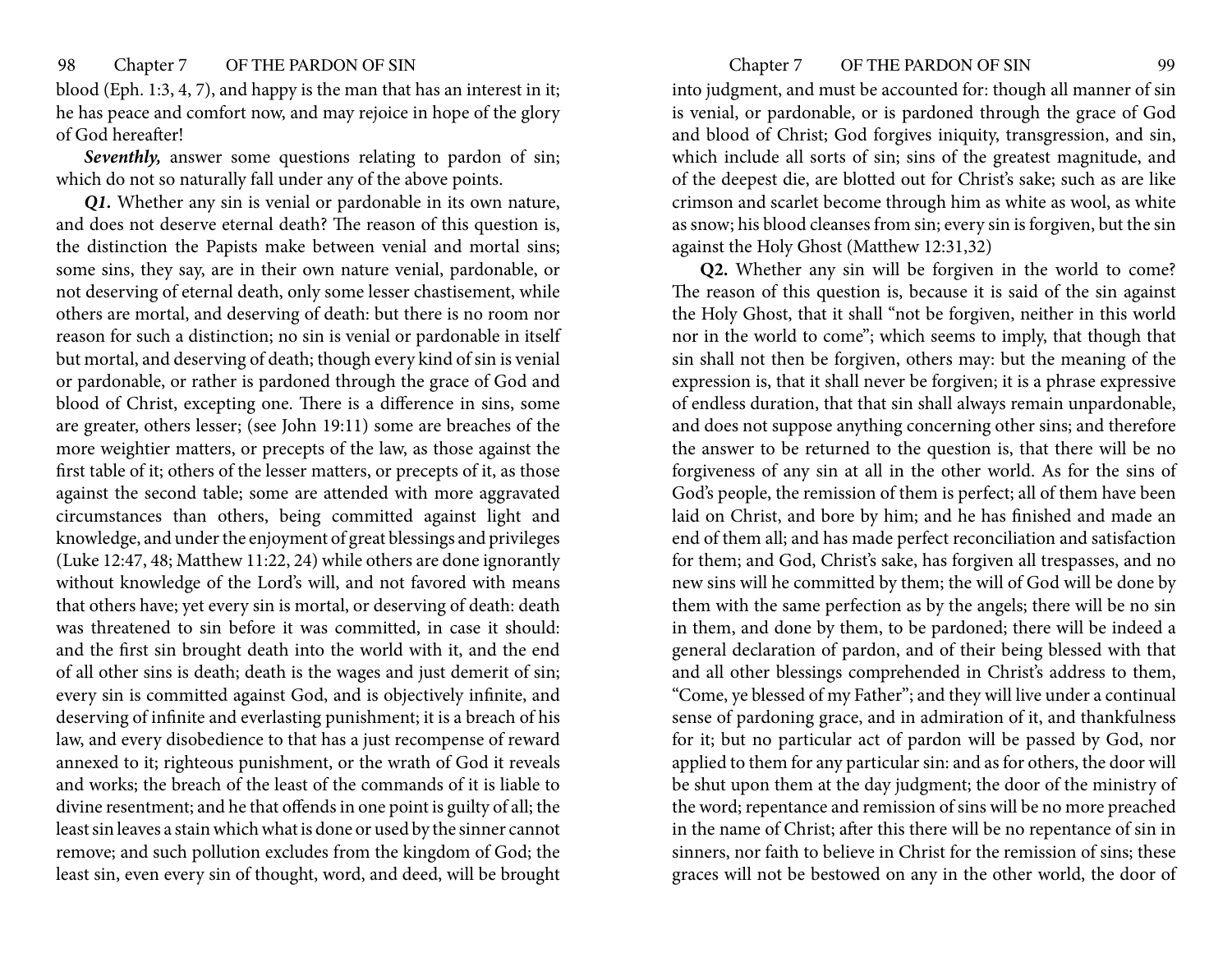blood (Eph. 1:3, 4, 7), and happy is the man that has an interest in it; he has peace and comfort now, and may rejoice in hope of the glory of God hereafter!

***Seventhly,*** answer some questions relating to pardon of sin; which do not so naturally fall under any of the above points.

***Q1.*** Whether any sin is venial or pardonable in its own nature, and does not deserve eternal death? The reason of this question is, the distinction the Papists make between venial and mortal sins; some sins, they say, are in their own nature venial, pardonable, or not deserving of eternal death, only some lesser chastisement, while others are mortal, and deserving of death: but there is no room nor reason for such a distinction; no sin is venial or pardonable in itself but mortal, and deserving of death; though every kind of sin is venial or pardonable, or rather is pardoned through the grace of God and blood of Christ, excepting one. There is a difference in sins, some are greater, others lesser; (see John 19:11) some are breaches of the more weightier matters, or precepts of the law, as those against the first table of it; others of the lesser matters, or precepts of it, as those against the second table; some are attended with more aggravated circumstances than others, being committed against light and knowledge, and under the enjoyment of great blessings and privileges (Luke 12:47, 48; Matthew 11:22, 24) while others are done ignorantly without knowledge of the Lord's will, and not favored with means that others have; yet every sin is mortal, or deserving of death: death was threatened to sin before it was committed, in case it should: and the first sin brought death into the world with it, and the end of all other sins is death; death is the wages and just demerit of sin; every sin is committed against God, and is objectively infinite, and deserving of infinite and everlasting punishment; it is a breach of his law, and every disobedience to that has a just recompense of reward annexed to it; righteous punishment, or the wrath of God it reveals and works; the breach of the least of the commands of it is liable to divine resentment; and he that offends in one point is guilty of all; the least sin leaves a stain which what is done or used by the sinner cannot remove; and such pollution excludes from the kingdom of God; the least sin, even every sin of thought, word, and deed, will be brought into judgment, and must be accounted for: though all manner of sin is venial, or pardonable, or is pardoned through the grace of God and blood of Christ; God forgives iniquity, transgression, and sin, which include all sorts of sin; sins of the greatest magnitude, and of the deepest die, are blotted out for Christ's sake; such as are like crimson and scarlet become through him as white as wool, as white as snow; his blood cleanses from sin; every sin is forgiven, but the sin against the Holy Ghost (Matthew 12:31,32)

**Q2.** Whether any sin will be forgiven in the world to come? The reason of this question is, because it is said of the sin against the Holy Ghost, that it shall "not be forgiven, neither in this world nor in the world to come"; which seems to imply, that though that sin shall not then be forgiven, others may: but the meaning of the expression is, that it shall never be forgiven; it is a phrase expressive of endless duration, that that sin shall always remain unpardonable, and does not suppose anything concerning other sins; and therefore the answer to be returned to the question is, that there will be no forgiveness of any sin at all in the other world. As for the sins of God's people, the remission of them is perfect; all of them have been laid on Christ, and bore by him; and he has finished and made an end of them all; and has made perfect reconciliation and satisfaction for them; and God, Christ's sake, has forgiven all trespasses, and no new sins will he committed by them; the will of God will be done by them with the same perfection as by the angels; there will be no sin in them, and done by them, to be pardoned; there will be indeed a general declaration of pardon, and of their being blessed with that and all other blessings comprehended in Christ's address to them, "Come, ye blessed of my Father"; and they will live under a continual sense of pardoning grace, and in admiration of it, and thankfulness for it; but no particular act of pardon will be passed by God, nor applied to them for any particular sin: and as for others, the door will be shut upon them at the day judgment; the door of the ministry of the word; repentance and remission of sins will be no more preached in the name of Christ; after this there will be no repentance of sin in sinners, nor faith to believe in Christ for the remission of sins; these graces will not be bestowed on any in the other world, the door of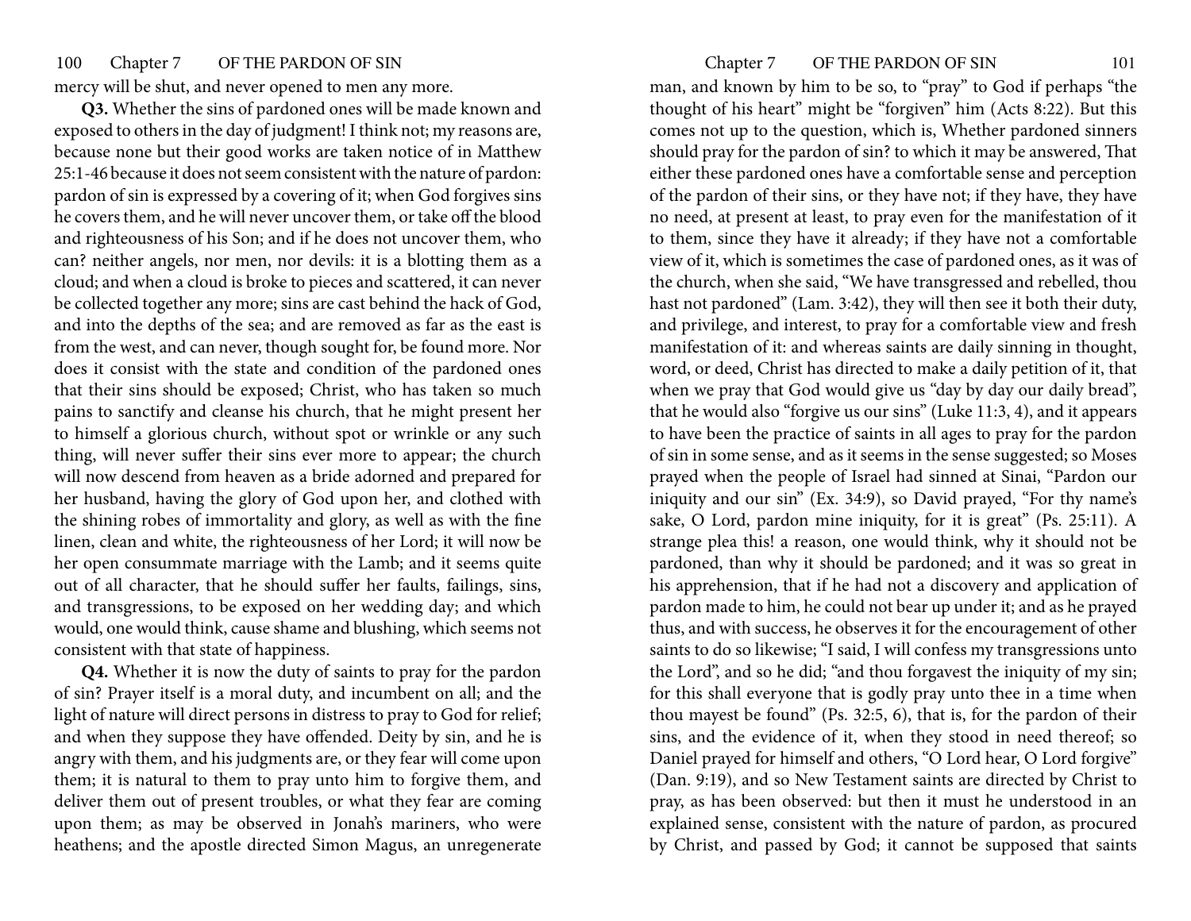mercy will be shut, and never opened to men any more.

**Q3.** Whether the sins of pardoned ones will be made known and exposed to others in the day of judgment! I think not; my reasons are, because none but their good works are taken notice of in Matthew 25:1-46 because it does not seem consistent with the nature of pardon: pardon of sin is expressed by a covering of it; when God forgives sins he covers them, and he will never uncover them, or take off the blood and righteousness of his Son; and if he does not uncover them, who can? neither angels, nor men, nor devils: it is a blotting them as a cloud; and when a cloud is broke to pieces and scattered, it can never be collected together any more; sins are cast behind the hack of God, and into the depths of the sea; and are removed as far as the east is from the west, and can never, though sought for, be found more. Nor does it consist with the state and condition of the pardoned ones that their sins should be exposed; Christ, who has taken so much pains to sanctify and cleanse his church, that he might present her to himself a glorious church, without spot or wrinkle or any such thing, will never suffer their sins ever more to appear; the church will now descend from heaven as a bride adorned and prepared for her husband, having the glory of God upon her, and clothed with the shining robes of immortality and glory, as well as with the fine linen, clean and white, the righteousness of her Lord; it will now be her open consummate marriage with the Lamb; and it seems quite out of all character, that he should suffer her faults, failings, sins, and transgressions, to be exposed on her wedding day; and which would, one would think, cause shame and blushing, which seems not consistent with that state of happiness.

**Q4.** Whether it is now the duty of saints to pray for the pardon of sin? Prayer itself is a moral duty, and incumbent on all; and the light of nature will direct persons in distress to pray to God for relief; and when they suppose they have offended. Deity by sin, and he is angry with them, and his judgments are, or they fear will come upon them; it is natural to them to pray unto him to forgive them, and deliver them out of present troubles, or what they fear are coming upon them; as may be observed in Jonah's mariners, who were heathens; and the apostle directed Simon Magus, an unregenerate man, and known by him to be so, to "pray" to God if perhaps "the thought of his heart" might be "forgiven" him (Acts 8:22). But this comes not up to the question, which is, Whether pardoned sinners should pray for the pardon of sin? to which it may be answered, That either these pardoned ones have a comfortable sense and perception of the pardon of their sins, or they have not; if they have, they have no need, at present at least, to pray even for the manifestation of it to them, since they have it already; if they have not a comfortable view of it, which is sometimes the case of pardoned ones, as it was of the church, when she said, "We have transgressed and rebelled, thou hast not pardoned" (Lam. 3:42), they will then see it both their duty, and privilege, and interest, to pray for a comfortable view and fresh manifestation of it: and whereas saints are daily sinning in thought, word, or deed, Christ has directed to make a daily petition of it, that when we pray that God would give us "day by day our daily bread", that he would also "forgive us our sins" (Luke 11:3, 4), and it appears to have been the practice of saints in all ages to pray for the pardon of sin in some sense, and as it seems in the sense suggested; so Moses prayed when the people of Israel had sinned at Sinai, "Pardon our iniquity and our sin" (Ex. 34:9), so David prayed, "For thy name's sake, O Lord, pardon mine iniquity, for it is great" (Ps. 25:11). A strange plea this! a reason, one would think, why it should not be pardoned, than why it should be pardoned; and it was so great in his apprehension, that if he had not a discovery and application of pardon made to him, he could not bear up under it; and as he prayed thus, and with success, he observes it for the encouragement of other saints to do so likewise; "I said, I will confess my transgressions unto the Lord", and so he did; "and thou forgavest the iniquity of my sin; for this shall everyone that is godly pray unto thee in a time when thou mayest be found" (Ps. 32:5, 6), that is, for the pardon of their sins, and the evidence of it, when they stood in need thereof; so Daniel prayed for himself and others, "O Lord hear, O Lord forgive" (Dan. 9:19), and so New Testament saints are directed by Christ to pray, as has been observed: but then it must he understood in an explained sense, consistent with the nature of pardon, as procured by Christ, and passed by God; it cannot be supposed that saints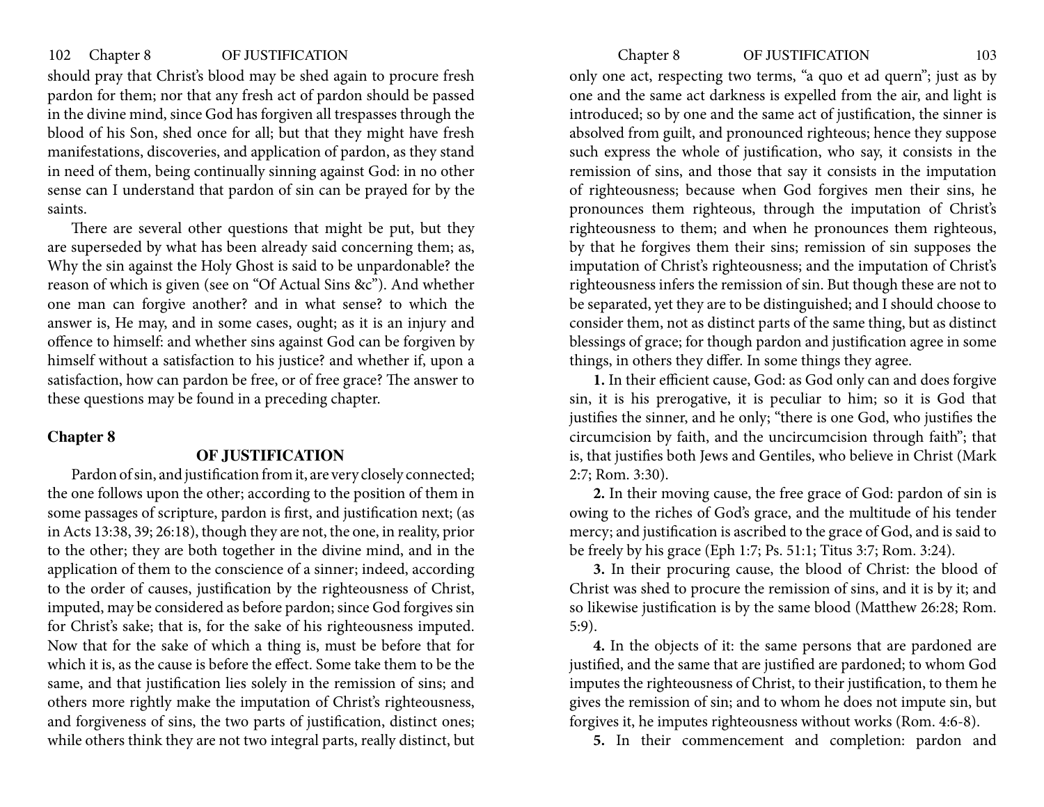should pray that Christ's blood may be shed again to procure fresh pardon for them; nor that any fresh act of pardon should be passed in the divine mind, since God has forgiven all trespasses through the blood of his Son, shed once for all; but that they might have fresh manifestations, discoveries, and application of pardon, as they stand in need of them, being continually sinning against God: in no other sense can I understand that pardon of sin can be prayed for by the saints.

There are several other questions that might be put, but they are superseded by what has been already said concerning them; as, Why the sin against the Holy Ghost is said to be unpardonable? the reason of which is given (see on "Of Actual Sins &c"). And whether one man can forgive another? and in what sense? to which the answer is, He may, and in some cases, ought; as it is an injury and offence to himself: and whether sins against God can be forgiven by himself without a satisfaction to his justice? and whether if, upon a satisfaction, how can pardon be free, or of free grace? The answer to these questions may be found in a preceding chapter.

## Chapter 8

### OF JUSTIFICATION

Pardon of sin, and justification from it, are very closely connected; the one follows upon the other; according to the position of them in some passages of scripture, pardon is first, and justification next; (as in Acts 13:38, 39; 26:18), though they are not, the one, in reality, prior to the other; they are both together in the divine mind, and in the application of them to the conscience of a sinner; indeed, according to the order of causes, justification by the righteousness of Christ, imputed, may be considered as before pardon; since God forgives sin for Christ's sake; that is, for the sake of his righteousness imputed. Now that for the sake of which a thing is, must be before that for which it is, as the cause is before the effect. Some take them to be the same, and that justification lies solely in the remission of sins; and others more rightly make the imputation of Christ's righteousness, and forgiveness of sins, the two parts of justification, distinct ones; while others think they are not two integral parts, really distinct, but only one act, respecting two terms, "a quo et ad quern"; just as by one and the same act darkness is expelled from the air, and light is introduced; so by one and the same act of justification, the sinner is absolved from guilt, and pronounced righteous; hence they suppose such express the whole of justification, who say, it consists in the remission of sins, and those that say it consists in the imputation of righteousness; because when God forgives men their sins, he pronounces them righteous, through the imputation of Christ's righteousness to them; and when he pronounces them righteous, by that he forgives them their sins; remission of sin supposes the imputation of Christ's righteousness; and the imputation of Christ's righteousness infers the remission of sin. But though these are not to be separated, yet they are to be distinguished; and I should choose to consider them, not as distinct parts of the same thing, but as distinct blessings of grace; for though pardon and justification agree in some things, in others they differ. In some things they agree.

**1.** In their efficient cause, God: as God only can and does forgive sin, it is his prerogative, it is peculiar to him; so it is God that justifies the sinner, and he only; "there is one God, who justifies the circumcision by faith, and the uncircumcision through faith"; that is, that justifies both Jews and Gentiles, who believe in Christ (Mark 2:7; Rom. 3:30).

**2.** In their moving cause, the free grace of God: pardon of sin is owing to the riches of God's grace, and the multitude of his tender mercy; and justification is ascribed to the grace of God, and is said to be freely by his grace (Eph 1:7; Ps. 51:1; Titus 3:7; Rom. 3:24).

**3.** In their procuring cause, the blood of Christ: the blood of Christ was shed to procure the remission of sins, and it is by it; and so likewise justification is by the same blood (Matthew 26:28; Rom. 5:9).

**4.** In the objects of it: the same persons that are pardoned are justified, and the same that are justified are pardoned; to whom God imputes the righteousness of Christ, to their justification, to them he gives the remission of sin; and to whom he does not impute sin, but forgives it, he imputes righteousness without works (Rom. 4:6-8).

**5.** In their commencement and completion: pardon and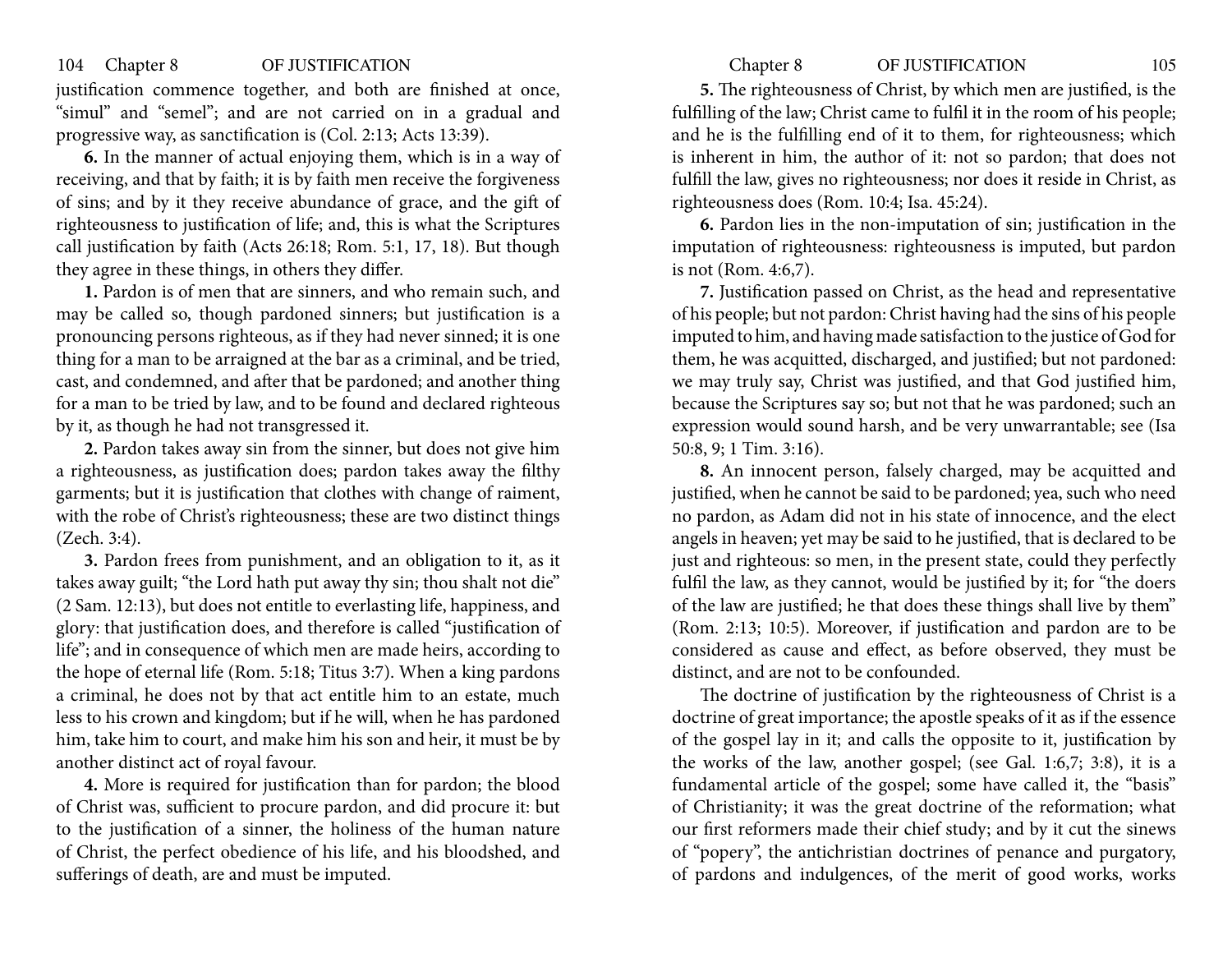justification commence together, and both are finished at once, "simul" and "semel"; and are not carried on in a gradual and progressive way, as sanctification is (Col. 2:13; Acts 13:39).

**6.** In the manner of actual enjoying them, which is in a way of receiving, and that by faith; it is by faith men receive the forgiveness of sins; and by it they receive abundance of grace, and the gift of righteousness to justification of life; and, this is what the Scriptures call justification by faith (Acts 26:18; Rom. 5:1, 17, 18). But though they agree in these things, in others they differ.

**1.** Pardon is of men that are sinners, and who remain such, and may be called so, though pardoned sinners; but justification is a pronouncing persons righteous, as if they had never sinned; it is one thing for a man to be arraigned at the bar as a criminal, and be tried, cast, and condemned, and after that be pardoned; and another thing for a man to be tried by law, and to be found and declared righteous by it, as though he had not transgressed it.

**2.** Pardon takes away sin from the sinner, but does not give him a righteousness, as justification does; pardon takes away the filthy garments; but it is justification that clothes with change of raiment, with the robe of Christ's righteousness; these are two distinct things (Zech. 3:4).

**3.** Pardon frees from punishment, and an obligation to it, as it takes away guilt; "the Lord hath put away thy sin; thou shalt not die" (2 Sam. 12:13), but does not entitle to everlasting life, happiness, and glory: that justification does, and therefore is called "justification of life"; and in consequence of which men are made heirs, according to the hope of eternal life (Rom. 5:18; Titus 3:7). When a king pardons a criminal, he does not by that act entitle him to an estate, much less to his crown and kingdom; but if he will, when he has pardoned him, take him to court, and make him his son and heir, it must be by another distinct act of royal favour.

**4.** More is required for justification than for pardon; the blood of Christ was, sufficient to procure pardon, and did procure it: but to the justification of a sinner, the holiness of the human nature of Christ, the perfect obedience of his life, and his bloodshed, and sufferings of death, are and must be imputed.

**5.** The righteousness of Christ, by which men are justified, is the fulfilling of the law; Christ came to fulfil it in the room of his people; and he is the fulfilling end of it to them, for righteousness; which is inherent in him, the author of it: not so pardon; that does not fulfill the law, gives no righteousness; nor does it reside in Christ, as righteousness does (Rom. 10:4; Isa. 45:24).

**6.** Pardon lies in the non-imputation of sin; justification in the imputation of righteousness: righteousness is imputed, but pardon is not (Rom. 4:6,7).

**7.** Justification passed on Christ, as the head and representative of his people; but not pardon: Christ having had the sins of his people imputed to him, and having made satisfaction to the justice of God for them, he was acquitted, discharged, and justified; but not pardoned: we may truly say, Christ was justified, and that God justified him, because the Scriptures say so; but not that he was pardoned; such an expression would sound harsh, and be very unwarrantable; see (Isa 50:8, 9; 1 Tim. 3:16).

**8.** An innocent person, falsely charged, may be acquitted and justified, when he cannot be said to be pardoned; yea, such who need no pardon, as Adam did not in his state of innocence, and the elect angels in heaven; yet may be said to he justified, that is declared to be just and righteous: so men, in the present state, could they perfectly fulfil the law, as they cannot, would be justified by it; for "the doers of the law are justified; he that does these things shall live by them" (Rom. 2:13; 10:5). Moreover, if justification and pardon are to be considered as cause and effect, as before observed, they must be distinct, and are not to be confounded.

The doctrine of justification by the righteousness of Christ is a doctrine of great importance; the apostle speaks of it as if the essence of the gospel lay in it; and calls the opposite to it, justification by the works of the law, another gospel; (see Gal. 1:6,7; 3:8), it is a fundamental article of the gospel; some have called it, the "basis" of Christianity; it was the great doctrine of the reformation; what our first reformers made their chief study; and by it cut the sinews of "popery", the antichristian doctrines of penance and purgatory, of pardons and indulgences, of the merit of good works, works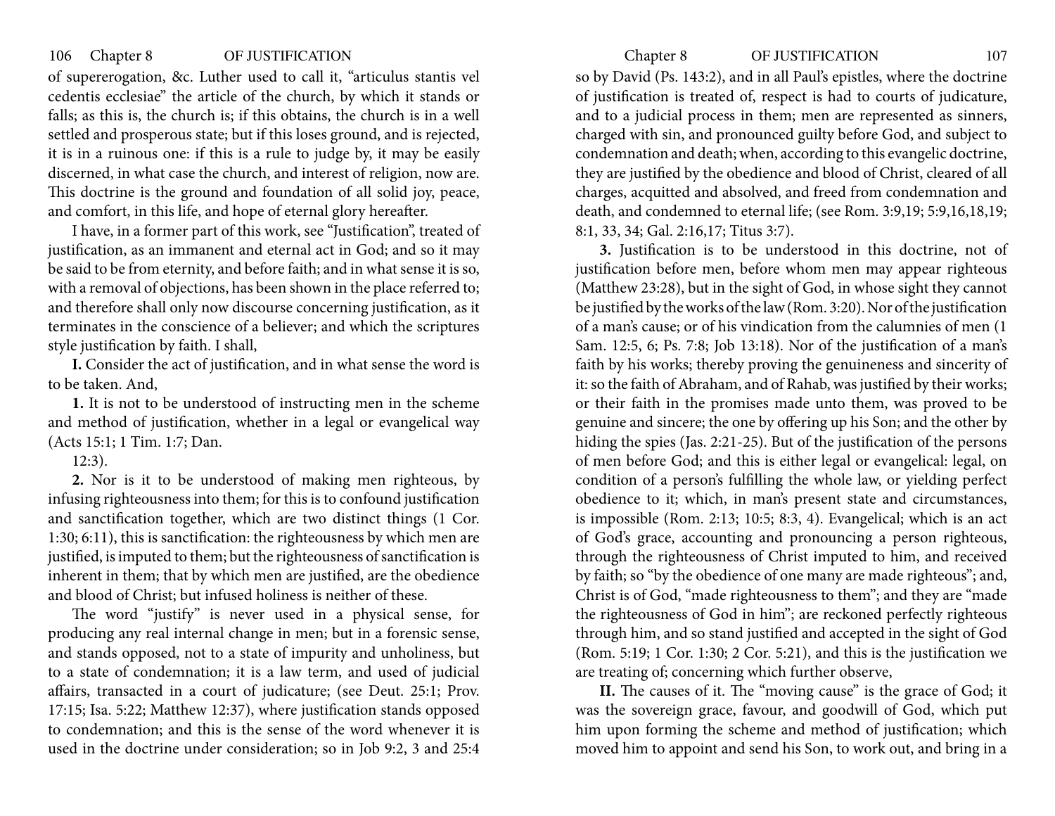of supererogation, &c. Luther used to call it, "articulus stantis vel cedentis ecclesiae" the article of the church, by which it stands or falls; as this is, the church is; if this obtains, the church is in a well settled and prosperous state; but if this loses ground, and is rejected, it is in a ruinous one: if this is a rule to judge by, it may be easily discerned, in what case the church, and interest of religion, now are. This doctrine is the ground and foundation of all solid joy, peace, and comfort, in this life, and hope of eternal glory hereafter.

I have, in a former part of this work, see "Justification", treated of justification, as an immanent and eternal act in God; and so it may be said to be from eternity, and before faith; and in what sense it is so, with a removal of objections, has been shown in the place referred to; and therefore shall only now discourse concerning justification, as it terminates in the conscience of a believer; and which the scriptures style justification by faith. I shall,

**I.** Consider the act of justification, and in what sense the word is to be taken. And,

**1.** It is not to be understood of instructing men in the scheme and method of justification, whether in a legal or evangelical way (Acts 15:1; 1 Tim. 1:7; Dan. 12:3).

**2.** Nor is it to be understood of making men righteous, by infusing righteousness into them; for this is to confound justification and sanctification together, which are two distinct things (1 Cor. 1:30; 6:11), this is sanctification: the righteousness by which men are justified, is imputed to them; but the righteousness of sanctification is inherent in them; that by which men are justified, are the obedience and blood of Christ; but infused holiness is neither of these.

The word "justify" is never used in a physical sense, for producing any real internal change in men; but in a forensic sense, and stands opposed, not to a state of impurity and unholiness, but to a state of condemnation; it is a law term, and used of judicial affairs, transacted in a court of judicature; (see Deut. 25:1; Prov. 17:15; Isa. 5:22; Matthew 12:37), where justification stands opposed to condemnation; and this is the sense of the word whenever it is used in the doctrine under consideration; so in Job 9:2, 3 and 25:4 so by David (Ps. 143:2), and in all Paul's epistles, where the doctrine of justification is treated of, respect is had to courts of judicature, and to a judicial process in them; men are represented as sinners, charged with sin, and pronounced guilty before God, and subject to condemnation and death; when, according to this evangelic doctrine, they are justified by the obedience and blood of Christ, cleared of all charges, acquitted and absolved, and freed from condemnation and death, and condemned to eternal life; (see Rom. 3:9,19; 5:9,16,18,19; 8:1, 33, 34; Gal. 2:16,17; Titus 3:7).

**3.** Justification is to be understood in this doctrine, not of justification before men, before whom men may appear righteous (Matthew 23:28), but in the sight of God, in whose sight they cannot be justified by the works of the law (Rom. 3:20). Nor of the justification of a man's cause; or of his vindication from the calumnies of men (1 Sam. 12:5, 6; Ps. 7:8; Job 13:18). Nor of the justification of a man's faith by his works; thereby proving the genuineness and sincerity of it: so the faith of Abraham, and of Rahab, was justified by their works; or their faith in the promises made unto them, was proved to be genuine and sincere; the one by offering up his Son; and the other by hiding the spies (Jas. 2:21-25). But of the justification of the persons of men before God; and this is either legal or evangelical: legal, on condition of a person's fulfilling the whole law, or yielding perfect obedience to it; which, in man's present state and circumstances, is impossible (Rom. 2:13; 10:5; 8:3, 4). Evangelical; which is an act of God's grace, accounting and pronouncing a person righteous, through the righteousness of Christ imputed to him, and received by faith; so "by the obedience of one many are made righteous"; and, Christ is of God, "made righteousness to them"; and they are "made the righteousness of God in him"; are reckoned perfectly righteous through him, and so stand justified and accepted in the sight of God (Rom. 5:19; 1 Cor. 1:30; 2 Cor. 5:21), and this is the justification we are treating of; concerning which further observe,

**II.** The causes of it. The "moving cause" is the grace of God; it was the sovereign grace, favour, and goodwill of God, which put him upon forming the scheme and method of justification; which moved him to appoint and send his Son, to work out, and bring in a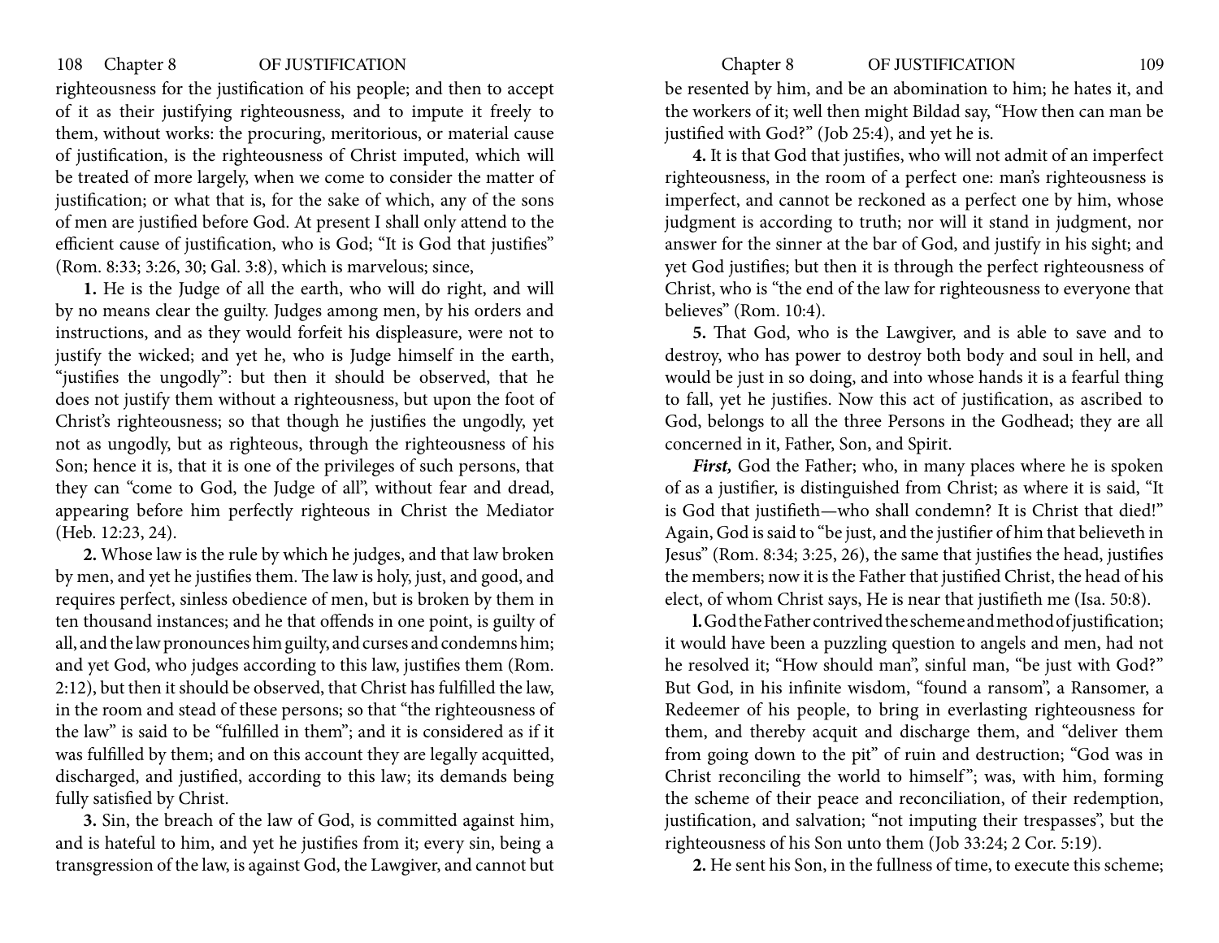righteousness for the justification of his people; and then to accept of it as their justifying righteousness, and to impute it freely to them, without works: the procuring, meritorious, or material cause of justification, is the righteousness of Christ imputed, which will be treated of more largely, when we come to consider the matter of justification; or what that is, for the sake of which, any of the sons of men are justified before God. At present I shall only attend to the efficient cause of justification, who is God; "It is God that justifies" (Rom. 8:33; 3:26, 30; Gal. 3:8), which is marvelous; since,

**1.** He is the Judge of all the earth, who will do right, and will by no means clear the guilty. Judges among men, by his orders and instructions, and as they would forfeit his displeasure, were not to justify the wicked; and yet he, who is Judge himself in the earth, "justifies the ungodly": but then it should be observed, that he does not justify them without a righteousness, but upon the foot of Christ's righteousness; so that though he justifies the ungodly, yet not as ungodly, but as righteous, through the righteousness of his Son; hence it is, that it is one of the privileges of such persons, that they can "come to God, the Judge of all", without fear and dread, appearing before him perfectly righteous in Christ the Mediator (Heb. 12:23, 24).

**2.** Whose law is the rule by which he judges, and that law broken by men, and yet he justifies them. The law is holy, just, and good, and requires perfect, sinless obedience of men, but is broken by them in ten thousand instances; and he that offends in one point, is guilty of all, and the law pronounces him guilty, and curses and condemns him; and yet God, who judges according to this law, justifies them (Rom. 2:12), but then it should be observed, that Christ has fulfilled the law, in the room and stead of these persons; so that "the righteousness of the law" is said to be "fulfilled in them"; and it is considered as if it was fulfilled by them; and on this account they are legally acquitted, discharged, and justified, according to this law; its demands being fully satisfied by Christ.

**3.** Sin, the breach of the law of God, is committed against him, and is hateful to him, and yet he justifies from it; every sin, being a transgression of the law, is against God, the Lawgiver, and cannot but be resented by him, and be an abomination to him; he hates it, and the workers of it; well then might Bildad say, "How then can man be justified with God?" (Job 25:4), and yet he is.

**4.** It is that God that justifies, who will not admit of an imperfect righteousness, in the room of a perfect one: man's righteousness is imperfect, and cannot be reckoned as a perfect one by him, whose judgment is according to truth; nor will it stand in judgment, nor answer for the sinner at the bar of God, and justify in his sight; and yet God justifies; but then it is through the perfect righteousness of Christ, who is "the end of the law for righteousness to everyone that believes" (Rom. 10:4).

**5.** That God, who is the Lawgiver, and is able to save and to destroy, who has power to destroy both body and soul in hell, and would be just in so doing, and into whose hands it is a fearful thing to fall, yet he justifies. Now this act of justification, as ascribed to God, belongs to all the three Persons in the Godhead; they are all concerned in it, Father, Son, and Spirit.

***First,*** God the Father; who, in many places where he is spoken of as a justifier, is distinguished from Christ; as where it is said, "It is God that justifieth—who shall condemn? It is Christ that died!" Again, God is said to "be just, and the justifier of him that believeth in Jesus" (Rom. 8:34; 3:25, 26), the same that justifies the head, justifies the members; now it is the Father that justified Christ, the head of his elect, of whom Christ says, He is near that justifieth me (Isa. 50:8).

**l.** God the Father contrived the scheme and method of justification; it would have been a puzzling question to angels and men, had not he resolved it; "How should man", sinful man, "be just with God?" But God, in his infinite wisdom, "found a ransom", a Ransomer, a Redeemer of his people, to bring in everlasting righteousness for them, and thereby acquit and discharge them, and "deliver them from going down to the pit" of ruin and destruction; "God was in Christ reconciling the world to himself"; was, with him, forming the scheme of their peace and reconciliation, of their redemption, justification, and salvation; "not imputing their trespasses", but the righteousness of his Son unto them (Job 33:24; 2 Cor. 5:19).

**2.** He sent his Son, in the fullness of time, to execute this scheme;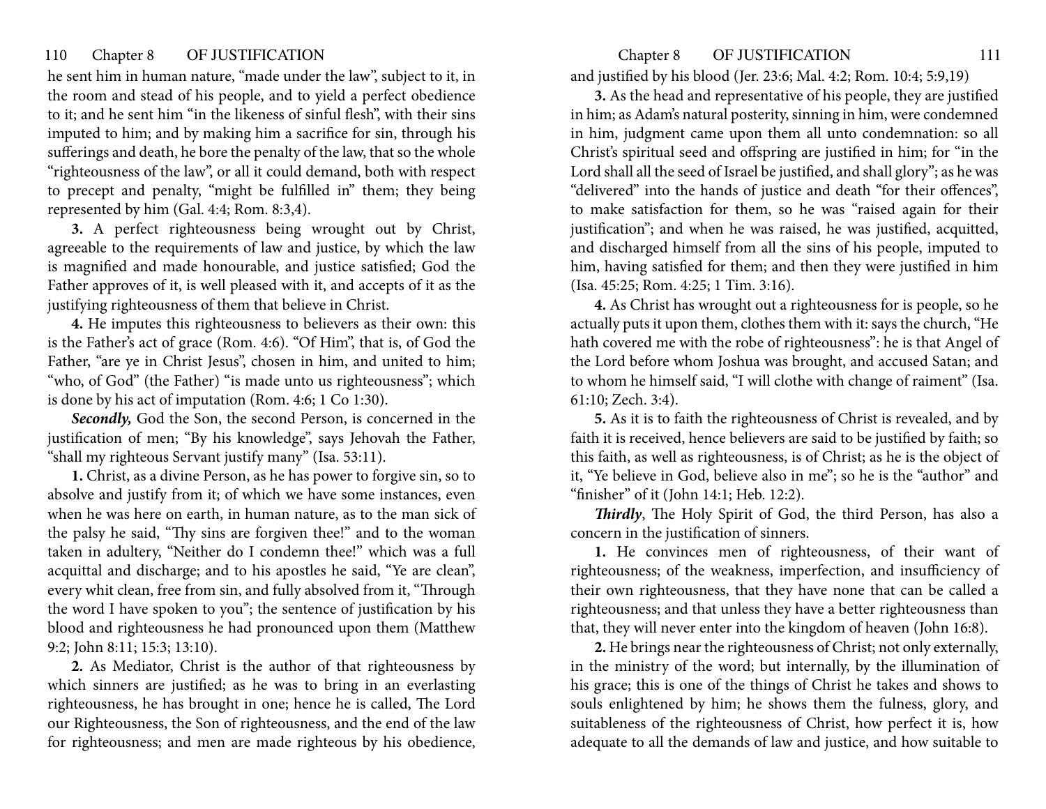he sent him in human nature, "made under the law", subject to it, in the room and stead of his people, and to yield a perfect obedience to it; and he sent him "in the likeness of sinful flesh", with their sins imputed to him; and by making him a sacrifice for sin, through his sufferings and death, he bore the penalty of the law, that so the whole "righteousness of the law", or all it could demand, both with respect to precept and penalty, "might be fulfilled in" them; they being represented by him (Gal. 4:4; Rom. 8:3,4).

**3.** A perfect righteousness being wrought out by Christ, agreeable to the requirements of law and justice, by which the law is magnified and made honourable, and justice satisfied; God the Father approves of it, is well pleased with it, and accepts of it as the justifying righteousness of them that believe in Christ.

**4.** He imputes this righteousness to believers as their own: this is the Father's act of grace (Rom. 4:6). "Of Him", that is, of God the Father, "are ye in Christ Jesus", chosen in him, and united to him; "who, of God" (the Father) "is made unto us righteousness"; which is done by his act of imputation (Rom. 4:6; 1 Co 1:30).

***Secondly,*** God the Son, the second Person, is concerned in the justification of men; "By his knowledge", says Jehovah the Father, "shall my righteous Servant justify many" (Isa. 53:11).

**1.** Christ, as a divine Person, as he has power to forgive sin, so to absolve and justify from it; of which we have some instances, even when he was here on earth, in human nature, as to the man sick of the palsy he said, "Thy sins are forgiven thee!" and to the woman taken in adultery, "Neither do I condemn thee!" which was a full acquittal and discharge; and to his apostles he said, "Ye are clean", every whit clean, free from sin, and fully absolved from it, "Through the word I have spoken to you"; the sentence of justification by his blood and righteousness he had pronounced upon them (Matthew 9:2; John 8:11; 15:3; 13:10).

**2.** As Mediator, Christ is the author of that righteousness by which sinners are justified; as he was to bring in an everlasting righteousness, he has brought in one; hence he is called, The Lord our Righteousness, the Son of righteousness, and the end of the law for righteousness; and men are made righteous by his obedience, and justified by his blood (Jer. 23:6; Mal. 4:2; Rom. 10:4; 5:9,19)

**3.** As the head and representative of his people, they are justified in him; as Adam's natural posterity, sinning in him, were condemned in him, judgment came upon them all unto condemnation: so all Christ's spiritual seed and offspring are justified in him; for "in the Lord shall all the seed of Israel be justified, and shall glory"; as he was "delivered" into the hands of justice and death "for their offences", to make satisfaction for them, so he was "raised again for their justification"; and when he was raised, he was justified, acquitted, and discharged himself from all the sins of his people, imputed to him, having satisfied for them; and then they were justified in him (Isa. 45:25; Rom. 4:25; 1 Tim. 3:16).

**4.** As Christ has wrought out a righteousness for is people, so he actually puts it upon them, clothes them with it: says the church, "He hath covered me with the robe of righteousness": he is that Angel of the Lord before whom Joshua was brought, and accused Satan; and to whom he himself said, "I will clothe with change of raiment" (Isa. 61:10; Zech. 3:4).

**5.** As it is to faith the righteousness of Christ is revealed, and by faith it is received, hence believers are said to be justified by faith; so this faith, as well as righteousness, is of Christ; as he is the object of it, "Ye believe in God, believe also in me"; so he is the "author" and "finisher" of it (John 14:1; Heb. 12:2).

***Thirdly***, The Holy Spirit of God, the third Person, has also a concern in the justification of sinners.

**1.** He convinces men of righteousness, of their want of righteousness; of the weakness, imperfection, and insufficiency of their own righteousness, that they have none that can be called a righteousness; and that unless they have a better righteousness than that, they will never enter into the kingdom of heaven (John 16:8).

**2.** He brings near the righteousness of Christ; not only externally, in the ministry of the word; but internally, by the illumination of his grace; this is one of the things of Christ he takes and shows to souls enlightened by him; he shows them the fulness, glory, and suitableness of the righteousness of Christ, how perfect it is, how adequate to all the demands of law and justice, and how suitable to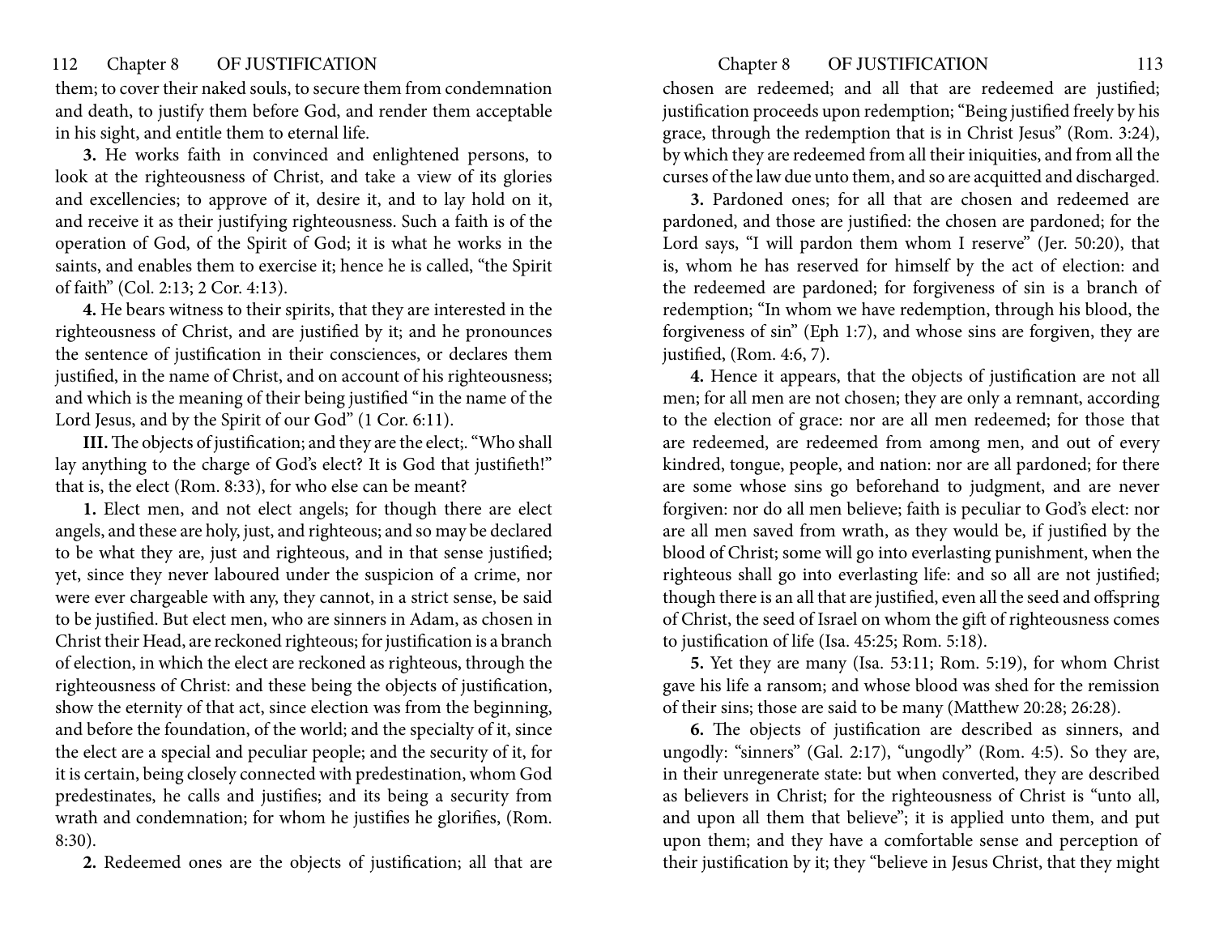them; to cover their naked souls, to secure them from condemnation and death, to justify them before God, and render them acceptable in his sight, and entitle them to eternal life.

**3.** He works faith in convinced and enlightened persons, to look at the righteousness of Christ, and take a view of its glories and excellencies; to approve of it, desire it, and to lay hold on it, and receive it as their justifying righteousness. Such a faith is of the operation of God, of the Spirit of God; it is what he works in the saints, and enables them to exercise it; hence he is called, "the Spirit of faith" (Col. 2:13; 2 Cor. 4:13).

**4.** He bears witness to their spirits, that they are interested in the righteousness of Christ, and are justified by it; and he pronounces the sentence of justification in their consciences, or declares them justified, in the name of Christ, and on account of his righteousness; and which is the meaning of their being justified "in the name of the Lord Jesus, and by the Spirit of our God" (1 Cor. 6:11).

**III.** The objects of justification; and they are the elect;. "Who shall lay anything to the charge of God's elect? It is God that justifieth!" that is, the elect (Rom. 8:33), for who else can be meant?

**1.** Elect men, and not elect angels; for though there are elect angels, and these are holy, just, and righteous; and so may be declared to be what they are, just and righteous, and in that sense justified; yet, since they never laboured under the suspicion of a crime, nor were ever chargeable with any, they cannot, in a strict sense, be said to be justified. But elect men, who are sinners in Adam, as chosen in Christ their Head, are reckoned righteous; for justification is a branch of election, in which the elect are reckoned as righteous, through the righteousness of Christ: and these being the objects of justification, show the eternity of that act, since election was from the beginning, and before the foundation, of the world; and the specialty of it, since the elect are a special and peculiar people; and the security of it, for it is certain, being closely connected with predestination, whom God predestinates, he calls and justifies; and its being a security from wrath and condemnation; for whom he justifies he glorifies, (Rom. 8:30).

**2.** Redeemed ones are the objects of justification; all that are chosen are redeemed; and all that are redeemed are justified; justification proceeds upon redemption; "Being justified freely by his grace, through the redemption that is in Christ Jesus" (Rom. 3:24), by which they are redeemed from all their iniquities, and from all the curses of the law due unto them, and so are acquitted and discharged.

**3.** Pardoned ones; for all that are chosen and redeemed are pardoned, and those are justified: the chosen are pardoned; for the Lord says, "I will pardon them whom I reserve" (Jer. 50:20), that is, whom he has reserved for himself by the act of election: and the redeemed are pardoned; for forgiveness of sin is a branch of redemption; "In whom we have redemption, through his blood, the forgiveness of sin" (Eph 1:7), and whose sins are forgiven, they are justified, (Rom. 4:6, 7).

**4.** Hence it appears, that the objects of justification are not all men; for all men are not chosen; they are only a remnant, according to the election of grace: nor are all men redeemed; for those that are redeemed, are redeemed from among men, and out of every kindred, tongue, people, and nation: nor are all pardoned; for there are some whose sins go beforehand to judgment, and are never forgiven: nor do all men believe; faith is peculiar to God's elect: nor are all men saved from wrath, as they would be, if justified by the blood of Christ; some will go into everlasting punishment, when the righteous shall go into everlasting life: and so all are not justified; though there is an all that are justified, even all the seed and offspring of Christ, the seed of Israel on whom the gift of righteousness comes to justification of life (Isa. 45:25; Rom. 5:18).

**5.** Yet they are many (Isa. 53:11; Rom. 5:19), for whom Christ gave his life a ransom; and whose blood was shed for the remission of their sins; those are said to be many (Matthew 20:28; 26:28).

**6.** The objects of justification are described as sinners, and ungodly: "sinners" (Gal. 2:17), "ungodly" (Rom. 4:5). So they are, in their unregenerate state: but when converted, they are described as believers in Christ; for the righteousness of Christ is "unto all, and upon all them that believe"; it is applied unto them, and put upon them; and they have a comfortable sense and perception of their justification by it; they "believe in Jesus Christ, that they might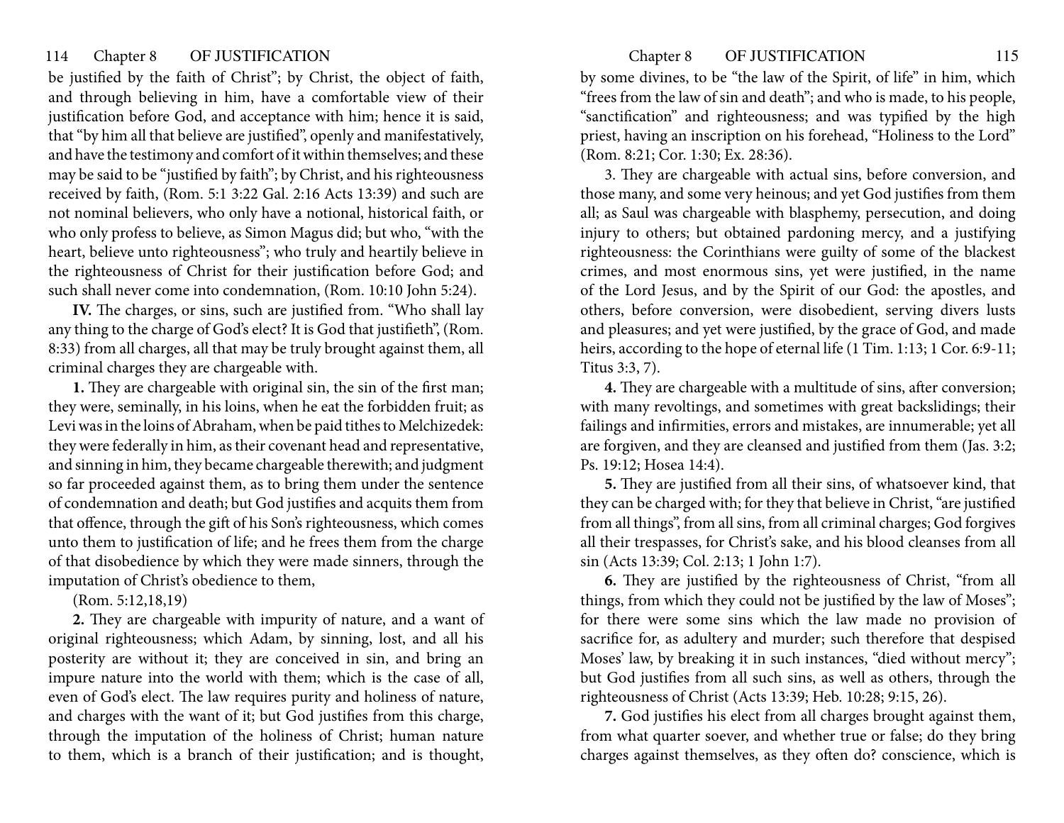be justified by the faith of Christ"; by Christ, the object of faith, and through believing in him, have a comfortable view of their justification before God, and acceptance with him; hence it is said, that "by him all that believe are justified", openly and manifestatively, and have the testimony and comfort of it within themselves; and these may be said to be "justified by faith"; by Christ, and his righteousness received by faith, (Rom. 5:1 3:22 Gal. 2:16 Acts 13:39) and such are not nominal believers, who only have a notional, historical faith, or who only profess to believe, as Simon Magus did; but who, "with the heart, believe unto righteousness"; who truly and heartily believe in the righteousness of Christ for their justification before God; and such shall never come into condemnation, (Rom. 10:10 John 5:24).

**IV.** The charges, or sins, such are justified from. "Who shall lay any thing to the charge of God's elect? It is God that justifieth", (Rom. 8:33) from all charges, all that may be truly brought against them, all criminal charges they are chargeable with.

**1.** They are chargeable with original sin, the sin of the first man; they were, seminally, in his loins, when he eat the forbidden fruit; as Levi was in the loins of Abraham, when be paid tithes to Melchizedek: they were federally in him, as their covenant head and representative, and sinning in him, they became chargeable therewith; and judgment so far proceeded against them, as to bring them under the sentence of condemnation and death; but God justifies and acquits them from that offence, through the gift of his Son's righteousness, which comes unto them to justification of life; and he frees them from the charge of that disobedience by which they were made sinners, through the imputation of Christ's obedience to them,

(Rom. 5:12,18,19)

**2.** They are chargeable with impurity of nature, and a want of original righteousness; which Adam, by sinning, lost, and all his posterity are without it; they are conceived in sin, and bring an impure nature into the world with them; which is the case of all, even of God's elect. The law requires purity and holiness of nature, and charges with the want of it; but God justifies from this charge, through the imputation of the holiness of Christ; human nature to them, which is a branch of their justification; and is thought, by some divines, to be "the law of the Spirit, of life" in him, which "frees from the law of sin and death"; and who is made, to his people, "sanctification" and righteousness; and was typified by the high priest, having an inscription on his forehead, "Holiness to the Lord" (Rom. 8:21; Cor. 1:30; Ex. 28:36).

3. They are chargeable with actual sins, before conversion, and those many, and some very heinous; and yet God justifies from them all; as Saul was chargeable with blasphemy, persecution, and doing injury to others; but obtained pardoning mercy, and a justifying righteousness: the Corinthians were guilty of some of the blackest crimes, and most enormous sins, yet were justified, in the name of the Lord Jesus, and by the Spirit of our God: the apostles, and others, before conversion, were disobedient, serving divers lusts and pleasures; and yet were justified, by the grace of God, and made heirs, according to the hope of eternal life (1 Tim. 1:13; 1 Cor. 6:9-11; Titus 3:3, 7).

**4.** They are chargeable with a multitude of sins, after conversion; with many revoltings, and sometimes with great backslidings; their failings and infirmities, errors and mistakes, are innumerable; yet all are forgiven, and they are cleansed and justified from them (Jas. 3:2; Ps. 19:12; Hosea 14:4).

**5.** They are justified from all their sins, of whatsoever kind, that they can be charged with; for they that believe in Christ, "are justified from all things", from all sins, from all criminal charges; God forgives all their trespasses, for Christ's sake, and his blood cleanses from all sin (Acts 13:39; Col. 2:13; 1 John 1:7).

**6.** They are justified by the righteousness of Christ, "from all things, from which they could not be justified by the law of Moses"; for there were some sins which the law made no provision of sacrifice for, as adultery and murder; such therefore that despised Moses' law, by breaking it in such instances, "died without mercy"; but God justifies from all such sins, as well as others, through the righteousness of Christ (Acts 13:39; Heb. 10:28; 9:15, 26).

**7.** God justifies his elect from all charges brought against them, from what quarter soever, and whether true or false; do they bring charges against themselves, as they often do? conscience, which is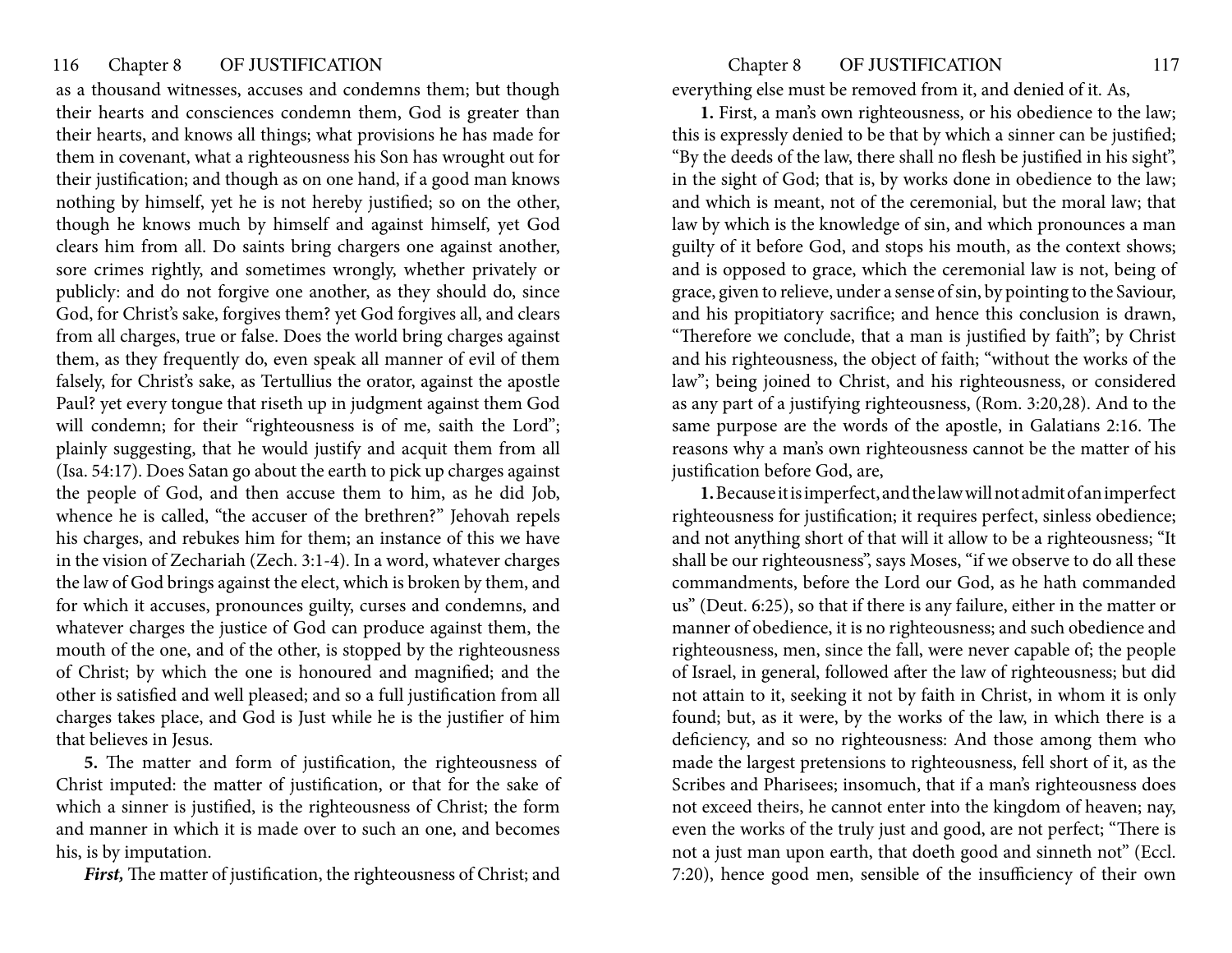as a thousand witnesses, accuses and condemns them; but though their hearts and consciences condemn them, God is greater than their hearts, and knows all things; what provisions he has made for them in covenant, what a righteousness his Son has wrought out for their justification; and though as on one hand, if a good man knows nothing by himself, yet he is not hereby justified; so on the other, though he knows much by himself and against himself, yet God clears him from all. Do saints bring chargers one against another, sore crimes rightly, and sometimes wrongly, whether privately or publicly: and do not forgive one another, as they should do, since God, for Christ's sake, forgives them? yet God forgives all, and clears from all charges, true or false. Does the world bring charges against them, as they frequently do, even speak all manner of evil of them falsely, for Christ's sake, as Tertullius the orator, against the apostle Paul? yet every tongue that riseth up in judgment against them God will condemn; for their "righteousness is of me, saith the Lord"; plainly suggesting, that he would justify and acquit them from all (Isa. 54:17). Does Satan go about the earth to pick up charges against the people of God, and then accuse them to him, as he did Job, whence he is called, "the accuser of the brethren?" Jehovah repels his charges, and rebukes him for them; an instance of this we have in the vision of Zechariah (Zech. 3:1-4). In a word, whatever charges the law of God brings against the elect, which is broken by them, and for which it accuses, pronounces guilty, curses and condemns, and whatever charges the justice of God can produce against them, the mouth of the one, and of the other, is stopped by the righteousness of Christ; by which the one is honoured and magnified; and the other is satisfied and well pleased; and so a full justification from all charges takes place, and God is Just while he is the justifier of him that believes in Jesus.

**5.** The matter and form of justification, the righteousness of Christ imputed: the matter of justification, or that for the sake of which a sinner is justified, is the righteousness of Christ; the form and manner in which it is made over to such an one, and becomes his, is by imputation.

***First,*** The matter of justification, the righteousness of Christ; and everything else must be removed from it, and denied of it. As,

**1.** First, a man's own righteousness, or his obedience to the law; this is expressly denied to be that by which a sinner can be justified; "By the deeds of the law, there shall no flesh be justified in his sight", in the sight of God; that is, by works done in obedience to the law; and which is meant, not of the ceremonial, but the moral law; that law by which is the knowledge of sin, and which pronounces a man guilty of it before God, and stops his mouth, as the context shows; and is opposed to grace, which the ceremonial law is not, being of grace, given to relieve, under a sense of sin, by pointing to the Saviour, and his propitiatory sacrifice; and hence this conclusion is drawn, "Therefore we conclude, that a man is justified by faith"; by Christ and his righteousness, the object of faith; "without the works of the law"; being joined to Christ, and his righteousness, or considered as any part of a justifying righteousness, (Rom. 3:20,28). And to the same purpose are the words of the apostle, in Galatians 2:16. The reasons why a man's own righteousness cannot be the matter of his justification before God, are,

**1.** Because it is imperfect, and the law will not admit of an imperfect righteousness for justification; it requires perfect, sinless obedience; and not anything short of that will it allow to be a righteousness; "It shall be our righteousness", says Moses, "if we observe to do all these commandments, before the Lord our God, as he hath commanded us" (Deut. 6:25), so that if there is any failure, either in the matter or manner of obedience, it is no righteousness; and such obedience and righteousness, men, since the fall, were never capable of; the people of Israel, in general, followed after the law of righteousness; but did not attain to it, seeking it not by faith in Christ, in whom it is only found; but, as it were, by the works of the law, in which there is a deficiency, and so no righteousness: And those among them who made the largest pretensions to righteousness, fell short of it, as the Scribes and Pharisees; insomuch, that if a man's righteousness does not exceed theirs, he cannot enter into the kingdom of heaven; nay, even the works of the truly just and good, are not perfect; "There is not a just man upon earth, that doeth good and sinneth not" (Eccl. 7:20), hence good men, sensible of the insufficiency of their own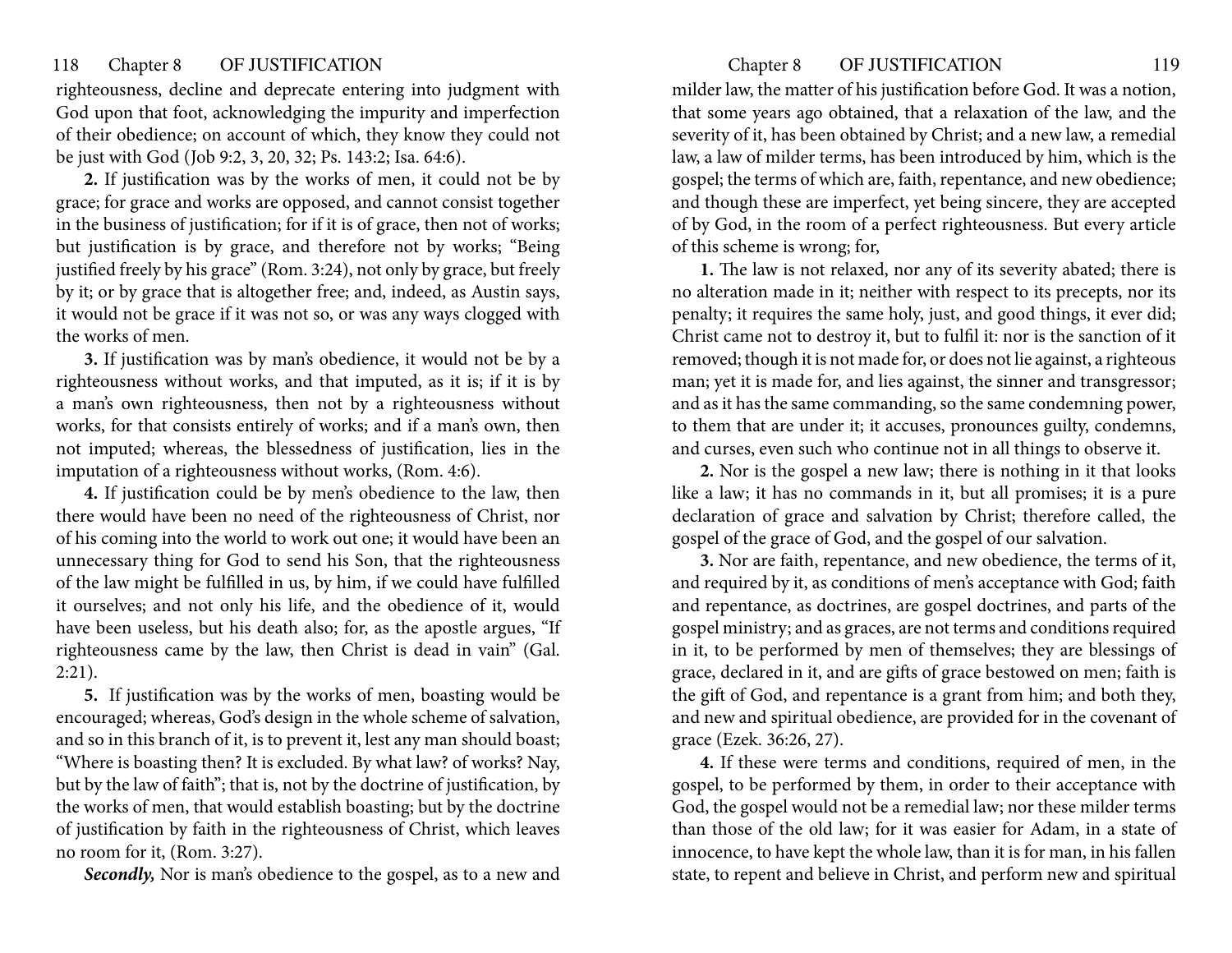righteousness, decline and deprecate entering into judgment with God upon that foot, acknowledging the impurity and imperfection of their obedience; on account of which, they know they could not be just with God (Job 9:2, 3, 20, 32; Ps. 143:2; Isa. 64:6).

**2.** If justification was by the works of men, it could not be by grace; for grace and works are opposed, and cannot consist together in the business of justification; for if it is of grace, then not of works; but justification is by grace, and therefore not by works; "Being justified freely by his grace" (Rom. 3:24), not only by grace, but freely by it; or by grace that is altogether free; and, indeed, as Austin says, it would not be grace if it was not so, or was any ways clogged with the works of men.

**3.** If justification was by man's obedience, it would not be by a righteousness without works, and that imputed, as it is; if it is by a man's own righteousness, then not by a righteousness without works, for that consists entirely of works; and if a man's own, then not imputed; whereas, the blessedness of justification, lies in the imputation of a righteousness without works, (Rom. 4:6).

**4.** If justification could be by men's obedience to the law, then there would have been no need of the righteousness of Christ, nor of his coming into the world to work out one; it would have been an unnecessary thing for God to send his Son, that the righteousness of the law might be fulfilled in us, by him, if we could have fulfilled it ourselves; and not only his life, and the obedience of it, would have been useless, but his death also; for, as the apostle argues, "If righteousness came by the law, then Christ is dead in vain" (Gal. 2:21).

**5.** If justification was by the works of men, boasting would be encouraged; whereas, God's design in the whole scheme of salvation, and so in this branch of it, is to prevent it, lest any man should boast; "Where is boasting then? It is excluded. By what law? of works? Nay, but by the law of faith"; that is, not by the doctrine of justification, by the works of men, that would establish boasting; but by the doctrine of justification by faith in the righteousness of Christ, which leaves no room for it, (Rom. 3:27).

***Secondly,*** Nor is man's obedience to the gospel, as to a new and milder law, the matter of his justification before God. It was a notion, that some years ago obtained, that a relaxation of the law, and the severity of it, has been obtained by Christ; and a new law, a remedial law, a law of milder terms, has been introduced by him, which is the gospel; the terms of which are, faith, repentance, and new obedience; and though these are imperfect, yet being sincere, they are accepted of by God, in the room of a perfect righteousness. But every article of this scheme is wrong; for,

**1.** The law is not relaxed, nor any of its severity abated; there is no alteration made in it; neither with respect to its precepts, nor its penalty; it requires the same holy, just, and good things, it ever did; Christ came not to destroy it, but to fulfil it: nor is the sanction of it removed; though it is not made for, or does not lie against, a righteous man; yet it is made for, and lies against, the sinner and transgressor; and as it has the same commanding, so the same condemning power, to them that are under it; it accuses, pronounces guilty, condemns, and curses, even such who continue not in all things to observe it.

**2.** Nor is the gospel a new law; there is nothing in it that looks like a law; it has no commands in it, but all promises; it is a pure declaration of grace and salvation by Christ; therefore called, the gospel of the grace of God, and the gospel of our salvation.

**3.** Nor are faith, repentance, and new obedience, the terms of it, and required by it, as conditions of men's acceptance with God; faith and repentance, as doctrines, are gospel doctrines, and parts of the gospel ministry; and as graces, are not terms and conditions required in it, to be performed by men of themselves; they are blessings of grace, declared in it, and are gifts of grace bestowed on men; faith is the gift of God, and repentance is a grant from him; and both they, and new and spiritual obedience, are provided for in the covenant of grace (Ezek. 36:26, 27).

**4.** If these were terms and conditions, required of men, in the gospel, to be performed by them, in order to their acceptance with God, the gospel would not be a remedial law; nor these milder terms than those of the old law; for it was easier for Adam, in a state of innocence, to have kept the whole law, than it is for man, in his fallen state, to repent and believe in Christ, and perform new and spiritual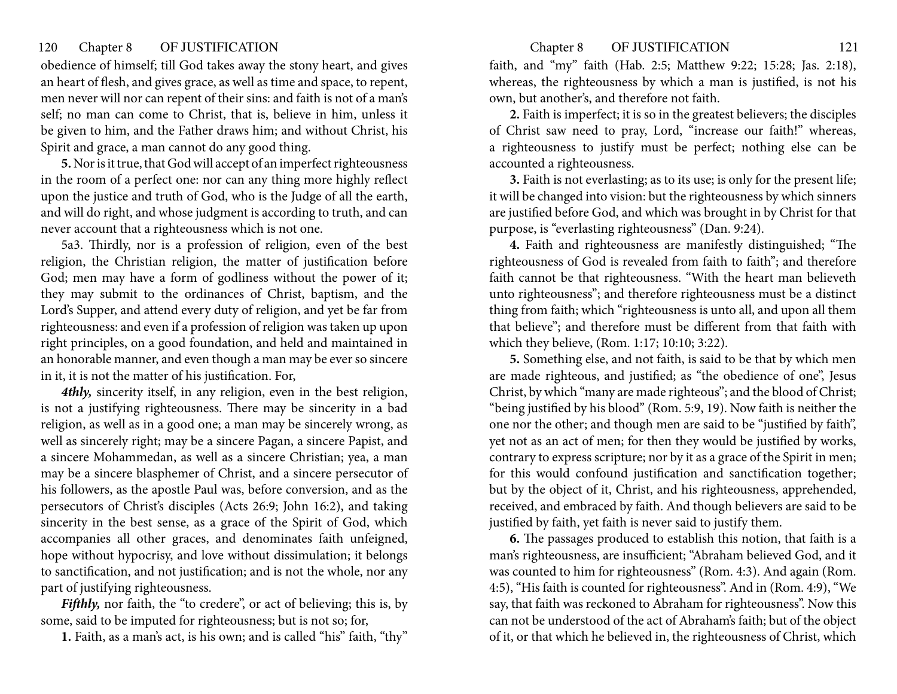obedience of himself; till God takes away the stony heart, and gives an heart of flesh, and gives grace, as well as time and space, to repent, men never will nor can repent of their sins: and faith is not of a man's self; no man can come to Christ, that is, believe in him, unless it be given to him, and the Father draws him; and without Christ, his Spirit and grace, a man cannot do any good thing.

**5.** Nor is it true, that God will accept of an imperfect righteousness in the room of a perfect one: nor can any thing more highly reflect upon the justice and truth of God, who is the Judge of all the earth, and will do right, and whose judgment is according to truth, and can never account that a righteousness which is not one.

5a3. Thirdly, nor is a profession of religion, even of the best religion, the Christian religion, the matter of justification before God; men may have a form of godliness without the power of it; they may submit to the ordinances of Christ, baptism, and the Lord's Supper, and attend every duty of religion, and yet be far from righteousness: and even if a profession of religion was taken up upon right principles, on a good foundation, and held and maintained in an honorable manner, and even though a man may be ever so sincere in it, it is not the matter of his justification. For,

***4thly,*** sincerity itself, in any religion, even in the best religion, is not a justifying righteousness. There may be sincerity in a bad religion, as well as in a good one; a man may be sincerely wrong, as well as sincerely right; may be a sincere Pagan, a sincere Papist, and a sincere Mohammedan, as well as a sincere Christian; yea, a man may be a sincere blasphemer of Christ, and a sincere persecutor of his followers, as the apostle Paul was, before conversion, and as the persecutors of Christ's disciples (Acts 26:9; John 16:2), and taking sincerity in the best sense, as a grace of the Spirit of God, which accompanies all other graces, and denominates faith unfeigned, hope without hypocrisy, and love without dissimulation; it belongs to sanctification, and not justification; and is not the whole, nor any part of justifying righteousness.

***Fifthly,*** nor faith, the "to credere", or act of believing; this is, by some, said to be imputed for righteousness; but is not so; for,

**1.** Faith, as a man's act, is his own; and is called "his" faith, "thy" faith, and "my" faith (Hab. 2:5; Matthew 9:22; 15:28; Jas. 2:18), whereas, the righteousness by which a man is justified, is not his own, but another's, and therefore not faith.

**2.** Faith is imperfect; it is so in the greatest believers; the disciples of Christ saw need to pray, Lord, "increase our faith!" whereas, a righteousness to justify must be perfect; nothing else can be accounted a righteousness.

**3.** Faith is not everlasting; as to its use; is only for the present life; it will be changed into vision: but the righteousness by which sinners are justified before God, and which was brought in by Christ for that purpose, is "everlasting righteousness" (Dan. 9:24).

**4.** Faith and righteousness are manifestly distinguished; "The righteousness of God is revealed from faith to faith"; and therefore faith cannot be that righteousness. "With the heart man believeth unto righteousness"; and therefore righteousness must be a distinct thing from faith; which "righteousness is unto all, and upon all them that believe"; and therefore must be different from that faith with which they believe, (Rom. 1:17; 10:10; 3:22).

**5.** Something else, and not faith, is said to be that by which men are made righteous, and justified; as "the obedience of one", Jesus Christ, by which "many are made righteous"; and the blood of Christ; "being justified by his blood" (Rom. 5:9, 19). Now faith is neither the one nor the other; and though men are said to be "justified by faith", yet not as an act of men; for then they would be justified by works, contrary to express scripture; nor by it as a grace of the Spirit in men; for this would confound justification and sanctification together; but by the object of it, Christ, and his righteousness, apprehended, received, and embraced by faith. And though believers are said to be justified by faith, yet faith is never said to justify them.

**6.** The passages produced to establish this notion, that faith is a man's righteousness, are insufficient; "Abraham believed God, and it was counted to him for righteousness" (Rom. 4:3). And again (Rom. 4:5), "His faith is counted for righteousness". And in (Rom. 4:9), "We say, that faith was reckoned to Abraham for righteousness". Now this can not be understood of the act of Abraham's faith; but of the object of it, or that which he believed in, the righteousness of Christ, which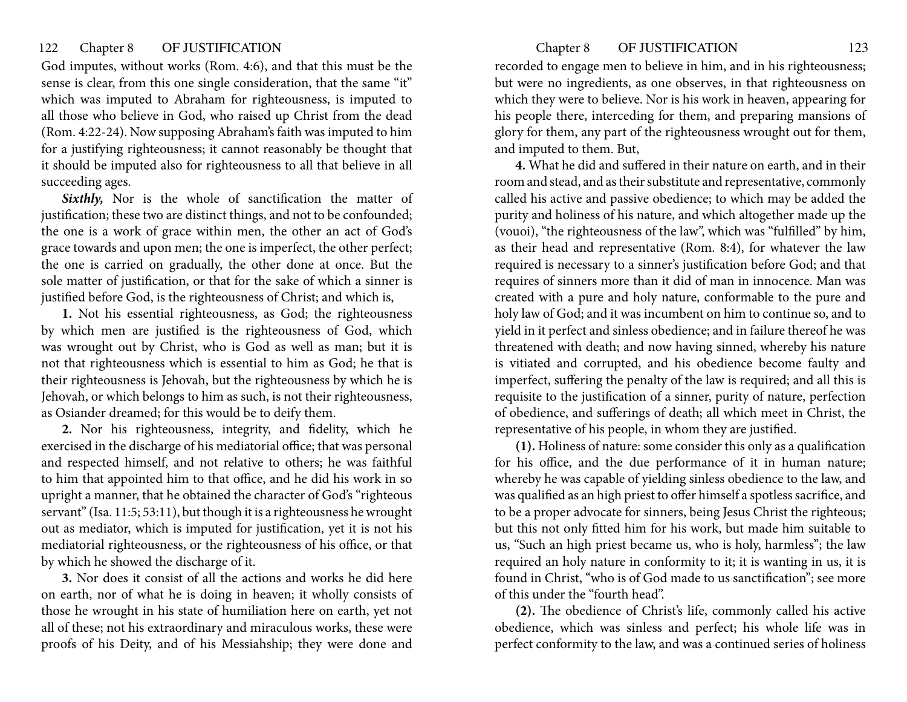God imputes, without works (Rom. 4:6), and that this must be the sense is clear, from this one single consideration, that the same "it" which was imputed to Abraham for righteousness, is imputed to all those who believe in God, who raised up Christ from the dead (Rom. 4:22-24). Now supposing Abraham's faith was imputed to him for a justifying righteousness; it cannot reasonably be thought that it should be imputed also for righteousness to all that believe in all succeeding ages.

***Sixthly,*** Nor is the whole of sanctification the matter of justification; these two are distinct things, and not to be confounded; the one is a work of grace within men, the other an act of God's grace towards and upon men; the one is imperfect, the other perfect; the one is carried on gradually, the other done at once. But the sole matter of justification, or that for the sake of which a sinner is justified before God, is the righteousness of Christ; and which is,

**1.** Not his essential righteousness, as God; the righteousness by which men are justified is the righteousness of God, which was wrought out by Christ, who is God as well as man; but it is not that righteousness which is essential to him as God; he that is their righteousness is Jehovah, but the righteousness by which he is Jehovah, or which belongs to him as such, is not their righteousness, as Osiander dreamed; for this would be to deify them.

**2.** Nor his righteousness, integrity, and fidelity, which he exercised in the discharge of his mediatorial office; that was personal and respected himself, and not relative to others; he was faithful to him that appointed him to that office, and he did his work in so upright a manner, that he obtained the character of God's "righteous servant" (Isa. 11:5; 53:11), but though it is a righteousness he wrought out as mediator, which is imputed for justification, yet it is not his mediatorial righteousness, or the righteousness of his office, or that by which he showed the discharge of it.

**3.** Nor does it consist of all the actions and works he did here on earth, nor of what he is doing in heaven; it wholly consists of those he wrought in his state of humiliation here on earth, yet not all of these; not his extraordinary and miraculous works, these were proofs of his Deity, and of his Messiahship; they were done and recorded to engage men to believe in him, and in his righteousness; but were no ingredients, as one observes, in that righteousness on which they were to believe. Nor is his work in heaven, appearing for his people there, interceding for them, and preparing mansions of glory for them, any part of the righteousness wrought out for them, and imputed to them. But,

**4.** What he did and suffered in their nature on earth, and in their room and stead, and as their substitute and representative, commonly called his active and passive obedience; to which may be added the purity and holiness of his nature, and which altogether made up the (vouoi), "the righteousness of the law", which was "fulfilled" by him, as their head and representative (Rom. 8:4), for whatever the law required is necessary to a sinner's justification before God; and that requires of sinners more than it did of man in innocence. Man was created with a pure and holy nature, conformable to the pure and holy law of God; and it was incumbent on him to continue so, and to yield in it perfect and sinless obedience; and in failure thereof he was threatened with death; and now having sinned, whereby his nature is vitiated and corrupted, and his obedience become faulty and imperfect, suffering the penalty of the law is required; and all this is requisite to the justification of a sinner, purity of nature, perfection of obedience, and sufferings of death; all which meet in Christ, the representative of his people, in whom they are justified.

**(1).** Holiness of nature: some consider this only as a qualification for his office, and the due performance of it in human nature; whereby he was capable of yielding sinless obedience to the law, and was qualified as an high priest to offer himself a spotless sacrifice, and to be a proper advocate for sinners, being Jesus Christ the righteous; but this not only fitted him for his work, but made him suitable to us, "Such an high priest became us, who is holy, harmless"; the law required an holy nature in conformity to it; it is wanting in us, it is found in Christ, "who is of God made to us sanctification"; see more of this under the "fourth head".

**(2).** The obedience of Christ's life, commonly called his active obedience, which was sinless and perfect; his whole life was in perfect conformity to the law, and was a continued series of holiness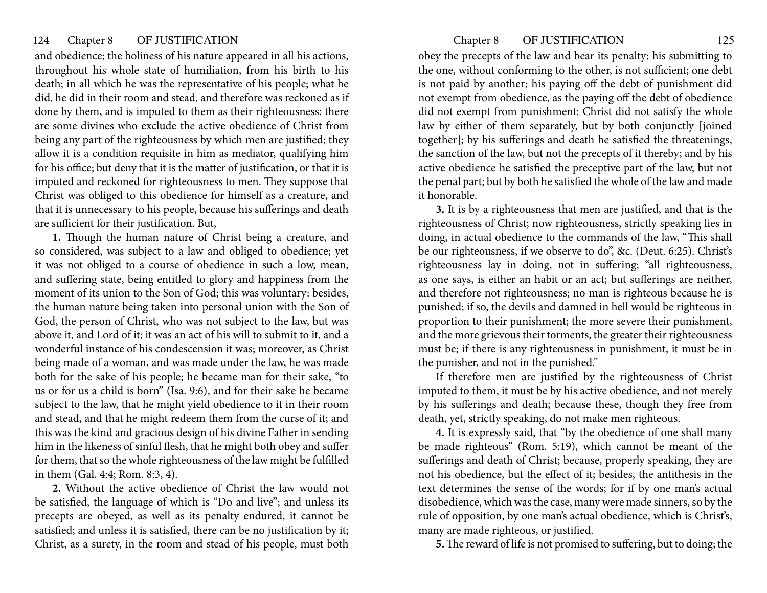and obedience; the holiness of his nature appeared in all his actions, throughout his whole state of humiliation, from his birth to his death; in all which he was the representative of his people; what he did, he did in their room and stead, and therefore was reckoned as if done by them, and is imputed to them as their righteousness: there are some divines who exclude the active obedience of Christ from being any part of the righteousness by which men are justified; they allow it is a condition requisite in him as mediator, qualifying him for his office; but deny that it is the matter of justification, or that it is imputed and reckoned for righteousness to men. They suppose that Christ was obliged to this obedience for himself as a creature, and that it is unnecessary to his people, because his sufferings and death are sufficient for their justification. But,

**1.** Though the human nature of Christ being a creature, and so considered, was subject to a law and obliged to obedience; yet it was not obliged to a course of obedience in such a low, mean, and suffering state, being entitled to glory and happiness from the moment of its union to the Son of God; this was voluntary: besides, the human nature being taken into personal union with the Son of God, the person of Christ, who was not subject to the law, but was above it, and Lord of it; it was an act of his will to submit to it, and a wonderful instance of his condescension it was; moreover, as Christ being made of a woman, and was made under the law, he was made both for the sake of his people; he became man for their sake, "to us or for us a child is born" (Isa. 9:6), and for their sake he became subject to the law, that he might yield obedience to it in their room and stead, and that he might redeem them from the curse of it; and this was the kind and gracious design of his divine Father in sending him in the likeness of sinful flesh, that he might both obey and suffer for them, that so the whole righteousness of the law might be fulfilled in them (Gal. 4:4; Rom. 8:3, 4).

**2.** Without the active obedience of Christ the law would not be satisfied, the language of which is "Do and live"; and unless its precepts are obeyed, as well as its penalty endured, it cannot be satisfied; and unless it is satisfied, there can be no justification by it; Christ, as a surety, in the room and stead of his people, must both obey the precepts of the law and bear its penalty; his submitting to the one, without conforming to the other, is not sufficient; one debt is not paid by another; his paying off the debt of punishment did not exempt from obedience, as the paying off the debt of obedience did not exempt from punishment: Christ did not satisfy the whole law by either of them separately, but by both conjunctly [joined together]; by his sufferings and death he satisfied the threatenings, the sanction of the law, but not the precepts of it thereby; and by his active obedience he satisfied the preceptive part of the law, but not the penal part; but by both he satisfied the whole of the law and made it honorable.

**3.** It is by a righteousness that men are justified, and that is the righteousness of Christ; now righteousness, strictly speaking lies in doing, in actual obedience to the commands of the law, "This shall be our righteousness, if we observe to do", &c. (Deut. 6:25). Christ's righteousness lay in doing, not in suffering; "all righteousness, as one says, is either an habit or an act; but sufferings are neither, and therefore not righteousness; no man is righteous because he is punished; if so, the devils and damned in hell would be righteous in proportion to their punishment; the more severe their punishment, and the more grievous their torments, the greater their righteousness must be; if there is any righteousness in punishment, it must be in the punisher, and not in the punished."

If therefore men are justified by the righteousness of Christ imputed to them, it must be by his active obedience, and not merely by his sufferings and death; because these, though they free from death, yet, strictly speaking, do not make men righteous.

**4.** It is expressly said, that "by the obedience of one shall many be made righteous" (Rom. 5:19), which cannot be meant of the sufferings and death of Christ; because, properly speaking, they are not his obedience, but the effect of it; besides, the antithesis in the text determines the sense of the words; for if by one man's actual disobedience, which was the case, many were made sinners, so by the rule of opposition, by one man's actual obedience, which is Christ's, many are made righteous, or justified.

**5.** The reward of life is not promised to suffering, but to doing; the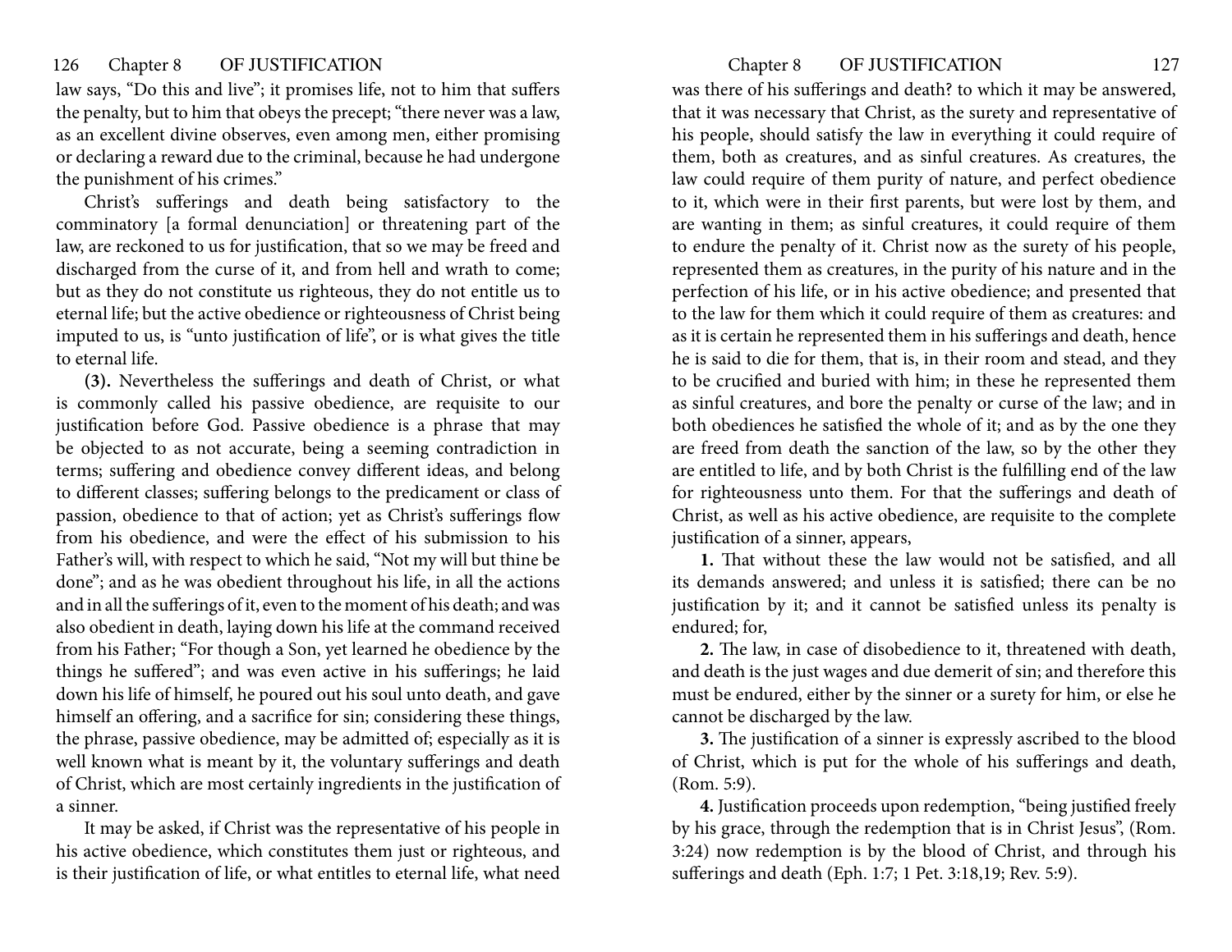law says, "Do this and live"; it promises life, not to him that suffers the penalty, but to him that obeys the precept; "there never was a law, as an excellent divine observes, even among men, either promising or declaring a reward due to the criminal, because he had undergone the punishment of his crimes."

Christ's sufferings and death being satisfactory to the comminatory [a formal denunciation] or threatening part of the law, are reckoned to us for justification, that so we may be freed and discharged from the curse of it, and from hell and wrath to come; but as they do not constitute us righteous, they do not entitle us to eternal life; but the active obedience or righteousness of Christ being imputed to us, is "unto justification of life", or is what gives the title to eternal life.

**(3).** Nevertheless the sufferings and death of Christ, or what is commonly called his passive obedience, are requisite to our justification before God. Passive obedience is a phrase that may be objected to as not accurate, being a seeming contradiction in terms; suffering and obedience convey different ideas, and belong to different classes; suffering belongs to the predicament or class of passion, obedience to that of action; yet as Christ's sufferings flow from his obedience, and were the effect of his submission to his Father's will, with respect to which he said, "Not my will but thine be done"; and as he was obedient throughout his life, in all the actions and in all the sufferings of it, even to the moment of his death; and was also obedient in death, laying down his life at the command received from his Father; "For though a Son, yet learned he obedience by the things he suffered"; and was even active in his sufferings; he laid down his life of himself, he poured out his soul unto death, and gave himself an offering, and a sacrifice for sin; considering these things, the phrase, passive obedience, may be admitted of; especially as it is well known what is meant by it, the voluntary sufferings and death of Christ, which are most certainly ingredients in the justification of a sinner.

It may be asked, if Christ was the representative of his people in his active obedience, which constitutes them just or righteous, and is their justification of life, or what entitles to eternal life, what need was there of his sufferings and death? to which it may be answered, that it was necessary that Christ, as the surety and representative of his people, should satisfy the law in everything it could require of them, both as creatures, and as sinful creatures. As creatures, the law could require of them purity of nature, and perfect obedience to it, which were in their first parents, but were lost by them, and are wanting in them; as sinful creatures, it could require of them to endure the penalty of it. Christ now as the surety of his people, represented them as creatures, in the purity of his nature and in the perfection of his life, or in his active obedience; and presented that to the law for them which it could require of them as creatures: and as it is certain he represented them in his sufferings and death, hence he is said to die for them, that is, in their room and stead, and they to be crucified and buried with him; in these he represented them as sinful creatures, and bore the penalty or curse of the law; and in both obediences he satisfied the whole of it; and as by the one they are freed from death the sanction of the law, so by the other they are entitled to life, and by both Christ is the fulfilling end of the law for righteousness unto them. For that the sufferings and death of Christ, as well as his active obedience, are requisite to the complete justification of a sinner, appears,

**1.** That without these the law would not be satisfied, and all its demands answered; and unless it is satisfied; there can be no justification by it; and it cannot be satisfied unless its penalty is endured; for,

**2.** The law, in case of disobedience to it, threatened with death, and death is the just wages and due demerit of sin; and therefore this must be endured, either by the sinner or a surety for him, or else he cannot be discharged by the law.

**3.** The justification of a sinner is expressly ascribed to the blood of Christ, which is put for the whole of his sufferings and death, (Rom. 5:9).

**4.** Justification proceeds upon redemption, "being justified freely by his grace, through the redemption that is in Christ Jesus", (Rom. 3:24) now redemption is by the blood of Christ, and through his sufferings and death (Eph. 1:7; 1 Pet. 3:18,19; Rev. 5:9).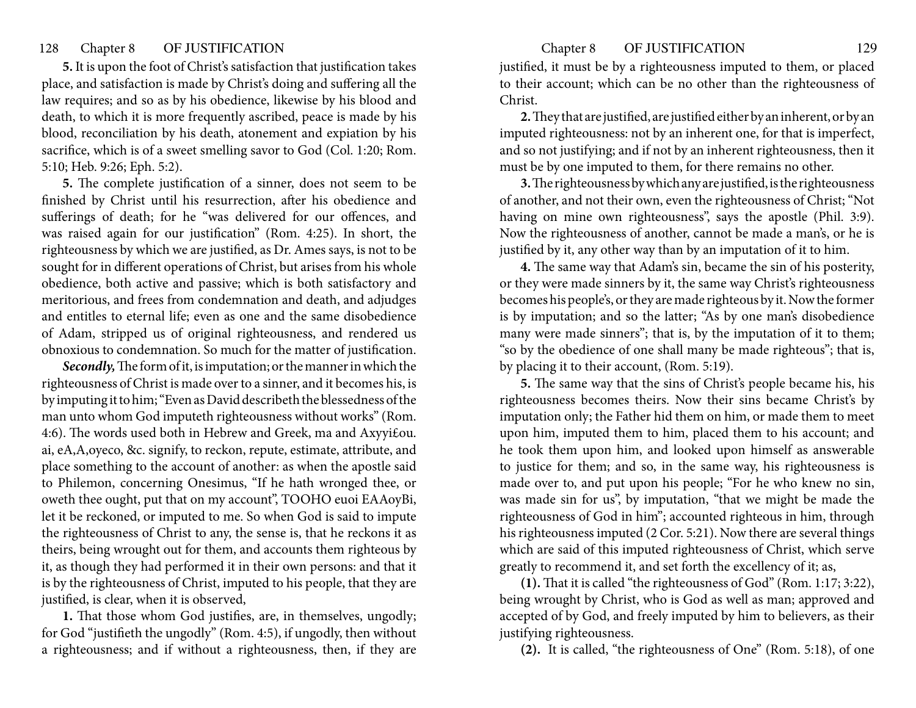**5.** It is upon the foot of Christ's satisfaction that justification takes place, and satisfaction is made by Christ's doing and suffering all the law requires; and so as by his obedience, likewise by his blood and death, to which it is more frequently ascribed, peace is made by his blood, reconciliation by his death, atonement and expiation by his sacrifice, which is of a sweet smelling savor to God (Col. 1:20; Rom. 5:10; Heb. 9:26; Eph. 5:2).

**5.** The complete justification of a sinner, does not seem to be finished by Christ until his resurrection, after his obedience and sufferings of death; for he "was delivered for our offences, and was raised again for our justification" (Rom. 4:25). In short, the righteousness by which we are justified, as Dr. Ames says, is not to be sought for in different operations of Christ, but arises from his whole obedience, both active and passive; which is both satisfactory and meritorious, and frees from condemnation and death, and adjudges and entitles to eternal life; even as one and the same disobedience of Adam, stripped us of original righteousness, and rendered us obnoxious to condemnation. So much for the matter of justification.

***Secondly,*** The form of it, is imputation; or the manner in which the righteousness of Christ is made over to a sinner, and it becomes his, is by imputing it to him; "Even as David describeth the blessedness of the man unto whom God imputeth righteousness without works" (Rom. 4:6). The words used both in Hebrew and Greek, ma and Axyyi£ou. ai, eA,A,oyeco, &c. signify, to reckon, repute, estimate, attribute, and place something to the account of another: as when the apostle said to Philemon, concerning Onesimus, "If he hath wronged thee, or oweth thee ought, put that on my account", TOOHO euoi EAAoyBi, let it be reckoned, or imputed to me. So when God is said to impute the righteousness of Christ to any, the sense is, that he reckons it as theirs, being wrought out for them, and accounts them righteous by it, as though they had performed it in their own persons: and that it is by the righteousness of Christ, imputed to his people, that they are justified, is clear, when it is observed,

**1.** That those whom God justifies, are, in themselves, ungodly; for God "justifieth the ungodly" (Rom. 4:5), if ungodly, then without a righteousness; and if without a righteousness, then, if they are justified, it must be by a righteousness imputed to them, or placed to their account; which can be no other than the righteousness of Christ.

**2.** They that are justified, are justified either by an inherent, or by an imputed righteousness: not by an inherent one, for that is imperfect, and so not justifying; and if not by an inherent righteousness, then it must be by one imputed to them, for there remains no other.

**3.** The righteousness by which any are justified, is the righteousness of another, and not their own, even the righteousness of Christ; "Not having on mine own righteousness", says the apostle (Phil. 3:9). Now the righteousness of another, cannot be made a man's, or he is justified by it, any other way than by an imputation of it to him.

**4.** The same way that Adam's sin, became the sin of his posterity, or they were made sinners by it, the same way Christ's righteousness becomes his people's, or they are made righteous by it. Now the former is by imputation; and so the latter; "As by one man's disobedience many were made sinners"; that is, by the imputation of it to them; "so by the obedience of one shall many be made righteous"; that is, by placing it to their account, (Rom. 5:19).

**5.** The same way that the sins of Christ's people became his, his righteousness becomes theirs. Now their sins became Christ's by imputation only; the Father hid them on him, or made them to meet upon him, imputed them to him, placed them to his account; and he took them upon him, and looked upon himself as answerable to justice for them; and so, in the same way, his righteousness is made over to, and put upon his people; "For he who knew no sin, was made sin for us", by imputation, "that we might be made the righteousness of God in him"; accounted righteous in him, through his righteousness imputed (2 Cor. 5:21). Now there are several things which are said of this imputed righteousness of Christ, which serve greatly to recommend it, and set forth the excellency of it; as,

**(1).** That it is called "the righteousness of God" (Rom. 1:17; 3:22), being wrought by Christ, who is God as well as man; approved and accepted of by God, and freely imputed by him to believers, as their justifying righteousness.

**(2).** It is called, "the righteousness of One" (Rom. 5:18), of one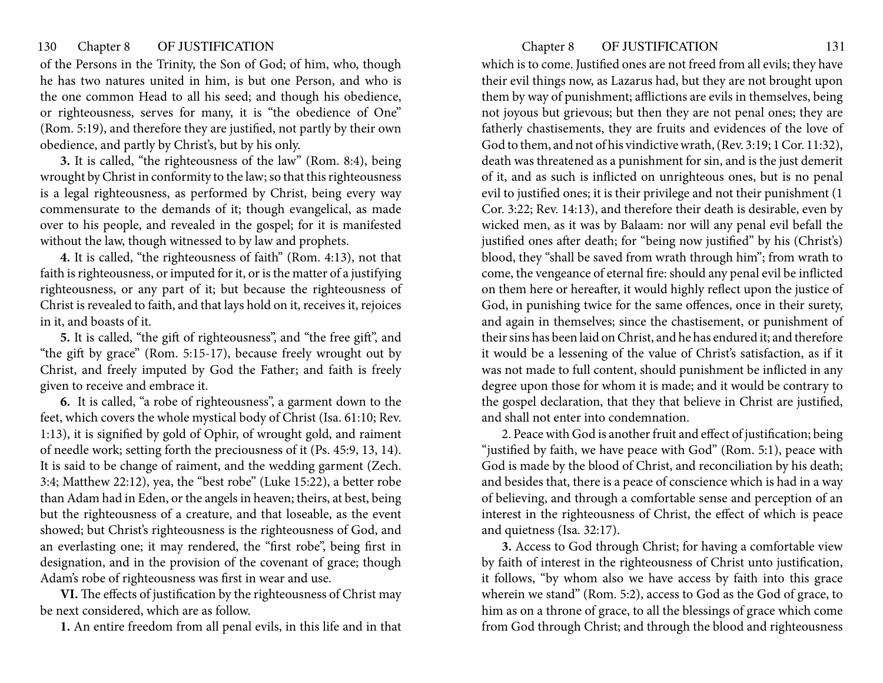of the Persons in the Trinity, the Son of God; of him, who, though he has two natures united in him, is but one Person, and who is the one common Head to all his seed; and though his obedience, or righteousness, serves for many, it is "the obedience of One" (Rom. 5:19), and therefore they are justified, not partly by their own obedience, and partly by Christ's, but by his only.

**3.** It is called, "the righteousness of the law" (Rom. 8:4), being wrought by Christ in conformity to the law; so that this righteousness is a legal righteousness, as performed by Christ, being every way commensurate to the demands of it; though evangelical, as made over to his people, and revealed in the gospel; for it is manifested without the law, though witnessed to by law and prophets.

**4.** It is called, "the righteousness of faith" (Rom. 4:13), not that faith is righteousness, or imputed for it, or is the matter of a justifying righteousness, or any part of it; but because the righteousness of Christ is revealed to faith, and that lays hold on it, receives it, rejoices in it, and boasts of it.

**5.** It is called, "the gift of righteousness", and "the free gift", and "the gift by grace" (Rom. 5:15-17), because freely wrought out by Christ, and freely imputed by God the Father; and faith is freely given to receive and embrace it.

**6.** It is called, "a robe of righteousness", a garment down to the feet, which covers the whole mystical body of Christ (Isa. 61:10; Rev. 1:13), it is signified by gold of Ophir, of wrought gold, and raiment of needle work; setting forth the preciousness of it (Ps. 45:9, 13, 14). It is said to be change of raiment, and the wedding garment (Zech. 3:4; Matthew 22:12), yea, the "best robe" (Luke 15:22), a better robe than Adam had in Eden, or the angels in heaven; theirs, at best, being but the righteousness of a creature, and that loseable, as the event showed; but Christ's righteousness is the righteousness of God, and an everlasting one; it may rendered, the "first robe", being first in designation, and in the provision of the covenant of grace; though Adam's robe of righteousness was first in wear and use.

**VI.** The effects of justification by the righteousness of Christ may be next considered, which are as follow.

**1.** An entire freedom from all penal evils, in this life and in that which is to come. Justified ones are not freed from all evils; they have their evil things now, as Lazarus had, but they are not brought upon them by way of punishment; afflictions are evils in themselves, being not joyous but grievous; but then they are not penal ones; they are fatherly chastisements, they are fruits and evidences of the love of God to them, and not of his vindictive wrath, (Rev. 3:19; 1 Cor. 11:32), death was threatened as a punishment for sin, and is the just demerit of it, and as such is inflicted on unrighteous ones, but is no penal evil to justified ones; it is their privilege and not their punishment (1 Cor. 3:22; Rev. 14:13), and therefore their death is desirable, even by wicked men, as it was by Balaam: nor will any penal evil befall the justified ones after death; for "being now justified" by his (Christ's) blood, they "shall be saved from wrath through him"; from wrath to come, the vengeance of eternal fire: should any penal evil be inflicted on them here or hereafter, it would highly reflect upon the justice of God, in punishing twice for the same offences, once in their surety, and again in themselves; since the chastisement, or punishment of their sins has been laid on Christ, and he has endured it; and therefore it would be a lessening of the value of Christ's satisfaction, as if it was not made to full content, should punishment be inflicted in any degree upon those for whom it is made; and it would be contrary to the gospel declaration, that they that believe in Christ are justified, and shall not enter into condemnation.

2. Peace with God is another fruit and effect of justification; being "justified by faith, we have peace with God" (Rom. 5:1), peace with God is made by the blood of Christ, and reconciliation by his death; and besides that, there is a peace of conscience which is had in a way of believing, and through a comfortable sense and perception of an interest in the righteousness of Christ, the effect of which is peace and quietness (Isa. 32:17).

**3.** Access to God through Christ; for having a comfortable view by faith of interest in the righteousness of Christ unto justification, it follows, "by whom also we have access by faith into this grace wherein we stand" (Rom. 5:2), access to God as the God of grace, to him as on a throne of grace, to all the blessings of grace which come from God through Christ; and through the blood and righteousness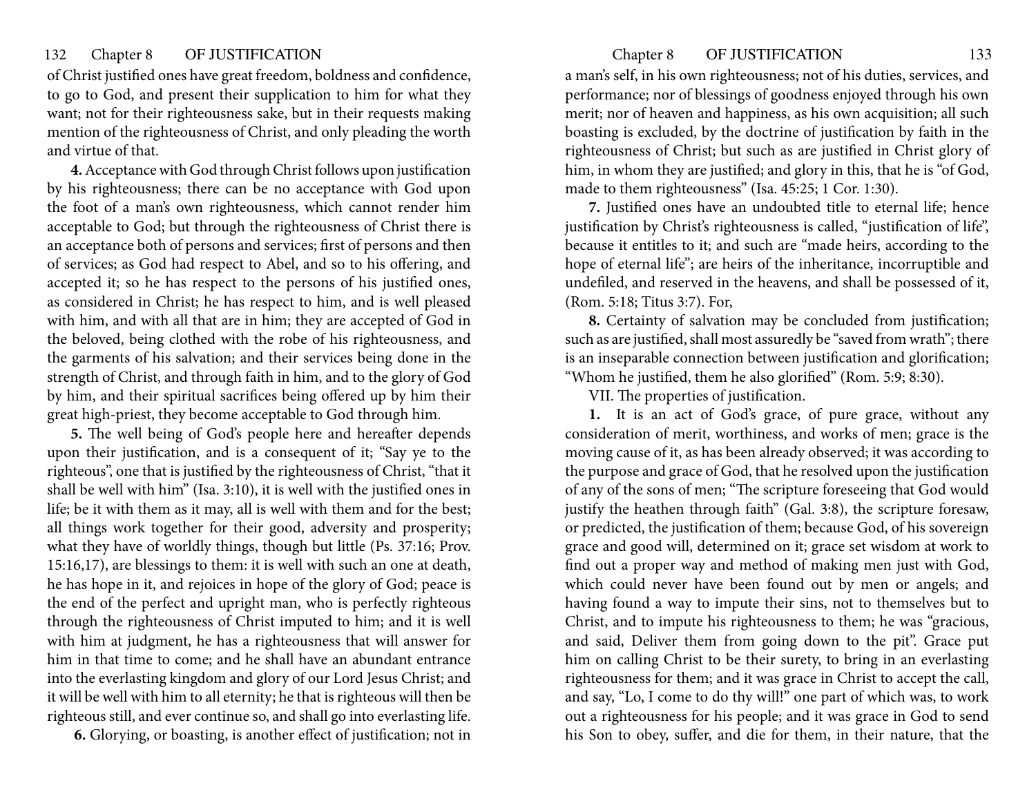of Christ justified ones have great freedom, boldness and confidence, to go to God, and present their supplication to him for what they want; not for their righteousness sake, but in their requests making mention of the righteousness of Christ, and only pleading the worth and virtue of that.

**4.** Acceptance with God through Christ follows upon justification by his righteousness; there can be no acceptance with God upon the foot of a man's own righteousness, which cannot render him acceptable to God; but through the righteousness of Christ there is an acceptance both of persons and services; first of persons and then of services; as God had respect to Abel, and so to his offering, and accepted it; so he has respect to the persons of his justified ones, as considered in Christ; he has respect to him, and is well pleased with him, and with all that are in him; they are accepted of God in the beloved, being clothed with the robe of his righteousness, and the garments of his salvation; and their services being done in the strength of Christ, and through faith in him, and to the glory of God by him, and their spiritual sacrifices being offered up by him their great high-priest, they become acceptable to God through him.

**5.** The well being of God's people here and hereafter depends upon their justification, and is a consequent of it; "Say ye to the righteous", one that is justified by the righteousness of Christ, "that it shall be well with him" (Isa. 3:10), it is well with the justified ones in life; be it with them as it may, all is well with them and for the best; all things work together for their good, adversity and prosperity; what they have of worldly things, though but little (Ps. 37:16; Prov. 15:16,17), are blessings to them: it is well with such an one at death, he has hope in it, and rejoices in hope of the glory of God; peace is the end of the perfect and upright man, who is perfectly righteous through the righteousness of Christ imputed to him; and it is well with him at judgment, he has a righteousness that will answer for him in that time to come; and he shall have an abundant entrance into the everlasting kingdom and glory of our Lord Jesus Christ; and it will be well with him to all eternity; he that is righteous will then be righteous still, and ever continue so, and shall go into everlasting life.

**6.** Glorying, or boasting, is another effect of justification; not in a man's self, in his own righteousness; not of his duties, services, and performance; nor of blessings of goodness enjoyed through his own merit; nor of heaven and happiness, as his own acquisition; all such boasting is excluded, by the doctrine of justification by faith in the righteousness of Christ; but such as are justified in Christ glory of him, in whom they are justified; and glory in this, that he is "of God, made to them righteousness" (Isa. 45:25; 1 Cor. 1:30).

**7.** Justified ones have an undoubted title to eternal life; hence justification by Christ's righteousness is called, "justification of life", because it entitles to it; and such are "made heirs, according to the hope of eternal life"; are heirs of the inheritance, incorruptible and undefiled, and reserved in the heavens, and shall be possessed of it, (Rom. 5:18; Titus 3:7). For,

**8.** Certainty of salvation may be concluded from justification; such as are justified, shall most assuredly be "saved from wrath"; there is an inseparable connection between justification and glorification; "Whom he justified, them he also glorified" (Rom. 5:9; 8:30).

VII. The properties of justification.

**1.** It is an act of God's grace, of pure grace, without any consideration of merit, worthiness, and works of men; grace is the moving cause of it, as has been already observed; it was according to the purpose and grace of God, that he resolved upon the justification of any of the sons of men; "The scripture foreseeing that God would justify the heathen through faith" (Gal. 3:8), the scripture foresaw, or predicted, the justification of them; because God, of his sovereign grace and good will, determined on it; grace set wisdom at work to find out a proper way and method of making men just with God, which could never have been found out by men or angels; and having found a way to impute their sins, not to themselves but to Christ, and to impute his righteousness to them; he was "gracious, and said, Deliver them from going down to the pit". Grace put him on calling Christ to be their surety, to bring in an everlasting righteousness for them; and it was grace in Christ to accept the call, and say, "Lo, I come to do thy will!" one part of which was, to work out a righteousness for his people; and it was grace in God to send his Son to obey, suffer, and die for them, in their nature, that the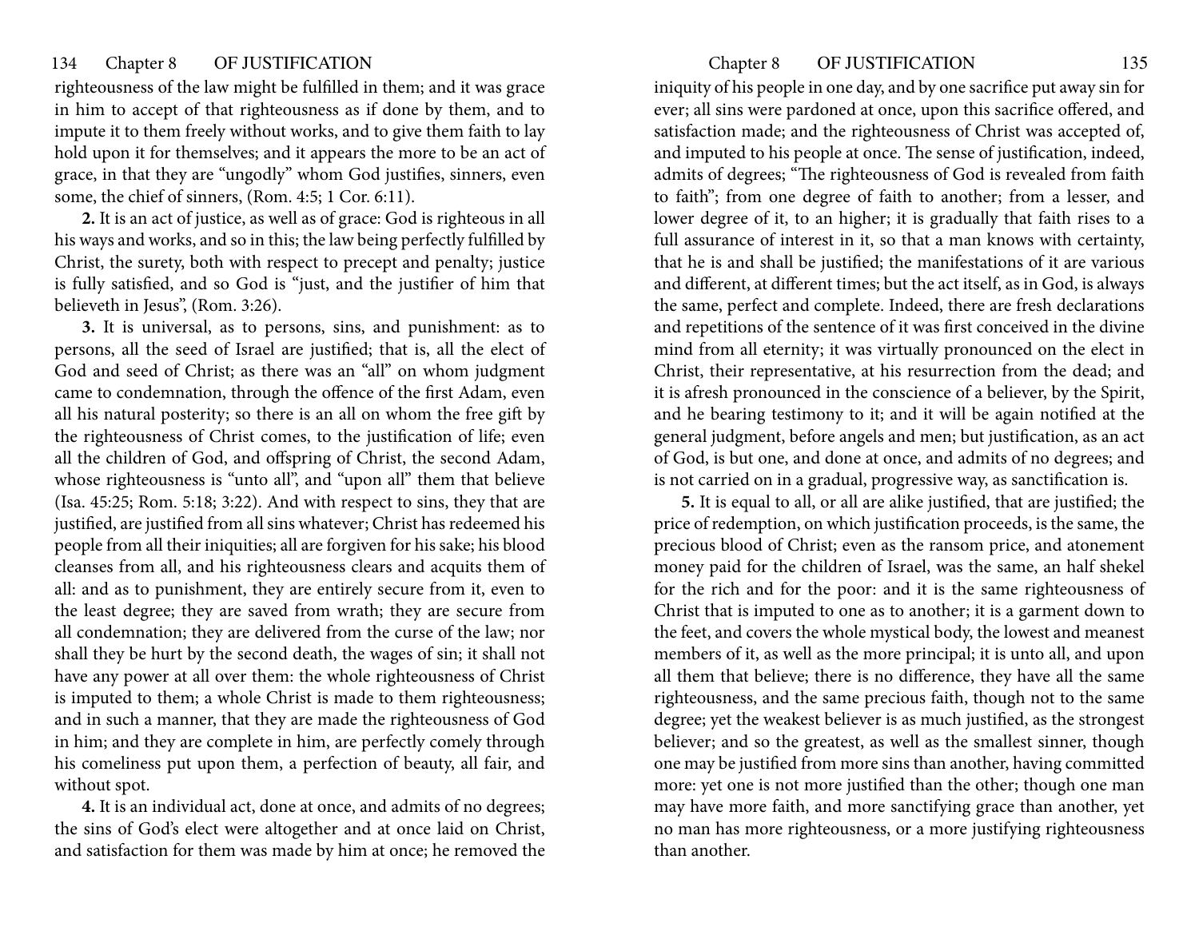righteousness of the law might be fulfilled in them; and it was grace in him to accept of that righteousness as if done by them, and to impute it to them freely without works, and to give them faith to lay hold upon it for themselves; and it appears the more to be an act of grace, in that they are "ungodly" whom God justifies, sinners, even some, the chief of sinners, (Rom. 4:5; 1 Cor. 6:11).

**2.** It is an act of justice, as well as of grace: God is righteous in all his ways and works, and so in this; the law being perfectly fulfilled by Christ, the surety, both with respect to precept and penalty; justice is fully satisfied, and so God is "just, and the justifier of him that believeth in Jesus", (Rom. 3:26).

**3.** It is universal, as to persons, sins, and punishment: as to persons, all the seed of Israel are justified; that is, all the elect of God and seed of Christ; as there was an "all" on whom judgment came to condemnation, through the offence of the first Adam, even all his natural posterity; so there is an all on whom the free gift by the righteousness of Christ comes, to the justification of life; even all the children of God, and offspring of Christ, the second Adam, whose righteousness is "unto all", and "upon all" them that believe (Isa. 45:25; Rom. 5:18; 3:22). And with respect to sins, they that are justified, are justified from all sins whatever; Christ has redeemed his people from all their iniquities; all are forgiven for his sake; his blood cleanses from all, and his righteousness clears and acquits them of all: and as to punishment, they are entirely secure from it, even to the least degree; they are saved from wrath; they are secure from all condemnation; they are delivered from the curse of the law; nor shall they be hurt by the second death, the wages of sin; it shall not have any power at all over them: the whole righteousness of Christ is imputed to them; a whole Christ is made to them righteousness; and in such a manner, that they are made the righteousness of God in him; and they are complete in him, are perfectly comely through his comeliness put upon them, a perfection of beauty, all fair, and without spot.

**4.** It is an individual act, done at once, and admits of no degrees; the sins of God's elect were altogether and at once laid on Christ, and satisfaction for them was made by him at once; he removed the iniquity of his people in one day, and by one sacrifice put away sin for ever; all sins were pardoned at once, upon this sacrifice offered, and satisfaction made; and the righteousness of Christ was accepted of, and imputed to his people at once. The sense of justification, indeed, admits of degrees; "The righteousness of God is revealed from faith to faith"; from one degree of faith to another; from a lesser, and lower degree of it, to an higher; it is gradually that faith rises to a full assurance of interest in it, so that a man knows with certainty, that he is and shall be justified; the manifestations of it are various and different, at different times; but the act itself, as in God, is always the same, perfect and complete. Indeed, there are fresh declarations and repetitions of the sentence of it was first conceived in the divine mind from all eternity; it was virtually pronounced on the elect in Christ, their representative, at his resurrection from the dead; and it is afresh pronounced in the conscience of a believer, by the Spirit, and he bearing testimony to it; and it will be again notified at the general judgment, before angels and men; but justification, as an act of God, is but one, and done at once, and admits of no degrees; and is not carried on in a gradual, progressive way, as sanctification is.

**5.** It is equal to all, or all are alike justified, that are justified; the price of redemption, on which justification proceeds, is the same, the precious blood of Christ; even as the ransom price, and atonement money paid for the children of Israel, was the same, an half shekel for the rich and for the poor: and it is the same righteousness of Christ that is imputed to one as to another; it is a garment down to the feet, and covers the whole mystical body, the lowest and meanest members of it, as well as the more principal; it is unto all, and upon all them that believe; there is no difference, they have all the same righteousness, and the same precious faith, though not to the same degree; yet the weakest believer is as much justified, as the strongest believer; and so the greatest, as well as the smallest sinner, though one may be justified from more sins than another, having committed more: yet one is not more justified than the other; though one man may have more faith, and more sanctifying grace than another, yet no man has more righteousness, or a more justifying righteousness than another.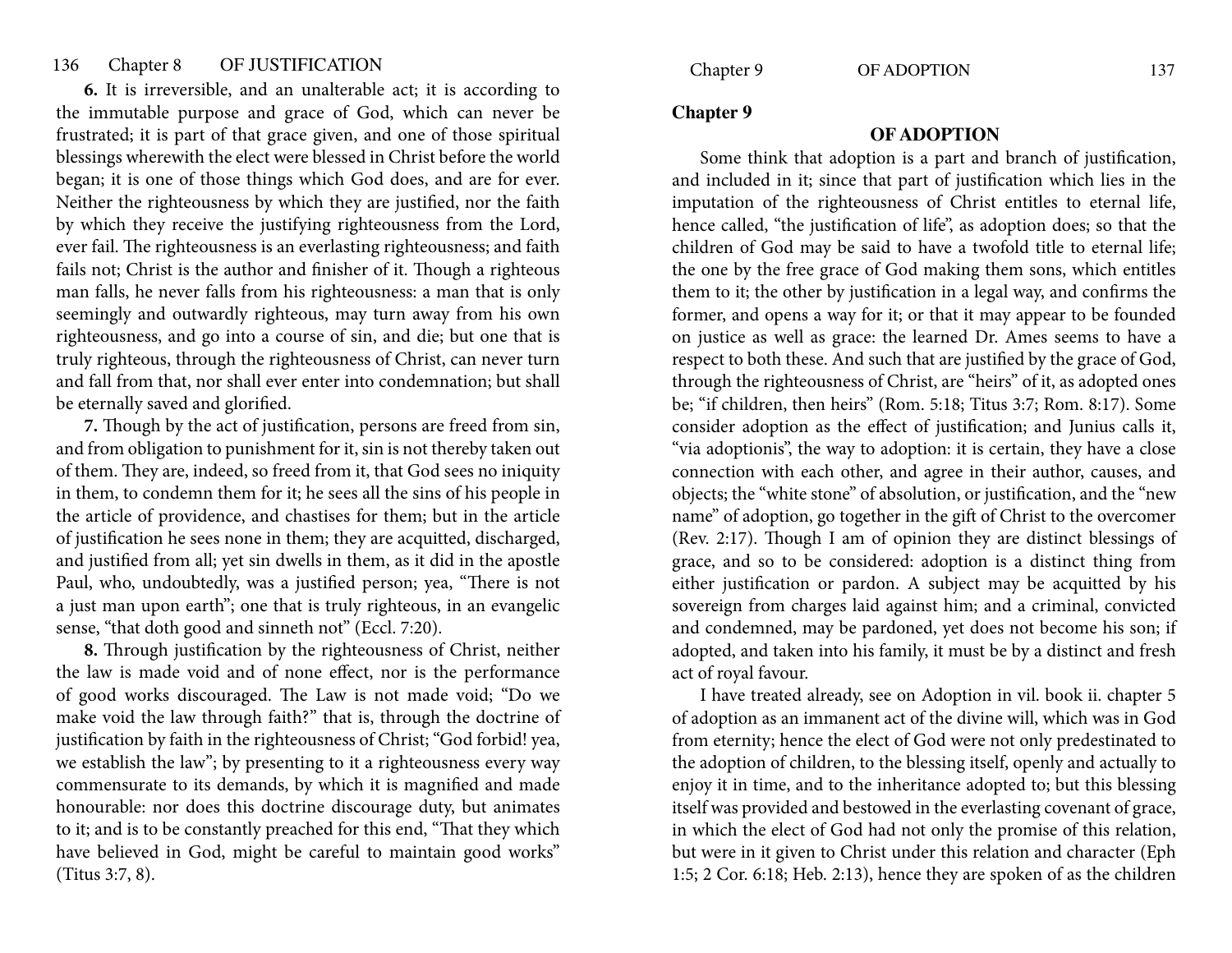**6.** It is irreversible, and an unalterable act; it is according to the immutable purpose and grace of God, which can never be frustrated; it is part of that grace given, and one of those spiritual blessings wherewith the elect were blessed in Christ before the world began; it is one of those things which God does, and are for ever. Neither the righteousness by which they are justified, nor the faith by which they receive the justifying righteousness from the Lord, ever fail. The righteousness is an everlasting righteousness; and faith fails not; Christ is the author and finisher of it. Though a righteous man falls, he never falls from his righteousness: a man that is only seemingly and outwardly righteous, may turn away from his own righteousness, and go into a course of sin, and die; but one that is truly righteous, through the righteousness of Christ, can never turn and fall from that, nor shall ever enter into condemnation; but shall be eternally saved and glorified.

**7.** Though by the act of justification, persons are freed from sin, and from obligation to punishment for it, sin is not thereby taken out of them. They are, indeed, so freed from it, that God sees no iniquity in them, to condemn them for it; he sees all the sins of his people in the article of providence, and chastises for them; but in the article of justification he sees none in them; they are acquitted, discharged, and justified from all; yet sin dwells in them, as it did in the apostle Paul, who, undoubtedly, was a justified person; yea, "There is not a just man upon earth"; one that is truly righteous, in an evangelic sense, "that doth good and sinneth not" (Eccl. 7:20).

**8.** Through justification by the righteousness of Christ, neither the law is made void and of none effect, nor is the performance of good works discouraged. The Law is not made void; "Do we make void the law through faith?" that is, through the doctrine of justification by faith in the righteousness of Christ; "God forbid! yea, we establish the law"; by presenting to it a righteousness every way commensurate to its demands, by which it is magnified and made honourable: nor does this doctrine discourage duty, but animates to it; and is to be constantly preached for this end, "That they which have believed in God, might be careful to maintain good works" (Titus 3:7, 8).

## Chapter 9

### OF ADOPTION

Some think that adoption is a part and branch of justification, and included in it; since that part of justification which lies in the imputation of the righteousness of Christ entitles to eternal life, hence called, "the justification of life", as adoption does; so that the children of God may be said to have a twofold title to eternal life; the one by the free grace of God making them sons, which entitles them to it; the other by justification in a legal way, and confirms the former, and opens a way for it; or that it may appear to be founded on justice as well as grace: the learned Dr. Ames seems to have a respect to both these. And such that are justified by the grace of God, through the righteousness of Christ, are "heirs" of it, as adopted ones be; "if children, then heirs" (Rom. 5:18; Titus 3:7; Rom. 8:17). Some consider adoption as the effect of justification; and Junius calls it, "via adoptionis", the way to adoption: it is certain, they have a close connection with each other, and agree in their author, causes, and objects; the "white stone" of absolution, or justification, and the "new name" of adoption, go together in the gift of Christ to the overcomer (Rev. 2:17). Though I am of opinion they are distinct blessings of grace, and so to be considered: adoption is a distinct thing from either justification or pardon. A subject may be acquitted by his sovereign from charges laid against him; and a criminal, convicted and condemned, may be pardoned, yet does not become his son; if adopted, and taken into his family, it must be by a distinct and fresh act of royal favour.

I have treated already, see on Adoption in vil. book ii. chapter 5 of adoption as an immanent act of the divine will, which was in God from eternity; hence the elect of God were not only predestinated to the adoption of children, to the blessing itself, openly and actually to enjoy it in time, and to the inheritance adopted to; but this blessing itself was provided and bestowed in the everlasting covenant of grace, in which the elect of God had not only the promise of this relation, but were in it given to Christ under this relation and character (Eph 1:5; 2 Cor. 6:18; Heb. 2:13), hence they are spoken of as the children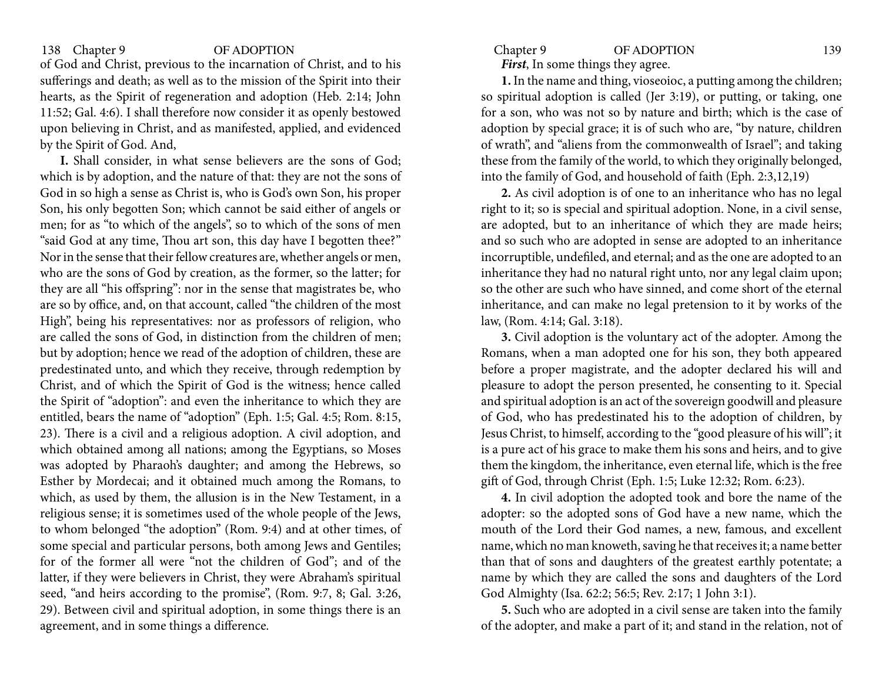of God and Christ, previous to the incarnation of Christ, and to his sufferings and death; as well as to the mission of the Spirit into their hearts, as the Spirit of regeneration and adoption (Heb. 2:14; John 11:52; Gal. 4:6). I shall therefore now consider it as openly bestowed upon believing in Christ, and as manifested, applied, and evidenced by the Spirit of God. And,

**I.** Shall consider, in what sense believers are the sons of God; which is by adoption, and the nature of that: they are not the sons of God in so high a sense as Christ is, who is God's own Son, his proper Son, his only begotten Son; which cannot be said either of angels or men; for as "to which of the angels", so to which of the sons of men "said God at any time, Thou art son, this day have I begotten thee?" Nor in the sense that their fellow creatures are, whether angels or men, who are the sons of God by creation, as the former, so the latter; for they are all "his offspring": nor in the sense that magistrates be, who are so by office, and, on that account, called "the children of the most High", being his representatives: nor as professors of religion, who are called the sons of God, in distinction from the children of men; but by adoption; hence we read of the adoption of children, these are predestinated unto, and which they receive, through redemption by Christ, and of which the Spirit of God is the witness; hence called the Spirit of "adoption": and even the inheritance to which they are entitled, bears the name of "adoption" (Eph. 1:5; Gal. 4:5; Rom. 8:15, 23). There is a civil and a religious adoption. A civil adoption, and which obtained among all nations; among the Egyptians, so Moses was adopted by Pharaoh's daughter; and among the Hebrews, so Esther by Mordecai; and it obtained much among the Romans, to which, as used by them, the allusion is in the New Testament, in a religious sense; it is sometimes used of the whole people of the Jews, to whom belonged "the adoption" (Rom. 9:4) and at other times, of some special and particular persons, both among Jews and Gentiles; for of the former all were "not the children of God"; and of the latter, if they were believers in Christ, they were Abraham's spiritual seed, "and heirs according to the promise", (Rom. 9:7, 8; Gal. 3:26, 29). Between civil and spiritual adoption, in some things there is an agreement, and in some things a difference.

***First***, In some things they agree.

**1.** In the name and thing, vioseoioc, a putting among the children; so spiritual adoption is called (Jer 3:19), or putting, or taking, one for a son, who was not so by nature and birth; which is the case of adoption by special grace; it is of such who are, "by nature, children of wrath", and "aliens from the commonwealth of Israel"; and taking these from the family of the world, to which they originally belonged, into the family of God, and household of faith (Eph. 2:3,12,19)

**2.** As civil adoption is of one to an inheritance who has no legal right to it; so is special and spiritual adoption. None, in a civil sense, are adopted, but to an inheritance of which they are made heirs; and so such who are adopted in sense are adopted to an inheritance incorruptible, undefiled, and eternal; and as the one are adopted to an inheritance they had no natural right unto, nor any legal claim upon; so the other are such who have sinned, and come short of the eternal inheritance, and can make no legal pretension to it by works of the law, (Rom. 4:14; Gal. 3:18).

**3.** Civil adoption is the voluntary act of the adopter. Among the Romans, when a man adopted one for his son, they both appeared before a proper magistrate, and the adopter declared his will and pleasure to adopt the person presented, he consenting to it. Special and spiritual adoption is an act of the sovereign goodwill and pleasure of God, who has predestinated his to the adoption of children, by Jesus Christ, to himself, according to the "good pleasure of his will"; it is a pure act of his grace to make them his sons and heirs, and to give them the kingdom, the inheritance, even eternal life, which is the free gift of God, through Christ (Eph. 1:5; Luke 12:32; Rom. 6:23).

**4.** In civil adoption the adopted took and bore the name of the adopter: so the adopted sons of God have a new name, which the mouth of the Lord their God names, a new, famous, and excellent name, which no man knoweth, saving he that receives it; a name better than that of sons and daughters of the greatest earthly potentate; a name by which they are called the sons and daughters of the Lord God Almighty (Isa. 62:2; 56:5; Rev. 2:17; 1 John 3:1).

**5.** Such who are adopted in a civil sense are taken into the family of the adopter, and make a part of it; and stand in the relation, not of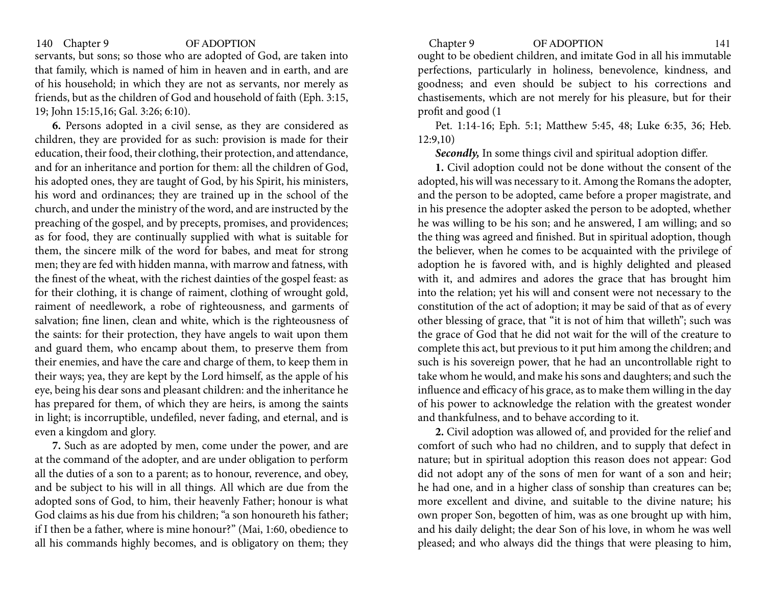servants, but sons; so those who are adopted of God, are taken into that family, which is named of him in heaven and in earth, and are of his household; in which they are not as servants, nor merely as friends, but as the children of God and household of faith (Eph. 3:15, 19; John 15:15,16; Gal. 3:26; 6:10).

**6.** Persons adopted in a civil sense, as they are considered as children, they are provided for as such: provision is made for their education, their food, their clothing, their protection, and attendance, and for an inheritance and portion for them: all the children of God, his adopted ones, they are taught of God, by his Spirit, his ministers, his word and ordinances; they are trained up in the school of the church, and under the ministry of the word, and are instructed by the preaching of the gospel, and by precepts, promises, and providences; as for food, they are continually supplied with what is suitable for them, the sincere milk of the word for babes, and meat for strong men; they are fed with hidden manna, with marrow and fatness, with the finest of the wheat, with the richest dainties of the gospel feast: as for their clothing, it is change of raiment, clothing of wrought gold, raiment of needlework, a robe of righteousness, and garments of salvation; fine linen, clean and white, which is the righteousness of the saints: for their protection, they have angels to wait upon them and guard them, who encamp about them, to preserve them from their enemies, and have the care and charge of them, to keep them in their ways; yea, they are kept by the Lord himself, as the apple of his eye, being his dear sons and pleasant children: and the inheritance he has prepared for them, of which they are heirs, is among the saints in light; is incorruptible, undefiled, never fading, and eternal, and is even a kingdom and glory.

**7.** Such as are adopted by men, come under the power, and are at the command of the adopter, and are under obligation to perform all the duties of a son to a parent; as to honour, reverence, and obey, and be subject to his will in all things. All which are due from the adopted sons of God, to him, their heavenly Father; honour is what God claims as his due from his children; "a son honoureth his father; if I then be a father, where is mine honour?" (Mai, 1:60, obedience to all his commands highly becomes, and is obligatory on them; they ought to be obedient children, and imitate God in all his immutable perfections, particularly in holiness, benevolence, kindness, and goodness; and even should be subject to his corrections and chastisements, which are not merely for his pleasure, but for their profit and good (1

Pet. 1:14-16; Eph. 5:1; Matthew 5:45, 48; Luke 6:35, 36; Heb. 12:9,10)

***Secondly,*** In some things civil and spiritual adoption differ.

**1.** Civil adoption could not be done without the consent of the adopted, his will was necessary to it. Among the Romans the adopter, and the person to be adopted, came before a proper magistrate, and in his presence the adopter asked the person to be adopted, whether he was willing to be his son; and he answered, I am willing; and so the thing was agreed and finished. But in spiritual adoption, though the believer, when he comes to be acquainted with the privilege of adoption he is favored with, and is highly delighted and pleased with it, and admires and adores the grace that has brought him into the relation; yet his will and consent were not necessary to the constitution of the act of adoption; it may be said of that as of every other blessing of grace, that "it is not of him that willeth"; such was the grace of God that he did not wait for the will of the creature to complete this act, but previous to it put him among the children; and such is his sovereign power, that he had an uncontrollable right to take whom he would, and make his sons and daughters; and such the influence and efficacy of his grace, as to make them willing in the day of his power to acknowledge the relation with the greatest wonder and thankfulness, and to behave according to it.

**2.** Civil adoption was allowed of, and provided for the relief and comfort of such who had no children, and to supply that defect in nature; but in spiritual adoption this reason does not appear: God did not adopt any of the sons of men for want of a son and heir; he had one, and in a higher class of sonship than creatures can be; more excellent and divine, and suitable to the divine nature; his own proper Son, begotten of him, was as one brought up with him, and his daily delight; the dear Son of his love, in whom he was well pleased; and who always did the things that were pleasing to him,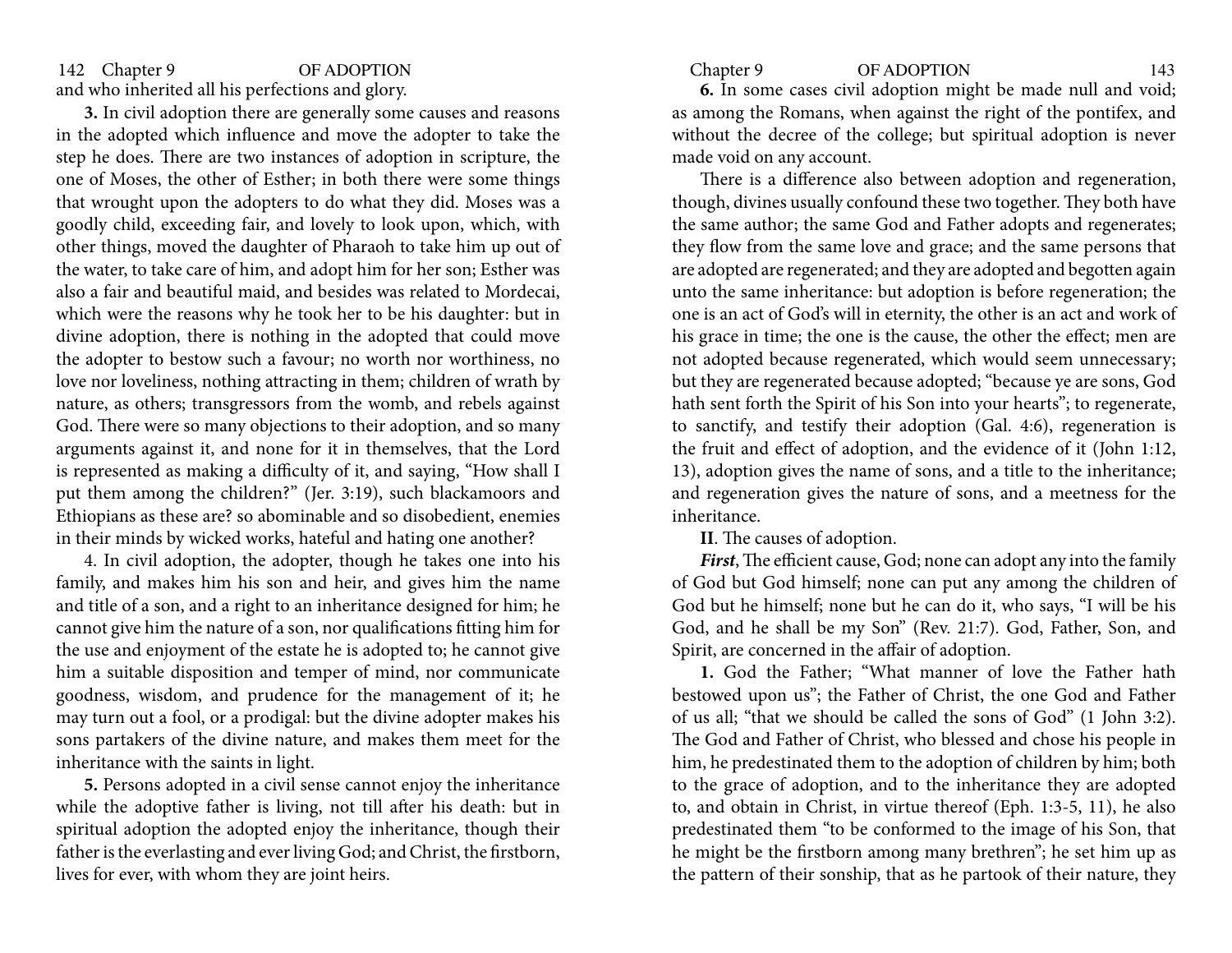and who inherited all his perfections and glory.

**3.** In civil adoption there are generally some causes and reasons in the adopted which influence and move the adopter to take the step he does. There are two instances of adoption in scripture, the one of Moses, the other of Esther; in both there were some things that wrought upon the adopters to do what they did. Moses was a goodly child, exceeding fair, and lovely to look upon, which, with other things, moved the daughter of Pharaoh to take him up out of the water, to take care of him, and adopt him for her son; Esther was also a fair and beautiful maid, and besides was related to Mordecai, which were the reasons why he took her to be his daughter: but in divine adoption, there is nothing in the adopted that could move the adopter to bestow such a favour; no worth nor worthiness, no love nor loveliness, nothing attracting in them; children of wrath by nature, as others; transgressors from the womb, and rebels against God. There were so many objections to their adoption, and so many arguments against it, and none for it in themselves, that the Lord is represented as making a difficulty of it, and saying, "How shall I put them among the children?" (Jer. 3:19), such blackamoors and Ethiopians as these are? so abominable and so disobedient, enemies in their minds by wicked works, hateful and hating one another?

4. In civil adoption, the adopter, though he takes one into his family, and makes him his son and heir, and gives him the name and title of a son, and a right to an inheritance designed for him; he cannot give him the nature of a son, nor qualifications fitting him for the use and enjoyment of the estate he is adopted to; he cannot give him a suitable disposition and temper of mind, nor communicate goodness, wisdom, and prudence for the management of it; he may turn out a fool, or a prodigal: but the divine adopter makes his sons partakers of the divine nature, and makes them meet for the inheritance with the saints in light.

**5.** Persons adopted in a civil sense cannot enjoy the inheritance while the adoptive father is living, not till after his death: but in spiritual adoption the adopted enjoy the inheritance, though their father is the everlasting and ever living God; and Christ, the firstborn, lives for ever, with whom they are joint heirs.

**6.** In some cases civil adoption might be made null and void; as among the Romans, when against the right of the pontifex, and without the decree of the college; but spiritual adoption is never made void on any account.

There is a difference also between adoption and regeneration, though, divines usually confound these two together. They both have the same author; the same God and Father adopts and regenerates; they flow from the same love and grace; and the same persons that are adopted are regenerated; and they are adopted and begotten again unto the same inheritance: but adoption is before regeneration; the one is an act of God's will in eternity, the other is an act and work of his grace in time; the one is the cause, the other the effect; men are not adopted because regenerated, which would seem unnecessary; but they are regenerated because adopted; "because ye are sons, God hath sent forth the Spirit of his Son into your hearts"; to regenerate, to sanctify, and testify their adoption (Gal. 4:6), regeneration is the fruit and effect of adoption, and the evidence of it (John 1:12, 13), adoption gives the name of sons, and a title to the inheritance; and regeneration gives the nature of sons, and a meetness for the inheritance.

**II**. The causes of adoption.

***First***, The efficient cause, God; none can adopt any into the family of God but God himself; none can put any among the children of God but he himself; none but he can do it, who says, "I will be his God, and he shall be my Son" (Rev. 21:7). God, Father, Son, and Spirit, are concerned in the affair of adoption.

**1.** God the Father; "What manner of love the Father hath bestowed upon us"; the Father of Christ, the one God and Father of us all; "that we should be called the sons of God" (1 John 3:2). The God and Father of Christ, who blessed and chose his people in him, he predestinated them to the adoption of children by him; both to the grace of adoption, and to the inheritance they are adopted to, and obtain in Christ, in virtue thereof (Eph. 1:3-5, 11), he also predestinated them "to be conformed to the image of his Son, that he might be the firstborn among many brethren"; he set him up as the pattern of their sonship, that as he partook of their nature, they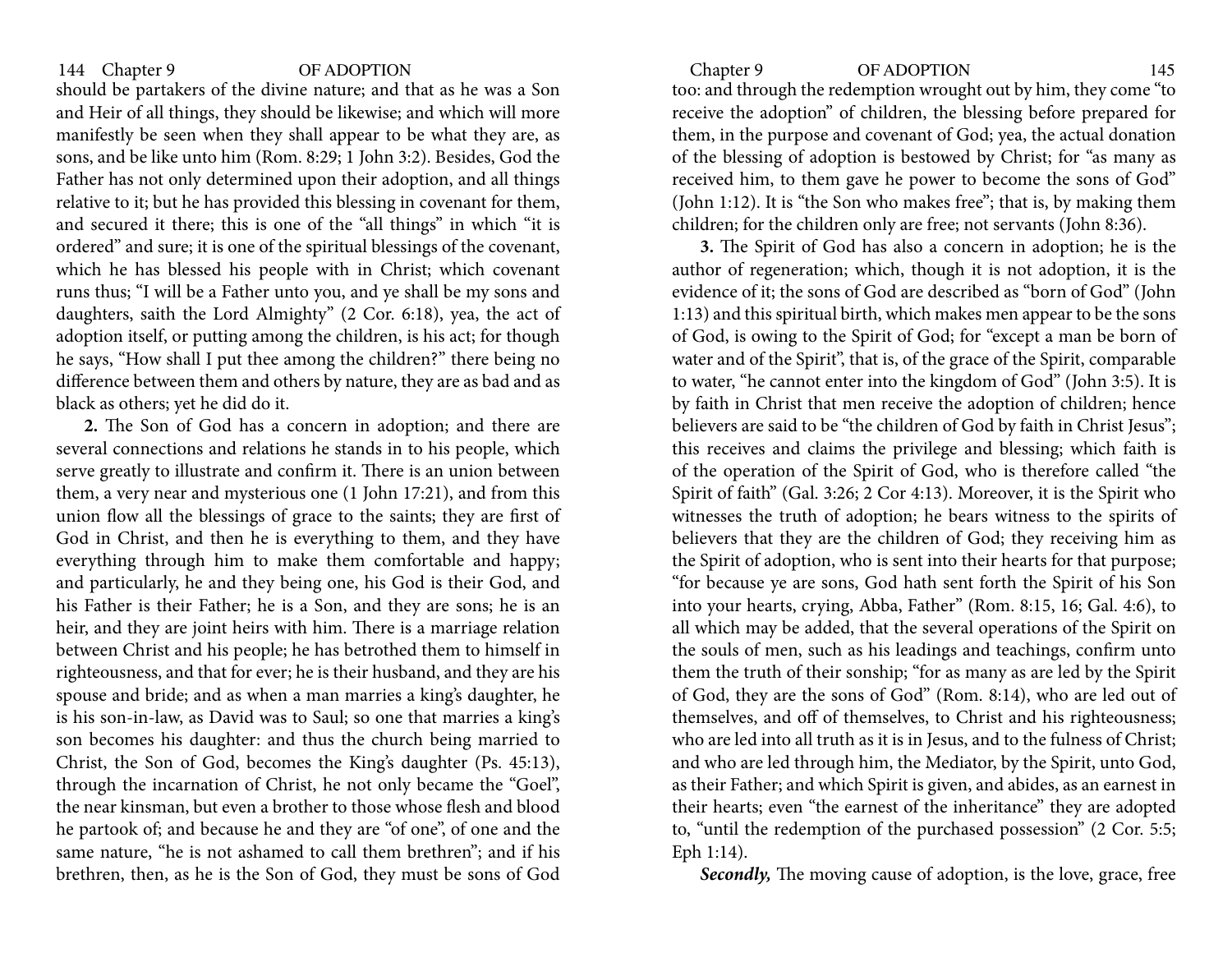should be partakers of the divine nature; and that as he was a Son and Heir of all things, they should be likewise; and which will more manifestly be seen when they shall appear to be what they are, as sons, and be like unto him (Rom. 8:29; 1 John 3:2). Besides, God the Father has not only determined upon their adoption, and all things relative to it; but he has provided this blessing in covenant for them, and secured it there; this is one of the "all things" in which "it is ordered" and sure; it is one of the spiritual blessings of the covenant, which he has blessed his people with in Christ; which covenant runs thus; "I will be a Father unto you, and ye shall be my sons and daughters, saith the Lord Almighty" (2 Cor. 6:18), yea, the act of adoption itself, or putting among the children, is his act; for though he says, "How shall I put thee among the children?" there being no difference between them and others by nature, they are as bad and as black as others; yet he did do it.

**2.** The Son of God has a concern in adoption; and there are several connections and relations he stands in to his people, which serve greatly to illustrate and confirm it. There is an union between them, a very near and mysterious one (1 John 17:21), and from this union flow all the blessings of grace to the saints; they are first of God in Christ, and then he is everything to them, and they have everything through him to make them comfortable and happy; and particularly, he and they being one, his God is their God, and his Father is their Father; he is a Son, and they are sons; he is an heir, and they are joint heirs with him. There is a marriage relation between Christ and his people; he has betrothed them to himself in righteousness, and that for ever; he is their husband, and they are his spouse and bride; and as when a man marries a king's daughter, he is his son-in-law, as David was to Saul; so one that marries a king's son becomes his daughter: and thus the church being married to Christ, the Son of God, becomes the King's daughter (Ps. 45:13), through the incarnation of Christ, he not only became the "Goel", the near kinsman, but even a brother to those whose flesh and blood he partook of; and because he and they are "of one", of one and the same nature, "he is not ashamed to call them brethren"; and if his brethren, then, as he is the Son of God, they must be sons of God too: and through the redemption wrought out by him, they come "to receive the adoption" of children, the blessing before prepared for them, in the purpose and covenant of God; yea, the actual donation of the blessing of adoption is bestowed by Christ; for "as many as received him, to them gave he power to become the sons of God" (John 1:12). It is "the Son who makes free"; that is, by making them children; for the children only are free; not servants (John 8:36).

**3.** The Spirit of God has also a concern in adoption; he is the author of regeneration; which, though it is not adoption, it is the evidence of it; the sons of God are described as "born of God" (John 1:13) and this spiritual birth, which makes men appear to be the sons of God, is owing to the Spirit of God; for "except a man be born of water and of the Spirit", that is, of the grace of the Spirit, comparable to water, "he cannot enter into the kingdom of God" (John 3:5). It is by faith in Christ that men receive the adoption of children; hence believers are said to be "the children of God by faith in Christ Jesus"; this receives and claims the privilege and blessing; which faith is of the operation of the Spirit of God, who is therefore called "the Spirit of faith" (Gal. 3:26; 2 Cor 4:13). Moreover, it is the Spirit who witnesses the truth of adoption; he bears witness to the spirits of believers that they are the children of God; they receiving him as the Spirit of adoption, who is sent into their hearts for that purpose; "for because ye are sons, God hath sent forth the Spirit of his Son into your hearts, crying, Abba, Father" (Rom. 8:15, 16; Gal. 4:6), to all which may be added, that the several operations of the Spirit on the souls of men, such as his leadings and teachings, confirm unto them the truth of their sonship; "for as many as are led by the Spirit of God, they are the sons of God" (Rom. 8:14), who are led out of themselves, and off of themselves, to Christ and his righteousness; who are led into all truth as it is in Jesus, and to the fulness of Christ; and who are led through him, the Mediator, by the Spirit, unto God, as their Father; and which Spirit is given, and abides, as an earnest in their hearts; even "the earnest of the inheritance" they are adopted to, "until the redemption of the purchased possession" (2 Cor. 5:5; Eph 1:14).

***Secondly,*** The moving cause of adoption, is the love, grace, free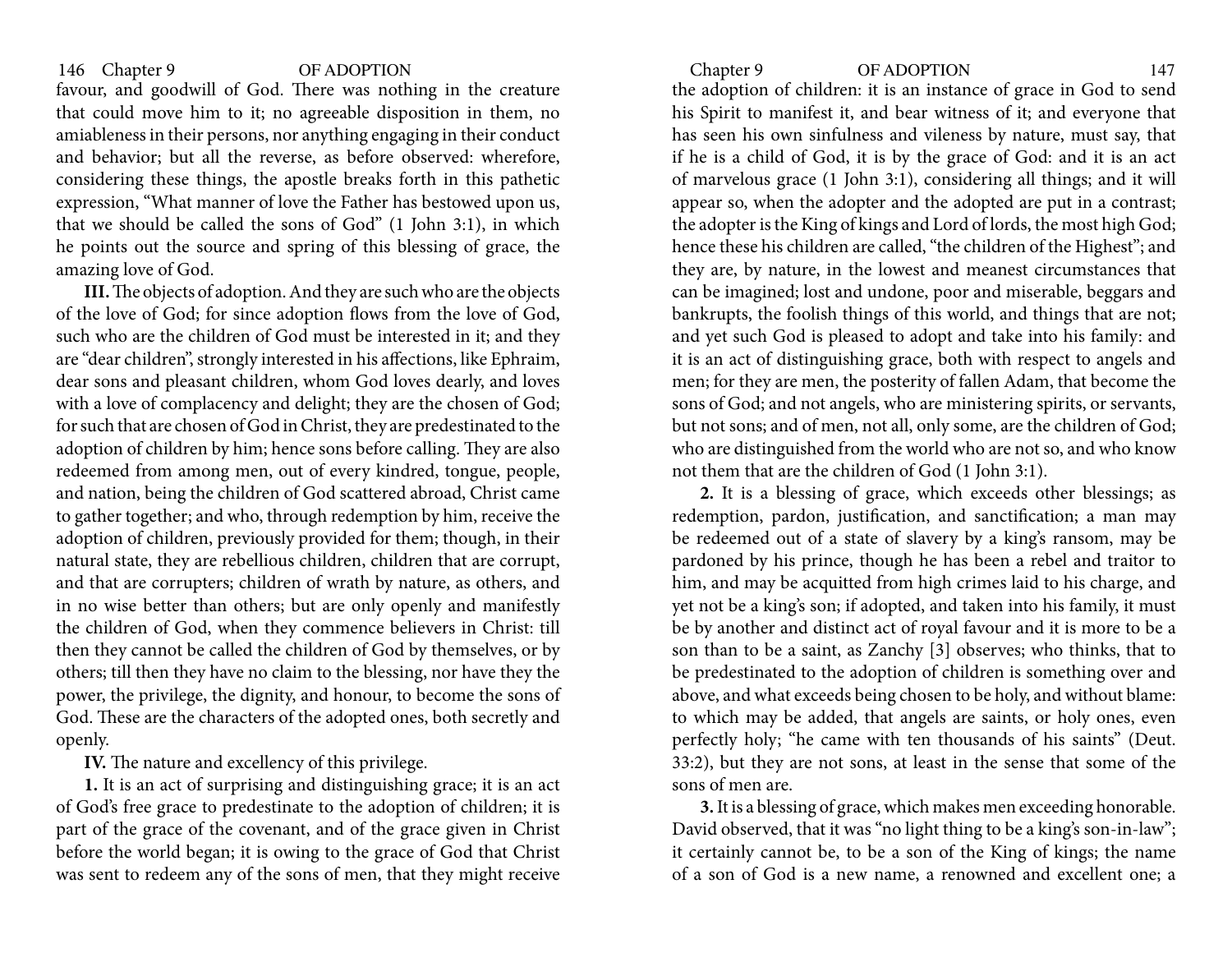favour, and goodwill of God. There was nothing in the creature that could move him to it; no agreeable disposition in them, no amiableness in their persons, nor anything engaging in their conduct and behavior; but all the reverse, as before observed: wherefore, considering these things, the apostle breaks forth in this pathetic expression, "What manner of love the Father has bestowed upon us, that we should be called the sons of God" (1 John 3:1), in which he points out the source and spring of this blessing of grace, the amazing love of God.

**III.** The objects of adoption. And they are such who are the objects of the love of God; for since adoption flows from the love of God, such who are the children of God must be interested in it; and they are "dear children", strongly interested in his affections, like Ephraim, dear sons and pleasant children, whom God loves dearly, and loves with a love of complacency and delight; they are the chosen of God; for such that are chosen of God in Christ, they are predestinated to the adoption of children by him; hence sons before calling. They are also redeemed from among men, out of every kindred, tongue, people, and nation, being the children of God scattered abroad, Christ came to gather together; and who, through redemption by him, receive the adoption of children, previously provided for them; though, in their natural state, they are rebellious children, children that are corrupt, and that are corrupters; children of wrath by nature, as others, and in no wise better than others; but are only openly and manifestly the children of God, when they commence believers in Christ: till then they cannot be called the children of God by themselves, or by others; till then they have no claim to the blessing, nor have they the power, the privilege, the dignity, and honour, to become the sons of God. These are the characters of the adopted ones, both secretly and openly.

**IV.** The nature and excellency of this privilege.

**1.** It is an act of surprising and distinguishing grace; it is an act of God's free grace to predestinate to the adoption of children; it is part of the grace of the covenant, and of the grace given in Christ before the world began; it is owing to the grace of God that Christ was sent to redeem any of the sons of men, that they might receive the adoption of children: it is an instance of grace in God to send his Spirit to manifest it, and bear witness of it; and everyone that has seen his own sinfulness and vileness by nature, must say, that if he is a child of God, it is by the grace of God: and it is an act of marvelous grace (1 John 3:1), considering all things; and it will appear so, when the adopter and the adopted are put in a contrast; the adopter is the King of kings and Lord of lords, the most high God; hence these his children are called, "the children of the Highest"; and they are, by nature, in the lowest and meanest circumstances that can be imagined; lost and undone, poor and miserable, beggars and bankrupts, the foolish things of this world, and things that are not; and yet such God is pleased to adopt and take into his family: and it is an act of distinguishing grace, both with respect to angels and men; for they are men, the posterity of fallen Adam, that become the sons of God; and not angels, who are ministering spirits, or servants, but not sons; and of men, not all, only some, are the children of God; who are distinguished from the world who are not so, and who know not them that are the children of God (1 John 3:1).

**2.** It is a blessing of grace, which exceeds other blessings; as redemption, pardon, justification, and sanctification; a man may be redeemed out of a state of slavery by a king's ransom, may be pardoned by his prince, though he has been a rebel and traitor to him, and may be acquitted from high crimes laid to his charge, and yet not be a king's son; if adopted, and taken into his family, it must be by another and distinct act of royal favour and it is more to be a son than to be a saint, as Zanchy [3] observes; who thinks, that to be predestinated to the adoption of children is something over and above, and what exceeds being chosen to be holy, and without blame: to which may be added, that angels are saints, or holy ones, even perfectly holy; "he came with ten thousands of his saints" (Deut. 33:2), but they are not sons, at least in the sense that some of the sons of men are.

**3.** It is a blessing of grace, which makes men exceeding honorable. David observed, that it was "no light thing to be a king's son-in-law"; it certainly cannot be, to be a son of the King of kings; the name of a son of God is a new name, a renowned and excellent one; a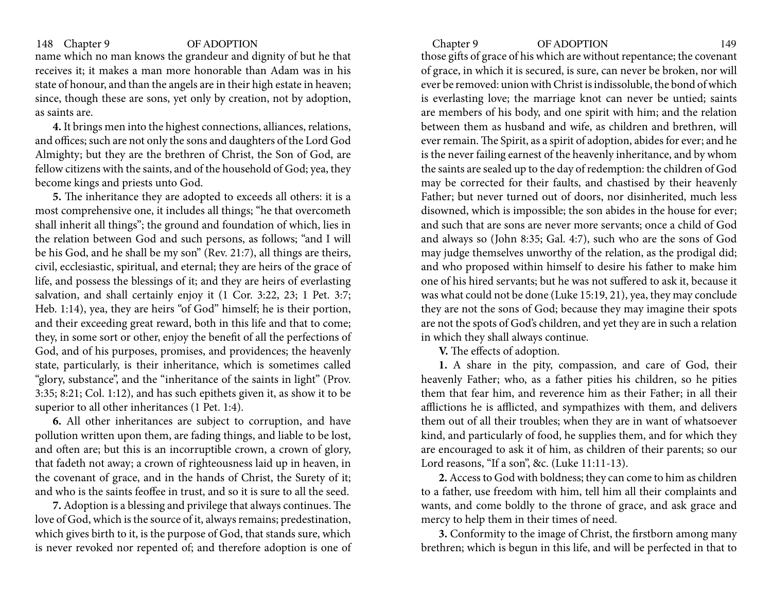name which no man knows the grandeur and dignity of but he that receives it; it makes a man more honorable than Adam was in his state of honour, and than the angels are in their high estate in heaven; since, though these are sons, yet only by creation, not by adoption, as saints are.

**4.** It brings men into the highest connections, alliances, relations, and offices; such are not only the sons and daughters of the Lord God Almighty; but they are the brethren of Christ, the Son of God, are fellow citizens with the saints, and of the household of God; yea, they become kings and priests unto God.

**5.** The inheritance they are adopted to exceeds all others: it is a most comprehensive one, it includes all things; "he that overcometh shall inherit all things"; the ground and foundation of which, lies in the relation between God and such persons, as follows; "and I will be his God, and he shall be my son" (Rev. 21:7), all things are theirs, civil, ecclesiastic, spiritual, and eternal; they are heirs of the grace of life, and possess the blessings of it; and they are heirs of everlasting salvation, and shall certainly enjoy it (1 Cor. 3:22, 23; 1 Pet. 3:7; Heb. 1:14), yea, they are heirs "of God" himself; he is their portion, and their exceeding great reward, both in this life and that to come; they, in some sort or other, enjoy the benefit of all the perfections of God, and of his purposes, promises, and providences; the heavenly state, particularly, is their inheritance, which is sometimes called "glory, substance", and the "inheritance of the saints in light" (Prov. 3:35; 8:21; Col. 1:12), and has such epithets given it, as show it to be superior to all other inheritances (1 Pet. 1:4).

**6.** All other inheritances are subject to corruption, and have pollution written upon them, are fading things, and liable to be lost, and often are; but this is an incorruptible crown, a crown of glory, that fadeth not away; a crown of righteousness laid up in heaven, in the covenant of grace, and in the hands of Christ, the Surety of it; and who is the saints feoffee in trust, and so it is sure to all the seed.

**7.** Adoption is a blessing and privilege that always continues. The love of God, which is the source of it, always remains; predestination, which gives birth to it, is the purpose of God, that stands sure, which is never revoked nor repented of; and therefore adoption is one of those gifts of grace of his which are without repentance; the covenant of grace, in which it is secured, is sure, can never be broken, nor will ever be removed: union with Christ is indissoluble, the bond of which is everlasting love; the marriage knot can never be untied; saints are members of his body, and one spirit with him; and the relation between them as husband and wife, as children and brethren, will ever remain. The Spirit, as a spirit of adoption, abides for ever; and he is the never failing earnest of the heavenly inheritance, and by whom the saints are sealed up to the day of redemption: the children of God may be corrected for their faults, and chastised by their heavenly Father; but never turned out of doors, nor disinherited, much less disowned, which is impossible; the son abides in the house for ever; and such that are sons are never more servants; once a child of God and always so (John 8:35; Gal. 4:7), such who are the sons of God may judge themselves unworthy of the relation, as the prodigal did; and who proposed within himself to desire his father to make him one of his hired servants; but he was not suffered to ask it, because it was what could not be done (Luke 15:19, 21), yea, they may conclude they are not the sons of God; because they may imagine their spots are not the spots of God's children, and yet they are in such a relation in which they shall always continue.

**V.** The effects of adoption.

**1.** A share in the pity, compassion, and care of God, their heavenly Father; who, as a father pities his children, so he pities them that fear him, and reverence him as their Father; in all their afflictions he is afflicted, and sympathizes with them, and delivers them out of all their troubles; when they are in want of whatsoever kind, and particularly of food, he supplies them, and for which they are encouraged to ask it of him, as children of their parents; so our Lord reasons, "If a son", &c. (Luke 11:11-13).

**2.** Access to God with boldness; they can come to him as children to a father, use freedom with him, tell him all their complaints and wants, and come boldly to the throne of grace, and ask grace and mercy to help them in their times of need.

**3.** Conformity to the image of Christ, the firstborn among many brethren; which is begun in this life, and will be perfected in that to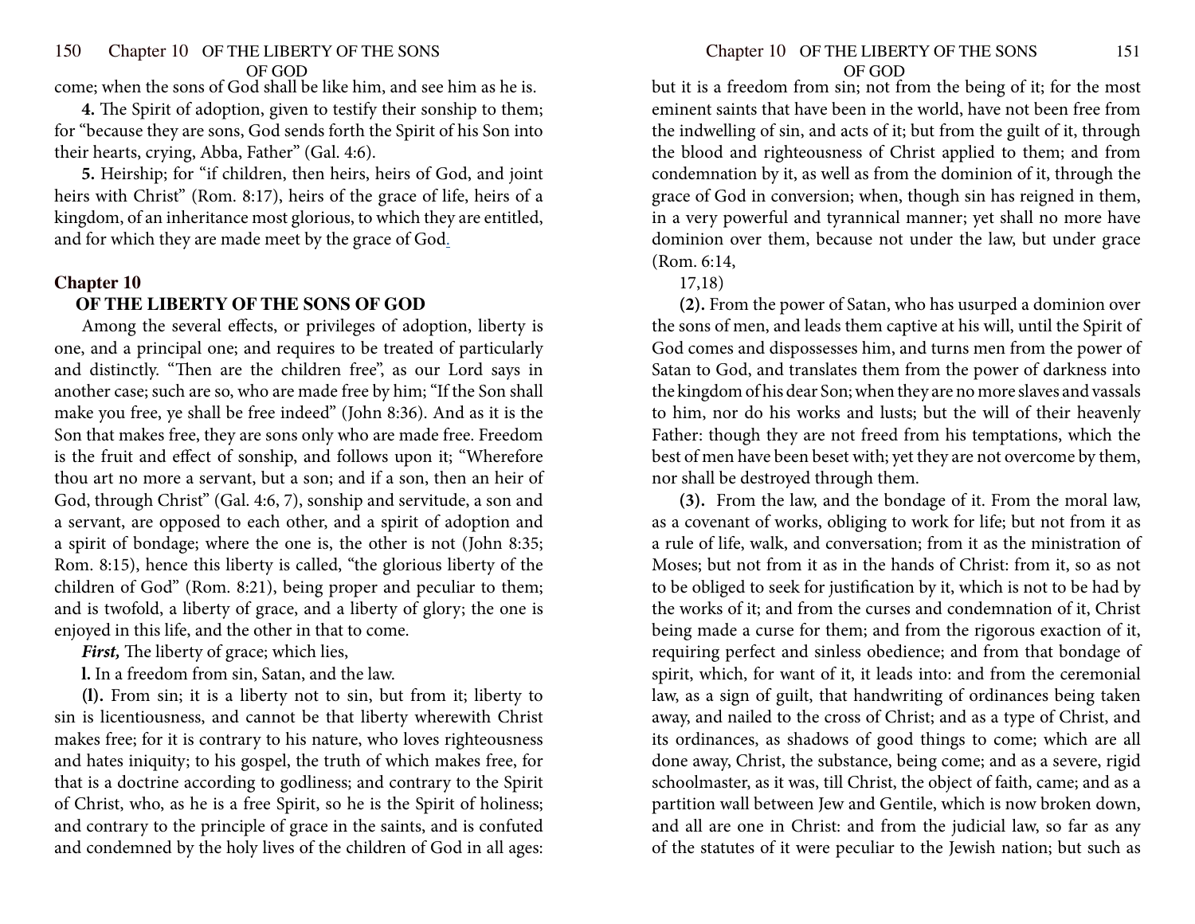come; when the sons of God shall be like him, and see him as he is.

**4.** The Spirit of adoption, given to testify their sonship to them; for "because they are sons, God sends forth the Spirit of his Son into their hearts, crying, Abba, Father" (Gal. 4:6).

**5.** Heirship; for "if children, then heirs, heirs of God, and joint heirs with Christ" (Rom. 8:17), heirs of the grace of life, heirs of a kingdom, of an inheritance most glorious, to which they are entitled, and for which they are made meet by the grace of God.

## Chapter 10

### OF THE LIBERTY OF THE SONS OF GOD

Among the several effects, or privileges of adoption, liberty is one, and a principal one; and requires to be treated of particularly and distinctly. "Then are the children free", as our Lord says in another case; such are so, who are made free by him; "If the Son shall make you free, ye shall be free indeed" (John 8:36). And as it is the Son that makes free, they are sons only who are made free. Freedom is the fruit and effect of sonship, and follows upon it; "Wherefore thou art no more a servant, but a son; and if a son, then an heir of God, through Christ" (Gal. 4:6, 7), sonship and servitude, a son and a servant, are opposed to each other, and a spirit of adoption and a spirit of bondage; where the one is, the other is not (John 8:35; Rom. 8:15), hence this liberty is called, "the glorious liberty of the children of God" (Rom. 8:21), being proper and peculiar to them; and is twofold, a liberty of grace, and a liberty of glory; the one is enjoyed in this life, and the other in that to come.

***First,*** The liberty of grace; which lies,

**l.** In a freedom from sin, Satan, and the law.

**(l).** From sin; it is a liberty not to sin, but from it; liberty to sin is licentiousness, and cannot be that liberty wherewith Christ makes free; for it is contrary to his nature, who loves righteousness and hates iniquity; to his gospel, the truth of which makes free, for that is a doctrine according to godliness; and contrary to the Spirit of Christ, who, as he is a free Spirit, so he is the Spirit of holiness; and contrary to the principle of grace in the saints, and is confuted and condemned by the holy lives of the children of God in all ages: but it is a freedom from sin; not from the being of it; for the most eminent saints that have been in the world, have not been free from the indwelling of sin, and acts of it; but from the guilt of it, through the blood and righteousness of Christ applied to them; and from condemnation by it, as well as from the dominion of it, through the grace of God in conversion; when, though sin has reigned in them, in a very powerful and tyrannical manner; yet shall no more have dominion over them, because not under the law, but under grace (Rom. 6:14, 17,18)

**(2).** From the power of Satan, who has usurped a dominion over the sons of men, and leads them captive at his will, until the Spirit of God comes and dispossesses him, and turns men from the power of Satan to God, and translates them from the power of darkness into the kingdom of his dear Son; when they are no more slaves and vassals to him, nor do his works and lusts; but the will of their heavenly Father: though they are not freed from his temptations, which the best of men have been beset with; yet they are not overcome by them, nor shall be destroyed through them.

**(3).** From the law, and the bondage of it. From the moral law, as a covenant of works, obliging to work for life; but not from it as a rule of life, walk, and conversation; from it as the ministration of Moses; but not from it as in the hands of Christ: from it, so as not to be obliged to seek for justification by it, which is not to be had by the works of it; and from the curses and condemnation of it, Christ being made a curse for them; and from the rigorous exaction of it, requiring perfect and sinless obedience; and from that bondage of spirit, which, for want of it, it leads into: and from the ceremonial law, as a sign of guilt, that handwriting of ordinances being taken away, and nailed to the cross of Christ; and as a type of Christ, and its ordinances, as shadows of good things to come; which are all done away, Christ, the substance, being come; and as a severe, rigid schoolmaster, as it was, till Christ, the object of faith, came; and as a partition wall between Jew and Gentile, which is now broken down, and all are one in Christ: and from the judicial law, so far as any of the statutes of it were peculiar to the Jewish nation; but such as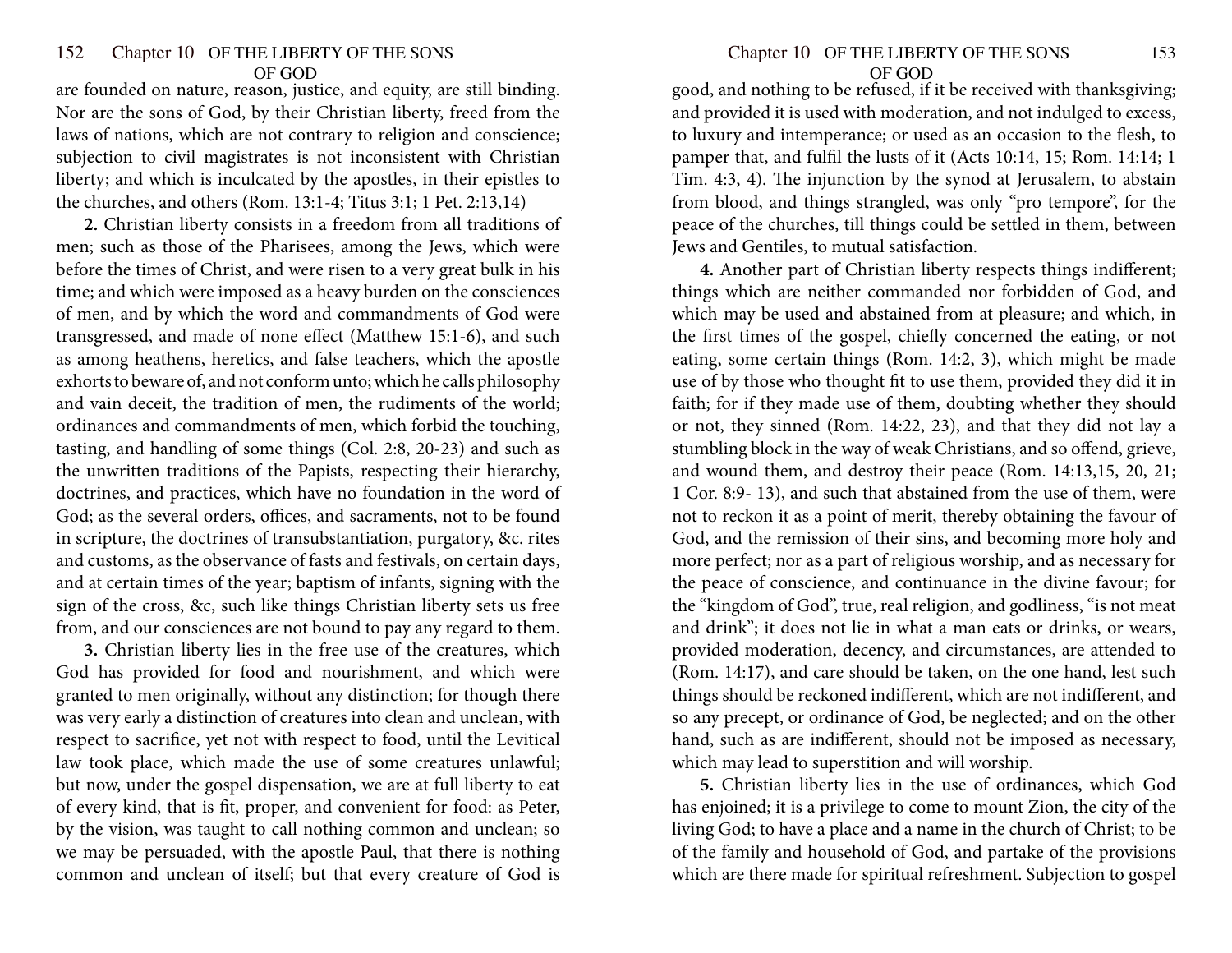are founded on nature, reason, justice, and equity, are still binding. Nor are the sons of God, by their Christian liberty, freed from the laws of nations, which are not contrary to religion and conscience; subjection to civil magistrates is not inconsistent with Christian liberty; and which is inculcated by the apostles, in their epistles to the churches, and others (Rom. 13:1-4; Titus 3:1; 1 Pet. 2:13,14)

**2.** Christian liberty consists in a freedom from all traditions of men; such as those of the Pharisees, among the Jews, which were before the times of Christ, and were risen to a very great bulk in his time; and which were imposed as a heavy burden on the consciences of men, and by which the word and commandments of God were transgressed, and made of none effect (Matthew 15:1-6), and such as among heathens, heretics, and false teachers, which the apostle exhorts to beware of, and not conform unto; which he calls philosophy and vain deceit, the tradition of men, the rudiments of the world; ordinances and commandments of men, which forbid the touching, tasting, and handling of some things (Col. 2:8, 20-23) and such as the unwritten traditions of the Papists, respecting their hierarchy, doctrines, and practices, which have no foundation in the word of God; as the several orders, offices, and sacraments, not to be found in scripture, the doctrines of transubstantiation, purgatory, &c. rites and customs, as the observance of fasts and festivals, on certain days, and at certain times of the year; baptism of infants, signing with the sign of the cross, &c, such like things Christian liberty sets us free from, and our consciences are not bound to pay any regard to them.

**3.** Christian liberty lies in the free use of the creatures, which God has provided for food and nourishment, and which were granted to men originally, without any distinction; for though there was very early a distinction of creatures into clean and unclean, with respect to sacrifice, yet not with respect to food, until the Levitical law took place, which made the use of some creatures unlawful; but now, under the gospel dispensation, we are at full liberty to eat of every kind, that is fit, proper, and convenient for food: as Peter, by the vision, was taught to call nothing common and unclean; so we may be persuaded, with the apostle Paul, that there is nothing common and unclean of itself; but that every creature of God is good, and nothing to be refused, if it be received with thanksgiving; and provided it is used with moderation, and not indulged to excess, to luxury and intemperance; or used as an occasion to the flesh, to pamper that, and fulfil the lusts of it (Acts 10:14, 15; Rom. 14:14; 1 Tim. 4:3, 4). The injunction by the synod at Jerusalem, to abstain from blood, and things strangled, was only "pro tempore", for the peace of the churches, till things could be settled in them, between Jews and Gentiles, to mutual satisfaction.

**4.** Another part of Christian liberty respects things indifferent; things which are neither commanded nor forbidden of God, and which may be used and abstained from at pleasure; and which, in the first times of the gospel, chiefly concerned the eating, or not eating, some certain things (Rom. 14:2, 3), which might be made use of by those who thought fit to use them, provided they did it in faith; for if they made use of them, doubting whether they should or not, they sinned (Rom. 14:22, 23), and that they did not lay a stumbling block in the way of weak Christians, and so offend, grieve, and wound them, and destroy their peace (Rom. 14:13,15, 20, 21; 1 Cor. 8:9- 13), and such that abstained from the use of them, were not to reckon it as a point of merit, thereby obtaining the favour of God, and the remission of their sins, and becoming more holy and more perfect; nor as a part of religious worship, and as necessary for the peace of conscience, and continuance in the divine favour; for the "kingdom of God", true, real religion, and godliness, "is not meat and drink"; it does not lie in what a man eats or drinks, or wears, provided moderation, decency, and circumstances, are attended to (Rom. 14:17), and care should be taken, on the one hand, lest such things should be reckoned indifferent, which are not indifferent, and so any precept, or ordinance of God, be neglected; and on the other hand, such as are indifferent, should not be imposed as necessary, which may lead to superstition and will worship.

**5.** Christian liberty lies in the use of ordinances, which God has enjoined; it is a privilege to come to mount Zion, the city of the living God; to have a place and a name in the church of Christ; to be of the family and household of God, and partake of the provisions which are there made for spiritual refreshment. Subjection to gospel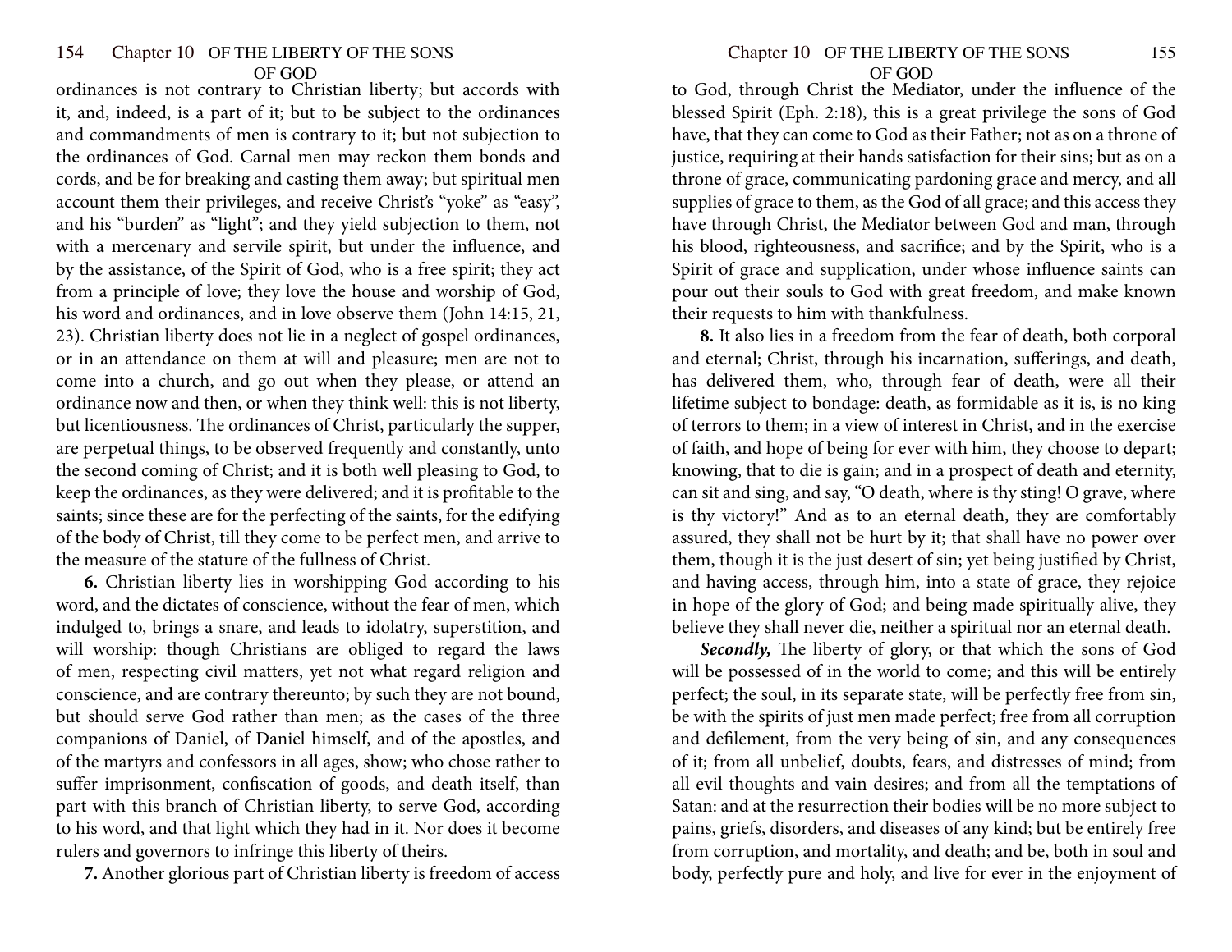ordinances is not contrary to Christian liberty; but accords with it, and, indeed, is a part of it; but to be subject to the ordinances and commandments of men is contrary to it; but not subjection to the ordinances of God. Carnal men may reckon them bonds and cords, and be for breaking and casting them away; but spiritual men account them their privileges, and receive Christ's "yoke" as "easy", and his "burden" as "light"; and they yield subjection to them, not with a mercenary and servile spirit, but under the influence, and by the assistance, of the Spirit of God, who is a free spirit; they act from a principle of love; they love the house and worship of God, his word and ordinances, and in love observe them (John 14:15, 21, 23). Christian liberty does not lie in a neglect of gospel ordinances, or in an attendance on them at will and pleasure; men are not to come into a church, and go out when they please, or attend an ordinance now and then, or when they think well: this is not liberty, but licentiousness. The ordinances of Christ, particularly the supper, are perpetual things, to be observed frequently and constantly, unto the second coming of Christ; and it is both well pleasing to God, to keep the ordinances, as they were delivered; and it is profitable to the saints; since these are for the perfecting of the saints, for the edifying of the body of Christ, till they come to be perfect men, and arrive to the measure of the stature of the fullness of Christ.

**6.** Christian liberty lies in worshipping God according to his word, and the dictates of conscience, without the fear of men, which indulged to, brings a snare, and leads to idolatry, superstition, and will worship: though Christians are obliged to regard the laws of men, respecting civil matters, yet not what regard religion and conscience, and are contrary thereunto; by such they are not bound, but should serve God rather than men; as the cases of the three companions of Daniel, of Daniel himself, and of the apostles, and of the martyrs and confessors in all ages, show; who chose rather to suffer imprisonment, confiscation of goods, and death itself, than part with this branch of Christian liberty, to serve God, according to his word, and that light which they had in it. Nor does it become rulers and governors to infringe this liberty of theirs.

**7.** Another glorious part of Christian liberty is freedom of access to God, through Christ the Mediator, under the influence of the blessed Spirit (Eph. 2:18), this is a great privilege the sons of God have, that they can come to God as their Father; not as on a throne of justice, requiring at their hands satisfaction for their sins; but as on a throne of grace, communicating pardoning grace and mercy, and all supplies of grace to them, as the God of all grace; and this access they have through Christ, the Mediator between God and man, through his blood, righteousness, and sacrifice; and by the Spirit, who is a Spirit of grace and supplication, under whose influence saints can pour out their souls to God with great freedom, and make known their requests to him with thankfulness.

**8.** It also lies in a freedom from the fear of death, both corporal and eternal; Christ, through his incarnation, sufferings, and death, has delivered them, who, through fear of death, were all their lifetime subject to bondage: death, as formidable as it is, is no king of terrors to them; in a view of interest in Christ, and in the exercise of faith, and hope of being for ever with him, they choose to depart; knowing, that to die is gain; and in a prospect of death and eternity, can sit and sing, and say, "O death, where is thy sting! O grave, where is thy victory!" And as to an eternal death, they are comfortably assured, they shall not be hurt by it; that shall have no power over them, though it is the just desert of sin; yet being justified by Christ, and having access, through him, into a state of grace, they rejoice in hope of the glory of God; and being made spiritually alive, they believe they shall never die, neither a spiritual nor an eternal death.

***Secondly,*** The liberty of glory, or that which the sons of God will be possessed of in the world to come; and this will be entirely perfect; the soul, in its separate state, will be perfectly free from sin, be with the spirits of just men made perfect; free from all corruption and defilement, from the very being of sin, and any consequences of it; from all unbelief, doubts, fears, and distresses of mind; from all evil thoughts and vain desires; and from all the temptations of Satan: and at the resurrection their bodies will be no more subject to pains, griefs, disorders, and diseases of any kind; but be entirely free from corruption, and mortality, and death; and be, both in soul and body, perfectly pure and holy, and live for ever in the enjoyment of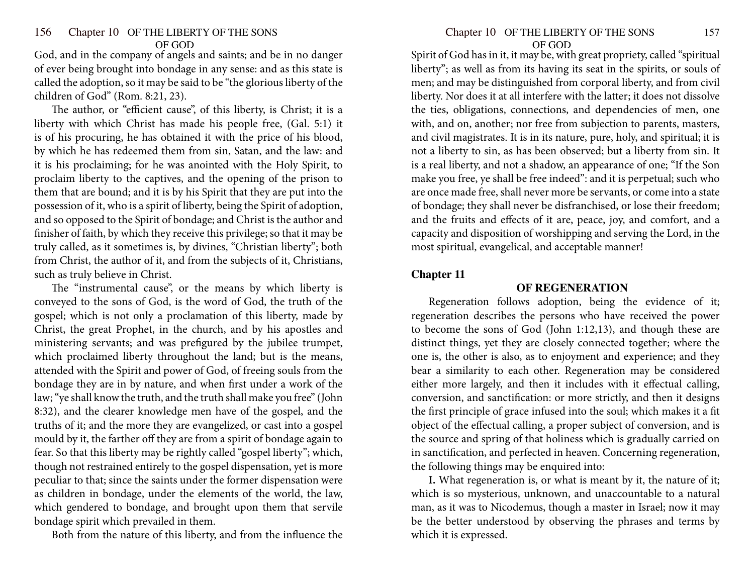God, and in the company of angels and saints; and be in no danger of ever being brought into bondage in any sense: and as this state is called the adoption, so it may be said to be "the glorious liberty of the children of God" (Rom. 8:21, 23).

The author, or "efficient cause", of this liberty, is Christ; it is a liberty with which Christ has made his people free, (Gal. 5:1) it is of his procuring, he has obtained it with the price of his blood, by which he has redeemed them from sin, Satan, and the law: and it is his proclaiming; for he was anointed with the Holy Spirit, to proclaim liberty to the captives, and the opening of the prison to them that are bound; and it is by his Spirit that they are put into the possession of it, who is a spirit of liberty, being the Spirit of adoption, and so opposed to the Spirit of bondage; and Christ is the author and finisher of faith, by which they receive this privilege; so that it may be truly called, as it sometimes is, by divines, "Christian liberty"; both from Christ, the author of it, and from the subjects of it, Christians, such as truly believe in Christ.

The "instrumental cause", or the means by which liberty is conveyed to the sons of God, is the word of God, the truth of the gospel; which is not only a proclamation of this liberty, made by Christ, the great Prophet, in the church, and by his apostles and ministering servants; and was prefigured by the jubilee trumpet, which proclaimed liberty throughout the land; but is the means, attended with the Spirit and power of God, of freeing souls from the bondage they are in by nature, and when first under a work of the law; "ye shall know the truth, and the truth shall make you free" (John 8:32), and the clearer knowledge men have of the gospel, and the truths of it; and the more they are evangelized, or cast into a gospel mould by it, the farther off they are from a spirit of bondage again to fear. So that this liberty may be rightly called "gospel liberty"; which, though not restrained entirely to the gospel dispensation, yet is more peculiar to that; since the saints under the former dispensation were as children in bondage, under the elements of the world, the law, which gendered to bondage, and brought upon them that servile bondage spirit which prevailed in them.

Both from the nature of this liberty, and from the influence the Spirit of God has in it, it may be, with great propriety, called "spiritual liberty"; as well as from its having its seat in the spirits, or souls of men; and may be distinguished from corporal liberty, and from civil liberty. Nor does it at all interfere with the latter; it does not dissolve the ties, obligations, connections, and dependencies of men, one with, and on, another; nor free from subjection to parents, masters, and civil magistrates. It is in its nature, pure, holy, and spiritual; it is not a liberty to sin, as has been observed; but a liberty from sin. It is a real liberty, and not a shadow, an appearance of one; "If the Son make you free, ye shall be free indeed": and it is perpetual; such who are once made free, shall never more be servants, or come into a state of bondage; they shall never be disfranchised, or lose their freedom; and the fruits and effects of it are, peace, joy, and comfort, and a capacity and disposition of worshipping and serving the Lord, in the most spiritual, evangelical, and acceptable manner!

## Chapter 11

### OF REGENERATION

Regeneration follows adoption, being the evidence of it; regeneration describes the persons who have received the power to become the sons of God (John 1:12,13), and though these are distinct things, yet they are closely connected together; where the one is, the other is also, as to enjoyment and experience; and they bear a similarity to each other. Regeneration may be considered either more largely, and then it includes with it effectual calling, conversion, and sanctification: or more strictly, and then it designs the first principle of grace infused into the soul; which makes it a fit object of the effectual calling, a proper subject of conversion, and is the source and spring of that holiness which is gradually carried on in sanctification, and perfected in heaven. Concerning regeneration, the following things may be enquired into:

**I.** What regeneration is, or what is meant by it, the nature of it; which is so mysterious, unknown, and unaccountable to a natural man, as it was to Nicodemus, though a master in Israel; now it may be the better understood by observing the phrases and terms by which it is expressed.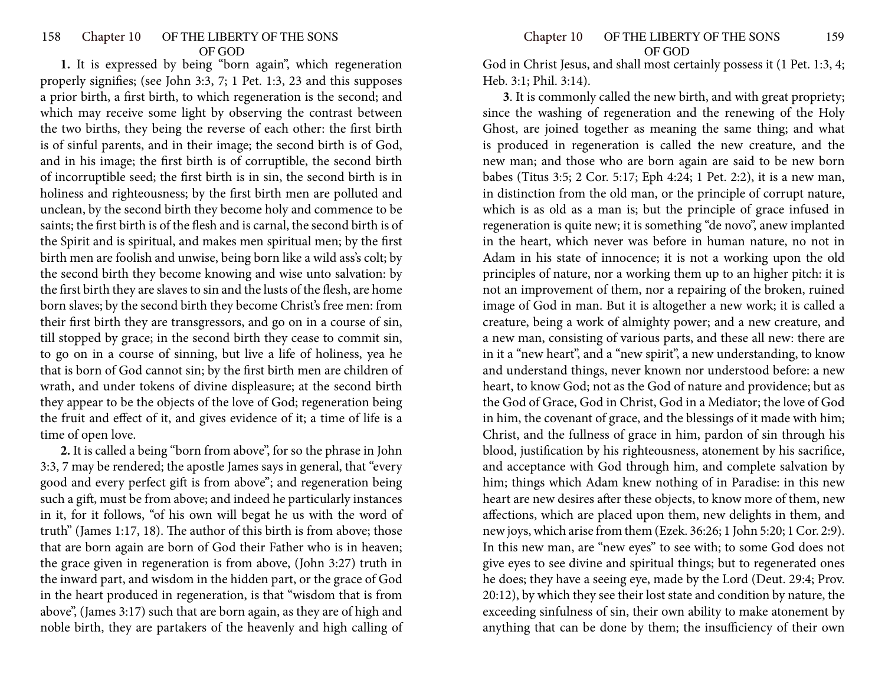**1.** It is expressed by being "born again", which regeneration properly signifies; (see John 3:3, 7; 1 Pet. 1:3, 23 and this supposes a prior birth, a first birth, to which regeneration is the second; and which may receive some light by observing the contrast between the two births, they being the reverse of each other: the first birth is of sinful parents, and in their image; the second birth is of God, and in his image; the first birth is of corruptible, the second birth of incorruptible seed; the first birth is in sin, the second birth is in holiness and righteousness; by the first birth men are polluted and unclean, by the second birth they become holy and commence to be saints; the first birth is of the flesh and is carnal, the second birth is of the Spirit and is spiritual, and makes men spiritual men; by the first birth men are foolish and unwise, being born like a wild ass's colt; by the second birth they become knowing and wise unto salvation: by the first birth they are slaves to sin and the lusts of the flesh, are home born slaves; by the second birth they become Christ's free men: from their first birth they are transgressors, and go on in a course of sin, till stopped by grace; in the second birth they cease to commit sin, to go on in a course of sinning, but live a life of holiness, yea he that is born of God cannot sin; by the first birth men are children of wrath, and under tokens of divine displeasure; at the second birth they appear to be the objects of the love of God; regeneration being the fruit and effect of it, and gives evidence of it; a time of life is a time of open love.

**2.** It is called a being "born from above", for so the phrase in John 3:3, 7 may be rendered; the apostle James says in general, that "every good and every perfect gift is from above"; and regeneration being such a gift, must be from above; and indeed he particularly instances in it, for it follows, "of his own will begat he us with the word of truth" (James 1:17, 18). The author of this birth is from above; those that are born again are born of God their Father who is in heaven; the grace given in regeneration is from above, (John 3:27) truth in the inward part, and wisdom in the hidden part, or the grace of God in the heart produced in regeneration, is that "wisdom that is from above", (James 3:17) such that are born again, as they are of high and noble birth, they are partakers of the heavenly and high calling of God in Christ Jesus, and shall most certainly possess it (1 Pet. 1:3, 4; Heb. 3:1; Phil. 3:14).

**3**. It is commonly called the new birth, and with great propriety; since the washing of regeneration and the renewing of the Holy Ghost, are joined together as meaning the same thing; and what is produced in regeneration is called the new creature, and the new man; and those who are born again are said to be new born babes (Titus 3:5; 2 Cor. 5:17; Eph 4:24; 1 Pet. 2:2), it is a new man, in distinction from the old man, or the principle of corrupt nature, which is as old as a man is; but the principle of grace infused in regeneration is quite new; it is something "de novo", anew implanted in the heart, which never was before in human nature, no not in Adam in his state of innocence; it is not a working upon the old principles of nature, nor a working them up to an higher pitch: it is not an improvement of them, nor a repairing of the broken, ruined image of God in man. But it is altogether a new work; it is called a creature, being a work of almighty power; and a new creature, and a new man, consisting of various parts, and these all new: there are in it a "new heart", and a "new spirit", a new understanding, to know and understand things, never known nor understood before: a new heart, to know God; not as the God of nature and providence; but as the God of Grace, God in Christ, God in a Mediator; the love of God in him, the covenant of grace, and the blessings of it made with him; Christ, and the fullness of grace in him, pardon of sin through his blood, justification by his righteousness, atonement by his sacrifice, and acceptance with God through him, and complete salvation by him; things which Adam knew nothing of in Paradise: in this new heart are new desires after these objects, to know more of them, new affections, which are placed upon them, new delights in them, and new joys, which arise from them (Ezek. 36:26; 1 John 5:20; 1 Cor. 2:9). In this new man, are "new eyes" to see with; to some God does not give eyes to see divine and spiritual things; but to regenerated ones he does; they have a seeing eye, made by the Lord (Deut. 29:4; Prov. 20:12), by which they see their lost state and condition by nature, the exceeding sinfulness of sin, their own ability to make atonement by anything that can be done by them; the insufficiency of their own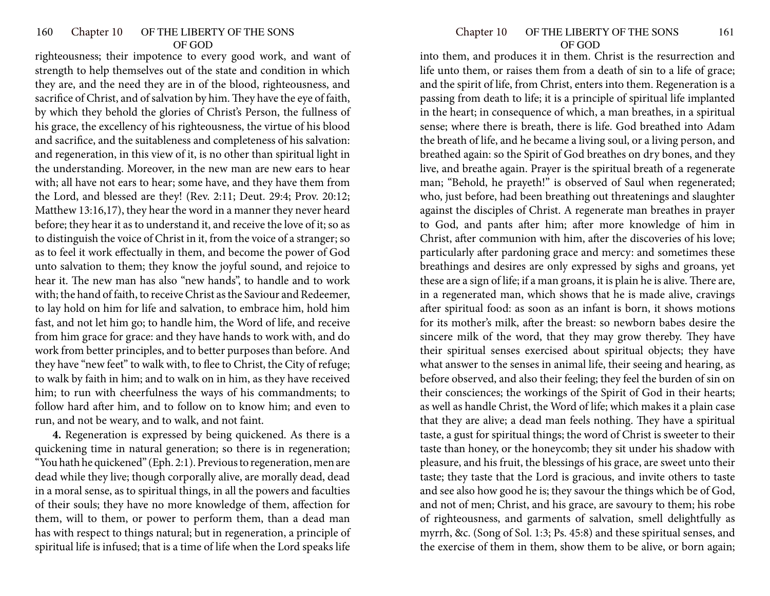righteousness; their impotence to every good work, and want of strength to help themselves out of the state and condition in which they are, and the need they are in of the blood, righteousness, and sacrifice of Christ, and of salvation by him. They have the eye of faith, by which they behold the glories of Christ's Person, the fullness of his grace, the excellency of his righteousness, the virtue of his blood and sacrifice, and the suitableness and completeness of his salvation: and regeneration, in this view of it, is no other than spiritual light in the understanding. Moreover, in the new man are new ears to hear with; all have not ears to hear; some have, and they have them from the Lord, and blessed are they! (Rev. 2:11; Deut. 29:4; Prov. 20:12; Matthew 13:16,17), they hear the word in a manner they never heard before; they hear it as to understand it, and receive the love of it; so as to distinguish the voice of Christ in it, from the voice of a stranger; so as to feel it work effectually in them, and become the power of God unto salvation to them; they know the joyful sound, and rejoice to hear it. The new man has also "new hands", to handle and to work with; the hand of faith, to receive Christ as the Saviour and Redeemer, to lay hold on him for life and salvation, to embrace him, hold him fast, and not let him go; to handle him, the Word of life, and receive from him grace for grace: and they have hands to work with, and do work from better principles, and to better purposes than before. And they have "new feet" to walk with, to flee to Christ, the City of refuge; to walk by faith in him; and to walk on in him, as they have received him; to run with cheerfulness the ways of his commandments; to follow hard after him, and to follow on to know him; and even to run, and not be weary, and to walk, and not faint.

**4.** Regeneration is expressed by being quickened. As there is a quickening time in natural generation; so there is in regeneration; "You hath he quickened" (Eph. 2:1). Previous to regeneration, men are dead while they live; though corporally alive, are morally dead, dead in a moral sense, as to spiritual things, in all the powers and faculties of their souls; they have no more knowledge of them, affection for them, will to them, or power to perform them, than a dead man has with respect to things natural; but in regeneration, a principle of spiritual life is infused; that is a time of life when the Lord speaks life into them, and produces it in them. Christ is the resurrection and life unto them, or raises them from a death of sin to a life of grace; and the spirit of life, from Christ, enters into them. Regeneration is a passing from death to life; it is a principle of spiritual life implanted in the heart; in consequence of which, a man breathes, in a spiritual sense; where there is breath, there is life. God breathed into Adam the breath of life, and he became a living soul, or a living person, and breathed again: so the Spirit of God breathes on dry bones, and they live, and breathe again. Prayer is the spiritual breath of a regenerate man; "Behold, he prayeth!" is observed of Saul when regenerated; who, just before, had been breathing out threatenings and slaughter against the disciples of Christ. A regenerate man breathes in prayer to God, and pants after him; after more knowledge of him in Christ, after communion with him, after the discoveries of his love; particularly after pardoning grace and mercy: and sometimes these breathings and desires are only expressed by sighs and groans, yet these are a sign of life; if a man groans, it is plain he is alive. There are, in a regenerated man, which shows that he is made alive, cravings after spiritual food: as soon as an infant is born, it shows motions for its mother's milk, after the breast: so newborn babes desire the sincere milk of the word, that they may grow thereby. They have their spiritual senses exercised about spiritual objects; they have what answer to the senses in animal life, their seeing and hearing, as before observed, and also their feeling; they feel the burden of sin on their consciences; the workings of the Spirit of God in their hearts; as well as handle Christ, the Word of life; which makes it a plain case that they are alive; a dead man feels nothing. They have a spiritual taste, a gust for spiritual things; the word of Christ is sweeter to their taste than honey, or the honeycomb; they sit under his shadow with pleasure, and his fruit, the blessings of his grace, are sweet unto their taste; they taste that the Lord is gracious, and invite others to taste and see also how good he is; they savour the things which be of God, and not of men; Christ, and his grace, are savoury to them; his robe of righteousness, and garments of salvation, smell delightfully as myrrh, &c. (Song of Sol. 1:3; Ps. 45:8) and these spiritual senses, and the exercise of them in them, show them to be alive, or born again;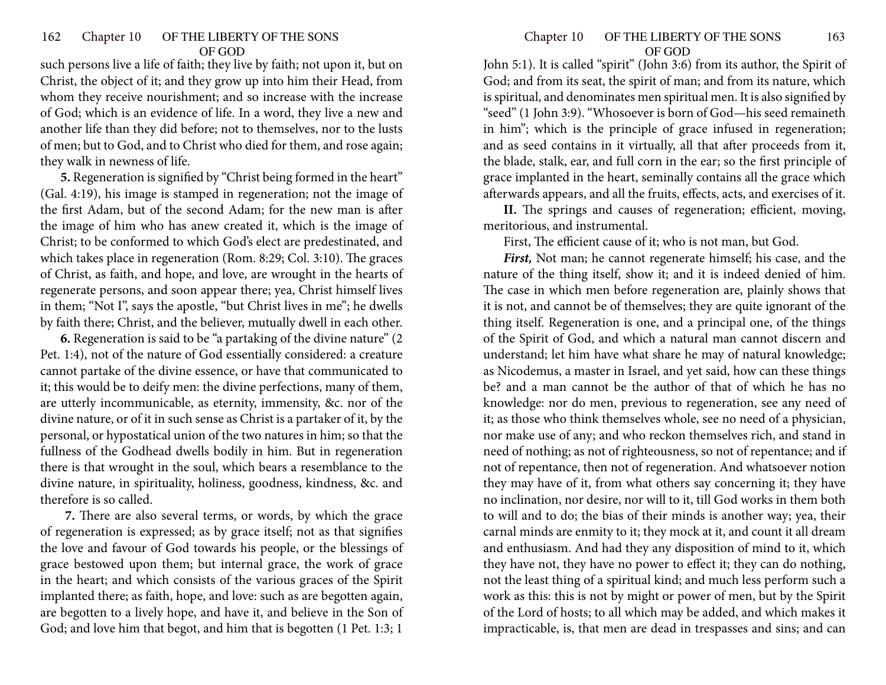such persons live a life of faith; they live by faith; not upon it, but on Christ, the object of it; and they grow up into him their Head, from whom they receive nourishment; and so increase with the increase of God; which is an evidence of life. In a word, they live a new and another life than they did before; not to themselves, nor to the lusts of men; but to God, and to Christ who died for them, and rose again; they walk in newness of life.

**5.** Regeneration is signified by "Christ being formed in the heart" (Gal. 4:19), his image is stamped in regeneration; not the image of the first Adam, but of the second Adam; for the new man is after the image of him who has anew created it, which is the image of Christ; to be conformed to which God's elect are predestinated, and which takes place in regeneration (Rom. 8:29; Col. 3:10). The graces of Christ, as faith, and hope, and love, are wrought in the hearts of regenerate persons, and soon appear there; yea, Christ himself lives in them; "Not I", says the apostle, "but Christ lives in me"; he dwells by faith there; Christ, and the believer, mutually dwell in each other.

**6.** Regeneration is said to be "a partaking of the divine nature" (2 Pet. 1:4), not of the nature of God essentially considered: a creature cannot partake of the divine essence, or have that communicated to it; this would be to deify men: the divine perfections, many of them, are utterly incommunicable, as eternity, immensity, &c. nor of the divine nature, or of it in such sense as Christ is a partaker of it, by the personal, or hypostatical union of the two natures in him; so that the fullness of the Godhead dwells bodily in him. But in regeneration there is that wrought in the soul, which bears a resemblance to the divine nature, in spirituality, holiness, goodness, kindness, &c. and therefore is so called.

**7.** There are also several terms, or words, by which the grace of regeneration is expressed; as by grace itself; not as that signifies the love and favour of God towards his people, or the blessings of grace bestowed upon them; but internal grace, the work of grace in the heart; and which consists of the various graces of the Spirit implanted there; as faith, hope, and love: such as are begotten again, are begotten to a lively hope, and have it, and believe in the Son of God; and love him that begot, and him that is begotten (1 Pet. 1:3; 1 John 5:1). It is called "spirit" (John 3:6) from its author, the Spirit of God; and from its seat, the spirit of man; and from its nature, which is spiritual, and denominates men spiritual men. It is also signified by "seed" (1 John 3:9). "Whosoever is born of God—his seed remaineth in him"; which is the principle of grace infused in regeneration; and as seed contains in it virtually, all that after proceeds from it, the blade, stalk, ear, and full corn in the ear; so the first principle of grace implanted in the heart, seminally contains all the grace which afterwards appears, and all the fruits, effects, acts, and exercises of it.

**II.** The springs and causes of regeneration; efficient, moving, meritorious, and instrumental.

First, The efficient cause of it; who is not man, but God.

***First,*** Not man; he cannot regenerate himself; his case, and the nature of the thing itself, show it; and it is indeed denied of him. The case in which men before regeneration are, plainly shows that it is not, and cannot be of themselves; they are quite ignorant of the thing itself. Regeneration is one, and a principal one, of the things of the Spirit of God, and which a natural man cannot discern and understand; let him have what share he may of natural knowledge; as Nicodemus, a master in Israel, and yet said, how can these things be? and a man cannot be the author of that of which he has no knowledge: nor do men, previous to regeneration, see any need of it; as those who think themselves whole, see no need of a physician, nor make use of any; and who reckon themselves rich, and stand in need of nothing; as not of righteousness, so not of repentance; and if not of repentance, then not of regeneration. And whatsoever notion they may have of it, from what others say concerning it; they have no inclination, nor desire, nor will to it, till God works in them both to will and to do; the bias of their minds is another way; yea, their carnal minds are enmity to it; they mock at it, and count it all dream and enthusiasm. And had they any disposition of mind to it, which they have not, they have no power to effect it; they can do nothing, not the least thing of a spiritual kind; and much less perform such a work as this: this is not by might or power of men, but by the Spirit of the Lord of hosts; to all which may be added, and which makes it impracticable, is, that men are dead in trespasses and sins; and can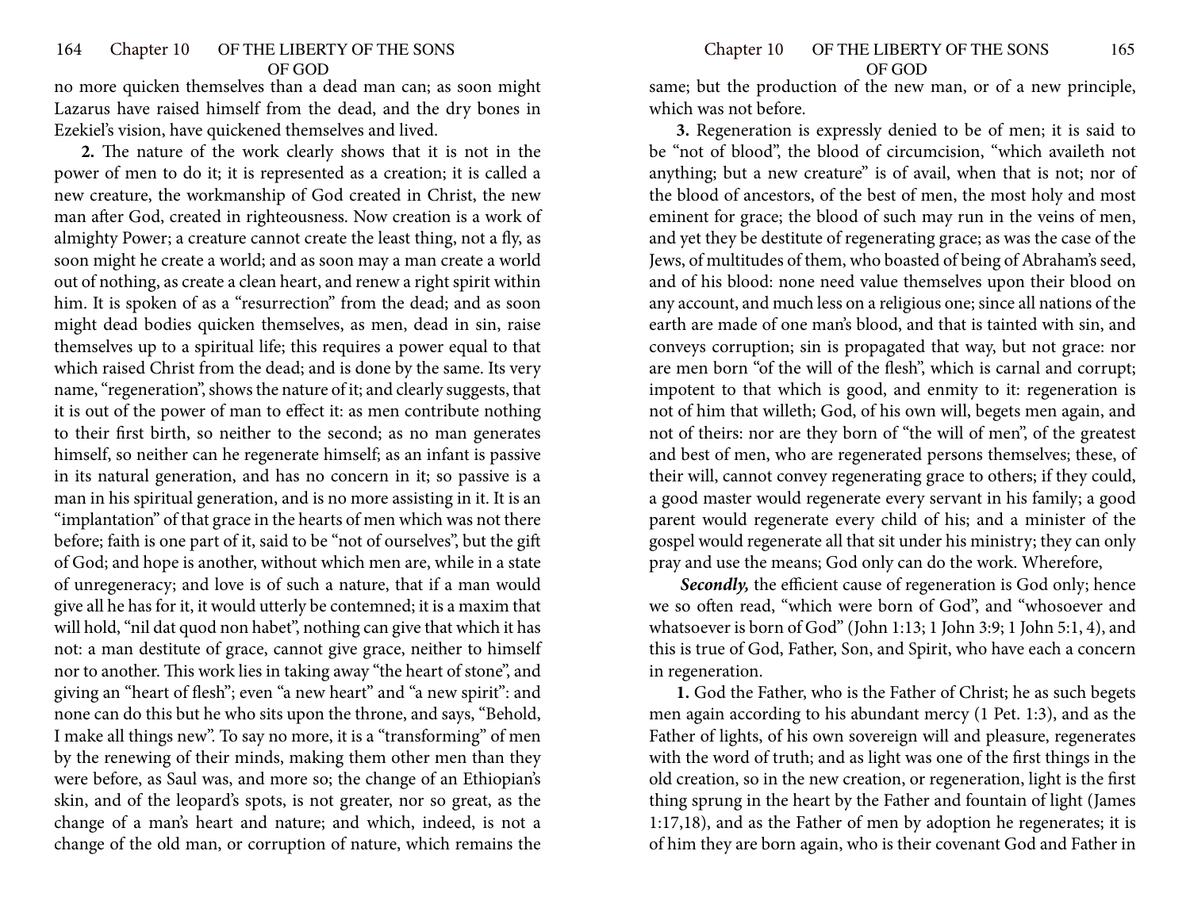no more quicken themselves than a dead man can; as soon might Lazarus have raised himself from the dead, and the dry bones in Ezekiel's vision, have quickened themselves and lived.

**2.** The nature of the work clearly shows that it is not in the power of men to do it; it is represented as a creation; it is called a new creature, the workmanship of God created in Christ, the new man after God, created in righteousness. Now creation is a work of almighty Power; a creature cannot create the least thing, not a fly, as soon might he create a world; and as soon may a man create a world out of nothing, as create a clean heart, and renew a right spirit within him. It is spoken of as a "resurrection" from the dead; and as soon might dead bodies quicken themselves, as men, dead in sin, raise themselves up to a spiritual life; this requires a power equal to that which raised Christ from the dead; and is done by the same. Its very name, "regeneration", shows the nature of it; and clearly suggests, that it is out of the power of man to effect it: as men contribute nothing to their first birth, so neither to the second; as no man generates himself, so neither can he regenerate himself; as an infant is passive in its natural generation, and has no concern in it; so passive is a man in his spiritual generation, and is no more assisting in it. It is an "implantation" of that grace in the hearts of men which was not there before; faith is one part of it, said to be "not of ourselves", but the gift of God; and hope is another, without which men are, while in a state of unregeneracy; and love is of such a nature, that if a man would give all he has for it, it would utterly be contemned; it is a maxim that will hold, "nil dat quod non habet", nothing can give that which it has not: a man destitute of grace, cannot give grace, neither to himself nor to another. This work lies in taking away "the heart of stone", and giving an "heart of flesh"; even "a new heart" and "a new spirit": and none can do this but he who sits upon the throne, and says, "Behold, I make all things new". To say no more, it is a "transforming" of men by the renewing of their minds, making them other men than they were before, as Saul was, and more so; the change of an Ethiopian's skin, and of the leopard's spots, is not greater, nor so great, as the change of a man's heart and nature; and which, indeed, is not a change of the old man, or corruption of nature, which remains the same; but the production of the new man, or of a new principle, which was not before.

**3.** Regeneration is expressly denied to be of men; it is said to be "not of blood", the blood of circumcision, "which availeth not anything; but a new creature" is of avail, when that is not; nor of the blood of ancestors, of the best of men, the most holy and most eminent for grace; the blood of such may run in the veins of men, and yet they be destitute of regenerating grace; as was the case of the Jews, of multitudes of them, who boasted of being of Abraham's seed, and of his blood: none need value themselves upon their blood on any account, and much less on a religious one; since all nations of the earth are made of one man's blood, and that is tainted with sin, and conveys corruption; sin is propagated that way, but not grace: nor are men born "of the will of the flesh", which is carnal and corrupt; impotent to that which is good, and enmity to it: regeneration is not of him that willeth; God, of his own will, begets men again, and not of theirs: nor are they born of "the will of men", of the greatest and best of men, who are regenerated persons themselves; these, of their will, cannot convey regenerating grace to others; if they could, a good master would regenerate every servant in his family; a good parent would regenerate every child of his; and a minister of the gospel would regenerate all that sit under his ministry; they can only pray and use the means; God only can do the work. Wherefore,

***Secondly,*** the efficient cause of regeneration is God only; hence we so often read, "which were born of God", and "whosoever and whatsoever is born of God" (John 1:13; 1 John 3:9; 1 John 5:1, 4), and this is true of God, Father, Son, and Spirit, who have each a concern in regeneration.

**1.** God the Father, who is the Father of Christ; he as such begets men again according to his abundant mercy (1 Pet. 1:3), and as the Father of lights, of his own sovereign will and pleasure, regenerates with the word of truth; and as light was one of the first things in the old creation, so in the new creation, or regeneration, light is the first thing sprung in the heart by the Father and fountain of light (James 1:17,18), and as the Father of men by adoption he regenerates; it is of him they are born again, who is their covenant God and Father in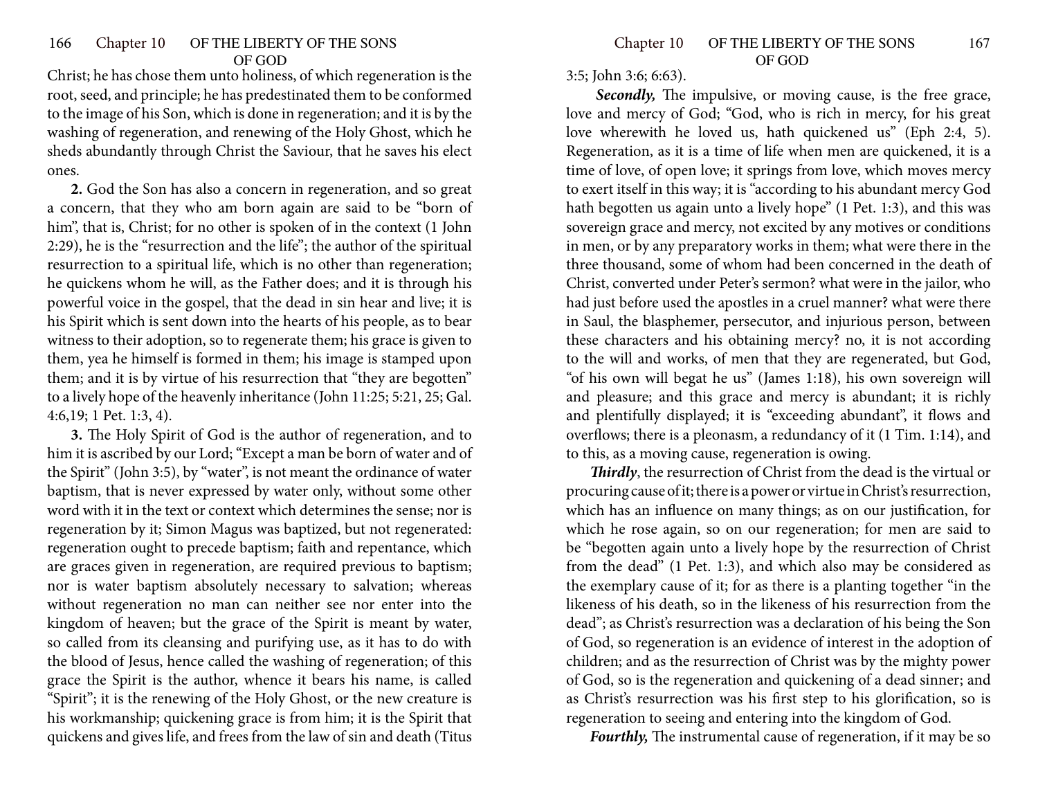Christ; he has chose them unto holiness, of which regeneration is the root, seed, and principle; he has predestinated them to be conformed to the image of his Son, which is done in regeneration; and it is by the washing of regeneration, and renewing of the Holy Ghost, which he sheds abundantly through Christ the Saviour, that he saves his elect ones.

**2.** God the Son has also a concern in regeneration, and so great a concern, that they who am born again are said to be "born of him", that is, Christ; for no other is spoken of in the context (1 John 2:29), he is the "resurrection and the life"; the author of the spiritual resurrection to a spiritual life, which is no other than regeneration; he quickens whom he will, as the Father does; and it is through his powerful voice in the gospel, that the dead in sin hear and live; it is his Spirit which is sent down into the hearts of his people, as to bear witness to their adoption, so to regenerate them; his grace is given to them, yea he himself is formed in them; his image is stamped upon them; and it is by virtue of his resurrection that "they are begotten" to a lively hope of the heavenly inheritance (John 11:25; 5:21, 25; Gal. 4:6,19; 1 Pet. 1:3, 4).

**3.** The Holy Spirit of God is the author of regeneration, and to him it is ascribed by our Lord; "Except a man be born of water and of the Spirit" (John 3:5), by "water", is not meant the ordinance of water baptism, that is never expressed by water only, without some other word with it in the text or context which determines the sense; nor is regeneration by it; Simon Magus was baptized, but not regenerated: regeneration ought to precede baptism; faith and repentance, which are graces given in regeneration, are required previous to baptism; nor is water baptism absolutely necessary to salvation; whereas without regeneration no man can neither see nor enter into the kingdom of heaven; but the grace of the Spirit is meant by water, so called from its cleansing and purifying use, as it has to do with the blood of Jesus, hence called the washing of regeneration; of this grace the Spirit is the author, whence it bears his name, is called "Spirit"; it is the renewing of the Holy Ghost, or the new creature is his workmanship; quickening grace is from him; it is the Spirit that quickens and gives life, and frees from the law of sin and death (Titus 3:5; John 3:6; 6:63).

***Secondly,*** The impulsive, or moving cause, is the free grace, love and mercy of God; "God, who is rich in mercy, for his great love wherewith he loved us, hath quickened us" (Eph 2:4, 5). Regeneration, as it is a time of life when men are quickened, it is a time of love, of open love; it springs from love, which moves mercy to exert itself in this way; it is "according to his abundant mercy God hath begotten us again unto a lively hope" (1 Pet. 1:3), and this was sovereign grace and mercy, not excited by any motives or conditions in men, or by any preparatory works in them; what were there in the three thousand, some of whom had been concerned in the death of Christ, converted under Peter's sermon? what were in the jailor, who had just before used the apostles in a cruel manner? what were there in Saul, the blasphemer, persecutor, and injurious person, between these characters and his obtaining mercy? no, it is not according to the will and works, of men that they are regenerated, but God, "of his own will begat he us" (James 1:18), his own sovereign will and pleasure; and this grace and mercy is abundant; it is richly and plentifully displayed; it is "exceeding abundant", it flows and overflows; there is a pleonasm, a redundancy of it (1 Tim. 1:14), and to this, as a moving cause, regeneration is owing.

***Thirdly***, the resurrection of Christ from the dead is the virtual or procuring cause of it; there is a power or virtue in Christ's resurrection, which has an influence on many things; as on our justification, for which he rose again, so on our regeneration; for men are said to be "begotten again unto a lively hope by the resurrection of Christ from the dead" (1 Pet. 1:3), and which also may be considered as the exemplary cause of it; for as there is a planting together "in the likeness of his death, so in the likeness of his resurrection from the dead"; as Christ's resurrection was a declaration of his being the Son of God, so regeneration is an evidence of interest in the adoption of children; and as the resurrection of Christ was by the mighty power of God, so is the regeneration and quickening of a dead sinner; and as Christ's resurrection was his first step to his glorification, so is regeneration to seeing and entering into the kingdom of God.

***Fourthly,*** The instrumental cause of regeneration, if it may be so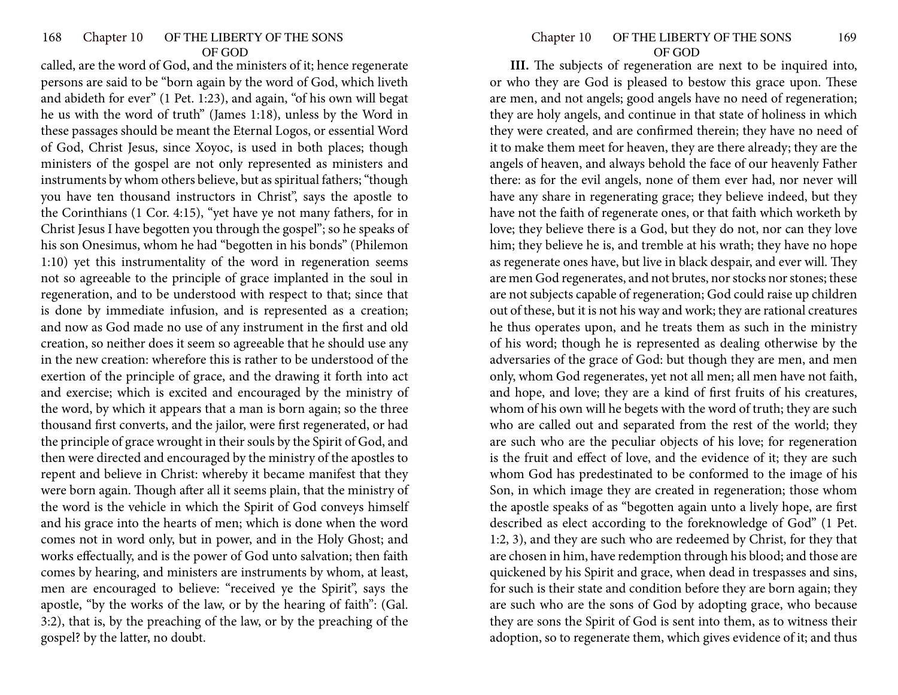called, are the word of God, and the ministers of it; hence regenerate persons are said to be "born again by the word of God, which liveth and abideth for ever" (1 Pet. 1:23), and again, "of his own will begat he us with the word of truth" (James 1:18), unless by the Word in these passages should be meant the Eternal Logos, or essential Word of God, Christ Jesus, since Xoyoc, is used in both places; though ministers of the gospel are not only represented as ministers and instruments by whom others believe, but as spiritual fathers; "though you have ten thousand instructors in Christ", says the apostle to the Corinthians (1 Cor. 4:15), "yet have ye not many fathers, for in Christ Jesus I have begotten you through the gospel"; so he speaks of his son Onesimus, whom he had "begotten in his bonds" (Philemon 1:10) yet this instrumentality of the word in regeneration seems not so agreeable to the principle of grace implanted in the soul in regeneration, and to be understood with respect to that; since that is done by immediate infusion, and is represented as a creation; and now as God made no use of any instrument in the first and old creation, so neither does it seem so agreeable that he should use any in the new creation: wherefore this is rather to be understood of the exertion of the principle of grace, and the drawing it forth into act and exercise; which is excited and encouraged by the ministry of the word, by which it appears that a man is born again; so the three thousand first converts, and the jailor, were first regenerated, or had the principle of grace wrought in their souls by the Spirit of God, and then were directed and encouraged by the ministry of the apostles to repent and believe in Christ: whereby it became manifest that they were born again. Though after all it seems plain, that the ministry of the word is the vehicle in which the Spirit of God conveys himself and his grace into the hearts of men; which is done when the word comes not in word only, but in power, and in the Holy Ghost; and works effectually, and is the power of God unto salvation; then faith comes by hearing, and ministers are instruments by whom, at least, men are encouraged to believe: "received ye the Spirit", says the apostle, "by the works of the law, or by the hearing of faith": (Gal. 3:2), that is, by the preaching of the law, or by the preaching of the gospel? by the latter, no doubt.

**III.** The subjects of regeneration are next to be inquired into, or who they are God is pleased to bestow this grace upon. These are men, and not angels; good angels have no need of regeneration; they are holy angels, and continue in that state of holiness in which they were created, and are confirmed therein; they have no need of it to make them meet for heaven, they are there already; they are the angels of heaven, and always behold the face of our heavenly Father there: as for the evil angels, none of them ever had, nor never will have any share in regenerating grace; they believe indeed, but they have not the faith of regenerate ones, or that faith which worketh by love; they believe there is a God, but they do not, nor can they love him; they believe he is, and tremble at his wrath; they have no hope as regenerate ones have, but live in black despair, and ever will. They are men God regenerates, and not brutes, nor stocks nor stones; these are not subjects capable of regeneration; God could raise up children out of these, but it is not his way and work; they are rational creatures he thus operates upon, and he treats them as such in the ministry of his word; though he is represented as dealing otherwise by the adversaries of the grace of God: but though they are men, and men only, whom God regenerates, yet not all men; all men have not faith, and hope, and love; they are a kind of first fruits of his creatures, whom of his own will he begets with the word of truth; they are such who are called out and separated from the rest of the world; they are such who are the peculiar objects of his love; for regeneration is the fruit and effect of love, and the evidence of it; they are such whom God has predestinated to be conformed to the image of his Son, in which image they are created in regeneration; those whom the apostle speaks of as "begotten again unto a lively hope, are first described as elect according to the foreknowledge of God" (1 Pet. 1:2, 3), and they are such who are redeemed by Christ, for they that are chosen in him, have redemption through his blood; and those are quickened by his Spirit and grace, when dead in trespasses and sins, for such is their state and condition before they are born again; they are such who are the sons of God by adopting grace, who because they are sons the Spirit of God is sent into them, as to witness their adoption, so to regenerate them, which gives evidence of it; and thus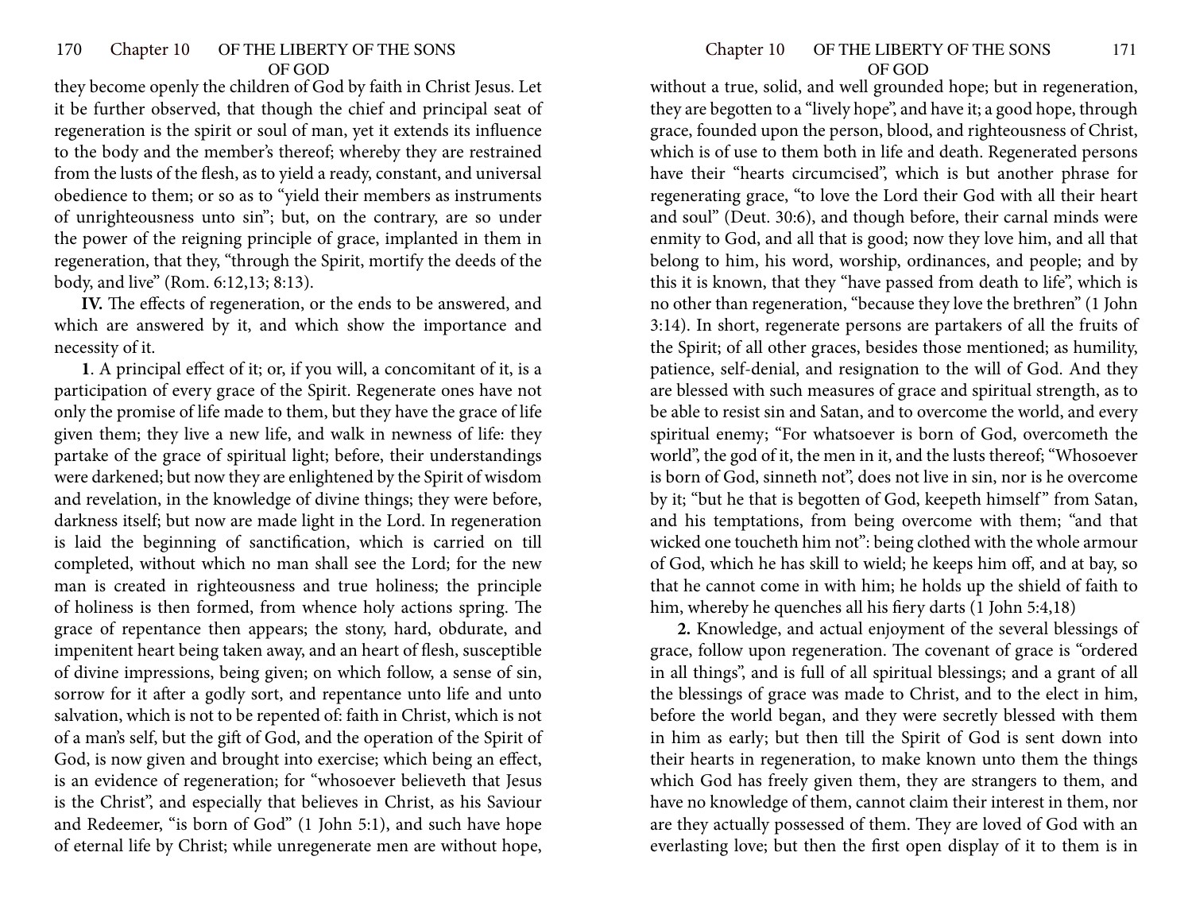they become openly the children of God by faith in Christ Jesus. Let it be further observed, that though the chief and principal seat of regeneration is the spirit or soul of man, yet it extends its influence to the body and the member's thereof; whereby they are restrained from the lusts of the flesh, as to yield a ready, constant, and universal obedience to them; or so as to "yield their members as instruments of unrighteousness unto sin"; but, on the contrary, are so under the power of the reigning principle of grace, implanted in them in regeneration, that they, "through the Spirit, mortify the deeds of the body, and live" (Rom. 6:12,13; 8:13).

**IV.** The effects of regeneration, or the ends to be answered, and which are answered by it, and which show the importance and necessity of it.

**1**. A principal effect of it; or, if you will, a concomitant of it, is a participation of every grace of the Spirit. Regenerate ones have not only the promise of life made to them, but they have the grace of life given them; they live a new life, and walk in newness of life: they partake of the grace of spiritual light; before, their understandings were darkened; but now they are enlightened by the Spirit of wisdom and revelation, in the knowledge of divine things; they were before, darkness itself; but now are made light in the Lord. In regeneration is laid the beginning of sanctification, which is carried on till completed, without which no man shall see the Lord; for the new man is created in righteousness and true holiness; the principle of holiness is then formed, from whence holy actions spring. The grace of repentance then appears; the stony, hard, obdurate, and impenitent heart being taken away, and an heart of flesh, susceptible of divine impressions, being given; on which follow, a sense of sin, sorrow for it after a godly sort, and repentance unto life and unto salvation, which is not to be repented of: faith in Christ, which is not of a man's self, but the gift of God, and the operation of the Spirit of God, is now given and brought into exercise; which being an effect, is an evidence of regeneration; for "whosoever believeth that Jesus is the Christ", and especially that believes in Christ, as his Saviour and Redeemer, "is born of God" (1 John 5:1), and such have hope of eternal life by Christ; while unregenerate men are without hope, without a true, solid, and well grounded hope; but in regeneration, they are begotten to a "lively hope", and have it; a good hope, through grace, founded upon the person, blood, and righteousness of Christ, which is of use to them both in life and death. Regenerated persons have their "hearts circumcised", which is but another phrase for regenerating grace, "to love the Lord their God with all their heart and soul" (Deut. 30:6), and though before, their carnal minds were enmity to God, and all that is good; now they love him, and all that belong to him, his word, worship, ordinances, and people; and by this it is known, that they "have passed from death to life", which is no other than regeneration, "because they love the brethren" (1 John 3:14). In short, regenerate persons are partakers of all the fruits of the Spirit; of all other graces, besides those mentioned; as humility, patience, self-denial, and resignation to the will of God. And they are blessed with such measures of grace and spiritual strength, as to be able to resist sin and Satan, and to overcome the world, and every spiritual enemy; "For whatsoever is born of God, overcometh the world", the god of it, the men in it, and the lusts thereof; "Whosoever is born of God, sinneth not", does not live in sin, nor is he overcome by it; "but he that is begotten of God, keepeth himself" from Satan, and his temptations, from being overcome with them; "and that wicked one toucheth him not": being clothed with the whole armour of God, which he has skill to wield; he keeps him off, and at bay, so that he cannot come in with him; he holds up the shield of faith to him, whereby he quenches all his fiery darts (1 John 5:4,18)

**2.** Knowledge, and actual enjoyment of the several blessings of grace, follow upon regeneration. The covenant of grace is "ordered in all things", and is full of all spiritual blessings; and a grant of all the blessings of grace was made to Christ, and to the elect in him, before the world began, and they were secretly blessed with them in him as early; but then till the Spirit of God is sent down into their hearts in regeneration, to make known unto them the things which God has freely given them, they are strangers to them, and have no knowledge of them, cannot claim their interest in them, nor are they actually possessed of them. They are loved of God with an everlasting love; but then the first open display of it to them is in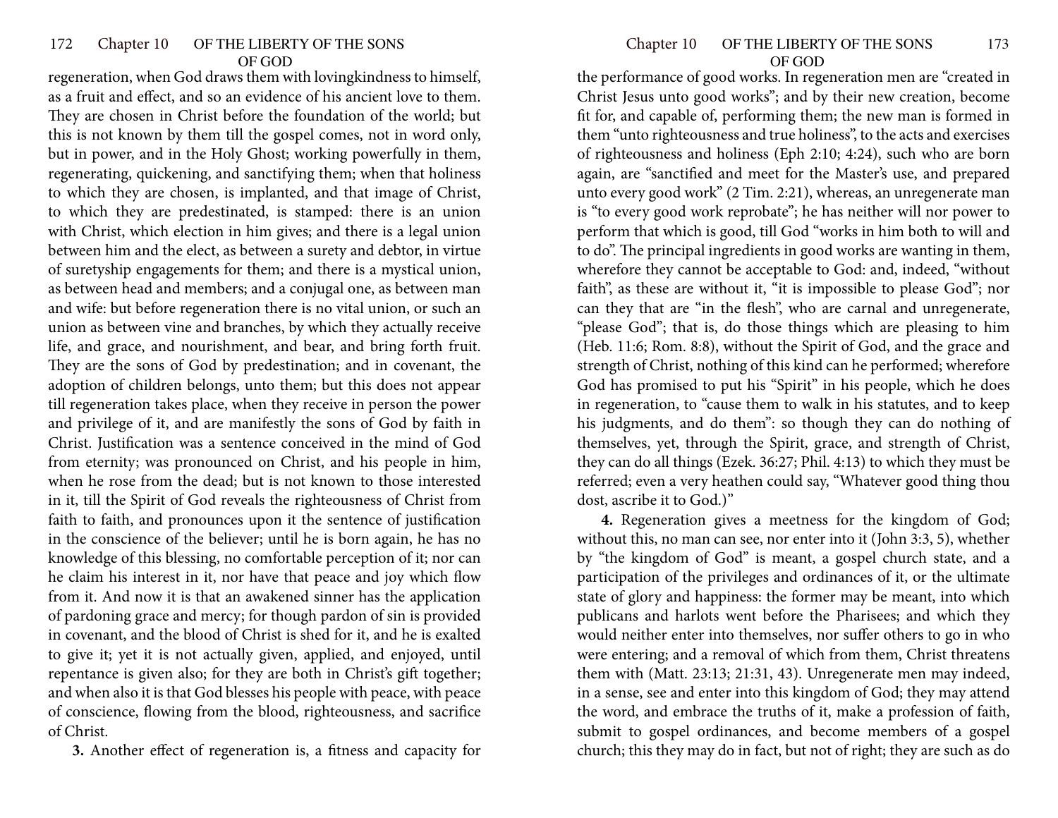regeneration, when God draws them with lovingkindness to himself, as a fruit and effect, and so an evidence of his ancient love to them. They are chosen in Christ before the foundation of the world; but this is not known by them till the gospel comes, not in word only, but in power, and in the Holy Ghost; working powerfully in them, regenerating, quickening, and sanctifying them; when that holiness to which they are chosen, is implanted, and that image of Christ, to which they are predestinated, is stamped: there is an union with Christ, which election in him gives; and there is a legal union between him and the elect, as between a surety and debtor, in virtue of suretyship engagements for them; and there is a mystical union, as between head and members; and a conjugal one, as between man and wife: but before regeneration there is no vital union, or such an union as between vine and branches, by which they actually receive life, and grace, and nourishment, and bear, and bring forth fruit. They are the sons of God by predestination; and in covenant, the adoption of children belongs, unto them; but this does not appear till regeneration takes place, when they receive in person the power and privilege of it, and are manifestly the sons of God by faith in Christ. Justification was a sentence conceived in the mind of God from eternity; was pronounced on Christ, and his people in him, when he rose from the dead; but is not known to those interested in it, till the Spirit of God reveals the righteousness of Christ from faith to faith, and pronounces upon it the sentence of justification in the conscience of the believer; until he is born again, he has no knowledge of this blessing, no comfortable perception of it; nor can he claim his interest in it, nor have that peace and joy which flow from it. And now it is that an awakened sinner has the application of pardoning grace and mercy; for though pardon of sin is provided in covenant, and the blood of Christ is shed for it, and he is exalted to give it; yet it is not actually given, applied, and enjoyed, until repentance is given also; for they are both in Christ's gift together; and when also it is that God blesses his people with peace, with peace of conscience, flowing from the blood, righteousness, and sacrifice of Christ.

**3.** Another effect of regeneration is, a fitness and capacity for the performance of good works. In regeneration men are "created in Christ Jesus unto good works"; and by their new creation, become fit for, and capable of, performing them; the new man is formed in them "unto righteousness and true holiness", to the acts and exercises of righteousness and holiness (Eph 2:10; 4:24), such who are born again, are "sanctified and meet for the Master's use, and prepared unto every good work" (2 Tim. 2:21), whereas, an unregenerate man is "to every good work reprobate"; he has neither will nor power to perform that which is good, till God "works in him both to will and to do". The principal ingredients in good works are wanting in them, wherefore they cannot be acceptable to God: and, indeed, "without faith", as these are without it, "it is impossible to please God"; nor can they that are "in the flesh", who are carnal and unregenerate, "please God"; that is, do those things which are pleasing to him (Heb. 11:6; Rom. 8:8), without the Spirit of God, and the grace and strength of Christ, nothing of this kind can he performed; wherefore God has promised to put his "Spirit" in his people, which he does in regeneration, to "cause them to walk in his statutes, and to keep his judgments, and do them": so though they can do nothing of themselves, yet, through the Spirit, grace, and strength of Christ, they can do all things (Ezek. 36:27; Phil. 4:13) to which they must be referred; even a very heathen could say, "Whatever good thing thou dost, ascribe it to God.)"

**4.** Regeneration gives a meetness for the kingdom of God; without this, no man can see, nor enter into it (John 3:3, 5), whether by "the kingdom of God" is meant, a gospel church state, and a participation of the privileges and ordinances of it, or the ultimate state of glory and happiness: the former may be meant, into which publicans and harlots went before the Pharisees; and which they would neither enter into themselves, nor suffer others to go in who were entering; and a removal of which from them, Christ threatens them with (Matt. 23:13; 21:31, 43). Unregenerate men may indeed, in a sense, see and enter into this kingdom of God; they may attend the word, and embrace the truths of it, make a profession of faith, submit to gospel ordinances, and become members of a gospel church; this they may do in fact, but not of right; they are such as do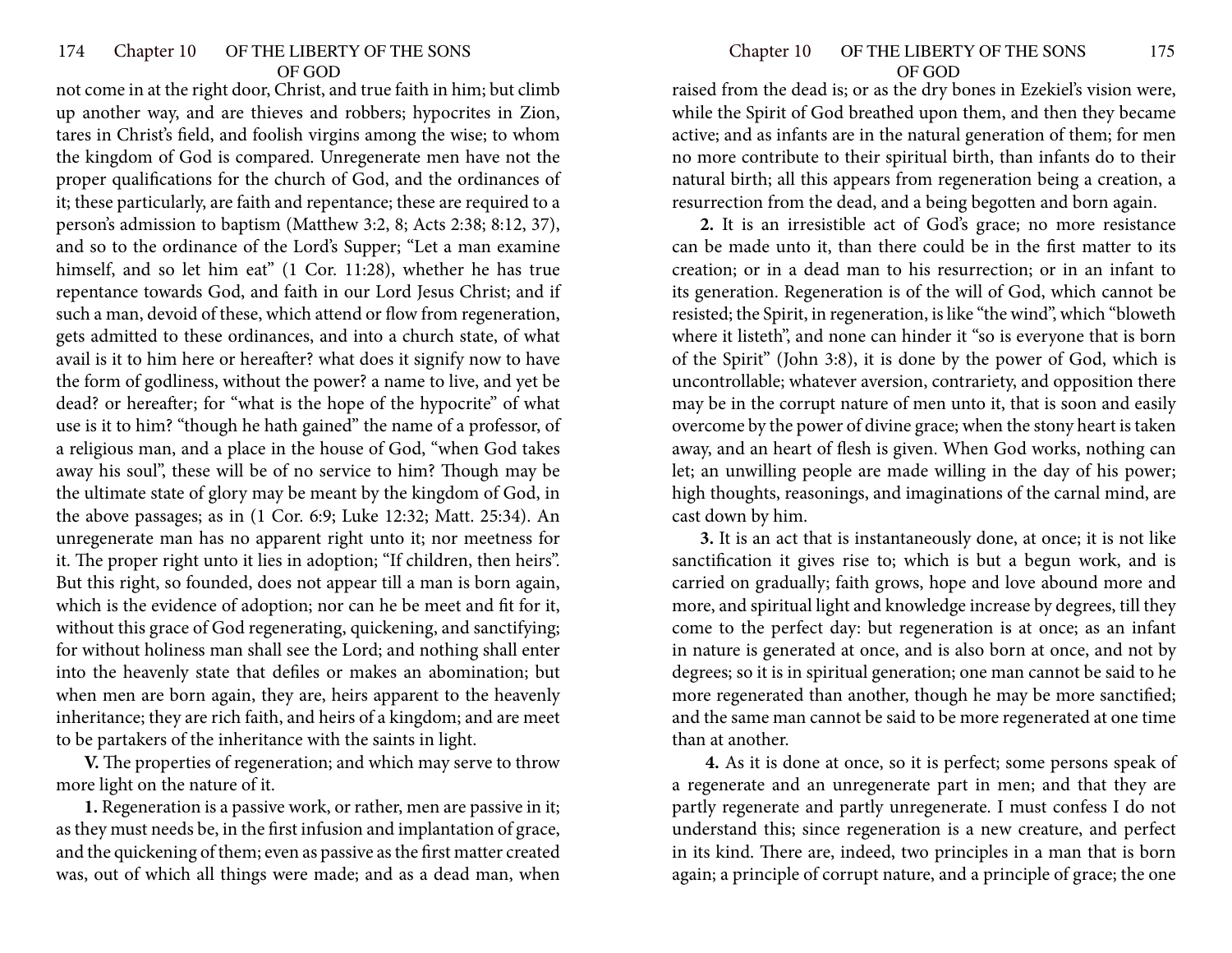not come in at the right door, Christ, and true faith in him; but climb up another way, and are thieves and robbers; hypocrites in Zion, tares in Christ's field, and foolish virgins among the wise; to whom the kingdom of God is compared. Unregenerate men have not the proper qualifications for the church of God, and the ordinances of it; these particularly, are faith and repentance; these are required to a person's admission to baptism (Matthew 3:2, 8; Acts 2:38; 8:12, 37), and so to the ordinance of the Lord's Supper; "Let a man examine himself, and so let him eat" (1 Cor. 11:28), whether he has true repentance towards God, and faith in our Lord Jesus Christ; and if such a man, devoid of these, which attend or flow from regeneration, gets admitted to these ordinances, and into a church state, of what avail is it to him here or hereafter? what does it signify now to have the form of godliness, without the power? a name to live, and yet be dead? or hereafter; for "what is the hope of the hypocrite" of what use is it to him? "though he hath gained" the name of a professor, of a religious man, and a place in the house of God, "when God takes away his soul", these will be of no service to him? Though may be the ultimate state of glory may be meant by the kingdom of God, in the above passages; as in (1 Cor. 6:9; Luke 12:32; Matt. 25:34). An unregenerate man has no apparent right unto it; nor meetness for it. The proper right unto it lies in adoption; "If children, then heirs". But this right, so founded, does not appear till a man is born again, which is the evidence of adoption; nor can he be meet and fit for it, without this grace of God regenerating, quickening, and sanctifying; for without holiness man shall see the Lord; and nothing shall enter into the heavenly state that defiles or makes an abomination; but when men are born again, they are, heirs apparent to the heavenly inheritance; they are rich faith, and heirs of a kingdom; and are meet to be partakers of the inheritance with the saints in light.

**V.** The properties of regeneration; and which may serve to throw more light on the nature of it.

**1.** Regeneration is a passive work, or rather, men are passive in it; as they must needs be, in the first infusion and implantation of grace, and the quickening of them; even as passive as the first matter created was, out of which all things were made; and as a dead man, when raised from the dead is; or as the dry bones in Ezekiel's vision were, while the Spirit of God breathed upon them, and then they became active; and as infants are in the natural generation of them; for men no more contribute to their spiritual birth, than infants do to their natural birth; all this appears from regeneration being a creation, a resurrection from the dead, and a being begotten and born again.

**2.** It is an irresistible act of God's grace; no more resistance can be made unto it, than there could be in the first matter to its creation; or in a dead man to his resurrection; or in an infant to its generation. Regeneration is of the will of God, which cannot be resisted; the Spirit, in regeneration, is like "the wind", which "bloweth where it listeth", and none can hinder it "so is everyone that is born of the Spirit" (John 3:8), it is done by the power of God, which is uncontrollable; whatever aversion, contrariety, and opposition there may be in the corrupt nature of men unto it, that is soon and easily overcome by the power of divine grace; when the stony heart is taken away, and an heart of flesh is given. When God works, nothing can let; an unwilling people are made willing in the day of his power; high thoughts, reasonings, and imaginations of the carnal mind, are cast down by him.

**3.** It is an act that is instantaneously done, at once; it is not like sanctification it gives rise to; which is but a begun work, and is carried on gradually; faith grows, hope and love abound more and more, and spiritual light and knowledge increase by degrees, till they come to the perfect day: but regeneration is at once; as an infant in nature is generated at once, and is also born at once, and not by degrees; so it is in spiritual generation; one man cannot be said to he more regenerated than another, though he may be more sanctified; and the same man cannot be said to be more regenerated at one time than at another.

**4.** As it is done at once, so it is perfect; some persons speak of a regenerate and an unregenerate part in men; and that they are partly regenerate and partly unregenerate. I must confess I do not understand this; since regeneration is a new creature, and perfect in its kind. There are, indeed, two principles in a man that is born again; a principle of corrupt nature, and a principle of grace; the one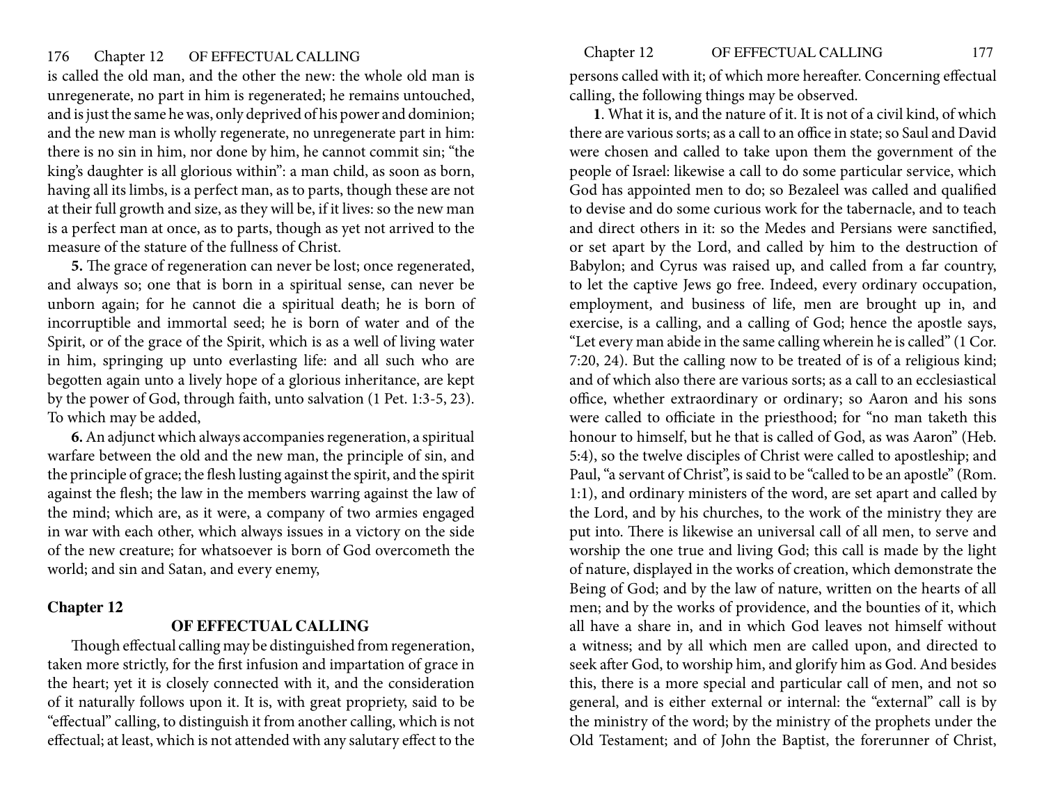is called the old man, and the other the new: the whole old man is unregenerate, no part in him is regenerated; he remains untouched, and is just the same he was, only deprived of his power and dominion; and the new man is wholly regenerate, no unregenerate part in him: there is no sin in him, nor done by him, he cannot commit sin; "the king's daughter is all glorious within": a man child, as soon as born, having all its limbs, is a perfect man, as to parts, though these are not at their full growth and size, as they will be, if it lives: so the new man is a perfect man at once, as to parts, though as yet not arrived to the measure of the stature of the fullness of Christ.

**5.** The grace of regeneration can never be lost; once regenerated, and always so; one that is born in a spiritual sense, can never be unborn again; for he cannot die a spiritual death; he is born of incorruptible and immortal seed; he is born of water and of the Spirit, or of the grace of the Spirit, which is as a well of living water in him, springing up unto everlasting life: and all such who are begotten again unto a lively hope of a glorious inheritance, are kept by the power of God, through faith, unto salvation (1 Pet. 1:3-5, 23). To which may be added,

**6.** An adjunct which always accompanies regeneration, a spiritual warfare between the old and the new man, the principle of sin, and the principle of grace; the flesh lusting against the spirit, and the spirit against the flesh; the law in the members warring against the law of the mind; which are, as it were, a company of two armies engaged in war with each other, which always issues in a victory on the side of the new creature; for whatsoever is born of God overcometh the world; and sin and Satan, and every enemy,

## Chapter 12

### OF EFFECTUAL CALLING

Though effectual calling may be distinguished from regeneration, taken more strictly, for the first infusion and impartation of grace in the heart; yet it is closely connected with it, and the consideration of it naturally follows upon it. It is, with great propriety, said to be "effectual" calling, to distinguish it from another calling, which is not effectual; at least, which is not attended with any salutary effect to the persons called with it; of which more hereafter. Concerning effectual calling, the following things may be observed.

**1**. What it is, and the nature of it. It is not of a civil kind, of which there are various sorts; as a call to an office in state; so Saul and David were chosen and called to take upon them the government of the people of Israel: likewise a call to do some particular service, which God has appointed men to do; so Bezaleel was called and qualified to devise and do some curious work for the tabernacle, and to teach and direct others in it: so the Medes and Persians were sanctified, or set apart by the Lord, and called by him to the destruction of Babylon; and Cyrus was raised up, and called from a far country, to let the captive Jews go free. Indeed, every ordinary occupation, employment, and business of life, men are brought up in, and exercise, is a calling, and a calling of God; hence the apostle says, "Let every man abide in the same calling wherein he is called" (1 Cor. 7:20, 24). But the calling now to be treated of is of a religious kind; and of which also there are various sorts; as a call to an ecclesiastical office, whether extraordinary or ordinary; so Aaron and his sons were called to officiate in the priesthood; for "no man taketh this honour to himself, but he that is called of God, as was Aaron" (Heb. 5:4), so the twelve disciples of Christ were called to apostleship; and Paul, "a servant of Christ", is said to be "called to be an apostle" (Rom. 1:1), and ordinary ministers of the word, are set apart and called by the Lord, and by his churches, to the work of the ministry they are put into. There is likewise an universal call of all men, to serve and worship the one true and living God; this call is made by the light of nature, displayed in the works of creation, which demonstrate the Being of God; and by the law of nature, written on the hearts of all men; and by the works of providence, and the bounties of it, which all have a share in, and in which God leaves not himself without a witness; and by all which men are called upon, and directed to seek after God, to worship him, and glorify him as God. And besides this, there is a more special and particular call of men, and not so general, and is either external or internal: the "external" call is by the ministry of the word; by the ministry of the prophets under the Old Testament; and of John the Baptist, the forerunner of Christ,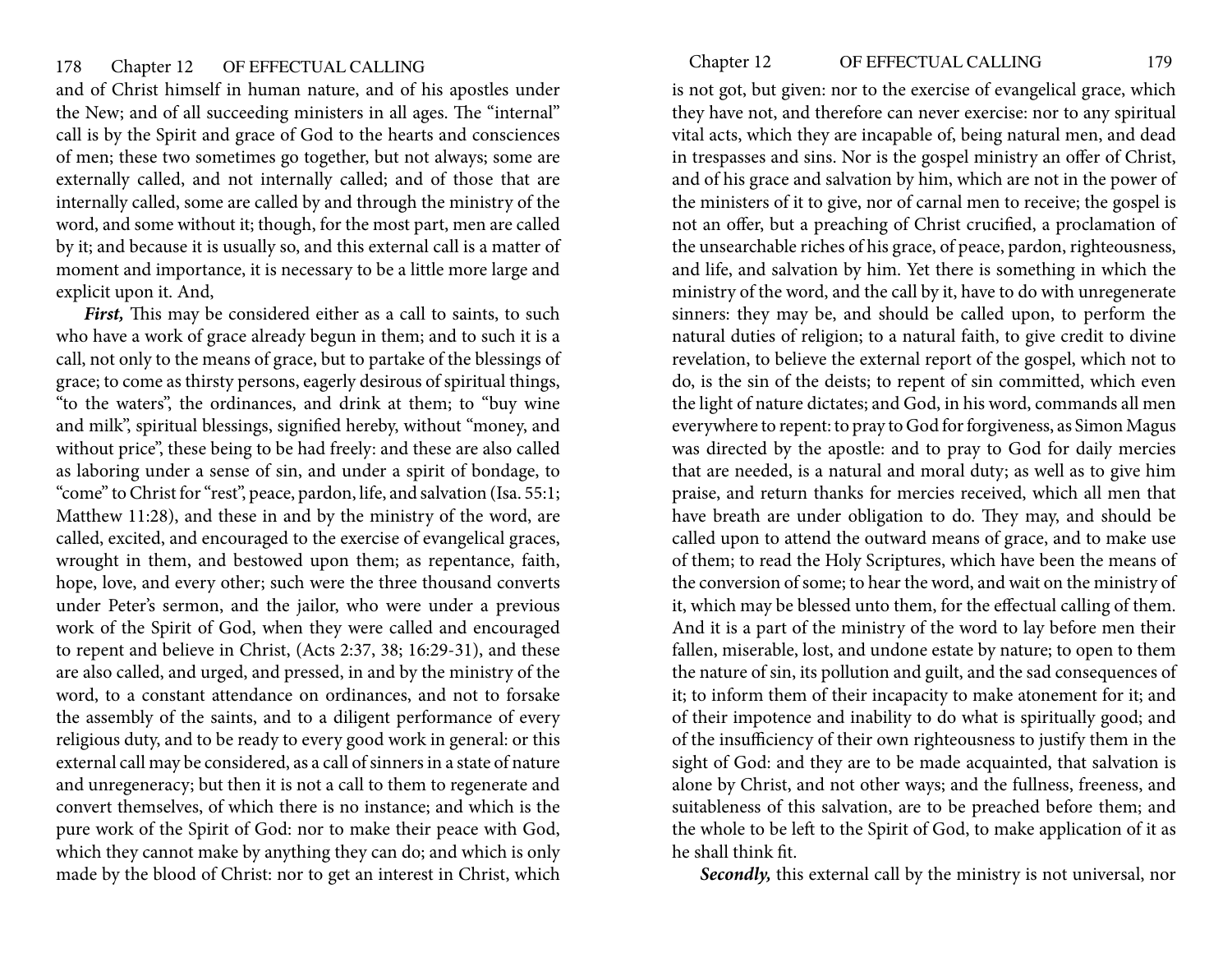and of Christ himself in human nature, and of his apostles under the New; and of all succeeding ministers in all ages. The "internal" call is by the Spirit and grace of God to the hearts and consciences of men; these two sometimes go together, but not always; some are externally called, and not internally called; and of those that are internally called, some are called by and through the ministry of the word, and some without it; though, for the most part, men are called by it; and because it is usually so, and this external call is a matter of moment and importance, it is necessary to be a little more large and explicit upon it. And,

***First,*** This may be considered either as a call to saints, to such who have a work of grace already begun in them; and to such it is a call, not only to the means of grace, but to partake of the blessings of grace; to come as thirsty persons, eagerly desirous of spiritual things, "to the waters", the ordinances, and drink at them; to "buy wine and milk", spiritual blessings, signified hereby, without "money, and without price", these being to be had freely: and these are also called as laboring under a sense of sin, and under a spirit of bondage, to "come" to Christ for "rest", peace, pardon, life, and salvation (Isa. 55:1; Matthew 11:28), and these in and by the ministry of the word, are called, excited, and encouraged to the exercise of evangelical graces, wrought in them, and bestowed upon them; as repentance, faith, hope, love, and every other; such were the three thousand converts under Peter's sermon, and the jailor, who were under a previous work of the Spirit of God, when they were called and encouraged to repent and believe in Christ, (Acts 2:37, 38; 16:29-31), and these are also called, and urged, and pressed, in and by the ministry of the word, to a constant attendance on ordinances, and not to forsake the assembly of the saints, and to a diligent performance of every religious duty, and to be ready to every good work in general: or this external call may be considered, as a call of sinners in a state of nature and unregeneracy; but then it is not a call to them to regenerate and convert themselves, of which there is no instance; and which is the pure work of the Spirit of God: nor to make their peace with God, which they cannot make by anything they can do; and which is only made by the blood of Christ: nor to get an interest in Christ, which is not got, but given: nor to the exercise of evangelical grace, which they have not, and therefore can never exercise: nor to any spiritual vital acts, which they are incapable of, being natural men, and dead in trespasses and sins. Nor is the gospel ministry an offer of Christ, and of his grace and salvation by him, which are not in the power of the ministers of it to give, nor of carnal men to receive; the gospel is not an offer, but a preaching of Christ crucified, a proclamation of the unsearchable riches of his grace, of peace, pardon, righteousness, and life, and salvation by him. Yet there is something in which the ministry of the word, and the call by it, have to do with unregenerate sinners: they may be, and should be called upon, to perform the natural duties of religion; to a natural faith, to give credit to divine revelation, to believe the external report of the gospel, which not to do, is the sin of the deists; to repent of sin committed, which even the light of nature dictates; and God, in his word, commands all men everywhere to repent: to pray to God for forgiveness, as Simon Magus was directed by the apostle: and to pray to God for daily mercies that are needed, is a natural and moral duty; as well as to give him praise, and return thanks for mercies received, which all men that have breath are under obligation to do. They may, and should be called upon to attend the outward means of grace, and to make use of them; to read the Holy Scriptures, which have been the means of the conversion of some; to hear the word, and wait on the ministry of it, which may be blessed unto them, for the effectual calling of them. And it is a part of the ministry of the word to lay before men their fallen, miserable, lost, and undone estate by nature; to open to them the nature of sin, its pollution and guilt, and the sad consequences of it; to inform them of their incapacity to make atonement for it; and of their impotence and inability to do what is spiritually good; and of the insufficiency of their own righteousness to justify them in the sight of God: and they are to be made acquainted, that salvation is alone by Christ, and not other ways; and the fullness, freeness, and suitableness of this salvation, are to be preached before them; and the whole to be left to the Spirit of God, to make application of it as he shall think fit.

***Secondly,*** this external call by the ministry is not universal, nor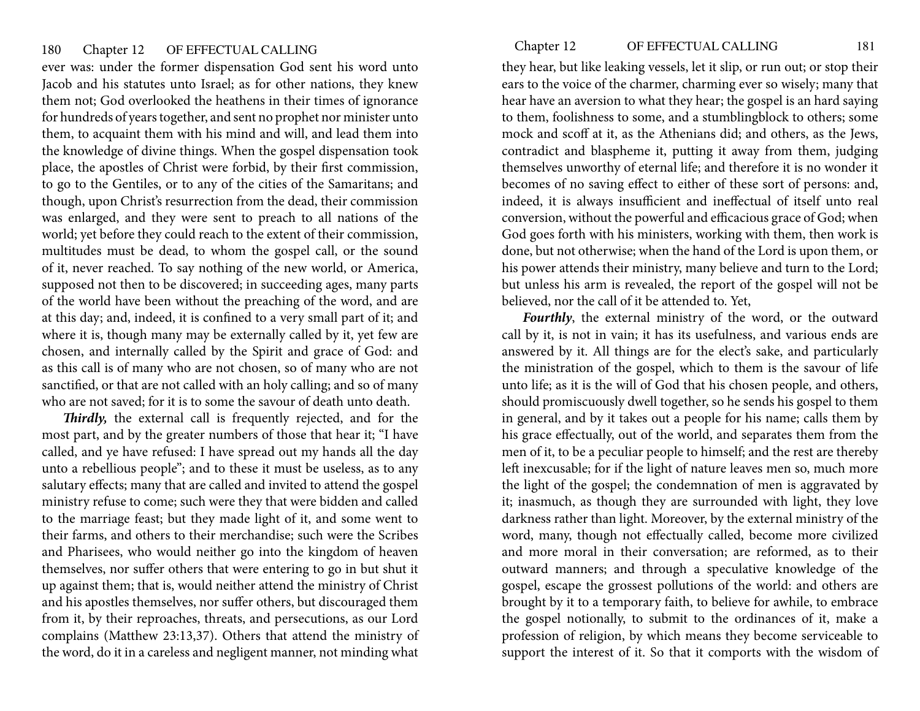ever was: under the former dispensation God sent his word unto Jacob and his statutes unto Israel; as for other nations, they knew them not; God overlooked the heathens in their times of ignorance for hundreds of years together, and sent no prophet nor minister unto them, to acquaint them with his mind and will, and lead them into the knowledge of divine things. When the gospel dispensation took place, the apostles of Christ were forbid, by their first commission, to go to the Gentiles, or to any of the cities of the Samaritans; and though, upon Christ's resurrection from the dead, their commission was enlarged, and they were sent to preach to all nations of the world; yet before they could reach to the extent of their commission, multitudes must be dead, to whom the gospel call, or the sound of it, never reached. To say nothing of the new world, or America, supposed not then to be discovered; in succeeding ages, many parts of the world have been without the preaching of the word, and are at this day; and, indeed, it is confined to a very small part of it; and where it is, though many may be externally called by it, yet few are chosen, and internally called by the Spirit and grace of God: and as this call is of many who are not chosen, so of many who are not sanctified, or that are not called with an holy calling; and so of many who are not saved; for it is to some the savour of death unto death.

***Thirdly,*** the external call is frequently rejected, and for the most part, and by the greater numbers of those that hear it; "I have called, and ye have refused: I have spread out my hands all the day unto a rebellious people"; and to these it must be useless, as to any salutary effects; many that are called and invited to attend the gospel ministry refuse to come; such were they that were bidden and called to the marriage feast; but they made light of it, and some went to their farms, and others to their merchandise; such were the Scribes and Pharisees, who would neither go into the kingdom of heaven themselves, nor suffer others that were entering to go in but shut it up against them; that is, would neither attend the ministry of Christ and his apostles themselves, nor suffer others, but discouraged them from it, by their reproaches, threats, and persecutions, as our Lord complains (Matthew 23:13,37). Others that attend the ministry of the word, do it in a careless and negligent manner, not minding what they hear, but like leaking vessels, let it slip, or run out; or stop their ears to the voice of the charmer, charming ever so wisely; many that hear have an aversion to what they hear; the gospel is an hard saying to them, foolishness to some, and a stumblingblock to others; some mock and scoff at it, as the Athenians did; and others, as the Jews, contradict and blaspheme it, putting it away from them, judging themselves unworthy of eternal life; and therefore it is no wonder it becomes of no saving effect to either of these sort of persons: and, indeed, it is always insufficient and ineffectual of itself unto real conversion, without the powerful and efficacious grace of God; when God goes forth with his ministers, working with them, then work is done, but not otherwise; when the hand of the Lord is upon them, or his power attends their ministry, many believe and turn to the Lord; but unless his arm is revealed, the report of the gospel will not be believed, nor the call of it be attended to. Yet,

***Fourthly***, the external ministry of the word, or the outward call by it, is not in vain; it has its usefulness, and various ends are answered by it. All things are for the elect's sake, and particularly the ministration of the gospel, which to them is the savour of life unto life; as it is the will of God that his chosen people, and others, should promiscuously dwell together, so he sends his gospel to them in general, and by it takes out a people for his name; calls them by his grace effectually, out of the world, and separates them from the men of it, to be a peculiar people to himself; and the rest are thereby left inexcusable; for if the light of nature leaves men so, much more the light of the gospel; the condemnation of men is aggravated by it; inasmuch, as though they are surrounded with light, they love darkness rather than light. Moreover, by the external ministry of the word, many, though not effectually called, become more civilized and more moral in their conversation; are reformed, as to their outward manners; and through a speculative knowledge of the gospel, escape the grossest pollutions of the world: and others are brought by it to a temporary faith, to believe for awhile, to embrace the gospel notionally, to submit to the ordinances of it, make a profession of religion, by which means they become serviceable to support the interest of it. So that it comports with the wisdom of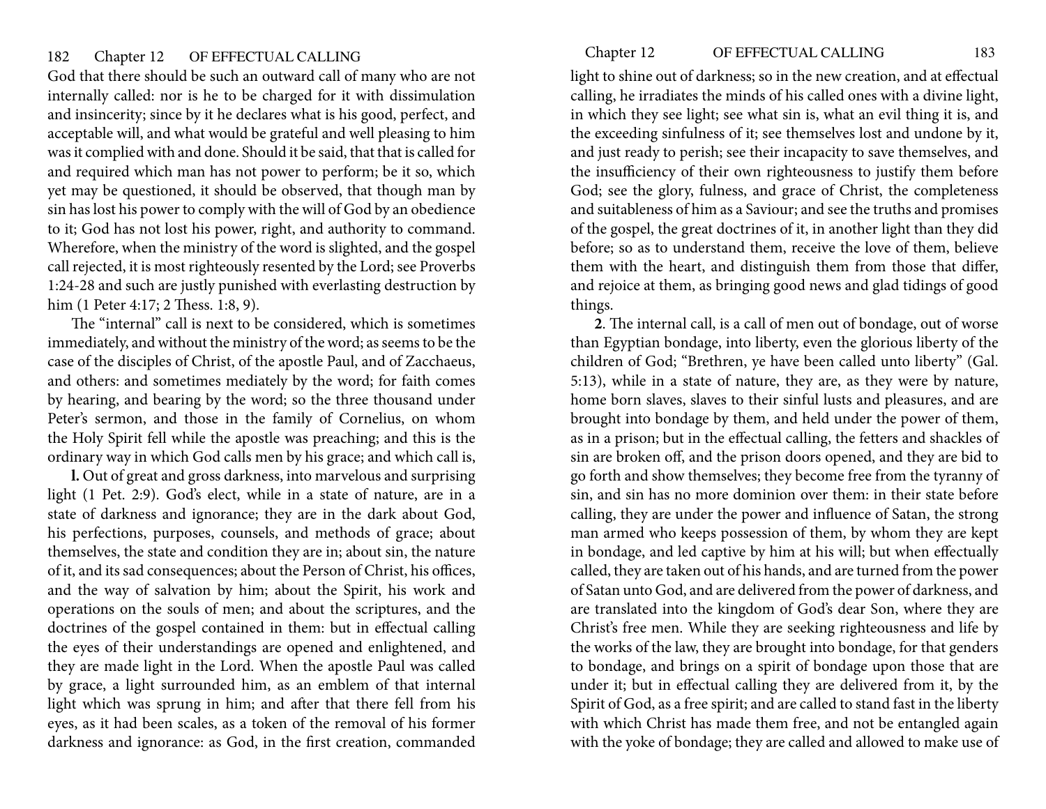God that there should be such an outward call of many who are not internally called: nor is he to be charged for it with dissimulation and insincerity; since by it he declares what is his good, perfect, and acceptable will, and what would be grateful and well pleasing to him was it complied with and done. Should it be said, that that is called for and required which man has not power to perform; be it so, which yet may be questioned, it should be observed, that though man by sin has lost his power to comply with the will of God by an obedience to it; God has not lost his power, right, and authority to command. Wherefore, when the ministry of the word is slighted, and the gospel call rejected, it is most righteously resented by the Lord; see Proverbs 1:24-28 and such are justly punished with everlasting destruction by him (1 Peter 4:17; 2 Thess. 1:8, 9).

The "internal" call is next to be considered, which is sometimes immediately, and without the ministry of the word; as seems to be the case of the disciples of Christ, of the apostle Paul, and of Zacchaeus, and others: and sometimes mediately by the word; for faith comes by hearing, and bearing by the word; so the three thousand under Peter's sermon, and those in the family of Cornelius, on whom the Holy Spirit fell while the apostle was preaching; and this is the ordinary way in which God calls men by his grace; and which call is,

**1.** Out of great and gross darkness, into marvelous and surprising light (1 Pet. 2:9). God's elect, while in a state of nature, are in a state of darkness and ignorance; they are in the dark about God, his perfections, purposes, counsels, and methods of grace; about themselves, the state and condition they are in; about sin, the nature of it, and its sad consequences; about the Person of Christ, his offices, and the way of salvation by him; about the Spirit, his work and operations on the souls of men; and about the scriptures, and the doctrines of the gospel contained in them: but in effectual calling the eyes of their understandings are opened and enlightened, and they are made light in the Lord. When the apostle Paul was called by grace, a light surrounded him, as an emblem of that internal light which was sprung in him; and after that there fell from his eyes, as it had been scales, as a token of the removal of his former darkness and ignorance: as God, in the first creation, commanded light to shine out of darkness; so in the new creation, and at effectual calling, he irradiates the minds of his called ones with a divine light, in which they see light; see what sin is, what an evil thing it is, and the exceeding sinfulness of it; see themselves lost and undone by it, and just ready to perish; see their incapacity to save themselves, and the insufficiency of their own righteousness to justify them before God; see the glory, fulness, and grace of Christ, the completeness and suitableness of him as a Saviour; and see the truths and promises of the gospel, the great doctrines of it, in another light than they did before; so as to understand them, receive the love of them, believe them with the heart, and distinguish them from those that differ, and rejoice at them, as bringing good news and glad tidings of good things.

**2**. The internal call, is a call of men out of bondage, out of worse than Egyptian bondage, into liberty, even the glorious liberty of the children of God; "Brethren, ye have been called unto liberty" (Gal. 5:13), while in a state of nature, they are, as they were by nature, home born slaves, slaves to their sinful lusts and pleasures, and are brought into bondage by them, and held under the power of them, as in a prison; but in the effectual calling, the fetters and shackles of sin are broken off, and the prison doors opened, and they are bid to go forth and show themselves; they become free from the tyranny of sin, and sin has no more dominion over them: in their state before calling, they are under the power and influence of Satan, the strong man armed who keeps possession of them, by whom they are kept in bondage, and led captive by him at his will; but when effectually called, they are taken out of his hands, and are turned from the power of Satan unto God, and are delivered from the power of darkness, and are translated into the kingdom of God's dear Son, where they are Christ's free men. While they are seeking righteousness and life by the works of the law, they are brought into bondage, for that genders to bondage, and brings on a spirit of bondage upon those that are under it; but in effectual calling they are delivered from it, by the Spirit of God, as a free spirit; and are called to stand fast in the liberty with which Christ has made them free, and not be entangled again with the yoke of bondage; they are called and allowed to make use of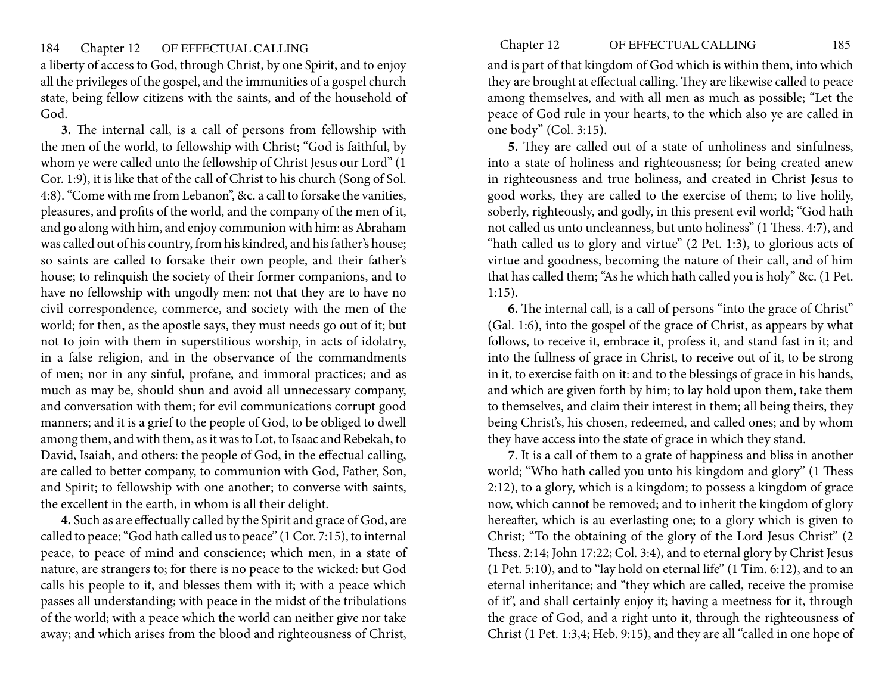a liberty of access to God, through Christ, by one Spirit, and to enjoy all the privileges of the gospel, and the immunities of a gospel church state, being fellow citizens with the saints, and of the household of God.

**3.** The internal call, is a call of persons from fellowship with the men of the world, to fellowship with Christ; "God is faithful, by whom ye were called unto the fellowship of Christ Jesus our Lord" (1 Cor. 1:9), it is like that of the call of Christ to his church (Song of Sol. 4:8). "Come with me from Lebanon", &c. a call to forsake the vanities, pleasures, and profits of the world, and the company of the men of it, and go along with him, and enjoy communion with him: as Abraham was called out of his country, from his kindred, and his father's house; so saints are called to forsake their own people, and their father's house; to relinquish the society of their former companions, and to have no fellowship with ungodly men: not that they are to have no civil correspondence, commerce, and society with the men of the world; for then, as the apostle says, they must needs go out of it; but not to join with them in superstitious worship, in acts of idolatry, in a false religion, and in the observance of the commandments of men; nor in any sinful, profane, and immoral practices; and as much as may be, should shun and avoid all unnecessary company, and conversation with them; for evil communications corrupt good manners; and it is a grief to the people of God, to be obliged to dwell among them, and with them, as it was to Lot, to Isaac and Rebekah, to David, Isaiah, and others: the people of God, in the effectual calling, are called to better company, to communion with God, Father, Son, and Spirit; to fellowship with one another; to converse with saints, the excellent in the earth, in whom is all their delight.

**4.** Such as are effectually called by the Spirit and grace of God, are called to peace; "God hath called us to peace" (1 Cor. 7:15), to internal peace, to peace of mind and conscience; which men, in a state of nature, are strangers to; for there is no peace to the wicked: but God calls his people to it, and blesses them with it; with a peace which passes all understanding; with peace in the midst of the tribulations of the world; with a peace which the world can neither give nor take away; and which arises from the blood and righteousness of Christ, and is part of that kingdom of God which is within them, into which they are brought at effectual calling. They are likewise called to peace among themselves, and with all men as much as possible; "Let the peace of God rule in your hearts, to the which also ye are called in one body" (Col. 3:15).

**5.** They are called out of a state of unholiness and sinfulness, into a state of holiness and righteousness; for being created anew in righteousness and true holiness, and created in Christ Jesus to good works, they are called to the exercise of them; to live holily, soberly, righteously, and godly, in this present evil world; "God hath not called us unto uncleanness, but unto holiness" (1 Thess. 4:7), and "hath called us to glory and virtue" (2 Pet. 1:3), to glorious acts of virtue and goodness, becoming the nature of their call, and of him that has called them; "As he which hath called you is holy" &c. (1 Pet. 1:15).

**6.** The internal call, is a call of persons "into the grace of Christ" (Gal. 1:6), into the gospel of the grace of Christ, as appears by what follows, to receive it, embrace it, profess it, and stand fast in it; and into the fullness of grace in Christ, to receive out of it, to be strong in it, to exercise faith on it: and to the blessings of grace in his hands, and which are given forth by him; to lay hold upon them, take them to themselves, and claim their interest in them; all being theirs, they being Christ's, his chosen, redeemed, and called ones; and by whom they have access into the state of grace in which they stand.

**7**. It is a call of them to a grate of happiness and bliss in another world; "Who hath called you unto his kingdom and glory" (1 Thess 2:12), to a glory, which is a kingdom; to possess a kingdom of grace now, which cannot be removed; and to inherit the kingdom of glory hereafter, which is au everlasting one; to a glory which is given to Christ; "To the obtaining of the glory of the Lord Jesus Christ" (2 Thess. 2:14; John 17:22; Col. 3:4), and to eternal glory by Christ Jesus (1 Pet. 5:10), and to "lay hold on eternal life" (1 Tim. 6:12), and to an eternal inheritance; and "they which are called, receive the promise of it", and shall certainly enjoy it; having a meetness for it, through the grace of God, and a right unto it, through the righteousness of Christ (1 Pet. 1:3,4; Heb. 9:15), and they are all "called in one hope of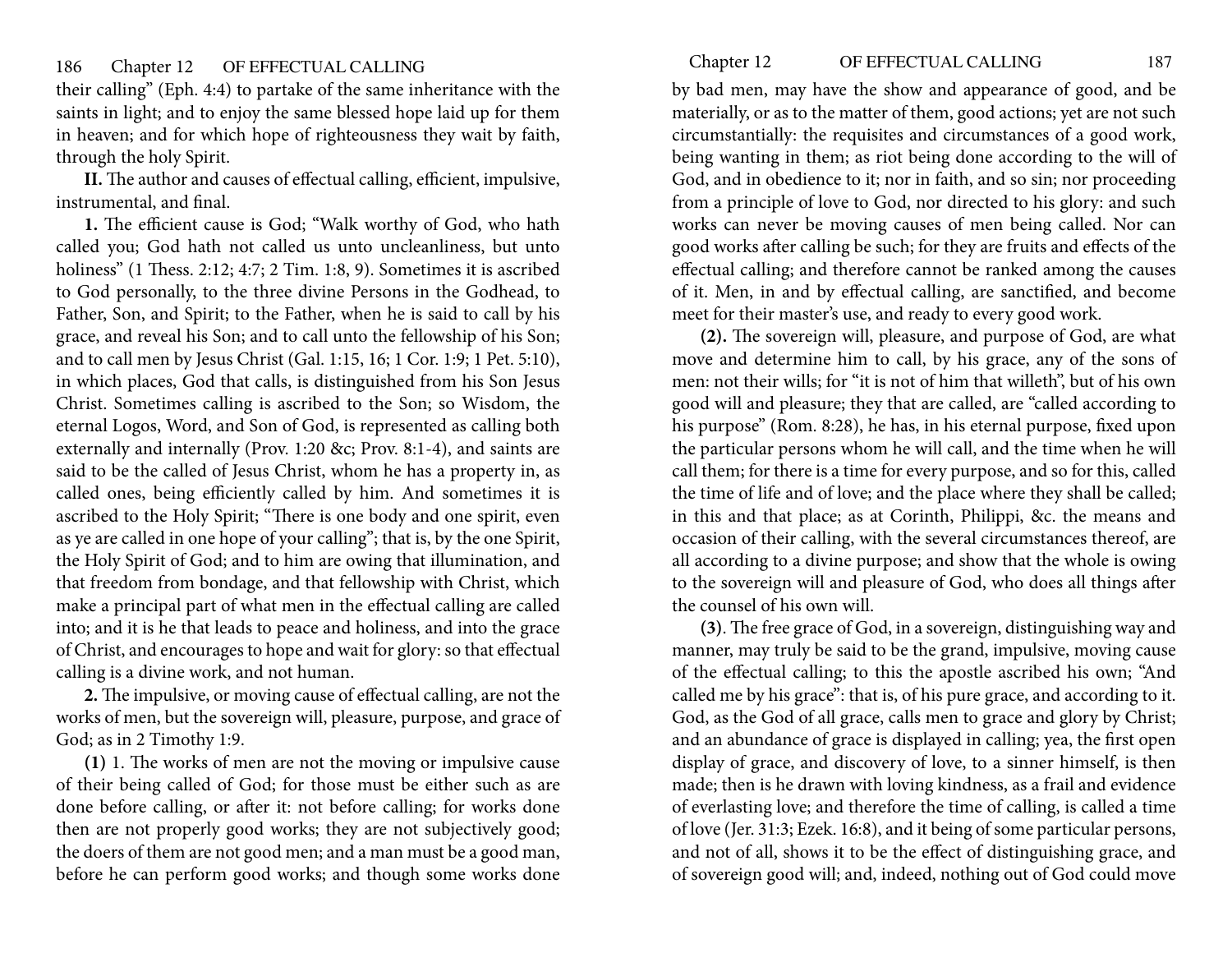their calling" (Eph. 4:4) to partake of the same inheritance with the saints in light; and to enjoy the same blessed hope laid up for them in heaven; and for which hope of righteousness they wait by faith, through the holy Spirit.

**II.** The author and causes of effectual calling, efficient, impulsive, instrumental, and final.

**1.** The efficient cause is God; "Walk worthy of God, who hath called you; God hath not called us unto uncleanliness, but unto holiness" (1 Thess. 2:12; 4:7; 2 Tim. 1:8, 9). Sometimes it is ascribed to God personally, to the three divine Persons in the Godhead, to Father, Son, and Spirit; to the Father, when he is said to call by his grace, and reveal his Son; and to call unto the fellowship of his Son; and to call men by Jesus Christ (Gal. 1:15, 16; 1 Cor. 1:9; 1 Pet. 5:10), in which places, God that calls, is distinguished from his Son Jesus Christ. Sometimes calling is ascribed to the Son; so Wisdom, the eternal Logos, Word, and Son of God, is represented as calling both externally and internally (Prov. 1:20 &c; Prov. 8:1-4), and saints are said to be the called of Jesus Christ, whom he has a property in, as called ones, being efficiently called by him. And sometimes it is ascribed to the Holy Spirit; "There is one body and one spirit, even as ye are called in one hope of your calling"; that is, by the one Spirit, the Holy Spirit of God; and to him are owing that illumination, and that freedom from bondage, and that fellowship with Christ, which make a principal part of what men in the effectual calling are called into; and it is he that leads to peace and holiness, and into the grace of Christ, and encourages to hope and wait for glory: so that effectual calling is a divine work, and not human.

**2.** The impulsive, or moving cause of effectual calling, are not the works of men, but the sovereign will, pleasure, purpose, and grace of God; as in 2 Timothy 1:9.

**(1)** 1. The works of men are not the moving or impulsive cause of their being called of God; for those must be either such as are done before calling, or after it: not before calling; for works done then are not properly good works; they are not subjectively good; the doers of them are not good men; and a man must be a good man, before he can perform good works; and though some works done by bad men, may have the show and appearance of good, and be materially, or as to the matter of them, good actions; yet are not such circumstantially: the requisites and circumstances of a good work, being wanting in them; as riot being done according to the will of God, and in obedience to it; nor in faith, and so sin; nor proceeding from a principle of love to God, nor directed to his glory: and such works can never be moving causes of men being called. Nor can good works after calling be such; for they are fruits and effects of the effectual calling; and therefore cannot be ranked among the causes of it. Men, in and by effectual calling, are sanctified, and become meet for their master's use, and ready to every good work.

**(2).** The sovereign will, pleasure, and purpose of God, are what move and determine him to call, by his grace, any of the sons of men: not their wills; for "it is not of him that willeth", but of his own good will and pleasure; they that are called, are "called according to his purpose" (Rom. 8:28), he has, in his eternal purpose, fixed upon the particular persons whom he will call, and the time when he will call them; for there is a time for every purpose, and so for this, called the time of life and of love; and the place where they shall be called; in this and that place; as at Corinth, Philippi, &c. the means and occasion of their calling, with the several circumstances thereof, are all according to a divine purpose; and show that the whole is owing to the sovereign will and pleasure of God, who does all things after the counsel of his own will.

**(3)**. The free grace of God, in a sovereign, distinguishing way and manner, may truly be said to be the grand, impulsive, moving cause of the effectual calling; to this the apostle ascribed his own; "And called me by his grace": that is, of his pure grace, and according to it. God, as the God of all grace, calls men to grace and glory by Christ; and an abundance of grace is displayed in calling; yea, the first open display of grace, and discovery of love, to a sinner himself, is then made; then is he drawn with loving kindness, as a frail and evidence of everlasting love; and therefore the time of calling, is called a time of love (Jer. 31:3; Ezek. 16:8), and it being of some particular persons, and not of all, shows it to be the effect of distinguishing grace, and of sovereign good will; and, indeed, nothing out of God could move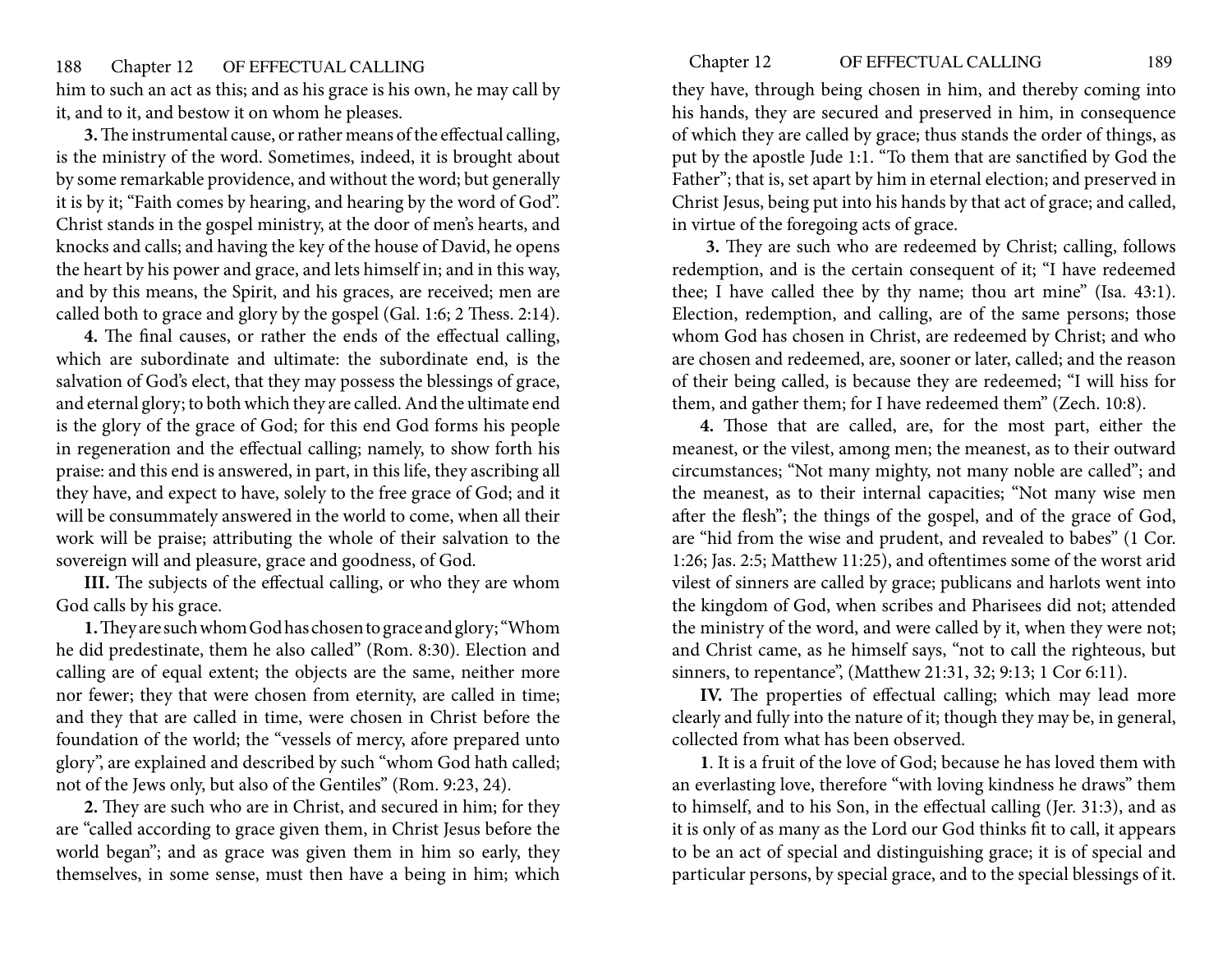him to such an act as this; and as his grace is his own, he may call by it, and to it, and bestow it on whom he pleases.

**3.** The instrumental cause, or rather means of the effectual calling, is the ministry of the word. Sometimes, indeed, it is brought about by some remarkable providence, and without the word; but generally it is by it; "Faith comes by hearing, and hearing by the word of God". Christ stands in the gospel ministry, at the door of men's hearts, and knocks and calls; and having the key of the house of David, he opens the heart by his power and grace, and lets himself in; and in this way, and by this means, the Spirit, and his graces, are received; men are called both to grace and glory by the gospel (Gal. 1:6; 2 Thess. 2:14).

**4.** The final causes, or rather the ends of the effectual calling, which are subordinate and ultimate: the subordinate end, is the salvation of God's elect, that they may possess the blessings of grace, and eternal glory; to both which they are called. And the ultimate end is the glory of the grace of God; for this end God forms his people in regeneration and the effectual calling; namely, to show forth his praise: and this end is answered, in part, in this life, they ascribing all they have, and expect to have, solely to the free grace of God; and it will be consummately answered in the world to come, when all their work will be praise; attributing the whole of their salvation to the sovereign will and pleasure, grace and goodness, of God.

**III.** The subjects of the effectual calling, or who they are whom God calls by his grace.

**1.** They are such whom God has chosen to grace and glory; "Whom he did predestinate, them he also called" (Rom. 8:30). Election and calling are of equal extent; the objects are the same, neither more nor fewer; they that were chosen from eternity, are called in time; and they that are called in time, were chosen in Christ before the foundation of the world; the "vessels of mercy, afore prepared unto glory", are explained and described by such "whom God hath called; not of the Jews only, but also of the Gentiles" (Rom. 9:23, 24).

**2.** They are such who are in Christ, and secured in him; for they are "called according to grace given them, in Christ Jesus before the world began"; and as grace was given them in him so early, they themselves, in some sense, must then have a being in him; which they have, through being chosen in him, and thereby coming into his hands, they are secured and preserved in him, in consequence of which they are called by grace; thus stands the order of things, as put by the apostle Jude 1:1. "To them that are sanctified by God the Father"; that is, set apart by him in eternal election; and preserved in Christ Jesus, being put into his hands by that act of grace; and called, in virtue of the foregoing acts of grace.

**3.** They are such who are redeemed by Christ; calling, follows redemption, and is the certain consequent of it; "I have redeemed thee; I have called thee by thy name; thou art mine" (Isa. 43:1). Election, redemption, and calling, are of the same persons; those whom God has chosen in Christ, are redeemed by Christ; and who are chosen and redeemed, are, sooner or later, called; and the reason of their being called, is because they are redeemed; "I will hiss for them, and gather them; for I have redeemed them" (Zech. 10:8).

**4.** Those that are called, are, for the most part, either the meanest, or the vilest, among men; the meanest, as to their outward circumstances; "Not many mighty, not many noble are called"; and the meanest, as to their internal capacities; "Not many wise men after the flesh"; the things of the gospel, and of the grace of God, are "hid from the wise and prudent, and revealed to babes" (1 Cor. 1:26; Jas. 2:5; Matthew 11:25), and oftentimes some of the worst arid vilest of sinners are called by grace; publicans and harlots went into the kingdom of God, when scribes and Pharisees did not; attended the ministry of the word, and were called by it, when they were not; and Christ came, as he himself says, "not to call the righteous, but sinners, to repentance", (Matthew 21:31, 32; 9:13; 1 Cor 6:11).

**IV.** The properties of effectual calling; which may lead more clearly and fully into the nature of it; though they may be, in general, collected from what has been observed.

**1**. It is a fruit of the love of God; because he has loved them with an everlasting love, therefore "with loving kindness he draws" them to himself, and to his Son, in the effectual calling (Jer. 31:3), and as it is only of as many as the Lord our God thinks fit to call, it appears to be an act of special and distinguishing grace; it is of special and particular persons, by special grace, and to the special blessings of it.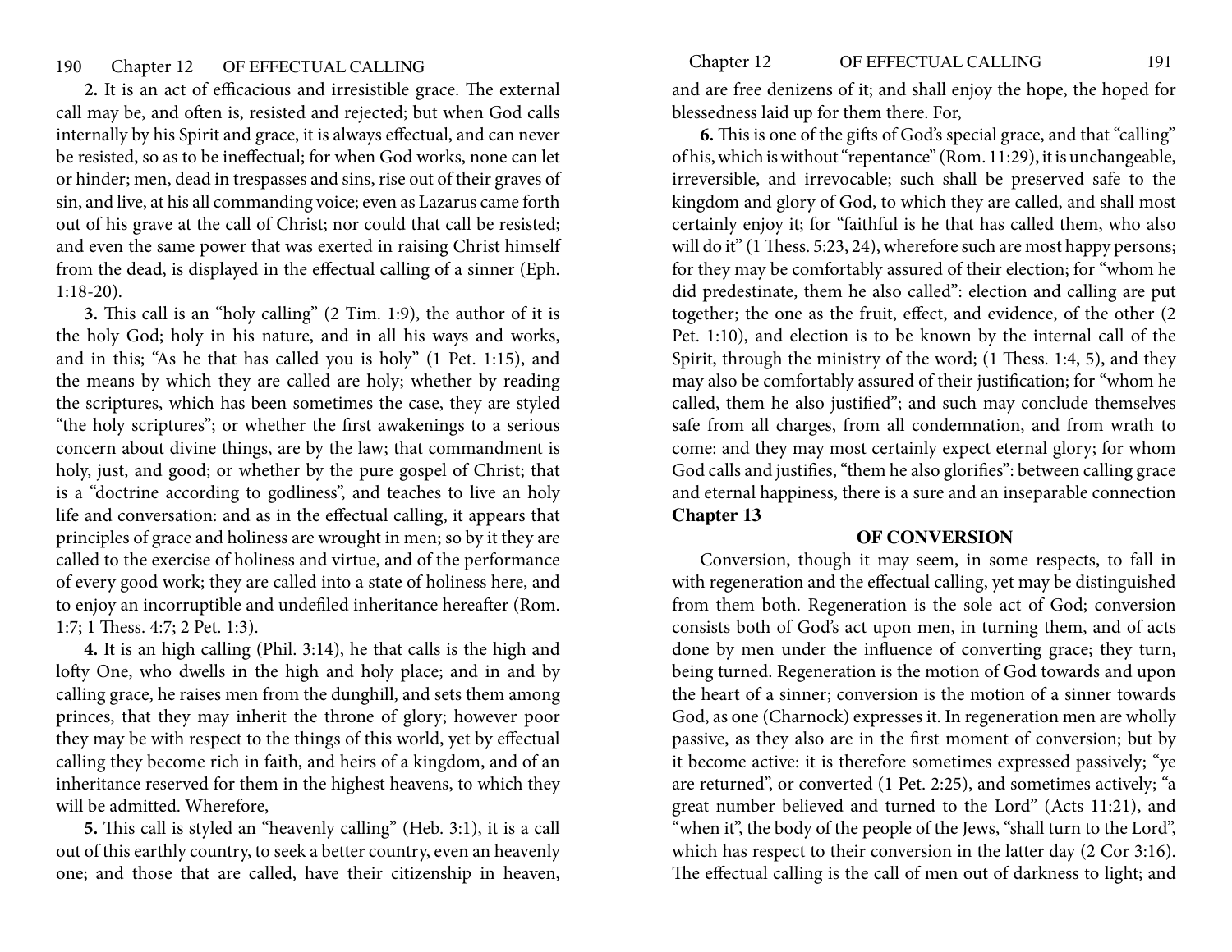**2.** It is an act of efficacious and irresistible grace. The external call may be, and often is, resisted and rejected; but when God calls internally by his Spirit and grace, it is always effectual, and can never be resisted, so as to be ineffectual; for when God works, none can let or hinder; men, dead in trespasses and sins, rise out of their graves of sin, and live, at his all commanding voice; even as Lazarus came forth out of his grave at the call of Christ; nor could that call be resisted; and even the same power that was exerted in raising Christ himself from the dead, is displayed in the effectual calling of a sinner (Eph. 1:18-20).

**3.** This call is an "holy calling" (2 Tim. 1:9), the author of it is the holy God; holy in his nature, and in all his ways and works, and in this; "As he that has called you is holy" (1 Pet. 1:15), and the means by which they are called are holy; whether by reading the scriptures, which has been sometimes the case, they are styled "the holy scriptures"; or whether the first awakenings to a serious concern about divine things, are by the law; that commandment is holy, just, and good; or whether by the pure gospel of Christ; that is a "doctrine according to godliness", and teaches to live an holy life and conversation: and as in the effectual calling, it appears that principles of grace and holiness are wrought in men; so by it they are called to the exercise of holiness and virtue, and of the performance of every good work; they are called into a state of holiness here, and to enjoy an incorruptible and undefiled inheritance hereafter (Rom. 1:7; 1 Thess. 4:7; 2 Pet. 1:3).

**4.** It is an high calling (Phil. 3:14), he that calls is the high and lofty One, who dwells in the high and holy place; and in and by calling grace, he raises men from the dunghill, and sets them among princes, that they may inherit the throne of glory; however poor they may be with respect to the things of this world, yet by effectual calling they become rich in faith, and heirs of a kingdom, and of an inheritance reserved for them in the highest heavens, to which they will be admitted. Wherefore,

**5.** This call is styled an "heavenly calling" (Heb. 3:1), it is a call out of this earthly country, to seek a better country, even an heavenly one; and those that are called, have their citizenship in heaven, and are free denizens of it; and shall enjoy the hope, the hoped for blessedness laid up for them there. For,

**6.** This is one of the gifts of God's special grace, and that "calling" of his, which is without "repentance" (Rom. 11:29), it is unchangeable, irreversible, and irrevocable; such shall be preserved safe to the kingdom and glory of God, to which they are called, and shall most certainly enjoy it; for "faithful is he that has called them, who also will do it" (1 Thess. 5:23, 24), wherefore such are most happy persons; for they may be comfortably assured of their election; for "whom he did predestinate, them he also called": election and calling are put together; the one as the fruit, effect, and evidence, of the other (2 Pet. 1:10), and election is to be known by the internal call of the Spirit, through the ministry of the word; (1 Thess. 1:4, 5), and they may also be comfortably assured of their justification; for "whom he called, them he also justified"; and such may conclude themselves safe from all charges, from all condemnation, and from wrath to come: and they may most certainly expect eternal glory; for whom God calls and justifies, "them he also glorifies": between calling grace and eternal happiness, there is a sure and an inseparable connection

# Chapter 13

## OF CONVERSION

Conversion, though it may seem, in some respects, to fall in with regeneration and the effectual calling, yet may be distinguished from them both. Regeneration is the sole act of God; conversion consists both of God's act upon men, in turning them, and of acts done by men under the influence of converting grace; they turn, being turned. Regeneration is the motion of God towards and upon the heart of a sinner; conversion is the motion of a sinner towards God, as one (Charnock) expresses it. In regeneration men are wholly passive, as they also are in the first moment of conversion; but by it become active: it is therefore sometimes expressed passively; "ye are returned", or converted (1 Pet. 2:25), and sometimes actively; "a great number believed and turned to the Lord" (Acts 11:21), and "when it", the body of the people of the Jews, "shall turn to the Lord", which has respect to their conversion in the latter day (2 Cor 3:16). The effectual calling is the call of men out of darkness to light; and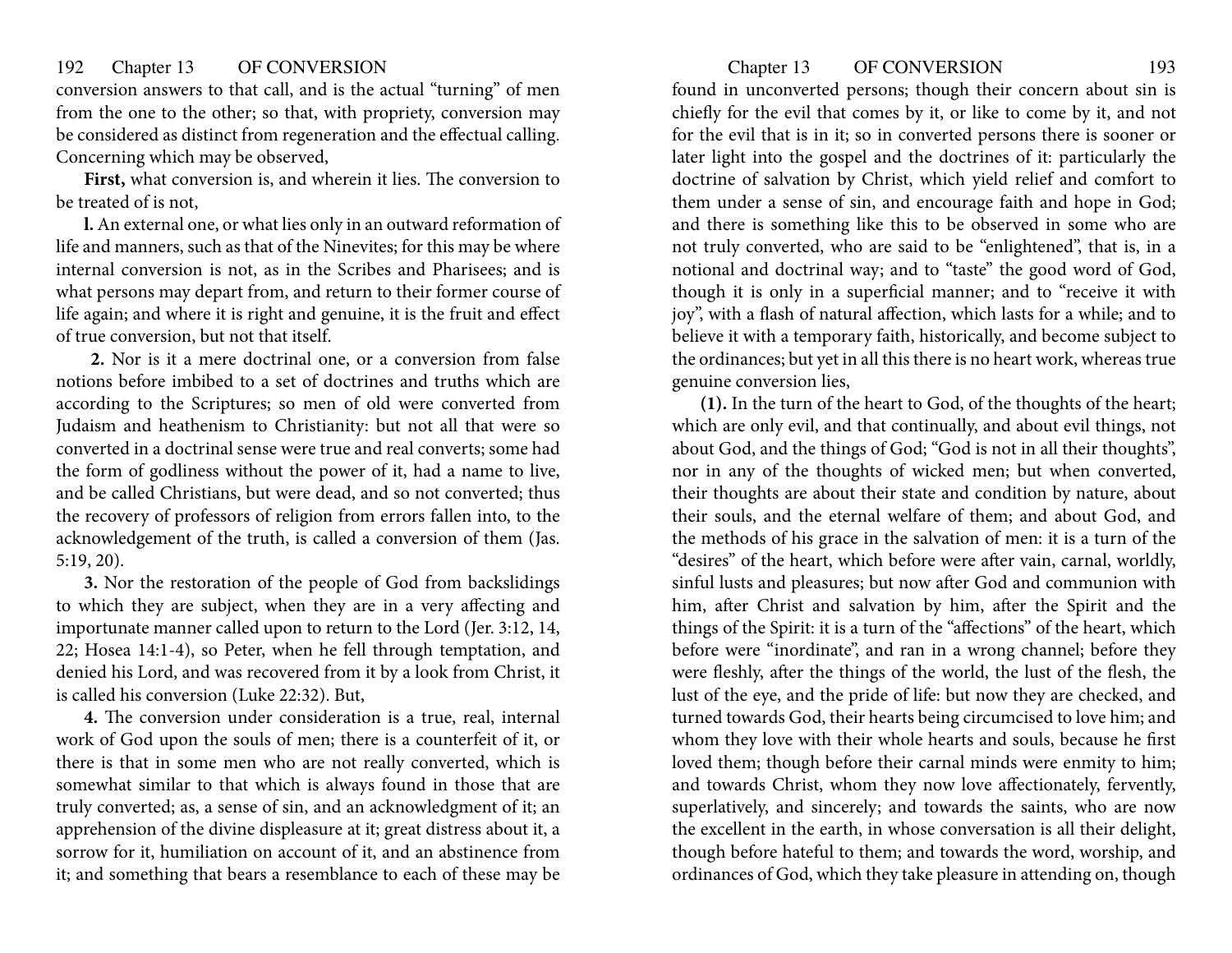conversion answers to that call, and is the actual "turning" of men from the one to the other; so that, with propriety, conversion may be considered as distinct from regeneration and the effectual calling. Concerning which may be observed,

**First,** what conversion is, and wherein it lies. The conversion to be treated of is not,

**l.** An external one, or what lies only in an outward reformation of life and manners, such as that of the Ninevites; for this may be where internal conversion is not, as in the Scribes and Pharisees; and is what persons may depart from, and return to their former course of life again; and where it is right and genuine, it is the fruit and effect of true conversion, but not that itself.

**2.** Nor is it a mere doctrinal one, or a conversion from false notions before imbibed to a set of doctrines and truths which are according to the Scriptures; so men of old were converted from Judaism and heathenism to Christianity: but not all that were so converted in a doctrinal sense were true and real converts; some had the form of godliness without the power of it, had a name to live, and be called Christians, but were dead, and so not converted; thus the recovery of professors of religion from errors fallen into, to the acknowledgement of the truth, is called a conversion of them (Jas. 5:19, 20).

**3.** Nor the restoration of the people of God from backslidings to which they are subject, when they are in a very affecting and importunate manner called upon to return to the Lord (Jer. 3:12, 14, 22; Hosea 14:1-4), so Peter, when he fell through temptation, and denied his Lord, and was recovered from it by a look from Christ, it is called his conversion (Luke 22:32). But,

**4.** The conversion under consideration is a true, real, internal work of God upon the souls of men; there is a counterfeit of it, or there is that in some men who are not really converted, which is somewhat similar to that which is always found in those that are truly converted; as, a sense of sin, and an acknowledgment of it; an apprehension of the divine displeasure at it; great distress about it, a sorrow for it, humiliation on account of it, and an abstinence from it; and something that bears a resemblance to each of these may be found in unconverted persons; though their concern about sin is chiefly for the evil that comes by it, or like to come by it, and not for the evil that is in it; so in converted persons there is sooner or later light into the gospel and the doctrines of it: particularly the doctrine of salvation by Christ, which yield relief and comfort to them under a sense of sin, and encourage faith and hope in God; and there is something like this to be observed in some who are not truly converted, who are said to be "enlightened", that is, in a notional and doctrinal way; and to "taste" the good word of God, though it is only in a superficial manner; and to "receive it with joy", with a flash of natural affection, which lasts for a while; and to believe it with a temporary faith, historically, and become subject to the ordinances; but yet in all this there is no heart work, whereas true genuine conversion lies,

**(1).** In the turn of the heart to God, of the thoughts of the heart; which are only evil, and that continually, and about evil things, not about God, and the things of God; "God is not in all their thoughts", nor in any of the thoughts of wicked men; but when converted, their thoughts are about their state and condition by nature, about their souls, and the eternal welfare of them; and about God, and the methods of his grace in the salvation of men: it is a turn of the "desires" of the heart, which before were after vain, carnal, worldly, sinful lusts and pleasures; but now after God and communion with him, after Christ and salvation by him, after the Spirit and the things of the Spirit: it is a turn of the "affections" of the heart, which before were "inordinate", and ran in a wrong channel; before they were fleshly, after the things of the world, the lust of the flesh, the lust of the eye, and the pride of life: but now they are checked, and turned towards God, their hearts being circumcised to love him; and whom they love with their whole hearts and souls, because he first loved them; though before their carnal minds were enmity to him; and towards Christ, whom they now love affectionately, fervently, superlatively, and sincerely; and towards the saints, who are now the excellent in the earth, in whose conversation is all their delight, though before hateful to them; and towards the word, worship, and ordinances of God, which they take pleasure in attending on, though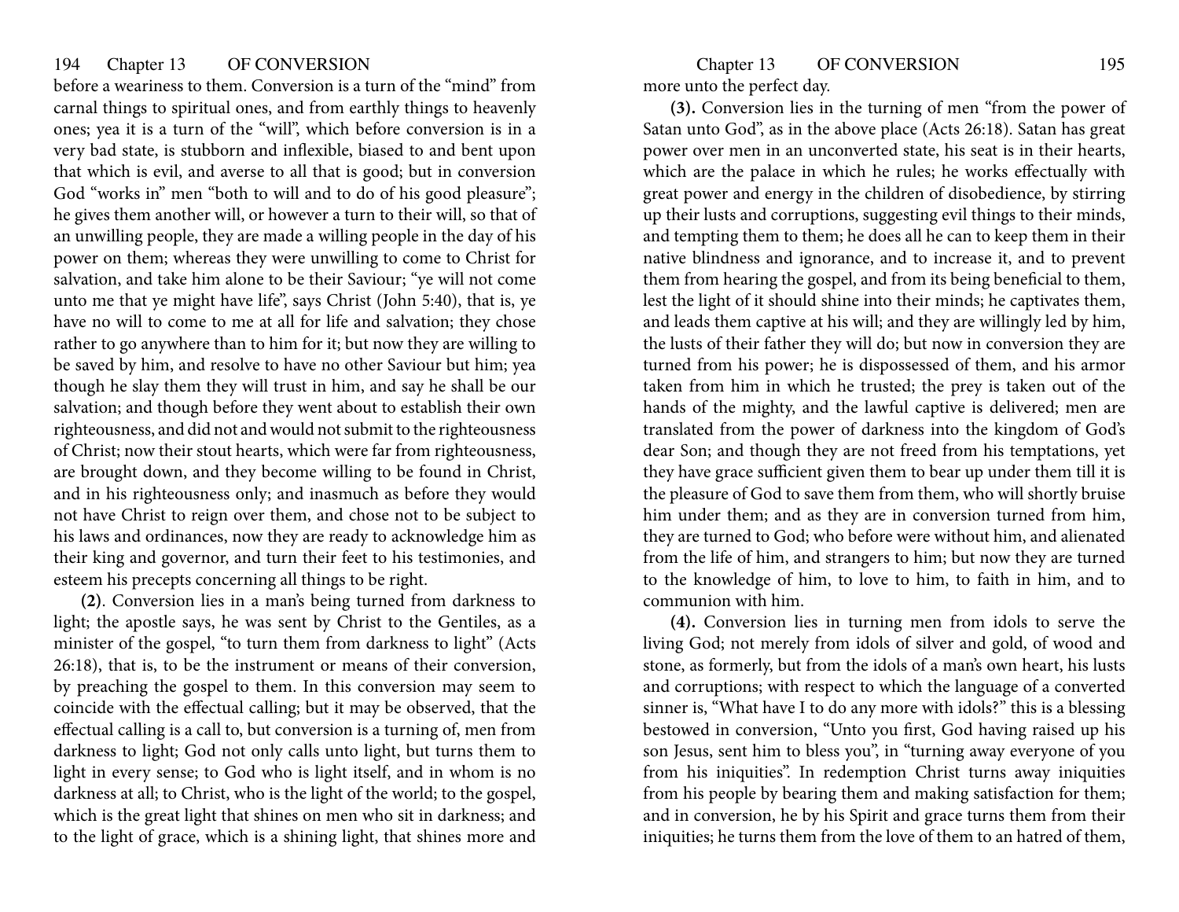before a weariness to them. Conversion is a turn of the "mind" from carnal things to spiritual ones, and from earthly things to heavenly ones; yea it is a turn of the "will", which before conversion is in a very bad state, is stubborn and inflexible, biased to and bent upon that which is evil, and averse to all that is good; but in conversion God "works in" men "both to will and to do of his good pleasure"; he gives them another will, or however a turn to their will, so that of an unwilling people, they are made a willing people in the day of his power on them; whereas they were unwilling to come to Christ for salvation, and take him alone to be their Saviour; "ye will not come unto me that ye might have life", says Christ (John 5:40), that is, ye have no will to come to me at all for life and salvation; they chose rather to go anywhere than to him for it; but now they are willing to be saved by him, and resolve to have no other Saviour but him; yea though he slay them they will trust in him, and say he shall be our salvation; and though before they went about to establish their own righteousness, and did not and would not submit to the righteousness of Christ; now their stout hearts, which were far from righteousness, are brought down, and they become willing to be found in Christ, and in his righteousness only; and inasmuch as before they would not have Christ to reign over them, and chose not to be subject to his laws and ordinances, now they are ready to acknowledge him as their king and governor, and turn their feet to his testimonies, and esteem his precepts concerning all things to be right.

**(2)**. Conversion lies in a man's being turned from darkness to light; the apostle says, he was sent by Christ to the Gentiles, as a minister of the gospel, "to turn them from darkness to light" (Acts 26:18), that is, to be the instrument or means of their conversion, by preaching the gospel to them. In this conversion may seem to coincide with the effectual calling; but it may be observed, that the effectual calling is a call to, but conversion is a turning of, men from darkness to light; God not only calls unto light, but turns them to light in every sense; to God who is light itself, and in whom is no darkness at all; to Christ, who is the light of the world; to the gospel, which is the great light that shines on men who sit in darkness; and to the light of grace, which is a shining light, that shines more and more unto the perfect day.

**(3).** Conversion lies in the turning of men "from the power of Satan unto God", as in the above place (Acts 26:18). Satan has great power over men in an unconverted state, his seat is in their hearts, which are the palace in which he rules; he works effectually with great power and energy in the children of disobedience, by stirring up their lusts and corruptions, suggesting evil things to their minds, and tempting them to them; he does all he can to keep them in their native blindness and ignorance, and to increase it, and to prevent them from hearing the gospel, and from its being beneficial to them, lest the light of it should shine into their minds; he captivates them, and leads them captive at his will; and they are willingly led by him, the lusts of their father they will do; but now in conversion they are turned from his power; he is dispossessed of them, and his armor taken from him in which he trusted; the prey is taken out of the hands of the mighty, and the lawful captive is delivered; men are translated from the power of darkness into the kingdom of God's dear Son; and though they are not freed from his temptations, yet they have grace sufficient given them to bear up under them till it is the pleasure of God to save them from them, who will shortly bruise him under them; and as they are in conversion turned from him, they are turned to God; who before were without him, and alienated from the life of him, and strangers to him; but now they are turned to the knowledge of him, to love to him, to faith in him, and to communion with him.

**(4).** Conversion lies in turning men from idols to serve the living God; not merely from idols of silver and gold, of wood and stone, as formerly, but from the idols of a man's own heart, his lusts and corruptions; with respect to which the language of a converted sinner is, "What have I to do any more with idols?" this is a blessing bestowed in conversion, "Unto you first, God having raised up his son Jesus, sent him to bless you", in "turning away everyone of you from his iniquities". In redemption Christ turns away iniquities from his people by bearing them and making satisfaction for them; and in conversion, he by his Spirit and grace turns them from their iniquities; he turns them from the love of them to an hatred of them,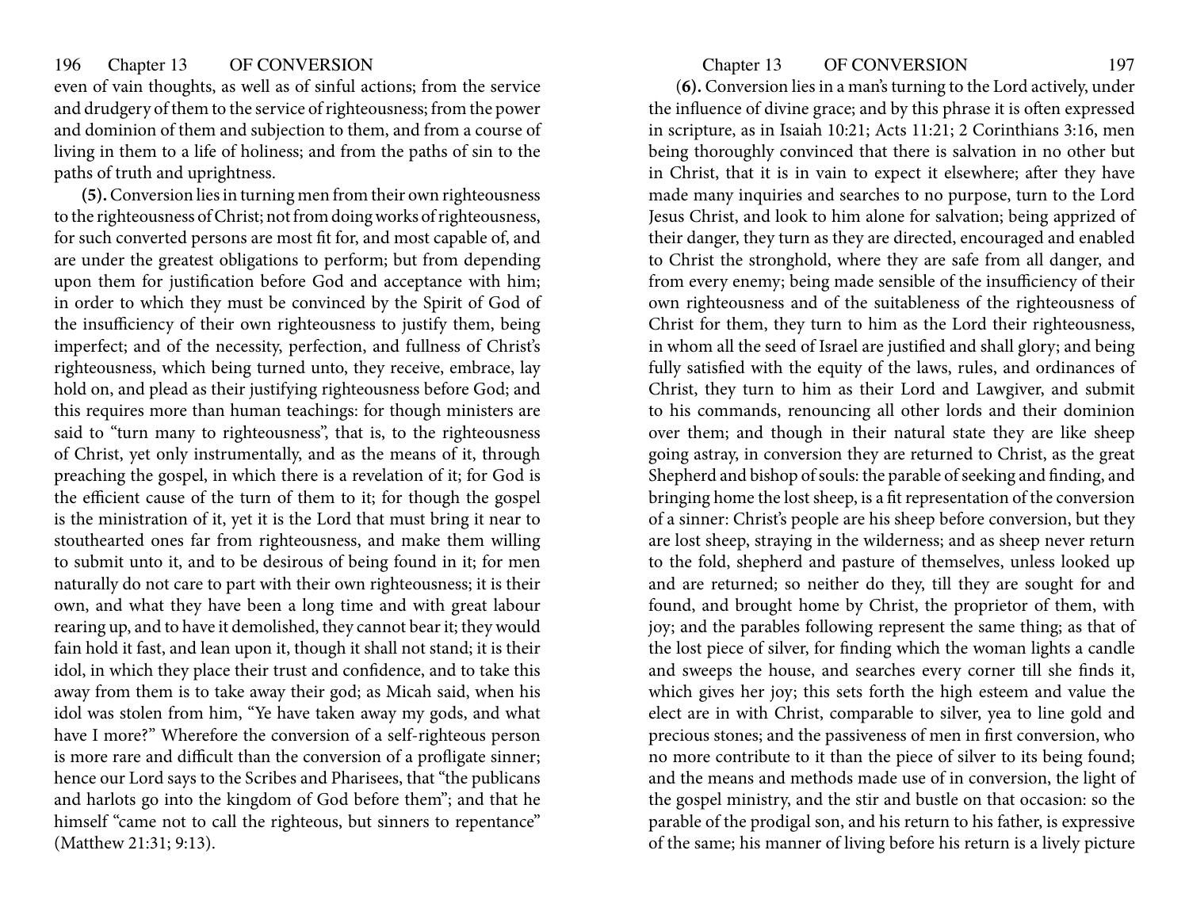even of vain thoughts, as well as of sinful actions; from the service and drudgery of them to the service of righteousness; from the power and dominion of them and subjection to them, and from a course of living in them to a life of holiness; and from the paths of sin to the paths of truth and uprightness.

**(5).** Conversion lies in turning men from their own righteousness to the righteousness of Christ; not from doing works of righteousness, for such converted persons are most fit for, and most capable of, and are under the greatest obligations to perform; but from depending upon them for justification before God and acceptance with him; in order to which they must be convinced by the Spirit of God of the insufficiency of their own righteousness to justify them, being imperfect; and of the necessity, perfection, and fullness of Christ's righteousness, which being turned unto, they receive, embrace, lay hold on, and plead as their justifying righteousness before God; and this requires more than human teachings: for though ministers are said to "turn many to righteousness", that is, to the righteousness of Christ, yet only instrumentally, and as the means of it, through preaching the gospel, in which there is a revelation of it; for God is the efficient cause of the turn of them to it; for though the gospel is the ministration of it, yet it is the Lord that must bring it near to stouthearted ones far from righteousness, and make them willing to submit unto it, and to be desirous of being found in it; for men naturally do not care to part with their own righteousness; it is their own, and what they have been a long time and with great labour rearing up, and to have it demolished, they cannot bear it; they would fain hold it fast, and lean upon it, though it shall not stand; it is their idol, in which they place their trust and confidence, and to take this away from them is to take away their god; as Micah said, when his idol was stolen from him, "Ye have taken away my gods, and what have I more?" Wherefore the conversion of a self-righteous person is more rare and difficult than the conversion of a profligate sinner; hence our Lord says to the Scribes and Pharisees, that "the publicans and harlots go into the kingdom of God before them"; and that he himself "came not to call the righteous, but sinners to repentance" (Matthew 21:31; 9:13).

(**6**)**.** Conversion lies in a man's turning to the Lord actively, under the influence of divine grace; and by this phrase it is often expressed in scripture, as in Isaiah 10:21; Acts 11:21; 2 Corinthians 3:16, men being thoroughly convinced that there is salvation in no other but in Christ, that it is in vain to expect it elsewhere; after they have made many inquiries and searches to no purpose, turn to the Lord Jesus Christ, and look to him alone for salvation; being apprized of their danger, they turn as they are directed, encouraged and enabled to Christ the stronghold, where they are safe from all danger, and from every enemy; being made sensible of the insufficiency of their own righteousness and of the suitableness of the righteousness of Christ for them, they turn to him as the Lord their righteousness, in whom all the seed of Israel are justified and shall glory; and being fully satisfied with the equity of the laws, rules, and ordinances of Christ, they turn to him as their Lord and Lawgiver, and submit to his commands, renouncing all other lords and their dominion over them; and though in their natural state they are like sheep going astray, in conversion they are returned to Christ, as the great Shepherd and bishop of souls: the parable of seeking and finding, and bringing home the lost sheep, is a fit representation of the conversion of a sinner: Christ's people are his sheep before conversion, but they are lost sheep, straying in the wilderness; and as sheep never return to the fold, shepherd and pasture of themselves, unless looked up and are returned; so neither do they, till they are sought for and found, and brought home by Christ, the proprietor of them, with joy; and the parables following represent the same thing; as that of the lost piece of silver, for finding which the woman lights a candle and sweeps the house, and searches every corner till she finds it, which gives her joy; this sets forth the high esteem and value the elect are in with Christ, comparable to silver, yea to line gold and precious stones; and the passiveness of men in first conversion, who no more contribute to it than the piece of silver to its being found; and the means and methods made use of in conversion, the light of the gospel ministry, and the stir and bustle on that occasion: so the parable of the prodigal son, and his return to his father, is expressive of the same; his manner of living before his return is a lively picture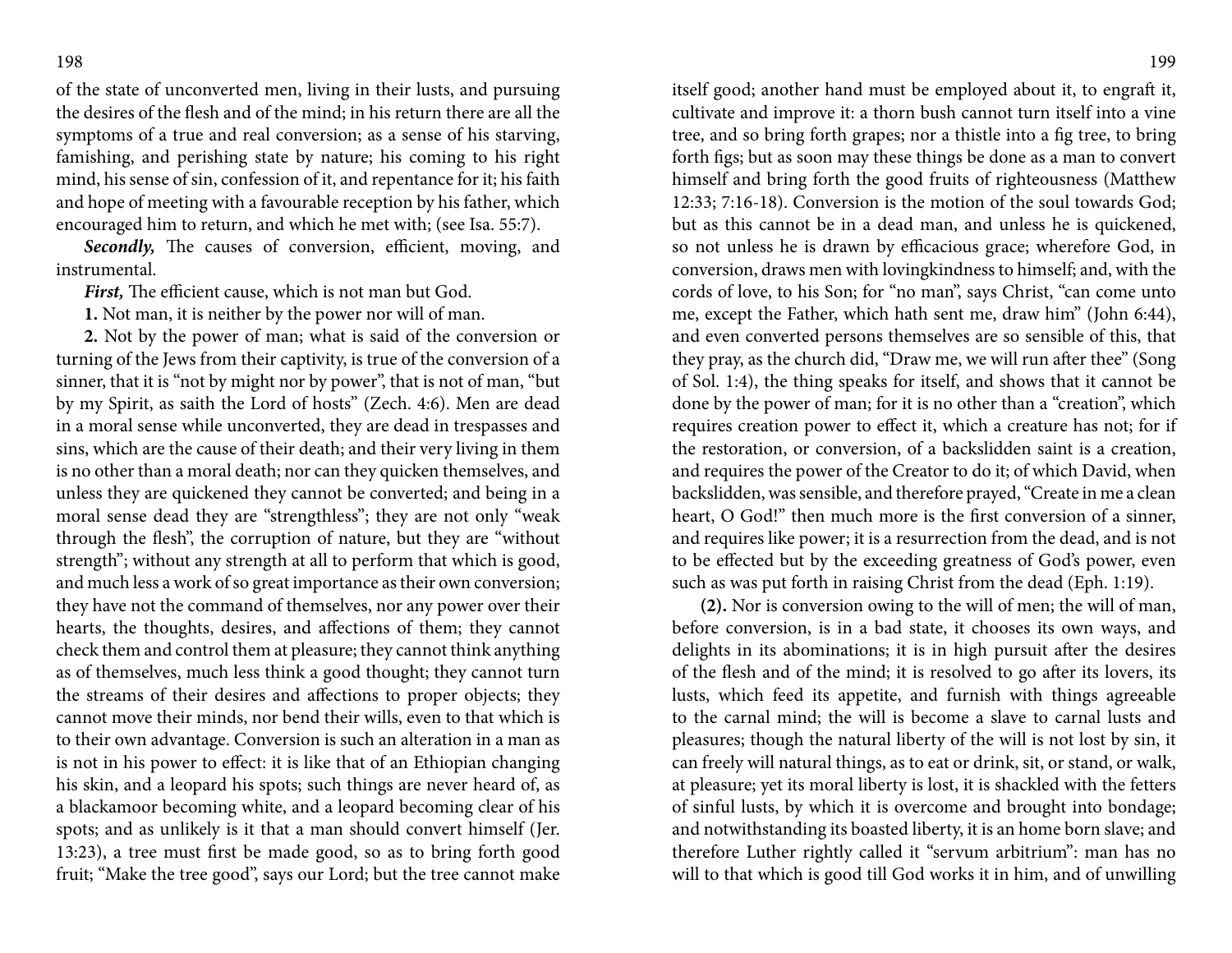of the state of unconverted men, living in their lusts, and pursuing the desires of the flesh and of the mind; in his return there are all the symptoms of a true and real conversion; as a sense of his starving, famishing, and perishing state by nature; his coming to his right mind, his sense of sin, confession of it, and repentance for it; his faith and hope of meeting with a favourable reception by his father, which encouraged him to return, and which he met with; (see Isa. 55:7).

***Secondly,*** The causes of conversion, efficient, moving, and instrumental.

***First,*** The efficient cause, which is not man but God.

**1.** Not man, it is neither by the power nor will of man.

**2.** Not by the power of man; what is said of the conversion or turning of the Jews from their captivity, is true of the conversion of a sinner, that it is "not by might nor by power", that is not of man, "but by my Spirit, as saith the Lord of hosts" (Zech. 4:6). Men are dead in a moral sense while unconverted, they are dead in trespasses and sins, which are the cause of their death; and their very living in them is no other than a moral death; nor can they quicken themselves, and unless they are quickened they cannot be converted; and being in a moral sense dead they are "strengthless"; they are not only "weak through the flesh", the corruption of nature, but they are "without strength"; without any strength at all to perform that which is good, and much less a work of so great importance as their own conversion; they have not the command of themselves, nor any power over their hearts, the thoughts, desires, and affections of them; they cannot check them and control them at pleasure; they cannot think anything as of themselves, much less think a good thought; they cannot turn the streams of their desires and affections to proper objects; they cannot move their minds, nor bend their wills, even to that which is to their own advantage. Conversion is such an alteration in a man as is not in his power to effect: it is like that of an Ethiopian changing his skin, and a leopard his spots; such things are never heard of, as a blackamoor becoming white, and a leopard becoming clear of his spots; and as unlikely is it that a man should convert himself (Jer. 13:23), a tree must first be made good, so as to bring forth good fruit; "Make the tree good", says our Lord; but the tree cannot make itself good; another hand must be employed about it, to engraft it, cultivate and improve it: a thorn bush cannot turn itself into a vine tree, and so bring forth grapes; nor a thistle into a fig tree, to bring forth figs; but as soon may these things be done as a man to convert himself and bring forth the good fruits of righteousness (Matthew 12:33; 7:16-18). Conversion is the motion of the soul towards God; but as this cannot be in a dead man, and unless he is quickened, so not unless he is drawn by efficacious grace; wherefore God, in conversion, draws men with lovingkindness to himself; and, with the cords of love, to his Son; for "no man", says Christ, "can come unto me, except the Father, which hath sent me, draw him" (John 6:44), and even converted persons themselves are so sensible of this, that they pray, as the church did, "Draw me, we will run after thee" (Song of Sol. 1:4), the thing speaks for itself, and shows that it cannot be done by the power of man; for it is no other than a "creation", which requires creation power to effect it, which a creature has not; for if the restoration, or conversion, of a backslidden saint is a creation, and requires the power of the Creator to do it; of which David, when backslidden, was sensible, and therefore prayed, "Create in me a clean heart, O God!" then much more is the first conversion of a sinner, and requires like power; it is a resurrection from the dead, and is not to be effected but by the exceeding greatness of God's power, even such as was put forth in raising Christ from the dead (Eph. 1:19).

**(2).** Nor is conversion owing to the will of men; the will of man, before conversion, is in a bad state, it chooses its own ways, and delights in its abominations; it is in high pursuit after the desires of the flesh and of the mind; it is resolved to go after its lovers, its lusts, which feed its appetite, and furnish with things agreeable to the carnal mind; the will is become a slave to carnal lusts and pleasures; though the natural liberty of the will is not lost by sin, it can freely will natural things, as to eat or drink, sit, or stand, or walk, at pleasure; yet its moral liberty is lost, it is shackled with the fetters of sinful lusts, by which it is overcome and brought into bondage; and notwithstanding its boasted liberty, it is an home born slave; and therefore Luther rightly called it "servum arbitrium": man has no will to that which is good till God works it in him, and of unwilling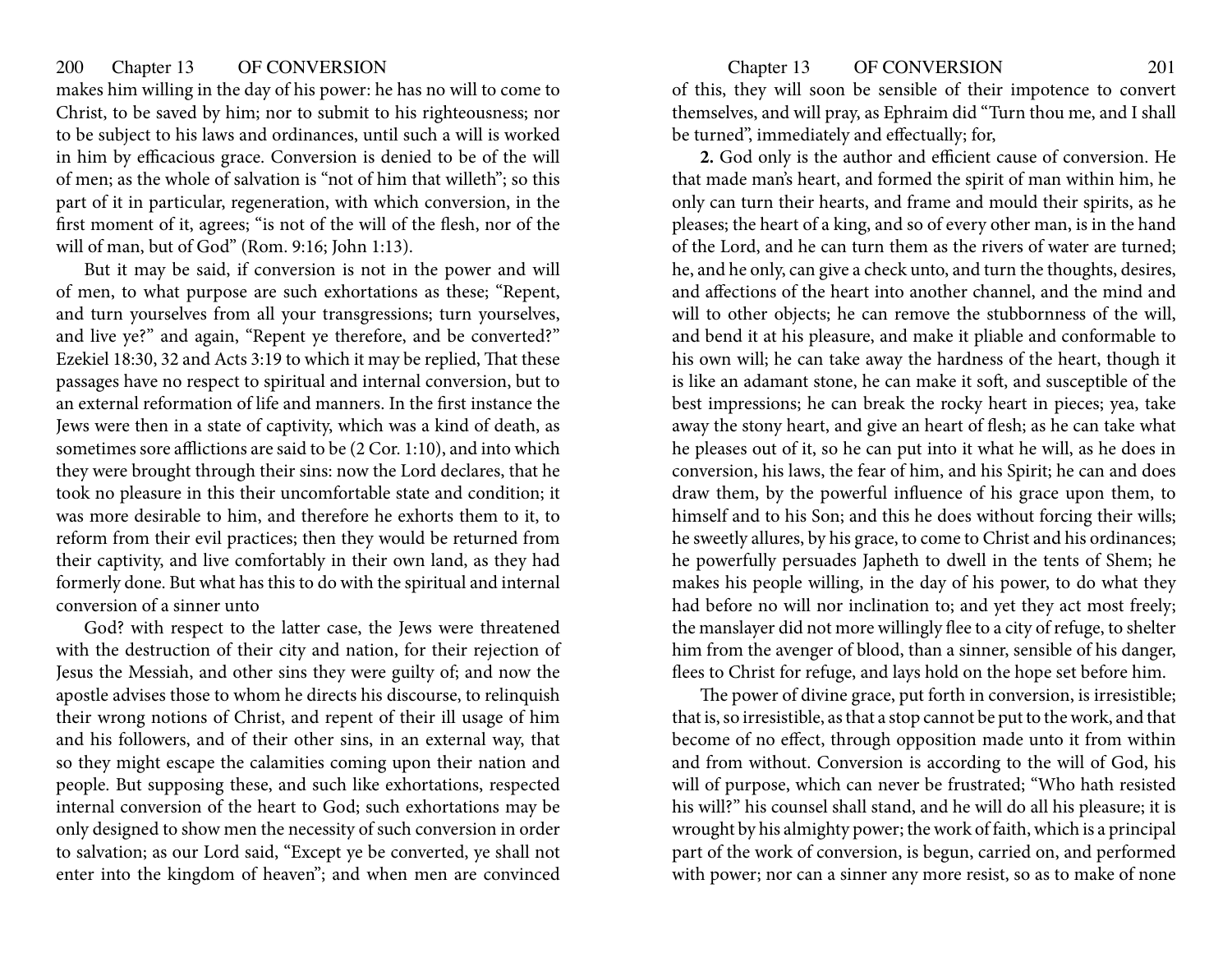makes him willing in the day of his power: he has no will to come to Christ, to be saved by him; nor to submit to his righteousness; nor to be subject to his laws and ordinances, until such a will is worked in him by efficacious grace. Conversion is denied to be of the will of men; as the whole of salvation is "not of him that willeth"; so this part of it in particular, regeneration, with which conversion, in the first moment of it, agrees; "is not of the will of the flesh, nor of the will of man, but of God" (Rom. 9:16; John 1:13).

But it may be said, if conversion is not in the power and will of men, to what purpose are such exhortations as these; "Repent, and turn yourselves from all your transgressions; turn yourselves, and live ye?" and again, "Repent ye therefore, and be converted?" Ezekiel 18:30, 32 and Acts 3:19 to which it may be replied, That these passages have no respect to spiritual and internal conversion, but to an external reformation of life and manners. In the first instance the Jews were then in a state of captivity, which was a kind of death, as sometimes sore afflictions are said to be (2 Cor. 1:10), and into which they were brought through their sins: now the Lord declares, that he took no pleasure in this their uncomfortable state and condition; it was more desirable to him, and therefore he exhorts them to it, to reform from their evil practices; then they would be returned from their captivity, and live comfortably in their own land, as they had formerly done. But what has this to do with the spiritual and internal conversion of a sinner unto God? with respect to the latter case, the Jews were threatened with the destruction of their city and nation, for their rejection of Jesus the Messiah, and other sins they were guilty of; and now the apostle advises those to whom he directs his discourse, to relinquish their wrong notions of Christ, and repent of their ill usage of him and his followers, and of their other sins, in an external way, that so they might escape the calamities coming upon their nation and people. But supposing these, and such like exhortations, respected internal conversion of the heart to God; such exhortations may be only designed to show men the necessity of such conversion in order to salvation; as our Lord said, "Except ye be converted, ye shall not enter into the kingdom of heaven"; and when men are convinced of this, they will soon be sensible of their impotence to convert themselves, and will pray, as Ephraim did "Turn thou me, and I shall be turned", immediately and effectually; for,

**2.** God only is the author and efficient cause of conversion. He that made man's heart, and formed the spirit of man within him, he only can turn their hearts, and frame and mould their spirits, as he pleases; the heart of a king, and so of every other man, is in the hand of the Lord, and he can turn them as the rivers of water are turned; he, and he only, can give a check unto, and turn the thoughts, desires, and affections of the heart into another channel, and the mind and will to other objects; he can remove the stubbornness of the will, and bend it at his pleasure, and make it pliable and conformable to his own will; he can take away the hardness of the heart, though it is like an adamant stone, he can make it soft, and susceptible of the best impressions; he can break the rocky heart in pieces; yea, take away the stony heart, and give an heart of flesh; as he can take what he pleases out of it, so he can put into it what he will, as he does in conversion, his laws, the fear of him, and his Spirit; he can and does draw them, by the powerful influence of his grace upon them, to himself and to his Son; and this he does without forcing their wills; he sweetly allures, by his grace, to come to Christ and his ordinances; he powerfully persuades Japheth to dwell in the tents of Shem; he makes his people willing, in the day of his power, to do what they had before no will nor inclination to; and yet they act most freely; the manslayer did not more willingly flee to a city of refuge, to shelter him from the avenger of blood, than a sinner, sensible of his danger, flees to Christ for refuge, and lays hold on the hope set before him.

The power of divine grace, put forth in conversion, is irresistible; that is, so irresistible, as that a stop cannot be put to the work, and that become of no effect, through opposition made unto it from within and from without. Conversion is according to the will of God, his will of purpose, which can never be frustrated; "Who hath resisted his will?" his counsel shall stand, and he will do all his pleasure; it is wrought by his almighty power; the work of faith, which is a principal part of the work of conversion, is begun, carried on, and performed with power; nor can a sinner any more resist, so as to make of none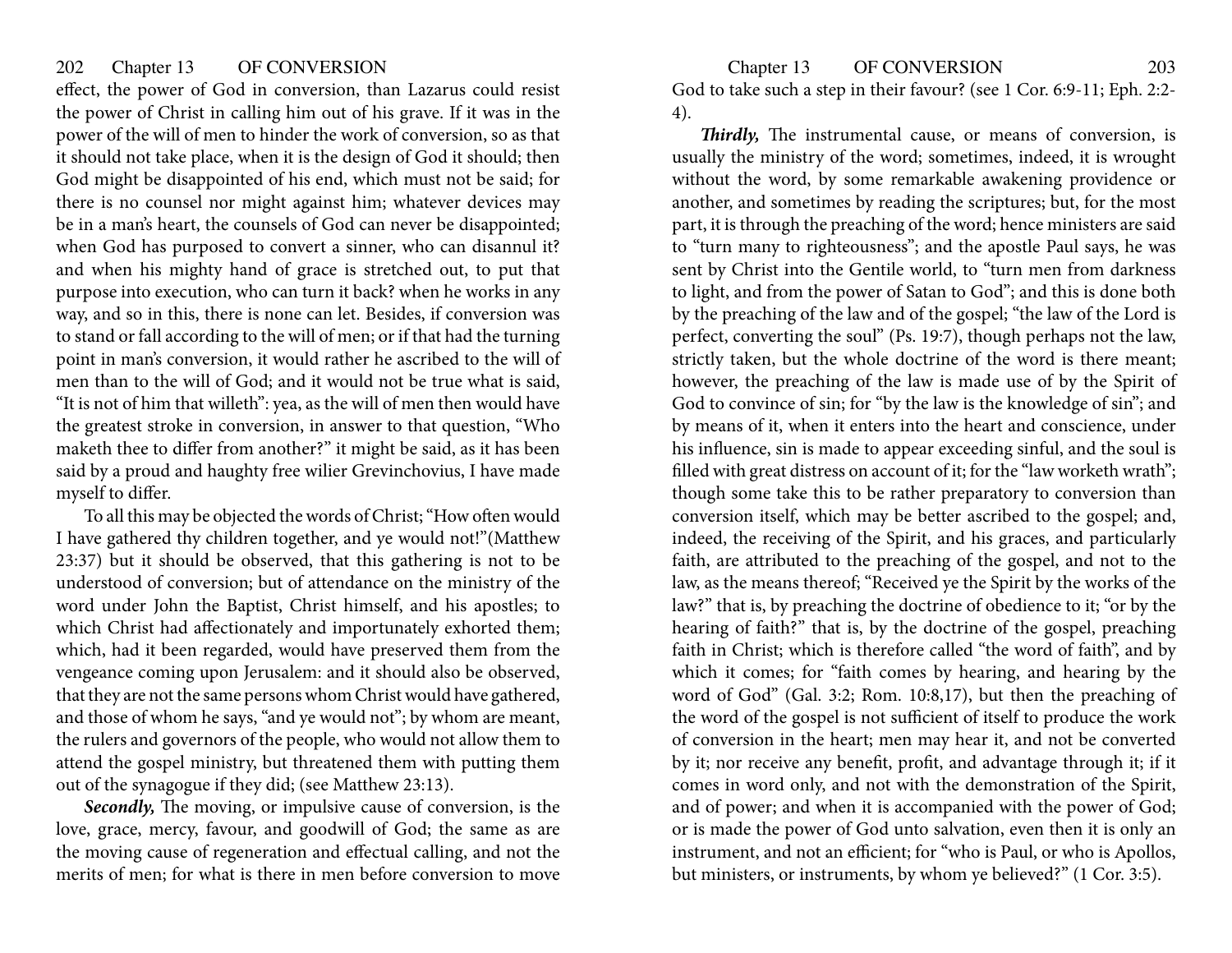effect, the power of God in conversion, than Lazarus could resist the power of Christ in calling him out of his grave. If it was in the power of the will of men to hinder the work of conversion, so as that it should not take place, when it is the design of God it should; then God might be disappointed of his end, which must not be said; for there is no counsel nor might against him; whatever devices may be in a man's heart, the counsels of God can never be disappointed; when God has purposed to convert a sinner, who can disannul it? and when his mighty hand of grace is stretched out, to put that purpose into execution, who can turn it back? when he works in any way, and so in this, there is none can let. Besides, if conversion was to stand or fall according to the will of men; or if that had the turning point in man's conversion, it would rather he ascribed to the will of men than to the will of God; and it would not be true what is said, "It is not of him that willeth": yea, as the will of men then would have the greatest stroke in conversion, in answer to that question, "Who maketh thee to differ from another?" it might be said, as it has been said by a proud and haughty free wilier Grevinchovius, I have made myself to differ.

To all this may be objected the words of Christ; "How often would I have gathered thy children together, and ye would not!"(Matthew 23:37) but it should be observed, that this gathering is not to be understood of conversion; but of attendance on the ministry of the word under John the Baptist, Christ himself, and his apostles; to which Christ had affectionately and importunately exhorted them; which, had it been regarded, would have preserved them from the vengeance coming upon Jerusalem: and it should also be observed, that they are not the same persons whom Christ would have gathered, and those of whom he says, "and ye would not"; by whom are meant, the rulers and governors of the people, who would not allow them to attend the gospel ministry, but threatened them with putting them out of the synagogue if they did; (see Matthew 23:13).

***Secondly,*** The moving, or impulsive cause of conversion, is the love, grace, mercy, favour, and goodwill of God; the same as are the moving cause of regeneration and effectual calling, and not the merits of men; for what is there in men before conversion to move God to take such a step in their favour? (see 1 Cor. 6:9-11; Eph. 2:2-4).

***Thirdly,*** The instrumental cause, or means of conversion, is usually the ministry of the word; sometimes, indeed, it is wrought without the word, by some remarkable awakening providence or another, and sometimes by reading the scriptures; but, for the most part, it is through the preaching of the word; hence ministers are said to "turn many to righteousness"; and the apostle Paul says, he was sent by Christ into the Gentile world, to "turn men from darkness to light, and from the power of Satan to God"; and this is done both by the preaching of the law and of the gospel; "the law of the Lord is perfect, converting the soul" (Ps. 19:7), though perhaps not the law, strictly taken, but the whole doctrine of the word is there meant; however, the preaching of the law is made use of by the Spirit of God to convince of sin; for "by the law is the knowledge of sin"; and by means of it, when it enters into the heart and conscience, under his influence, sin is made to appear exceeding sinful, and the soul is filled with great distress on account of it; for the "law worketh wrath"; though some take this to be rather preparatory to conversion than conversion itself, which may be better ascribed to the gospel; and, indeed, the receiving of the Spirit, and his graces, and particularly faith, are attributed to the preaching of the gospel, and not to the law, as the means thereof; "Received ye the Spirit by the works of the law?" that is, by preaching the doctrine of obedience to it; "or by the hearing of faith?" that is, by the doctrine of the gospel, preaching faith in Christ; which is therefore called "the word of faith", and by which it comes; for "faith comes by hearing, and hearing by the word of God" (Gal. 3:2; Rom. 10:8,17), but then the preaching of the word of the gospel is not sufficient of itself to produce the work of conversion in the heart; men may hear it, and not be converted by it; nor receive any benefit, profit, and advantage through it; if it comes in word only, and not with the demonstration of the Spirit, and of power; and when it is accompanied with the power of God; or is made the power of God unto salvation, even then it is only an instrument, and not an efficient; for "who is Paul, or who is Apollos, but ministers, or instruments, by whom ye believed?" (1 Cor. 3:5).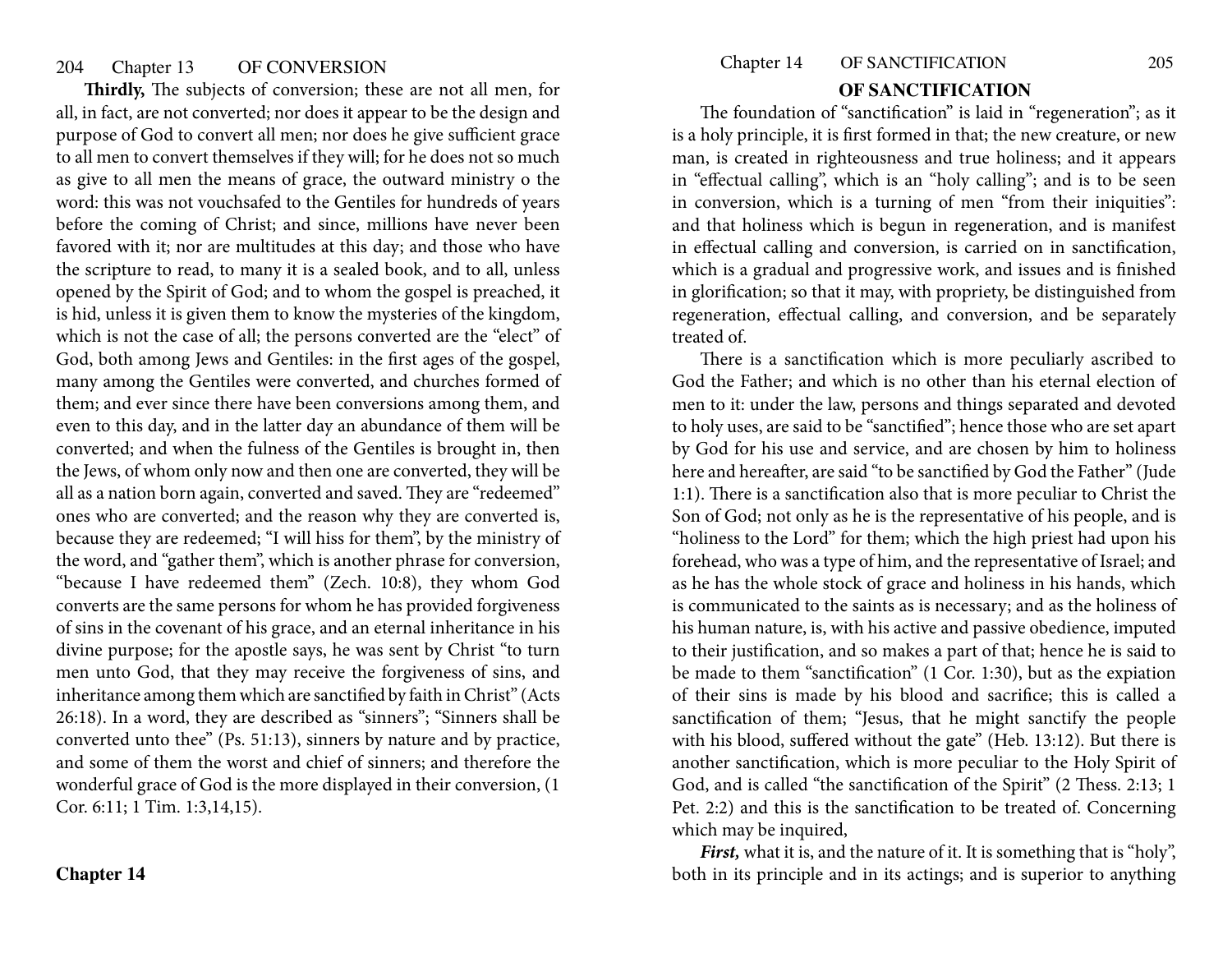**Thirdly,** The subjects of conversion; these are not all men, for all, in fact, are not converted; nor does it appear to be the design and purpose of God to convert all men; nor does he give sufficient grace to all men to convert themselves if they will; for he does not so much as give to all men the means of grace, the outward ministry o the word: this was not vouchsafed to the Gentiles for hundreds of years before the coming of Christ; and since, millions have never been favored with it; nor are multitudes at this day; and those who have the scripture to read, to many it is a sealed book, and to all, unless opened by the Spirit of God; and to whom the gospel is preached, it is hid, unless it is given them to know the mysteries of the kingdom, which is not the case of all; the persons converted are the "elect" of God, both among Jews and Gentiles: in the first ages of the gospel, many among the Gentiles were converted, and churches formed of them; and ever since there have been conversions among them, and even to this day, and in the latter day an abundance of them will be converted; and when the fulness of the Gentiles is brought in, then the Jews, of whom only now and then one are converted, they will be all as a nation born again, converted and saved. They are "redeemed" ones who are converted; and the reason why they are converted is, because they are redeemed; "I will hiss for them", by the ministry of the word, and "gather them", which is another phrase for conversion, "because I have redeemed them" (Zech. 10:8), they whom God converts are the same persons for whom he has provided forgiveness of sins in the covenant of his grace, and an eternal inheritance in his divine purpose; for the apostle says, he was sent by Christ "to turn men unto God, that they may receive the forgiveness of sins, and inheritance among them which are sanctified by faith in Christ" (Acts 26:18). In a word, they are described as "sinners"; "Sinners shall be converted unto thee" (Ps. 51:13), sinners by nature and by practice, and some of them the worst and chief of sinners; and therefore the wonderful grace of God is the more displayed in their conversion, (1 Cor. 6:11; 1 Tim. 1:3,14,15).

## Chapter 14

## OF SANCTIFICATION

The foundation of "sanctification" is laid in "regeneration"; as it is a holy principle, it is first formed in that; the new creature, or new man, is created in righteousness and true holiness; and it appears in "effectual calling", which is an "holy calling"; and is to be seen in conversion, which is a turning of men "from their iniquities": and that holiness which is begun in regeneration, and is manifest in effectual calling and conversion, is carried on in sanctification, which is a gradual and progressive work, and issues and is finished in glorification; so that it may, with propriety, be distinguished from regeneration, effectual calling, and conversion, and be separately treated of.

There is a sanctification which is more peculiarly ascribed to God the Father; and which is no other than his eternal election of men to it: under the law, persons and things separated and devoted to holy uses, are said to be "sanctified"; hence those who are set apart by God for his use and service, and are chosen by him to holiness here and hereafter, are said "to be sanctified by God the Father" (Jude 1:1). There is a sanctification also that is more peculiar to Christ the Son of God; not only as he is the representative of his people, and is "holiness to the Lord" for them; which the high priest had upon his forehead, who was a type of him, and the representative of Israel; and as he has the whole stock of grace and holiness in his hands, which is communicated to the saints as is necessary; and as the holiness of his human nature, is, with his active and passive obedience, imputed to their justification, and so makes a part of that; hence he is said to be made to them "sanctification" (1 Cor. 1:30), but as the expiation of their sins is made by his blood and sacrifice; this is called a sanctification of them; "Jesus, that he might sanctify the people with his blood, suffered without the gate" (Heb. 13:12). But there is another sanctification, which is more peculiar to the Holy Spirit of God, and is called "the sanctification of the Spirit" (2 Thess. 2:13; 1 Pet. 2:2) and this is the sanctification to be treated of. Concerning which may be inquired,

***First,*** what it is, and the nature of it. It is something that is "holy", both in its principle and in its actings; and is superior to anything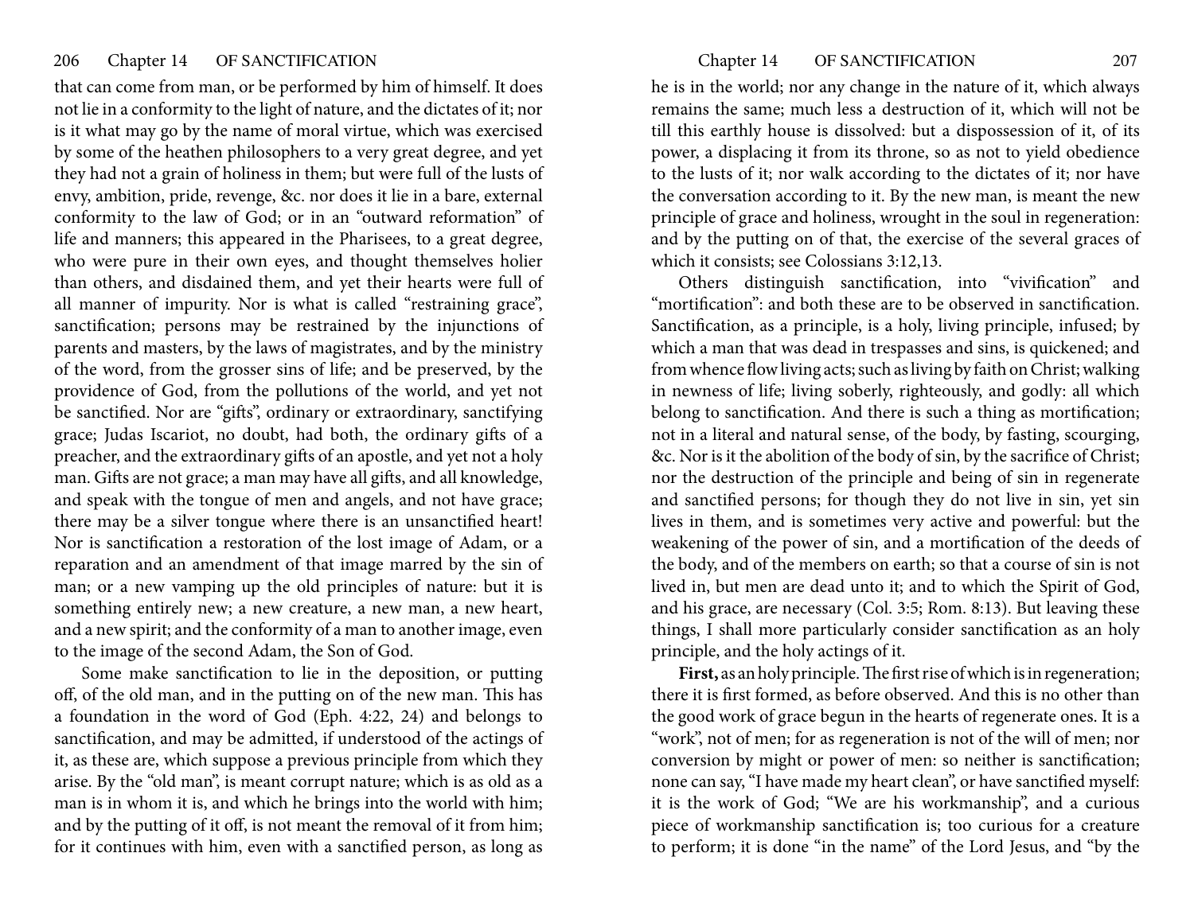that can come from man, or be performed by him of himself. It does not lie in a conformity to the light of nature, and the dictates of it; nor is it what may go by the name of moral virtue, which was exercised by some of the heathen philosophers to a very great degree, and yet they had not a grain of holiness in them; but were full of the lusts of envy, ambition, pride, revenge, &c. nor does it lie in a bare, external conformity to the law of God; or in an "outward reformation" of life and manners; this appeared in the Pharisees, to a great degree, who were pure in their own eyes, and thought themselves holier than others, and disdained them, and yet their hearts were full of all manner of impurity. Nor is what is called "restraining grace", sanctification; persons may be restrained by the injunctions of parents and masters, by the laws of magistrates, and by the ministry of the word, from the grosser sins of life; and be preserved, by the providence of God, from the pollutions of the world, and yet not be sanctified. Nor are "gifts", ordinary or extraordinary, sanctifying grace; Judas Iscariot, no doubt, had both, the ordinary gifts of a preacher, and the extraordinary gifts of an apostle, and yet not a holy man. Gifts are not grace; a man may have all gifts, and all knowledge, and speak with the tongue of men and angels, and not have grace; there may be a silver tongue where there is an unsanctified heart! Nor is sanctification a restoration of the lost image of Adam, or a reparation and an amendment of that image marred by the sin of man; or a new vamping up the old principles of nature: but it is something entirely new; a new creature, a new man, a new heart, and a new spirit; and the conformity of a man to another image, even to the image of the second Adam, the Son of God.

Some make sanctification to lie in the deposition, or putting off, of the old man, and in the putting on of the new man. This has a foundation in the word of God (Eph. 4:22, 24) and belongs to sanctification, and may be admitted, if understood of the actings of it, as these are, which suppose a previous principle from which they arise. By the "old man", is meant corrupt nature; which is as old as a man is in whom it is, and which he brings into the world with him; and by the putting of it off, is not meant the removal of it from him; for it continues with him, even with a sanctified person, as long as he is in the world; nor any change in the nature of it, which always remains the same; much less a destruction of it, which will not be till this earthly house is dissolved: but a dispossession of it, of its power, a displacing it from its throne, so as not to yield obedience to the lusts of it; nor walk according to the dictates of it; nor have the conversation according to it. By the new man, is meant the new principle of grace and holiness, wrought in the soul in regeneration: and by the putting on of that, the exercise of the several graces of which it consists; see Colossians 3:12,13.

Others distinguish sanctification, into "vivification" and "mortification": and both these are to be observed in sanctification. Sanctification, as a principle, is a holy, living principle, infused; by which a man that was dead in trespasses and sins, is quickened; and from whence flow living acts; such as living by faith on Christ; walking in newness of life; living soberly, righteously, and godly: all which belong to sanctification. And there is such a thing as mortification; not in a literal and natural sense, of the body, by fasting, scourging, &c. Nor is it the abolition of the body of sin, by the sacrifice of Christ; nor the destruction of the principle and being of sin in regenerate and sanctified persons; for though they do not live in sin, yet sin lives in them, and is sometimes very active and powerful: but the weakening of the power of sin, and a mortification of the deeds of the body, and of the members on earth; so that a course of sin is not lived in, but men are dead unto it; and to which the Spirit of God, and his grace, are necessary (Col. 3:5; Rom. 8:13). But leaving these things, I shall more particularly consider sanctification as an holy principle, and the holy actings of it.

**First,** as an holy principle. The first rise of which is in regeneration; there it is first formed, as before observed. And this is no other than the good work of grace begun in the hearts of regenerate ones. It is a "work", not of men; for as regeneration is not of the will of men; nor conversion by might or power of men: so neither is sanctification; none can say, "I have made my heart clean", or have sanctified myself: it is the work of God; "We are his workmanship", and a curious piece of workmanship sanctification is; too curious for a creature to perform; it is done "in the name" of the Lord Jesus, and "by the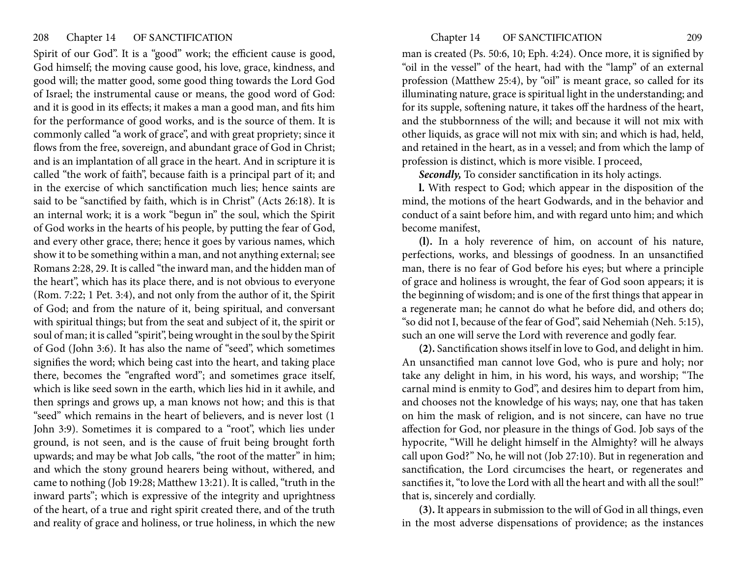Spirit of our God". It is a "good" work; the efficient cause is good, God himself; the moving cause good, his love, grace, kindness, and good will; the matter good, some good thing towards the Lord God of Israel; the instrumental cause or means, the good word of God: and it is good in its effects; it makes a man a good man, and fits him for the performance of good works, and is the source of them. It is commonly called "a work of grace", and with great propriety; since it flows from the free, sovereign, and abundant grace of God in Christ; and is an implantation of all grace in the heart. And in scripture it is called "the work of faith", because faith is a principal part of it; and in the exercise of which sanctification much lies; hence saints are said to be "sanctified by faith, which is in Christ" (Acts 26:18). It is an internal work; it is a work "begun in" the soul, which the Spirit of God works in the hearts of his people, by putting the fear of God, and every other grace, there; hence it goes by various names, which show it to be something within a man, and not anything external; see Romans 2:28, 29. It is called "the inward man, and the hidden man of the heart", which has its place there, and is not obvious to everyone (Rom. 7:22; 1 Pet. 3:4), and not only from the author of it, the Spirit of God; and from the nature of it, being spiritual, and conversant with spiritual things; but from the seat and subject of it, the spirit or soul of man; it is called "spirit", being wrought in the soul by the Spirit of God (John 3:6). It has also the name of "seed", which sometimes signifies the word; which being cast into the heart, and taking place there, becomes the "engrafted word"; and sometimes grace itself, which is like seed sown in the earth, which lies hid in it awhile, and then springs and grows up, a man knows not how; and this is that "seed" which remains in the heart of believers, and is never lost (1 John 3:9). Sometimes it is compared to a "root", which lies under ground, is not seen, and is the cause of fruit being brought forth upwards; and may be what Job calls, "the root of the matter" in him; and which the stony ground hearers being without, withered, and came to nothing (Job 19:28; Matthew 13:21). It is called, "truth in the inward parts"; which is expressive of the integrity and uprightness of the heart, of a true and right spirit created there, and of the truth and reality of grace and holiness, or true holiness, in which the new man is created (Ps. 50:6, 10; Eph. 4:24). Once more, it is signified by "oil in the vessel" of the heart, had with the "lamp" of an external profession (Matthew 25:4), by "oil" is meant grace, so called for its illuminating nature, grace is spiritual light in the understanding; and for its supple, softening nature, it takes off the hardness of the heart, and the stubbornness of the will; and because it will not mix with other liquids, as grace will not mix with sin; and which is had, held, and retained in the heart, as in a vessel; and from which the lamp of profession is distinct, which is more visible. I proceed,

***Secondly,*** To consider sanctification in its holy actings.

**l.** With respect to God; which appear in the disposition of the mind, the motions of the heart Godwards, and in the behavior and conduct of a saint before him, and with regard unto him; and which become manifest,

**(l).** In a holy reverence of him, on account of his nature, perfections, works, and blessings of goodness. In an unsanctified man, there is no fear of God before his eyes; but where a principle of grace and holiness is wrought, the fear of God soon appears; it is the beginning of wisdom; and is one of the first things that appear in a regenerate man; he cannot do what he before did, and others do; "so did not I, because of the fear of God", said Nehemiah (Neh. 5:15), such an one will serve the Lord with reverence and godly fear.

**(2).** Sanctification shows itself in love to God, and delight in him. An unsanctified man cannot love God, who is pure and holy; nor take any delight in him, in his word, his ways, and worship; "The carnal mind is enmity to God", and desires him to depart from him, and chooses not the knowledge of his ways; nay, one that has taken on him the mask of religion, and is not sincere, can have no true affection for God, nor pleasure in the things of God. Job says of the hypocrite, "Will he delight himself in the Almighty? will he always call upon God?" No, he will not (Job 27:10). But in regeneration and sanctification, the Lord circumcises the heart, or regenerates and sanctifies it, "to love the Lord with all the heart and with all the soul!" that is, sincerely and cordially.

**(3).** It appears in submission to the will of God in all things, even in the most adverse dispensations of providence; as the instances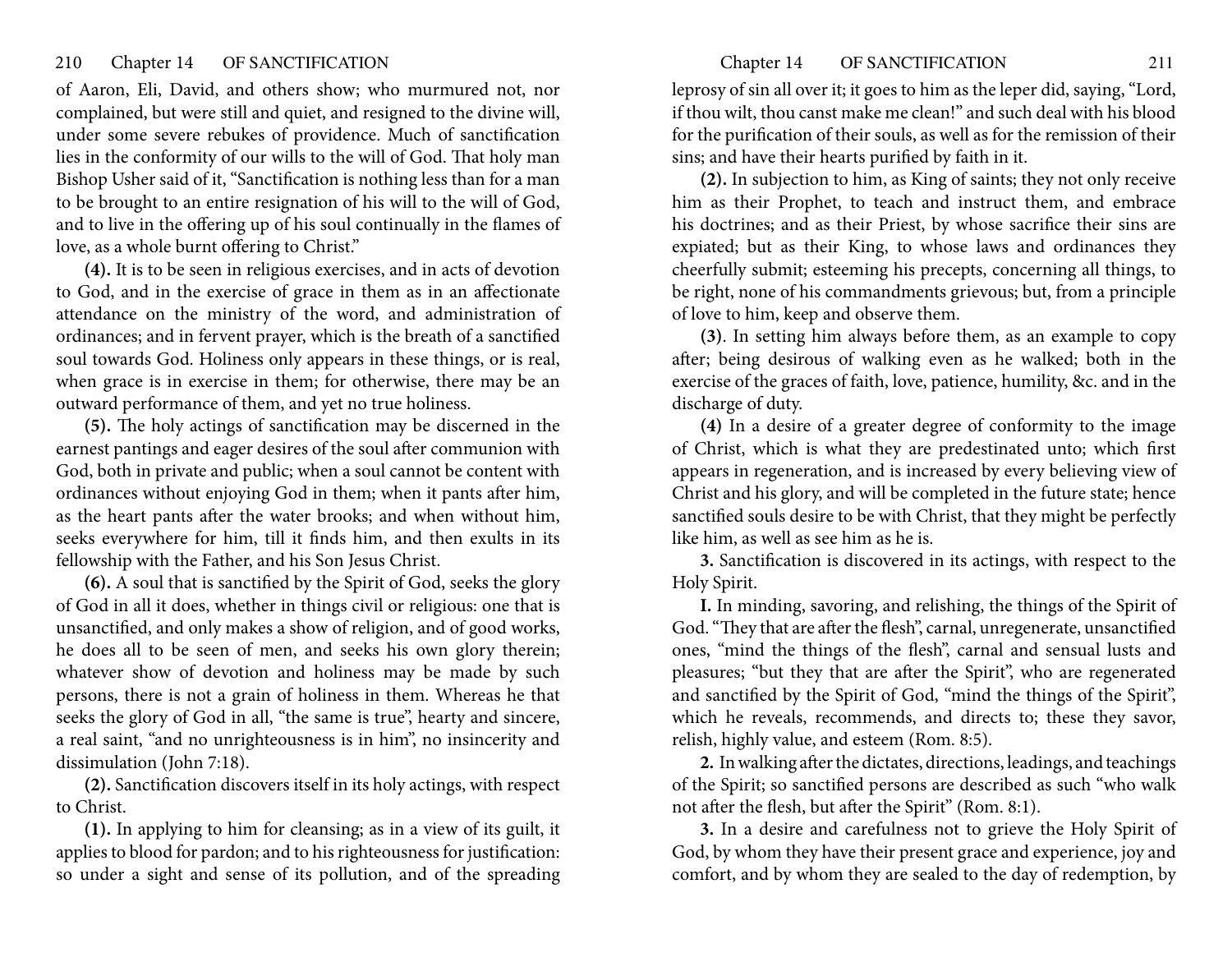of Aaron, Eli, David, and others show; who murmured not, nor complained, but were still and quiet, and resigned to the divine will, under some severe rebukes of providence. Much of sanctification lies in the conformity of our wills to the will of God. That holy man Bishop Usher said of it, "Sanctification is nothing less than for a man to be brought to an entire resignation of his will to the will of God, and to live in the offering up of his soul continually in the flames of love, as a whole burnt offering to Christ."

**(4).** It is to be seen in religious exercises, and in acts of devotion to God, and in the exercise of grace in them as in an affectionate attendance on the ministry of the word, and administration of ordinances; and in fervent prayer, which is the breath of a sanctified soul towards God. Holiness only appears in these things, or is real, when grace is in exercise in them; for otherwise, there may be an outward performance of them, and yet no true holiness.

**(5).** The holy actings of sanctification may be discerned in the earnest pantings and eager desires of the soul after communion with God, both in private and public; when a soul cannot be content with ordinances without enjoying God in them; when it pants after him, as the heart pants after the water brooks; and when without him, seeks everywhere for him, till it finds him, and then exults in its fellowship with the Father, and his Son Jesus Christ.

**(6).** A soul that is sanctified by the Spirit of God, seeks the glory of God in all it does, whether in things civil or religious: one that is unsanctified, and only makes a show of religion, and of good works, he does all to be seen of men, and seeks his own glory therein; whatever show of devotion and holiness may be made by such persons, there is not a grain of holiness in them. Whereas he that seeks the glory of God in all, "the same is true", hearty and sincere, a real saint, "and no unrighteousness is in him", no insincerity and dissimulation (John 7:18).

**(2).** Sanctification discovers itself in its holy actings, with respect to Christ.

**(1).** In applying to him for cleansing; as in a view of its guilt, it applies to blood for pardon; and to his righteousness for justification: so under a sight and sense of its pollution, and of the spreading leprosy of sin all over it; it goes to him as the leper did, saying, "Lord, if thou wilt, thou canst make me clean!" and such deal with his blood for the purification of their souls, as well as for the remission of their sins; and have their hearts purified by faith in it.

**(2).** In subjection to him, as King of saints; they not only receive him as their Prophet, to teach and instruct them, and embrace his doctrines; and as their Priest, by whose sacrifice their sins are expiated; but as their King, to whose laws and ordinances they cheerfully submit; esteeming his precepts, concerning all things, to be right, none of his commandments grievous; but, from a principle of love to him, keep and observe them.

**(3)**. In setting him always before them, as an example to copy after; being desirous of walking even as he walked; both in the exercise of the graces of faith, love, patience, humility, &c. and in the discharge of duty.

**(4)** In a desire of a greater degree of conformity to the image of Christ, which is what they are predestinated unto; which first appears in regeneration, and is increased by every believing view of Christ and his glory, and will be completed in the future state; hence sanctified souls desire to be with Christ, that they might be perfectly like him, as well as see him as he is.

**3.** Sanctification is discovered in its actings, with respect to the Holy Spirit.

**I.** In minding, savoring, and relishing, the things of the Spirit of God. "They that are after the flesh", carnal, unregenerate, unsanctified ones, "mind the things of the flesh", carnal and sensual lusts and pleasures; "but they that are after the Spirit", who are regenerated and sanctified by the Spirit of God, "mind the things of the Spirit", which he reveals, recommends, and directs to; these they savor, relish, highly value, and esteem (Rom. 8:5).

**2.** In walking after the dictates, directions, leadings, and teachings of the Spirit; so sanctified persons are described as such "who walk not after the flesh, but after the Spirit" (Rom. 8:1).

**3.** In a desire and carefulness not to grieve the Holy Spirit of God, by whom they have their present grace and experience, joy and comfort, and by whom they are sealed to the day of redemption, by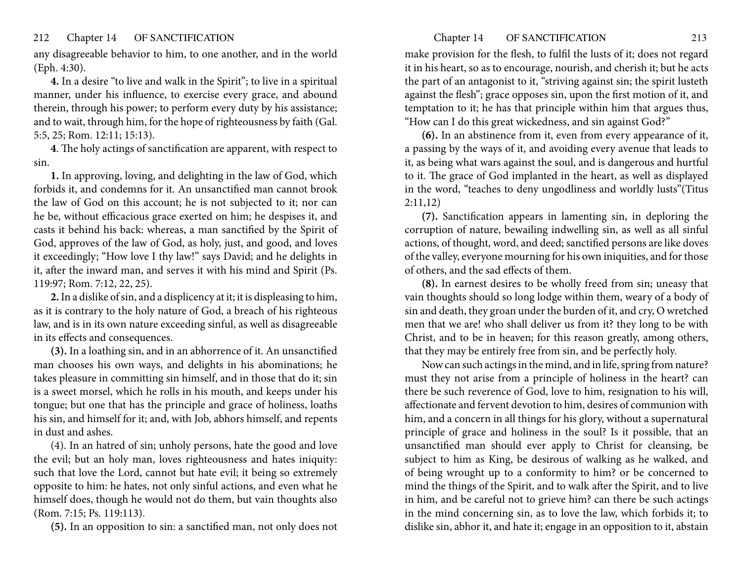any disagreeable behavior to him, to one another, and in the world (Eph. 4:30).

**4.** In a desire "to live and walk in the Spirit"; to live in a spiritual manner, under his influence, to exercise every grace, and abound therein, through his power; to perform every duty by his assistance; and to wait, through him, for the hope of righteousness by faith (Gal. 5:5, 25; Rom. 12:11; 15:13).

**4**. The holy actings of sanctification are apparent, with respect to sin.

**1.** In approving, loving, and delighting in the law of God, which forbids it, and condemns for it. An unsanctified man cannot brook the law of God on this account; he is not subjected to it; nor can he be, without efficacious grace exerted on him; he despises it, and casts it behind his back: whereas, a man sanctified by the Spirit of God, approves of the law of God, as holy, just, and good, and loves it exceedingly; "How love I thy law!" says David; and he delights in it, after the inward man, and serves it with his mind and Spirit (Ps. 119:97; Rom. 7:12, 22, 25).

**2.** In a dislike of sin, and a displicency at it; it is displeasing to him, as it is contrary to the holy nature of God, a breach of his righteous law, and is in its own nature exceeding sinful, as well as disagreeable in its effects and consequences.

**(3).** In a loathing sin, and in an abhorrence of it. An unsanctified man chooses his own ways, and delights in his abominations; he takes pleasure in committing sin himself, and in those that do it; sin is a sweet morsel, which he rolls in his mouth, and keeps under his tongue; but one that has the principle and grace of holiness, loaths his sin, and himself for it; and, with Job, abhors himself, and repents in dust and ashes.

(4). In an hatred of sin; unholy persons, hate the good and love the evil; but an holy man, loves righteousness and hates iniquity: such that love the Lord, cannot but hate evil; it being so extremely opposite to him: he hates, not only sinful actions, and even what he himself does, though he would not do them, but vain thoughts also (Rom. 7:15; Ps. 119:113).

**(5).** In an opposition to sin: a sanctified man, not only does not make provision for the flesh, to fulfil the lusts of it; does not regard it in his heart, so as to encourage, nourish, and cherish it; but he acts the part of an antagonist to it, "striving against sin; the spirit lusteth against the flesh"; grace opposes sin, upon the first motion of it, and temptation to it; he has that principle within him that argues thus, "How can I do this great wickedness, and sin against God?"

**(6).** In an abstinence from it, even from every appearance of it, a passing by the ways of it, and avoiding every avenue that leads to it, as being what wars against the soul, and is dangerous and hurtful to it. The grace of God implanted in the heart, as well as displayed in the word, "teaches to deny ungodliness and worldly lusts"(Titus 2:11,12)

**(7).** Sanctification appears in lamenting sin, in deploring the corruption of nature, bewailing indwelling sin, as well as all sinful actions, of thought, word, and deed; sanctified persons are like doves of the valley, everyone mourning for his own iniquities, and for those of others, and the sad effects of them.

**(8).** In earnest desires to be wholly freed from sin; uneasy that vain thoughts should so long lodge within them, weary of a body of sin and death, they groan under the burden of it, and cry, O wretched men that we are! who shall deliver us from it? they long to be with Christ, and to be in heaven; for this reason greatly, among others, that they may be entirely free from sin, and be perfectly holy.

Now can such actings in the mind, and in life, spring from nature? must they not arise from a principle of holiness in the heart? can there be such reverence of God, love to him, resignation to his will, affectionate and fervent devotion to him, desires of communion with him, and a concern in all things for his glory, without a supernatural principle of grace and holiness in the soul? Is it possible, that an unsanctified man should ever apply to Christ for cleansing, be subject to him as King, be desirous of walking as he walked, and of being wrought up to a conformity to him? or be concerned to mind the things of the Spirit, and to walk after the Spirit, and to live in him, and be careful not to grieve him? can there be such actings in the mind concerning sin, as to love the law, which forbids it; to dislike sin, abhor it, and hate it; engage in an opposition to it, abstain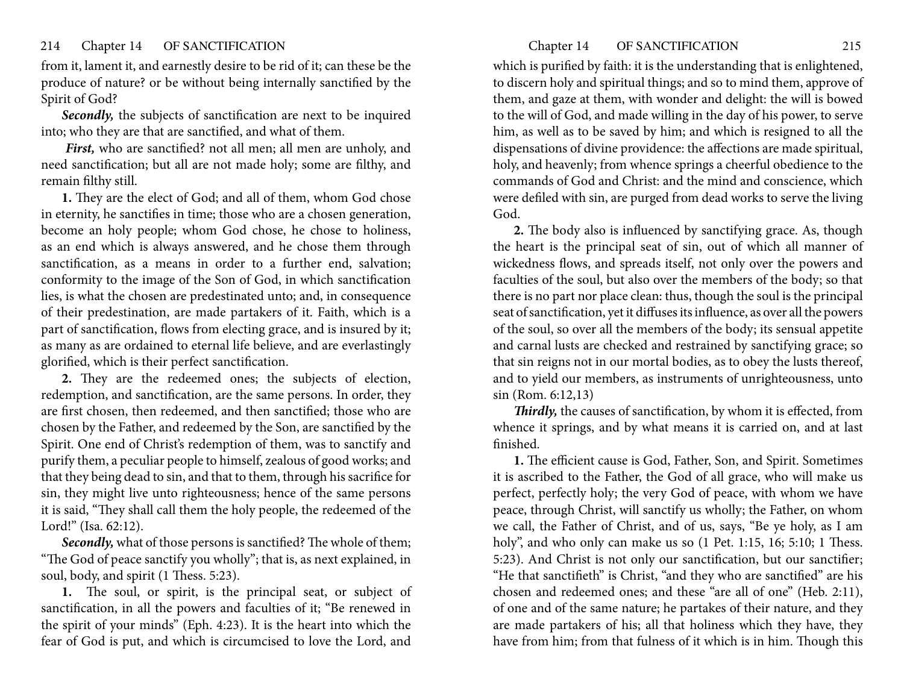from it, lament it, and earnestly desire to be rid of it; can these be the produce of nature? or be without being internally sanctified by the Spirit of God?

***Secondly,*** the subjects of sanctification are next to be inquired into; who they are that are sanctified, and what of them.

***First,*** who are sanctified? not all men; all men are unholy, and need sanctification; but all are not made holy; some are filthy, and remain filthy still.

**1.** They are the elect of God; and all of them, whom God chose in eternity, he sanctifies in time; those who are a chosen generation, become an holy people; whom God chose, he chose to holiness, as an end which is always answered, and he chose them through sanctification, as a means in order to a further end, salvation; conformity to the image of the Son of God, in which sanctification lies, is what the chosen are predestinated unto; and, in consequence of their predestination, are made partakers of it. Faith, which is a part of sanctification, flows from electing grace, and is insured by it; as many as are ordained to eternal life believe, and are everlastingly glorified, which is their perfect sanctification.

**2.** They are the redeemed ones; the subjects of election, redemption, and sanctification, are the same persons. In order, they are first chosen, then redeemed, and then sanctified; those who are chosen by the Father, and redeemed by the Son, are sanctified by the Spirit. One end of Christ's redemption of them, was to sanctify and purify them, a peculiar people to himself, zealous of good works; and that they being dead to sin, and that to them, through his sacrifice for sin, they might live unto righteousness; hence of the same persons it is said, "They shall call them the holy people, the redeemed of the Lord!" (Isa. 62:12).

***Secondly,*** what of those persons is sanctified? The whole of them; "The God of peace sanctify you wholly"; that is, as next explained, in soul, body, and spirit (1 Thess. 5:23).

**1.** The soul, or spirit, is the principal seat, or subject of sanctification, in all the powers and faculties of it; "Be renewed in the spirit of your minds" (Eph. 4:23). It is the heart into which the fear of God is put, and which is circumcised to love the Lord, and which is purified by faith: it is the understanding that is enlightened, to discern holy and spiritual things; and so to mind them, approve of them, and gaze at them, with wonder and delight: the will is bowed to the will of God, and made willing in the day of his power, to serve him, as well as to be saved by him; and which is resigned to all the dispensations of divine providence: the affections are made spiritual, holy, and heavenly; from whence springs a cheerful obedience to the commands of God and Christ: and the mind and conscience, which were defiled with sin, are purged from dead works to serve the living God.

**2.** The body also is influenced by sanctifying grace. As, though the heart is the principal seat of sin, out of which all manner of wickedness flows, and spreads itself, not only over the powers and faculties of the soul, but also over the members of the body; so that there is no part nor place clean: thus, though the soul is the principal seat of sanctification, yet it diffuses its influence, as over all the powers of the soul, so over all the members of the body; its sensual appetite and carnal lusts are checked and restrained by sanctifying grace; so that sin reigns not in our mortal bodies, as to obey the lusts thereof, and to yield our members, as instruments of unrighteousness, unto sin (Rom. 6:12,13)

***Thirdly,*** the causes of sanctification, by whom it is effected, from whence it springs, and by what means it is carried on, and at last finished.

**1.** The efficient cause is God, Father, Son, and Spirit. Sometimes it is ascribed to the Father, the God of all grace, who will make us perfect, perfectly holy; the very God of peace, with whom we have peace, through Christ, will sanctify us wholly; the Father, on whom we call, the Father of Christ, and of us, says, "Be ye holy, as I am holy", and who only can make us so (1 Pet. 1:15, 16; 5:10; 1 Thess. 5:23). And Christ is not only our sanctification, but our sanctifier; "He that sanctifieth" is Christ, "and they who are sanctified" are his chosen and redeemed ones; and these "are all of one" (Heb. 2:11), of one and of the same nature; he partakes of their nature, and they are made partakers of his; all that holiness which they have, they have from him; from that fulness of it which is in him. Though this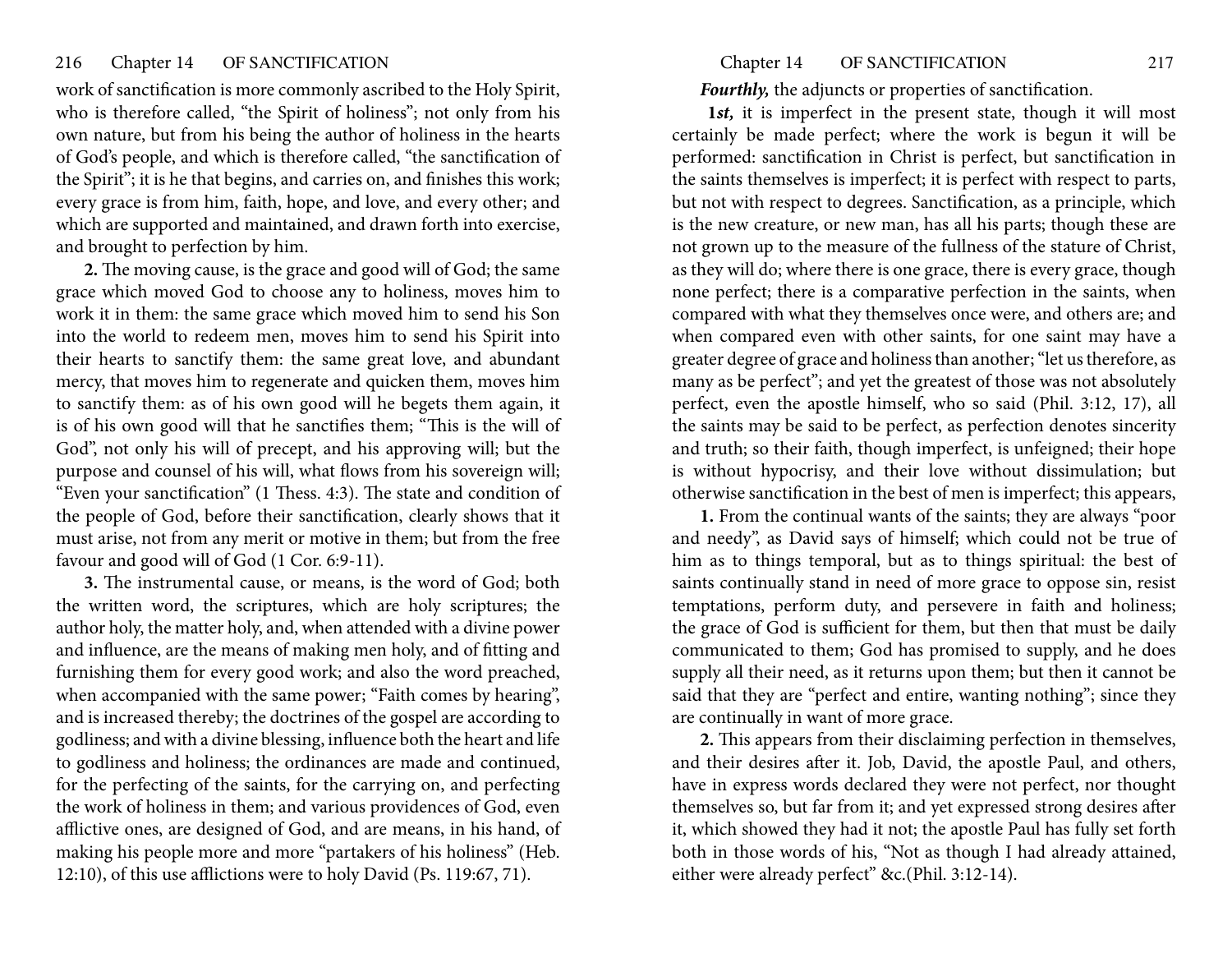work of sanctification is more commonly ascribed to the Holy Spirit, who is therefore called, "the Spirit of holiness"; not only from his own nature, but from his being the author of holiness in the hearts of God's people, and which is therefore called, "the sanctification of the Spirit"; it is he that begins, and carries on, and finishes this work; every grace is from him, faith, hope, and love, and every other; and which are supported and maintained, and drawn forth into exercise, and brought to perfection by him.

**2.** The moving cause, is the grace and good will of God; the same grace which moved God to choose any to holiness, moves him to work it in them: the same grace which moved him to send his Son into the world to redeem men, moves him to send his Spirit into their hearts to sanctify them: the same great love, and abundant mercy, that moves him to regenerate and quicken them, moves him to sanctify them: as of his own good will he begets them again, it is of his own good will that he sanctifies them; "This is the will of God", not only his will of precept, and his approving will; but the purpose and counsel of his will, what flows from his sovereign will; "Even your sanctification" (1 Thess. 4:3). The state and condition of the people of God, before their sanctification, clearly shows that it must arise, not from any merit or motive in them; but from the free favour and good will of God (1 Cor. 6:9-11).

**3.** The instrumental cause, or means, is the word of God; both the written word, the scriptures, which are holy scriptures; the author holy, the matter holy, and, when attended with a divine power and influence, are the means of making men holy, and of fitting and furnishing them for every good work; and also the word preached, when accompanied with the same power; "Faith comes by hearing", and is increased thereby; the doctrines of the gospel are according to godliness; and with a divine blessing, influence both the heart and life to godliness and holiness; the ordinances are made and continued, for the perfecting of the saints, for the carrying on, and perfecting the work of holiness in them; and various providences of God, even afflictive ones, are designed of God, and are means, in his hand, of making his people more and more "partakers of his holiness" (Heb. 12:10), of this use afflictions were to holy David (Ps. 119:67, 71).

***Fourthly,*** the adjuncts or properties of sanctification.

**1*st,*** it is imperfect in the present state, though it will most certainly be made perfect; where the work is begun it will be performed: sanctification in Christ is perfect, but sanctification in the saints themselves is imperfect; it is perfect with respect to parts, but not with respect to degrees. Sanctification, as a principle, which is the new creature, or new man, has all his parts; though these are not grown up to the measure of the fullness of the stature of Christ, as they will do; where there is one grace, there is every grace, though none perfect; there is a comparative perfection in the saints, when compared with what they themselves once were, and others are; and when compared even with other saints, for one saint may have a greater degree of grace and holiness than another; "let us therefore, as many as be perfect"; and yet the greatest of those was not absolutely perfect, even the apostle himself, who so said (Phil. 3:12, 17), all the saints may be said to be perfect, as perfection denotes sincerity and truth; so their faith, though imperfect, is unfeigned; their hope is without hypocrisy, and their love without dissimulation; but otherwise sanctification in the best of men is imperfect; this appears,

**1.** From the continual wants of the saints; they are always "poor and needy", as David says of himself; which could not be true of him as to things temporal, but as to things spiritual: the best of saints continually stand in need of more grace to oppose sin, resist temptations, perform duty, and persevere in faith and holiness; the grace of God is sufficient for them, but then that must be daily communicated to them; God has promised to supply, and he does supply all their need, as it returns upon them; but then it cannot be said that they are "perfect and entire, wanting nothing"; since they are continually in want of more grace.

**2.** This appears from their disclaiming perfection in themselves, and their desires after it. Job, David, the apostle Paul, and others, have in express words declared they were not perfect, nor thought themselves so, but far from it; and yet expressed strong desires after it, which showed they had it not; the apostle Paul has fully set forth both in those words of his, "Not as though I had already attained, either were already perfect" &c.(Phil. 3:12-14).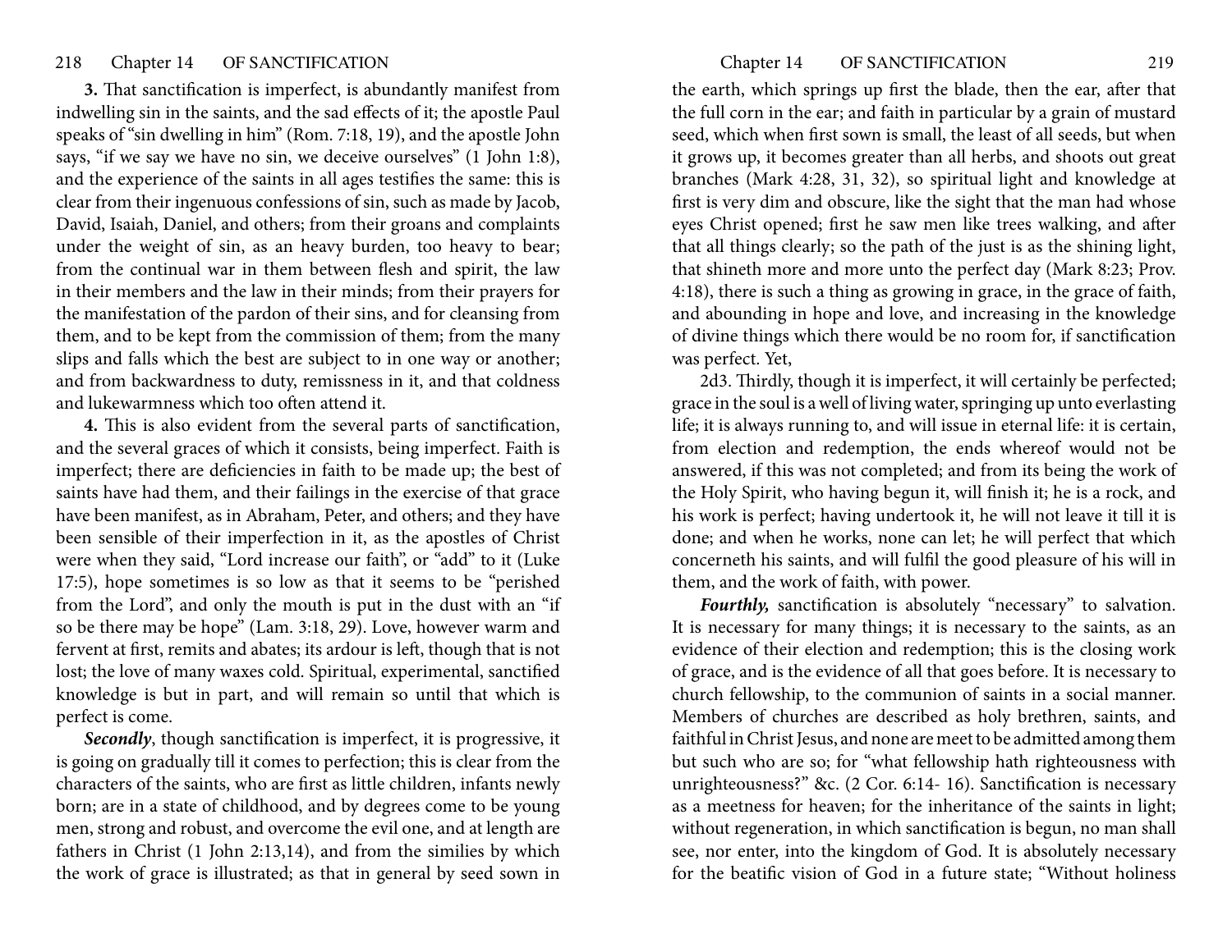**3.** That sanctification is imperfect, is abundantly manifest from indwelling sin in the saints, and the sad effects of it; the apostle Paul speaks of "sin dwelling in him" (Rom. 7:18, 19), and the apostle John says, "if we say we have no sin, we deceive ourselves" (1 John 1:8), and the experience of the saints in all ages testifies the same: this is clear from their ingenuous confessions of sin, such as made by Jacob, David, Isaiah, Daniel, and others; from their groans and complaints under the weight of sin, as an heavy burden, too heavy to bear; from the continual war in them between flesh and spirit, the law in their members and the law in their minds; from their prayers for the manifestation of the pardon of their sins, and for cleansing from them, and to be kept from the commission of them; from the many slips and falls which the best are subject to in one way or another; and from backwardness to duty, remissness in it, and that coldness and lukewarmness which too often attend it.

**4.** This is also evident from the several parts of sanctification, and the several graces of which it consists, being imperfect. Faith is imperfect; there are deficiencies in faith to be made up; the best of saints have had them, and their failings in the exercise of that grace have been manifest, as in Abraham, Peter, and others; and they have been sensible of their imperfection in it, as the apostles of Christ were when they said, "Lord increase our faith", or "add" to it (Luke 17:5), hope sometimes is so low as that it seems to be "perished from the Lord", and only the mouth is put in the dust with an "if so be there may be hope" (Lam. 3:18, 29). Love, however warm and fervent at first, remits and abates; its ardour is left, though that is not lost; the love of many waxes cold. Spiritual, experimental, sanctified knowledge is but in part, and will remain so until that which is perfect is come.

***Secondly***, though sanctification is imperfect, it is progressive, it is going on gradually till it comes to perfection; this is clear from the characters of the saints, who are first as little children, infants newly born; are in a state of childhood, and by degrees come to be young men, strong and robust, and overcome the evil one, and at length are fathers in Christ (1 John 2:13,14), and from the similies by which the work of grace is illustrated; as that in general by seed sown in the earth, which springs up first the blade, then the ear, after that the full corn in the ear; and faith in particular by a grain of mustard seed, which when first sown is small, the least of all seeds, but when it grows up, it becomes greater than all herbs, and shoots out great branches (Mark 4:28, 31, 32), so spiritual light and knowledge at first is very dim and obscure, like the sight that the man had whose eyes Christ opened; first he saw men like trees walking, and after that all things clearly; so the path of the just is as the shining light, that shineth more and more unto the perfect day (Mark 8:23; Prov. 4:18), there is such a thing as growing in grace, in the grace of faith, and abounding in hope and love, and increasing in the knowledge of divine things which there would be no room for, if sanctification was perfect. Yet,

2d3. Thirdly, though it is imperfect, it will certainly be perfected; grace in the soul is a well of living water, springing up unto everlasting life; it is always running to, and will issue in eternal life: it is certain, from election and redemption, the ends whereof would not be answered, if this was not completed; and from its being the work of the Holy Spirit, who having begun it, will finish it; he is a rock, and his work is perfect; having undertook it, he will not leave it till it is done; and when he works, none can let; he will perfect that which concerneth his saints, and will fulfil the good pleasure of his will in them, and the work of faith, with power.

***Fourthly,*** sanctification is absolutely "necessary" to salvation. It is necessary for many things; it is necessary to the saints, as an evidence of their election and redemption; this is the closing work of grace, and is the evidence of all that goes before. It is necessary to church fellowship, to the communion of saints in a social manner. Members of churches are described as holy brethren, saints, and faithful in Christ Jesus, and none are meet to be admitted among them but such who are so; for "what fellowship hath righteousness with unrighteousness?" &c. (2 Cor. 6:14- 16). Sanctification is necessary as a meetness for heaven; for the inheritance of the saints in light; without regeneration, in which sanctification is begun, no man shall see, nor enter, into the kingdom of God. It is absolutely necessary for the beatific vision of God in a future state; "Without holiness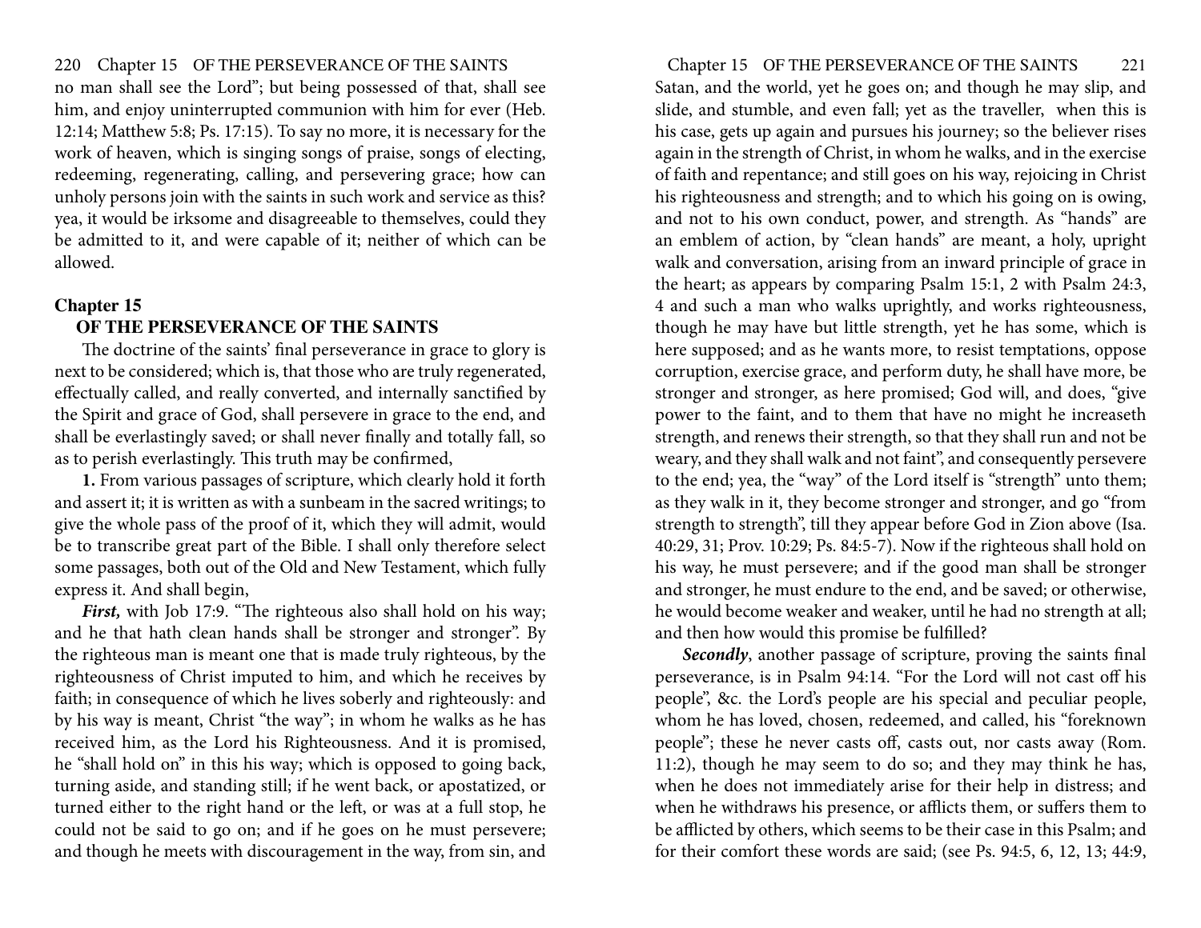no man shall see the Lord"; but being possessed of that, shall see him, and enjoy uninterrupted communion with him for ever (Heb. 12:14; Matthew 5:8; Ps. 17:15). To say no more, it is necessary for the work of heaven, which is singing songs of praise, songs of electing, redeeming, regenerating, calling, and persevering grace; how can unholy persons join with the saints in such work and service as this? yea, it would be irksome and disagreeable to themselves, could they be admitted to it, and were capable of it; neither of which can be allowed.

## Chapter 15

### OF THE PERSEVERANCE OF THE SAINTS

The doctrine of the saints' final perseverance in grace to glory is next to be considered; which is, that those who are truly regenerated, effectually called, and really converted, and internally sanctified by the Spirit and grace of God, shall persevere in grace to the end, and shall be everlastingly saved; or shall never finally and totally fall, so as to perish everlastingly. This truth may be confirmed,

**1.** From various passages of scripture, which clearly hold it forth and assert it; it is written as with a sunbeam in the sacred writings; to give the whole pass of the proof of it, which they will admit, would be to transcribe great part of the Bible. I shall only therefore select some passages, both out of the Old and New Testament, which fully express it. And shall begin,

***First,*** with Job 17:9. "The righteous also shall hold on his way; and he that hath clean hands shall be stronger and stronger". By the righteous man is meant one that is made truly righteous, by the righteousness of Christ imputed to him, and which he receives by faith; in consequence of which he lives soberly and righteously: and by his way is meant, Christ "the way"; in whom he walks as he has received him, as the Lord his Righteousness. And it is promised, he "shall hold on" in this his way; which is opposed to going back, turning aside, and standing still; if he went back, or apostatized, or turned either to the right hand or the left, or was at a full stop, he could not be said to go on; and if he goes on he must persevere; and though he meets with discouragement in the way, from sin, and Satan, and the world, yet he goes on; and though he may slip, and slide, and stumble, and even fall; yet as the traveller, when this is his case, gets up again and pursues his journey; so the believer rises again in the strength of Christ, in whom he walks, and in the exercise of faith and repentance; and still goes on his way, rejoicing in Christ his righteousness and strength; and to which his going on is owing, and not to his own conduct, power, and strength. As "hands" are an emblem of action, by "clean hands" are meant, a holy, upright walk and conversation, arising from an inward principle of grace in the heart; as appears by comparing Psalm 15:1, 2 with Psalm 24:3, 4 and such a man who walks uprightly, and works righteousness, though he may have but little strength, yet he has some, which is here supposed; and as he wants more, to resist temptations, oppose corruption, exercise grace, and perform duty, he shall have more, be stronger and stronger, as here promised; God will, and does, "give power to the faint, and to them that have no might he increaseth strength, and renews their strength, so that they shall run and not be weary, and they shall walk and not faint", and consequently persevere to the end; yea, the "way" of the Lord itself is "strength" unto them; as they walk in it, they become stronger and stronger, and go "from strength to strength", till they appear before God in Zion above (Isa. 40:29, 31; Prov. 10:29; Ps. 84:5-7). Now if the righteous shall hold on his way, he must persevere; and if the good man shall be stronger and stronger, he must endure to the end, and be saved; or otherwise, he would become weaker and weaker, until he had no strength at all; and then how would this promise be fulfilled?

***Secondly***, another passage of scripture, proving the saints final perseverance, is in Psalm 94:14. "For the Lord will not cast off his people", &c. the Lord's people are his special and peculiar people, whom he has loved, chosen, redeemed, and called, his "foreknown people"; these he never casts off, casts out, nor casts away (Rom. 11:2), though he may seem to do so; and they may think he has, when he does not immediately arise for their help in distress; and when he withdraws his presence, or afflicts them, or suffers them to be afflicted by others, which seems to be their case in this Psalm; and for their comfort these words are said; (see Ps. 94:5, 6, 12, 13; 44:9,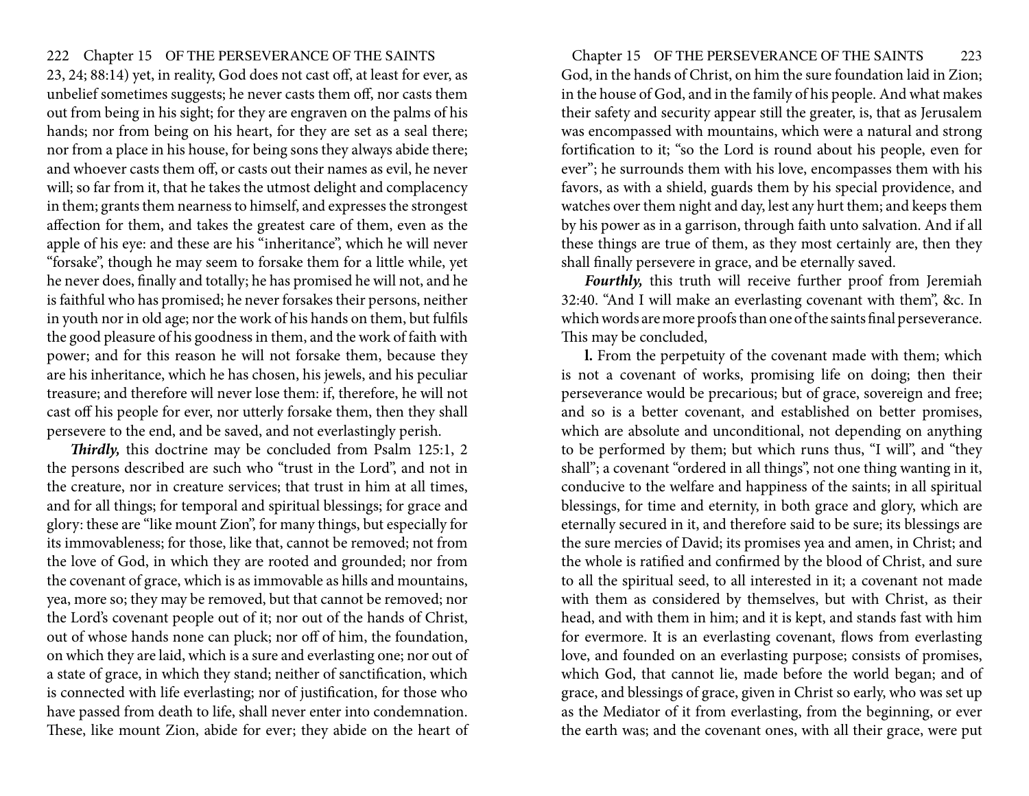23, 24; 88:14) yet, in reality, God does not cast off, at least for ever, as unbelief sometimes suggests; he never casts them off, nor casts them out from being in his sight; for they are engraven on the palms of his hands; nor from being on his heart, for they are set as a seal there; nor from a place in his house, for being sons they always abide there; and whoever casts them off, or casts out their names as evil, he never will; so far from it, that he takes the utmost delight and complacency in them; grants them nearness to himself, and expresses the strongest affection for them, and takes the greatest care of them, even as the apple of his eye: and these are his "inheritance", which he will never "forsake", though he may seem to forsake them for a little while, yet he never does, finally and totally; he has promised he will not, and he is faithful who has promised; he never forsakes their persons, neither in youth nor in old age; nor the work of his hands on them, but fulfils the good pleasure of his goodness in them, and the work of faith with power; and for this reason he will not forsake them, because they are his inheritance, which he has chosen, his jewels, and his peculiar treasure; and therefore will never lose them: if, therefore, he will not cast off his people for ever, nor utterly forsake them, then they shall persevere to the end, and be saved, and not everlastingly perish.

***Thirdly,*** this doctrine may be concluded from Psalm 125:1, 2 the persons described are such who "trust in the Lord", and not in the creature, nor in creature services; that trust in him at all times, and for all things; for temporal and spiritual blessings; for grace and glory: these are "like mount Zion", for many things, but especially for its immovableness; for those, like that, cannot be removed; not from the love of God, in which they are rooted and grounded; nor from the covenant of grace, which is as immovable as hills and mountains, yea, more so; they may be removed, but that cannot be removed; nor the Lord's covenant people out of it; nor out of the hands of Christ, out of whose hands none can pluck; nor off of him, the foundation, on which they are laid, which is a sure and everlasting one; nor out of a state of grace, in which they stand; neither of sanctification, which is connected with life everlasting; nor of justification, for those who have passed from death to life, shall never enter into condemnation. These, like mount Zion, abide for ever; they abide on the heart of God, in the hands of Christ, on him the sure foundation laid in Zion; in the house of God, and in the family of his people. And what makes their safety and security appear still the greater, is, that as Jerusalem was encompassed with mountains, which were a natural and strong fortification to it; "so the Lord is round about his people, even for ever"; he surrounds them with his love, encompasses them with his favors, as with a shield, guards them by his special providence, and watches over them night and day, lest any hurt them; and keeps them by his power as in a garrison, through faith unto salvation. And if all these things are true of them, as they most certainly are, then they shall finally persevere in grace, and be eternally saved.

***Fourthly,*** this truth will receive further proof from Jeremiah 32:40. "And I will make an everlasting covenant with them", &c. In which words are more proofs than one of the saints final perseverance. This may be concluded,

**1.** From the perpetuity of the covenant made with them; which is not a covenant of works, promising life on doing; then their perseverance would be precarious; but of grace, sovereign and free; and so is a better covenant, and established on better promises, which are absolute and unconditional, not depending on anything to be performed by them; but which runs thus, "I will", and "they shall"; a covenant "ordered in all things", not one thing wanting in it, conducive to the welfare and happiness of the saints; in all spiritual blessings, for time and eternity, in both grace and glory, which are eternally secured in it, and therefore said to be sure; its blessings are the sure mercies of David; its promises yea and amen, in Christ; and the whole is ratified and confirmed by the blood of Christ, and sure to all the spiritual seed, to all interested in it; a covenant not made with them as considered by themselves, but with Christ, as their head, and with them in him; and it is kept, and stands fast with him for evermore. It is an everlasting covenant, flows from everlasting love, and founded on an everlasting purpose; consists of promises, which God, that cannot lie, made before the world began; and of grace, and blessings of grace, given in Christ so early, who was set up as the Mediator of it from everlasting, from the beginning, or ever the earth was; and the covenant ones, with all their grace, were put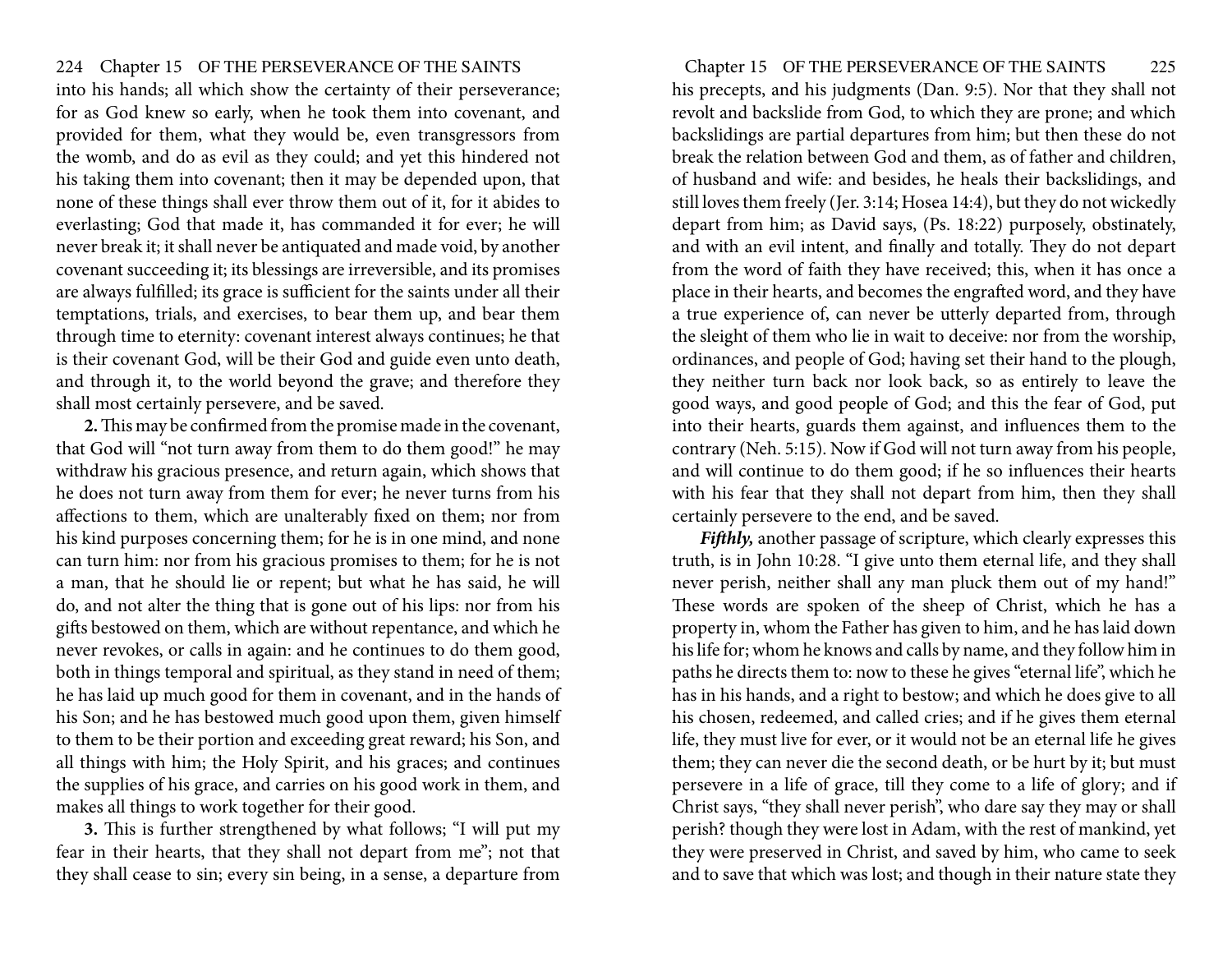into his hands; all which show the certainty of their perseverance; for as God knew so early, when he took them into covenant, and provided for them, what they would be, even transgressors from the womb, and do as evil as they could; and yet this hindered not his taking them into covenant; then it may be depended upon, that none of these things shall ever throw them out of it, for it abides to everlasting; God that made it, has commanded it for ever; he will never break it; it shall never be antiquated and made void, by another covenant succeeding it; its blessings are irreversible, and its promises are always fulfilled; its grace is sufficient for the saints under all their temptations, trials, and exercises, to bear them up, and bear them through time to eternity: covenant interest always continues; he that is their covenant God, will be their God and guide even unto death, and through it, to the world beyond the grave; and therefore they shall most certainly persevere, and be saved.

**2.** This may be confirmed from the promise made in the covenant, that God will "not turn away from them to do them good!" he may withdraw his gracious presence, and return again, which shows that he does not turn away from them for ever; he never turns from his affections to them, which are unalterably fixed on them; nor from his kind purposes concerning them; for he is in one mind, and none can turn him: nor from his gracious promises to them; for he is not a man, that he should lie or repent; but what he has said, he will do, and not alter the thing that is gone out of his lips: nor from his gifts bestowed on them, which are without repentance, and which he never revokes, or calls in again: and he continues to do them good, both in things temporal and spiritual, as they stand in need of them; he has laid up much good for them in covenant, and in the hands of his Son; and he has bestowed much good upon them, given himself to them to be their portion and exceeding great reward; his Son, and all things with him; the Holy Spirit, and his graces; and continues the supplies of his grace, and carries on his good work in them, and makes all things to work together for their good.

**3.** This is further strengthened by what follows; "I will put my fear in their hearts, that they shall not depart from me"; not that they shall cease to sin; every sin being, in a sense, a departure from his precepts, and his judgments (Dan. 9:5). Nor that they shall not revolt and backslide from God, to which they are prone; and which backslidings are partial departures from him; but then these do not break the relation between God and them, as of father and children, of husband and wife: and besides, he heals their backslidings, and still loves them freely (Jer. 3:14; Hosea 14:4), but they do not wickedly depart from him; as David says, (Ps. 18:22) purposely, obstinately, and with an evil intent, and finally and totally. They do not depart from the word of faith they have received; this, when it has once a place in their hearts, and becomes the engrafted word, and they have a true experience of, can never be utterly departed from, through the sleight of them who lie in wait to deceive: nor from the worship, ordinances, and people of God; having set their hand to the plough, they neither turn back nor look back, so as entirely to leave the good ways, and good people of God; and this the fear of God, put into their hearts, guards them against, and influences them to the contrary (Neh. 5:15). Now if God will not turn away from his people, and will continue to do them good; if he so influences their hearts with his fear that they shall not depart from him, then they shall certainly persevere to the end, and be saved.

***Fifthly,*** another passage of scripture, which clearly expresses this truth, is in John 10:28. "I give unto them eternal life, and they shall never perish, neither shall any man pluck them out of my hand!" These words are spoken of the sheep of Christ, which he has a property in, whom the Father has given to him, and he has laid down his life for; whom he knows and calls by name, and they follow him in paths he directs them to: now to these he gives "eternal life", which he has in his hands, and a right to bestow; and which he does give to all his chosen, redeemed, and called cries; and if he gives them eternal life, they must live for ever, or it would not be an eternal life he gives them; they can never die the second death, or be hurt by it; but must persevere in a life of grace, till they come to a life of glory; and if Christ says, "they shall never perish", who dare say they may or shall perish? though they were lost in Adam, with the rest of mankind, yet they were preserved in Christ, and saved by him, who came to seek and to save that which was lost; and though in their nature state they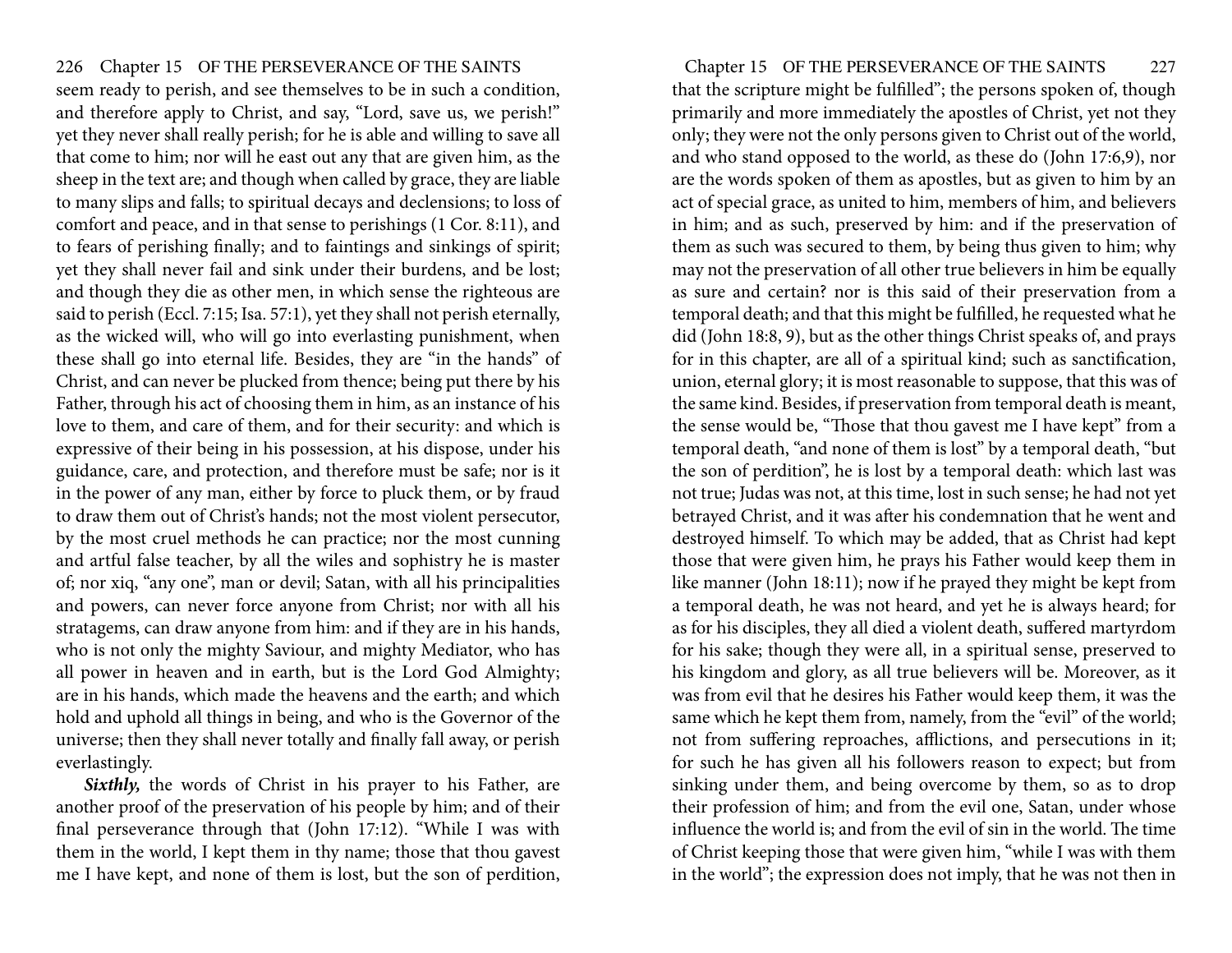seem ready to perish, and see themselves to be in such a condition, and therefore apply to Christ, and say, "Lord, save us, we perish!" yet they never shall really perish; for he is able and willing to save all that come to him; nor will he east out any that are given him, as the sheep in the text are; and though when called by grace, they are liable to many slips and falls; to spiritual decays and declensions; to loss of comfort and peace, and in that sense to perishings (1 Cor. 8:11), and to fears of perishing finally; and to faintings and sinkings of spirit; yet they shall never fail and sink under their burdens, and be lost; and though they die as other men, in which sense the righteous are said to perish (Eccl. 7:15; Isa. 57:1), yet they shall not perish eternally, as the wicked will, who will go into everlasting punishment, when these shall go into eternal life. Besides, they are "in the hands" of Christ, and can never be plucked from thence; being put there by his Father, through his act of choosing them in him, as an instance of his love to them, and care of them, and for their security: and which is expressive of their being in his possession, at his dispose, under his guidance, care, and protection, and therefore must be safe; nor is it in the power of any man, either by force to pluck them, or by fraud to draw them out of Christ's hands; not the most violent persecutor, by the most cruel methods he can practice; nor the most cunning and artful false teacher, by all the wiles and sophistry he is master of; nor xiq, "any one", man or devil; Satan, with all his principalities and powers, can never force anyone from Christ; nor with all his stratagems, can draw anyone from him: and if they are in his hands, who is not only the mighty Saviour, and mighty Mediator, who has all power in heaven and in earth, but is the Lord God Almighty; are in his hands, which made the heavens and the earth; and which hold and uphold all things in being, and who is the Governor of the universe; then they shall never totally and finally fall away, or perish everlastingly.

***Sixthly,*** the words of Christ in his prayer to his Father, are another proof of the preservation of his people by him; and of their final perseverance through that (John 17:12). "While I was with them in the world, I kept them in thy name; those that thou gavest me I have kept, and none of them is lost, but the son of perdition, that the scripture might be fulfilled"; the persons spoken of, though primarily and more immediately the apostles of Christ, yet not they only; they were not the only persons given to Christ out of the world, and who stand opposed to the world, as these do (John 17:6,9), nor are the words spoken of them as apostles, but as given to him by an act of special grace, as united to him, members of him, and believers in him; and as such, preserved by him: and if the preservation of them as such was secured to them, by being thus given to him; why may not the preservation of all other true believers in him be equally as sure and certain? nor is this said of their preservation from a temporal death; and that this might be fulfilled, he requested what he did (John 18:8, 9), but as the other things Christ speaks of, and prays for in this chapter, are all of a spiritual kind; such as sanctification, union, eternal glory; it is most reasonable to suppose, that this was of the same kind. Besides, if preservation from temporal death is meant, the sense would be, "Those that thou gavest me I have kept" from a temporal death, "and none of them is lost" by a temporal death, "but the son of perdition", he is lost by a temporal death: which last was not true; Judas was not, at this time, lost in such sense; he had not yet betrayed Christ, and it was after his condemnation that he went and destroyed himself. To which may be added, that as Christ had kept those that were given him, he prays his Father would keep them in like manner (John 18:11); now if he prayed they might be kept from a temporal death, he was not heard, and yet he is always heard; for as for his disciples, they all died a violent death, suffered martyrdom for his sake; though they were all, in a spiritual sense, preserved to his kingdom and glory, as all true believers will be. Moreover, as it was from evil that he desires his Father would keep them, it was the same which he kept them from, namely, from the "evil" of the world; not from suffering reproaches, afflictions, and persecutions in it; for such he has given all his followers reason to expect; but from sinking under them, and being overcome by them, so as to drop their profession of him; and from the evil one, Satan, under whose influence the world is; and from the evil of sin in the world. The time of Christ keeping those that were given him, "while I was with them in the world"; the expression does not imply, that he was not then in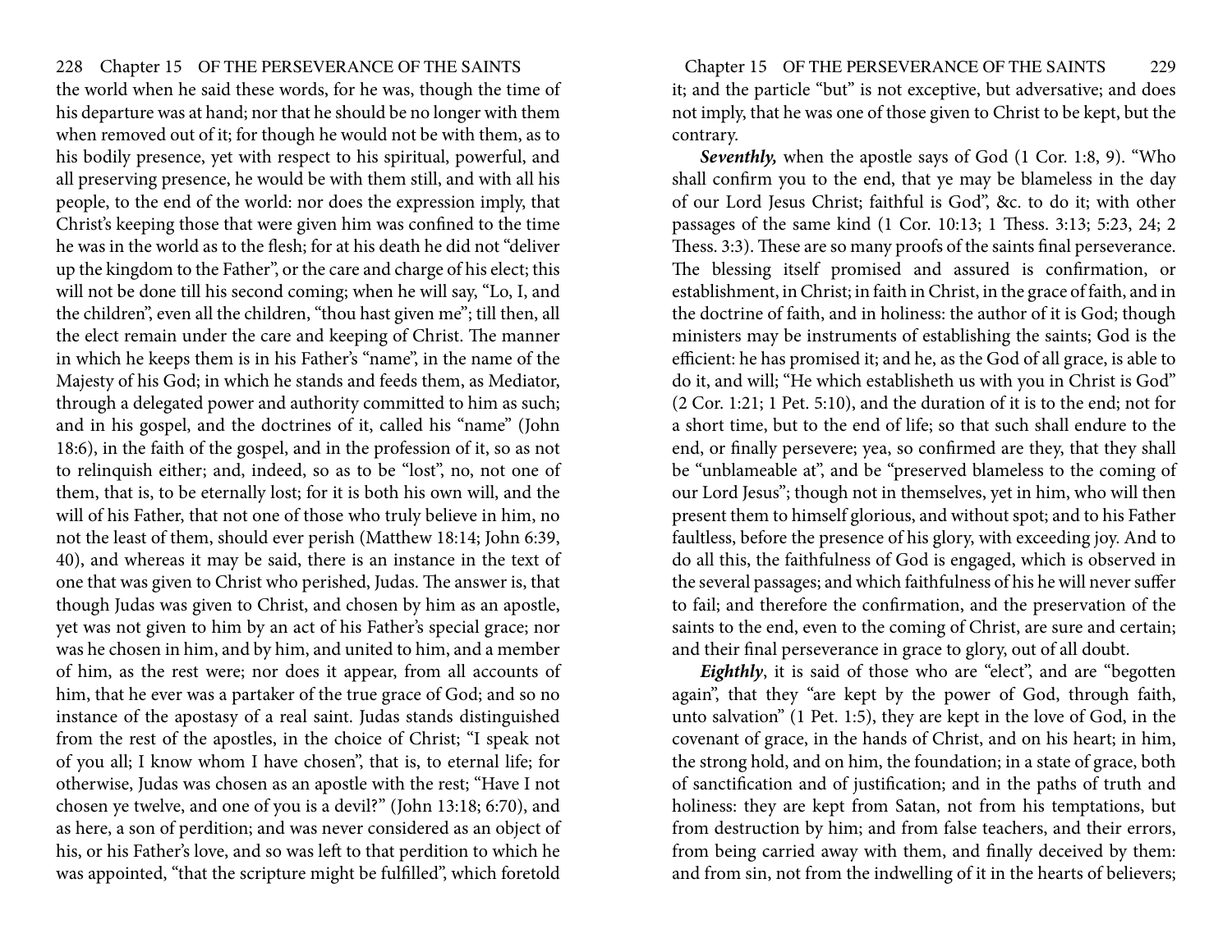the world when he said these words, for he was, though the time of his departure was at hand; nor that he should be no longer with them when removed out of it; for though he would not be with them, as to his bodily presence, yet with respect to his spiritual, powerful, and all preserving presence, he would be with them still, and with all his people, to the end of the world: nor does the expression imply, that Christ's keeping those that were given him was confined to the time he was in the world as to the flesh; for at his death he did not "deliver up the kingdom to the Father", or the care and charge of his elect; this will not be done till his second coming; when he will say, "Lo, I, and the children", even all the children, "thou hast given me"; till then, all the elect remain under the care and keeping of Christ. The manner in which he keeps them is in his Father's "name", in the name of the Majesty of his God; in which he stands and feeds them, as Mediator, through a delegated power and authority committed to him as such; and in his gospel, and the doctrines of it, called his "name" (John 18:6), in the faith of the gospel, and in the profession of it, so as not to relinquish either; and, indeed, so as to be "lost", no, not one of them, that is, to be eternally lost; for it is both his own will, and the will of his Father, that not one of those who truly believe in him, no not the least of them, should ever perish (Matthew 18:14; John 6:39, 40), and whereas it may be said, there is an instance in the text of one that was given to Christ who perished, Judas. The answer is, that though Judas was given to Christ, and chosen by him as an apostle, yet was not given to him by an act of his Father's special grace; nor was he chosen in him, and by him, and united to him, and a member of him, as the rest were; nor does it appear, from all accounts of him, that he ever was a partaker of the true grace of God; and so no instance of the apostasy of a real saint. Judas stands distinguished from the rest of the apostles, in the choice of Christ; "I speak not of you all; I know whom I have chosen", that is, to eternal life; for otherwise, Judas was chosen as an apostle with the rest; "Have I not chosen ye twelve, and one of you is a devil?" (John 13:18; 6:70), and as here, a son of perdition; and was never considered as an object of his, or his Father's love, and so was left to that perdition to which he was appointed, "that the scripture might be fulfilled", which foretold it; and the particle "but" is not exceptive, but adversative; and does not imply, that he was one of those given to Christ to be kept, but the contrary.

***Seventhly,*** when the apostle says of God (1 Cor. 1:8, 9). "Who shall confirm you to the end, that ye may be blameless in the day of our Lord Jesus Christ; faithful is God", &c. to do it; with other passages of the same kind (1 Cor. 10:13; 1 Thess. 3:13; 5:23, 24; 2 Thess. 3:3). These are so many proofs of the saints final perseverance. The blessing itself promised and assured is confirmation, or establishment, in Christ; in faith in Christ, in the grace of faith, and in the doctrine of faith, and in holiness: the author of it is God; though ministers may be instruments of establishing the saints; God is the efficient: he has promised it; and he, as the God of all grace, is able to do it, and will; "He which establisheth us with you in Christ is God" (2 Cor. 1:21; 1 Pet. 5:10), and the duration of it is to the end; not for a short time, but to the end of life; so that such shall endure to the end, or finally persevere; yea, so confirmed are they, that they shall be "unblameable at", and be "preserved blameless to the coming of our Lord Jesus"; though not in themselves, yet in him, who will then present them to himself glorious, and without spot; and to his Father faultless, before the presence of his glory, with exceeding joy. And to do all this, the faithfulness of God is engaged, which is observed in the several passages; and which faithfulness of his he will never suffer to fail; and therefore the confirmation, and the preservation of the saints to the end, even to the coming of Christ, are sure and certain; and their final perseverance in grace to glory, out of all doubt.

***Eighthly***, it is said of those who are "elect", and are "begotten again", that they "are kept by the power of God, through faith, unto salvation" (1 Pet. 1:5), they are kept in the love of God, in the covenant of grace, in the hands of Christ, and on his heart; in him, the strong hold, and on him, the foundation; in a state of grace, both of sanctification and of justification; and in the paths of truth and holiness: they are kept from Satan, not from his temptations, but from destruction by him; and from false teachers, and their errors, from being carried away with them, and finally deceived by them: and from sin, not from the indwelling of it in the hearts of believers;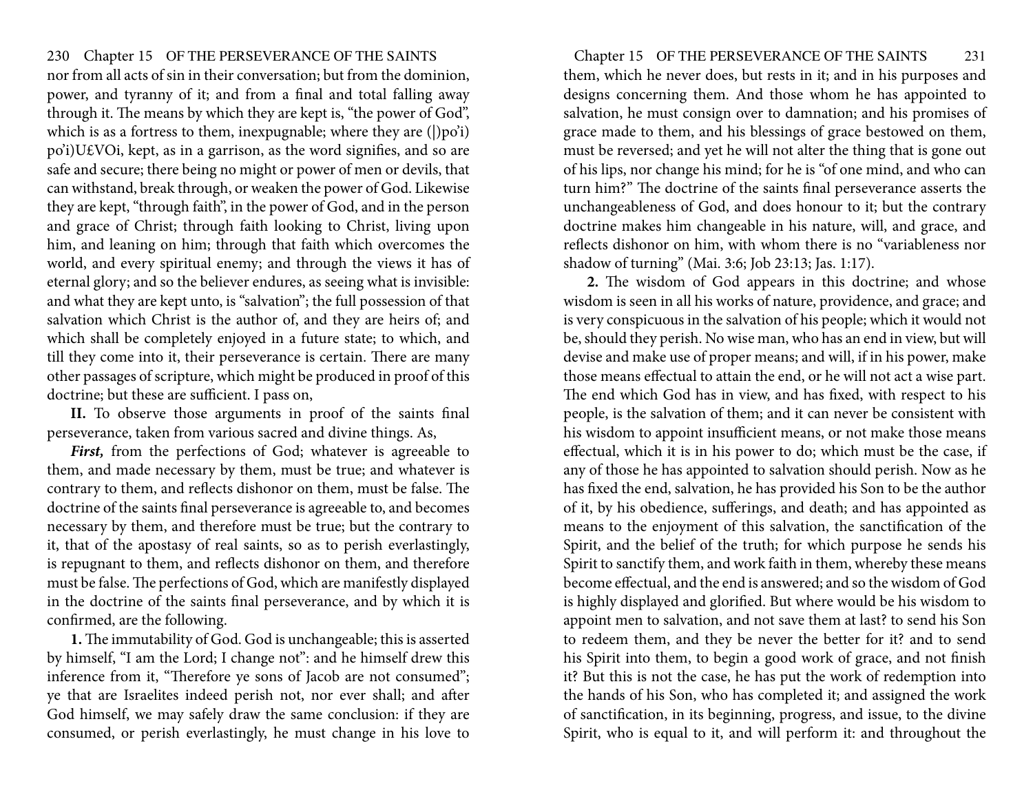nor from all acts of sin in their conversation; but from the dominion, power, and tyranny of it; and from a final and total falling away through it. The means by which they are kept is, "the power of God", which is as a fortress to them, inexpugnable; where they are (|)po'i) po'i)U£VOi, kept, as in a garrison, as the word signifies, and so are safe and secure; there being no might or power of men or devils, that can withstand, break through, or weaken the power of God. Likewise they are kept, "through faith", in the power of God, and in the person and grace of Christ; through faith looking to Christ, living upon him, and leaning on him; through that faith which overcomes the world, and every spiritual enemy; and through the views it has of eternal glory; and so the believer endures, as seeing what is invisible: and what they are kept unto, is "salvation"; the full possession of that salvation which Christ is the author of, and they are heirs of; and which shall be completely enjoyed in a future state; to which, and till they come into it, their perseverance is certain. There are many other passages of scripture, which might be produced in proof of this doctrine; but these are sufficient. I pass on,

**II.** To observe those arguments in proof of the saints final perseverance, taken from various sacred and divine things. As,

***First,*** from the perfections of God; whatever is agreeable to them, and made necessary by them, must be true; and whatever is contrary to them, and reflects dishonor on them, must be false. The doctrine of the saints final perseverance is agreeable to, and becomes necessary by them, and therefore must be true; but the contrary to it, that of the apostasy of real saints, so as to perish everlastingly, is repugnant to them, and reflects dishonor on them, and therefore must be false. The perfections of God, which are manifestly displayed in the doctrine of the saints final perseverance, and by which it is confirmed, are the following.

**1.** The immutability of God. God is unchangeable; this is asserted by himself, "I am the Lord; I change not": and he himself drew this inference from it, "Therefore ye sons of Jacob are not consumed"; ye that are Israelites indeed perish not, nor ever shall; and after God himself, we may safely draw the same conclusion: if they are consumed, or perish everlastingly, he must change in his love to them, which he never does, but rests in it; and in his purposes and designs concerning them. And those whom he has appointed to salvation, he must consign over to damnation; and his promises of grace made to them, and his blessings of grace bestowed on them, must be reversed; and yet he will not alter the thing that is gone out of his lips, nor change his mind; for he is "of one mind, and who can turn him?" The doctrine of the saints final perseverance asserts the unchangeableness of God, and does honour to it; but the contrary doctrine makes him changeable in his nature, will, and grace, and reflects dishonor on him, with whom there is no "variableness nor shadow of turning" (Mai. 3:6; Job 23:13; Jas. 1:17).

**2.** The wisdom of God appears in this doctrine; and whose wisdom is seen in all his works of nature, providence, and grace; and is very conspicuous in the salvation of his people; which it would not be, should they perish. No wise man, who has an end in view, but will devise and make use of proper means; and will, if in his power, make those means effectual to attain the end, or he will not act a wise part. The end which God has in view, and has fixed, with respect to his people, is the salvation of them; and it can never be consistent with his wisdom to appoint insufficient means, or not make those means effectual, which it is in his power to do; which must be the case, if any of those he has appointed to salvation should perish. Now as he has fixed the end, salvation, he has provided his Son to be the author of it, by his obedience, sufferings, and death; and has appointed as means to the enjoyment of this salvation, the sanctification of the Spirit, and the belief of the truth; for which purpose he sends his Spirit to sanctify them, and work faith in them, whereby these means become effectual, and the end is answered; and so the wisdom of God is highly displayed and glorified. But where would be his wisdom to appoint men to salvation, and not save them at last? to send his Son to redeem them, and they be never the better for it? and to send his Spirit into them, to begin a good work of grace, and not finish it? But this is not the case, he has put the work of redemption into the hands of his Son, who has completed it; and assigned the work of sanctification, in its beginning, progress, and issue, to the divine Spirit, who is equal to it, and will perform it: and throughout the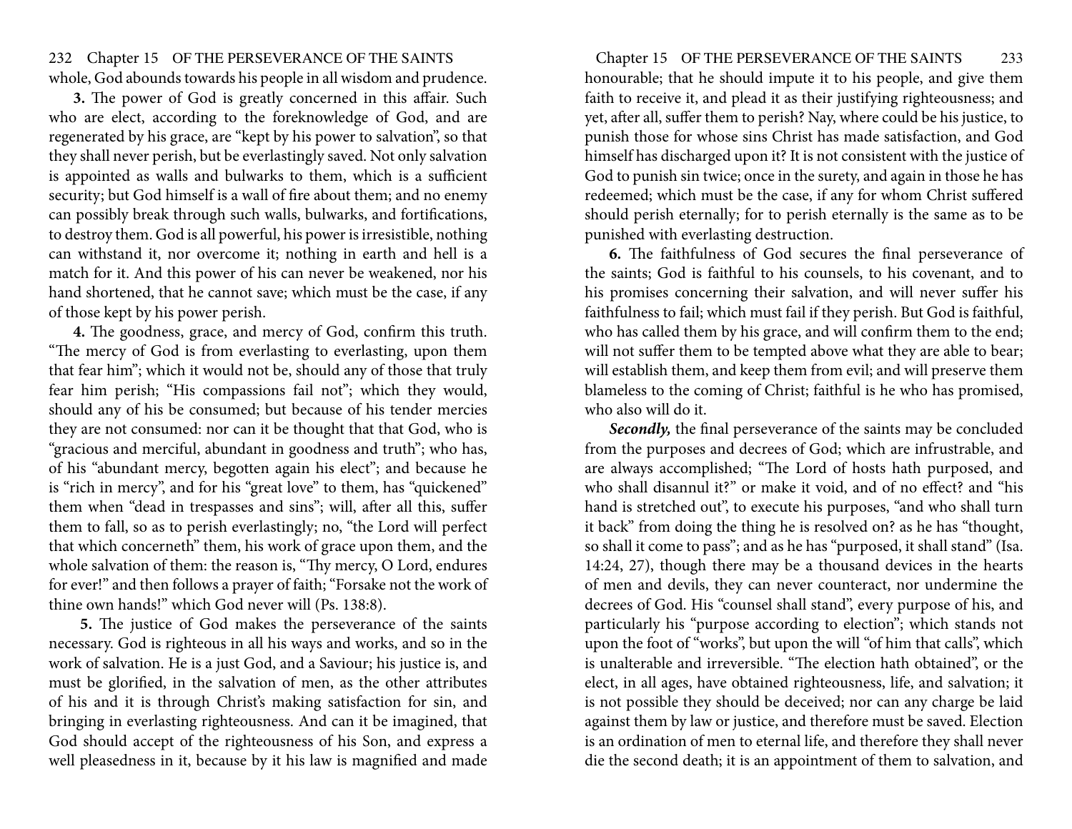whole, God abounds towards his people in all wisdom and prudence.

**3.** The power of God is greatly concerned in this affair. Such who are elect, according to the foreknowledge of God, and are regenerated by his grace, are "kept by his power to salvation", so that they shall never perish, but be everlastingly saved. Not only salvation is appointed as walls and bulwarks to them, which is a sufficient security; but God himself is a wall of fire about them; and no enemy can possibly break through such walls, bulwarks, and fortifications, to destroy them. God is all powerful, his power is irresistible, nothing can withstand it, nor overcome it; nothing in earth and hell is a match for it. And this power of his can never be weakened, nor his hand shortened, that he cannot save; which must be the case, if any of those kept by his power perish.

**4.** The goodness, grace, and mercy of God, confirm this truth. "The mercy of God is from everlasting to everlasting, upon them that fear him"; which it would not be, should any of those that truly fear him perish; "His compassions fail not"; which they would, should any of his be consumed; but because of his tender mercies they are not consumed: nor can it be thought that that God, who is "gracious and merciful, abundant in goodness and truth"; who has, of his "abundant mercy, begotten again his elect"; and because he is "rich in mercy", and for his "great love" to them, has "quickened" them when "dead in trespasses and sins"; will, after all this, suffer them to fall, so as to perish everlastingly; no, "the Lord will perfect that which concerneth" them, his work of grace upon them, and the whole salvation of them: the reason is, "Thy mercy, O Lord, endures for ever!" and then follows a prayer of faith; "Forsake not the work of thine own hands!" which God never will (Ps. 138:8).

**5.** The justice of God makes the perseverance of the saints necessary. God is righteous in all his ways and works, and so in the work of salvation. He is a just God, and a Saviour; his justice is, and must be glorified, in the salvation of men, as the other attributes of his and it is through Christ's making satisfaction for sin, and bringing in everlasting righteousness. And can it be imagined, that God should accept of the righteousness of his Son, and express a well pleasedness in it, because by it his law is magnified and made honourable; that he should impute it to his people, and give them faith to receive it, and plead it as their justifying righteousness; and yet, after all, suffer them to perish? Nay, where could be his justice, to punish those for whose sins Christ has made satisfaction, and God himself has discharged upon it? It is not consistent with the justice of God to punish sin twice; once in the surety, and again in those he has redeemed; which must be the case, if any for whom Christ suffered should perish eternally; for to perish eternally is the same as to be punished with everlasting destruction.

**6.** The faithfulness of God secures the final perseverance of the saints; God is faithful to his counsels, to his covenant, and to his promises concerning their salvation, and will never suffer his faithfulness to fail; which must fail if they perish. But God is faithful, who has called them by his grace, and will confirm them to the end; will not suffer them to be tempted above what they are able to bear; will establish them, and keep them from evil; and will preserve them blameless to the coming of Christ; faithful is he who has promised, who also will do it.

***Secondly,*** the final perseverance of the saints may be concluded from the purposes and decrees of God; which are infrustrable, and are always accomplished; "The Lord of hosts hath purposed, and who shall disannul it?" or make it void, and of no effect? and "his hand is stretched out", to execute his purposes, "and who shall turn it back" from doing the thing he is resolved on? as he has "thought, so shall it come to pass"; and as he has "purposed, it shall stand" (Isa. 14:24, 27), though there may be a thousand devices in the hearts of men and devils, they can never counteract, nor undermine the decrees of God. His "counsel shall stand", every purpose of his, and particularly his "purpose according to election"; which stands not upon the foot of "works", but upon the will "of him that calls", which is unalterable and irreversible. "The election hath obtained", or the elect, in all ages, have obtained righteousness, life, and salvation; it is not possible they should be deceived; nor can any charge be laid against them by law or justice, and therefore must be saved. Election is an ordination of men to eternal life, and therefore they shall never die the second death; it is an appointment of them to salvation, and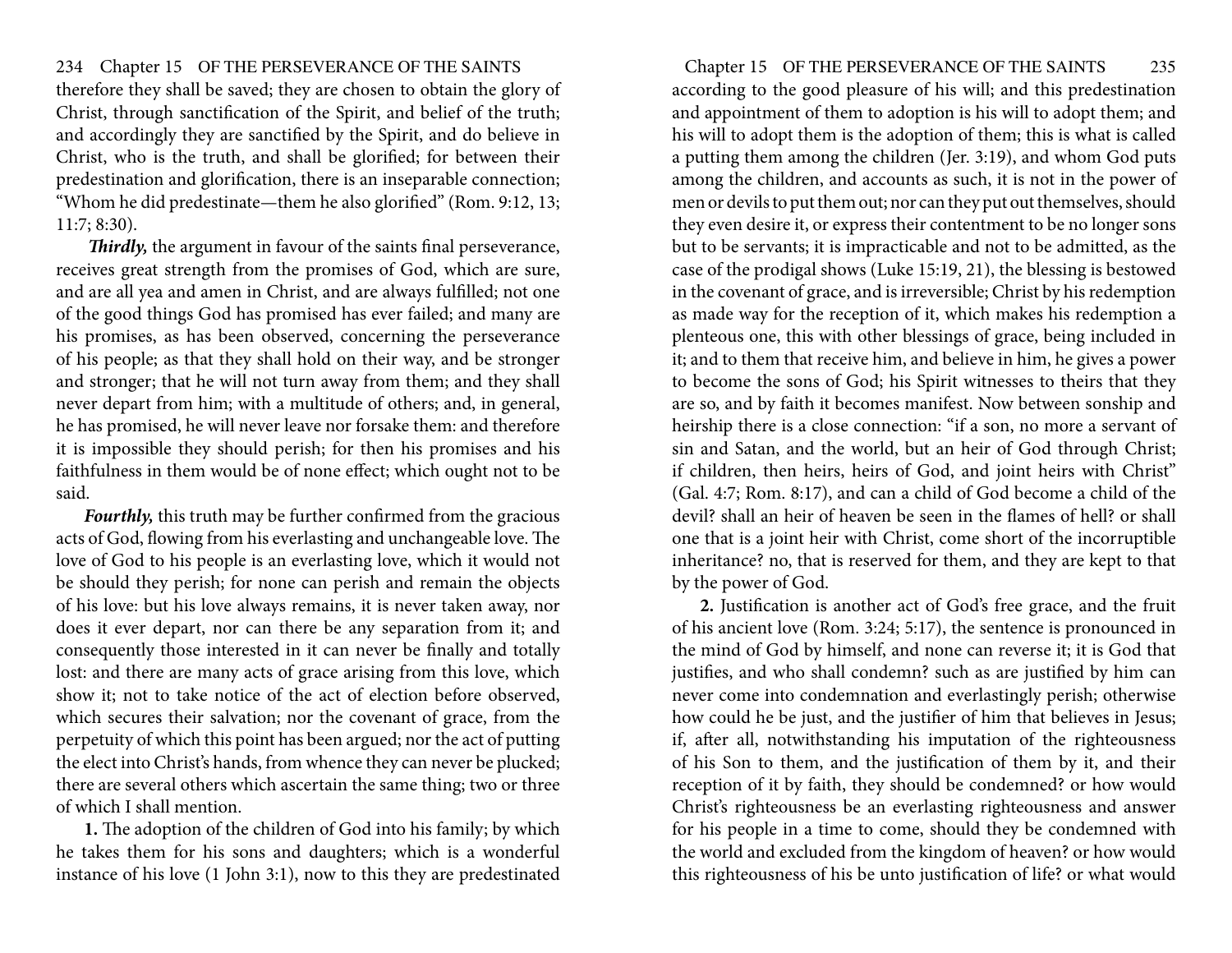therefore they shall be saved; they are chosen to obtain the glory of Christ, through sanctification of the Spirit, and belief of the truth; and accordingly they are sanctified by the Spirit, and do believe in Christ, who is the truth, and shall be glorified; for between their predestination and glorification, there is an inseparable connection; "Whom he did predestinate—them he also glorified" (Rom. 9:12, 13; 11:7; 8:30).

***Thirdly,*** the argument in favour of the saints final perseverance, receives great strength from the promises of God, which are sure, and are all yea and amen in Christ, and are always fulfilled; not one of the good things God has promised has ever failed; and many are his promises, as has been observed, concerning the perseverance of his people; as that they shall hold on their way, and be stronger and stronger; that he will not turn away from them; and they shall never depart from him; with a multitude of others; and, in general, he has promised, he will never leave nor forsake them: and therefore it is impossible they should perish; for then his promises and his faithfulness in them would be of none effect; which ought not to be said.

***Fourthly,*** this truth may be further confirmed from the gracious acts of God, flowing from his everlasting and unchangeable love. The love of God to his people is an everlasting love, which it would not be should they perish; for none can perish and remain the objects of his love: but his love always remains, it is never taken away, nor does it ever depart, nor can there be any separation from it; and consequently those interested in it can never be finally and totally lost: and there are many acts of grace arising from this love, which show it; not to take notice of the act of election before observed, which secures their salvation; nor the covenant of grace, from the perpetuity of which this point has been argued; nor the act of putting the elect into Christ's hands, from whence they can never be plucked; there are several others which ascertain the same thing; two or three of which I shall mention.

**1.** The adoption of the children of God into his family; by which he takes them for his sons and daughters; which is a wonderful instance of his love (1 John 3:1), now to this they are predestinated according to the good pleasure of his will; and this predestination and appointment of them to adoption is his will to adopt them; and his will to adopt them is the adoption of them; this is what is called a putting them among the children (Jer. 3:19), and whom God puts among the children, and accounts as such, it is not in the power of men or devils to put them out; nor can they put out themselves, should they even desire it, or express their contentment to be no longer sons but to be servants; it is impracticable and not to be admitted, as the case of the prodigal shows (Luke 15:19, 21), the blessing is bestowed in the covenant of grace, and is irreversible; Christ by his redemption as made way for the reception of it, which makes his redemption a plenteous one, this with other blessings of grace, being included in it; and to them that receive him, and believe in him, he gives a power to become the sons of God; his Spirit witnesses to theirs that they are so, and by faith it becomes manifest. Now between sonship and heirship there is a close connection: "if a son, no more a servant of sin and Satan, and the world, but an heir of God through Christ; if children, then heirs, heirs of God, and joint heirs with Christ" (Gal. 4:7; Rom. 8:17), and can a child of God become a child of the devil? shall an heir of heaven be seen in the flames of hell? or shall one that is a joint heir with Christ, come short of the incorruptible inheritance? no, that is reserved for them, and they are kept to that by the power of God.

**2.** Justification is another act of God's free grace, and the fruit of his ancient love (Rom. 3:24; 5:17), the sentence is pronounced in the mind of God by himself, and none can reverse it; it is God that justifies, and who shall condemn? such as are justified by him can never come into condemnation and everlastingly perish; otherwise how could he be just, and the justifier of him that believes in Jesus; if, after all, notwithstanding his imputation of the righteousness of his Son to them, and the justification of them by it, and their reception of it by faith, they should be condemned? or how would Christ's righteousness be an everlasting righteousness and answer for his people in a time to come, should they be condemned with the world and excluded from the kingdom of heaven? or how would this righteousness of his be unto justification of life? or what would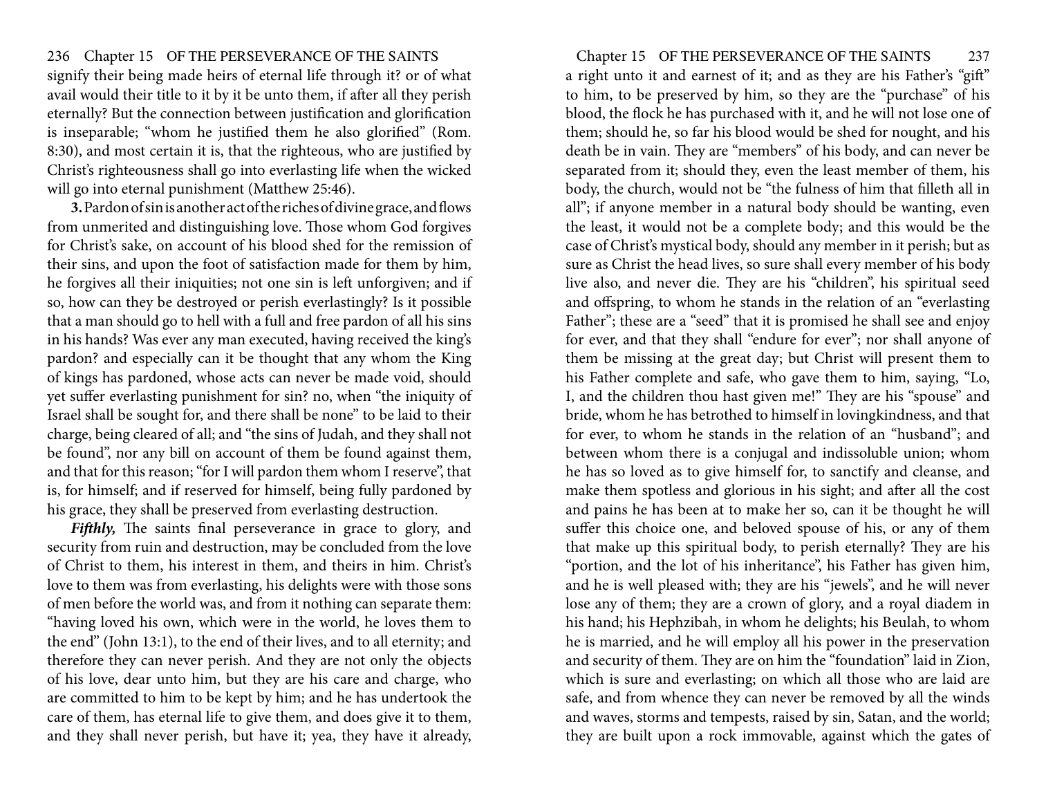signify their being made heirs of eternal life through it? or of what avail would their title to it by it be unto them, if after all they perish eternally? But the connection between justification and glorification is inseparable; "whom he justified them he also glorified" (Rom. 8:30), and most certain it is, that the righteous, who are justified by Christ's righteousness shall go into everlasting life when the wicked will go into eternal punishment (Matthew 25:46).

**3.** Pardon of sin is another act of the riches of divine grace, and flows from unmerited and distinguishing love. Those whom God forgives for Christ's sake, on account of his blood shed for the remission of their sins, and upon the foot of satisfaction made for them by him, he forgives all their iniquities; not one sin is left unforgiven; and if so, how can they be destroyed or perish everlastingly? Is it possible that a man should go to hell with a full and free pardon of all his sins in his hands? Was ever any man executed, having received the king's pardon? and especially can it be thought that any whom the King of kings has pardoned, whose acts can never be made void, should yet suffer everlasting punishment for sin? no, when "the iniquity of Israel shall be sought for, and there shall be none" to be laid to their charge, being cleared of all; and "the sins of Judah, and they shall not be found", nor any bill on account of them be found against them, and that for this reason; "for I will pardon them whom I reserve", that is, for himself; and if reserved for himself, being fully pardoned by his grace, they shall be preserved from everlasting destruction.

***Fifthly,*** The saints final perseverance in grace to glory, and security from ruin and destruction, may be concluded from the love of Christ to them, his interest in them, and theirs in him. Christ's love to them was from everlasting, his delights were with those sons of men before the world was, and from it nothing can separate them: "having loved his own, which were in the world, he loves them to the end" (John 13:1), to the end of their lives, and to all eternity; and therefore they can never perish. And they are not only the objects of his love, dear unto him, but they are his care and charge, who are committed to him to be kept by him; and he has undertook the care of them, has eternal life to give them, and does give it to them, and they shall never perish, but have it; yea, they have it already, a right unto it and earnest of it; and as they are his Father's "gift" to him, to be preserved by him, so they are the "purchase" of his blood, the flock he has purchased with it, and he will not lose one of them; should he, so far his blood would be shed for nought, and his death be in vain. They are "members" of his body, and can never be separated from it; should they, even the least member of them, his body, the church, would not be "the fulness of him that filleth all in all"; if anyone member in a natural body should be wanting, even the least, it would not be a complete body; and this would be the case of Christ's mystical body, should any member in it perish; but as sure as Christ the head lives, so sure shall every member of his body live also, and never die. They are his "children", his spiritual seed and offspring, to whom he stands in the relation of an "everlasting Father"; these are a "seed" that it is promised he shall see and enjoy for ever, and that they shall "endure for ever"; nor shall anyone of them be missing at the great day; but Christ will present them to his Father complete and safe, who gave them to him, saying, "Lo, I, and the children thou hast given me!" They are his "spouse" and bride, whom he has betrothed to himself in lovingkindness, and that for ever, to whom he stands in the relation of an "husband"; and between whom there is a conjugal and indissoluble union; whom he has so loved as to give himself for, to sanctify and cleanse, and make them spotless and glorious in his sight; and after all the cost and pains he has been at to make her so, can it be thought he will suffer this choice one, and beloved spouse of his, or any of them that make up this spiritual body, to perish eternally? They are his "portion, and the lot of his inheritance", his Father has given him, and he is well pleased with; they are his "jewels", and he will never lose any of them; they are a crown of glory, and a royal diadem in his hand; his Hephzibah, in whom he delights; his Beulah, to whom he is married, and he will employ all his power in the preservation and security of them. They are on him the "foundation" laid in Zion, which is sure and everlasting; on which all those who are laid are safe, and from whence they can never be removed by all the winds and waves, storms and tempests, raised by sin, Satan, and the world; they are built upon a rock immovable, against which the gates of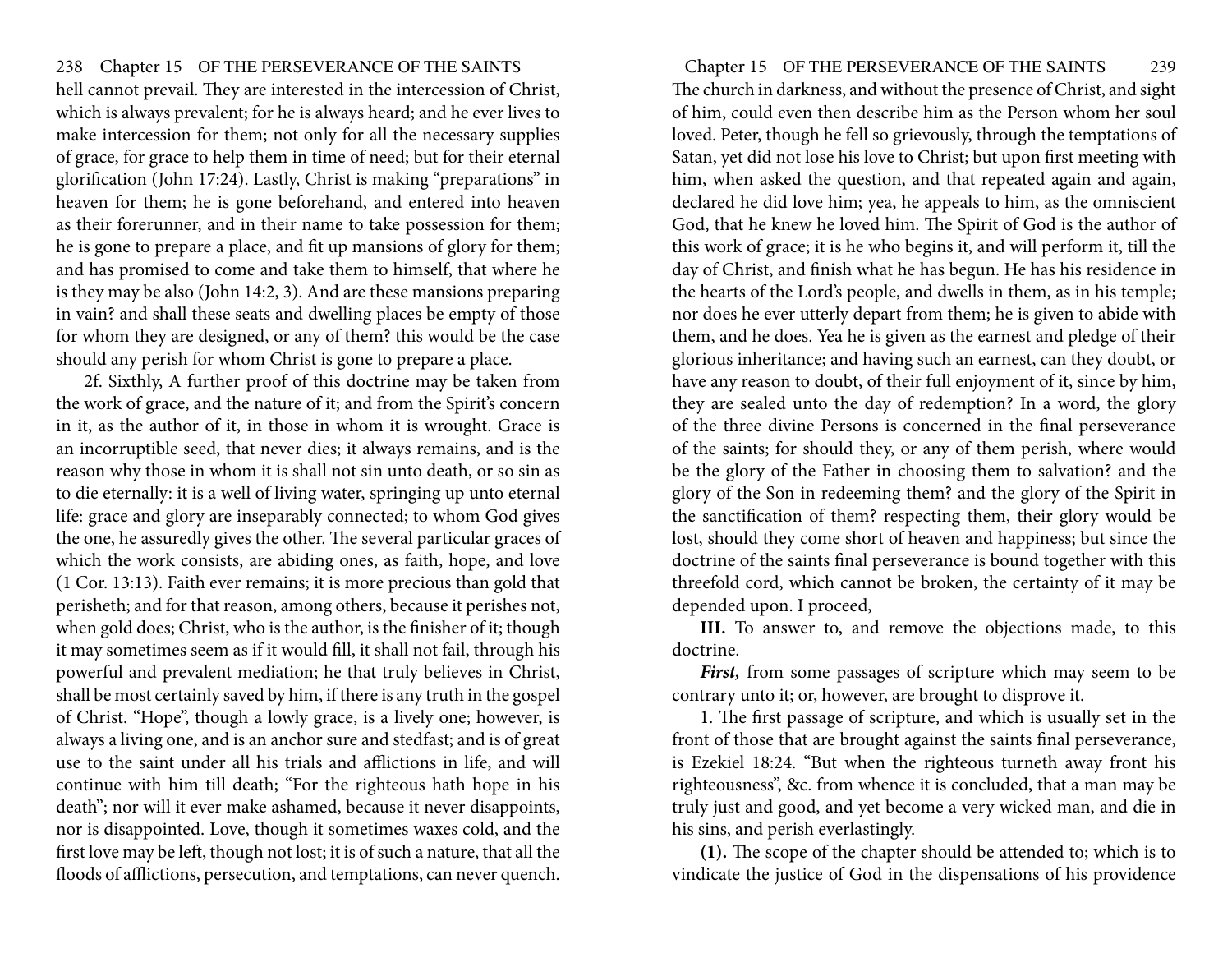hell cannot prevail. They are interested in the intercession of Christ, which is always prevalent; for he is always heard; and he ever lives to make intercession for them; not only for all the necessary supplies of grace, for grace to help them in time of need; but for their eternal glorification (John 17:24). Lastly, Christ is making "preparations" in heaven for them; he is gone beforehand, and entered into heaven as their forerunner, and in their name to take possession for them; he is gone to prepare a place, and fit up mansions of glory for them; and has promised to come and take them to himself, that where he is they may be also (John 14:2, 3). And are these mansions preparing in vain? and shall these seats and dwelling places be empty of those for whom they are designed, or any of them? this would be the case should any perish for whom Christ is gone to prepare a place.

2f. Sixthly, A further proof of this doctrine may be taken from the work of grace, and the nature of it; and from the Spirit's concern in it, as the author of it, in those in whom it is wrought. Grace is an incorruptible seed, that never dies; it always remains, and is the reason why those in whom it is shall not sin unto death, or so sin as to die eternally: it is a well of living water, springing up unto eternal life: grace and glory are inseparably connected; to whom God gives the one, he assuredly gives the other. The several particular graces of which the work consists, are abiding ones, as faith, hope, and love (1 Cor. 13:13). Faith ever remains; it is more precious than gold that perisheth; and for that reason, among others, because it perishes not, when gold does; Christ, who is the author, is the finisher of it; though it may sometimes seem as if it would fill, it shall not fail, through his powerful and prevalent mediation; he that truly believes in Christ, shall be most certainly saved by him, if there is any truth in the gospel of Christ. "Hope", though a lowly grace, is a lively one; however, is always a living one, and is an anchor sure and stedfast; and is of great use to the saint under all his trials and afflictions in life, and will continue with him till death; "For the righteous hath hope in his death"; nor will it ever make ashamed, because it never disappoints, nor is disappointed. Love, though it sometimes waxes cold, and the first love may be left, though not lost; it is of such a nature, that all the floods of afflictions, persecution, and temptations, can never quench. The church in darkness, and without the presence of Christ, and sight of him, could even then describe him as the Person whom her soul loved. Peter, though he fell so grievously, through the temptations of Satan, yet did not lose his love to Christ; but upon first meeting with him, when asked the question, and that repeated again and again, declared he did love him; yea, he appeals to him, as the omniscient God, that he knew he loved him. The Spirit of God is the author of this work of grace; it is he who begins it, and will perform it, till the day of Christ, and finish what he has begun. He has his residence in the hearts of the Lord's people, and dwells in them, as in his temple; nor does he ever utterly depart from them; he is given to abide with them, and he does. Yea he is given as the earnest and pledge of their glorious inheritance; and having such an earnest, can they doubt, or have any reason to doubt, of their full enjoyment of it, since by him, they are sealed unto the day of redemption? In a word, the glory of the three divine Persons is concerned in the final perseverance of the saints; for should they, or any of them perish, where would be the glory of the Father in choosing them to salvation? and the glory of the Son in redeeming them? and the glory of the Spirit in the sanctification of them? respecting them, their glory would be lost, should they come short of heaven and happiness; but since the doctrine of the saints final perseverance is bound together with this threefold cord, which cannot be broken, the certainty of it may be depended upon. I proceed,

**III.** To answer to, and remove the objections made, to this doctrine.

***First,*** from some passages of scripture which may seem to be contrary unto it; or, however, are brought to disprove it.

1. The first passage of scripture, and which is usually set in the front of those that are brought against the saints final perseverance, is Ezekiel 18:24. "But when the righteous turneth away front his righteousness", &c. from whence it is concluded, that a man may be truly just and good, and yet become a very wicked man, and die in his sins, and perish everlastingly.

**(1).** The scope of the chapter should be attended to; which is to vindicate the justice of God in the dispensations of his providence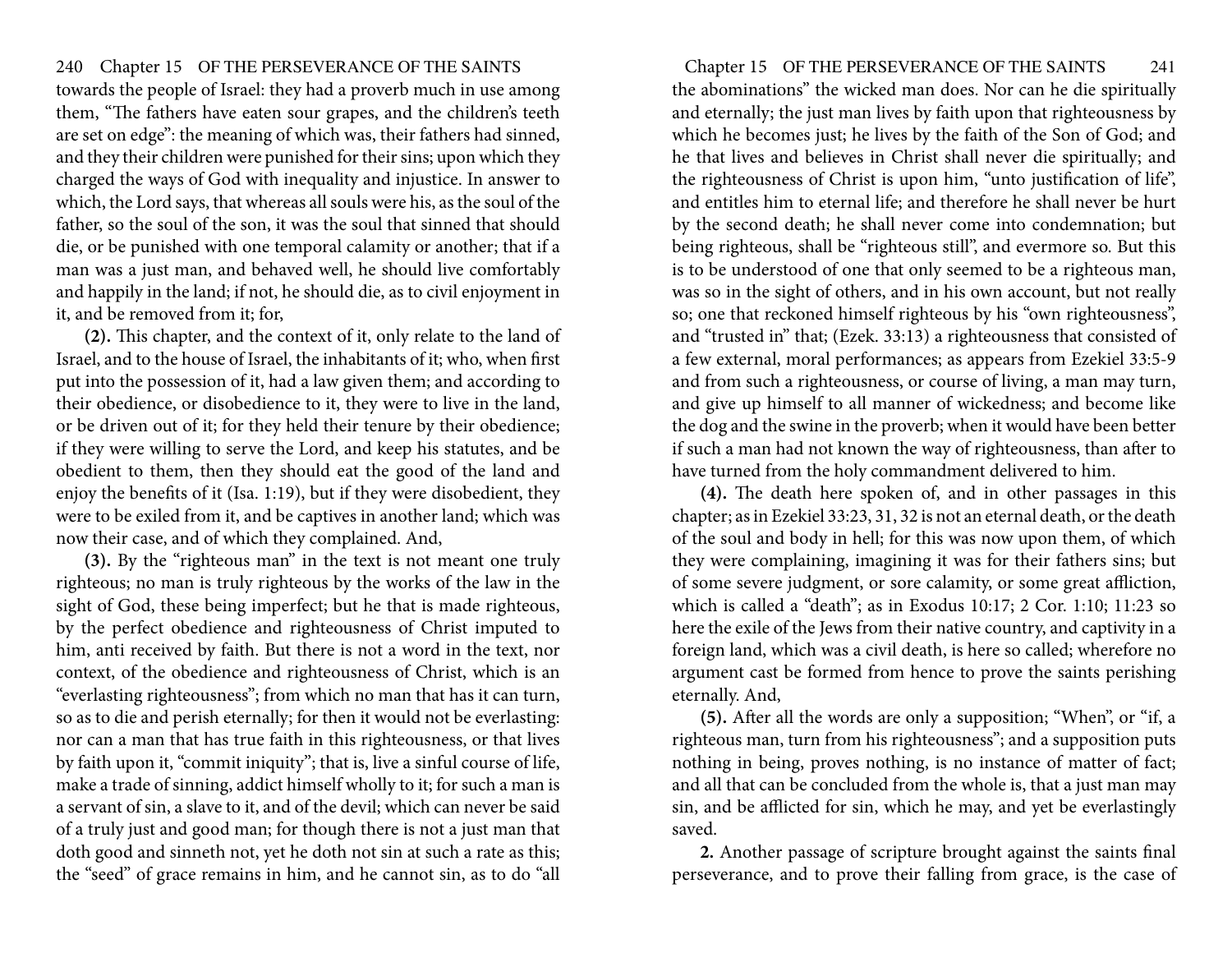towards the people of Israel: they had a proverb much in use among them, "The fathers have eaten sour grapes, and the children's teeth are set on edge": the meaning of which was, their fathers had sinned, and they their children were punished for their sins; upon which they charged the ways of God with inequality and injustice. In answer to which, the Lord says, that whereas all souls were his, as the soul of the father, so the soul of the son, it was the soul that sinned that should die, or be punished with one temporal calamity or another; that if a man was a just man, and behaved well, he should live comfortably and happily in the land; if not, he should die, as to civil enjoyment in it, and be removed from it; for,

**(2).** This chapter, and the context of it, only relate to the land of Israel, and to the house of Israel, the inhabitants of it; who, when first put into the possession of it, had a law given them; and according to their obedience, or disobedience to it, they were to live in the land, or be driven out of it; for they held their tenure by their obedience; if they were willing to serve the Lord, and keep his statutes, and be obedient to them, then they should eat the good of the land and enjoy the benefits of it (Isa. 1:19), but if they were disobedient, they were to be exiled from it, and be captives in another land; which was now their case, and of which they complained. And,

**(3).** By the "righteous man" in the text is not meant one truly righteous; no man is truly righteous by the works of the law in the sight of God, these being imperfect; but he that is made righteous, by the perfect obedience and righteousness of Christ imputed to him, anti received by faith. But there is not a word in the text, nor context, of the obedience and righteousness of Christ, which is an "everlasting righteousness"; from which no man that has it can turn, so as to die and perish eternally; for then it would not be everlasting: nor can a man that has true faith in this righteousness, or that lives by faith upon it, "commit iniquity"; that is, live a sinful course of life, make a trade of sinning, addict himself wholly to it; for such a man is a servant of sin, a slave to it, and of the devil; which can never be said of a truly just and good man; for though there is not a just man that doth good and sinneth not, yet he doth not sin at such a rate as this; the "seed" of grace remains in him, and he cannot sin, as to do "all the abominations" the wicked man does. Nor can he die spiritually and eternally; the just man lives by faith upon that righteousness by which he becomes just; he lives by the faith of the Son of God; and he that lives and believes in Christ shall never die spiritually; and the righteousness of Christ is upon him, "unto justification of life", and entitles him to eternal life; and therefore he shall never be hurt by the second death; he shall never come into condemnation; but being righteous, shall be "righteous still", and evermore so. But this is to be understood of one that only seemed to be a righteous man, was so in the sight of others, and in his own account, but not really so; one that reckoned himself righteous by his "own righteousness", and "trusted in" that; (Ezek. 33:13) a righteousness that consisted of a few external, moral performances; as appears from Ezekiel 33:5-9 and from such a righteousness, or course of living, a man may turn, and give up himself to all manner of wickedness; and become like the dog and the swine in the proverb; when it would have been better if such a man had not known the way of righteousness, than after to have turned from the holy commandment delivered to him.

**(4).** The death here spoken of, and in other passages in this chapter; as in Ezekiel 33:23, 31, 32 is not an eternal death, or the death of the soul and body in hell; for this was now upon them, of which they were complaining, imagining it was for their fathers sins; but of some severe judgment, or sore calamity, or some great affliction, which is called a "death"; as in Exodus 10:17; 2 Cor. 1:10; 11:23 so here the exile of the Jews from their native country, and captivity in a foreign land, which was a civil death, is here so called; wherefore no argument cast be formed from hence to prove the saints perishing eternally. And,

**(5).** After all the words are only a supposition; "When", or "if, a righteous man, turn from his righteousness"; and a supposition puts nothing in being, proves nothing, is no instance of matter of fact; and all that can be concluded from the whole is, that a just man may sin, and be afflicted for sin, which he may, and yet be everlastingly saved.

**2.** Another passage of scripture brought against the saints final perseverance, and to prove their falling from grace, is the case of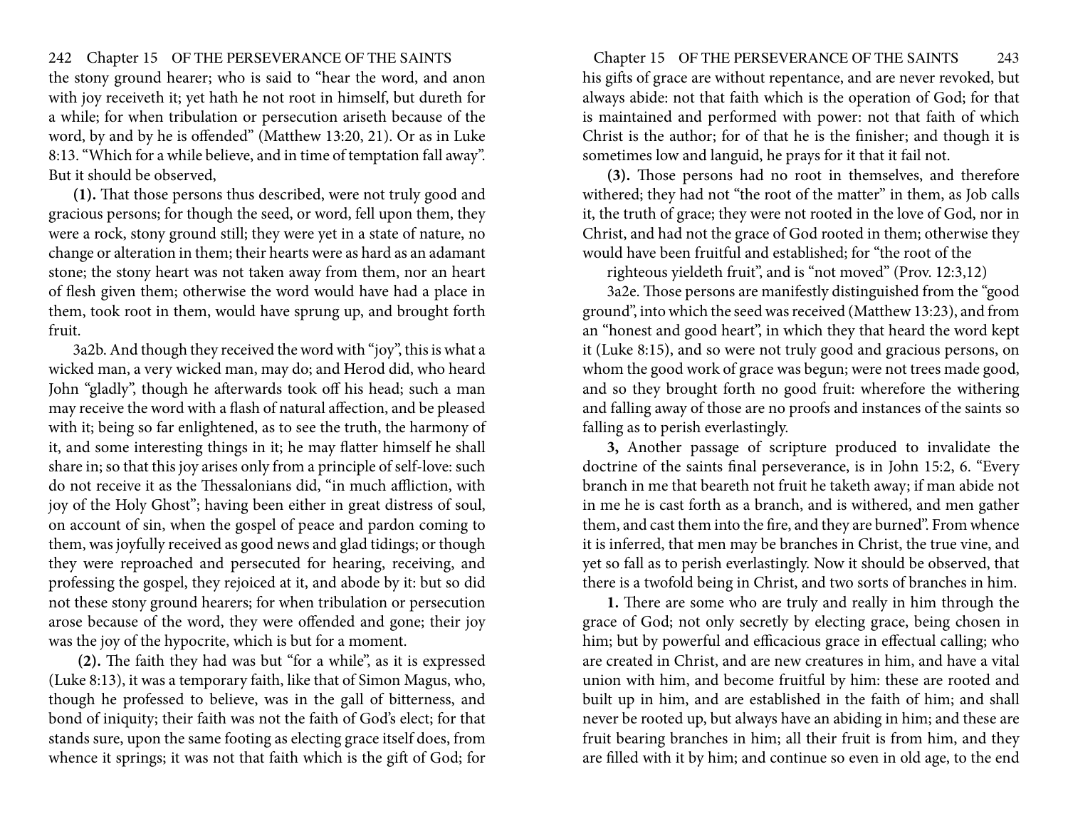the stony ground hearer; who is said to "hear the word, and anon with joy receiveth it; yet hath he not root in himself, but dureth for a while; for when tribulation or persecution ariseth because of the word, by and by he is offended" (Matthew 13:20, 21). Or as in Luke 8:13. "Which for a while believe, and in time of temptation fall away". But it should be observed,

**(1).** That those persons thus described, were not truly good and gracious persons; for though the seed, or word, fell upon them, they were a rock, stony ground still; they were yet in a state of nature, no change or alteration in them; their hearts were as hard as an adamant stone; the stony heart was not taken away from them, nor an heart of flesh given them; otherwise the word would have had a place in them, took root in them, would have sprung up, and brought forth fruit.

3a2b. And though they received the word with "joy", this is what a wicked man, a very wicked man, may do; and Herod did, who heard John "gladly", though he afterwards took off his head; such a man may receive the word with a flash of natural affection, and be pleased with it; being so far enlightened, as to see the truth, the harmony of it, and some interesting things in it; he may flatter himself he shall share in; so that this joy arises only from a principle of self-love: such do not receive it as the Thessalonians did, "in much affliction, with joy of the Holy Ghost"; having been either in great distress of soul, on account of sin, when the gospel of peace and pardon coming to them, was joyfully received as good news and glad tidings; or though they were reproached and persecuted for hearing, receiving, and professing the gospel, they rejoiced at it, and abode by it: but so did not these stony ground hearers; for when tribulation or persecution arose because of the word, they were offended and gone; their joy was the joy of the hypocrite, which is but for a moment.

**(2).** The faith they had was but "for a while", as it is expressed (Luke 8:13), it was a temporary faith, like that of Simon Magus, who, though he professed to believe, was in the gall of bitterness, and bond of iniquity; their faith was not the faith of God's elect; for that stands sure, upon the same footing as electing grace itself does, from whence it springs; it was not that faith which is the gift of God; for his gifts of grace are without repentance, and are never revoked, but always abide: not that faith which is the operation of God; for that is maintained and performed with power: not that faith of which Christ is the author; for of that he is the finisher; and though it is sometimes low and languid, he prays for it that it fail not.

**(3).** Those persons had no root in themselves, and therefore withered; they had not "the root of the matter" in them, as Job calls it, the truth of grace; they were not rooted in the love of God, nor in Christ, and had not the grace of God rooted in them; otherwise they would have been fruitful and established; for "the root of the righteous yieldeth fruit", and is "not moved" (Prov. 12:3,12)

3a2e. Those persons are manifestly distinguished from the "good ground", into which the seed was received (Matthew 13:23), and from an "honest and good heart", in which they that heard the word kept it (Luke 8:15), and so were not truly good and gracious persons, on whom the good work of grace was begun; were not trees made good, and so they brought forth no good fruit: wherefore the withering and falling away of those are no proofs and instances of the saints so falling as to perish everlastingly.

**3,** Another passage of scripture produced to invalidate the doctrine of the saints final perseverance, is in John 15:2, 6. "Every branch in me that beareth not fruit he taketh away; if man abide not in me he is cast forth as a branch, and is withered, and men gather them, and cast them into the fire, and they are burned". From whence it is inferred, that men may be branches in Christ, the true vine, and yet so fall as to perish everlastingly. Now it should be observed, that there is a twofold being in Christ, and two sorts of branches in him.

**1.** There are some who are truly and really in him through the grace of God; not only secretly by electing grace, being chosen in him; but by powerful and efficacious grace in effectual calling; who are created in Christ, and are new creatures in him, and have a vital union with him, and become fruitful by him: these are rooted and built up in him, and are established in the faith of him; and shall never be rooted up, but always have an abiding in him; and these are fruit bearing branches in him; all their fruit is from him, and they are filled with it by him; and continue so even in old age, to the end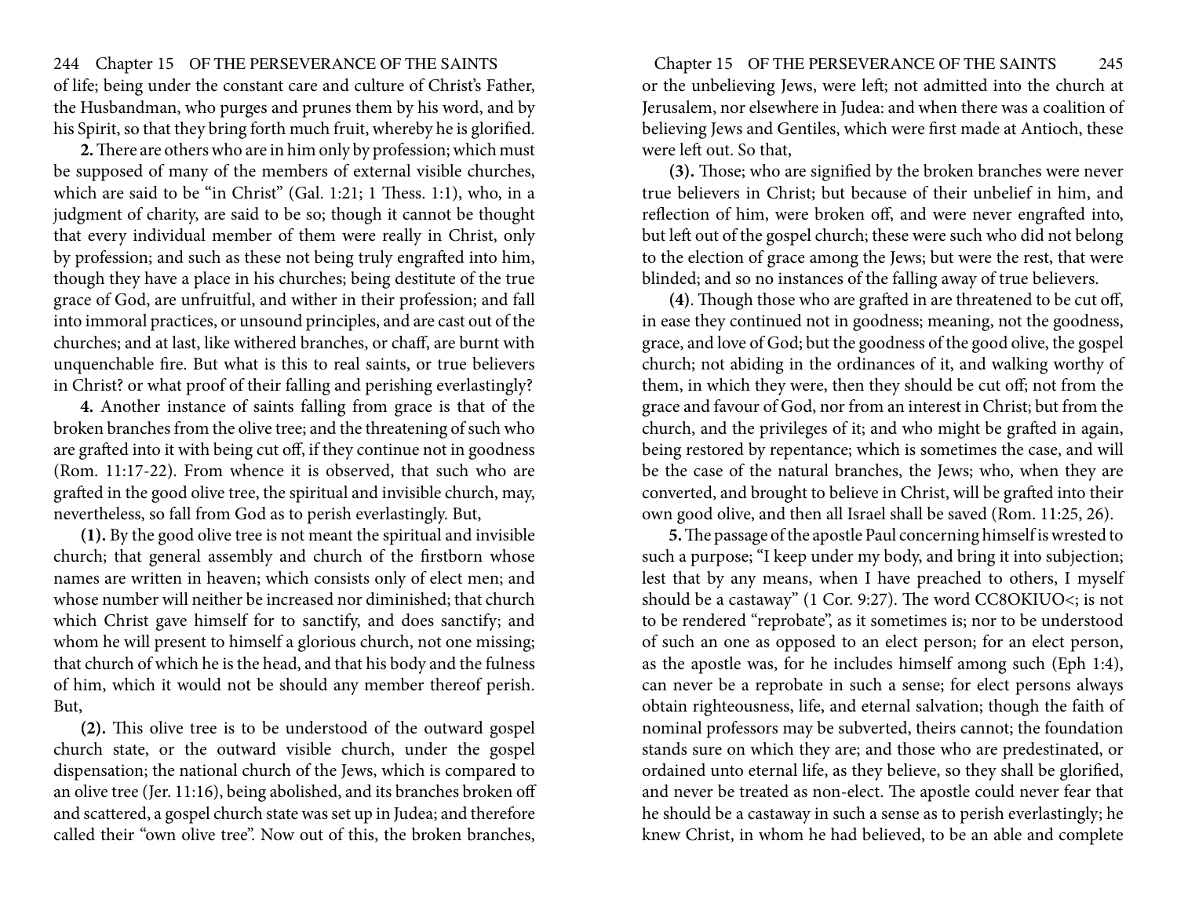of life; being under the constant care and culture of Christ's Father, the Husbandman, who purges and prunes them by his word, and by his Spirit, so that they bring forth much fruit, whereby he is glorified.

**2.** There are others who are in him only by profession; which must be supposed of many of the members of external visible churches, which are said to be "in Christ" (Gal. 1:21; 1 Thess. 1:1), who, in a judgment of charity, are said to be so; though it cannot be thought that every individual member of them were really in Christ, only by profession; and such as these not being truly engrafted into him, though they have a place in his churches; being destitute of the true grace of God, are unfruitful, and wither in their profession; and fall into immoral practices, or unsound principles, and are cast out of the churches; and at last, like withered branches, or chaff, are burnt with unquenchable fire. But what is this to real saints, or true believers in Christ? or what proof of their falling and perishing everlastingly?

**4.** Another instance of saints falling from grace is that of the broken branches from the olive tree; and the threatening of such who are grafted into it with being cut off, if they continue not in goodness (Rom. 11:17-22). From whence it is observed, that such who are grafted in the good olive tree, the spiritual and invisible church, may, nevertheless, so fall from God as to perish everlastingly. But,

**(1).** By the good olive tree is not meant the spiritual and invisible church; that general assembly and church of the firstborn whose names are written in heaven; which consists only of elect men; and whose number will neither be increased nor diminished; that church which Christ gave himself for to sanctify, and does sanctify; and whom he will present to himself a glorious church, not one missing; that church of which he is the head, and that his body and the fulness of him, which it would not be should any member thereof perish. But,

**(2).** This olive tree is to be understood of the outward gospel church state, or the outward visible church, under the gospel dispensation; the national church of the Jews, which is compared to an olive tree (Jer. 11:16), being abolished, and its branches broken off and scattered, a gospel church state was set up in Judea; and therefore called their "own olive tree". Now out of this, the broken branches, or the unbelieving Jews, were left; not admitted into the church at Jerusalem, nor elsewhere in Judea: and when there was a coalition of believing Jews and Gentiles, which were first made at Antioch, these were left out. So that,

**(3).** Those; who are signified by the broken branches were never true believers in Christ; but because of their unbelief in him, and reflection of him, were broken off, and were never engrafted into, but left out of the gospel church; these were such who did not belong to the election of grace among the Jews; but were the rest, that were blinded; and so no instances of the falling away of true believers.

**(4)**. Though those who are grafted in are threatened to be cut off, in ease they continued not in goodness; meaning, not the goodness, grace, and love of God; but the goodness of the good olive, the gospel church; not abiding in the ordinances of it, and walking worthy of them, in which they were, then they should be cut off; not from the grace and favour of God, nor from an interest in Christ; but from the church, and the privileges of it; and who might be grafted in again, being restored by repentance; which is sometimes the case, and will be the case of the natural branches, the Jews; who, when they are converted, and brought to believe in Christ, will be grafted into their own good olive, and then all Israel shall be saved (Rom. 11:25, 26).

**5.** The passage of the apostle Paul concerning himself is wrested to such a purpose; "I keep under my body, and bring it into subjection; lest that by any means, when I have preached to others, I myself should be a castaway" (1 Cor. 9:27). The word CC8OKIUO<; is not to be rendered "reprobate", as it sometimes is; nor to be understood of such an one as opposed to an elect person; for an elect person, as the apostle was, for he includes himself among such (Eph 1:4), can never be a reprobate in such a sense; for elect persons always obtain righteousness, life, and eternal salvation; though the faith of nominal professors may be subverted, theirs cannot; the foundation stands sure on which they are; and those who are predestinated, or ordained unto eternal life, as they believe, so they shall be glorified, and never be treated as non-elect. The apostle could never fear that he should be a castaway in such a sense as to perish everlastingly; he knew Christ, in whom he had believed, to be an able and complete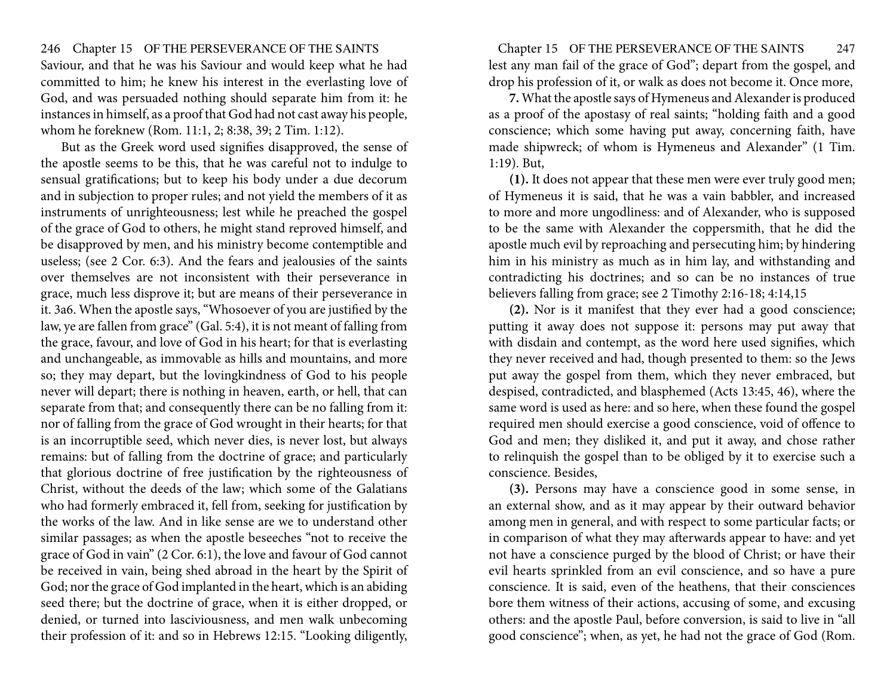Saviour, and that he was his Saviour and would keep what he had committed to him; he knew his interest in the everlasting love of God, and was persuaded nothing should separate him from it: he instances in himself, as a proof that God had not cast away his people, whom he foreknew (Rom. 11:1, 2; 8:38, 39; 2 Tim. 1:12).

But as the Greek word used signifies disapproved, the sense of the apostle seems to be this, that he was careful not to indulge to sensual gratifications; but to keep his body under a due decorum and in subjection to proper rules; and not yield the members of it as instruments of unrighteousness; lest while he preached the gospel of the grace of God to others, he might stand reproved himself, and be disapproved by men, and his ministry become contemptible and useless; (see 2 Cor. 6:3). And the fears and jealousies of the saints over themselves are not inconsistent with their perseverance in grace, much less disprove it; but are means of their perseverance in it. 3a6. When the apostle says, "Whosoever of you are justified by the law, ye are fallen from grace" (Gal. 5:4), it is not meant of falling from the grace, favour, and love of God in his heart; for that is everlasting and unchangeable, as immovable as hills and mountains, and more so; they may depart, but the lovingkindness of God to his people never will depart; there is nothing in heaven, earth, or hell, that can separate from that; and consequently there can be no falling from it: nor of falling from the grace of God wrought in their hearts; for that is an incorruptible seed, which never dies, is never lost, but always remains: but of falling from the doctrine of grace; and particularly that glorious doctrine of free justification by the righteousness of Christ, without the deeds of the law; which some of the Galatians who had formerly embraced it, fell from, seeking for justification by the works of the law. And in like sense are we to understand other similar passages; as when the apostle beseeches "not to receive the grace of God in vain" (2 Cor. 6:1), the love and favour of God cannot be received in vain, being shed abroad in the heart by the Spirit of God; nor the grace of God implanted in the heart, which is an abiding seed there; but the doctrine of grace, when it is either dropped, or denied, or turned into lasciviousness, and men walk unbecoming their profession of it: and so in Hebrews 12:15. "Looking diligently, lest any man fail of the grace of God"; depart from the gospel, and drop his profession of it, or walk as does not become it. Once more,

**7.** What the apostle says of Hymeneus and Alexander is produced as a proof of the apostasy of real saints; "holding faith and a good conscience; which some having put away, concerning faith, have made shipwreck; of whom is Hymeneus and Alexander" (1 Tim. 1:19). But,

**(1).** It does not appear that these men were ever truly good men; of Hymeneus it is said, that he was a vain babbler, and increased to more and more ungodliness: and of Alexander, who is supposed to be the same with Alexander the coppersmith, that he did the apostle much evil by reproaching and persecuting him; by hindering him in his ministry as much as in him lay, and withstanding and contradicting his doctrines; and so can be no instances of true believers falling from grace; see 2 Timothy 2:16-18; 4:14,15

**(2).** Nor is it manifest that they ever had a good conscience; putting it away does not suppose it: persons may put away that with disdain and contempt, as the word here used signifies, which they never received and had, though presented to them: so the Jews put away the gospel from them, which they never embraced, but despised, contradicted, and blasphemed (Acts 13:45, 46), where the same word is used as here: and so here, when these found the gospel required men should exercise a good conscience, void of offence to God and men; they disliked it, and put it away, and chose rather to relinquish the gospel than to be obliged by it to exercise such a conscience. Besides,

**(3).** Persons may have a conscience good in some sense, in an external show, and as it may appear by their outward behavior among men in general, and with respect to some particular facts; or in comparison of what they may afterwards appear to have: and yet not have a conscience purged by the blood of Christ; or have their evil hearts sprinkled from an evil conscience, and so have a pure conscience. It is said, even of the heathens, that their consciences bore them witness of their actions, accusing of some, and excusing others: and the apostle Paul, before conversion, is said to live in "all good conscience"; when, as yet, he had not the grace of God (Rom.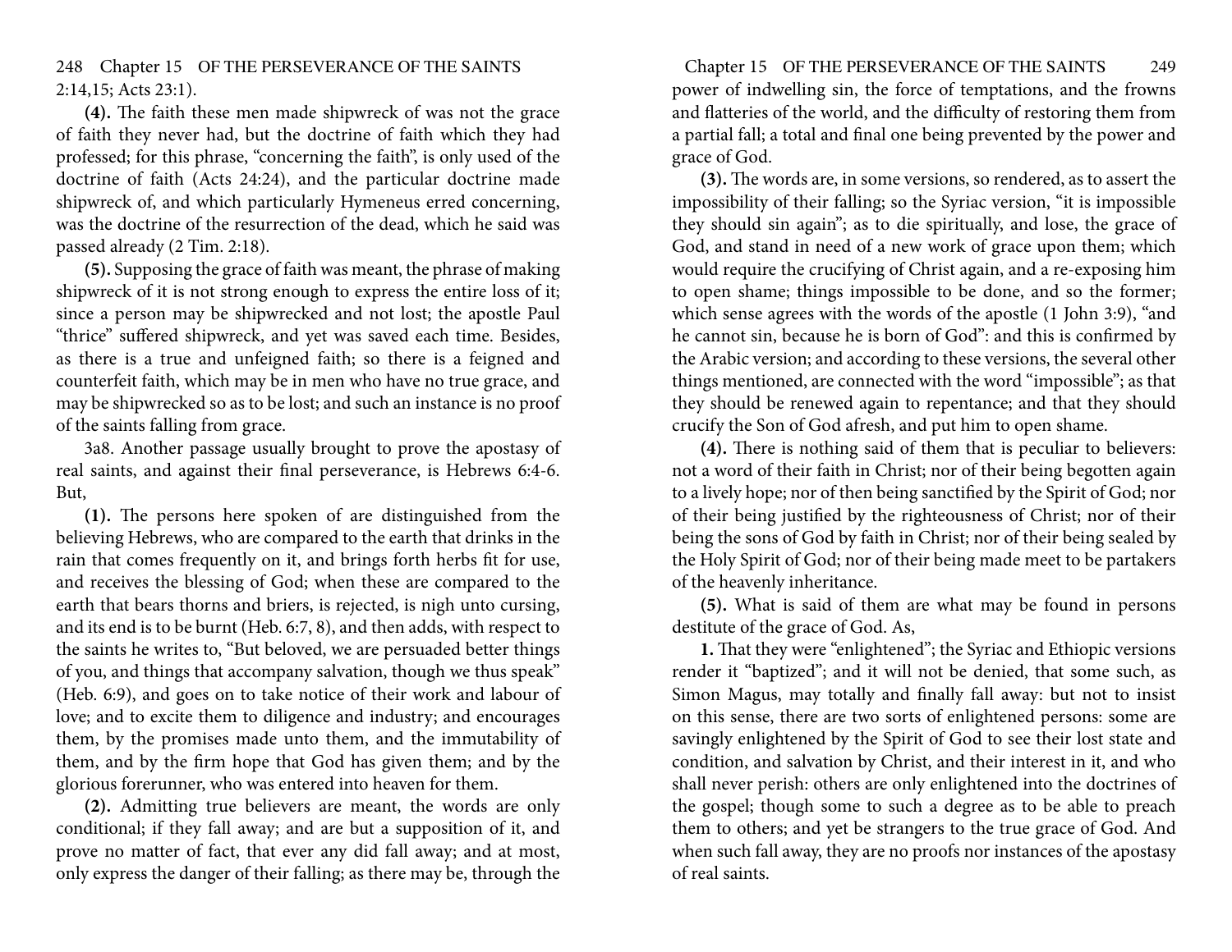2:14,15; Acts 23:1).

**(4).** The faith these men made shipwreck of was not the grace of faith they never had, but the doctrine of faith which they had professed; for this phrase, "concerning the faith", is only used of the doctrine of faith (Acts 24:24), and the particular doctrine made shipwreck of, and which particularly Hymeneus erred concerning, was the doctrine of the resurrection of the dead, which he said was passed already (2 Tim. 2:18).

**(5).** Supposing the grace of faith was meant, the phrase of making shipwreck of it is not strong enough to express the entire loss of it; since a person may be shipwrecked and not lost; the apostle Paul "thrice" suffered shipwreck, and yet was saved each time. Besides, as there is a true and unfeigned faith; so there is a feigned and counterfeit faith, which may be in men who have no true grace, and may be shipwrecked so as to be lost; and such an instance is no proof of the saints falling from grace.

3a8. Another passage usually brought to prove the apostasy of real saints, and against their final perseverance, is Hebrews 6:4-6. But,

**(1).** The persons here spoken of are distinguished from the believing Hebrews, who are compared to the earth that drinks in the rain that comes frequently on it, and brings forth herbs fit for use, and receives the blessing of God; when these are compared to the earth that bears thorns and briers, is rejected, is nigh unto cursing, and its end is to be burnt (Heb. 6:7, 8), and then adds, with respect to the saints he writes to, "But beloved, we are persuaded better things of you, and things that accompany salvation, though we thus speak" (Heb. 6:9), and goes on to take notice of their work and labour of love; and to excite them to diligence and industry; and encourages them, by the promises made unto them, and the immutability of them, and by the firm hope that God has given them; and by the glorious forerunner, who was entered into heaven for them.

**(2).** Admitting true believers are meant, the words are only conditional; if they fall away; and are but a supposition of it, and prove no matter of fact, that ever any did fall away; and at most, only express the danger of their falling; as there may be, through the power of indwelling sin, the force of temptations, and the frowns and flatteries of the world, and the difficulty of restoring them from a partial fall; a total and final one being prevented by the power and grace of God.

**(3).** The words are, in some versions, so rendered, as to assert the impossibility of their falling; so the Syriac version, "it is impossible they should sin again"; as to die spiritually, and lose, the grace of God, and stand in need of a new work of grace upon them; which would require the crucifying of Christ again, and a re-exposing him to open shame; things impossible to be done, and so the former; which sense agrees with the words of the apostle (1 John 3:9), "and he cannot sin, because he is born of God": and this is confirmed by the Arabic version; and according to these versions, the several other things mentioned, are connected with the word "impossible"; as that they should be renewed again to repentance; and that they should crucify the Son of God afresh, and put him to open shame.

**(4).** There is nothing said of them that is peculiar to believers: not a word of their faith in Christ; nor of their being begotten again to a lively hope; nor of then being sanctified by the Spirit of God; nor of their being justified by the righteousness of Christ; nor of their being the sons of God by faith in Christ; nor of their being sealed by the Holy Spirit of God; nor of their being made meet to be partakers of the heavenly inheritance.

**(5).** What is said of them are what may be found in persons destitute of the grace of God. As,

**1.** That they were "enlightened"; the Syriac and Ethiopic versions render it "baptized"; and it will not be denied, that some such, as Simon Magus, may totally and finally fall away: but not to insist on this sense, there are two sorts of enlightened persons: some are savingly enlightened by the Spirit of God to see their lost state and condition, and salvation by Christ, and their interest in it, and who shall never perish: others are only enlightened into the doctrines of the gospel; though some to such a degree as to be able to preach them to others; and yet be strangers to the true grace of God. And when such fall away, they are no proofs nor instances of the apostasy of real saints.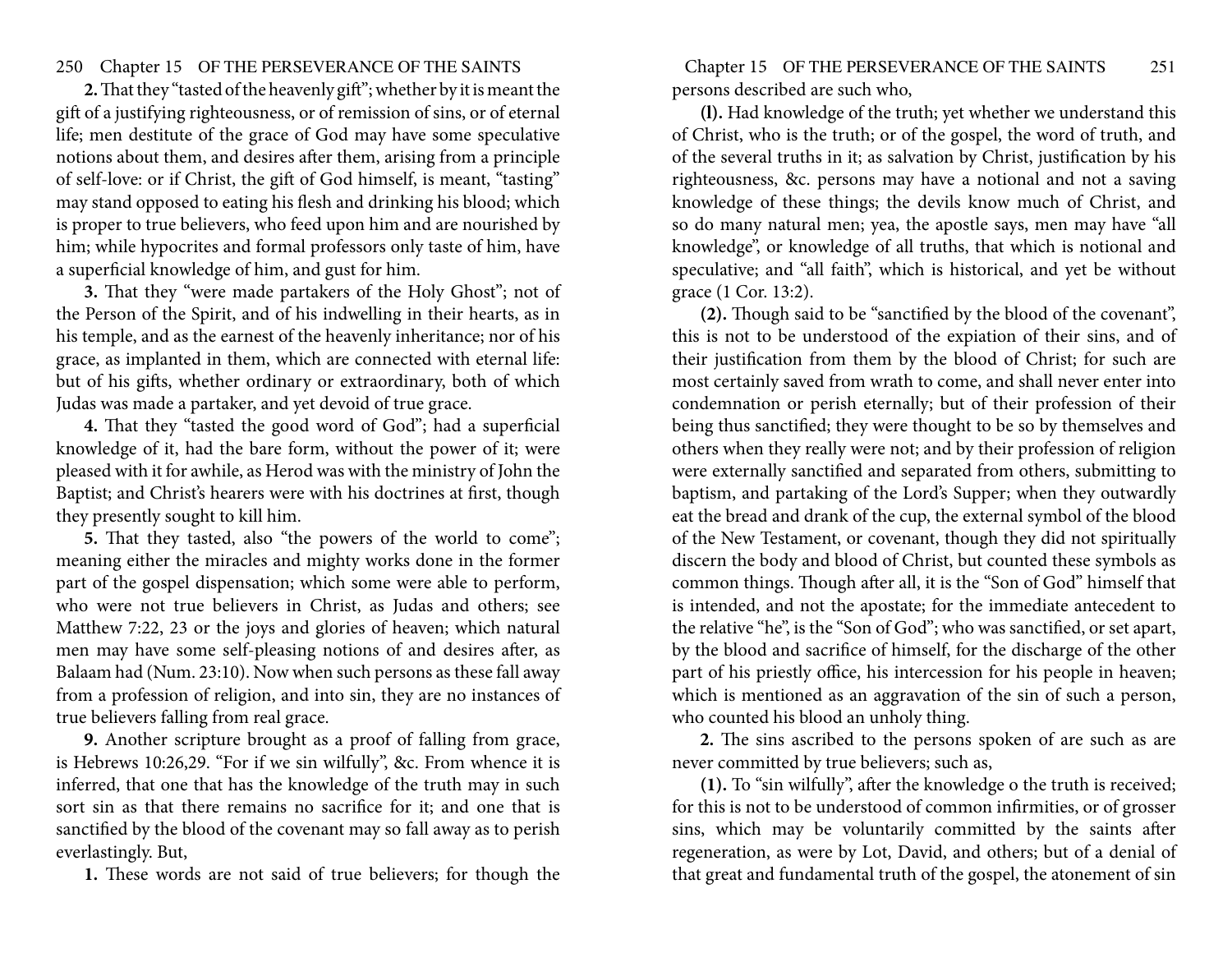**2.** That they "tasted of the heavenly gift"; whether by it is meant the gift of a justifying righteousness, or of remission of sins, or of eternal life; men destitute of the grace of God may have some speculative notions about them, and desires after them, arising from a principle of self-love: or if Christ, the gift of God himself, is meant, "tasting" may stand opposed to eating his flesh and drinking his blood; which is proper to true believers, who feed upon him and are nourished by him; while hypocrites and formal professors only taste of him, have a superficial knowledge of him, and gust for him.

**3.** That they "were made partakers of the Holy Ghost"; not of the Person of the Spirit, and of his indwelling in their hearts, as in his temple, and as the earnest of the heavenly inheritance; nor of his grace, as implanted in them, which are connected with eternal life: but of his gifts, whether ordinary or extraordinary, both of which Judas was made a partaker, and yet devoid of true grace.

**4.** That they "tasted the good word of God"; had a superficial knowledge of it, had the bare form, without the power of it; were pleased with it for awhile, as Herod was with the ministry of John the Baptist; and Christ's hearers were with his doctrines at first, though they presently sought to kill him.

**5.** That they tasted, also "the powers of the world to come"; meaning either the miracles and mighty works done in the former part of the gospel dispensation; which some were able to perform, who were not true believers in Christ, as Judas and others; see Matthew 7:22, 23 or the joys and glories of heaven; which natural men may have some self-pleasing notions of and desires after, as Balaam had (Num. 23:10). Now when such persons as these fall away from a profession of religion, and into sin, they are no instances of true believers falling from real grace.

**9.** Another scripture brought as a proof of falling from grace, is Hebrews 10:26,29. "For if we sin wilfully", &c. From whence it is inferred, that one that has the knowledge of the truth may in such sort sin as that there remains no sacrifice for it; and one that is sanctified by the blood of the covenant may so fall away as to perish everlastingly. But,

**1.** These words are not said of true believers; for though the persons described are such who,

**(l).** Had knowledge of the truth; yet whether we understand this of Christ, who is the truth; or of the gospel, the word of truth, and of the several truths in it; as salvation by Christ, justification by his righteousness, &c. persons may have a notional and not a saving knowledge of these things; the devils know much of Christ, and so do many natural men; yea, the apostle says, men may have "all knowledge", or knowledge of all truths, that which is notional and speculative; and "all faith", which is historical, and yet be without grace (1 Cor. 13:2).

**(2).** Though said to be "sanctified by the blood of the covenant", this is not to be understood of the expiation of their sins, and of their justification from them by the blood of Christ; for such are most certainly saved from wrath to come, and shall never enter into condemnation or perish eternally; but of their profession of their being thus sanctified; they were thought to be so by themselves and others when they really were not; and by their profession of religion were externally sanctified and separated from others, submitting to baptism, and partaking of the Lord's Supper; when they outwardly eat the bread and drank of the cup, the external symbol of the blood of the New Testament, or covenant, though they did not spiritually discern the body and blood of Christ, but counted these symbols as common things. Though after all, it is the "Son of God" himself that is intended, and not the apostate; for the immediate antecedent to the relative "he", is the "Son of God"; who was sanctified, or set apart, by the blood and sacrifice of himself, for the discharge of the other part of his priestly office, his intercession for his people in heaven; which is mentioned as an aggravation of the sin of such a person, who counted his blood an unholy thing.

**2.** The sins ascribed to the persons spoken of are such as are never committed by true believers; such as,

**(1).** To "sin wilfully", after the knowledge o the truth is received; for this is not to be understood of common infirmities, or of grosser sins, which may be voluntarily committed by the saints after regeneration, as were by Lot, David, and others; but of a denial of that great and fundamental truth of the gospel, the atonement of sin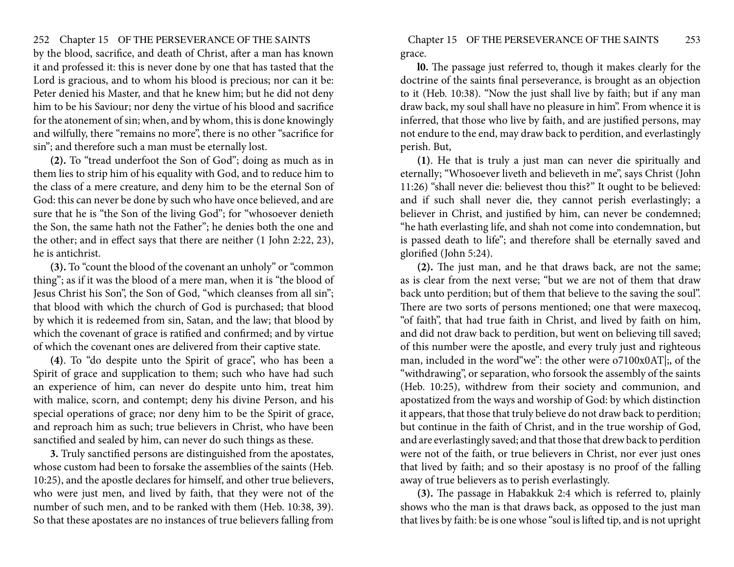by the blood, sacrifice, and death of Christ, after a man has known it and professed it: this is never done by one that has tasted that the Lord is gracious, and to whom his blood is precious; nor can it be: Peter denied his Master, and that he knew him; but he did not deny him to be his Saviour; nor deny the virtue of his blood and sacrifice for the atonement of sin; when, and by whom, this is done knowingly and wilfully, there "remains no more", there is no other "sacrifice for sin"; and therefore such a man must be eternally lost.

**(2).** To "tread underfoot the Son of God"; doing as much as in them lies to strip him of his equality with God, and to reduce him to the class of a mere creature, and deny him to be the eternal Son of God: this can never be done by such who have once believed, and are sure that he is "the Son of the living God"; for "whosoever denieth the Son, the same hath not the Father"; he denies both the one and the other; and in effect says that there are neither (1 John 2:22, 23), he is antichrist.

**(3).** To "count the blood of the covenant an unholy" or "common thing"; as if it was the blood of a mere man, when it is "the blood of Jesus Christ his Son", the Son of God, "which cleanses from all sin"; that blood with which the church of God is purchased; that blood by which it is redeemed from sin, Satan, and the law; that blood by which the covenant of grace is ratified and confirmed; and by virtue of which the covenant ones are delivered from their captive state.

**(4)**. To "do despite unto the Spirit of grace", who has been a Spirit of grace and supplication to them; such who have had such an experience of him, can never do despite unto him, treat him with malice, scorn, and contempt; deny his divine Person, and his special operations of grace; nor deny him to be the Spirit of grace, and reproach him as such; true believers in Christ, who have been sanctified and sealed by him, can never do such things as these.

**3.** Truly sanctified persons are distinguished from the apostates, whose custom had been to forsake the assemblies of the saints (Heb. 10:25), and the apostle declares for himself, and other true believers, who were just men, and lived by faith, that they were not of the number of such men, and to be ranked with them (Heb. 10:38, 39). So that these apostates are no instances of true believers falling from grace.

**l0.** The passage just referred to, though it makes clearly for the doctrine of the saints final perseverance, is brought as an objection to it (Heb. 10:38). "Now the just shall live by faith; but if any man draw back, my soul shall have no pleasure in him". From whence it is inferred, that those who live by faith, and are justified persons, may not endure to the end, may draw back to perdition, and everlastingly perish. But,

**(1)**. He that is truly a just man can never die spiritually and eternally; "Whosoever liveth and believeth in me", says Christ (John 11:26) "shall never die: believest thou this?" It ought to be believed: and if such shall never die, they cannot perish everlastingly; a believer in Christ, and justified by him, can never be condemned; "he hath everlasting life, and shah not come into condemnation, but is passed death to life"; and therefore shall be eternally saved and glorified (John 5:24).

**(2).** The just man, and he that draws back, are not the same; as is clear from the next verse; "but we are not of them that draw back unto perdition; but of them that believe to the saving the soul". There are two sorts of persons mentioned; one that were maxecoq, "of faith", that had true faith in Christ, and lived by faith on him, and did not draw back to perdition, but went on believing till saved; of this number were the apostle, and every truly just and righteous man, included in the word"we": the other were o7100x0AT|;, of the "withdrawing", or separation, who forsook the assembly of the saints (Heb. 10:25), withdrew from their society and communion, and apostatized from the ways and worship of God: by which distinction it appears, that those that truly believe do not draw back to perdition; but continue in the faith of Christ, and in the true worship of God, and are everlastingly saved; and that those that drew back to perdition were not of the faith, or true believers in Christ, nor ever just ones that lived by faith; and so their apostasy is no proof of the falling away of true believers as to perish everlastingly.

**(3).** The passage in Habakkuk 2:4 which is referred to, plainly shows who the man is that draws back, as opposed to the just man that lives by faith: be is one whose "soul is lifted tip, and is not upright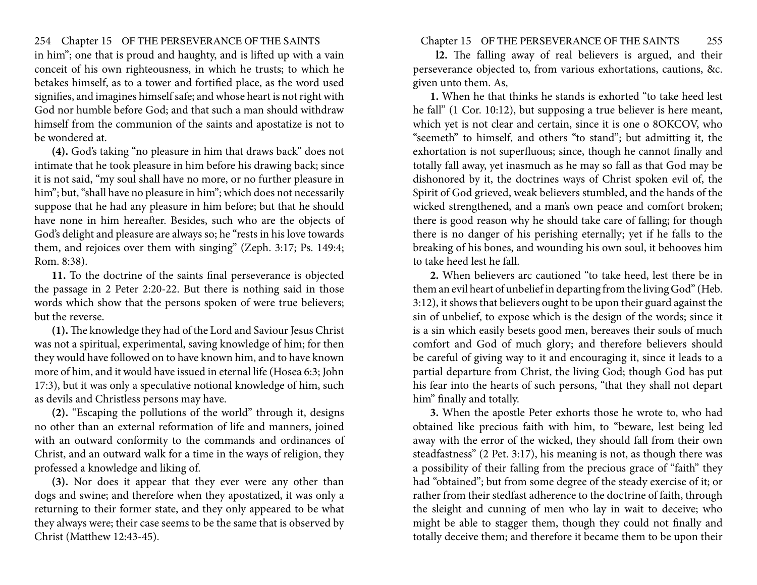in him"; one that is proud and haughty, and is lifted up with a vain conceit of his own righteousness, in which he trusts; to which he betakes himself, as to a tower and fortified place, as the word used signifies, and imagines himself safe; and whose heart is not right with God nor humble before God; and that such a man should withdraw himself from the communion of the saints and apostatize is not to be wondered at.

**(4).** God's taking "no pleasure in him that draws back" does not intimate that he took pleasure in him before his drawing back; since it is not said, "my soul shall have no more, or no further pleasure in him"; but, "shall have no pleasure in him"; which does not necessarily suppose that he had any pleasure in him before; but that he should have none in him hereafter. Besides, such who are the objects of God's delight and pleasure are always so; he "rests in his love towards them, and rejoices over them with singing" (Zeph. 3:17; Ps. 149:4; Rom. 8:38).

**11.** To the doctrine of the saints final perseverance is objected the passage in 2 Peter 2:20-22. But there is nothing said in those words which show that the persons spoken of were true believers; but the reverse.

**(1).** The knowledge they had of the Lord and Saviour Jesus Christ was not a spiritual, experimental, saving knowledge of him; for then they would have followed on to have known him, and to have known more of him, and it would have issued in eternal life (Hosea 6:3; John 17:3), but it was only a speculative notional knowledge of him, such as devils and Christless persons may have.

**(2).** "Escaping the pollutions of the world" through it, designs no other than an external reformation of life and manners, joined with an outward conformity to the commands and ordinances of Christ, and an outward walk for a time in the ways of religion, they professed a knowledge and liking of.

**(3).** Nor does it appear that they ever were any other than dogs and swine; and therefore when they apostatized, it was only a returning to their former state, and they only appeared to be what they always were; their case seems to be the same that is observed by Christ (Matthew 12:43-45).

**l2.** The falling away of real believers is argued, and their perseverance objected to, from various exhortations, cautions, &c. given unto them. As,

**1.** When he that thinks he stands is exhorted "to take heed lest he fall" (1 Cor. 10:12), but supposing a true believer is here meant, which yet is not clear and certain, since it is one o 8OKCOV, who "seemeth" to himself, and others "to stand"; but admitting it, the exhortation is not superfluous; since, though he cannot finally and totally fall away, yet inasmuch as he may so fall as that God may be dishonored by it, the doctrines ways of Christ spoken evil of, the Spirit of God grieved, weak believers stumbled, and the hands of the wicked strengthened, and a man's own peace and comfort broken; there is good reason why he should take care of falling; for though there is no danger of his perishing eternally; yet if he falls to the breaking of his bones, and wounding his own soul, it behooves him to take heed lest he fall.

**2.** When believers arc cautioned "to take heed, lest there be in them an evil heart of unbelief in departing from the living God" (Heb. 3:12), it shows that believers ought to be upon their guard against the sin of unbelief, to expose which is the design of the words; since it is a sin which easily besets good men, bereaves their souls of much comfort and God of much glory; and therefore believers should be careful of giving way to it and encouraging it, since it leads to a partial departure from Christ, the living God; though God has put his fear into the hearts of such persons, "that they shall not depart him" finally and totally.

**3.** When the apostle Peter exhorts those he wrote to, who had obtained like precious faith with him, to "beware, lest being led away with the error of the wicked, they should fall from their own steadfastness" (2 Pet. 3:17), his meaning is not, as though there was a possibility of their falling from the precious grace of "faith" they had "obtained"; but from some degree of the steady exercise of it; or rather from their stedfast adherence to the doctrine of faith, through the sleight and cunning of men who lay in wait to deceive; who might be able to stagger them, though they could not finally and totally deceive them; and therefore it became them to be upon their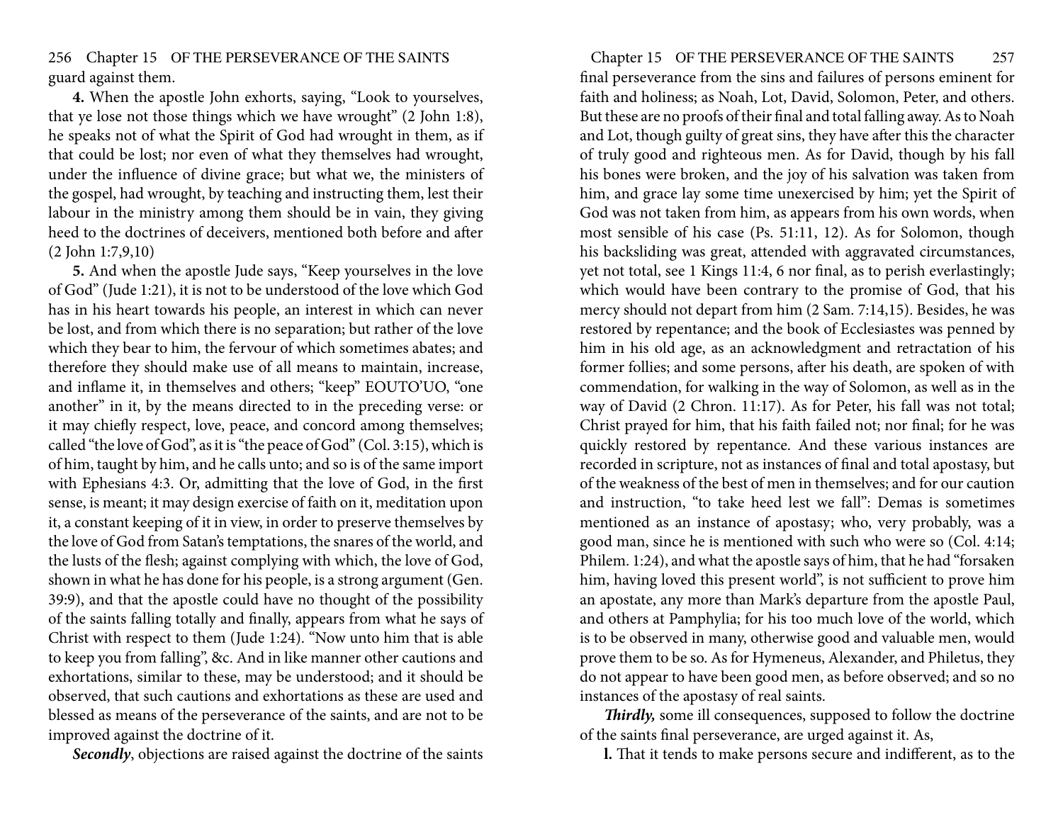guard against them.

**4.** When the apostle John exhorts, saying, "Look to yourselves, that ye lose not those things which we have wrought" (2 John 1:8), he speaks not of what the Spirit of God had wrought in them, as if that could be lost; nor even of what they themselves had wrought, under the influence of divine grace; but what we, the ministers of the gospel, had wrought, by teaching and instructing them, lest their labour in the ministry among them should be in vain, they giving heed to the doctrines of deceivers, mentioned both before and after (2 John 1:7,9,10)

**5.** And when the apostle Jude says, "Keep yourselves in the love of God" (Jude 1:21), it is not to be understood of the love which God has in his heart towards his people, an interest in which can never be lost, and from which there is no separation; but rather of the love which they bear to him, the fervour of which sometimes abates; and therefore they should make use of all means to maintain, increase, and inflame it, in themselves and others; "keep" EOUTO'UO, "one another" in it, by the means directed to in the preceding verse: or it may chiefly respect, love, peace, and concord among themselves; called "the love of God", as it is "the peace of God" (Col. 3:15), which is of him, taught by him, and he calls unto; and so is of the same import with Ephesians 4:3. Or, admitting that the love of God, in the first sense, is meant; it may design exercise of faith on it, meditation upon it, a constant keeping of it in view, in order to preserve themselves by the love of God from Satan's temptations, the snares of the world, and the lusts of the flesh; against complying with which, the love of God, shown in what he has done for his people, is a strong argument (Gen. 39:9), and that the apostle could have no thought of the possibility of the saints falling totally and finally, appears from what he says of Christ with respect to them (Jude 1:24). "Now unto him that is able to keep you from falling", &c. And in like manner other cautions and exhortations, similar to these, may be understood; and it should be observed, that such cautions and exhortations as these are used and blessed as means of the perseverance of the saints, and are not to be improved against the doctrine of it.

***Secondly***, objections are raised against the doctrine of the saints final perseverance from the sins and failures of persons eminent for faith and holiness; as Noah, Lot, David, Solomon, Peter, and others. But these are no proofs of their final and total falling away. As to Noah and Lot, though guilty of great sins, they have after this the character of truly good and righteous men. As for David, though by his fall his bones were broken, and the joy of his salvation was taken from him, and grace lay some time unexercised by him; yet the Spirit of God was not taken from him, as appears from his own words, when most sensible of his case (Ps. 51:11, 12). As for Solomon, though his backsliding was great, attended with aggravated circumstances, yet not total, see 1 Kings 11:4, 6 nor final, as to perish everlastingly; which would have been contrary to the promise of God, that his mercy should not depart from him (2 Sam. 7:14,15). Besides, he was restored by repentance; and the book of Ecclesiastes was penned by him in his old age, as an acknowledgment and retractation of his former follies; and some persons, after his death, are spoken of with commendation, for walking in the way of Solomon, as well as in the way of David (2 Chron. 11:17). As for Peter, his fall was not total; Christ prayed for him, that his faith failed not; nor final; for he was quickly restored by repentance. And these various instances are recorded in scripture, not as instances of final and total apostasy, but of the weakness of the best of men in themselves; and for our caution and instruction, "to take heed lest we fall": Demas is sometimes mentioned as an instance of apostasy; who, very probably, was a good man, since he is mentioned with such who were so (Col. 4:14; Philem. 1:24), and what the apostle says of him, that he had "forsaken him, having loved this present world", is not sufficient to prove him an apostate, any more than Mark's departure from the apostle Paul, and others at Pamphylia; for his too much love of the world, which is to be observed in many, otherwise good and valuable men, would prove them to be so. As for Hymeneus, Alexander, and Philetus, they do not appear to have been good men, as before observed; and so no instances of the apostasy of real saints.

***Thirdly,*** some ill consequences, supposed to follow the doctrine of the saints final perseverance, are urged against it. As,

**1.** That it tends to make persons secure and indifferent, as to the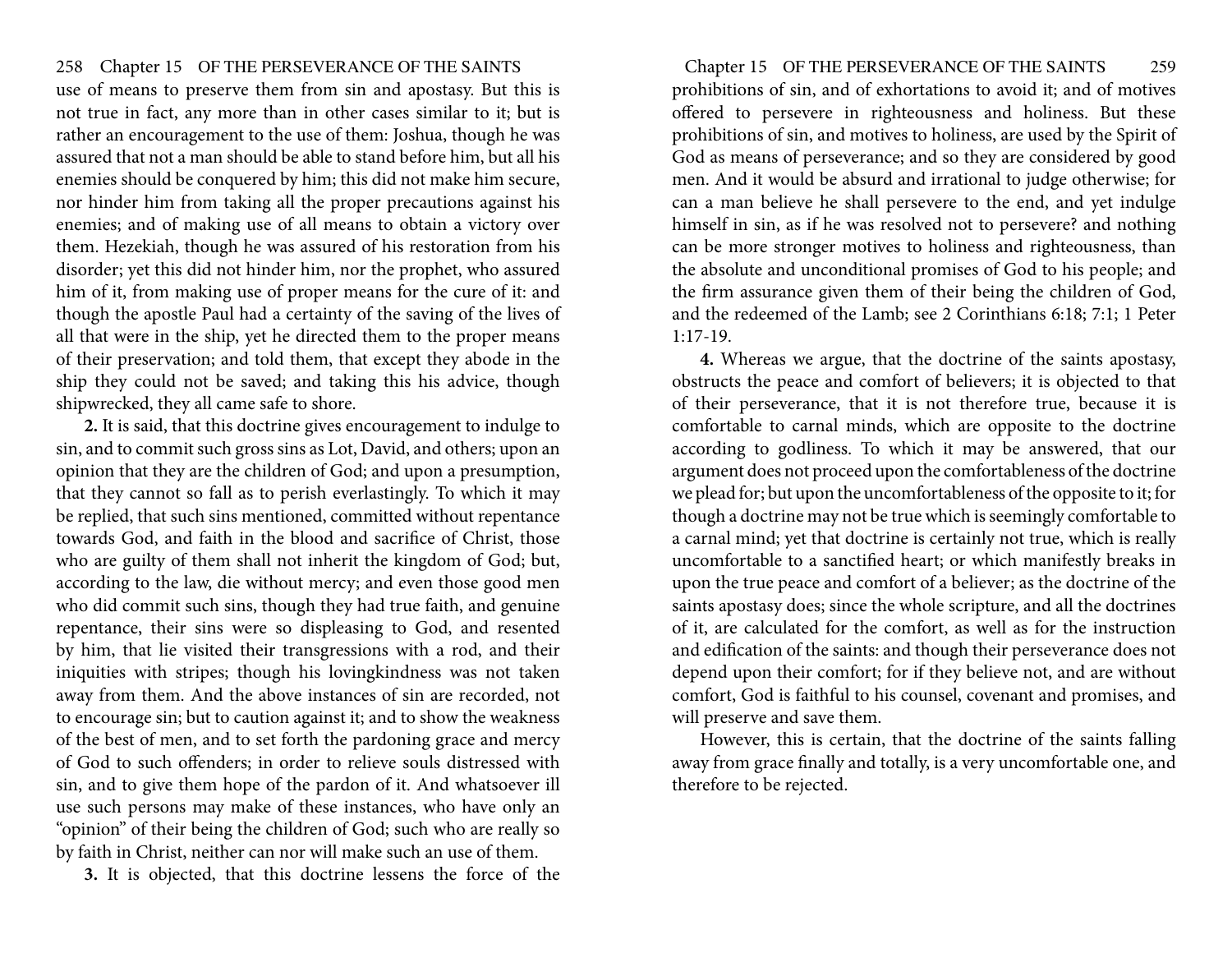use of means to preserve them from sin and apostasy. But this is not true in fact, any more than in other cases similar to it; but is rather an encouragement to the use of them: Joshua, though he was assured that not a man should be able to stand before him, but all his enemies should be conquered by him; this did not make him secure, nor hinder him from taking all the proper precautions against his enemies; and of making use of all means to obtain a victory over them. Hezekiah, though he was assured of his restoration from his disorder; yet this did not hinder him, nor the prophet, who assured him of it, from making use of proper means for the cure of it: and though the apostle Paul had a certainty of the saving of the lives of all that were in the ship, yet he directed them to the proper means of their preservation; and told them, that except they abode in the ship they could not be saved; and taking this his advice, though shipwrecked, they all came safe to shore.

**2.** It is said, that this doctrine gives encouragement to indulge to sin, and to commit such gross sins as Lot, David, and others; upon an opinion that they are the children of God; and upon a presumption, that they cannot so fall as to perish everlastingly. To which it may be replied, that such sins mentioned, committed without repentance towards God, and faith in the blood and sacrifice of Christ, those who are guilty of them shall not inherit the kingdom of God; but, according to the law, die without mercy; and even those good men who did commit such sins, though they had true faith, and genuine repentance, their sins were so displeasing to God, and resented by him, that lie visited their transgressions with a rod, and their iniquities with stripes; though his lovingkindness was not taken away from them. And the above instances of sin are recorded, not to encourage sin; but to caution against it; and to show the weakness of the best of men, and to set forth the pardoning grace and mercy of God to such offenders; in order to relieve souls distressed with sin, and to give them hope of the pardon of it. And whatsoever ill use such persons may make of these instances, who have only an "opinion" of their being the children of God; such who are really so by faith in Christ, neither can nor will make such an use of them.

**3.** It is objected, that this doctrine lessens the force of the prohibitions of sin, and of exhortations to avoid it; and of motives offered to persevere in righteousness and holiness. But these prohibitions of sin, and motives to holiness, are used by the Spirit of God as means of perseverance; and so they are considered by good men. And it would be absurd and irrational to judge otherwise; for can a man believe he shall persevere to the end, and yet indulge himself in sin, as if he was resolved not to persevere? and nothing can be more stronger motives to holiness and righteousness, than the absolute and unconditional promises of God to his people; and the firm assurance given them of their being the children of God, and the redeemed of the Lamb; see 2 Corinthians 6:18; 7:1; 1 Peter 1:17-19.

**4.** Whereas we argue, that the doctrine of the saints apostasy, obstructs the peace and comfort of believers; it is objected to that of their perseverance, that it is not therefore true, because it is comfortable to carnal minds, which are opposite to the doctrine according to godliness. To which it may be answered, that our argument does not proceed upon the comfortableness of the doctrine we plead for; but upon the uncomfortableness of the opposite to it; for though a doctrine may not be true which is seemingly comfortable to a carnal mind; yet that doctrine is certainly not true, which is really uncomfortable to a sanctified heart; or which manifestly breaks in upon the true peace and comfort of a believer; as the doctrine of the saints apostasy does; since the whole scripture, and all the doctrines of it, are calculated for the comfort, as well as for the instruction and edification of the saints: and though their perseverance does not depend upon their comfort; for if they believe not, and are without comfort, God is faithful to his counsel, covenant and promises, and will preserve and save them.

However, this is certain, that the doctrine of the saints falling away from grace finally and totally, is a very uncomfortable one, and therefore to be rejected.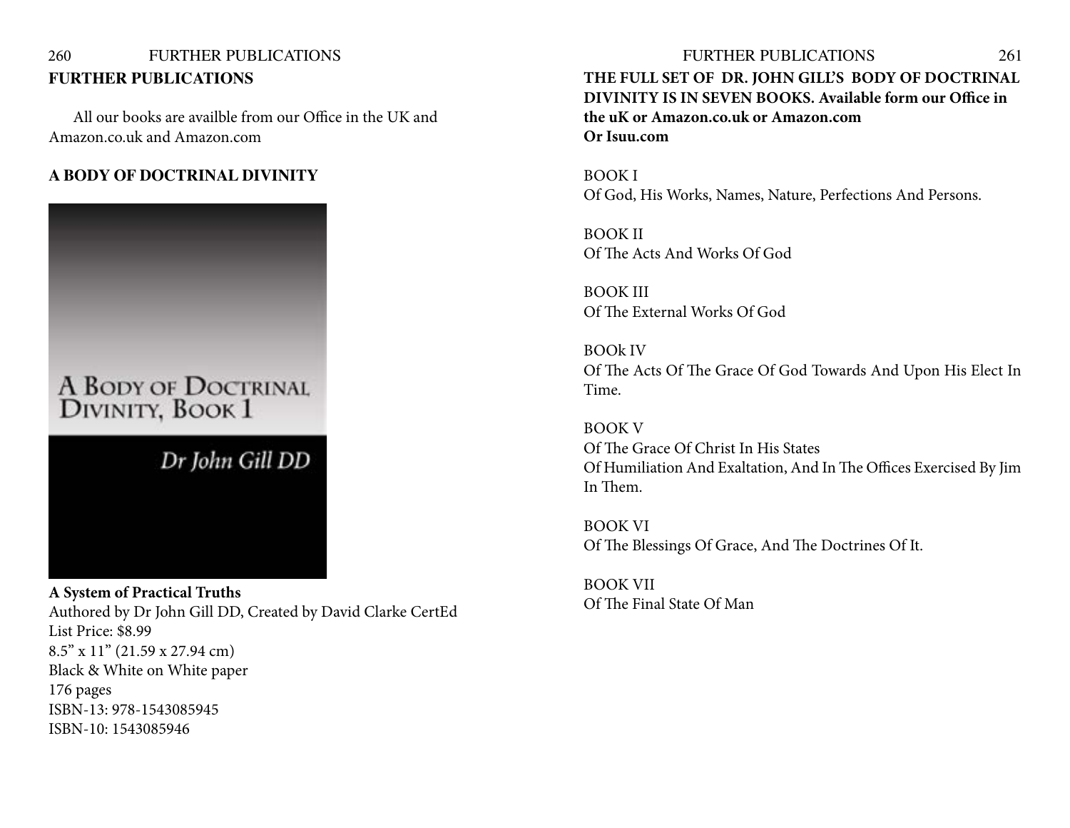## FURTHER PUBLICATIONS

All our books are availble from our Office in the UK and Amazon.co.uk and Amazon.com

### A BODY OF DOCTRINAL DIVINITY

**A System of Practical Truths**
Authored by Dr John Gill DD, Created by David Clarke CertEd
List Price: $8.99
8.5" x 11" (21.59 x 27.94 cm)
Black & White on White paper
176 pages
ISBN-13: 978-1543085945
ISBN-10: 1543085946

**THE FULL SET OF DR. JOHN GILL'S BODY OF DOCTRINAL DIVINITY IS IN SEVEN BOOKS. Available form our Office in the uK or Amazon.co.uk or Amazon.com Or Isuu.com**

BOOK I
Of God, His Works, Names, Nature, Perfections And Persons.

BOOK II
Of The Acts And Works Of God

BOOK III
Of The External Works Of God

BOOk IV
Of The Acts Of The Grace Of God Towards And Upon His Elect In Time.

BOOK V
Of The Grace Of Christ In His States
Of Humiliation And Exaltation, And In The Offices Exercised By Jim In Them.

BOOK VI
Of The Blessings Of Grace, And The Doctrines Of It.

BOOK VII
Of The Final State Of Man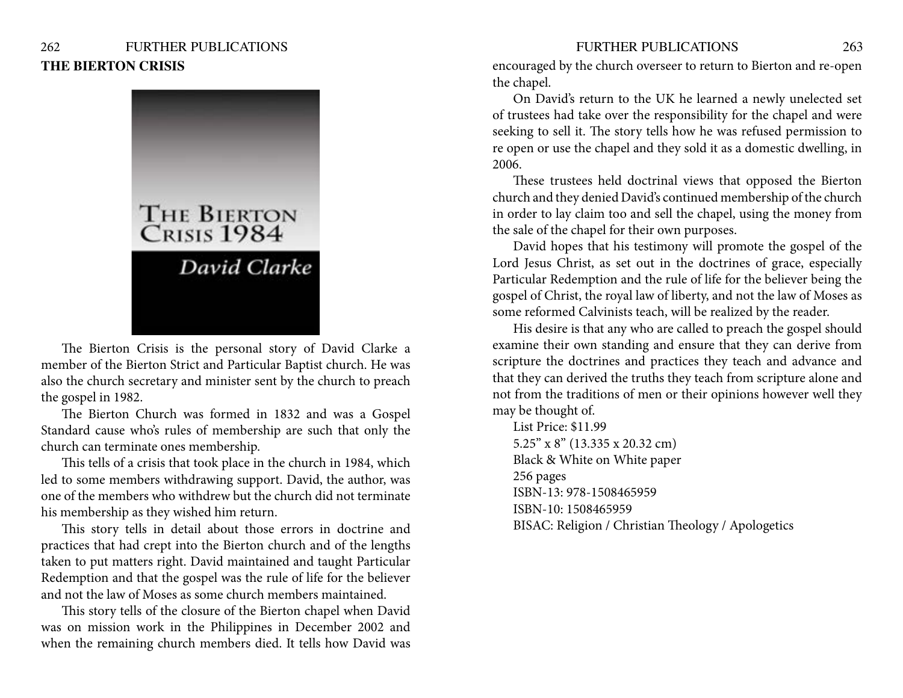**THE BIERTON CRISIS**

The Bierton Crisis is the personal story of David Clarke a member of the Bierton Strict and Particular Baptist church. He was also the church secretary and minister sent by the church to preach the gospel in 1982.

The Bierton Church was formed in 1832 and was a Gospel Standard cause who's rules of membership are such that only the church can terminate ones membership.

This tells of a crisis that took place in the church in 1984, which led to some members withdrawing support. David, the author, was one of the members who withdrew but the church did not terminate his membership as they wished him return.

This story tells in detail about those errors in doctrine and practices that had crept into the Bierton church and of the lengths taken to put matters right. David maintained and taught Particular Redemption and that the gospel was the rule of life for the believer and not the law of Moses as some church members maintained.

This story tells of the closure of the Bierton chapel when David was on mission work in the Philippines in December 2002 and when the remaining church members died. It tells how David was encouraged by the church overseer to return to Bierton and re-open the chapel.

On David's return to the UK he learned a newly unelected set of trustees had take over the responsibility for the chapel and were seeking to sell it. The story tells how he was refused permission to re open or use the chapel and they sold it as a domestic dwelling, in 2006.

These trustees held doctrinal views that opposed the Bierton church and they denied David's continued membership of the church in order to lay claim too and sell the chapel, using the money from the sale of the chapel for their own purposes.

David hopes that his testimony will promote the gospel of the Lord Jesus Christ, as set out in the doctrines of grace, especially Particular Redemption and the rule of life for the believer being the gospel of Christ, the royal law of liberty, and not the law of Moses as some reformed Calvinists teach, will be realized by the reader.

His desire is that any who are called to preach the gospel should examine their own standing and ensure that they can derive from scripture the doctrines and practices they teach and advance and that they can derived the truths they teach from scripture alone and not from the traditions of men or their opinions however well they may be thought of.

List Price: $11.99
5.25" x 8" (13.335 x 20.32 cm)
Black & White on White paper
256 pages
ISBN-13: 978-1508465959
ISBN-10: 1508465959
BISAC: Religion / Christian Theology / Apologetics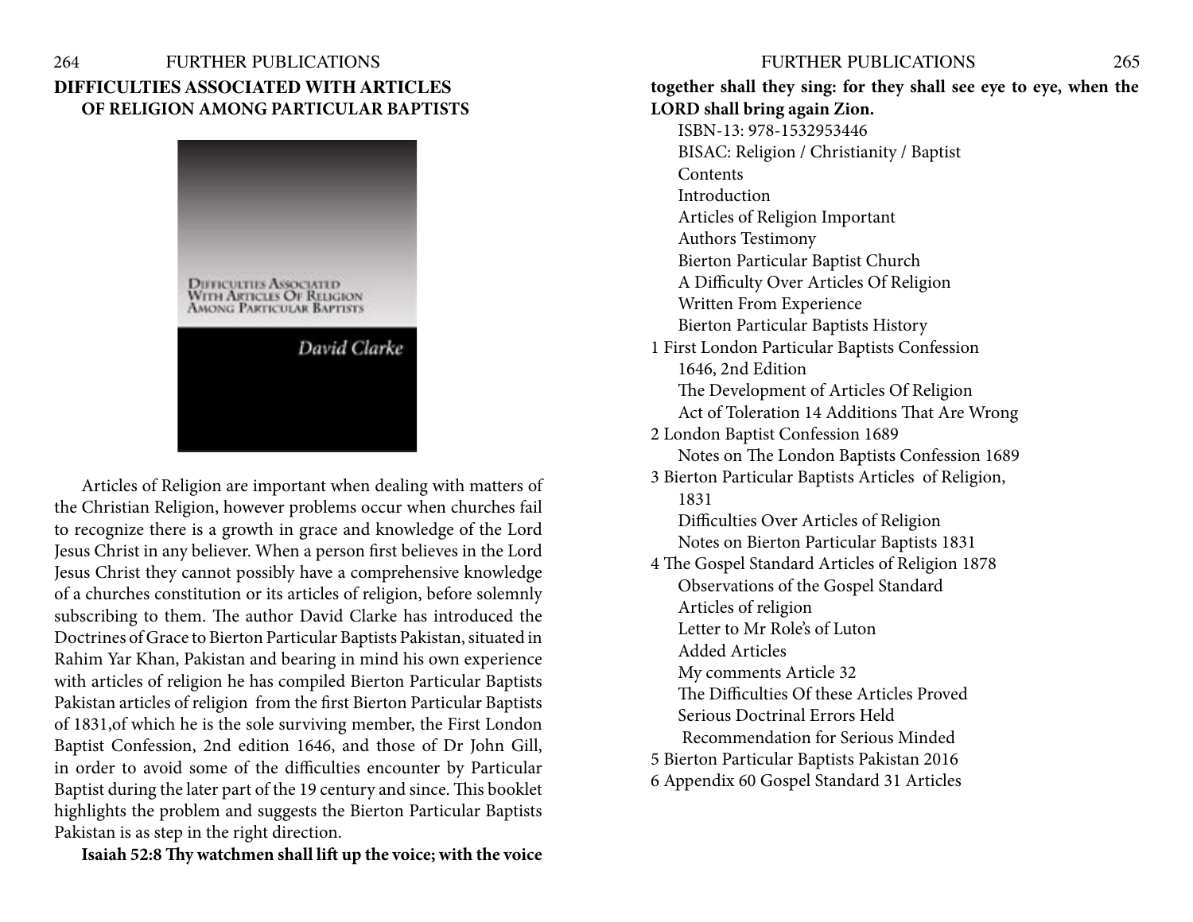## DIFFICULTIES ASSOCIATED WITH ARTICLES OF RELIGION AMONG PARTICULAR BAPTISTS

Articles of Religion are important when dealing with matters of the Christian Religion, however problems occur when churches fail to recognize there is a growth in grace and knowledge of the Lord Jesus Christ in any believer. When a person first believes in the Lord Jesus Christ they cannot possibly have a comprehensive knowledge of a churches constitution or its articles of religion, before solemnly subscribing to them. The author David Clarke has introduced the Doctrines of Grace to Bierton Particular Baptists Pakistan, situated in Rahim Yar Khan, Pakistan and bearing in mind his own experience with articles of religion he has compiled Bierton Particular Baptists Pakistan articles of religion from the first Bierton Particular Baptists of 1831,of which he is the sole surviving member, the First London Baptist Confession, 2nd edition 1646, and those of Dr John Gill, in order to avoid some of the difficulties encounter by Particular Baptist during the later part of the 19 century and since. This booklet highlights the problem and suggests the Bierton Particular Baptists Pakistan is as step in the right direction.

**Isaiah 52:8 Thy watchmen shall lift up the voice; with the voice together shall they sing: for they shall see eye to eye, when the LORD shall bring again Zion.**

ISBN-13: 978-1532953446

BISAC: Religion / Christianity / Baptist

Contents

Introduction

Articles of Religion Important

Authors Testimony

Bierton Particular Baptist Church

A Difficulty Over Articles Of Religion

Written From Experience

Bierton Particular Baptists History

1 First London Particular Baptists Confession 1646, 2nd Edition

The Development of Articles Of Religion

Act of Toleration 14 Additions That Are Wrong

2 London Baptist Confession 1689

Notes on The London Baptists Confession 1689

3 Bierton Particular Baptists Articles of Religion, 1831

Difficulties Over Articles of Religion

Notes on Bierton Particular Baptists 1831

4 The Gospel Standard Articles of Religion 1878

Observations of the Gospel Standard

Articles of religion

Letter to Mr Role's of Luton

Added Articles

My comments Article 32

The Difficulties Of these Articles Proved

Serious Doctrinal Errors Held

Recommendation for Serious Minded

5 Bierton Particular Baptists Pakistan 2016

6 Appendix 60 Gospel Standard 31 Articles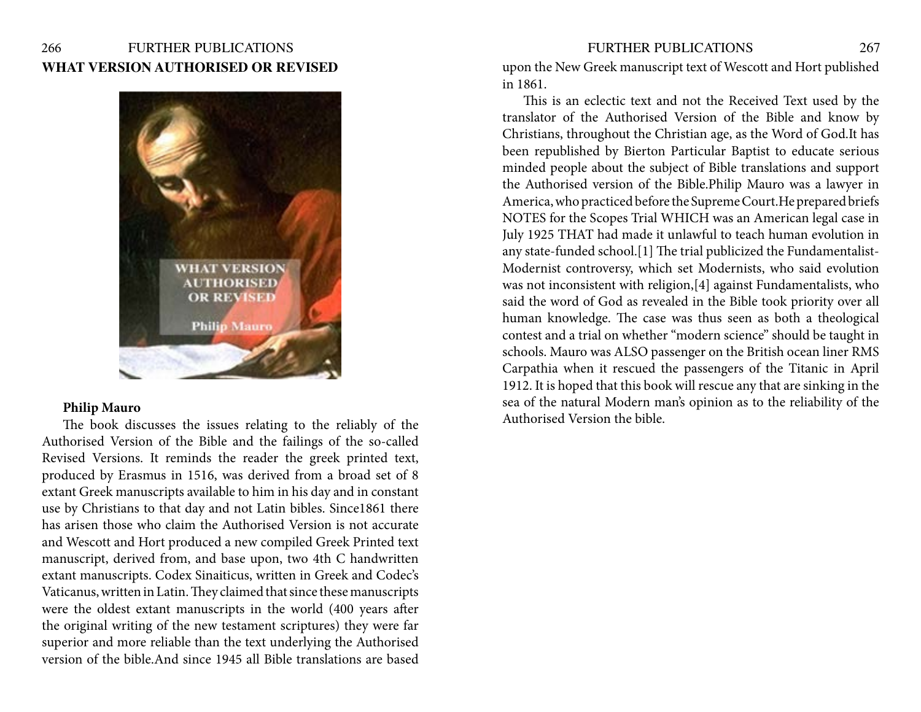## WHAT VERSION AUTHORISED OR REVISED

**Philip Mauro**

The book discusses the issues relating to the reliably of the Authorised Version of the Bible and the failings of the so-called Revised Versions. It reminds the reader the greek printed text, produced by Erasmus in 1516, was derived from a broad set of 8 extant Greek manuscripts available to him in his day and in constant use by Christians to that day and not Latin bibles. Since1861 there has arisen those who claim the Authorised Version is not accurate and Wescott and Hort produced a new compiled Greek Printed text manuscript, derived from, and base upon, two 4th C handwritten extant manuscripts. Codex Sinaiticus, written in Greek and Codec's Vaticanus, written in Latin. They claimed that since these manuscripts were the oldest extant manuscripts in the world (400 years after the original writing of the new testament scriptures) they were far superior and more reliable than the text underlying the Authorised version of the bible.And since 1945 all Bible translations are based upon the New Greek manuscript text of Wescott and Hort published in 1861.

This is an eclectic text and not the Received Text used by the translator of the Authorised Version of the Bible and know by Christians, throughout the Christian age, as the Word of God.It has been republished by Bierton Particular Baptist to educate serious minded people about the subject of Bible translations and support the Authorised version of the Bible.Philip Mauro was a lawyer in America, who practiced before the Supreme Court.He prepared briefs NOTES for the Scopes Trial WHICH was an American legal case in July 1925 THAT had made it unlawful to teach human evolution in any state-funded school.[1] The trial publicized the Fundamentalist-Modernist controversy, which set Modernists, who said evolution was not inconsistent with religion,[4] against Fundamentalists, who said the word of God as revealed in the Bible took priority over all human knowledge. The case was thus seen as both a theological contest and a trial on whether "modern science" should be taught in schools. Mauro was ALSO passenger on the British ocean liner RMS Carpathia when it rescued the passengers of the Titanic in April 1912. It is hoped that this book will rescue any that are sinking in the sea of the natural Modern man's opinion as to the reliability of the Authorised Version the bible.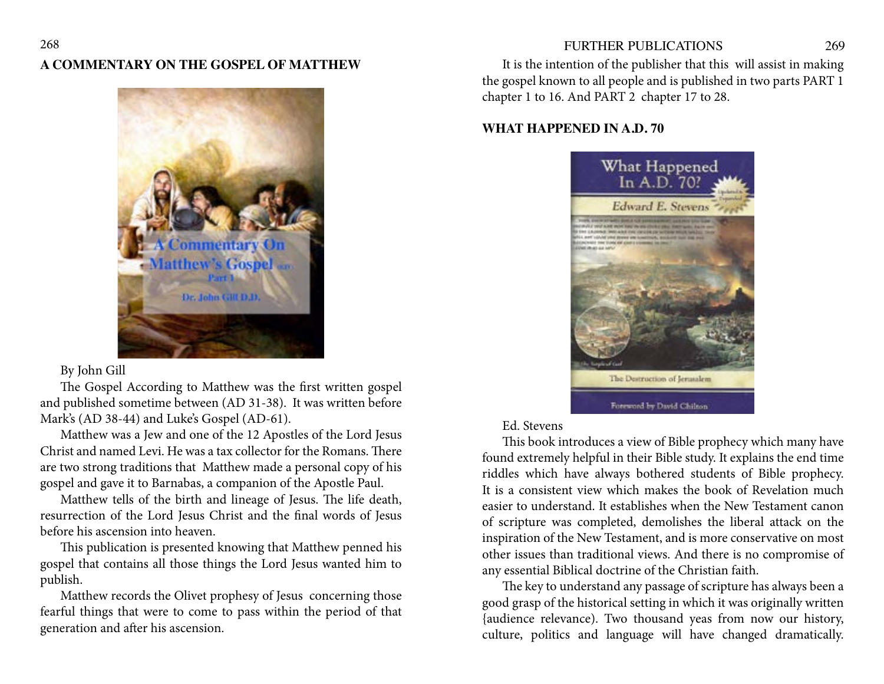## A COMMENTARY ON THE GOSPEL OF MATTHEW

By John Gill

The Gospel According to Matthew was the first written gospel and published sometime between (AD 31-38). It was written before Mark's (AD 38-44) and Luke's Gospel (AD-61).

Matthew was a Jew and one of the 12 Apostles of the Lord Jesus Christ and named Levi. He was a tax collector for the Romans. There are two strong traditions that Matthew made a personal copy of his gospel and gave it to Barnabas, a companion of the Apostle Paul.

Matthew tells of the birth and lineage of Jesus. The life death, resurrection of the Lord Jesus Christ and the final words of Jesus before his ascension into heaven.

This publication is presented knowing that Matthew penned his gospel that contains all those things the Lord Jesus wanted him to publish.

Matthew records the Olivet prophesy of Jesus concerning those fearful things that were to come to pass within the period of that generation and after his ascension.

It is the intention of the publisher that this will assist in making the gospel known to all people and is published in two parts PART 1 chapter 1 to 16. And PART 2 chapter 17 to 28.

## WHAT HAPPENED IN A.D. 70

Ed. Stevens

This book introduces a view of Bible prophecy which many have found extremely helpful in their Bible study. It explains the end time riddles which have always bothered students of Bible prophecy. It is a consistent view which makes the book of Revelation much easier to understand. It establishes when the New Testament canon of scripture was completed, demolishes the liberal attack on the inspiration of the New Testament, and is more conservative on most other issues than traditional views. And there is no compromise of any essential Biblical doctrine of the Christian faith.

The key to understand any passage of scripture has always been a good grasp of the historical setting in which it was originally written {audience relevance). Two thousand yeas from now our history, culture, politics and language will have changed dramatically.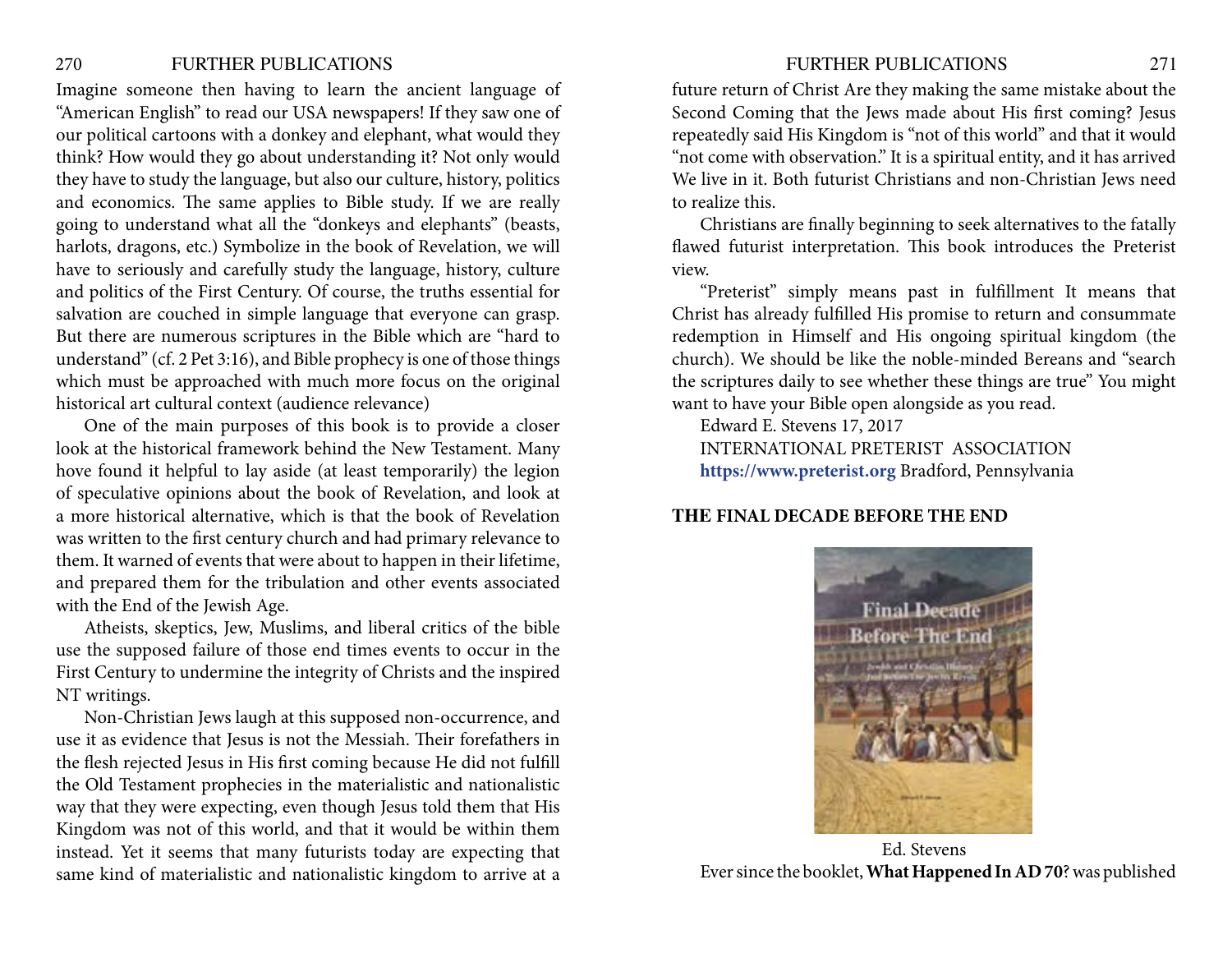Imagine someone then having to learn the ancient language of "American English" to read our USA newspapers! If they saw one of our political cartoons with a donkey and elephant, what would they think? How would they go about understanding it? Not only would they have to study the language, but also our culture, history, politics and economics. The same applies to Bible study. If we are really going to understand what all the "donkeys and elephants" (beasts, harlots, dragons, etc.) Symbolize in the book of Revelation, we will have to seriously and carefully study the language, history, culture and politics of the First Century. Of course, the truths essential for salvation are couched in simple language that everyone can grasp. But there are numerous scriptures in the Bible which are "hard to understand" (cf. 2 Pet 3:16), and Bible prophecy is one of those things which must be approached with much more focus on the original historical art cultural context (audience relevance)

One of the main purposes of this book is to provide a closer look at the historical framework behind the New Testament. Many hove found it helpful to lay aside (at least temporarily) the legion of speculative opinions about the book of Revelation, and look at a more historical alternative, which is that the book of Revelation was written to the first century church and had primary relevance to them. It warned of events that were about to happen in their lifetime, and prepared them for the tribulation and other events associated with the End of the Jewish Age.

Atheists, skeptics, Jew, Muslims, and liberal critics of the bible use the supposed failure of those end times events to occur in the First Century to undermine the integrity of Christs and the inspired NT writings.

Non-Christian Jews laugh at this supposed non-occurrence, and use it as evidence that Jesus is not the Messiah. Their forefathers in the flesh rejected Jesus in His first coming because He did not fulfill the Old Testament prophecies in the materialistic and nationalistic way that they were expecting, even though Jesus told them that His Kingdom was not of this world, and that it would be within them instead. Yet it seems that many futurists today are expecting that same kind of materialistic and nationalistic kingdom to arrive at a future return of Christ Are they making the same mistake about the Second Coming that the Jews made about His first coming? Jesus repeatedly said His Kingdom is "not of this world" and that it would "not come with observation." It is a spiritual entity, and it has arrived We live in it. Both futurist Christians and non-Christian Jews need to realize this.

Christians are finally beginning to seek alternatives to the fatally flawed futurist interpretation. This book introduces the Preterist view.

"Preterist" simply means past in fulfillment It means that Christ has already fulfilled His promise to return and consummate redemption in Himself and His ongoing spiritual kingdom (the church). We should be like the noble-minded Bereans and "search the scriptures daily to see whether these things are true" You might want to have your Bible open alongside as you read.

Edward E. Stevens 17, 2017
INTERNATIONAL PRETERIST ASSOCIATION
**https://www.preterist.org** Bradford, Pennsylvania

**THE FINAL DECADE BEFORE THE END**

Ed. Stevens

Ever since the booklet, **What Happened In AD 70?** was published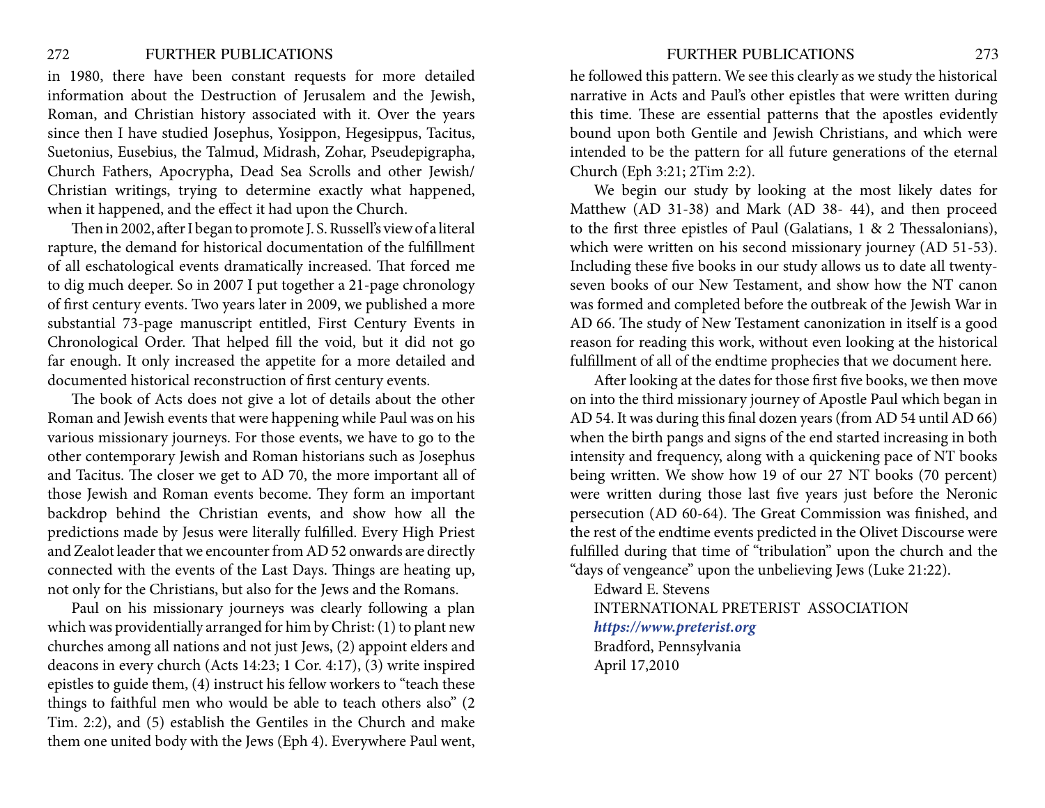in 1980, there have been constant requests for more detailed information about the Destruction of Jerusalem and the Jewish, Roman, and Christian history associated with it. Over the years since then I have studied Josephus, Yosippon, Hegesippus, Tacitus, Suetonius, Eusebius, the Talmud, Midrash, Zohar, Pseudepigrapha, Church Fathers, Apocrypha, Dead Sea Scrolls and other Jewish/ Christian writings, trying to determine exactly what happened, when it happened, and the effect it had upon the Church.

Then in 2002, after I began to promote J. S. Russell's view of a literal rapture, the demand for historical documentation of the fulfillment of all eschatological events dramatically increased. That forced me to dig much deeper. So in 2007 I put together a 21-page chronology of first century events. Two years later in 2009, we published a more substantial 73-page manuscript entitled, First Century Events in Chronological Order. That helped fill the void, but it did not go far enough. It only increased the appetite for a more detailed and documented historical reconstruction of first century events.

The book of Acts does not give a lot of details about the other Roman and Jewish events that were happening while Paul was on his various missionary journeys. For those events, we have to go to the other contemporary Jewish and Roman historians such as Josephus and Tacitus. The closer we get to AD 70, the more important all of those Jewish and Roman events become. They form an important backdrop behind the Christian events, and show how all the predictions made by Jesus were literally fulfilled. Every High Priest and Zealot leader that we encounter from AD 52 onwards are directly connected with the events of the Last Days. Things are heating up, not only for the Christians, but also for the Jews and the Romans.

Paul on his missionary journeys was clearly following a plan which was providentially arranged for him by Christ: (1) to plant new churches among all nations and not just Jews, (2) appoint elders and deacons in every church (Acts 14:23; 1 Cor. 4:17), (3) write inspired epistles to guide them, (4) instruct his fellow workers to "teach these things to faithful men who would be able to teach others also" (2 Tim. 2:2), and (5) establish the Gentiles in the Church and make them one united body with the Jews (Eph 4). Everywhere Paul went, he followed this pattern. We see this clearly as we study the historical narrative in Acts and Paul's other epistles that were written during this time. These are essential patterns that the apostles evidently bound upon both Gentile and Jewish Christians, and which were intended to be the pattern for all future generations of the eternal Church (Eph 3:21; 2Tim 2:2).

We begin our study by looking at the most likely dates for Matthew (AD 31-38) and Mark (AD 38- 44), and then proceed to the first three epistles of Paul (Galatians, 1 & 2 Thessalonians), which were written on his second missionary journey (AD 51-53). Including these five books in our study allows us to date all twenty-seven books of our New Testament, and show how the NT canon was formed and completed before the outbreak of the Jewish War in AD 66. The study of New Testament canonization in itself is a good reason for reading this work, without even looking at the historical fulfillment of all of the endtime prophecies that we document here.

After looking at the dates for those first five books, we then move on into the third missionary journey of Apostle Paul which began in AD 54. It was during this final dozen years (from AD 54 until AD 66) when the birth pangs and signs of the end started increasing in both intensity and frequency, along with a quickening pace of NT books being written. We show how 19 of our 27 NT books (70 percent) were written during those last five years just before the Neronic persecution (AD 60-64). The Great Commission was finished, and the rest of the endtime events predicted in the Olivet Discourse were fulfilled during that time of "tribulation" upon the church and the "days of vengeance" upon the unbelieving Jews (Luke 21:22).

Edward E. Stevens  
INTERNATIONAL PRETERIST ASSOCIATION  
***https://www.preterist.org***  
Bradford, Pennsylvania  
April 17,2010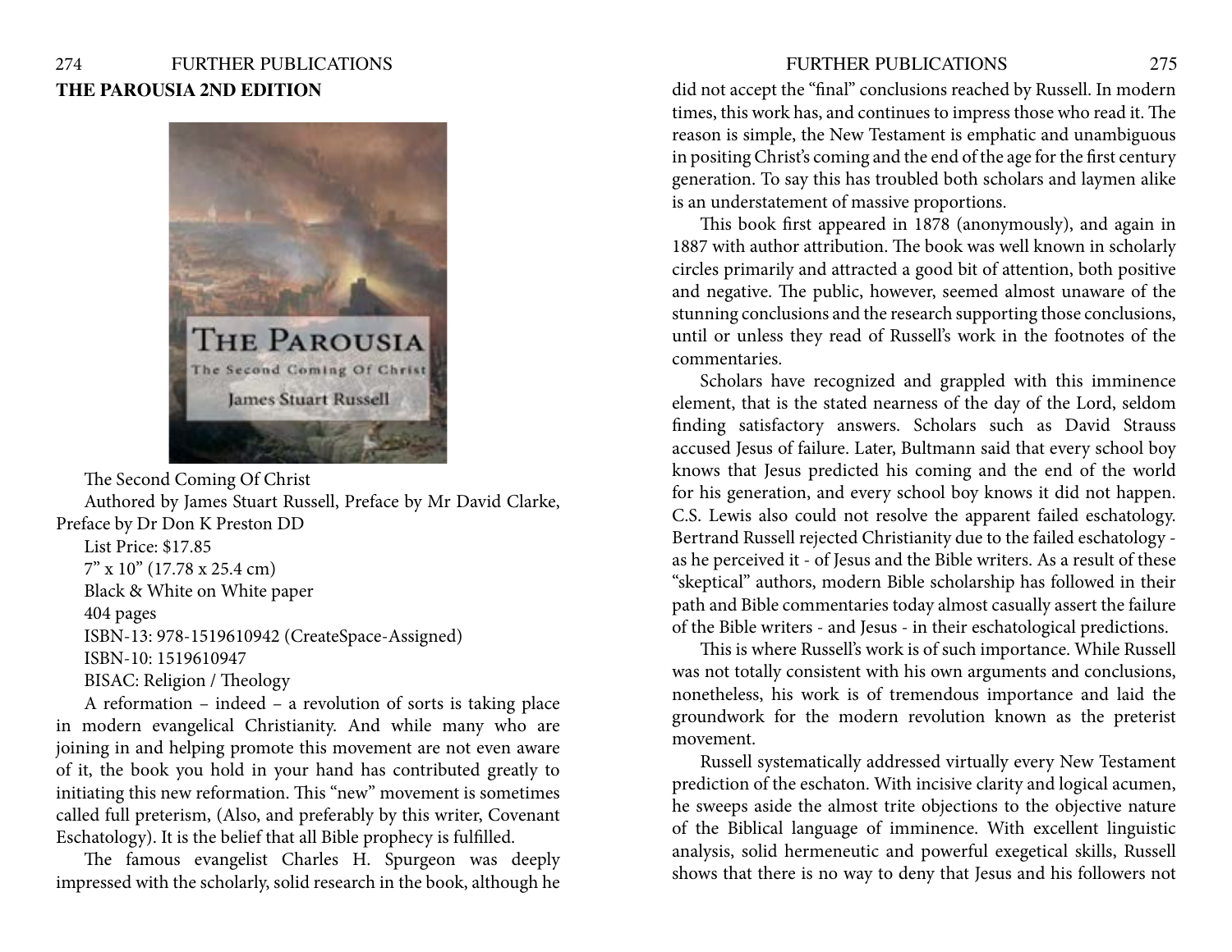**THE PAROUSIA 2ND EDITION**

The Second Coming Of Christ

Authored by James Stuart Russell, Preface by Mr David Clarke, Preface by Dr Don K Preston DD

List Price: $17.85

7" x 10" (17.78 x 25.4 cm)

Black & White on White paper

404 pages

ISBN-13: 978-1519610942 (CreateSpace-Assigned)

ISBN-10: 1519610947

BISAC: Religion / Theology

A reformation – indeed – a revolution of sorts is taking place in modern evangelical Christianity. And while many who are joining in and helping promote this movement are not even aware of it, the book you hold in your hand has contributed greatly to initiating this new reformation. This "new" movement is sometimes called full preterism, (Also, and preferably by this writer, Covenant Eschatology). It is the belief that all Bible prophecy is fulfilled.

The famous evangelist Charles H. Spurgeon was deeply impressed with the scholarly, solid research in the book, although he did not accept the "final" conclusions reached by Russell. In modern times, this work has, and continues to impress those who read it. The reason is simple, the New Testament is emphatic and unambiguous in positing Christ's coming and the end of the age for the first century generation. To say this has troubled both scholars and laymen alike is an understatement of massive proportions.

This book first appeared in 1878 (anonymously), and again in 1887 with author attribution. The book was well known in scholarly circles primarily and attracted a good bit of attention, both positive and negative. The public, however, seemed almost unaware of the stunning conclusions and the research supporting those conclusions, until or unless they read of Russell's work in the footnotes of the commentaries.

Scholars have recognized and grappled with this imminence element, that is the stated nearness of the day of the Lord, seldom finding satisfactory answers. Scholars such as David Strauss accused Jesus of failure. Later, Bultmann said that every school boy knows that Jesus predicted his coming and the end of the world for his generation, and every school boy knows it did not happen. C.S. Lewis also could not resolve the apparent failed eschatology. Bertrand Russell rejected Christianity due to the failed eschatology - as he perceived it - of Jesus and the Bible writers. As a result of these "skeptical" authors, modern Bible scholarship has followed in their path and Bible commentaries today almost casually assert the failure of the Bible writers - and Jesus - in their eschatological predictions.

This is where Russell's work is of such importance. While Russell was not totally consistent with his own arguments and conclusions, nonetheless, his work is of tremendous importance and laid the groundwork for the modern revolution known as the preterist movement.

Russell systematically addressed virtually every New Testament prediction of the eschaton. With incisive clarity and logical acumen, he sweeps aside the almost trite objections to the objective nature of the Biblical language of imminence. With excellent linguistic analysis, solid hermeneutic and powerful exegetical skills, Russell shows that there is no way to deny that Jesus and his followers not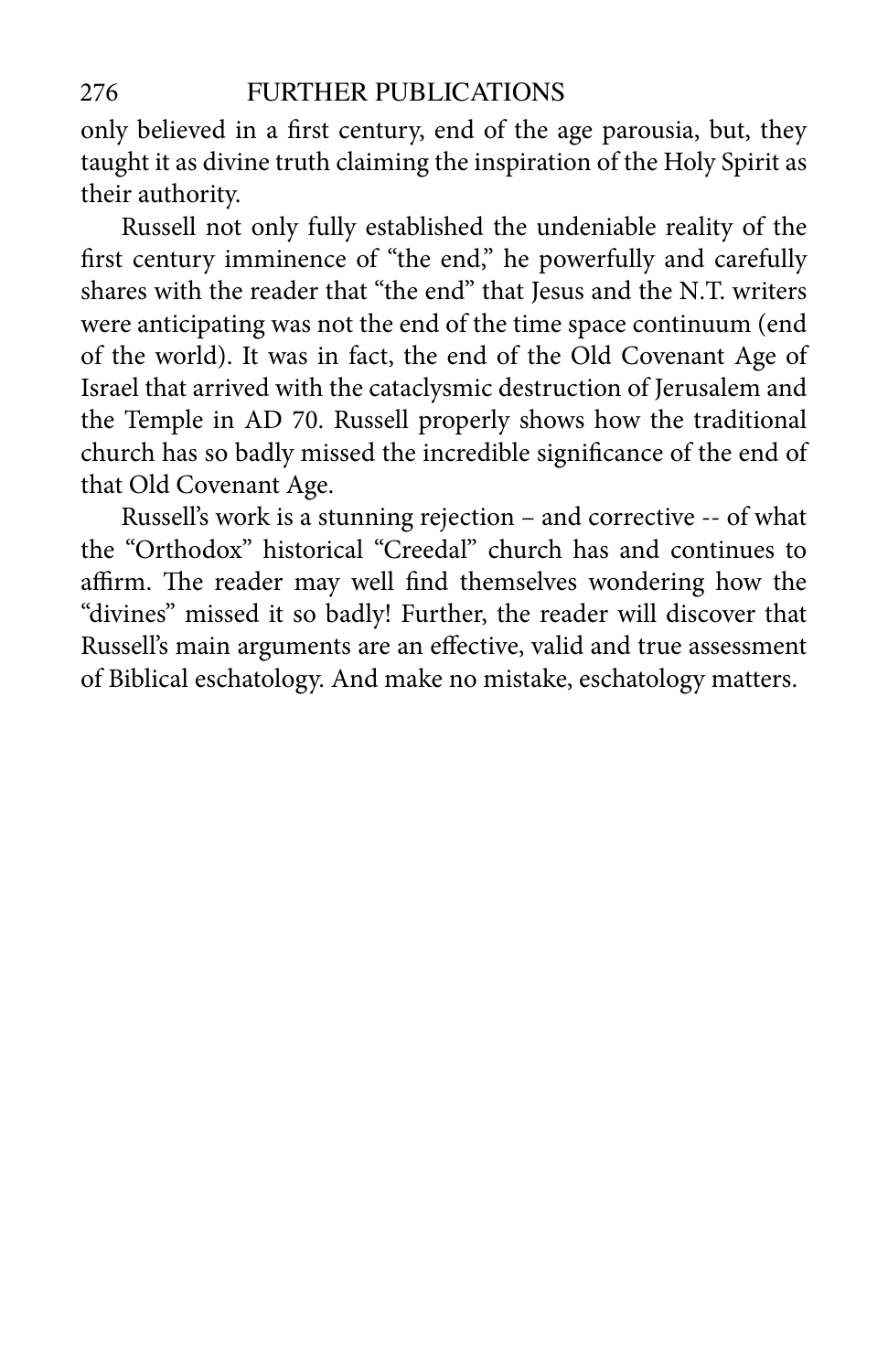only believed in a first century, end of the age parousia, but, they taught it as divine truth claiming the inspiration of the Holy Spirit as their authority.

Russell not only fully established the undeniable reality of the first century imminence of "the end," he powerfully and carefully shares with the reader that "the end" that Jesus and the N.T. writers were anticipating was not the end of the time space continuum (end of the world). It was in fact, the end of the Old Covenant Age of Israel that arrived with the cataclysmic destruction of Jerusalem and the Temple in AD 70. Russell properly shows how the traditional church has so badly missed the incredible significance of the end of that Old Covenant Age.

Russell's work is a stunning rejection – and corrective -- of what the "Orthodox" historical "Creedal" church has and continues to affirm. The reader may well find themselves wondering how the "divines" missed it so badly! Further, the reader will discover that Russell's main arguments are an effective, valid and true assessment of Biblical eschatology. And make no mistake, eschatology matters.